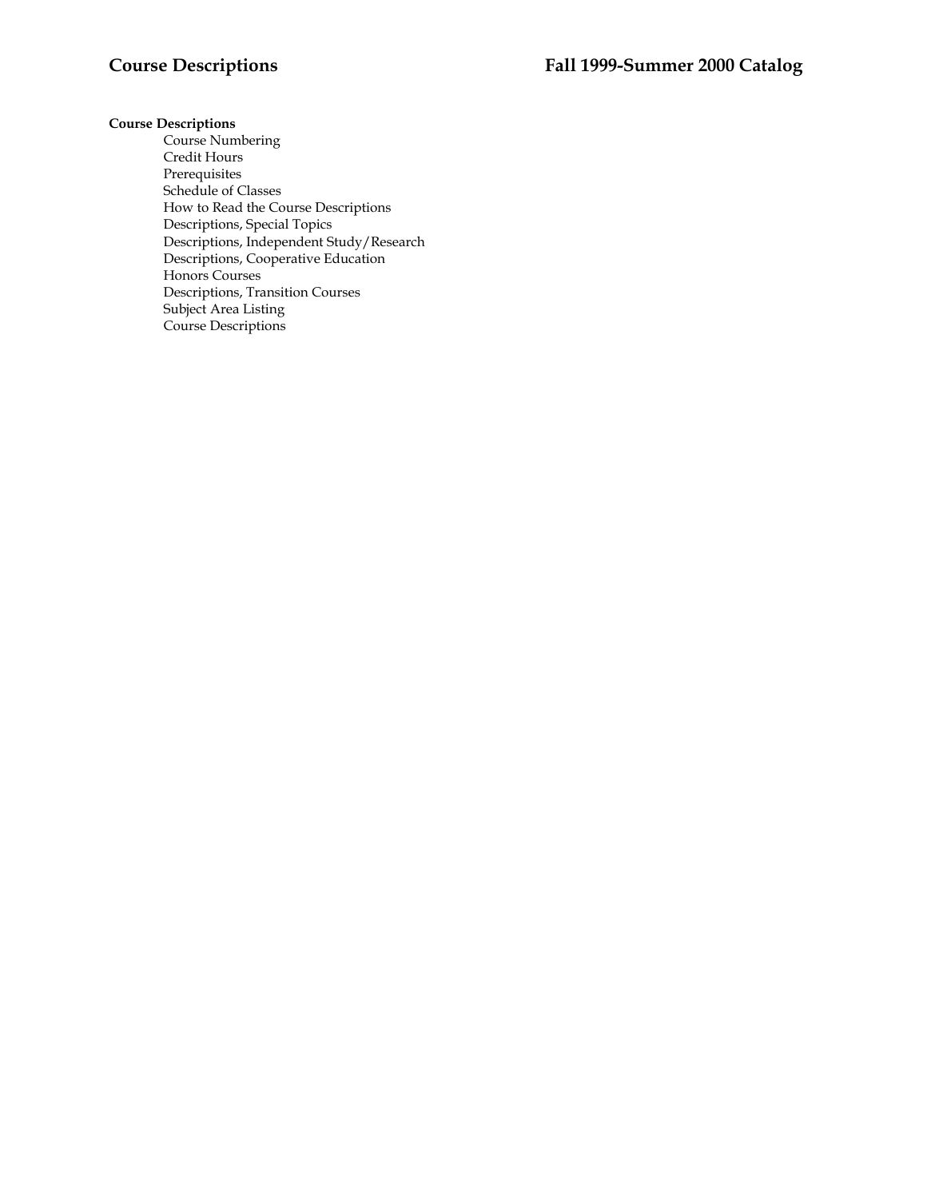**Course Descriptions**

- Course Numbering
- Credit Hours
- Prerequisites
- Schedule of Classes
- How to Read the Course Descriptions
- Descriptions, Special Topics
- Descriptions, Independent Study/Research
- Descriptions, Cooperative Education
- Honors Courses
- Descriptions, Transition Courses
- Subject Area Listing
- Course Descriptions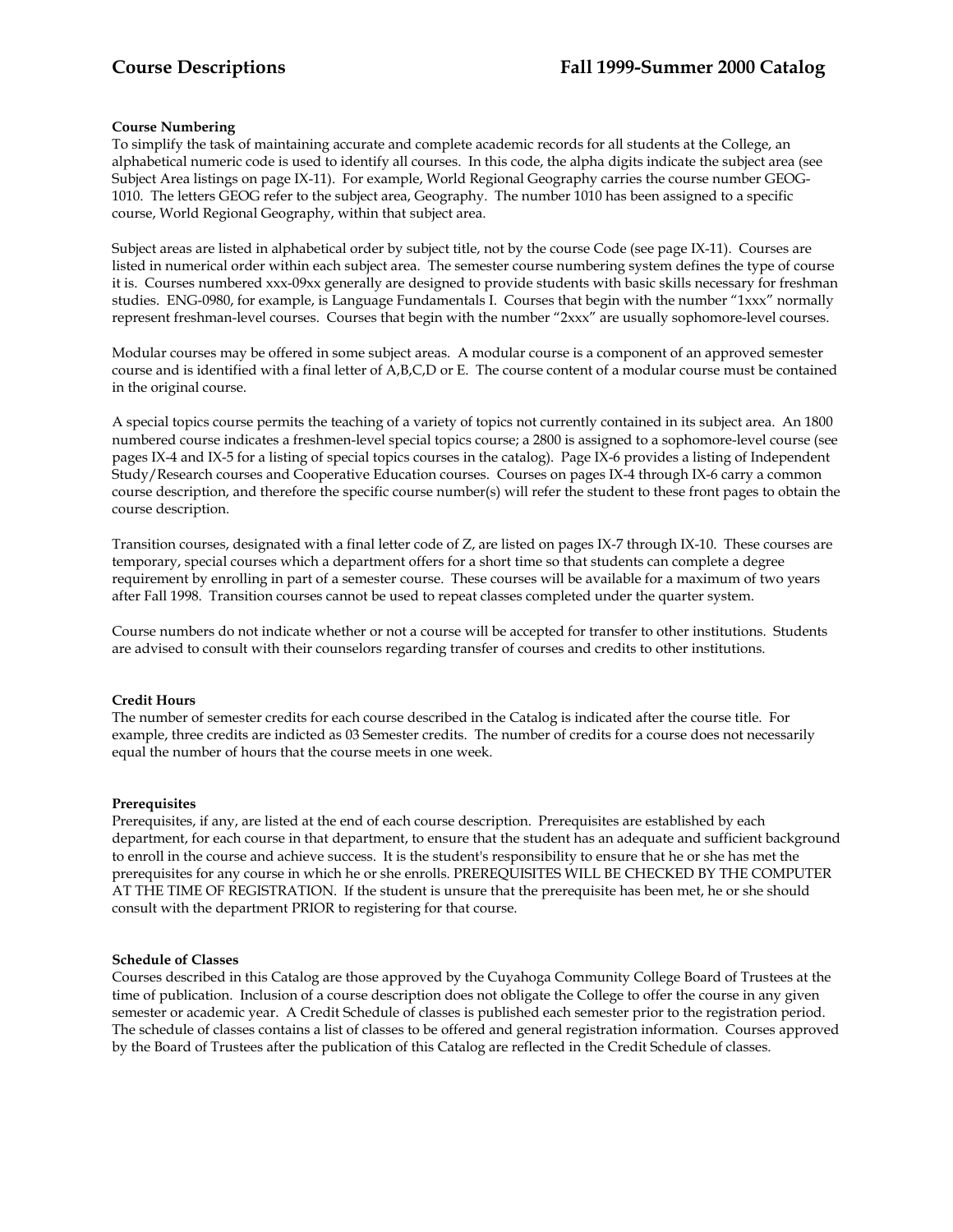## Course Descriptions

### Course Numbering

To simplify the task of maintaining accurate and complete academic records for all students at the College, an alphabetical numeric code is used to identify all courses. In this code, the alpha digits indicate the subject area (see Subject Area listings on page IX-11). For example, World Regional Geography carries the course number GEOG-1010. The letters GEOG refer to the subject area, Geography. The number 1010 has been assigned to a specific course, World Regional Geography, within that subject area.

Subject areas are listed in alphabetical order by subject title, not by the course Code (see page IX-11). Courses are listed in numerical order within each subject area. The semester course numbering system defines the type of course it is. Courses numbered xxx-09xx generally are designed to provide students with basic skills necessary for freshman studies. ENG-0980, for example, is Language Fundamentals I. Courses that begin with the number "1xxx" normally represent freshman-level courses. Courses that begin with the number "2xxx" are usually sophomore-level courses.

Modular courses may be offered in some subject areas. A modular course is a component of an approved semester course and is identified with a final letter of A,B,C,D or E. The course content of a modular course must be contained in the original course.

A special topics course permits the teaching of a variety of topics not currently contained in its subject area. An 1800 numbered course indicates a freshmen-level special topics course; a 2800 is assigned to a sophomore-level course (see pages IX-4 and IX-5 for a listing of special topics courses in the catalog). Page IX-6 provides a listing of Independent Study/Research courses and Cooperative Education courses. Courses on pages IX-4 through IX-6 carry a common course description, and therefore the specific course number(s) will refer the student to these front pages to obtain the course description.

Transition courses, designated with a final letter code of Z, are listed on pages IX-7 through IX-10. These courses are temporary, special courses which a department offers for a short time so that students can complete a degree requirement by enrolling in part of a semester course. These courses will be available for a maximum of two years after Fall 1998. Transition courses cannot be used to repeat classes completed under the quarter system.

Course numbers do not indicate whether or not a course will be accepted for transfer to other institutions. Students are advised to consult with their counselors regarding transfer of courses and credits to other institutions.

### Credit Hours

The number of semester credits for each course described in the Catalog is indicated after the course title. For example, three credits are indicted as 03 Semester credits. The number of credits for a course does not necessarily equal the number of hours that the course meets in one week.

### Prerequisites

Prerequisites, if any, are listed at the end of each course description. Prerequisites are established by each department, for each course in that department, to ensure that the student has an adequate and sufficient background to enroll in the course and achieve success. It is the student's responsibility to ensure that he or she has met the prerequisites for any course in which he or she enrolls. PREREQUISITES WILL BE CHECKED BY THE COMPUTER AT THE TIME OF REGISTRATION. If the student is unsure that the prerequisite has been met, he or she should consult with the department PRIOR to registering for that course.

### Schedule of Classes

Courses described in this Catalog are those approved by the Cuyahoga Community College Board of Trustees at the time of publication. Inclusion of a course description does not obligate the College to offer the course in any given semester or academic year. A Credit Schedule of classes is published each semester prior to the registration period. The schedule of classes contains a list of classes to be offered and general registration information. Courses approved by the Board of Trustees after the publication of this Catalog are reflected in the Credit Schedule of classes.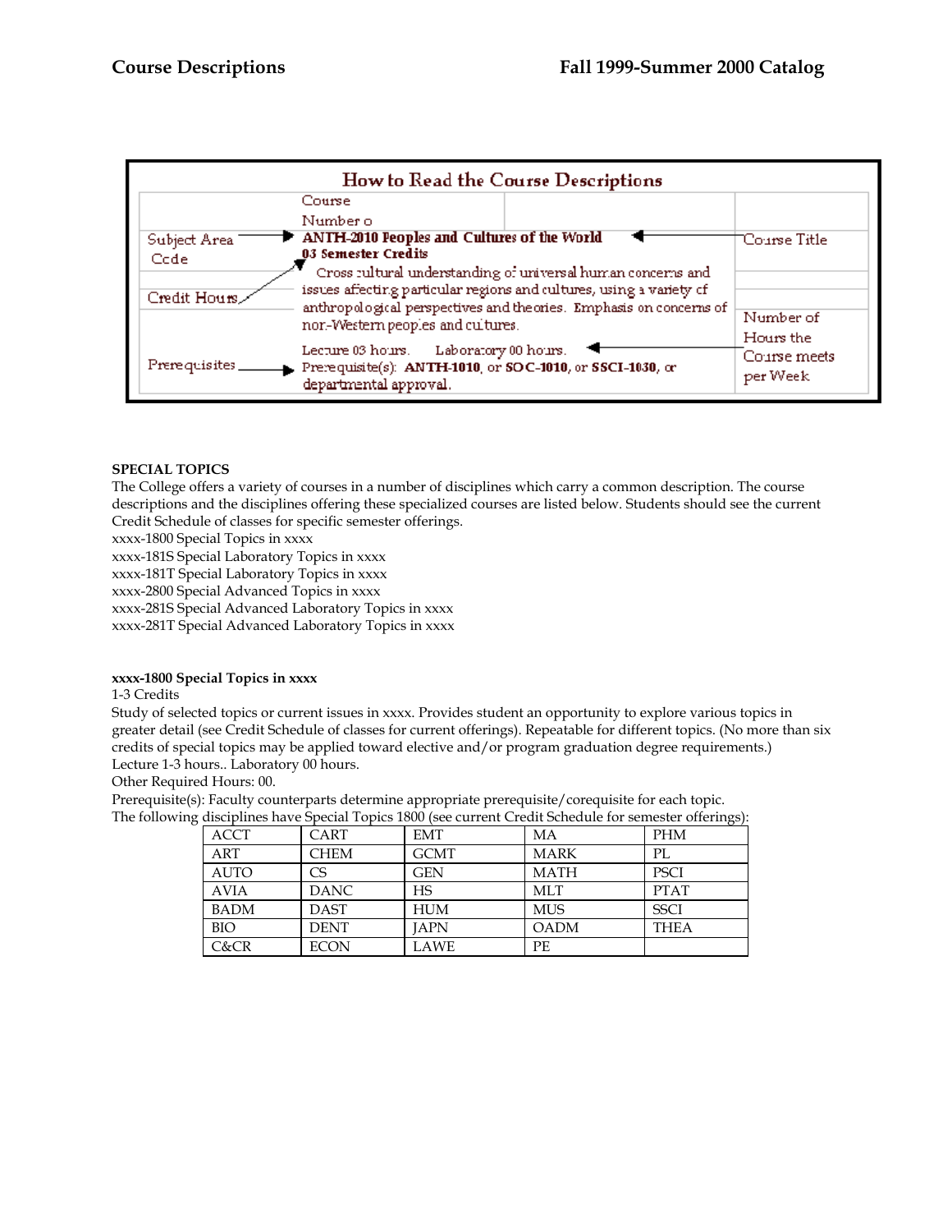## How to Read the Course Descriptions

| Label | Example | Label |
|---|---|---|
| Subject Area Code | Course Number o | |
| | **ANTH-2010 Peoples and Cultures of the World** | Course Title |
| Credit Hours | **03 Semester Credits** | |
| | Cross cultural understanding of universal human concerns and issues affecting particular regions and cultures, using a variety of anthropological perspectives and theories. Emphasis on concerns of non-Western peoples and cultures. | |
| | Lecture 03 hours. Laboratory 00 hours. | Number of Hours the Course meets per Week |
| Prerequisites | Prerequisite(s): **ANTH-1010**, or **SOC-1010**, or **SSCI-1030**, or departmental approval. | |

**SPECIAL TOPICS**

The College offers a variety of courses in a number of disciplines which carry a common description. The course descriptions and the disciplines offering these specialized courses are listed below. Students should see the current Credit Schedule of classes for specific semester offerings.

xxxx-1800 Special Topics in xxxx
xxxx-181S Special Laboratory Topics in xxxx
xxxx-181T Special Laboratory Topics in xxxx
xxxx-2800 Special Advanced Topics in xxxx
xxxx-281S Special Advanced Laboratory Topics in xxxx
xxxx-281T Special Advanced Laboratory Topics in xxxx

**xxxx-1800 Special Topics in xxxx**

1-3 Credits

Study of selected topics or current issues in xxxx. Provides student an opportunity to explore various topics in greater detail (see Credit Schedule of classes for current offerings). Repeatable for different topics. (No more than six credits of special topics may be applied toward elective and/or program graduation degree requirements.)

Lecture 1-3 hours.. Laboratory 00 hours.

Other Required Hours: 00.

Prerequisite(s): Faculty counterparts determine appropriate prerequisite/corequisite for each topic.

The following disciplines have Special Topics 1800 (see current Credit Schedule for semester offerings):

| | | | | |
|---|---|---|---|---|
| ACCT | CART | EMT | MA | PHM |
| ART | CHEM | GCMT | MARK | PL |
| AUTO | CS | GEN | MATH | PSCI |
| AVIA | DANC | HS | MLT | PTAT |
| BADM | DAST | HUM | MUS | SSCI |
| BIO | DENT | JAPN | OADM | THEA |
| C&CR | ECON | LAWE | PE | |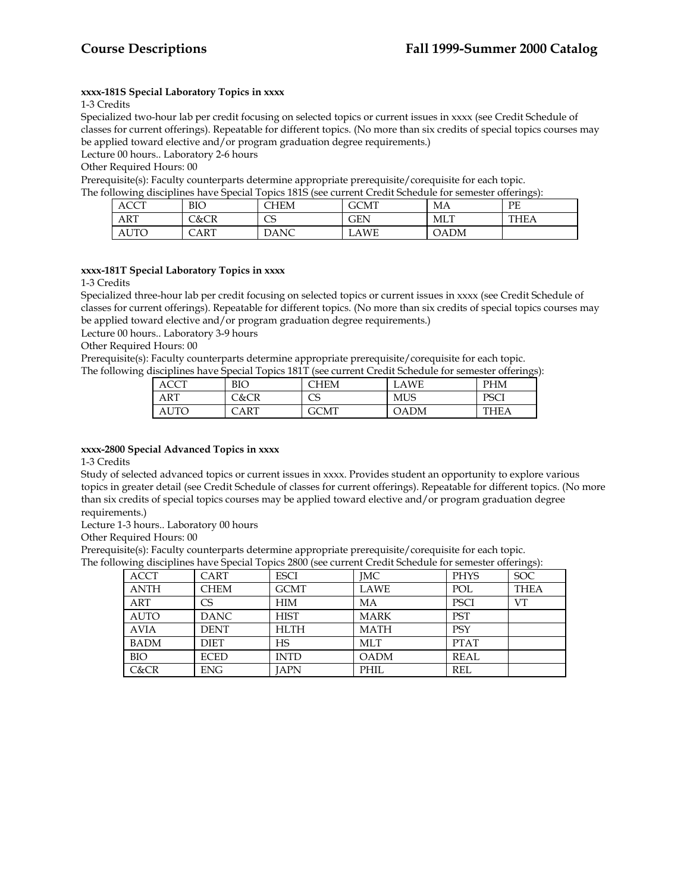**xxxx-181S Special Laboratory Topics in xxxx**

1-3 Credits

Specialized two-hour lab per credit focusing on selected topics or current issues in xxxx (see Credit Schedule of classes for current offerings). Repeatable for different topics. (No more than six credits of special topics courses may be applied toward elective and/or program graduation degree requirements.)

Lecture 00 hours.. Laboratory 2-6 hours

Other Required Hours: 00

Prerequisite(s): Faculty counterparts determine appropriate prerequisite/corequisite for each topic.

The following disciplines have Special Topics 181S (see current Credit Schedule for semester offerings):

| | | | | | |
|---|---|---|---|---|---|
| ACCT | BIO | CHEM | GCMT | MA | PE |
| ART | C&CR | CS | GEN | MLT | THEA |
| AUTO | CART | DANC | LAWE | OADM | |

**xxxx-181T Special Laboratory Topics in xxxx**

1-3 Credits

Specialized three-hour lab per credit focusing on selected topics or current issues in xxxx (see Credit Schedule of classes for current offerings). Repeatable for different topics. (No more than six credits of special topics courses may be applied toward elective and/or program graduation degree requirements.)

Lecture 00 hours.. Laboratory 3-9 hours

Other Required Hours: 00

Prerequisite(s): Faculty counterparts determine appropriate prerequisite/corequisite for each topic.

The following disciplines have Special Topics 181T (see current Credit Schedule for semester offerings):

| | | | | |
|---|---|---|---|---|
| ACCT | BIO | CHEM | LAWE | PHM |
| ART | C&CR | CS | MUS | PSCI |
| AUTO | CART | GCMT | OADM | THEA |

**xxxx-2800 Special Advanced Topics in xxxx**

1-3 Credits

Study of selected advanced topics or current issues in xxxx. Provides student an opportunity to explore various topics in greater detail (see Credit Schedule of classes for current offerings). Repeatable for different topics. (No more than six credits of special topics courses may be applied toward elective and/or program graduation degree requirements.)

Lecture 1-3 hours.. Laboratory 00 hours

Other Required Hours: 00

Prerequisite(s): Faculty counterparts determine appropriate prerequisite/corequisite for each topic.

The following disciplines have Special Topics 2800 (see current Credit Schedule for semester offerings):

| | | | | | |
|---|---|---|---|---|---|
| ACCT | CART | ESCI | JMC | PHYS | SOC |
| ANTH | CHEM | GCMT | LAWE | POL | THEA |
| ART | CS | HIM | MA | PSCI | VT |
| AUTO | DANC | HIST | MARK | PST | |
| AVIA | DENT | HLTH | MATH | PSY | |
| BADM | DIET | HS | MLT | PTAT | |
| BIO | ECED | INTD | OADM | REAL | |
| C&CR | ENG | JAPN | PHIL | REL | |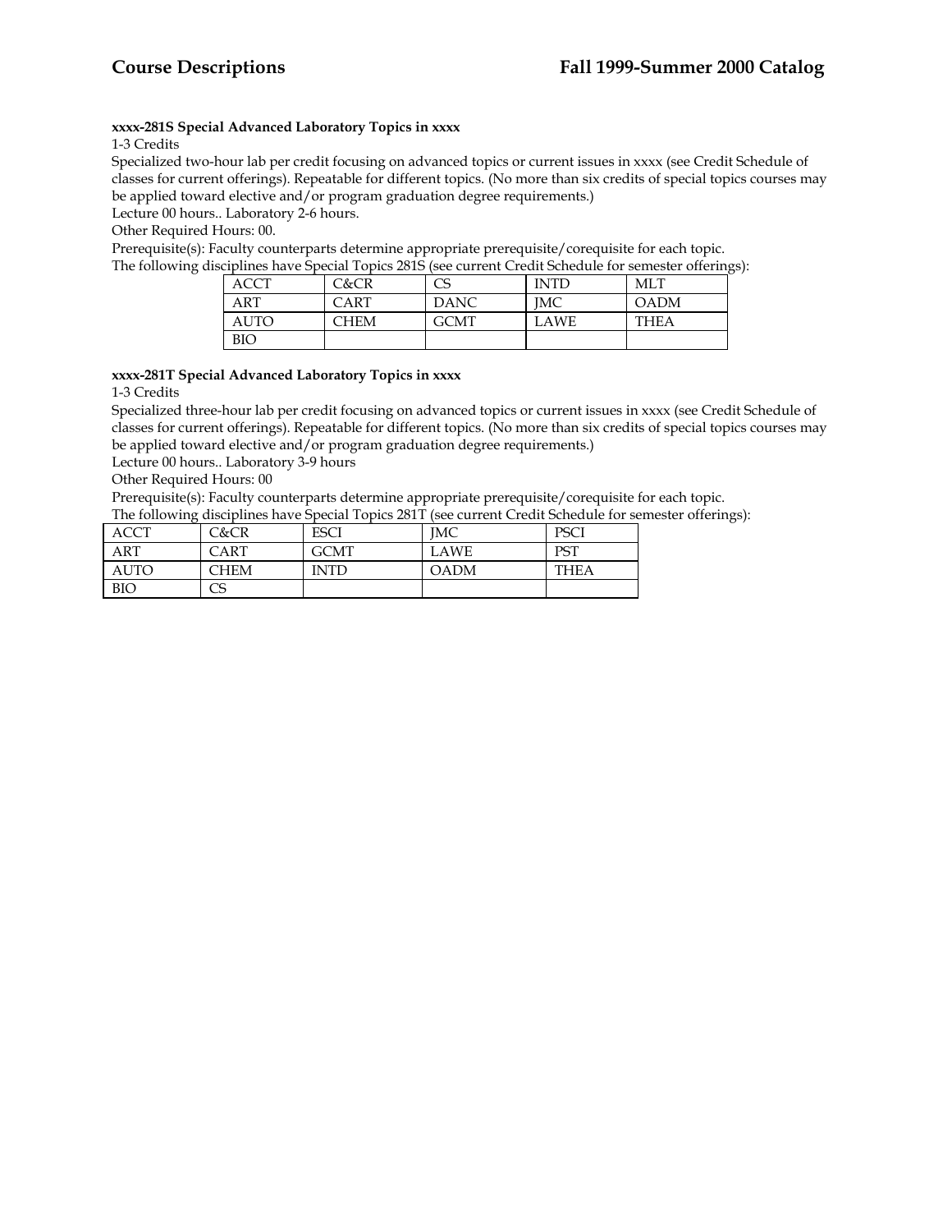**xxxx-281S Special Advanced Laboratory Topics in xxxx**

1-3 Credits

Specialized two-hour lab per credit focusing on advanced topics or current issues in xxxx (see Credit Schedule of classes for current offerings). Repeatable for different topics. (No more than six credits of special topics courses may be applied toward elective and/or program graduation degree requirements.)

Lecture 00 hours.. Laboratory 2-6 hours.

Other Required Hours: 00.

Prerequisite(s): Faculty counterparts determine appropriate prerequisite/corequisite for each topic.

The following disciplines have Special Topics 281S (see current Credit Schedule for semester offerings):

| | | | | |
|---|---|---|---|---|
| ACCT | C&CR | CS | INTD | MLT |
| ART | CART | DANC | JMC | OADM |
| AUTO | CHEM | GCMT | LAWE | THEA |
| BIO | | | | |

**xxxx-281T Special Advanced Laboratory Topics in xxxx**

1-3 Credits

Specialized three-hour lab per credit focusing on advanced topics or current issues in xxxx (see Credit Schedule of classes for current offerings). Repeatable for different topics. (No more than six credits of special topics courses may be applied toward elective and/or program graduation degree requirements.)

Lecture 00 hours.. Laboratory 3-9 hours

Other Required Hours: 00

Prerequisite(s): Faculty counterparts determine appropriate prerequisite/corequisite for each topic.

The following disciplines have Special Topics 281T (see current Credit Schedule for semester offerings):

| | | | | |
|---|---|---|---|---|
| ACCT | C&CR | ESCI | JMC | PSCI |
| ART | CART | GCMT | LAWE | PST |
| AUTO | CHEM | INTD | OADM | THEA |
| BIO | CS | | | |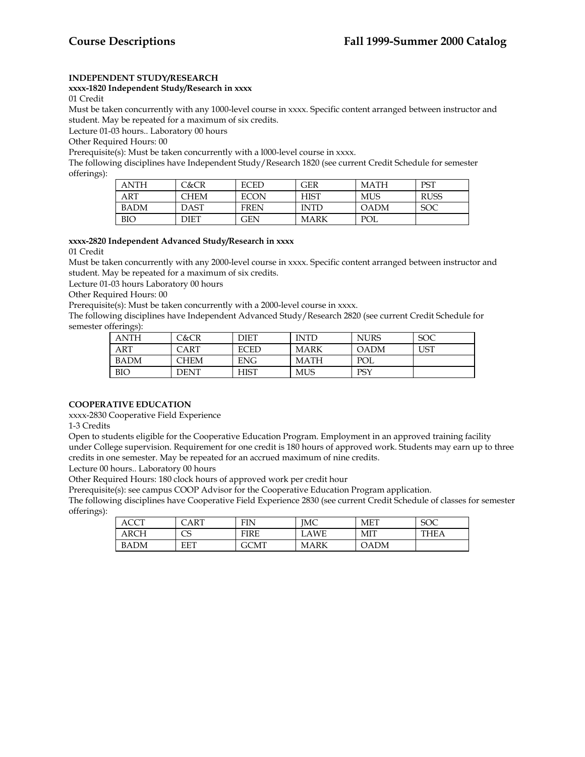### INDEPENDENT STUDY/RESEARCH

**xxxx-1820 Independent Study/Research in xxxx**

01 Credit

Must be taken concurrently with any 1000-level course in xxxx. Specific content arranged between instructor and student. May be repeated for a maximum of six credits.

Lecture 01-03 hours.. Laboratory 00 hours

Other Required Hours: 00

Prerequisite(s): Must be taken concurrently with a l000-level course in xxxx.

The following disciplines have Independent Study/Research 1820 (see current Credit Schedule for semester offerings):

| | | | | | |
|---|---|---|---|---|---|
| ANTH | C&CR | ECED | GER | MATH | PST |
| ART | CHEM | ECON | HIST | MUS | RUSS |
| BADM | DAST | FREN | INTD | OADM | SOC |
| BIO | DIET | GEN | MARK | POL | |

**xxxx-2820 Independent Advanced Study/Research in xxxx**

01 Credit

Must be taken concurrently with any 2000-level course in xxxx. Specific content arranged between instructor and student. May be repeated for a maximum of six credits.

Lecture 01-03 hours Laboratory 00 hours

Other Required Hours: 00

Prerequisite(s): Must be taken concurrently with a 2000-level course in xxxx.

The following disciplines have Independent Advanced Study/Research 2820 (see current Credit Schedule for semester offerings):

| | | | | | |
|---|---|---|---|---|---|
| ANTH | C&CR | DIET | INTD | NURS | SOC |
| ART | CART | ECED | MARK | OADM | UST |
| BADM | CHEM | ENG | MATH | POL | |
| BIO | DENT | HIST | MUS | PSY | |

### COOPERATIVE EDUCATION

xxxx-2830 Cooperative Field Experience

1-3 Credits

Open to students eligible for the Cooperative Education Program. Employment in an approved training facility under College supervision. Requirement for one credit is 180 hours of approved work. Students may earn up to three credits in one semester. May be repeated for an accrued maximum of nine credits.

Lecture 00 hours.. Laboratory 00 hours

Other Required Hours: 180 clock hours of approved work per credit hour

Prerequisite(s): see campus COOP Advisor for the Cooperative Education Program application.

The following disciplines have Cooperative Field Experience 2830 (see current Credit Schedule of classes for semester offerings):

| | | | | | |
|---|---|---|---|---|---|
| ACCT | CART | FIN | JMC | MET | SOC |
| ARCH | CS | FIRE | LAWE | MIT | THEA |
| BADM | EET | GCMT | MARK | OADM | |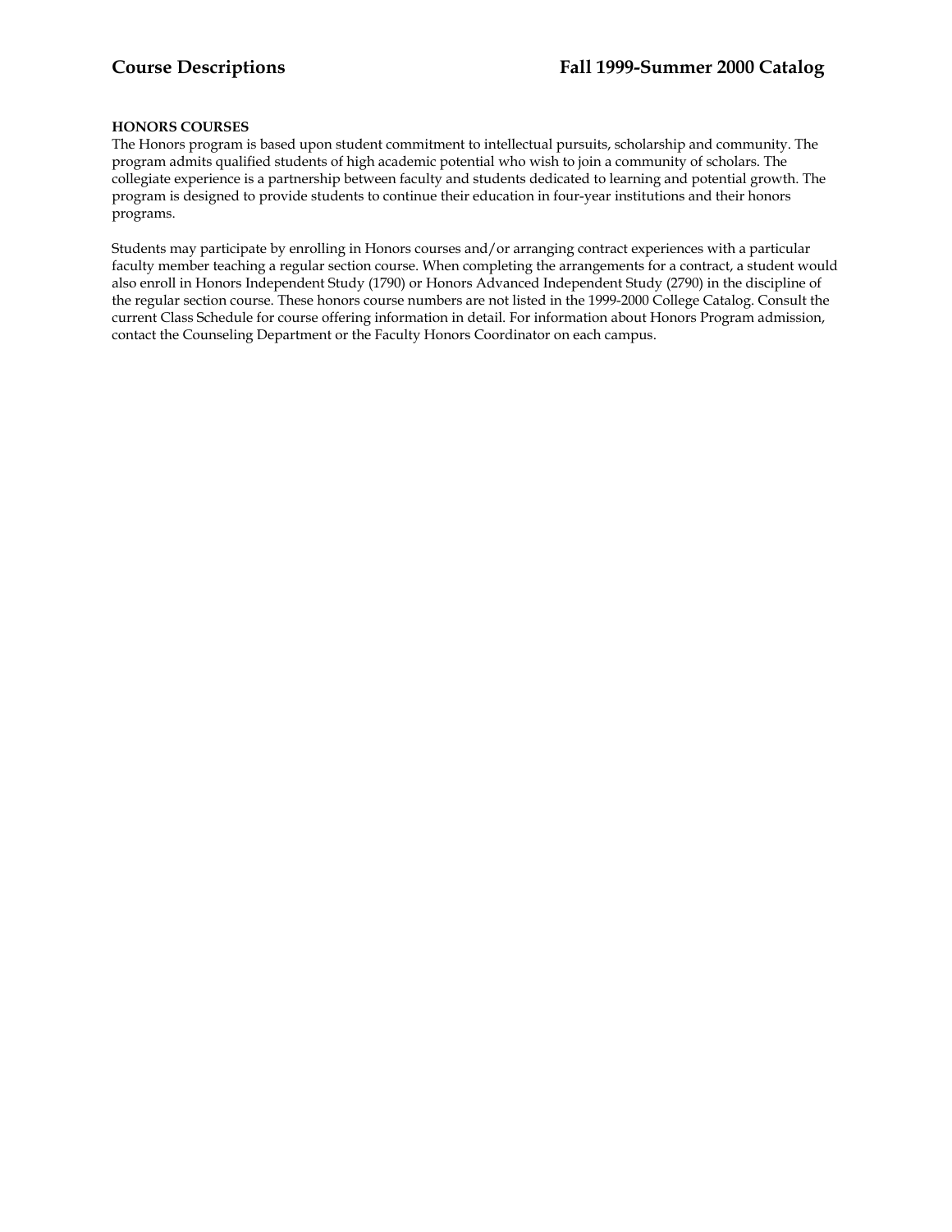**HONORS COURSES**

The Honors program is based upon student commitment to intellectual pursuits, scholarship and community. The program admits qualified students of high academic potential who wish to join a community of scholars. The collegiate experience is a partnership between faculty and students dedicated to learning and potential growth. The program is designed to provide students to continue their education in four-year institutions and their honors programs.

Students may participate by enrolling in Honors courses and/or arranging contract experiences with a particular faculty member teaching a regular section course. When completing the arrangements for a contract, a student would also enroll in Honors Independent Study (1790) or Honors Advanced Independent Study (2790) in the discipline of the regular section course. These honors course numbers are not listed in the 1999-2000 College Catalog. Consult the current Class Schedule for course offering information in detail. For information about Honors Program admission, contact the Counseling Department or the Faculty Honors Coordinator on each campus.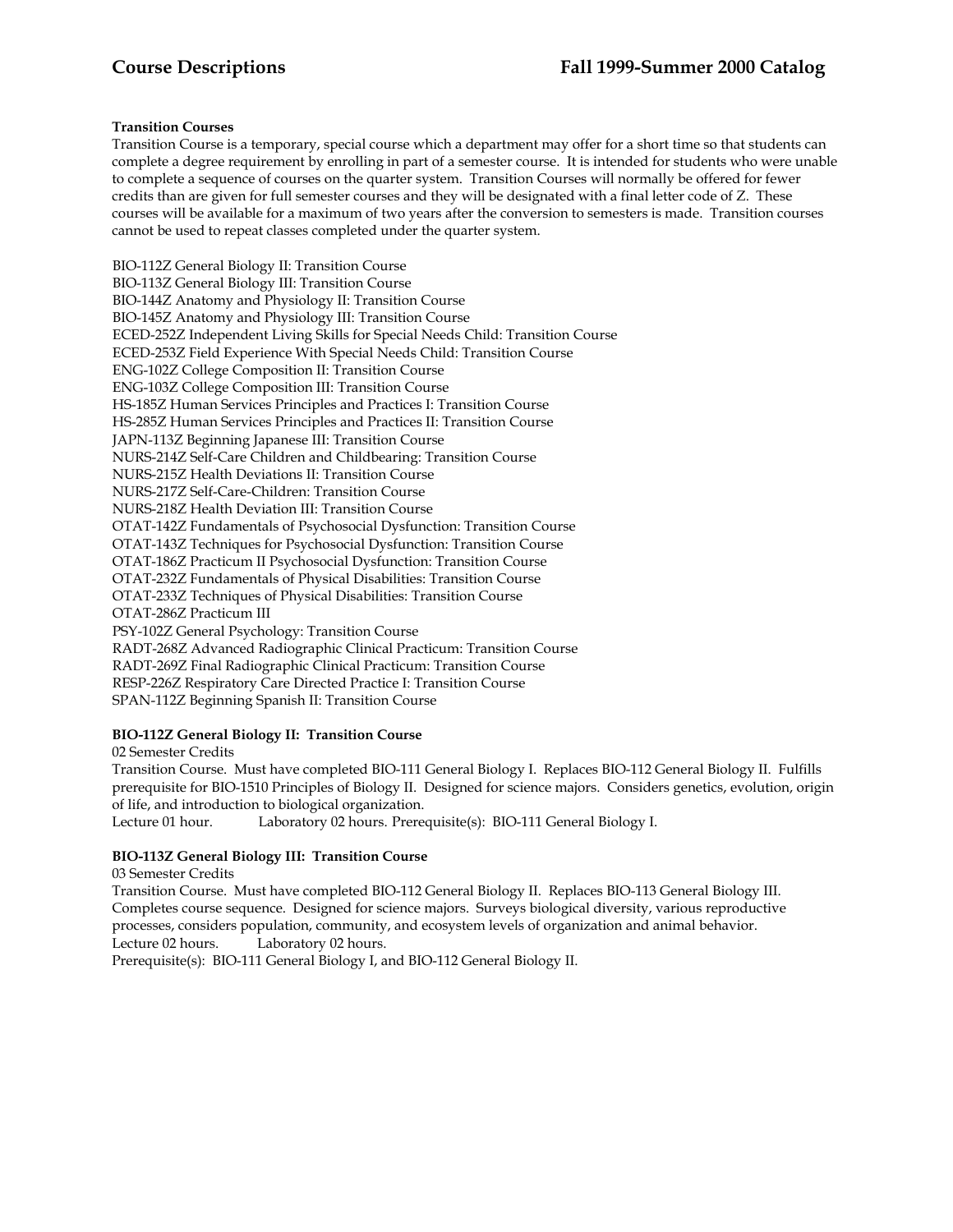### Transition Courses

Transition Course is a temporary, special course which a department may offer for a short time so that students can complete a degree requirement by enrolling in part of a semester course. It is intended for students who were unable to complete a sequence of courses on the quarter system. Transition Courses will normally be offered for fewer credits than are given for full semester courses and they will be designated with a final letter code of Z. These courses will be available for a maximum of two years after the conversion to semesters is made. Transition courses cannot be used to repeat classes completed under the quarter system.

BIO-112Z General Biology II: Transition Course
BIO-113Z General Biology III: Transition Course
BIO-144Z Anatomy and Physiology II: Transition Course
BIO-145Z Anatomy and Physiology III: Transition Course
ECED-252Z Independent Living Skills for Special Needs Child: Transition Course
ECED-253Z Field Experience With Special Needs Child: Transition Course
ENG-102Z College Composition II: Transition Course
ENG-103Z College Composition III: Transition Course
HS-185Z Human Services Principles and Practices I: Transition Course
HS-285Z Human Services Principles and Practices II: Transition Course
JAPN-113Z Beginning Japanese III: Transition Course
NURS-214Z Self-Care Children and Childbearing: Transition Course
NURS-215Z Health Deviations II: Transition Course
NURS-217Z Self-Care-Children: Transition Course
NURS-218Z Health Deviation III: Transition Course
OTAT-142Z Fundamentals of Psychosocial Dysfunction: Transition Course
OTAT-143Z Techniques for Psychosocial Dysfunction: Transition Course
OTAT-186Z Practicum II Psychosocial Dysfunction: Transition Course
OTAT-232Z Fundamentals of Physical Disabilities: Transition Course
OTAT-233Z Techniques of Physical Disabilities: Transition Course
OTAT-286Z Practicum III
PSY-102Z General Psychology: Transition Course
RADT-268Z Advanced Radiographic Clinical Practicum: Transition Course
RADT-269Z Final Radiographic Clinical Practicum: Transition Course
RESP-226Z Respiratory Care Directed Practice I: Transition Course
SPAN-112Z Beginning Spanish II: Transition Course

**BIO-112Z General Biology II: Transition Course**

02 Semester Credits

Transition Course. Must have completed BIO-111 General Biology I. Replaces BIO-112 General Biology II. Fulfills prerequisite for BIO-1510 Principles of Biology II. Designed for science majors. Considers genetics, evolution, origin of life, and introduction to biological organization.

Lecture 01 hour. Laboratory 02 hours. Prerequisite(s): BIO-111 General Biology I.

**BIO-113Z General Biology III: Transition Course**

03 Semester Credits

Transition Course. Must have completed BIO-112 General Biology II. Replaces BIO-113 General Biology III. Completes course sequence. Designed for science majors. Surveys biological diversity, various reproductive processes, considers population, community, and ecosystem levels of organization and animal behavior.

Lecture 02 hours. Laboratory 02 hours.

Prerequisite(s): BIO-111 General Biology I, and BIO-112 General Biology II.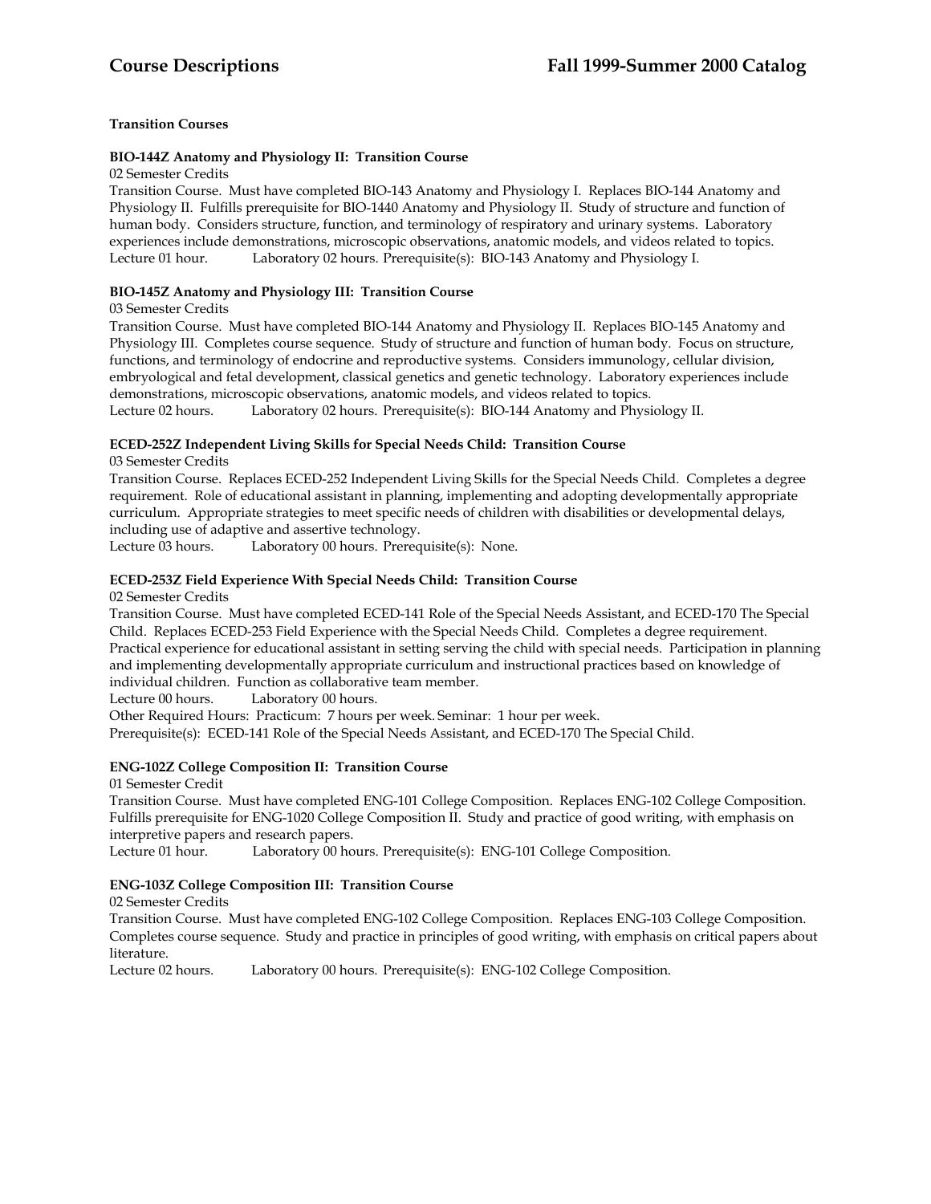### Transition Courses

**BIO-144Z Anatomy and Physiology II: Transition Course**

02 Semester Credits

Transition Course. Must have completed BIO-143 Anatomy and Physiology I. Replaces BIO-144 Anatomy and Physiology II. Fulfills prerequisite for BIO-1440 Anatomy and Physiology II. Study of structure and function of human body. Considers structure, function, and terminology of respiratory and urinary systems. Laboratory experiences include demonstrations, microscopic observations, anatomic models, and videos related to topics.
Lecture 01 hour. Laboratory 02 hours. Prerequisite(s): BIO-143 Anatomy and Physiology I.

**BIO-145Z Anatomy and Physiology III: Transition Course**

03 Semester Credits

Transition Course. Must have completed BIO-144 Anatomy and Physiology II. Replaces BIO-145 Anatomy and Physiology III. Completes course sequence. Study of structure and function of human body. Focus on structure, functions, and terminology of endocrine and reproductive systems. Considers immunology, cellular division, embryological and fetal development, classical genetics and genetic technology. Laboratory experiences include demonstrations, microscopic observations, anatomic models, and videos related to topics.
Lecture 02 hours. Laboratory 02 hours. Prerequisite(s): BIO-144 Anatomy and Physiology II.

**ECED-252Z Independent Living Skills for Special Needs Child: Transition Course**

03 Semester Credits

Transition Course. Replaces ECED-252 Independent Living Skills for the Special Needs Child. Completes a degree requirement. Role of educational assistant in planning, implementing and adopting developmentally appropriate curriculum. Appropriate strategies to meet specific needs of children with disabilities or developmental delays, including use of adaptive and assertive technology.
Lecture 03 hours. Laboratory 00 hours. Prerequisite(s): None.

**ECED-253Z Field Experience With Special Needs Child: Transition Course**

02 Semester Credits

Transition Course. Must have completed ECED-141 Role of the Special Needs Assistant, and ECED-170 The Special Child. Replaces ECED-253 Field Experience with the Special Needs Child. Completes a degree requirement. Practical experience for educational assistant in setting serving the child with special needs. Participation in planning and implementing developmentally appropriate curriculum and instructional practices based on knowledge of individual children. Function as collaborative team member.
Lecture 00 hours. Laboratory 00 hours.
Other Required Hours: Practicum: 7 hours per week. Seminar: 1 hour per week.
Prerequisite(s): ECED-141 Role of the Special Needs Assistant, and ECED-170 The Special Child.

**ENG-102Z College Composition II: Transition Course**

01 Semester Credit

Transition Course. Must have completed ENG-101 College Composition. Replaces ENG-102 College Composition. Fulfills prerequisite for ENG-1020 College Composition II. Study and practice of good writing, with emphasis on interpretive papers and research papers.
Lecture 01 hour. Laboratory 00 hours. Prerequisite(s): ENG-101 College Composition.

**ENG-103Z College Composition III: Transition Course**

02 Semester Credits

Transition Course. Must have completed ENG-102 College Composition. Replaces ENG-103 College Composition. Completes course sequence. Study and practice in principles of good writing, with emphasis on critical papers about literature.
Lecture 02 hours. Laboratory 00 hours. Prerequisite(s): ENG-102 College Composition.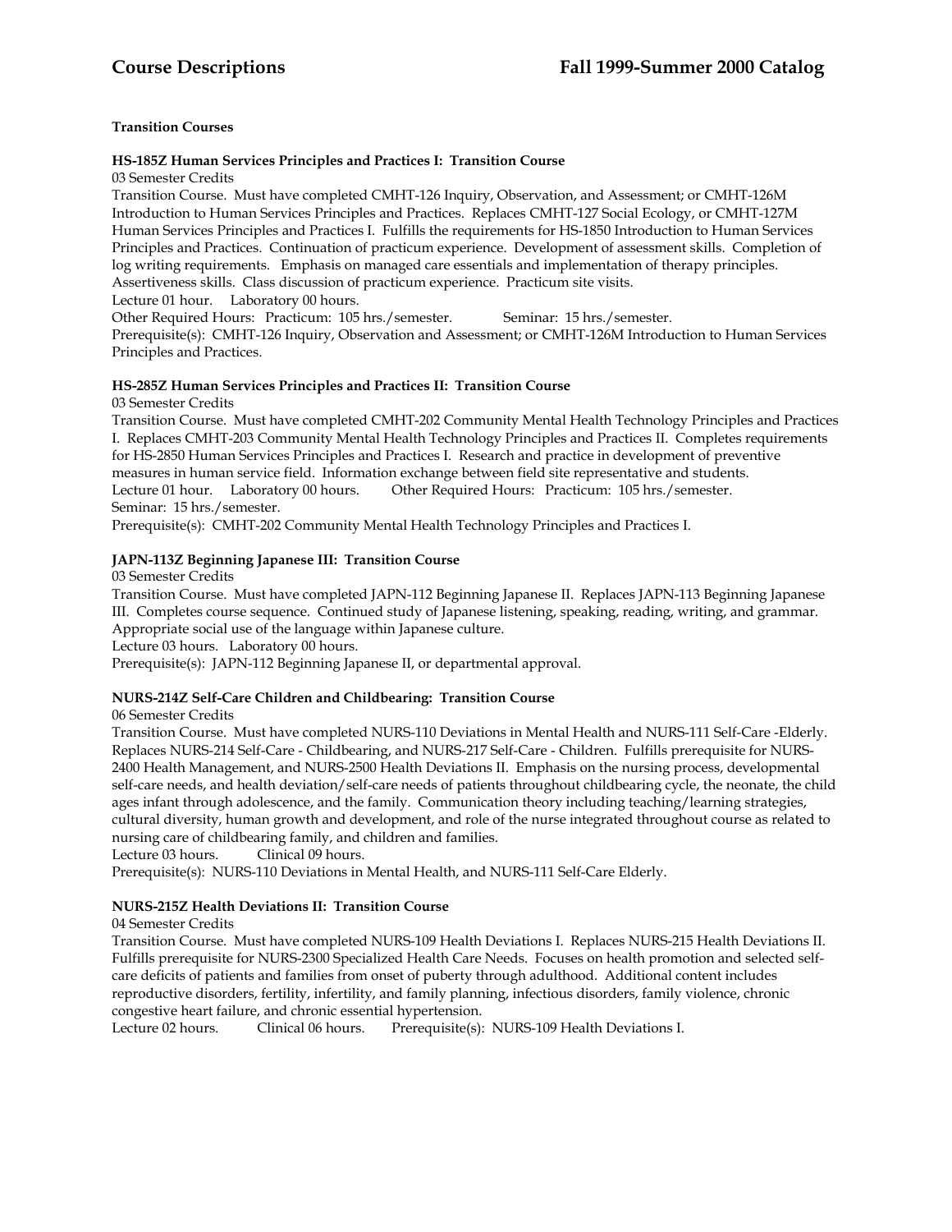### Transition Courses

**HS-185Z Human Services Principles and Practices I: Transition Course**

03 Semester Credits

Transition Course. Must have completed CMHT-126 Inquiry, Observation, and Assessment; or CMHT-126M Introduction to Human Services Principles and Practices. Replaces CMHT-127 Social Ecology, or CMHT-127M Human Services Principles and Practices I. Fulfills the requirements for HS-1850 Introduction to Human Services Principles and Practices. Continuation of practicum experience. Development of assessment skills. Completion of log writing requirements. Emphasis on managed care essentials and implementation of therapy principles. Assertiveness skills. Class discussion of practicum experience. Practicum site visits.

Lecture 01 hour. Laboratory 00 hours.

Other Required Hours: Practicum: 105 hrs./semester. Seminar: 15 hrs./semester.

Prerequisite(s): CMHT-126 Inquiry, Observation and Assessment; or CMHT-126M Introduction to Human Services Principles and Practices.

**HS-285Z Human Services Principles and Practices II: Transition Course**

03 Semester Credits

Transition Course. Must have completed CMHT-202 Community Mental Health Technology Principles and Practices I. Replaces CMHT-203 Community Mental Health Technology Principles and Practices II. Completes requirements for HS-2850 Human Services Principles and Practices I. Research and practice in development of preventive measures in human service field. Information exchange between field site representative and students.

Lecture 01 hour. Laboratory 00 hours. Other Required Hours: Practicum: 105 hrs./semester.

Seminar: 15 hrs./semester.

Prerequisite(s): CMHT-202 Community Mental Health Technology Principles and Practices I.

**JAPN-113Z Beginning Japanese III: Transition Course**

03 Semester Credits

Transition Course. Must have completed JAPN-112 Beginning Japanese II. Replaces JAPN-113 Beginning Japanese III. Completes course sequence. Continued study of Japanese listening, speaking, reading, writing, and grammar. Appropriate social use of the language within Japanese culture.

Lecture 03 hours. Laboratory 00 hours.

Prerequisite(s): JAPN-112 Beginning Japanese II, or departmental approval.

**NURS-214Z Self-Care Children and Childbearing: Transition Course**

06 Semester Credits

Transition Course. Must have completed NURS-110 Deviations in Mental Health and NURS-111 Self-Care -Elderly. Replaces NURS-214 Self-Care - Childbearing, and NURS-217 Self-Care - Children. Fulfills prerequisite for NURS-2400 Health Management, and NURS-2500 Health Deviations II. Emphasis on the nursing process, developmental self-care needs, and health deviation/self-care needs of patients throughout childbearing cycle, the neonate, the child ages infant through adolescence, and the family. Communication theory including teaching/learning strategies, cultural diversity, human growth and development, and role of the nurse integrated throughout course as related to nursing care of childbearing family, and children and families.

Lecture 03 hours. Clinical 09 hours.

Prerequisite(s): NURS-110 Deviations in Mental Health, and NURS-111 Self-Care Elderly.

**NURS-215Z Health Deviations II: Transition Course**

04 Semester Credits

Transition Course. Must have completed NURS-109 Health Deviations I. Replaces NURS-215 Health Deviations II. Fulfills prerequisite for NURS-2300 Specialized Health Care Needs. Focuses on health promotion and selected self-care deficits of patients and families from onset of puberty through adulthood. Additional content includes reproductive disorders, fertility, infertility, and family planning, infectious disorders, family violence, chronic congestive heart failure, and chronic essential hypertension.

Lecture 02 hours. Clinical 06 hours. Prerequisite(s): NURS-109 Health Deviations I.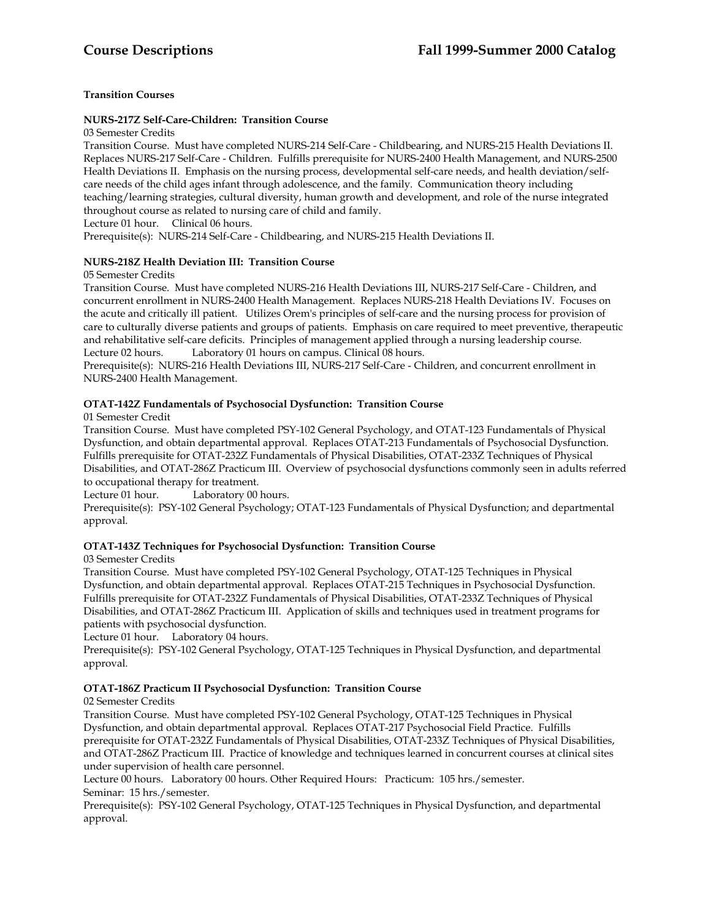**Transition Courses**

**NURS-217Z Self-Care-Children: Transition Course**

03 Semester Credits

Transition Course. Must have completed NURS-214 Self-Care - Childbearing, and NURS-215 Health Deviations II. Replaces NURS-217 Self-Care - Children. Fulfills prerequisite for NURS-2400 Health Management, and NURS-2500 Health Deviations II. Emphasis on the nursing process, developmental self-care needs, and health deviation/self-care needs of the child ages infant through adolescence, and the family. Communication theory including teaching/learning strategies, cultural diversity, human growth and development, and role of the nurse integrated throughout course as related to nursing care of child and family.

Lecture 01 hour. Clinical 06 hours.

Prerequisite(s): NURS-214 Self-Care - Childbearing, and NURS-215 Health Deviations II.

**NURS-218Z Health Deviation III: Transition Course**

05 Semester Credits

Transition Course. Must have completed NURS-216 Health Deviations III, NURS-217 Self-Care - Children, and concurrent enrollment in NURS-2400 Health Management. Replaces NURS-218 Health Deviations IV. Focuses on the acute and critically ill patient. Utilizes Orem's principles of self-care and the nursing process for provision of care to culturally diverse patients and groups of patients. Emphasis on care required to meet preventive, therapeutic and rehabilitative self-care deficits. Principles of management applied through a nursing leadership course.

Lecture 02 hours. Laboratory 01 hours on campus. Clinical 08 hours.

Prerequisite(s): NURS-216 Health Deviations III, NURS-217 Self-Care - Children, and concurrent enrollment in NURS-2400 Health Management.

**OTAT-142Z Fundamentals of Psychosocial Dysfunction: Transition Course**

01 Semester Credit

Transition Course. Must have completed PSY-102 General Psychology, and OTAT-123 Fundamentals of Physical Dysfunction, and obtain departmental approval. Replaces OTAT-213 Fundamentals of Psychosocial Dysfunction. Fulfills prerequisite for OTAT-232Z Fundamentals of Physical Disabilities, OTAT-233Z Techniques of Physical Disabilities, and OTAT-286Z Practicum III. Overview of psychosocial dysfunctions commonly seen in adults referred to occupational therapy for treatment.

Lecture 01 hour. Laboratory 00 hours.

Prerequisite(s): PSY-102 General Psychology; OTAT-123 Fundamentals of Physical Dysfunction; and departmental approval.

**OTAT-143Z Techniques for Psychosocial Dysfunction: Transition Course**

03 Semester Credits

Transition Course. Must have completed PSY-102 General Psychology, OTAT-125 Techniques in Physical Dysfunction, and obtain departmental approval. Replaces OTAT-215 Techniques in Psychosocial Dysfunction. Fulfills prerequisite for OTAT-232Z Fundamentals of Physical Disabilities, OTAT-233Z Techniques of Physical Disabilities, and OTAT-286Z Practicum III. Application of skills and techniques used in treatment programs for patients with psychosocial dysfunction.

Lecture 01 hour. Laboratory 04 hours.

Prerequisite(s): PSY-102 General Psychology, OTAT-125 Techniques in Physical Dysfunction, and departmental approval.

**OTAT-186Z Practicum II Psychosocial Dysfunction: Transition Course**

02 Semester Credits

Transition Course. Must have completed PSY-102 General Psychology, OTAT-125 Techniques in Physical Dysfunction, and obtain departmental approval. Replaces OTAT-217 Psychosocial Field Practice. Fulfills prerequisite for OTAT-232Z Fundamentals of Physical Disabilities, OTAT-233Z Techniques of Physical Disabilities, and OTAT-286Z Practicum III. Practice of knowledge and techniques learned in concurrent courses at clinical sites under supervision of health care personnel.

Lecture 00 hours. Laboratory 00 hours. Other Required Hours: Practicum: 105 hrs./semester.
Seminar: 15 hrs./semester.

Prerequisite(s): PSY-102 General Psychology, OTAT-125 Techniques in Physical Dysfunction, and departmental approval.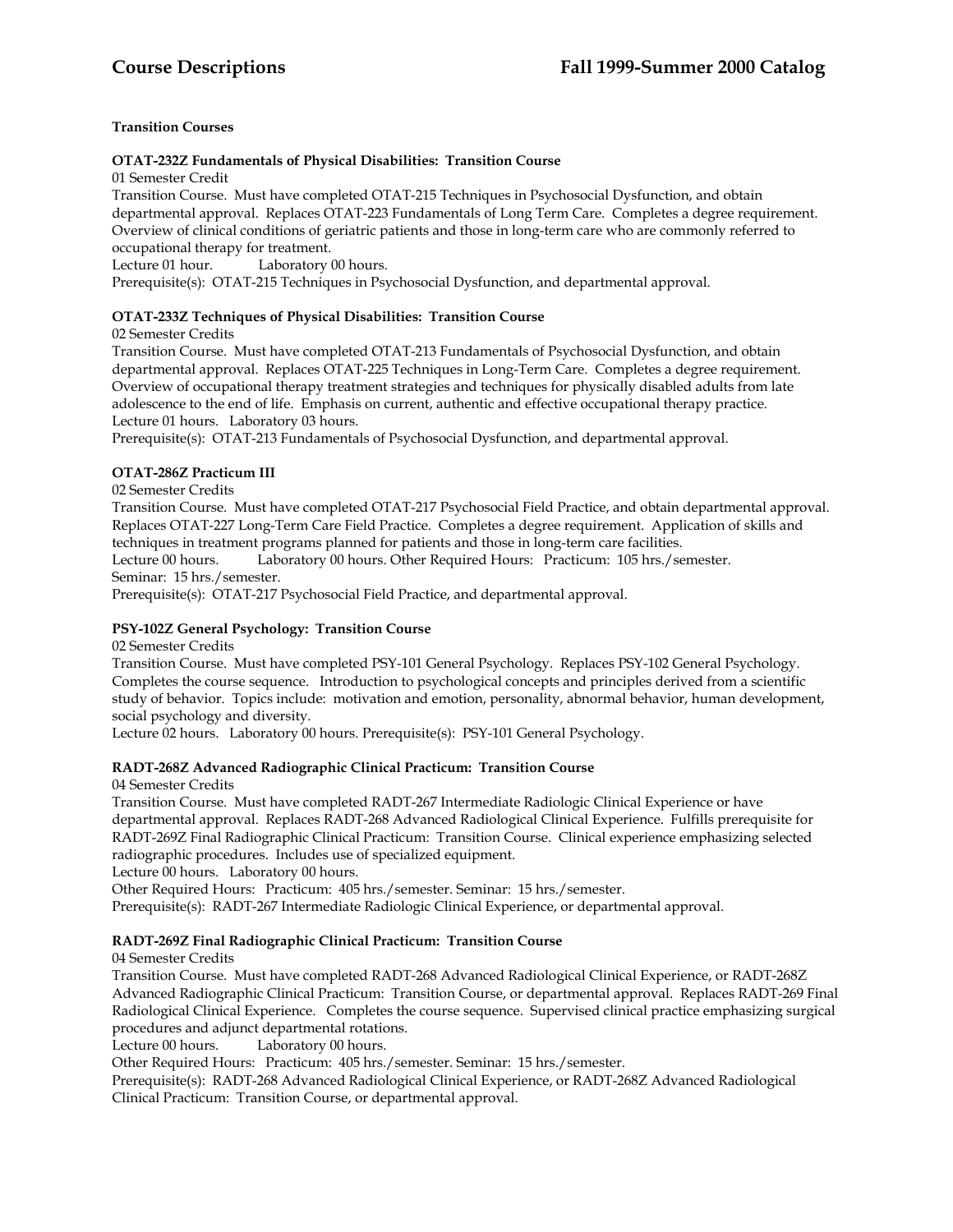**Transition Courses**

**OTAT-232Z Fundamentals of Physical Disabilities: Transition Course**

01 Semester Credit

Transition Course. Must have completed OTAT-215 Techniques in Psychosocial Dysfunction, and obtain departmental approval. Replaces OTAT-223 Fundamentals of Long Term Care. Completes a degree requirement. Overview of clinical conditions of geriatric patients and those in long-term care who are commonly referred to occupational therapy for treatment.

Lecture 01 hour. Laboratory 00 hours.

Prerequisite(s): OTAT-215 Techniques in Psychosocial Dysfunction, and departmental approval.

**OTAT-233Z Techniques of Physical Disabilities: Transition Course**

02 Semester Credits

Transition Course. Must have completed OTAT-213 Fundamentals of Psychosocial Dysfunction, and obtain departmental approval. Replaces OTAT-225 Techniques in Long-Term Care. Completes a degree requirement. Overview of occupational therapy treatment strategies and techniques for physically disabled adults from late adolescence to the end of life. Emphasis on current, authentic and effective occupational therapy practice.

Lecture 01 hours. Laboratory 03 hours.

Prerequisite(s): OTAT-213 Fundamentals of Psychosocial Dysfunction, and departmental approval.

**OTAT-286Z Practicum III**

02 Semester Credits

Transition Course. Must have completed OTAT-217 Psychosocial Field Practice, and obtain departmental approval. Replaces OTAT-227 Long-Term Care Field Practice. Completes a degree requirement. Application of skills and techniques in treatment programs planned for patients and those in long-term care facilities.

Lecture 00 hours. Laboratory 00 hours. Other Required Hours: Practicum: 105 hrs./semester.
Seminar: 15 hrs./semester.

Prerequisite(s): OTAT-217 Psychosocial Field Practice, and departmental approval.

**PSY-102Z General Psychology: Transition Course**

02 Semester Credits

Transition Course. Must have completed PSY-101 General Psychology. Replaces PSY-102 General Psychology. Completes the course sequence. Introduction to psychological concepts and principles derived from a scientific study of behavior. Topics include: motivation and emotion, personality, abnormal behavior, human development, social psychology and diversity.

Lecture 02 hours. Laboratory 00 hours. Prerequisite(s): PSY-101 General Psychology.

**RADT-268Z Advanced Radiographic Clinical Practicum: Transition Course**

04 Semester Credits

Transition Course. Must have completed RADT-267 Intermediate Radiologic Clinical Experience or have departmental approval. Replaces RADT-268 Advanced Radiological Clinical Experience. Fulfills prerequisite for RADT-269Z Final Radiographic Clinical Practicum: Transition Course. Clinical experience emphasizing selected radiographic procedures. Includes use of specialized equipment.

Lecture 00 hours. Laboratory 00 hours.

Other Required Hours: Practicum: 405 hrs./semester. Seminar: 15 hrs./semester.

Prerequisite(s): RADT-267 Intermediate Radiologic Clinical Experience, or departmental approval.

**RADT-269Z Final Radiographic Clinical Practicum: Transition Course**

04 Semester Credits

Transition Course. Must have completed RADT-268 Advanced Radiological Clinical Experience, or RADT-268Z Advanced Radiographic Clinical Practicum: Transition Course, or departmental approval. Replaces RADT-269 Final Radiological Clinical Experience. Completes the course sequence. Supervised clinical practice emphasizing surgical procedures and adjunct departmental rotations.

Lecture 00 hours. Laboratory 00 hours.

Other Required Hours: Practicum: 405 hrs./semester. Seminar: 15 hrs./semester.

Prerequisite(s): RADT-268 Advanced Radiological Clinical Experience, or RADT-268Z Advanced Radiological Clinical Practicum: Transition Course, or departmental approval.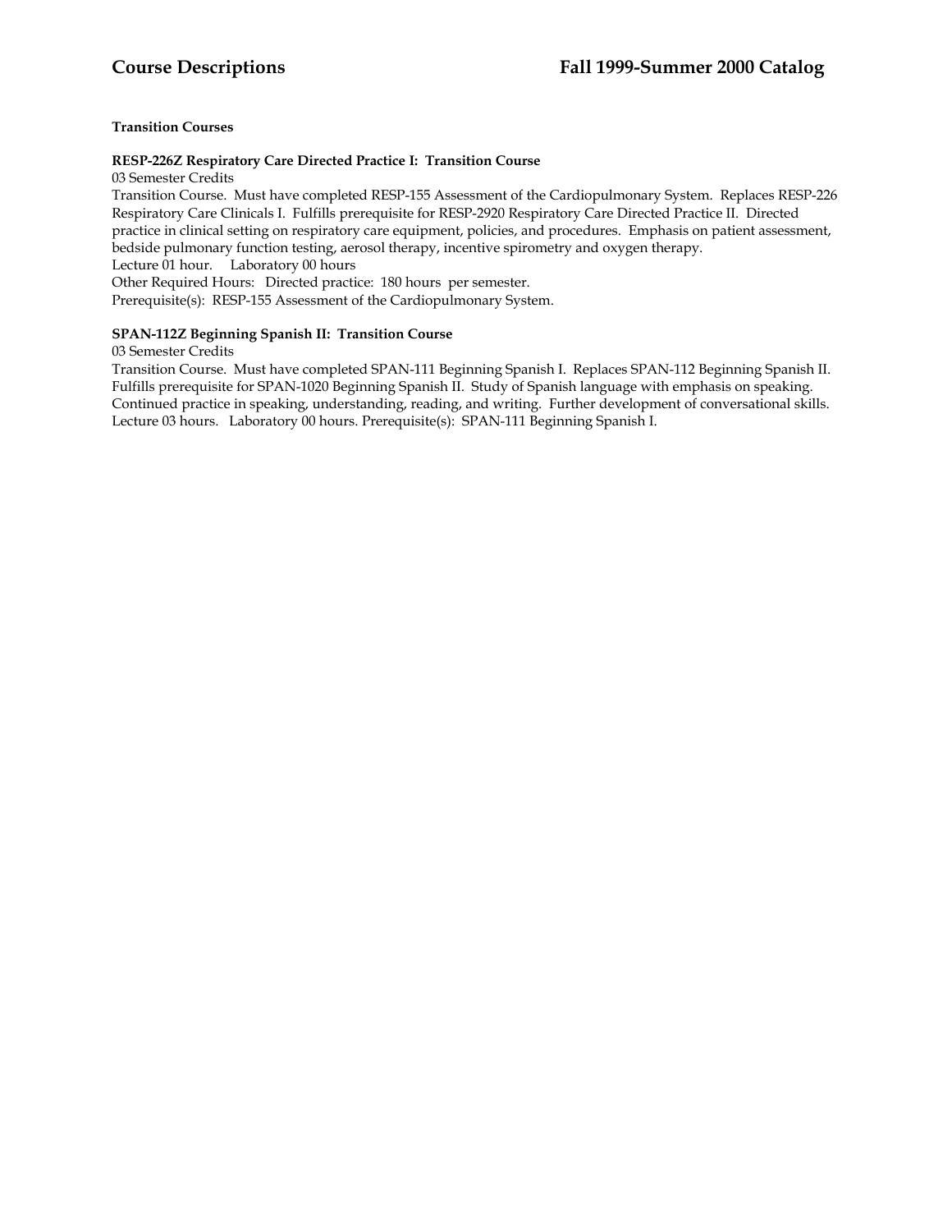**Transition Courses**

**RESP-226Z Respiratory Care Directed Practice I: Transition Course**
03 Semester Credits
Transition Course. Must have completed RESP-155 Assessment of the Cardiopulmonary System. Replaces RESP-226 Respiratory Care Clinicals I. Fulfills prerequisite for RESP-2920 Respiratory Care Directed Practice II. Directed practice in clinical setting on respiratory care equipment, policies, and procedures. Emphasis on patient assessment, bedside pulmonary function testing, aerosol therapy, incentive spirometry and oxygen therapy.
Lecture 01 hour. Laboratory 00 hours
Other Required Hours: Directed practice: 180 hours per semester.
Prerequisite(s): RESP-155 Assessment of the Cardiopulmonary System.

**SPAN-112Z Beginning Spanish II: Transition Course**
03 Semester Credits
Transition Course. Must have completed SPAN-111 Beginning Spanish I. Replaces SPAN-112 Beginning Spanish II. Fulfills prerequisite for SPAN-1020 Beginning Spanish II. Study of Spanish language with emphasis on speaking. Continued practice in speaking, understanding, reading, and writing. Further development of conversational skills.
Lecture 03 hours. Laboratory 00 hours. Prerequisite(s): SPAN-111 Beginning Spanish I.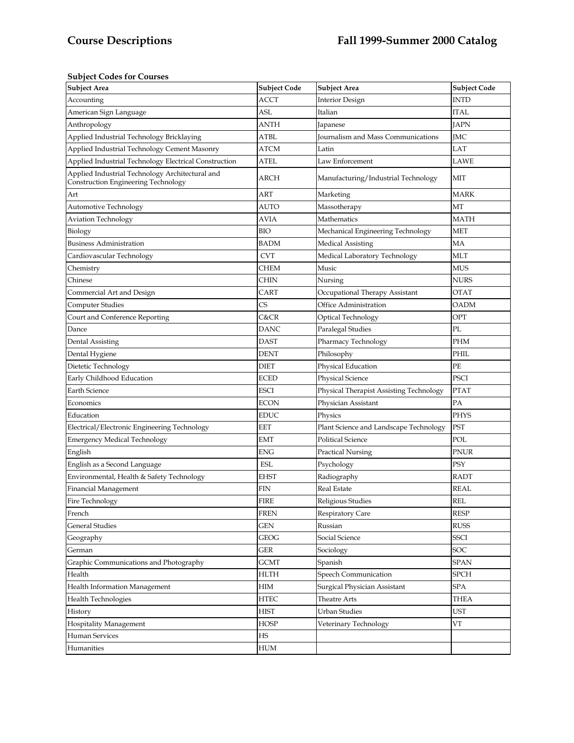# Course Descriptions

**Subject Codes for Courses**

| Subject Area | Subject Code | Subject Area | Subject Code |
|---|---|---|---|
| Accounting | ACCT | Interior Design | INTD |
| American Sign Language | ASL | Italian | ITAL |
| Anthropology | ANTH | Japanese | JAPN |
| Applied Industrial Technology Bricklaying | ATBL | Journalism and Mass Communications | JMC |
| Applied Industrial Technology Cement Masonry | ATCM | Latin | LAT |
| Applied Industrial Technology Electrical Construction | ATEL | Law Enforcement | LAWE |
| Applied Industrial Technology Architectural and Construction Engineering Technology | ARCH | Manufacturing/Industrial Technology | MIT |
| Art | ART | Marketing | MARK |
| Automotive Technology | AUTO | Massotherapy | MT |
| Aviation Technology | AVIA | Mathematics | MATH |
| Biology | BIO | Mechanical Engineering Technology | MET |
| Business Administration | BADM | Medical Assisting | MA |
| Cardiovascular Technology | CVT | Medical Laboratory Technology | MLT |
| Chemistry | CHEM | Music | MUS |
| Chinese | CHIN | Nursing | NURS |
| Commercial Art and Design | CART | Occupational Therapy Assistant | OTAT |
| Computer Studies | CS | Office Administration | OADM |
| Court and Conference Reporting | C&CR | Optical Technology | OPT |
| Dance | DANC | Paralegal Studies | PL |
| Dental Assisting | DAST | Pharmacy Technology | PHM |
| Dental Hygiene | DENT | Philosophy | PHIL |
| Dietetic Technology | DIET | Physical Education | PE |
| Early Childhood Education | ECED | Physical Science | PSCI |
| Earth Science | ESCI | Physical Therapist Assisting Technology | PTAT |
| Economics | ECON | Physician Assistant | PA |
| Education | EDUC | Physics | PHYS |
| Electrical/Electronic Engineering Technology | EET | Plant Science and Landscape Technology | PST |
| Emergency Medical Technology | EMT | Political Science | POL |
| English | ENG | Practical Nursing | PNUR |
| English as a Second Language | ESL | Psychology | PSY |
| Environmental, Health & Safety Technology | EHST | Radiography | RADT |
| Financial Management | FIN | Real Estate | REAL |
| Fire Technology | FIRE | Religious Studies | REL |
| French | FREN | Respiratory Care | RESP |
| General Studies | GEN | Russian | RUSS |
| Geography | GEOG | Social Science | SSCI |
| German | GER | Sociology | SOC |
| Graphic Communications and Photography | GCMT | Spanish | SPAN |
| Health | HLTH | Speech Communication | SPCH |
| Health Information Management | HIM | Surgical Physician Assistant | SPA |
| Health Technologies | HTEC | Theatre Arts | THEA |
| History | HIST | Urban Studies | UST |
| Hospitality Management | HOSP | Veterinary Technology | VT |
| Human Services | HS | | |
| Humanities | HUM | | |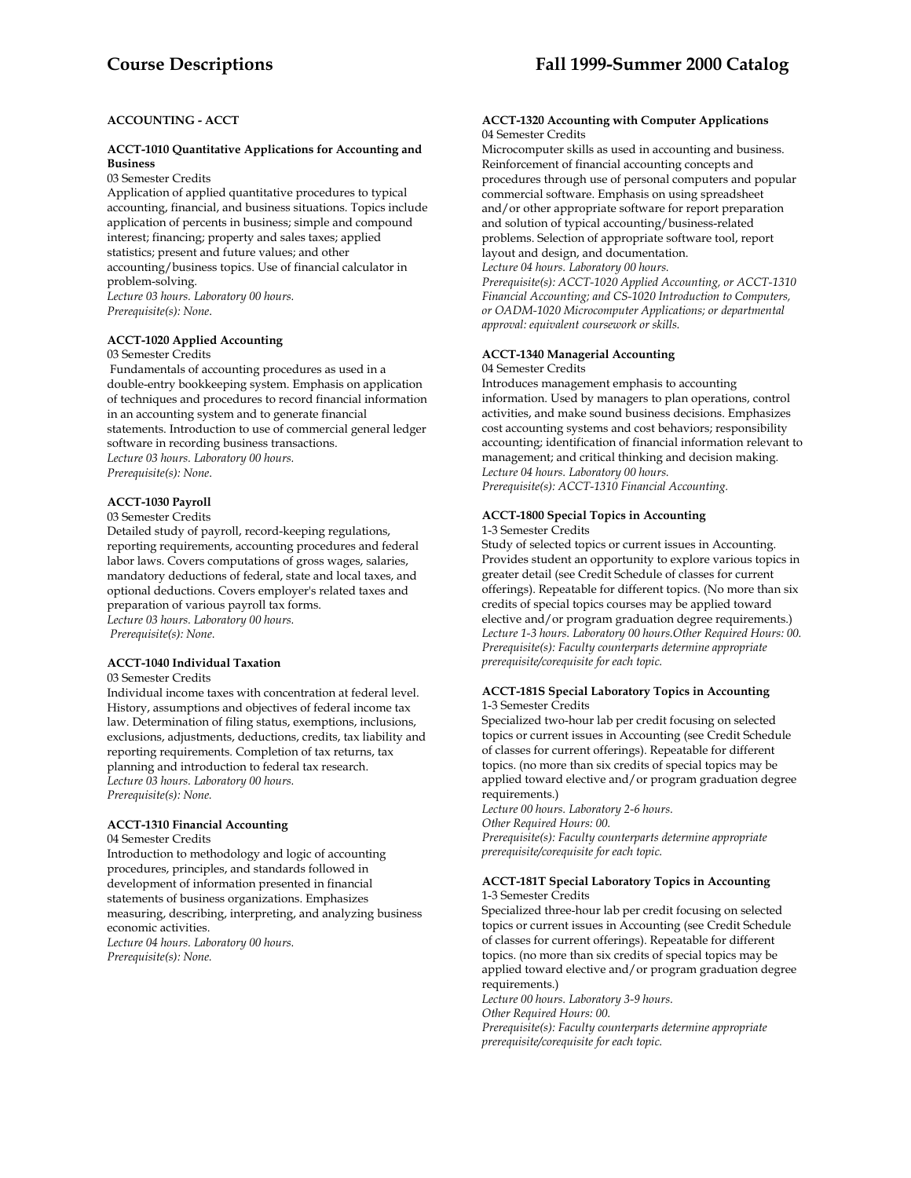## ACCOUNTING - ACCT

### ACCT-1010 Quantitative Applications for Accounting and Business

03 Semester Credits

Application of applied quantitative procedures to typical accounting, financial, and business situations. Topics include application of percents in business; simple and compound interest; financing; property and sales taxes; applied statistics; present and future values; and other accounting/business topics. Use of financial calculator in problem-solving.

*Lecture 03 hours. Laboratory 00 hours.*
*Prerequisite(s): None.*

### ACCT-1020 Applied Accounting

03 Semester Credits

Fundamentals of accounting procedures as used in a double-entry bookkeeping system. Emphasis on application of techniques and procedures to record financial information in an accounting system and to generate financial statements. Introduction to use of commercial general ledger software in recording business transactions.

*Lecture 03 hours. Laboratory 00 hours.*
*Prerequisite(s): None.*

### ACCT-1030 Payroll

03 Semester Credits

Detailed study of payroll, record-keeping regulations, reporting requirements, accounting procedures and federal labor laws. Covers computations of gross wages, salaries, mandatory deductions of federal, state and local taxes, and optional deductions. Covers employer's related taxes and preparation of various payroll tax forms.

*Lecture 03 hours. Laboratory 00 hours.*
*Prerequisite(s): None.*

### ACCT-1040 Individual Taxation

03 Semester Credits

Individual income taxes with concentration at federal level. History, assumptions and objectives of federal income tax law. Determination of filing status, exemptions, inclusions, exclusions, adjustments, deductions, credits, tax liability and reporting requirements. Completion of tax returns, tax planning and introduction to federal tax research.

*Lecture 03 hours. Laboratory 00 hours.*
*Prerequisite(s): None.*

### ACCT-1310 Financial Accounting

04 Semester Credits

Introduction to methodology and logic of accounting procedures, principles, and standards followed in development of information presented in financial statements of business organizations. Emphasizes measuring, describing, interpreting, and analyzing business economic activities.

*Lecture 04 hours. Laboratory 00 hours.*
*Prerequisite(s): None.*

### ACCT-1320 Accounting with Computer Applications

04 Semester Credits

Microcomputer skills as used in accounting and business. Reinforcement of financial accounting concepts and procedures through use of personal computers and popular commercial software. Emphasis on using spreadsheet and/or other appropriate software for report preparation and solution of typical accounting/business-related problems. Selection of appropriate software tool, report layout and design, and documentation.

*Lecture 04 hours. Laboratory 00 hours.*
*Prerequisite(s): ACCT-1020 Applied Accounting, or ACCT-1310 Financial Accounting; and CS-1020 Introduction to Computers, or OADM-1020 Microcomputer Applications; or departmental approval: equivalent coursework or skills.*

### ACCT-1340 Managerial Accounting

04 Semester Credits

Introduces management emphasis to accounting information. Used by managers to plan operations, control activities, and make sound business decisions. Emphasizes cost accounting systems and cost behaviors; responsibility accounting; identification of financial information relevant to management; and critical thinking and decision making.

*Lecture 04 hours. Laboratory 00 hours.*
*Prerequisite(s): ACCT-1310 Financial Accounting.*

### ACCT-1800 Special Topics in Accounting

1-3 Semester Credits

Study of selected topics or current issues in Accounting. Provides student an opportunity to explore various topics in greater detail (see Credit Schedule of classes for current offerings). Repeatable for different topics. (No more than six credits of special topics courses may be applied toward elective and/or program graduation degree requirements.)

*Lecture 1-3 hours. Laboratory 00 hours.Other Required Hours: 00.*
*Prerequisite(s): Faculty counterparts determine appropriate prerequisite/corequisite for each topic.*

### ACCT-181S Special Laboratory Topics in Accounting

1-3 Semester Credits

Specialized two-hour lab per credit focusing on selected topics or current issues in Accounting (see Credit Schedule of classes for current offerings). Repeatable for different topics. (no more than six credits of special topics may be applied toward elective and/or program graduation degree requirements.)

*Lecture 00 hours. Laboratory 2-6 hours.*
*Other Required Hours: 00.*
*Prerequisite(s): Faculty counterparts determine appropriate prerequisite/corequisite for each topic.*

### ACCT-181T Special Laboratory Topics in Accounting

1-3 Semester Credits

Specialized three-hour lab per credit focusing on selected topics or current issues in Accounting (see Credit Schedule of classes for current offerings). Repeatable for different topics. (no more than six credits of special topics may be applied toward elective and/or program graduation degree requirements.)

*Lecture 00 hours. Laboratory 3-9 hours.*
*Other Required Hours: 00.*
*Prerequisite(s): Faculty counterparts determine appropriate prerequisite/corequisite for each topic.*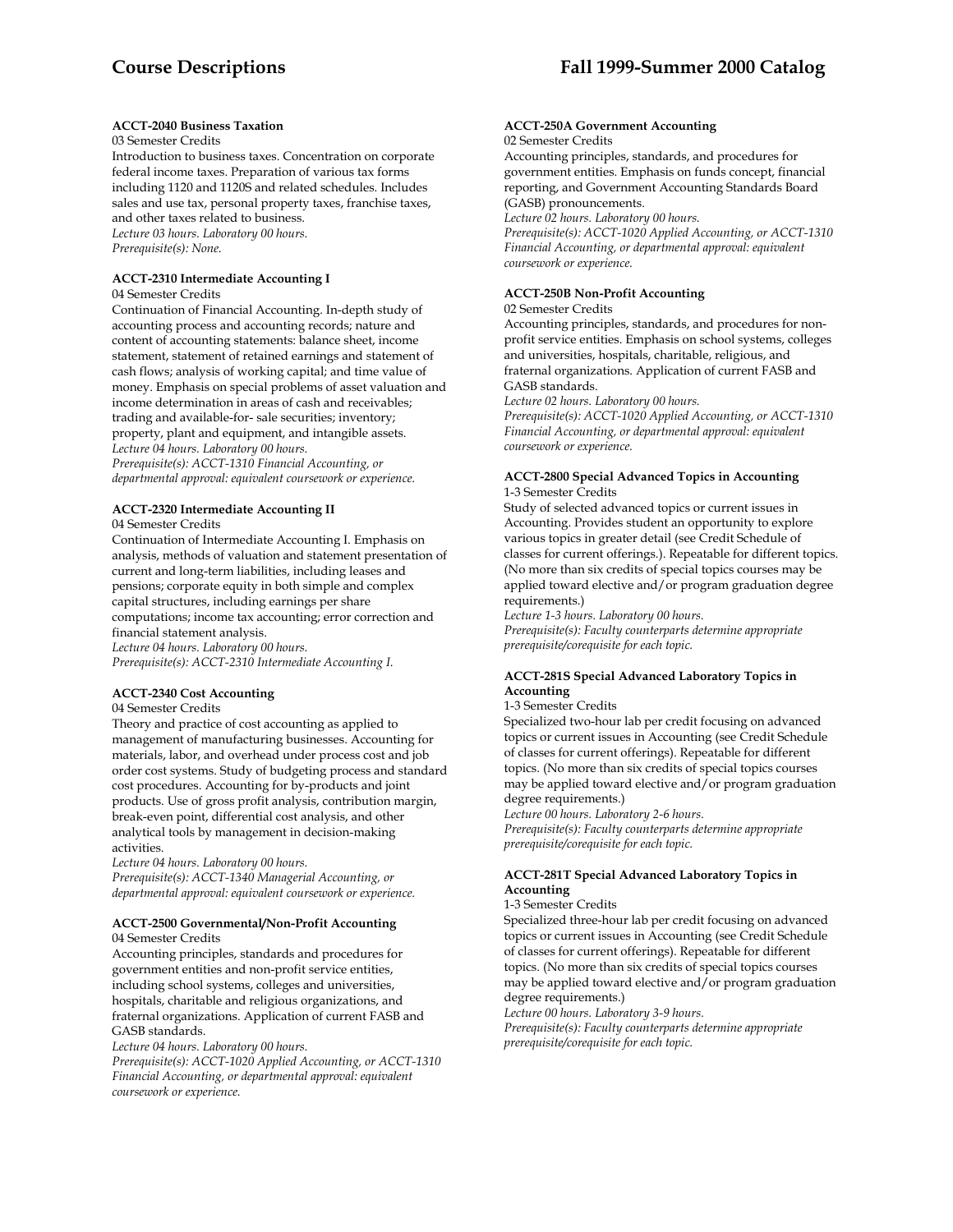**ACCT-2040 Business Taxation**
03 Semester Credits
Introduction to business taxes. Concentration on corporate federal income taxes. Preparation of various tax forms including 1120 and 1120S and related schedules. Includes sales and use tax, personal property taxes, franchise taxes, and other taxes related to business.
*Lecture 03 hours. Laboratory 00 hours.*
*Prerequisite(s): None.*

**ACCT-2310 Intermediate Accounting I**
04 Semester Credits
Continuation of Financial Accounting. In-depth study of accounting process and accounting records; nature and content of accounting statements: balance sheet, income statement, statement of retained earnings and statement of cash flows; analysis of working capital; and time value of money. Emphasis on special problems of asset valuation and income determination in areas of cash and receivables; trading and available-for- sale securities; inventory; property, plant and equipment, and intangible assets.
*Lecture 04 hours. Laboratory 00 hours.*
*Prerequisite(s): ACCT-1310 Financial Accounting, or departmental approval: equivalent coursework or experience.*

**ACCT-2320 Intermediate Accounting II**
04 Semester Credits
Continuation of Intermediate Accounting I. Emphasis on analysis, methods of valuation and statement presentation of current and long-term liabilities, including leases and pensions; corporate equity in both simple and complex capital structures, including earnings per share computations; income tax accounting; error correction and financial statement analysis.
*Lecture 04 hours. Laboratory 00 hours.*
*Prerequisite(s): ACCT-2310 Intermediate Accounting I.*

**ACCT-2340 Cost Accounting**
04 Semester Credits
Theory and practice of cost accounting as applied to management of manufacturing businesses. Accounting for materials, labor, and overhead under process cost and job order cost systems. Study of budgeting process and standard cost procedures. Accounting for by-products and joint products. Use of gross profit analysis, contribution margin, break-even point, differential cost analysis, and other analytical tools by management in decision-making activities.
*Lecture 04 hours. Laboratory 00 hours.*
*Prerequisite(s): ACCT-1340 Managerial Accounting, or departmental approval: equivalent coursework or experience.*

**ACCT-2500 Governmental/Non-Profit Accounting**
04 Semester Credits
Accounting principles, standards and procedures for government entities and non-profit service entities, including school systems, colleges and universities, hospitals, charitable and religious organizations, and fraternal organizations. Application of current FASB and GASB standards.
*Lecture 04 hours. Laboratory 00 hours.*
*Prerequisite(s): ACCT-1020 Applied Accounting, or ACCT-1310 Financial Accounting, or departmental approval: equivalent coursework or experience.*

**ACCT-250A Government Accounting**
02 Semester Credits
Accounting principles, standards, and procedures for government entities. Emphasis on funds concept, financial reporting, and Government Accounting Standards Board (GASB) pronouncements.
*Lecture 02 hours. Laboratory 00 hours.*
*Prerequisite(s): ACCT-1020 Applied Accounting, or ACCT-1310 Financial Accounting, or departmental approval: equivalent coursework or experience.*

**ACCT-250B Non-Profit Accounting**
02 Semester Credits
Accounting principles, standards, and procedures for non-profit service entities. Emphasis on school systems, colleges and universities, hospitals, charitable, religious, and fraternal organizations. Application of current FASB and GASB standards.
*Lecture 02 hours. Laboratory 00 hours.*
*Prerequisite(s): ACCT-1020 Applied Accounting, or ACCT-1310 Financial Accounting, or departmental approval: equivalent coursework or experience.*

**ACCT-2800 Special Advanced Topics in Accounting**
1-3 Semester Credits
Study of selected advanced topics or current issues in Accounting. Provides student an opportunity to explore various topics in greater detail (see Credit Schedule of classes for current offerings.). Repeatable for different topics. (No more than six credits of special topics courses may be applied toward elective and/or program graduation degree requirements.)
*Lecture 1-3 hours. Laboratory 00 hours.*
*Prerequisite(s): Faculty counterparts determine appropriate prerequisite/corequisite for each topic.*

**ACCT-281S Special Advanced Laboratory Topics in Accounting**
1-3 Semester Credits
Specialized two-hour lab per credit focusing on advanced topics or current issues in Accounting (see Credit Schedule of classes for current offerings). Repeatable for different topics. (No more than six credits of special topics courses may be applied toward elective and/or program graduation degree requirements.)
*Lecture 00 hours. Laboratory 2-6 hours.*
*Prerequisite(s): Faculty counterparts determine appropriate prerequisite/corequisite for each topic.*

**ACCT-281T Special Advanced Laboratory Topics in Accounting**
1-3 Semester Credits
Specialized three-hour lab per credit focusing on advanced topics or current issues in Accounting (see Credit Schedule of classes for current offerings). Repeatable for different topics. (No more than six credits of special topics courses may be applied toward elective and/or program graduation degree requirements.)
*Lecture 00 hours. Laboratory 3-9 hours.*
*Prerequisite(s): Faculty counterparts determine appropriate prerequisite/corequisite for each topic.*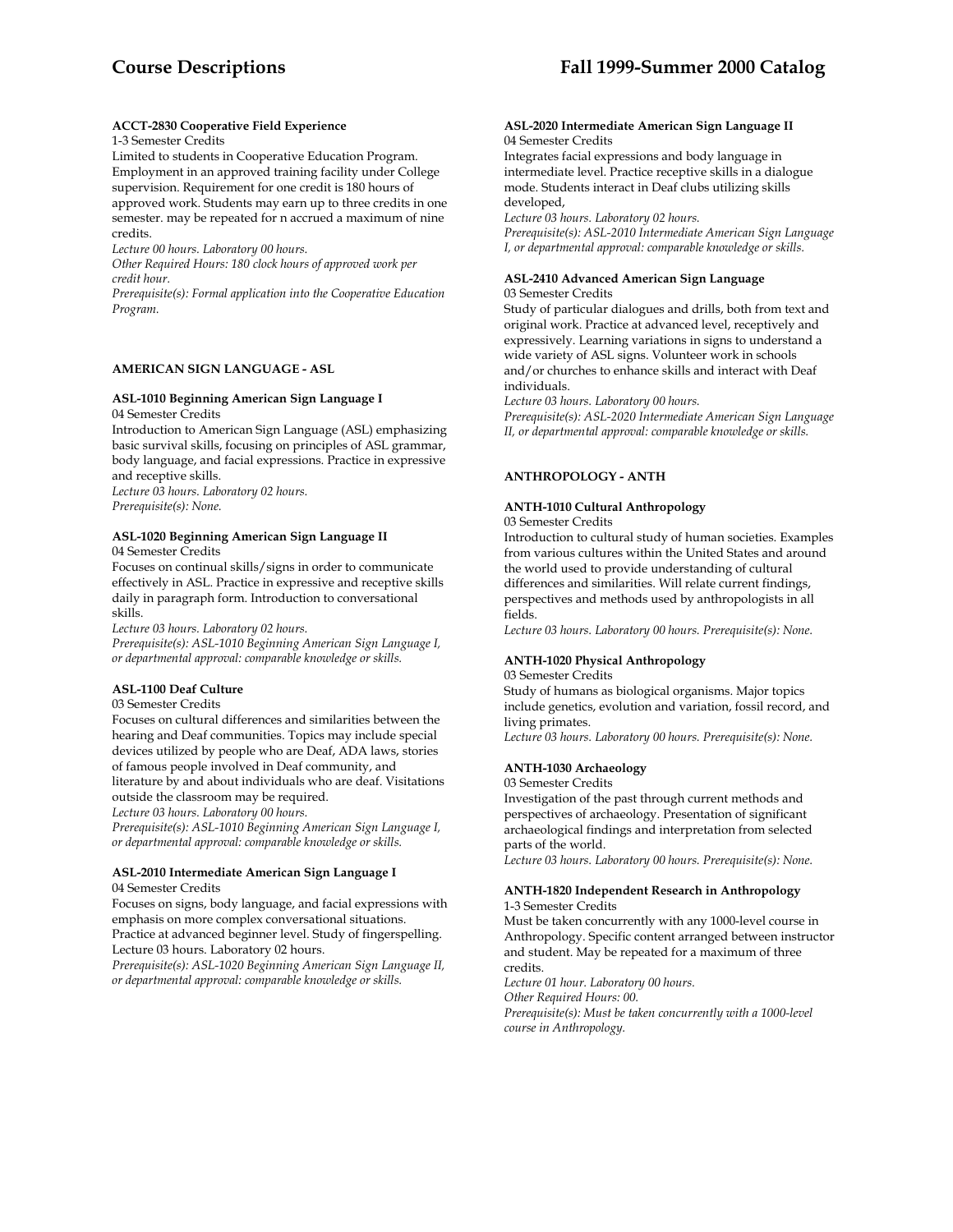**ACCT-2830 Cooperative Field Experience**
1-3 Semester Credits
Limited to students in Cooperative Education Program. Employment in an approved training facility under College supervision. Requirement for one credit is 180 hours of approved work. Students may earn up to three credits in one semester. may be repeated for n accrued a maximum of nine credits.
*Lecture 00 hours. Laboratory 00 hours.*
*Other Required Hours: 180 clock hours of approved work per credit hour.*
*Prerequisite(s): Formal application into the Cooperative Education Program.*

## AMERICAN SIGN LANGUAGE - ASL

**ASL-1010 Beginning American Sign Language I**
04 Semester Credits
Introduction to American Sign Language (ASL) emphasizing basic survival skills, focusing on principles of ASL grammar, body language, and facial expressions. Practice in expressive and receptive skills.
*Lecture 03 hours. Laboratory 02 hours.*
*Prerequisite(s): None.*

**ASL-1020 Beginning American Sign Language II**
04 Semester Credits
Focuses on continual skills/signs in order to communicate effectively in ASL. Practice in expressive and receptive skills daily in paragraph form. Introduction to conversational skills.
*Lecture 03 hours. Laboratory 02 hours.*
*Prerequisite(s): ASL-1010 Beginning American Sign Language I, or departmental approval: comparable knowledge or skills.*

**ASL-1100 Deaf Culture**
03 Semester Credits
Focuses on cultural differences and similarities between the hearing and Deaf communities. Topics may include special devices utilized by people who are Deaf, ADA laws, stories of famous people involved in Deaf community, and literature by and about individuals who are deaf. Visitations outside the classroom may be required.
*Lecture 03 hours. Laboratory 00 hours.*
*Prerequisite(s): ASL-1010 Beginning American Sign Language I, or departmental approval: comparable knowledge or skills.*

**ASL-2010 Intermediate American Sign Language I**
04 Semester Credits
Focuses on signs, body language, and facial expressions with emphasis on more complex conversational situations. Practice at advanced beginner level. Study of fingerspelling. Lecture 03 hours. Laboratory 02 hours.
*Prerequisite(s): ASL-1020 Beginning American Sign Language II, or departmental approval: comparable knowledge or skills.*

**ASL-2020 Intermediate American Sign Language II**
04 Semester Credits
Integrates facial expressions and body language in intermediate level. Practice receptive skills in a dialogue mode. Students interact in Deaf clubs utilizing skills developed,
*Lecture 03 hours. Laboratory 02 hours.*
*Prerequisite(s): ASL-2010 Intermediate American Sign Language I, or departmental approval: comparable knowledge or skills.*

**ASL-2410 Advanced American Sign Language**
03 Semester Credits
Study of particular dialogues and drills, both from text and original work. Practice at advanced level, receptively and expressively. Learning variations in signs to understand a wide variety of ASL signs. Volunteer work in schools and/or churches to enhance skills and interact with Deaf individuals.
*Lecture 03 hours. Laboratory 00 hours.*
*Prerequisite(s): ASL-2020 Intermediate American Sign Language II, or departmental approval: comparable knowledge or skills.*

## ANTHROPOLOGY - ANTH

**ANTH-1010 Cultural Anthropology**
03 Semester Credits
Introduction to cultural study of human societies. Examples from various cultures within the United States and around the world used to provide understanding of cultural differences and similarities. Will relate current findings, perspectives and methods used by anthropologists in all fields.
*Lecture 03 hours. Laboratory 00 hours. Prerequisite(s): None.*

**ANTH-1020 Physical Anthropology**
03 Semester Credits
Study of humans as biological organisms. Major topics include genetics, evolution and variation, fossil record, and living primates.
*Lecture 03 hours. Laboratory 00 hours. Prerequisite(s): None.*

**ANTH-1030 Archaeology**
03 Semester Credits
Investigation of the past through current methods and perspectives of archaeology. Presentation of significant archaeological findings and interpretation from selected parts of the world.
*Lecture 03 hours. Laboratory 00 hours. Prerequisite(s): None.*

**ANTH-1820 Independent Research in Anthropology**
1-3 Semester Credits
Must be taken concurrently with any 1000-level course in Anthropology. Specific content arranged between instructor and student. May be repeated for a maximum of three credits.
*Lecture 01 hour. Laboratory 00 hours.*
*Other Required Hours: 00.*
*Prerequisite(s): Must be taken concurrently with a 1000-level course in Anthropology.*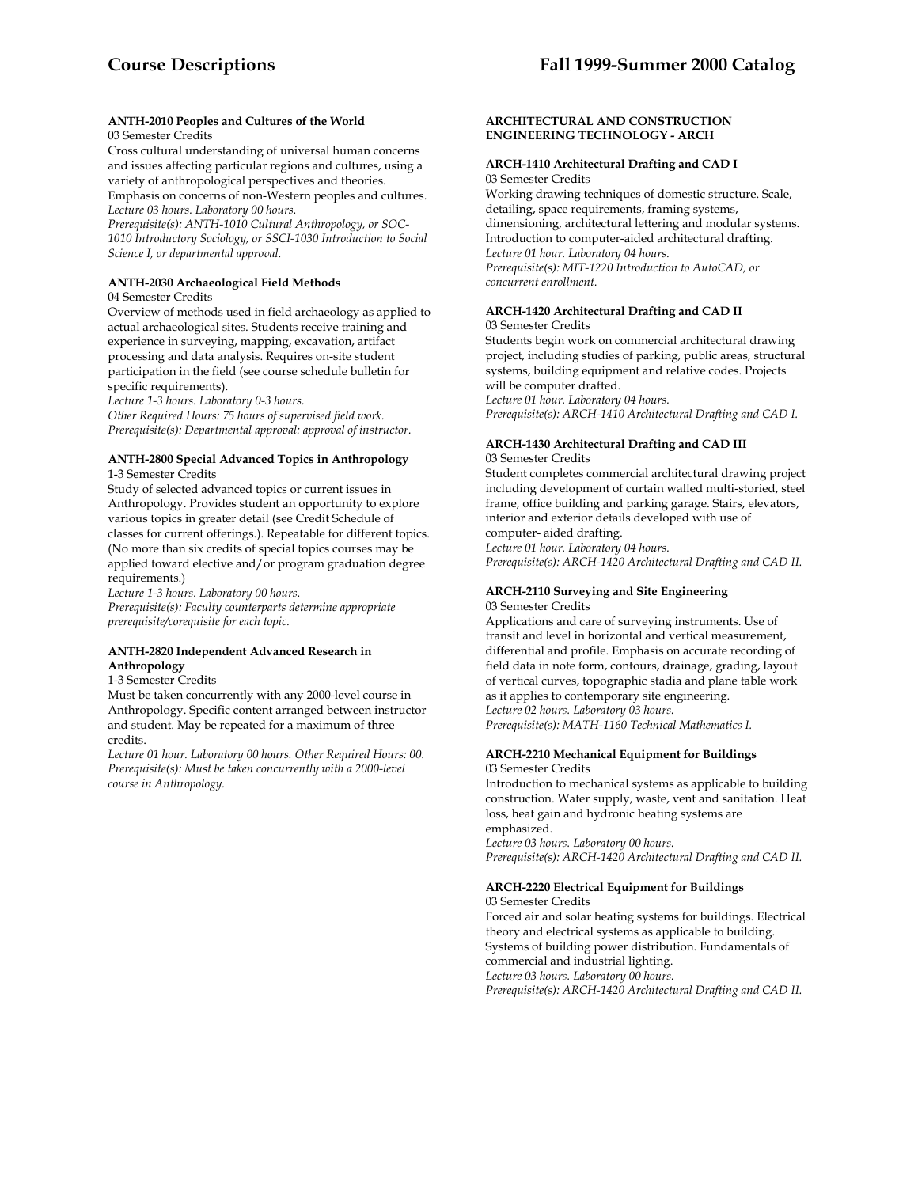**ANTH-2010 Peoples and Cultures of the World**
03 Semester Credits
Cross cultural understanding of universal human concerns and issues affecting particular regions and cultures, using a variety of anthropological perspectives and theories. Emphasis on concerns of non-Western peoples and cultures.
*Lecture 03 hours. Laboratory 00 hours.*
*Prerequisite(s): ANTH-1010 Cultural Anthropology, or SOC-1010 Introductory Sociology, or SSCI-1030 Introduction to Social Science I, or departmental approval.*

**ANTH-2030 Archaeological Field Methods**
04 Semester Credits
Overview of methods used in field archaeology as applied to actual archaeological sites. Students receive training and experience in surveying, mapping, excavation, artifact processing and data analysis. Requires on-site student participation in the field (see course schedule bulletin for specific requirements).
*Lecture 1-3 hours. Laboratory 0-3 hours.*
*Other Required Hours: 75 hours of supervised field work.*
*Prerequisite(s): Departmental approval: approval of instructor.*

**ANTH-2800 Special Advanced Topics in Anthropology**
1-3 Semester Credits
Study of selected advanced topics or current issues in Anthropology. Provides student an opportunity to explore various topics in greater detail (see Credit Schedule of classes for current offerings.). Repeatable for different topics. (No more than six credits of special topics courses may be applied toward elective and/or program graduation degree requirements.)
*Lecture 1-3 hours. Laboratory 00 hours.*
*Prerequisite(s): Faculty counterparts determine appropriate prerequisite/corequisite for each topic.*

**ANTH-2820 Independent Advanced Research in Anthropology**
1-3 Semester Credits
Must be taken concurrently with any 2000-level course in Anthropology. Specific content arranged between instructor and student. May be repeated for a maximum of three credits.
*Lecture 01 hour. Laboratory 00 hours. Other Required Hours: 00.*
*Prerequisite(s): Must be taken concurrently with a 2000-level course in Anthropology.*

## ARCHITECTURAL AND CONSTRUCTION ENGINEERING TECHNOLOGY - ARCH

**ARCH-1410 Architectural Drafting and CAD I**
03 Semester Credits
Working drawing techniques of domestic structure. Scale, detailing, space requirements, framing systems, dimensioning, architectural lettering and modular systems. Introduction to computer-aided architectural drafting.
*Lecture 01 hour. Laboratory 04 hours.*
*Prerequisite(s): MIT-1220 Introduction to AutoCAD, or concurrent enrollment.*

**ARCH-1420 Architectural Drafting and CAD II**
03 Semester Credits
Students begin work on commercial architectural drawing project, including studies of parking, public areas, structural systems, building equipment and relative codes. Projects will be computer drafted.
*Lecture 01 hour. Laboratory 04 hours.*
*Prerequisite(s): ARCH-1410 Architectural Drafting and CAD I.*

**ARCH-1430 Architectural Drafting and CAD III**
03 Semester Credits
Student completes commercial architectural drawing project including development of curtain walled multi-storied, steel frame, office building and parking garage. Stairs, elevators, interior and exterior details developed with use of computer- aided drafting.
*Lecture 01 hour. Laboratory 04 hours.*
*Prerequisite(s): ARCH-1420 Architectural Drafting and CAD II.*

**ARCH-2110 Surveying and Site Engineering**
03 Semester Credits
Applications and care of surveying instruments. Use of transit and level in horizontal and vertical measurement, differential and profile. Emphasis on accurate recording of field data in note form, contours, drainage, grading, layout of vertical curves, topographic stadia and plane table work as it applies to contemporary site engineering.
*Lecture 02 hours. Laboratory 03 hours.*
*Prerequisite(s): MATH-1160 Technical Mathematics I.*

**ARCH-2210 Mechanical Equipment for Buildings**
03 Semester Credits
Introduction to mechanical systems as applicable to building construction. Water supply, waste, vent and sanitation. Heat loss, heat gain and hydronic heating systems are emphasized.
*Lecture 03 hours. Laboratory 00 hours.*
*Prerequisite(s): ARCH-1420 Architectural Drafting and CAD II.*

**ARCH-2220 Electrical Equipment for Buildings**
03 Semester Credits
Forced air and solar heating systems for buildings. Electrical theory and electrical systems as applicable to building. Systems of building power distribution. Fundamentals of commercial and industrial lighting.
*Lecture 03 hours. Laboratory 00 hours.*
*Prerequisite(s): ARCH-1420 Architectural Drafting and CAD II.*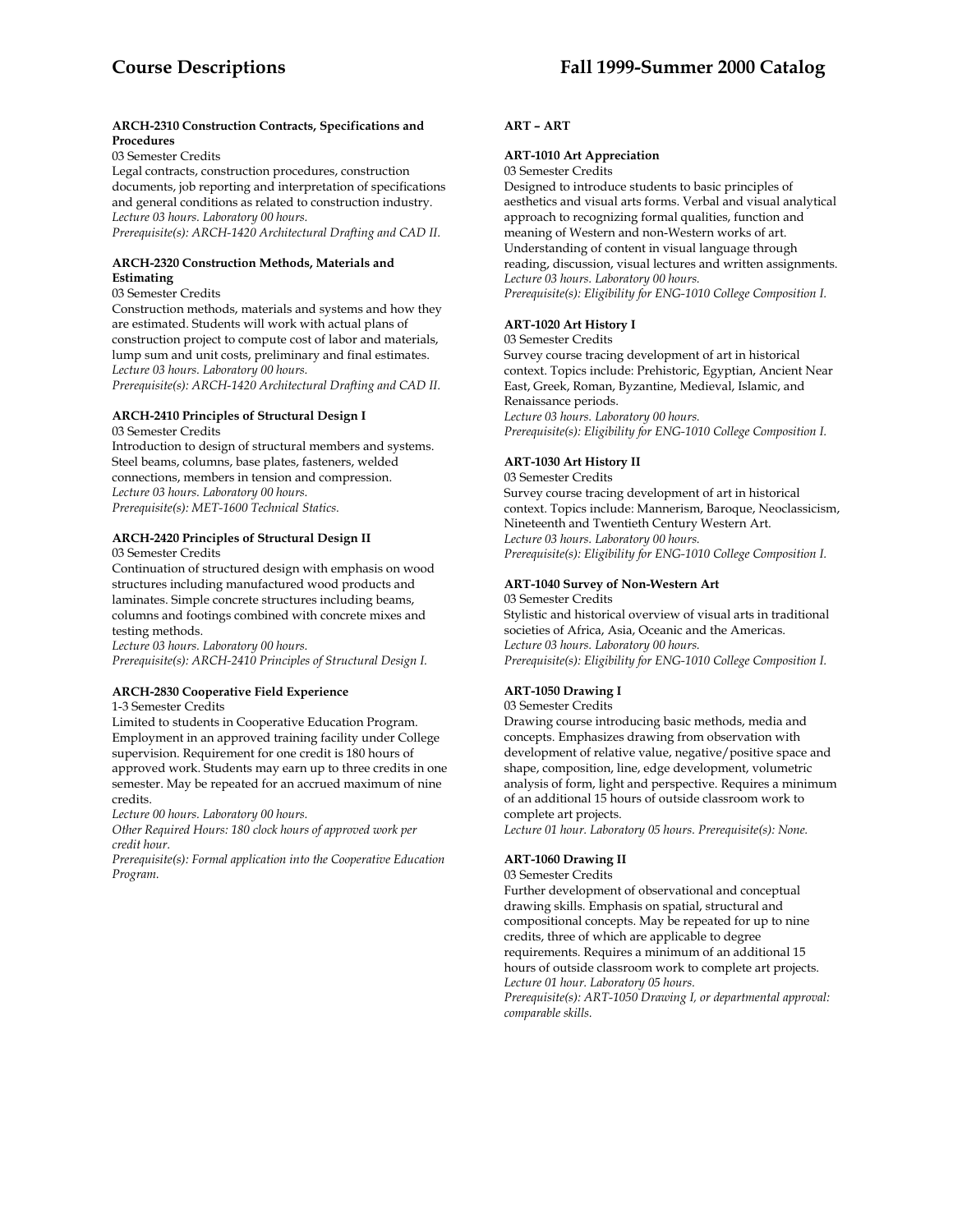**ARCH-2310 Construction Contracts, Specifications and Procedures**

03 Semester Credits

Legal contracts, construction procedures, construction documents, job reporting and interpretation of specifications and general conditions as related to construction industry.

*Lecture 03 hours. Laboratory 00 hours.*

*Prerequisite(s): ARCH-1420 Architectural Drafting and CAD II.*

**ARCH-2320 Construction Methods, Materials and Estimating**

03 Semester Credits

Construction methods, materials and systems and how they are estimated. Students will work with actual plans of construction project to compute cost of labor and materials, lump sum and unit costs, preliminary and final estimates.

*Lecture 03 hours. Laboratory 00 hours.*

*Prerequisite(s): ARCH-1420 Architectural Drafting and CAD II.*

**ARCH-2410 Principles of Structural Design I**

03 Semester Credits

Introduction to design of structural members and systems. Steel beams, columns, base plates, fasteners, welded connections, members in tension and compression.

*Lecture 03 hours. Laboratory 00 hours.*

*Prerequisite(s): MET-1600 Technical Statics.*

**ARCH-2420 Principles of Structural Design II**

03 Semester Credits

Continuation of structured design with emphasis on wood structures including manufactured wood products and laminates. Simple concrete structures including beams, columns and footings combined with concrete mixes and testing methods.

*Lecture 03 hours. Laboratory 00 hours.*

*Prerequisite(s): ARCH-2410 Principles of Structural Design I.*

**ARCH-2830 Cooperative Field Experience**

1-3 Semester Credits

Limited to students in Cooperative Education Program. Employment in an approved training facility under College supervision. Requirement for one credit is 180 hours of approved work. Students may earn up to three credits in one semester. May be repeated for an accrued maximum of nine credits.

*Lecture 00 hours. Laboratory 00 hours.*

*Other Required Hours: 180 clock hours of approved work per credit hour.*

*Prerequisite(s): Formal application into the Cooperative Education Program.*

## ART – ART

**ART-1010 Art Appreciation**

03 Semester Credits

Designed to introduce students to basic principles of aesthetics and visual arts forms. Verbal and visual analytical approach to recognizing formal qualities, function and meaning of Western and non-Western works of art. Understanding of content in visual language through reading, discussion, visual lectures and written assignments.

*Lecture 03 hours. Laboratory 00 hours.*

*Prerequisite(s): Eligibility for ENG-1010 College Composition I.*

**ART-1020 Art History I**

03 Semester Credits

Survey course tracing development of art in historical context. Topics include: Prehistoric, Egyptian, Ancient Near East, Greek, Roman, Byzantine, Medieval, Islamic, and Renaissance periods.

*Lecture 03 hours. Laboratory 00 hours.*

*Prerequisite(s): Eligibility for ENG-1010 College Composition I.*

**ART-1030 Art History II**

03 Semester Credits

Survey course tracing development of art in historical context. Topics include: Mannerism, Baroque, Neoclassicism, Nineteenth and Twentieth Century Western Art.

*Lecture 03 hours. Laboratory 00 hours.*

*Prerequisite(s): Eligibility for ENG-1010 College Composition I.*

**ART-1040 Survey of Non-Western Art**

03 Semester Credits

Stylistic and historical overview of visual arts in traditional societies of Africa, Asia, Oceanic and the Americas.

*Lecture 03 hours. Laboratory 00 hours.*

*Prerequisite(s): Eligibility for ENG-1010 College Composition I.*

**ART-1050 Drawing I**

03 Semester Credits

Drawing course introducing basic methods, media and concepts. Emphasizes drawing from observation with development of relative value, negative/positive space and shape, composition, line, edge development, volumetric analysis of form, light and perspective. Requires a minimum of an additional 15 hours of outside classroom work to complete art projects.

*Lecture 01 hour. Laboratory 05 hours. Prerequisite(s): None.*

**ART-1060 Drawing II**

03 Semester Credits

Further development of observational and conceptual drawing skills. Emphasis on spatial, structural and compositional concepts. May be repeated for up to nine credits, three of which are applicable to degree requirements. Requires a minimum of an additional 15 hours of outside classroom work to complete art projects.

*Lecture 01 hour. Laboratory 05 hours.*

*Prerequisite(s): ART-1050 Drawing I, or departmental approval: comparable skills.*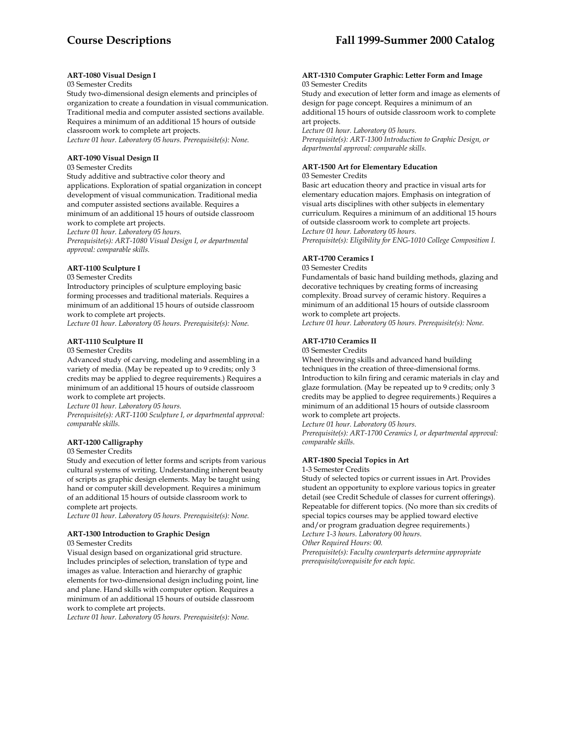**ART-1080 Visual Design I**
03 Semester Credits
Study two-dimensional design elements and principles of organization to create a foundation in visual communication. Traditional media and computer assisted sections available. Requires a minimum of an additional 15 hours of outside classroom work to complete art projects.
*Lecture 01 hour. Laboratory 05 hours. Prerequisite(s): None.*

**ART-1090 Visual Design II**
03 Semester Credits
Study additive and subtractive color theory and applications. Exploration of spatial organization in concept development of visual communication. Traditional media and computer assisted sections available. Requires a minimum of an additional 15 hours of outside classroom work to complete art projects.
*Lecture 01 hour. Laboratory 05 hours.*
*Prerequisite(s): ART-1080 Visual Design I, or departmental approval: comparable skills.*

**ART-1100 Sculpture I**
03 Semester Credits
Introductory principles of sculpture employing basic forming processes and traditional materials. Requires a minimum of an additional 15 hours of outside classroom work to complete art projects.
*Lecture 01 hour. Laboratory 05 hours. Prerequisite(s): None.*

**ART-1110 Sculpture II**
03 Semester Credits
Advanced study of carving, modeling and assembling in a variety of media. (May be repeated up to 9 credits; only 3 credits may be applied to degree requirements.) Requires a minimum of an additional 15 hours of outside classroom work to complete art projects.
*Lecture 01 hour. Laboratory 05 hours.*
*Prerequisite(s): ART-1100 Sculpture I, or departmental approval: comparable skills.*

**ART-1200 Calligraphy**
03 Semester Credits
Study and execution of letter forms and scripts from various cultural systems of writing. Understanding inherent beauty of scripts as graphic design elements. May be taught using hand or computer skill development. Requires a minimum of an additional 15 hours of outside classroom work to complete art projects.
*Lecture 01 hour. Laboratory 05 hours. Prerequisite(s): None.*

**ART-1300 Introduction to Graphic Design**
03 Semester Credits
Visual design based on organizational grid structure. Includes principles of selection, translation of type and images as value. Interaction and hierarchy of graphic elements for two-dimensional design including point, line and plane. Hand skills with computer option. Requires a minimum of an additional 15 hours of outside classroom work to complete art projects.
*Lecture 01 hour. Laboratory 05 hours. Prerequisite(s): None.*

**ART-1310 Computer Graphic: Letter Form and Image**
03 Semester Credits
Study and execution of letter form and image as elements of design for page concept. Requires a minimum of an additional 15 hours of outside classroom work to complete art projects.
*Lecture 01 hour. Laboratory 05 hours.*
*Prerequisite(s): ART-1300 Introduction to Graphic Design, or departmental approval: comparable skills.*

**ART-1500 Art for Elementary Education**
03 Semester Credits
Basic art education theory and practice in visual arts for elementary education majors. Emphasis on integration of visual arts disciplines with other subjects in elementary curriculum. Requires a minimum of an additional 15 hours of outside classroom work to complete art projects.
*Lecture 01 hour. Laboratory 05 hours.*
*Prerequisite(s): Eligibility for ENG-1010 College Composition I.*

**ART-1700 Ceramics I**
03 Semester Credits
Fundamentals of basic hand building methods, glazing and decorative techniques by creating forms of increasing complexity. Broad survey of ceramic history. Requires a minimum of an additional 15 hours of outside classroom work to complete art projects.
*Lecture 01 hour. Laboratory 05 hours. Prerequisite(s): None.*

**ART-1710 Ceramics II**
03 Semester Credits
Wheel throwing skills and advanced hand building techniques in the creation of three-dimensional forms. Introduction to kiln firing and ceramic materials in clay and glaze formulation. (May be repeated up to 9 credits; only 3 credits may be applied to degree requirements.) Requires a minimum of an additional 15 hours of outside classroom work to complete art projects.
*Lecture 01 hour. Laboratory 05 hours.*
*Prerequisite(s): ART-1700 Ceramics I, or departmental approval: comparable skills.*

**ART-1800 Special Topics in Art**
1-3 Semester Credits
Study of selected topics or current issues in Art. Provides student an opportunity to explore various topics in greater detail (see Credit Schedule of classes for current offerings). Repeatable for different topics. (No more than six credits of special topics courses may be applied toward elective and/or program graduation degree requirements.)
*Lecture 1-3 hours. Laboratory 00 hours.*
*Other Required Hours: 00.*
*Prerequisite(s): Faculty counterparts determine appropriate prerequisite/corequisite for each topic.*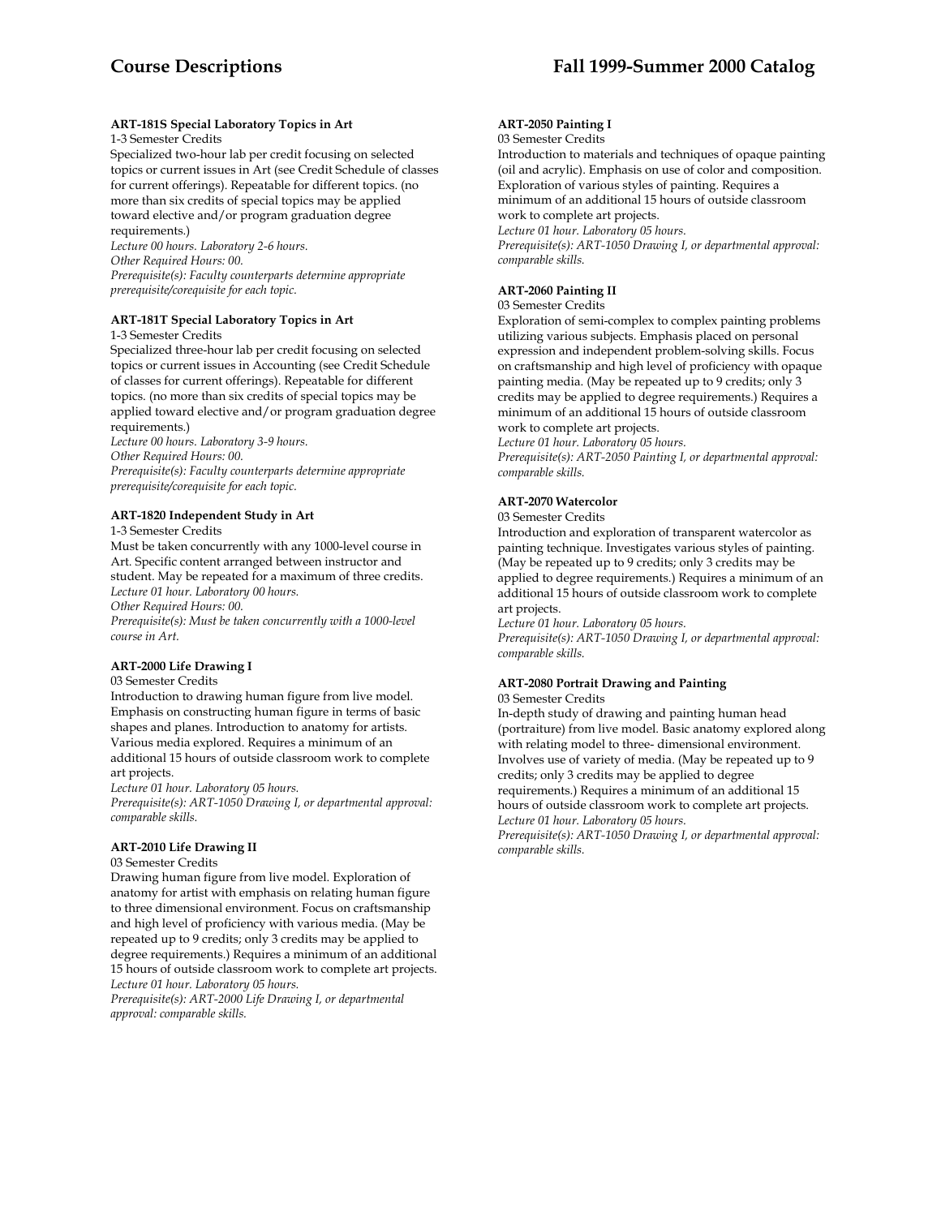**ART-181S Special Laboratory Topics in Art**
1-3 Semester Credits
Specialized two-hour lab per credit focusing on selected topics or current issues in Art (see Credit Schedule of classes for current offerings). Repeatable for different topics. (no more than six credits of special topics may be applied toward elective and/or program graduation degree requirements.)
*Lecture 00 hours. Laboratory 2-6 hours.*
*Other Required Hours: 00.*
*Prerequisite(s): Faculty counterparts determine appropriate prerequisite/corequisite for each topic.*

**ART-181T Special Laboratory Topics in Art**
1-3 Semester Credits
Specialized three-hour lab per credit focusing on selected topics or current issues in Accounting (see Credit Schedule of classes for current offerings). Repeatable for different topics. (no more than six credits of special topics may be applied toward elective and/or program graduation degree requirements.)
*Lecture 00 hours. Laboratory 3-9 hours.*
*Other Required Hours: 00.*
*Prerequisite(s): Faculty counterparts determine appropriate prerequisite/corequisite for each topic.*

**ART-1820 Independent Study in Art**
1-3 Semester Credits
Must be taken concurrently with any 1000-level course in Art. Specific content arranged between instructor and student. May be repeated for a maximum of three credits.
*Lecture 01 hour. Laboratory 00 hours.*
*Other Required Hours: 00.*
*Prerequisite(s): Must be taken concurrently with a 1000-level course in Art.*

**ART-2000 Life Drawing I**
03 Semester Credits
Introduction to drawing human figure from live model. Emphasis on constructing human figure in terms of basic shapes and planes. Introduction to anatomy for artists. Various media explored. Requires a minimum of an additional 15 hours of outside classroom work to complete art projects.
*Lecture 01 hour. Laboratory 05 hours.*
*Prerequisite(s): ART-1050 Drawing I, or departmental approval: comparable skills.*

**ART-2010 Life Drawing II**
03 Semester Credits
Drawing human figure from live model. Exploration of anatomy for artist with emphasis on relating human figure to three dimensional environment. Focus on craftsmanship and high level of proficiency with various media. (May be repeated up to 9 credits; only 3 credits may be applied to degree requirements.) Requires a minimum of an additional 15 hours of outside classroom work to complete art projects.
*Lecture 01 hour. Laboratory 05 hours.*
*Prerequisite(s): ART-2000 Life Drawing I, or departmental approval: comparable skills.*

**ART-2050 Painting I**
03 Semester Credits
Introduction to materials and techniques of opaque painting (oil and acrylic). Emphasis on use of color and composition. Exploration of various styles of painting. Requires a minimum of an additional 15 hours of outside classroom work to complete art projects.
*Lecture 01 hour. Laboratory 05 hours.*
*Prerequisite(s): ART-1050 Drawing I, or departmental approval: comparable skills.*

**ART-2060 Painting II**
03 Semester Credits
Exploration of semi-complex to complex painting problems utilizing various subjects. Emphasis placed on personal expression and independent problem-solving skills. Focus on craftsmanship and high level of proficiency with opaque painting media. (May be repeated up to 9 credits; only 3 credits may be applied to degree requirements.) Requires a minimum of an additional 15 hours of outside classroom work to complete art projects.
*Lecture 01 hour. Laboratory 05 hours.*
*Prerequisite(s): ART-2050 Painting I, or departmental approval: comparable skills.*

**ART-2070 Watercolor**
03 Semester Credits
Introduction and exploration of transparent watercolor as painting technique. Investigates various styles of painting. (May be repeated up to 9 credits; only 3 credits may be applied to degree requirements.) Requires a minimum of an additional 15 hours of outside classroom work to complete art projects.
*Lecture 01 hour. Laboratory 05 hours.*
*Prerequisite(s): ART-1050 Drawing I, or departmental approval: comparable skills.*

**ART-2080 Portrait Drawing and Painting**
03 Semester Credits
In-depth study of drawing and painting human head (portraiture) from live model. Basic anatomy explored along with relating model to three- dimensional environment. Involves use of variety of media. (May be repeated up to 9 credits; only 3 credits may be applied to degree requirements.) Requires a minimum of an additional 15 hours of outside classroom work to complete art projects.
*Lecture 01 hour. Laboratory 05 hours.*
*Prerequisite(s): ART-1050 Drawing I, or departmental approval: comparable skills.*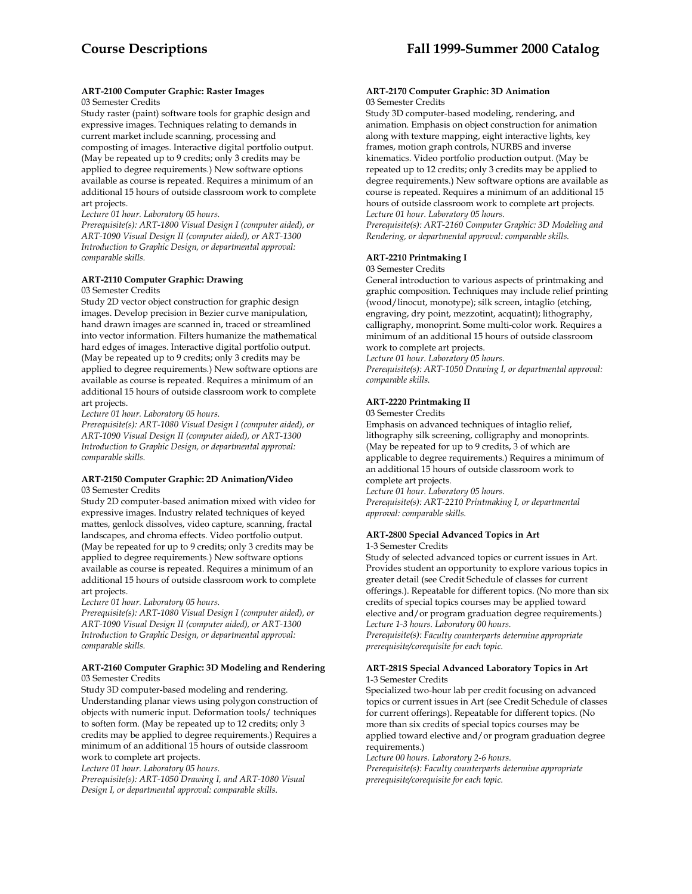#### ART-2100 Computer Graphic: Raster Images

03 Semester Credits

Study raster (paint) software tools for graphic design and expressive images. Techniques relating to demands in current market include scanning, processing and composting of images. Interactive digital portfolio output. (May be repeated up to 9 credits; only 3 credits may be applied to degree requirements.) New software options available as course is repeated. Requires a minimum of an additional 15 hours of outside classroom work to complete art projects.

*Lecture 01 hour. Laboratory 05 hours.*

*Prerequisite(s): ART-1800 Visual Design I (computer aided), or ART-1090 Visual Design II (computer aided), or ART-1300 Introduction to Graphic Design, or departmental approval: comparable skills.*

#### ART-2110 Computer Graphic: Drawing

03 Semester Credits

Study 2D vector object construction for graphic design images. Develop precision in Bezier curve manipulation, hand drawn images are scanned in, traced or streamlined into vector information. Filters humanize the mathematical hard edges of images. Interactive digital portfolio output. (May be repeated up to 9 credits; only 3 credits may be applied to degree requirements.) New software options are available as course is repeated. Requires a minimum of an additional 15 hours of outside classroom work to complete art projects.

*Lecture 01 hour. Laboratory 05 hours.*

*Prerequisite(s): ART-1080 Visual Design I (computer aided), or ART-1090 Visual Design II (computer aided), or ART-1300 Introduction to Graphic Design, or departmental approval: comparable skills.*

#### ART-2150 Computer Graphic: 2D Animation/Video

03 Semester Credits

Study 2D computer-based animation mixed with video for expressive images. Industry related techniques of keyed mattes, genlock dissolves, video capture, scanning, fractal landscapes, and chroma effects. Video portfolio output. (May be repeated for up to 9 credits; only 3 credits may be applied to degree requirements.) New software options available as course is repeated. Requires a minimum of an additional 15 hours of outside classroom work to complete art projects.

*Lecture 01 hour. Laboratory 05 hours.*

*Prerequisite(s): ART-1080 Visual Design I (computer aided), or ART-1090 Visual Design II (computer aided), or ART-1300 Introduction to Graphic Design, or departmental approval: comparable skills.*

#### ART-2160 Computer Graphic: 3D Modeling and Rendering

03 Semester Credits

Study 3D computer-based modeling and rendering. Understanding planar views using polygon construction of objects with numeric input. Deformation tools/ techniques to soften form. (May be repeated up to 12 credits; only 3 credits may be applied to degree requirements.) Requires a minimum of an additional 15 hours of outside classroom work to complete art projects.

*Lecture 01 hour. Laboratory 05 hours.*

*Prerequisite(s): ART-1050 Drawing I, and ART-1080 Visual Design I, or departmental approval: comparable skills.*

#### ART-2170 Computer Graphic: 3D Animation

03 Semester Credits

Study 3D computer-based modeling, rendering, and animation. Emphasis on object construction for animation along with texture mapping, eight interactive lights, key frames, motion graph controls, NURBS and inverse kinematics. Video portfolio production output. (May be repeated up to 12 credits; only 3 credits may be applied to degree requirements.) New software options are available as course is repeated. Requires a minimum of an additional 15 hours of outside classroom work to complete art projects.

*Lecture 01 hour. Laboratory 05 hours.*

*Prerequisite(s): ART-2160 Computer Graphic: 3D Modeling and Rendering, or departmental approval: comparable skills.*

#### ART-2210 Printmaking I

03 Semester Credits

General introduction to various aspects of printmaking and graphic composition. Techniques may include relief printing (wood/linocut, monotype); silk screen, intaglio (etching, engraving, dry point, mezzotint, acquatint); lithography, calligraphy, monoprint. Some multi-color work. Requires a minimum of an additional 15 hours of outside classroom work to complete art projects.

*Lecture 01 hour. Laboratory 05 hours.*

*Prerequisite(s): ART-1050 Drawing I, or departmental approval: comparable skills.*

#### ART-2220 Printmaking II

03 Semester Credits

Emphasis on advanced techniques of intaglio relief, lithography silk screening, colligraphy and monoprints. (May be repeated for up to 9 credits, 3 of which are applicable to degree requirements.) Requires a minimum of an additional 15 hours of outside classroom work to complete art projects.

*Lecture 01 hour. Laboratory 05 hours.*

*Prerequisite(s): ART-2210 Printmaking I, or departmental approval: comparable skills.*

#### ART-2800 Special Advanced Topics in Art

1-3 Semester Credits

Study of selected advanced topics or current issues in Art. Provides student an opportunity to explore various topics in greater detail (see Credit Schedule of classes for current offerings.). Repeatable for different topics. (No more than six credits of special topics courses may be applied toward elective and/or program graduation degree requirements.)

*Lecture 1-3 hours. Laboratory 00 hours.*

*Prerequisite(s): Faculty counterparts determine appropriate prerequisite/corequisite for each topic.*

#### ART-281S Special Advanced Laboratory Topics in Art

1-3 Semester Credits

Specialized two-hour lab per credit focusing on advanced topics or current issues in Art (see Credit Schedule of classes for current offerings). Repeatable for different topics. (No more than six credits of special topics courses may be applied toward elective and/or program graduation degree requirements.)

*Lecture 00 hours. Laboratory 2-6 hours.*

*Prerequisite(s): Faculty counterparts determine appropriate prerequisite/corequisite for each topic.*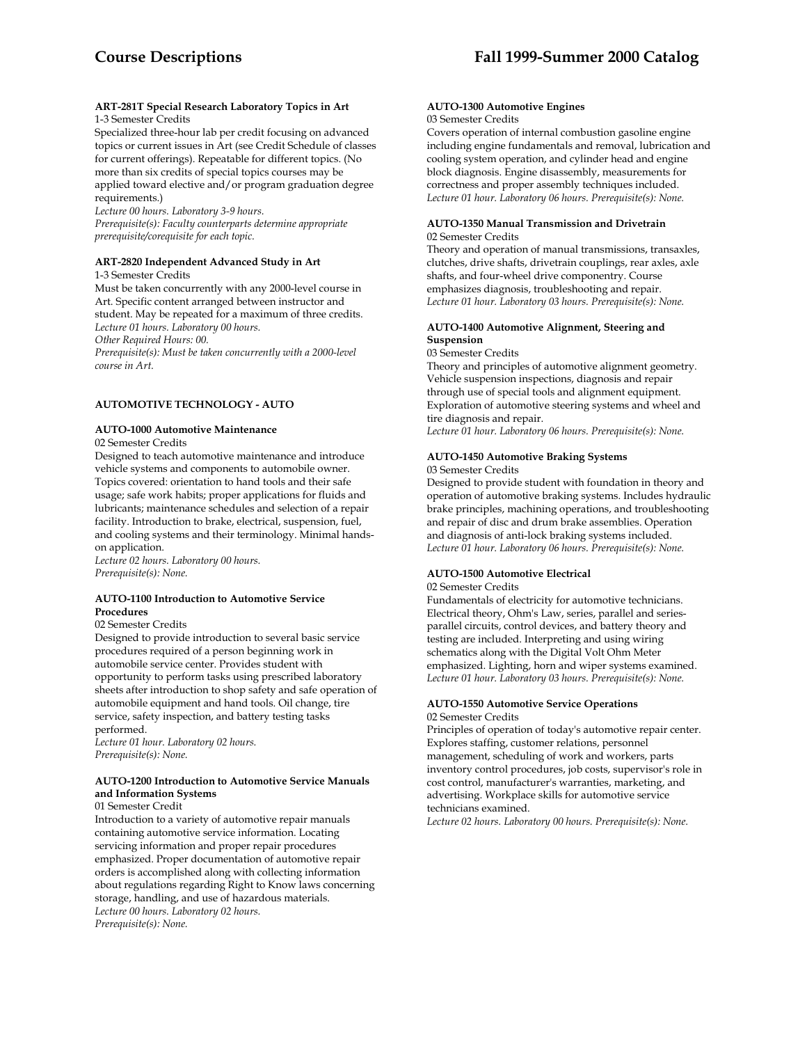**ART-281T Special Research Laboratory Topics in Art**
1-3 Semester Credits
Specialized three-hour lab per credit focusing on advanced topics or current issues in Art (see Credit Schedule of classes for current offerings). Repeatable for different topics. (No more than six credits of special topics courses may be applied toward elective and/or program graduation degree requirements.)
*Lecture 00 hours. Laboratory 3-9 hours.*
*Prerequisite(s): Faculty counterparts determine appropriate prerequisite/corequisite for each topic.*

**ART-2820 Independent Advanced Study in Art**
1-3 Semester Credits
Must be taken concurrently with any 2000-level course in Art. Specific content arranged between instructor and student. May be repeated for a maximum of three credits.
*Lecture 01 hours. Laboratory 00 hours.*
*Other Required Hours: 00.*
*Prerequisite(s): Must be taken concurrently with a 2000-level course in Art.*

## AUTOMOTIVE TECHNOLOGY - AUTO

**AUTO-1000 Automotive Maintenance**
02 Semester Credits
Designed to teach automotive maintenance and introduce vehicle systems and components to automobile owner. Topics covered: orientation to hand tools and their safe usage; safe work habits; proper applications for fluids and lubricants; maintenance schedules and selection of a repair facility. Introduction to brake, electrical, suspension, fuel, and cooling systems and their terminology. Minimal hands-on application.
*Lecture 02 hours. Laboratory 00 hours.*
*Prerequisite(s): None.*

**AUTO-1100 Introduction to Automotive Service Procedures**
02 Semester Credits
Designed to provide introduction to several basic service procedures required of a person beginning work in automobile service center. Provides student with opportunity to perform tasks using prescribed laboratory sheets after introduction to shop safety and safe operation of automobile equipment and hand tools. Oil change, tire service, safety inspection, and battery testing tasks performed.
*Lecture 01 hour. Laboratory 02 hours.*
*Prerequisite(s): None.*

**AUTO-1200 Introduction to Automotive Service Manuals and Information Systems**
01 Semester Credit
Introduction to a variety of automotive repair manuals containing automotive service information. Locating servicing information and proper repair procedures emphasized. Proper documentation of automotive repair orders is accomplished along with collecting information about regulations regarding Right to Know laws concerning storage, handling, and use of hazardous materials.
*Lecture 00 hours. Laboratory 02 hours.*
*Prerequisite(s): None.*

**AUTO-1300 Automotive Engines**
03 Semester Credits
Covers operation of internal combustion gasoline engine including engine fundamentals and removal, lubrication and cooling system operation, and cylinder head and engine block diagnosis. Engine disassembly, measurements for correctness and proper assembly techniques included.
*Lecture 01 hour. Laboratory 06 hours. Prerequisite(s): None.*

**AUTO-1350 Manual Transmission and Drivetrain**
02 Semester Credits
Theory and operation of manual transmissions, transaxles, clutches, drive shafts, drivetrain couplings, rear axles, axle shafts, and four-wheel drive componentry. Course emphasizes diagnosis, troubleshooting and repair.
*Lecture 01 hour. Laboratory 03 hours. Prerequisite(s): None.*

**AUTO-1400 Automotive Alignment, Steering and Suspension**
03 Semester Credits
Theory and principles of automotive alignment geometry. Vehicle suspension inspections, diagnosis and repair through use of special tools and alignment equipment. Exploration of automotive steering systems and wheel and tire diagnosis and repair.
*Lecture 01 hour. Laboratory 06 hours. Prerequisite(s): None.*

**AUTO-1450 Automotive Braking Systems**
03 Semester Credits
Designed to provide student with foundation in theory and operation of automotive braking systems. Includes hydraulic brake principles, machining operations, and troubleshooting and repair of disc and drum brake assemblies. Operation and diagnosis of anti-lock braking systems included.
*Lecture 01 hour. Laboratory 06 hours. Prerequisite(s): None.*

**AUTO-1500 Automotive Electrical**
02 Semester Credits
Fundamentals of electricity for automotive technicians. Electrical theory, Ohm's Law, series, parallel and series-parallel circuits, control devices, and battery theory and testing are included. Interpreting and using wiring schematics along with the Digital Volt Ohm Meter emphasized. Lighting, horn and wiper systems examined.
*Lecture 01 hour. Laboratory 03 hours. Prerequisite(s): None.*

**AUTO-1550 Automotive Service Operations**
02 Semester Credits
Principles of operation of today's automotive repair center. Explores staffing, customer relations, personnel management, scheduling of work and workers, parts inventory control procedures, job costs, supervisor's role in cost control, manufacturer's warranties, marketing, and advertising. Workplace skills for automotive service technicians examined.
*Lecture 02 hours. Laboratory 00 hours. Prerequisite(s): None.*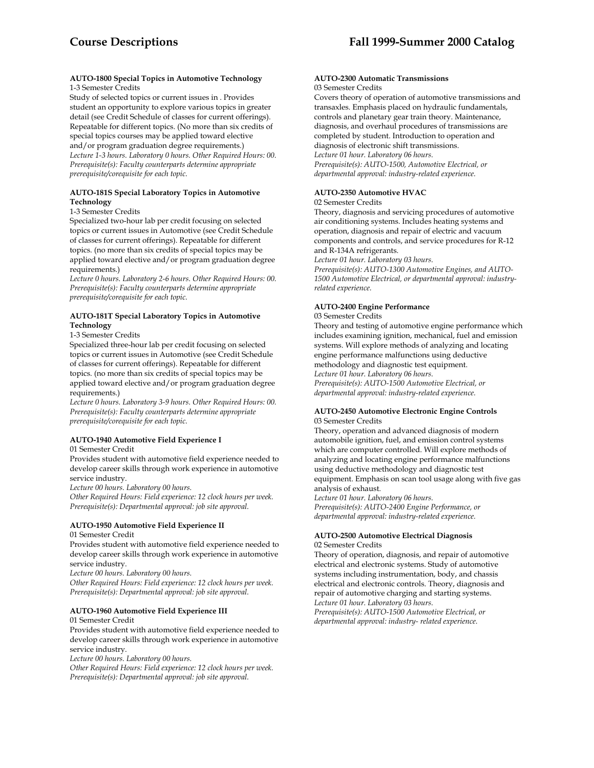**AUTO-1800 Special Topics in Automotive Technology**
1-3 Semester Credits
Study of selected topics or current issues in . Provides student an opportunity to explore various topics in greater detail (see Credit Schedule of classes for current offerings). Repeatable for different topics. (No more than six credits of special topics courses may be applied toward elective and/or program graduation degree requirements.)
*Lecture 1-3 hours. Laboratory 0 hours. Other Required Hours: 00.*
*Prerequisite(s): Faculty counterparts determine appropriate prerequisite/corequisite for each topic.*

**AUTO-181S Special Laboratory Topics in Automotive Technology**
1-3 Semester Credits
Specialized two-hour lab per credit focusing on selected topics or current issues in Automotive (see Credit Schedule of classes for current offerings). Repeatable for different topics. (no more than six credits of special topics may be applied toward elective and/or program graduation degree requirements.)
*Lecture 0 hours. Laboratory 2-6 hours. Other Required Hours: 00.*
*Prerequisite(s): Faculty counterparts determine appropriate prerequisite/corequisite for each topic.*

**AUTO-181T Special Laboratory Topics in Automotive Technology**
1-3 Semester Credits
Specialized three-hour lab per credit focusing on selected topics or current issues in Automotive (see Credit Schedule of classes for current offerings). Repeatable for different topics. (no more than six credits of special topics may be applied toward elective and/or program graduation degree requirements.)
*Lecture 0 hours. Laboratory 3-9 hours. Other Required Hours: 00.*
*Prerequisite(s): Faculty counterparts determine appropriate prerequisite/corequisite for each topic.*

**AUTO-1940 Automotive Field Experience I**
01 Semester Credit
Provides student with automotive field experience needed to develop career skills through work experience in automotive service industry.
*Lecture 00 hours. Laboratory 00 hours.*
*Other Required Hours: Field experience: 12 clock hours per week.*
*Prerequisite(s): Departmental approval: job site approval.*

**AUTO-1950 Automotive Field Experience II**
01 Semester Credit
Provides student with automotive field experience needed to develop career skills through work experience in automotive service industry.
*Lecture 00 hours. Laboratory 00 hours.*
*Other Required Hours: Field experience: 12 clock hours per week.*
*Prerequisite(s): Departmental approval: job site approval.*

**AUTO-1960 Automotive Field Experience III**
01 Semester Credit
Provides student with automotive field experience needed to develop career skills through work experience in automotive service industry.
*Lecture 00 hours. Laboratory 00 hours.*
*Other Required Hours: Field experience: 12 clock hours per week.*
*Prerequisite(s): Departmental approval: job site approval.*

**AUTO-2300 Automatic Transmissions**
03 Semester Credits
Covers theory of operation of automotive transmissions and transaxles. Emphasis placed on hydraulic fundamentals, controls and planetary gear train theory. Maintenance, diagnosis, and overhaul procedures of transmissions are completed by student. Introduction to operation and diagnosis of electronic shift transmissions.
*Lecture 01 hour. Laboratory 06 hours.*
*Prerequisite(s): AUTO-1500, Automotive Electrical, or departmental approval: industry-related experience.*

**AUTO-2350 Automotive HVAC**
02 Semester Credits
Theory, diagnosis and servicing procedures of automotive air conditioning systems. Includes heating systems and operation, diagnosis and repair of electric and vacuum components and controls, and service procedures for R-12 and R-134A refrigerants.
*Lecture 01 hour. Laboratory 03 hours.*
*Prerequisite(s): AUTO-1300 Automotive Engines, and AUTO-1500 Automotive Electrical, or departmental approval: industry-related experience.*

**AUTO-2400 Engine Performance**
03 Semester Credits
Theory and testing of automotive engine performance which includes examining ignition, mechanical, fuel and emission systems. Will explore methods of analyzing and locating engine performance malfunctions using deductive methodology and diagnostic test equipment.
*Lecture 01 hour. Laboratory 06 hours.*
*Prerequisite(s): AUTO-1500 Automotive Electrical, or departmental approval: industry-related experience.*

**AUTO-2450 Automotive Electronic Engine Controls**
03 Semester Credits
Theory, operation and advanced diagnosis of modern automobile ignition, fuel, and emission control systems which are computer controlled. Will explore methods of analyzing and locating engine performance malfunctions using deductive methodology and diagnostic test equipment. Emphasis on scan tool usage along with five gas analysis of exhaust.
*Lecture 01 hour. Laboratory 06 hours.*
*Prerequisite(s): AUTO-2400 Engine Performance, or departmental approval: industry-related experience.*

**AUTO-2500 Automotive Electrical Diagnosis**
02 Semester Credits
Theory of operation, diagnosis, and repair of automotive electrical and electronic systems. Study of automotive systems including instrumentation, body, and chassis electrical and electronic controls. Theory, diagnosis and repair of automotive charging and starting systems.
*Lecture 01 hour. Laboratory 03 hours.*
*Prerequisite(s): AUTO-1500 Automotive Electrical, or departmental approval: industry- related experience.*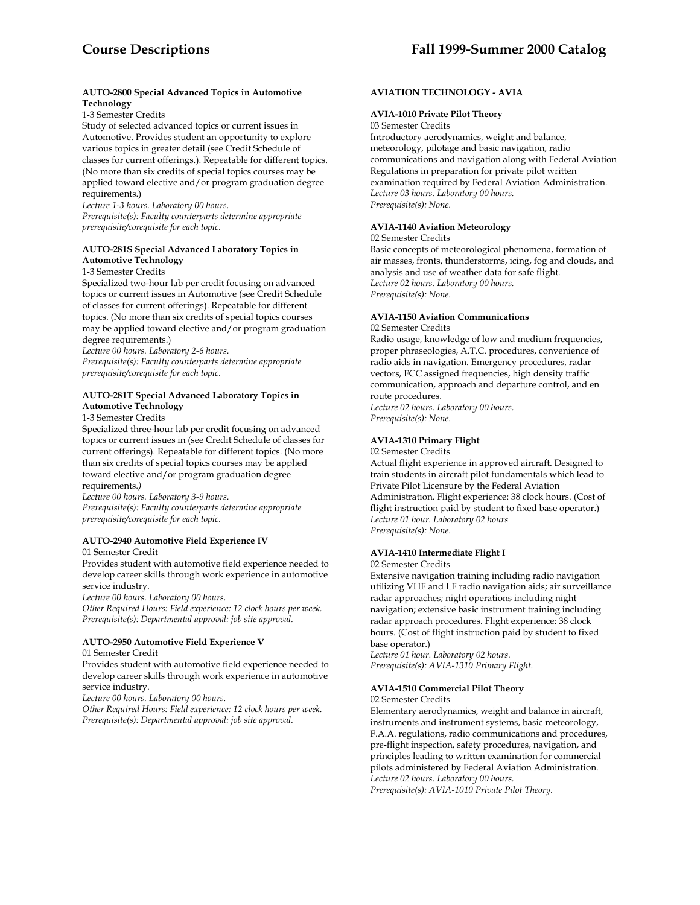#### AUTO-2800 Special Advanced Topics in Automotive Technology

1-3 Semester Credits

Study of selected advanced topics or current issues in Automotive. Provides student an opportunity to explore various topics in greater detail (see Credit Schedule of classes for current offerings.). Repeatable for different topics. (No more than six credits of special topics courses may be applied toward elective and/or program graduation degree requirements.)

*Lecture 1-3 hours. Laboratory 00 hours.*

*Prerequisite(s): Faculty counterparts determine appropriate prerequisite/corequisite for each topic.*

#### AUTO-281S Special Advanced Laboratory Topics in Automotive Technology

1-3 Semester Credits

Specialized two-hour lab per credit focusing on advanced topics or current issues in Automotive (see Credit Schedule of classes for current offerings). Repeatable for different topics. (No more than six credits of special topics courses may be applied toward elective and/or program graduation degree requirements.)

*Lecture 00 hours. Laboratory 2-6 hours.*

*Prerequisite(s): Faculty counterparts determine appropriate prerequisite/corequisite for each topic.*

#### AUTO-281T Special Advanced Laboratory Topics in Automotive Technology

1-3 Semester Credits

Specialized three-hour lab per credit focusing on advanced topics or current issues in (see Credit Schedule of classes for current offerings). Repeatable for different topics. (No more than six credits of special topics courses may be applied toward elective and/or program graduation degree requirements.)

*Lecture 00 hours. Laboratory 3-9 hours.*

*Prerequisite(s): Faculty counterparts determine appropriate prerequisite/corequisite for each topic.*

#### AUTO-2940 Automotive Field Experience IV

01 Semester Credit

Provides student with automotive field experience needed to develop career skills through work experience in automotive service industry.

*Lecture 00 hours. Laboratory 00 hours.*

*Other Required Hours: Field experience: 12 clock hours per week.*

*Prerequisite(s): Departmental approval: job site approval.*

#### AUTO-2950 Automotive Field Experience V

01 Semester Credit

Provides student with automotive field experience needed to develop career skills through work experience in automotive service industry.

*Lecture 00 hours. Laboratory 00 hours.*

*Other Required Hours: Field experience: 12 clock hours per week.*

*Prerequisite(s): Departmental approval: job site approval.*

### AVIATION TECHNOLOGY - AVIA

#### AVIA-1010 Private Pilot Theory

03 Semester Credits

Introductory aerodynamics, weight and balance, meteorology, pilotage and basic navigation, radio communications and navigation along with Federal Aviation Regulations in preparation for private pilot written examination required by Federal Aviation Administration.

*Lecture 03 hours. Laboratory 00 hours.*

*Prerequisite(s): None.*

#### AVIA-1140 Aviation Meteorology

02 Semester Credits

Basic concepts of meteorological phenomena, formation of air masses, fronts, thunderstorms, icing, fog and clouds, and analysis and use of weather data for safe flight.

*Lecture 02 hours. Laboratory 00 hours.*

*Prerequisite(s): None.*

#### AVIA-1150 Aviation Communications

02 Semester Credits

Radio usage, knowledge of low and medium frequencies, proper phraseologies, A.T.C. procedures, convenience of radio aids in navigation. Emergency procedures, radar vectors, FCC assigned frequencies, high density traffic communication, approach and departure control, and en route procedures.

*Lecture 02 hours. Laboratory 00 hours.*

*Prerequisite(s): None.*

#### AVIA-1310 Primary Flight

02 Semester Credits

Actual flight experience in approved aircraft. Designed to train students in aircraft pilot fundamentals which lead to Private Pilot Licensure by the Federal Aviation Administration. Flight experience: 38 clock hours. (Cost of flight instruction paid by student to fixed base operator.)

*Lecture 01 hour. Laboratory 02 hours*

*Prerequisite(s): None.*

#### AVIA-1410 Intermediate Flight I

02 Semester Credits

Extensive navigation training including radio navigation utilizing VHF and LF radio navigation aids; air surveillance radar approaches; night operations including night navigation; extensive basic instrument training including radar approach procedures. Flight experience: 38 clock hours. (Cost of flight instruction paid by student to fixed base operator.)

*Lecture 01 hour. Laboratory 02 hours.*

*Prerequisite(s): AVIA-1310 Primary Flight.*

#### AVIA-1510 Commercial Pilot Theory

02 Semester Credits

Elementary aerodynamics, weight and balance in aircraft, instruments and instrument systems, basic meteorology, F.A.A. regulations, radio communications and procedures, pre-flight inspection, safety procedures, navigation, and principles leading to written examination for commercial pilots administered by Federal Aviation Administration.

*Lecture 02 hours. Laboratory 00 hours.*

*Prerequisite(s): AVIA-1010 Private Pilot Theory.*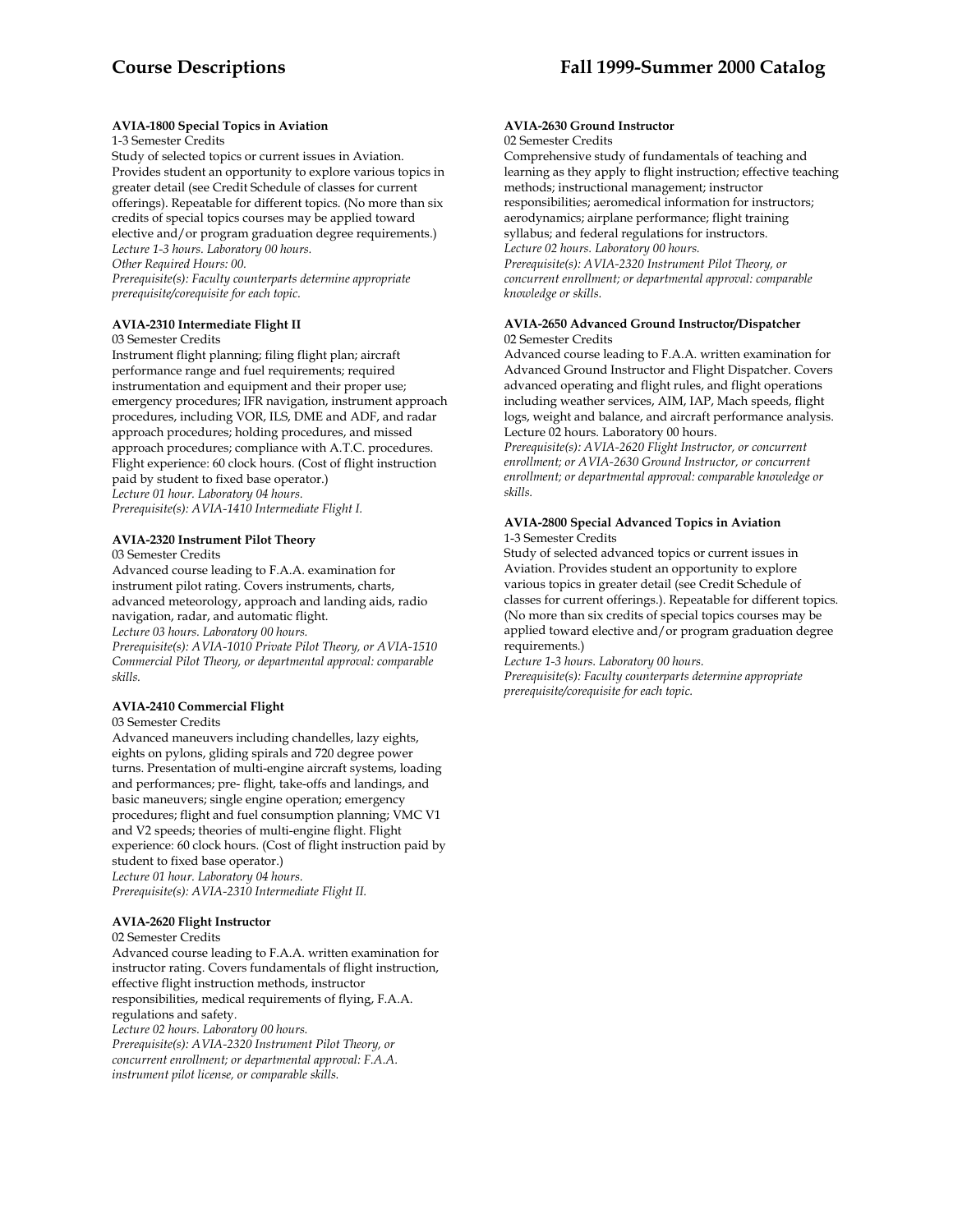**AVIA-1800 Special Topics in Aviation**

1-3 Semester Credits

Study of selected topics or current issues in Aviation. Provides student an opportunity to explore various topics in greater detail (see Credit Schedule of classes for current offerings). Repeatable for different topics. (No more than six credits of special topics courses may be applied toward elective and/or program graduation degree requirements.)

*Lecture 1-3 hours. Laboratory 00 hours.*
*Other Required Hours: 00.*
*Prerequisite(s): Faculty counterparts determine appropriate prerequisite/corequisite for each topic.*

**AVIA-2310 Intermediate Flight II**

03 Semester Credits

Instrument flight planning; filing flight plan; aircraft performance range and fuel requirements; required instrumentation and equipment and their proper use; emergency procedures; IFR navigation, instrument approach procedures, including VOR, ILS, DME and ADF, and radar approach procedures; holding procedures, and missed approach procedures; compliance with A.T.C. procedures. Flight experience: 60 clock hours. (Cost of flight instruction paid by student to fixed base operator.)

*Lecture 01 hour. Laboratory 04 hours.*
*Prerequisite(s): AVIA-1410 Intermediate Flight I.*

**AVIA-2320 Instrument Pilot Theory**

03 Semester Credits

Advanced course leading to F.A.A. examination for instrument pilot rating. Covers instruments, charts, advanced meteorology, approach and landing aids, radio navigation, radar, and automatic flight.

*Lecture 03 hours. Laboratory 00 hours.*
*Prerequisite(s): AVIA-1010 Private Pilot Theory, or AVIA-1510 Commercial Pilot Theory, or departmental approval: comparable skills.*

**AVIA-2410 Commercial Flight**

03 Semester Credits

Advanced maneuvers including chandelles, lazy eights, eights on pylons, gliding spirals and 720 degree power turns. Presentation of multi-engine aircraft systems, loading and performances; pre- flight, take-offs and landings, and basic maneuvers; single engine operation; emergency procedures; flight and fuel consumption planning; VMC V1 and V2 speeds; theories of multi-engine flight. Flight experience: 60 clock hours. (Cost of flight instruction paid by student to fixed base operator.)

*Lecture 01 hour. Laboratory 04 hours.*
*Prerequisite(s): AVIA-2310 Intermediate Flight II.*

**AVIA-2620 Flight Instructor**

02 Semester Credits

Advanced course leading to F.A.A. written examination for instructor rating. Covers fundamentals of flight instruction, effective flight instruction methods, instructor responsibilities, medical requirements of flying, F.A.A. regulations and safety.

*Lecture 02 hours. Laboratory 00 hours.*
*Prerequisite(s): AVIA-2320 Instrument Pilot Theory, or concurrent enrollment; or departmental approval: F.A.A. instrument pilot license, or comparable skills.*

**AVIA-2630 Ground Instructor**

02 Semester Credits

Comprehensive study of fundamentals of teaching and learning as they apply to flight instruction; effective teaching methods; instructional management; instructor responsibilities; aeromedical information for instructors; aerodynamics; airplane performance; flight training syllabus; and federal regulations for instructors.

*Lecture 02 hours. Laboratory 00 hours.*
*Prerequisite(s): AVIA-2320 Instrument Pilot Theory, or concurrent enrollment; or departmental approval: comparable knowledge or skills.*

**AVIA-2650 Advanced Ground Instructor/Dispatcher**

02 Semester Credits

Advanced course leading to F.A.A. written examination for Advanced Ground Instructor and Flight Dispatcher. Covers advanced operating and flight rules, and flight operations including weather services, AIM, IAP, Mach speeds, flight logs, weight and balance, and aircraft performance analysis.

Lecture 02 hours. Laboratory 00 hours.

*Prerequisite(s): AVIA-2620 Flight Instructor, or concurrent enrollment; or AVIA-2630 Ground Instructor, or concurrent enrollment; or departmental approval: comparable knowledge or skills.*

**AVIA-2800 Special Advanced Topics in Aviation**

1-3 Semester Credits

Study of selected advanced topics or current issues in Aviation. Provides student an opportunity to explore various topics in greater detail (see Credit Schedule of classes for current offerings.). Repeatable for different topics. (No more than six credits of special topics courses may be applied toward elective and/or program graduation degree requirements.)

*Lecture 1-3 hours. Laboratory 00 hours.*
*Prerequisite(s): Faculty counterparts determine appropriate prerequisite/corequisite for each topic.*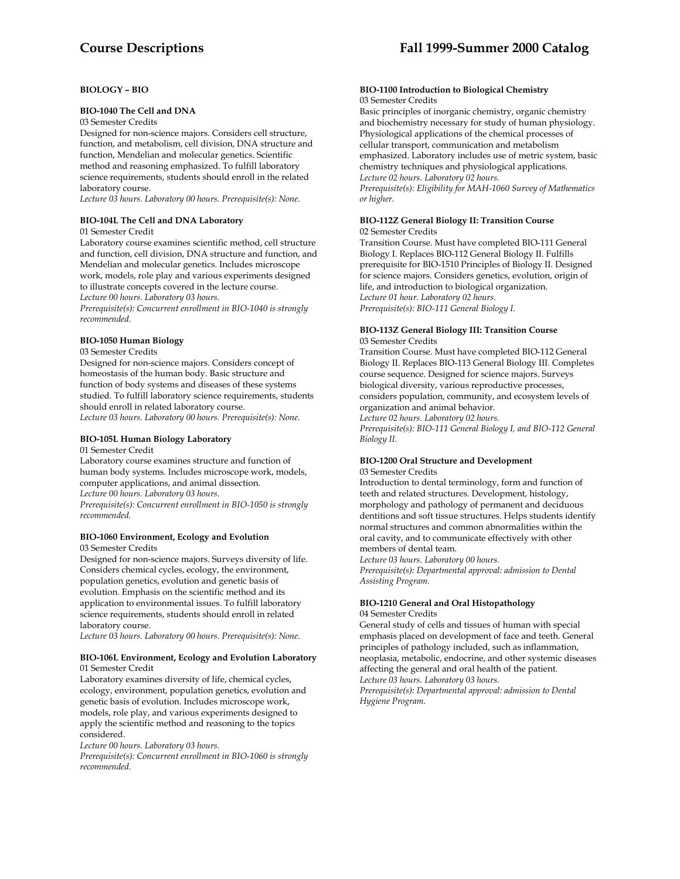## BIOLOGY – BIO

**BIO-1040 The Cell and DNA**

03 Semester Credits

Designed for non-science majors. Considers cell structure, function, and metabolism, cell division, DNA structure and function, Mendelian and molecular genetics. Scientific method and reasoning emphasized. To fulfill laboratory science requirements, students should enroll in the related laboratory course.

*Lecture 03 hours. Laboratory 00 hours. Prerequisite(s): None.*

**BIO-104L The Cell and DNA Laboratory**

01 Semester Credit

Laboratory course examines scientific method, cell structure and function, cell division, DNA structure and function, and Mendelian and molecular genetics. Includes microscope work, models, role play and various experiments designed to illustrate concepts covered in the lecture course.

*Lecture 00 hours. Laboratory 03 hours.*

*Prerequisite(s): Concurrent enrollment in BIO-1040 is strongly recommended.*

**BIO-1050 Human Biology**

03 Semester Credits

Designed for non-science majors. Considers concept of homeostasis of the human body. Basic structure and function of body systems and diseases of these systems studied. To fulfill laboratory science requirements, students should enroll in related laboratory course.

*Lecture 03 hours. Laboratory 00 hours. Prerequisite(s): None.*

**BIO-105L Human Biology Laboratory**

01 Semester Credit

Laboratory course examines structure and function of human body systems. Includes microscope work, models, computer applications, and animal dissection.

*Lecture 00 hours. Laboratory 03 hours.*

*Prerequisite(s): Concurrent enrollment in BIO-1050 is strongly recommended.*

**BIO-1060 Environment, Ecology and Evolution**

03 Semester Credits

Designed for non-science majors. Surveys diversity of life. Considers chemical cycles, ecology, the environment, population genetics, evolution and genetic basis of evolution. Emphasis on the scientific method and its application to environmental issues. To fulfill laboratory science requirements, students should enroll in related laboratory course.

*Lecture 03 hours. Laboratory 00 hours. Prerequisite(s): None.*

**BIO-106L Environment, Ecology and Evolution Laboratory**

01 Semester Credit

Laboratory examines diversity of life, chemical cycles, ecology, environment, population genetics, evolution and genetic basis of evolution. Includes microscope work, models, role play, and various experiments designed to apply the scientific method and reasoning to the topics considered.

*Lecture 00 hours. Laboratory 03 hours.*

*Prerequisite(s): Concurrent enrollment in BIO-1060 is strongly recommended.*

**BIO-1100 Introduction to Biological Chemistry**

03 Semester Credits

Basic principles of inorganic chemistry, organic chemistry and biochemistry necessary for study of human physiology. Physiological applications of the chemical processes of cellular transport, communication and metabolism emphasized. Laboratory includes use of metric system, basic chemistry techniques and physiological applications.

*Lecture 02 hours. Laboratory 02 hours.*

*Prerequisite(s): Eligibility for MAH-1060 Survey of Mathematics or higher.*

**BIO-112Z General Biology II: Transition Course**

02 Semester Credits

Transition Course. Must have completed BIO-111 General Biology I. Replaces BIO-112 General Biology II. Fulfills prerequisite for BIO-1510 Principles of Biology II. Designed for science majors. Considers genetics, evolution, origin of life, and introduction to biological organization.

*Lecture 01 hour. Laboratory 02 hours.*

*Prerequisite(s): BIO-111 General Biology I.*

**BIO-113Z General Biology III: Transition Course**

03 Semester Credits

Transition Course. Must have completed BIO-112 General Biology II. Replaces BIO-113 General Biology III. Completes course sequence. Designed for science majors. Surveys biological diversity, various reproductive processes, considers population, community, and ecosystem levels of organization and animal behavior.

*Lecture 02 hours. Laboratory 02 hours.*

*Prerequisite(s): BIO-111 General Biology I, and BIO-112 General Biology II.*

**BIO-1200 Oral Structure and Development**

03 Semester Credits

Introduction to dental terminology, form and function of teeth and related structures. Development, histology, morphology and pathology of permanent and deciduous dentitions and soft tissue structures. Helps students identify normal structures and common abnormalities within the oral cavity, and to communicate effectively with other members of dental team.

*Lecture 03 hours. Laboratory 00 hours.*

*Prerequisite(s): Departmental approval: admission to Dental Assisting Program.*

**BIO-1210 General and Oral Histopathology**

04 Semester Credits

General study of cells and tissues of human with special emphasis placed on development of face and teeth. General principles of pathology included, such as inflammation, neoplasia, metabolic, endocrine, and other systemic diseases affecting the general and oral health of the patient.

*Lecture 03 hours. Laboratory 03 hours.*

*Prerequisite(s): Departmental approval: admission to Dental Hygiene Program.*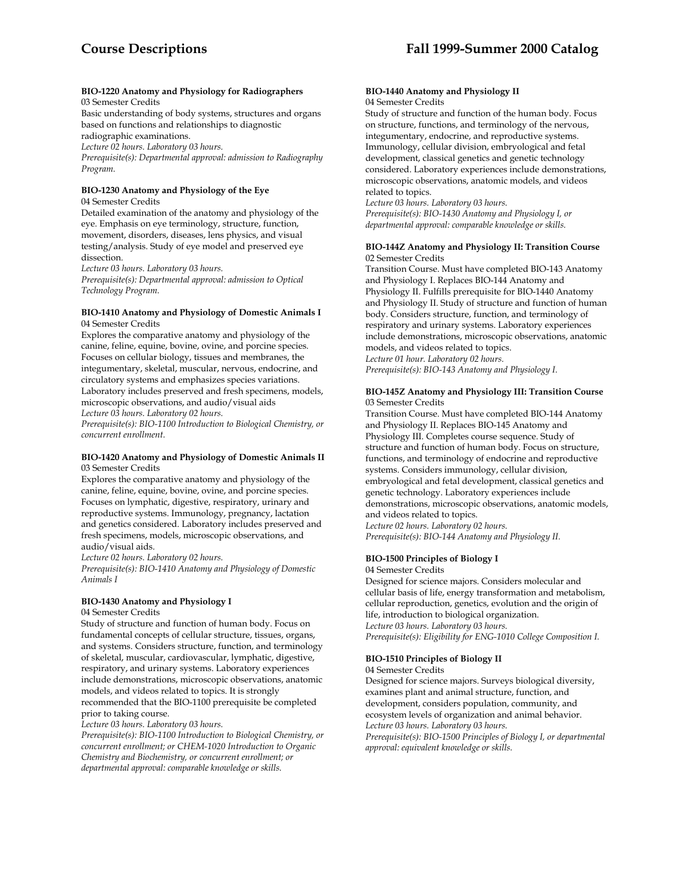#### BIO-1220 Anatomy and Physiology for Radiographers

03 Semester Credits

Basic understanding of body systems, structures and organs based on functions and relationships to diagnostic radiographic examinations.

*Lecture 02 hours. Laboratory 03 hours.*

*Prerequisite(s): Departmental approval: admission to Radiography Program.*

#### BIO-1230 Anatomy and Physiology of the Eye

04 Semester Credits

Detailed examination of the anatomy and physiology of the eye. Emphasis on eye terminology, structure, function, movement, disorders, diseases, lens physics, and visual testing/analysis. Study of eye model and preserved eye dissection.

*Lecture 03 hours. Laboratory 03 hours.*

*Prerequisite(s): Departmental approval: admission to Optical Technology Program.*

#### BIO-1410 Anatomy and Physiology of Domestic Animals I

04 Semester Credits

Explores the comparative anatomy and physiology of the canine, feline, equine, bovine, ovine, and porcine species. Focuses on cellular biology, tissues and membranes, the integumentary, skeletal, muscular, nervous, endocrine, and circulatory systems and emphasizes species variations. Laboratory includes preserved and fresh specimens, models, microscopic observations, and audio/visual aids

*Lecture 03 hours. Laboratory 02 hours.*

*Prerequisite(s): BIO-1100 Introduction to Biological Chemistry, or concurrent enrollment.*

#### BIO-1420 Anatomy and Physiology of Domestic Animals II

03 Semester Credits

Explores the comparative anatomy and physiology of the canine, feline, equine, bovine, ovine, and porcine species. Focuses on lymphatic, digestive, respiratory, urinary and reproductive systems. Immunology, pregnancy, lactation and genetics considered. Laboratory includes preserved and fresh specimens, models, microscopic observations, and audio/visual aids.

*Lecture 02 hours. Laboratory 02 hours.*

*Prerequisite(s): BIO-1410 Anatomy and Physiology of Domestic Animals I*

#### BIO-1430 Anatomy and Physiology I

04 Semester Credits

Study of structure and function of human body. Focus on fundamental concepts of cellular structure, tissues, organs, and systems. Considers structure, function, and terminology of skeletal, muscular, cardiovascular, lymphatic, digestive, respiratory, and urinary systems. Laboratory experiences include demonstrations, microscopic observations, anatomic models, and videos related to topics. It is strongly recommended that the BIO-1100 prerequisite be completed prior to taking course.

*Lecture 03 hours. Laboratory 03 hours.*

*Prerequisite(s): BIO-1100 Introduction to Biological Chemistry, or concurrent enrollment; or CHEM-1020 Introduction to Organic Chemistry and Biochemistry, or concurrent enrollment; or departmental approval: comparable knowledge or skills.*

#### BIO-1440 Anatomy and Physiology II

04 Semester Credits

Study of structure and function of the human body. Focus on structure, functions, and terminology of the nervous, integumentary, endocrine, and reproductive systems. Immunology, cellular division, embryological and fetal development, classical genetics and genetic technology considered. Laboratory experiences include demonstrations, microscopic observations, anatomic models, and videos related to topics.

*Lecture 03 hours. Laboratory 03 hours.*

*Prerequisite(s): BIO-1430 Anatomy and Physiology I, or departmental approval: comparable knowledge or skills.*

#### BIO-144Z Anatomy and Physiology II: Transition Course

02 Semester Credits

Transition Course. Must have completed BIO-143 Anatomy and Physiology I. Replaces BIO-144 Anatomy and Physiology II. Fulfills prerequisite for BIO-1440 Anatomy and Physiology II. Study of structure and function of human body. Considers structure, function, and terminology of respiratory and urinary systems. Laboratory experiences include demonstrations, microscopic observations, anatomic models, and videos related to topics.

*Lecture 01 hour. Laboratory 02 hours.*

*Prerequisite(s): BIO-143 Anatomy and Physiology I.*

#### BIO-145Z Anatomy and Physiology III: Transition Course

03 Semester Credits

Transition Course. Must have completed BIO-144 Anatomy and Physiology II. Replaces BIO-145 Anatomy and Physiology III. Completes course sequence. Study of structure and function of human body. Focus on structure, functions, and terminology of endocrine and reproductive systems. Considers immunology, cellular division, embryological and fetal development, classical genetics and genetic technology. Laboratory experiences include demonstrations, microscopic observations, anatomic models, and videos related to topics.

*Lecture 02 hours. Laboratory 02 hours.*

*Prerequisite(s): BIO-144 Anatomy and Physiology II.*

#### BIO-1500 Principles of Biology I

04 Semester Credits

Designed for science majors. Considers molecular and cellular basis of life, energy transformation and metabolism, cellular reproduction, genetics, evolution and the origin of life, introduction to biological organization.

*Lecture 03 hours. Laboratory 03 hours.*

*Prerequisite(s): Eligibility for ENG-1010 College Composition I.*

#### BIO-1510 Principles of Biology II

04 Semester Credits

Designed for science majors. Surveys biological diversity, examines plant and animal structure, function, and development, considers population, community, and ecosystem levels of organization and animal behavior.

*Lecture 03 hours. Laboratory 03 hours.*

*Prerequisite(s): BIO-1500 Principles of Biology I, or departmental approval: equivalent knowledge or skills.*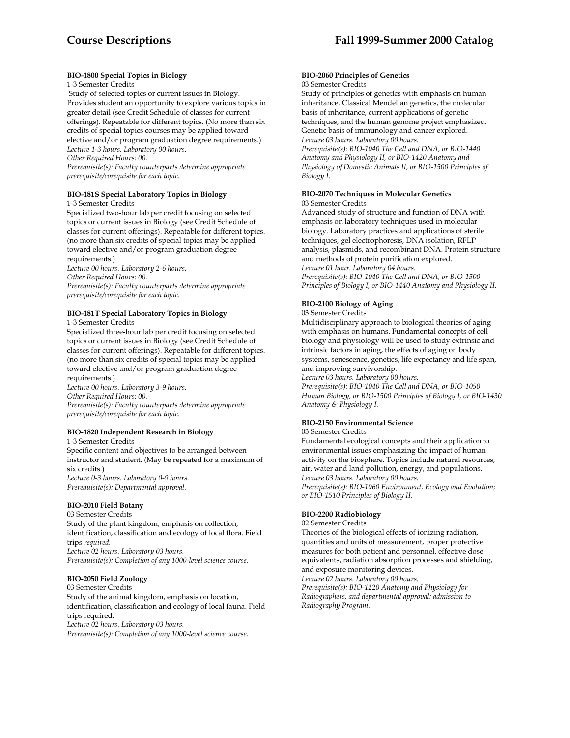**BIO-1800 Special Topics in Biology**
1-3 Semester Credits
Study of selected topics or current issues in Biology. Provides student an opportunity to explore various topics in greater detail (see Credit Schedule of classes for current offerings). Repeatable for different topics. (No more than six credits of special topics courses may be applied toward elective and/or program graduation degree requirements.)
*Lecture 1-3 hours. Laboratory 00 hours.*
*Other Required Hours: 00.*
*Prerequisite(s): Faculty counterparts determine appropriate prerequisite/corequisite for each topic.*

**BIO-181S Special Laboratory Topics in Biology**
1-3 Semester Credits
Specialized two-hour lab per credit focusing on selected topics or current issues in Biology (see Credit Schedule of classes for current offerings). Repeatable for different topics. (no more than six credits of special topics may be applied toward elective and/or program graduation degree requirements.)
*Lecture 00 hours. Laboratory 2-6 hours.*
*Other Required Hours: 00.*
*Prerequisite(s): Faculty counterparts determine appropriate prerequisite/corequisite for each topic.*

**BIO-181T Special Laboratory Topics in Biology**
1-3 Semester Credits
Specialized three-hour lab per credit focusing on selected topics or current issues in Biology (see Credit Schedule of classes for current offerings). Repeatable for different topics. (no more than six credits of special topics may be applied toward elective and/or program graduation degree requirements.)
*Lecture 00 hours. Laboratory 3-9 hours.*
*Other Required Hours: 00.*
*Prerequisite(s): Faculty counterparts determine appropriate prerequisite/corequisite for each topic.*

**BIO-1820 Independent Research in Biology**
1-3 Semester Credits
Specific content and objectives to be arranged between instructor and student. (May be repeated for a maximum of six credits.)
*Lecture 0-3 hours. Laboratory 0-9 hours.*
*Prerequisite(s): Departmental approval.*

**BIO-2010 Field Botany**
03 Semester Credits
Study of the plant kingdom, emphasis on collection, identification, classification and ecology of local flora. Field trips *required.*
*Lecture 02 hours. Laboratory 03 hours.*
*Prerequisite(s): Completion of any 1000-level science course.*

**BIO-2050 Field Zoology**
03 Semester Credits
Study of the animal kingdom, emphasis on location, identification, classification and ecology of local fauna. Field trips required.
*Lecture 02 hours. Laboratory 03 hours.*
*Prerequisite(s): Completion of any 1000-level science course.*

**BIO-2060 Principles of Genetics**
03 Semester Credits
Study of principles of genetics with emphasis on human inheritance. Classical Mendelian genetics, the molecular basis of inheritance, current applications of genetic techniques, and the human genome project emphasized. Genetic basis of immunology and cancer explored.
*Lecture 03 hours. Laboratory 00 hours.*
*Prerequisite(s): BIO-1040 The Cell and DNA, or BIO-1440 Anatomy and Physiology II, or BIO-1420 Anatomy and Physiology of Domestic Animals II, or BIO-1500 Principles of Biology I.*

**BIO-2070 Techniques in Molecular Genetics**
03 Semester Credits
Advanced study of structure and function of DNA with emphasis on laboratory techniques used in molecular biology. Laboratory practices and applications of sterile techniques, gel electrophoresis, DNA isolation, RFLP analysis, plasmids, and recombinant DNA. Protein structure and methods of protein purification explored.
*Lecture 01 hour. Laboratory 04 hours.*
*Prerequisite(s): BIO-1040 The Cell and DNA, or BIO-1500 Principles of Biology I, or BIO-1440 Anatomy and Physiology II.*

**BIO-2100 Biology of Aging**
03 Semester Credits
Multidisciplinary approach to biological theories of aging with emphasis on humans. Fundamental concepts of cell biology and physiology will be used to study extrinsic and intrinsic factors in aging, the effects of aging on body systems, senescence, genetics, life expectancy and life span, and improving survivorship.
*Lecture 03 hours. Laboratory 00 hours.*
*Prerequisite(s): BIO-1040 The Cell and DNA, or BIO-1050 Human Biology, or BIO-1500 Principles of Biology I, or BIO-1430 Anatomy & Physiology I.*

**BIO-2150 Environmental Science**
03 Semester Credits
Fundamental ecological concepts and their application to environmental issues emphasizing the impact of human activity on the biosphere. Topics include natural resources, air, water and land pollution, energy, and populations.
*Lecture 03 hours. Laboratory 00 hours.*
*Prerequisite(s): BIO-1060 Environment, Ecology and Evolution; or BIO-1510 Principles of Biology II.*

**BIO-2200 Radiobiology**
02 Semester Credits
Theories of the biological effects of ionizing radiation, quantities and units of measurement, proper protective measures for both patient and personnel, effective dose equivalents, radiation absorption processes and shielding, and exposure monitoring devices.
*Lecture 02 hours. Laboratory 00 hours.*
*Prerequisite(s): BIO-1220 Anatomy and Physiology for Radiographers, and departmental approval: admission to Radiography Program.*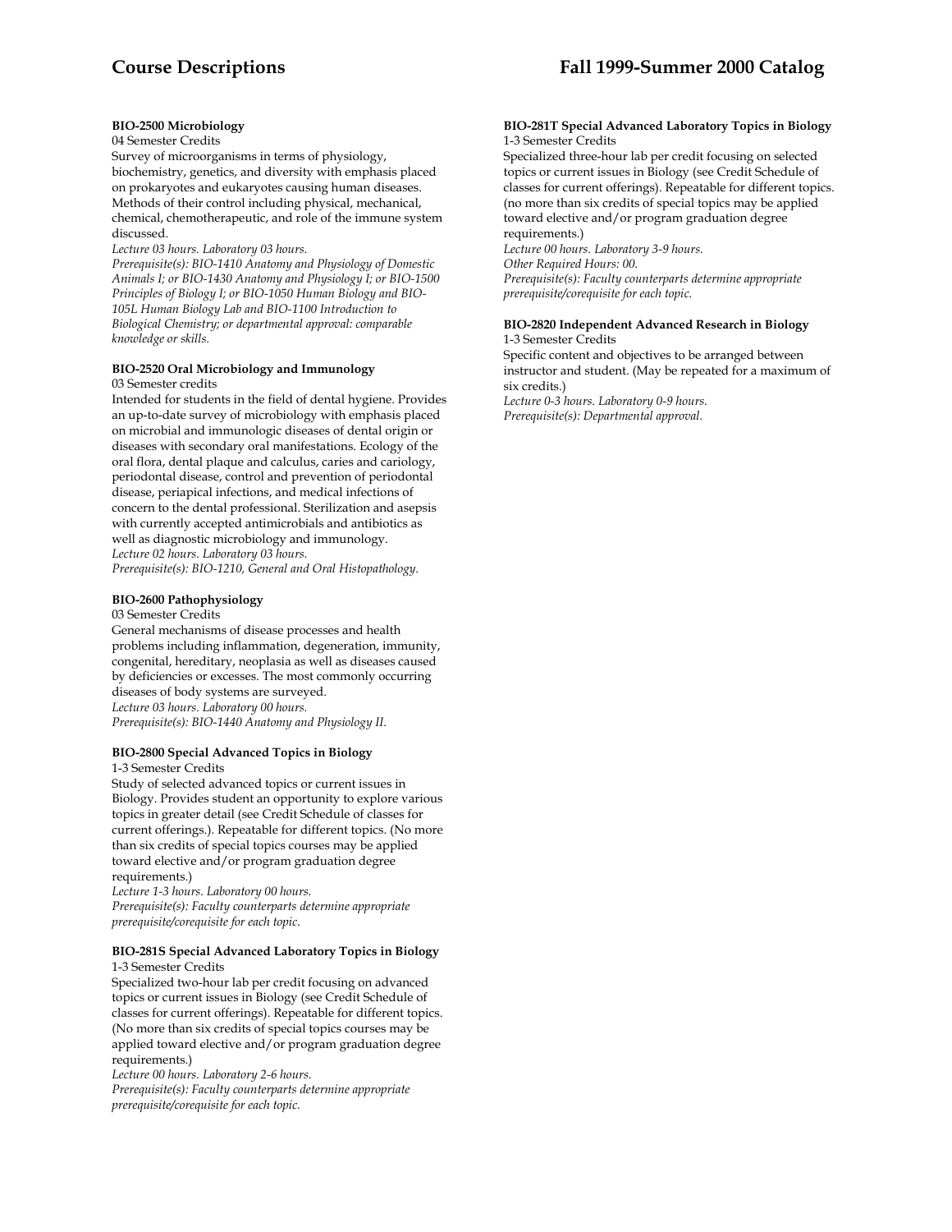**BIO-2500 Microbiology**
04 Semester Credits
Survey of microorganisms in terms of physiology, biochemistry, genetics, and diversity with emphasis placed on prokaryotes and eukaryotes causing human diseases. Methods of their control including physical, mechanical, chemical, chemotherapeutic, and role of the immune system discussed.
*Lecture 03 hours. Laboratory 03 hours.*
*Prerequisite(s): BIO-1410 Anatomy and Physiology of Domestic Animals I; or BIO-1430 Anatomy and Physiology I; or BIO-1500 Principles of Biology I; or BIO-1050 Human Biology and BIO-105L Human Biology Lab and BIO-1100 Introduction to Biological Chemistry; or departmental approval: comparable knowledge or skills.*

**BIO-2520 Oral Microbiology and Immunology**
03 Semester credits
Intended for students in the field of dental hygiene. Provides an up-to-date survey of microbiology with emphasis placed on microbial and immunologic diseases of dental origin or diseases with secondary oral manifestations. Ecology of the oral flora, dental plaque and calculus, caries and cariology, periodontal disease, control and prevention of periodontal disease, periapical infections, and medical infections of concern to the dental professional. Sterilization and asepsis with currently accepted antimicrobials and antibiotics as well as diagnostic microbiology and immunology.
*Lecture 02 hours. Laboratory 03 hours.*
*Prerequisite(s): BIO-1210, General and Oral Histopathology.*

**BIO-2600 Pathophysiology**
03 Semester Credits
General mechanisms of disease processes and health problems including inflammation, degeneration, immunity, congenital, hereditary, neoplasia as well as diseases caused by deficiencies or excesses. The most commonly occurring diseases of body systems are surveyed.
*Lecture 03 hours. Laboratory 00 hours.*
*Prerequisite(s): BIO-1440 Anatomy and Physiology II.*

**BIO-2800 Special Advanced Topics in Biology**
1-3 Semester Credits
Study of selected advanced topics or current issues in Biology. Provides student an opportunity to explore various topics in greater detail (see Credit Schedule of classes for current offerings.). Repeatable for different topics. (No more than six credits of special topics courses may be applied toward elective and/or program graduation degree requirements.)
*Lecture 1-3 hours. Laboratory 00 hours.*
*Prerequisite(s): Faculty counterparts determine appropriate prerequisite/corequisite for each topic.*

**BIO-281S Special Advanced Laboratory Topics in Biology**
1-3 Semester Credits
Specialized two-hour lab per credit focusing on advanced topics or current issues in Biology (see Credit Schedule of classes for current offerings). Repeatable for different topics. (No more than six credits of special topics courses may be applied toward elective and/or program graduation degree requirements.)
*Lecture 00 hours. Laboratory 2-6 hours.*
*Prerequisite(s): Faculty counterparts determine appropriate prerequisite/corequisite for each topic.*

**BIO-281T Special Advanced Laboratory Topics in Biology**
1-3 Semester Credits
Specialized three-hour lab per credit focusing on selected topics or current issues in Biology (see Credit Schedule of classes for current offerings). Repeatable for different topics. (no more than six credits of special topics may be applied toward elective and/or program graduation degree requirements.)
*Lecture 00 hours. Laboratory 3-9 hours.*
*Other Required Hours: 00.*
*Prerequisite(s): Faculty counterparts determine appropriate prerequisite/corequisite for each topic.*

**BIO-2820 Independent Advanced Research in Biology**
1-3 Semester Credits
Specific content and objectives to be arranged between instructor and student. (May be repeated for a maximum of six credits.)
*Lecture 0-3 hours. Laboratory 0-9 hours.*
*Prerequisite(s): Departmental approval.*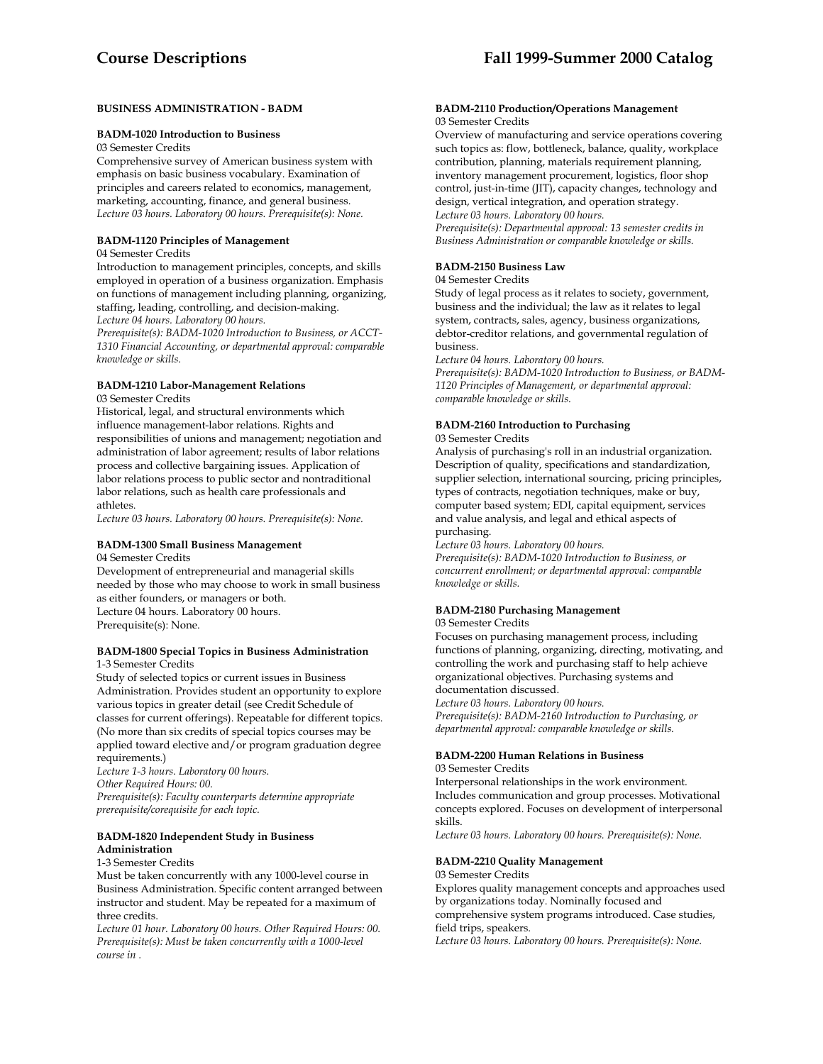## BUSINESS ADMINISTRATION - BADM

### BADM-1020 Introduction to Business

03 Semester Credits

Comprehensive survey of American business system with emphasis on basic business vocabulary. Examination of principles and careers related to economics, management, marketing, accounting, finance, and general business.

*Lecture 03 hours. Laboratory 00 hours. Prerequisite(s): None.*

### BADM-1120 Principles of Management

04 Semester Credits

Introduction to management principles, concepts, and skills employed in operation of a business organization. Emphasis on functions of management including planning, organizing, staffing, leading, controlling, and decision-making.

*Lecture 04 hours. Laboratory 00 hours.*

*Prerequisite(s): BADM-1020 Introduction to Business, or ACCT-1310 Financial Accounting, or departmental approval: comparable knowledge or skills.*

### BADM-1210 Labor-Management Relations

03 Semester Credits

Historical, legal, and structural environments which influence management-labor relations. Rights and responsibilities of unions and management; negotiation and administration of labor agreement; results of labor relations process and collective bargaining issues. Application of labor relations process to public sector and nontraditional labor relations, such as health care professionals and athletes.

*Lecture 03 hours. Laboratory 00 hours. Prerequisite(s): None.*

### BADM-1300 Small Business Management

04 Semester Credits

Development of entrepreneurial and managerial skills needed by those who may choose to work in small business as either founders, or managers or both.

Lecture 04 hours. Laboratory 00 hours.

Prerequisite(s): None.

### BADM-1800 Special Topics in Business Administration

1-3 Semester Credits

Study of selected topics or current issues in Business Administration. Provides student an opportunity to explore various topics in greater detail (see Credit Schedule of classes for current offerings). Repeatable for different topics. (No more than six credits of special topics courses may be applied toward elective and/or program graduation degree requirements.)

*Lecture 1-3 hours. Laboratory 00 hours.*

*Other Required Hours: 00.*

*Prerequisite(s): Faculty counterparts determine appropriate prerequisite/corequisite for each topic.*

### BADM-1820 Independent Study in Business Administration

1-3 Semester Credits

Must be taken concurrently with any 1000-level course in Business Administration. Specific content arranged between instructor and student. May be repeated for a maximum of three credits.

*Lecture 01 hour. Laboratory 00 hours. Other Required Hours: 00.*

*Prerequisite(s): Must be taken concurrently with a 1000-level course in .*

### BADM-2110 Production/Operations Management

03 Semester Credits

Overview of manufacturing and service operations covering such topics as: flow, bottleneck, balance, quality, workplace contribution, planning, materials requirement planning, inventory management procurement, logistics, floor shop control, just-in-time (JIT), capacity changes, technology and design, vertical integration, and operation strategy.

*Lecture 03 hours. Laboratory 00 hours.*

*Prerequisite(s): Departmental approval: 13 semester credits in Business Administration or comparable knowledge or skills.*

### BADM-2150 Business Law

04 Semester Credits

Study of legal process as it relates to society, government, business and the individual; the law as it relates to legal system, contracts, sales, agency, business organizations, debtor-creditor relations, and governmental regulation of business.

*Lecture 04 hours. Laboratory 00 hours.*

*Prerequisite(s): BADM-1020 Introduction to Business, or BADM-1120 Principles of Management, or departmental approval: comparable knowledge or skills.*

### BADM-2160 Introduction to Purchasing

03 Semester Credits

Analysis of purchasing's roll in an industrial organization. Description of quality, specifications and standardization, supplier selection, international sourcing, pricing principles, types of contracts, negotiation techniques, make or buy, computer based system; EDI, capital equipment, services and value analysis, and legal and ethical aspects of purchasing.

*Lecture 03 hours. Laboratory 00 hours.*

*Prerequisite(s): BADM-1020 Introduction to Business, or concurrent enrollment; or departmental approval: comparable knowledge or skills.*

### BADM-2180 Purchasing Management

03 Semester Credits

Focuses on purchasing management process, including functions of planning, organizing, directing, motivating, and controlling the work and purchasing staff to help achieve organizational objectives. Purchasing systems and documentation discussed.

*Lecture 03 hours. Laboratory 00 hours.*

*Prerequisite(s): BADM-2160 Introduction to Purchasing, or departmental approval: comparable knowledge or skills.*

### BADM-2200 Human Relations in Business

03 Semester Credits

Interpersonal relationships in the work environment. Includes communication and group processes. Motivational concepts explored. Focuses on development of interpersonal skills.

*Lecture 03 hours. Laboratory 00 hours. Prerequisite(s): None.*

### BADM-2210 Quality Management

03 Semester Credits

Explores quality management concepts and approaches used by organizations today. Nominally focused and comprehensive system programs introduced. Case studies, field trips, speakers.

*Lecture 03 hours. Laboratory 00 hours. Prerequisite(s): None.*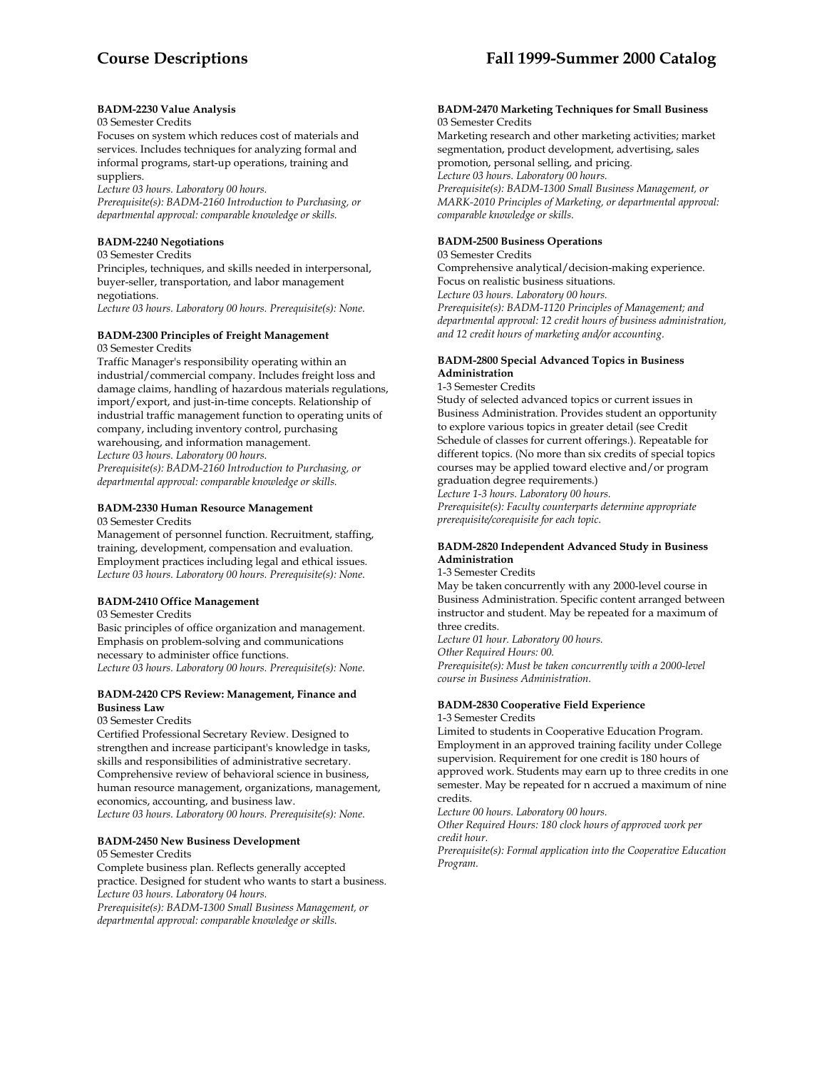#### BADM-2230 Value Analysis

03 Semester Credits

Focuses on system which reduces cost of materials and services. Includes techniques for analyzing formal and informal programs, start-up operations, training and suppliers.

*Lecture 03 hours. Laboratory 00 hours.*
*Prerequisite(s): BADM-2160 Introduction to Purchasing, or departmental approval: comparable knowledge or skills.*

#### BADM-2240 Negotiations

03 Semester Credits

Principles, techniques, and skills needed in interpersonal, buyer-seller, transportation, and labor management negotiations.

*Lecture 03 hours. Laboratory 00 hours. Prerequisite(s): None.*

#### BADM-2300 Principles of Freight Management

03 Semester Credits

Traffic Manager's responsibility operating within an industrial/commercial company. Includes freight loss and damage claims, handling of hazardous materials regulations, import/export, and just-in-time concepts. Relationship of industrial traffic management function to operating units of company, including inventory control, purchasing warehousing, and information management.

*Lecture 03 hours. Laboratory 00 hours.*
*Prerequisite(s): BADM-2160 Introduction to Purchasing, or departmental approval: comparable knowledge or skills.*

#### BADM-2330 Human Resource Management

03 Semester Credits

Management of personnel function. Recruitment, staffing, training, development, compensation and evaluation. Employment practices including legal and ethical issues.

*Lecture 03 hours. Laboratory 00 hours. Prerequisite(s): None.*

#### BADM-2410 Office Management

03 Semester Credits

Basic principles of office organization and management. Emphasis on problem-solving and communications necessary to administer office functions.

*Lecture 03 hours. Laboratory 00 hours. Prerequisite(s): None.*

#### BADM-2420 CPS Review: Management, Finance and Business Law

03 Semester Credits

Certified Professional Secretary Review. Designed to strengthen and increase participant's knowledge in tasks, skills and responsibilities of administrative secretary. Comprehensive review of behavioral science in business, human resource management, organizations, management, economics, accounting, and business law.

*Lecture 03 hours. Laboratory 00 hours. Prerequisite(s): None.*

#### BADM-2450 New Business Development

05 Semester Credits

Complete business plan. Reflects generally accepted practice. Designed for student who wants to start a business.

*Lecture 03 hours. Laboratory 04 hours.*
*Prerequisite(s): BADM-1300 Small Business Management, or departmental approval: comparable knowledge or skills.*

#### BADM-2470 Marketing Techniques for Small Business

03 Semester Credits

Marketing research and other marketing activities; market segmentation, product development, advertising, sales promotion, personal selling, and pricing.

*Lecture 03 hours. Laboratory 00 hours.*
*Prerequisite(s): BADM-1300 Small Business Management, or MARK-2010 Principles of Marketing, or departmental approval: comparable knowledge or skills.*

#### BADM-2500 Business Operations

03 Semester Credits

Comprehensive analytical/decision-making experience. Focus on realistic business situations.

*Lecture 03 hours. Laboratory 00 hours.*
*Prerequisite(s): BADM-1120 Principles of Management; and departmental approval: 12 credit hours of business administration, and 12 credit hours of marketing and/or accounting.*

#### BADM-2800 Special Advanced Topics in Business Administration

1-3 Semester Credits

Study of selected advanced topics or current issues in Business Administration. Provides student an opportunity to explore various topics in greater detail (see Credit Schedule of classes for current offerings.). Repeatable for different topics. (No more than six credits of special topics courses may be applied toward elective and/or program graduation degree requirements.)

*Lecture 1-3 hours. Laboratory 00 hours.*
*Prerequisite(s): Faculty counterparts determine appropriate prerequisite/corequisite for each topic.*

#### BADM-2820 Independent Advanced Study in Business Administration

1-3 Semester Credits

May be taken concurrently with any 2000-level course in Business Administration. Specific content arranged between instructor and student. May be repeated for a maximum of three credits.

*Lecture 01 hour. Laboratory 00 hours.*
*Other Required Hours: 00.*
*Prerequisite(s): Must be taken concurrently with a 2000-level course in Business Administration.*

#### BADM-2830 Cooperative Field Experience

1-3 Semester Credits

Limited to students in Cooperative Education Program. Employment in an approved training facility under College supervision. Requirement for one credit is 180 hours of approved work. Students may earn up to three credits in one semester. May be repeated for n accrued a maximum of nine credits.

*Lecture 00 hours. Laboratory 00 hours.*
*Other Required Hours: 180 clock hours of approved work per credit hour.*
*Prerequisite(s): Formal application into the Cooperative Education Program.*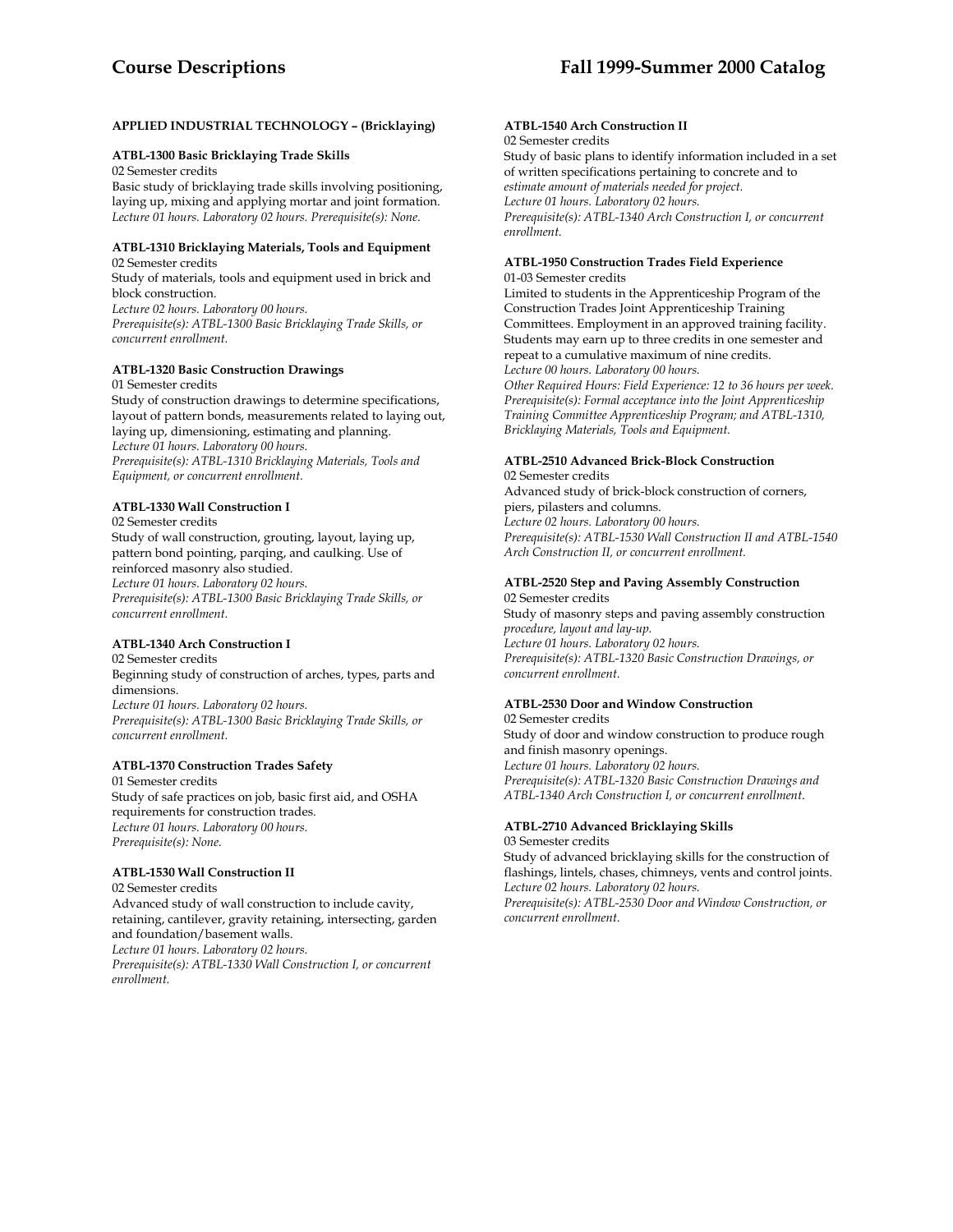**APPLIED INDUSTRIAL TECHNOLOGY – (Bricklaying)**

**ATBL-1300 Basic Bricklaying Trade Skills**
02 Semester credits
Basic study of bricklaying trade skills involving positioning, laying up, mixing and applying mortar and joint formation.
*Lecture 01 hours. Laboratory 02 hours. Prerequisite(s): None.*

**ATBL-1310 Bricklaying Materials, Tools and Equipment**
02 Semester credits
Study of materials, tools and equipment used in brick and block construction.
*Lecture 02 hours. Laboratory 00 hours.*
*Prerequisite(s): ATBL-1300 Basic Bricklaying Trade Skills, or concurrent enrollment.*

**ATBL-1320 Basic Construction Drawings**
01 Semester credits
Study of construction drawings to determine specifications, layout of pattern bonds, measurements related to laying out, laying up, dimensioning, estimating and planning.
*Lecture 01 hours. Laboratory 00 hours.*
*Prerequisite(s): ATBL-1310 Bricklaying Materials, Tools and Equipment, or concurrent enrollment.*

**ATBL-1330 Wall Construction I**
02 Semester credits
Study of wall construction, grouting, layout, laying up, pattern bond pointing, parqing, and caulking. Use of reinforced masonry also studied.
*Lecture 01 hours. Laboratory 02 hours.*
*Prerequisite(s): ATBL-1300 Basic Bricklaying Trade Skills, or concurrent enrollment.*

**ATBL-1340 Arch Construction I**
02 Semester credits
Beginning study of construction of arches, types, parts and dimensions.
*Lecture 01 hours. Laboratory 02 hours.*
*Prerequisite(s): ATBL-1300 Basic Bricklaying Trade Skills, or concurrent enrollment.*

**ATBL-1370 Construction Trades Safety**
01 Semester credits
Study of safe practices on job, basic first aid, and OSHA requirements for construction trades.
*Lecture 01 hours. Laboratory 00 hours.*
*Prerequisite(s): None.*

**ATBL-1530 Wall Construction II**
02 Semester credits
Advanced study of wall construction to include cavity, retaining, cantilever, gravity retaining, intersecting, garden and foundation/basement walls.
*Lecture 01 hours. Laboratory 02 hours.*
*Prerequisite(s): ATBL-1330 Wall Construction I, or concurrent enrollment.*

**ATBL-1540 Arch Construction II**
02 Semester credits
Study of basic plans to identify information included in a set of written specifications pertaining to concrete and to *estimate amount of materials needed for project.*
*Lecture 01 hours. Laboratory 02 hours.*
*Prerequisite(s): ATBL-1340 Arch Construction I, or concurrent enrollment.*

**ATBL-1950 Construction Trades Field Experience**
01-03 Semester credits
Limited to students in the Apprenticeship Program of the Construction Trades Joint Apprenticeship Training Committees. Employment in an approved training facility. Students may earn up to three credits in one semester and repeat to a cumulative maximum of nine credits.
*Lecture 00 hours. Laboratory 00 hours.*
*Other Required Hours: Field Experience: 12 to 36 hours per week.*
*Prerequisite(s): Formal acceptance into the Joint Apprenticeship Training Committee Apprenticeship Program; and ATBL-1310, Bricklaying Materials, Tools and Equipment.*

**ATBL-2510 Advanced Brick-Block Construction**
02 Semester credits
Advanced study of brick-block construction of corners, piers, pilasters and columns.
*Lecture 02 hours. Laboratory 00 hours.*
*Prerequisite(s): ATBL-1530 Wall Construction II and ATBL-1540 Arch Construction II, or concurrent enrollment.*

**ATBL-2520 Step and Paving Assembly Construction**
02 Semester credits
Study of masonry steps and paving assembly construction *procedure, layout and lay-up.*
*Lecture 01 hours. Laboratory 02 hours.*
*Prerequisite(s): ATBL-1320 Basic Construction Drawings, or concurrent enrollment.*

**ATBL-2530 Door and Window Construction**
02 Semester credits
Study of door and window construction to produce rough and finish masonry openings.
*Lecture 01 hours. Laboratory 02 hours.*
*Prerequisite(s): ATBL-1320 Basic Construction Drawings and ATBL-1340 Arch Construction I, or concurrent enrollment.*

**ATBL-2710 Advanced Bricklaying Skills**
03 Semester credits
Study of advanced bricklaying skills for the construction of flashings, lintels, chases, chimneys, vents and control joints.
*Lecture 02 hours. Laboratory 02 hours.*
*Prerequisite(s): ATBL-2530 Door and Window Construction, or concurrent enrollment.*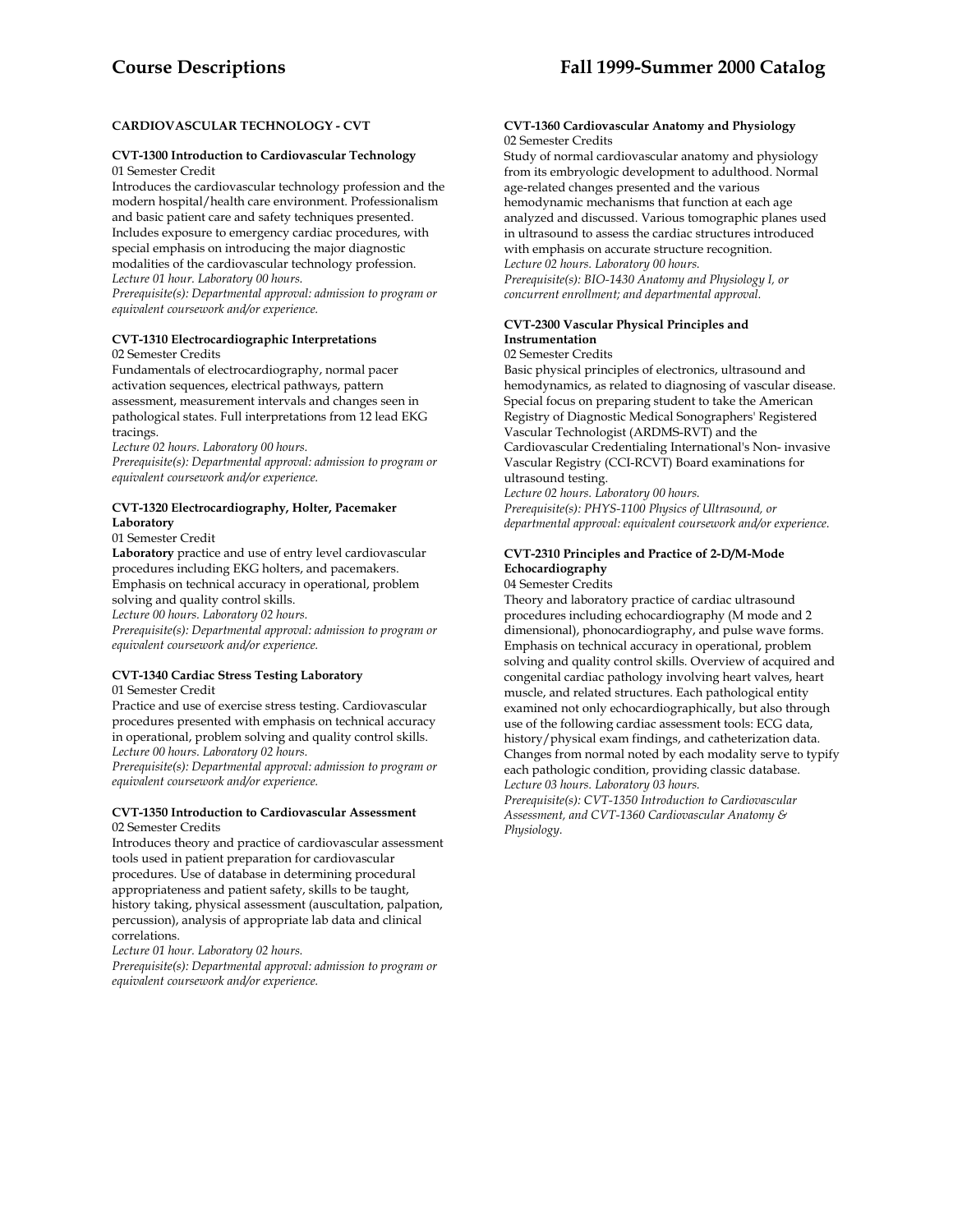## CARDIOVASCULAR TECHNOLOGY - CVT

### CVT-1300 Introduction to Cardiovascular Technology

01 Semester Credit

Introduces the cardiovascular technology profession and the modern hospital/health care environment. Professionalism and basic patient care and safety techniques presented. Includes exposure to emergency cardiac procedures, with special emphasis on introducing the major diagnostic modalities of the cardiovascular technology profession.

*Lecture 01 hour. Laboratory 00 hours.*

*Prerequisite(s): Departmental approval: admission to program or equivalent coursework and/or experience.*

### CVT-1310 Electrocardiographic Interpretations

02 Semester Credits

Fundamentals of electrocardiography, normal pacer activation sequences, electrical pathways, pattern assessment, measurement intervals and changes seen in pathological states. Full interpretations from 12 lead EKG tracings.

*Lecture 02 hours. Laboratory 00 hours.*

*Prerequisite(s): Departmental approval: admission to program or equivalent coursework and/or experience.*

### CVT-1320 Electrocardiography, Holter, Pacemaker Laboratory

01 Semester Credit

**Laboratory** practice and use of entry level cardiovascular procedures including EKG holters, and pacemakers. Emphasis on technical accuracy in operational, problem solving and quality control skills.

*Lecture 00 hours. Laboratory 02 hours.*

*Prerequisite(s): Departmental approval: admission to program or equivalent coursework and/or experience.*

### CVT-1340 Cardiac Stress Testing Laboratory

01 Semester Credit

Practice and use of exercise stress testing. Cardiovascular procedures presented with emphasis on technical accuracy in operational, problem solving and quality control skills.

*Lecture 00 hours. Laboratory 02 hours.*

*Prerequisite(s): Departmental approval: admission to program or equivalent coursework and/or experience.*

### CVT-1350 Introduction to Cardiovascular Assessment

02 Semester Credits

Introduces theory and practice of cardiovascular assessment tools used in patient preparation for cardiovascular procedures. Use of database in determining procedural appropriateness and patient safety, skills to be taught, history taking, physical assessment (auscultation, palpation, percussion), analysis of appropriate lab data and clinical correlations.

*Lecture 01 hour. Laboratory 02 hours.*

*Prerequisite(s): Departmental approval: admission to program or equivalent coursework and/or experience.*

### CVT-1360 Cardiovascular Anatomy and Physiology

02 Semester Credits

Study of normal cardiovascular anatomy and physiology from its embryologic development to adulthood. Normal age-related changes presented and the various hemodynamic mechanisms that function at each age analyzed and discussed. Various tomographic planes used in ultrasound to assess the cardiac structures introduced with emphasis on accurate structure recognition.

*Lecture 02 hours. Laboratory 00 hours.*

*Prerequisite(s): BIO-1430 Anatomy and Physiology I, or concurrent enrollment; and departmental approval.*

### CVT-2300 Vascular Physical Principles and Instrumentation

02 Semester Credits

Basic physical principles of electronics, ultrasound and hemodynamics, as related to diagnosing of vascular disease. Special focus on preparing student to take the American Registry of Diagnostic Medical Sonographers' Registered Vascular Technologist (ARDMS-RVT) and the Cardiovascular Credentialing International's Non- invasive Vascular Registry (CCI-RCVT) Board examinations for ultrasound testing.

*Lecture 02 hours. Laboratory 00 hours.*

*Prerequisite(s): PHYS-1100 Physics of Ultrasound, or departmental approval: equivalent coursework and/or experience.*

### CVT-2310 Principles and Practice of 2-D/M-Mode Echocardiography

04 Semester Credits

Theory and laboratory practice of cardiac ultrasound procedures including echocardiography (M mode and 2 dimensional), phonocardiography, and pulse wave forms. Emphasis on technical accuracy in operational, problem solving and quality control skills. Overview of acquired and congenital cardiac pathology involving heart valves, heart muscle, and related structures. Each pathological entity examined not only echocardiographically, but also through use of the following cardiac assessment tools: ECG data, history/physical exam findings, and catheterization data. Changes from normal noted by each modality serve to typify each pathologic condition, providing classic database.

*Lecture 03 hours. Laboratory 03 hours.*

*Prerequisite(s): CVT-1350 Introduction to Cardiovascular Assessment, and CVT-1360 Cardiovascular Anatomy & Physiology.*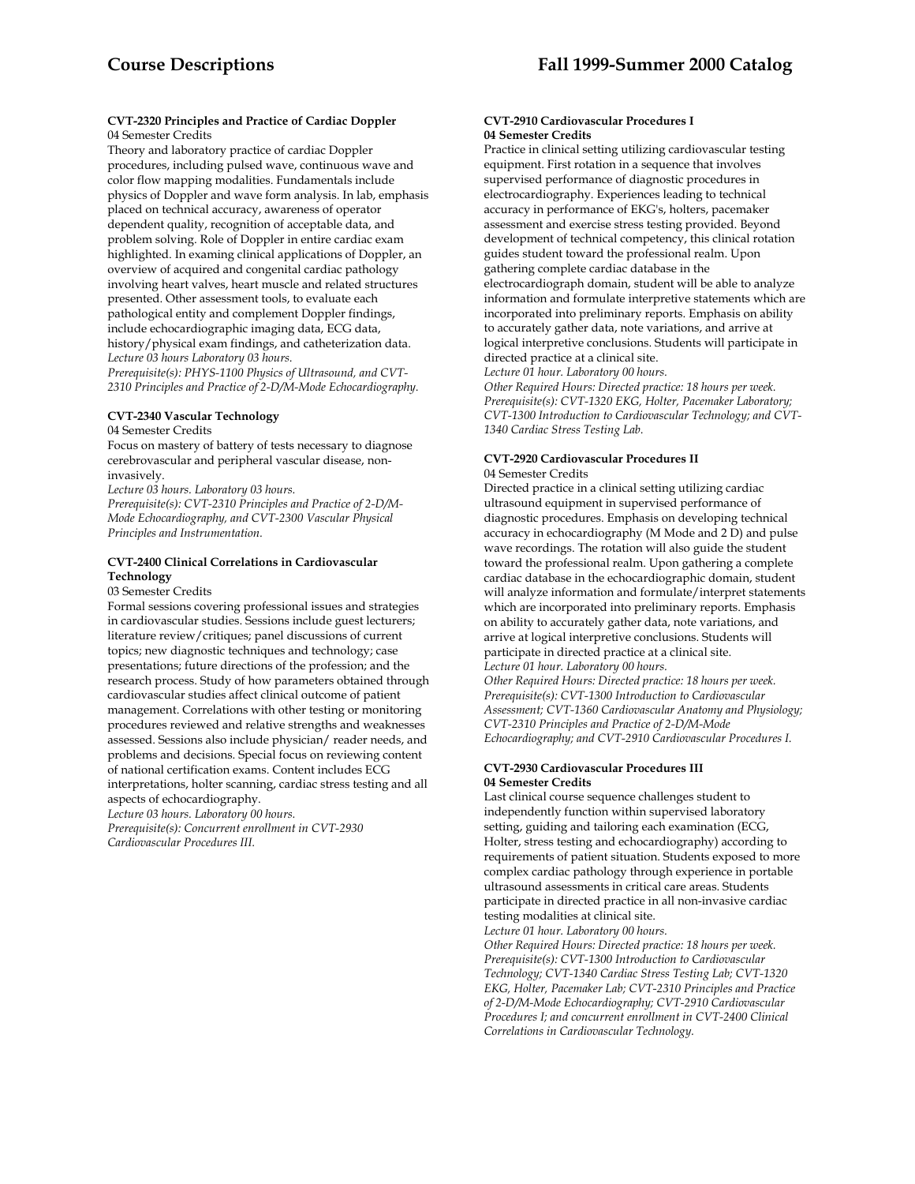**CVT-2320 Principles and Practice of Cardiac Doppler**
04 Semester Credits
Theory and laboratory practice of cardiac Doppler procedures, including pulsed wave, continuous wave and color flow mapping modalities. Fundamentals include physics of Doppler and wave form analysis. In lab, emphasis placed on technical accuracy, awareness of operator dependent quality, recognition of acceptable data, and problem solving. Role of Doppler in entire cardiac exam highlighted. In examing clinical applications of Doppler, an overview of acquired and congenital cardiac pathology involving heart valves, heart muscle and related structures presented. Other assessment tools, to evaluate each pathological entity and complement Doppler findings, include echocardiographic imaging data, ECG data, history/physical exam findings, and catheterization data.
*Lecture 03 hours Laboratory 03 hours.*
*Prerequisite(s): PHYS-1100 Physics of Ultrasound, and CVT-2310 Principles and Practice of 2-D/M-Mode Echocardiography.*

**CVT-2340 Vascular Technology**
04 Semester Credits
Focus on mastery of battery of tests necessary to diagnose cerebrovascular and peripheral vascular disease, non-invasively.
*Lecture 03 hours. Laboratory 03 hours.*
*Prerequisite(s): CVT-2310 Principles and Practice of 2-D/M-Mode Echocardiography, and CVT-2300 Vascular Physical Principles and Instrumentation.*

**CVT-2400 Clinical Correlations in Cardiovascular Technology**
03 Semester Credits
Formal sessions covering professional issues and strategies in cardiovascular studies. Sessions include guest lecturers; literature review/critiques; panel discussions of current topics; new diagnostic techniques and technology; case presentations; future directions of the profession; and the research process. Study of how parameters obtained through cardiovascular studies affect clinical outcome of patient management. Correlations with other testing or monitoring procedures reviewed and relative strengths and weaknesses assessed. Sessions also include physician/ reader needs, and problems and decisions. Special focus on reviewing content of national certification exams. Content includes ECG interpretations, holter scanning, cardiac stress testing and all aspects of echocardiography.
*Lecture 03 hours. Laboratory 00 hours.*
*Prerequisite(s): Concurrent enrollment in CVT-2930 Cardiovascular Procedures III.*

**CVT-2910 Cardiovascular Procedures I**
**04 Semester Credits**
Practice in clinical setting utilizing cardiovascular testing equipment. First rotation in a sequence that involves supervised performance of diagnostic procedures in electrocardiography. Experiences leading to technical accuracy in performance of EKG's, holters, pacemaker assessment and exercise stress testing provided. Beyond development of technical competency, this clinical rotation guides student toward the professional realm. Upon gathering complete cardiac database in the electrocardiograph domain, student will be able to analyze information and formulate interpretive statements which are incorporated into preliminary reports. Emphasis on ability to accurately gather data, note variations, and arrive at logical interpretive conclusions. Students will participate in directed practice at a clinical site.
*Lecture 01 hour. Laboratory 00 hours.*
*Other Required Hours: Directed practice: 18 hours per week.*
*Prerequisite(s): CVT-1320 EKG, Holter, Pacemaker Laboratory; CVT-1300 Introduction to Cardiovascular Technology; and CVT-1340 Cardiac Stress Testing Lab.*

**CVT-2920 Cardiovascular Procedures II**
04 Semester Credits
Directed practice in a clinical setting utilizing cardiac ultrasound equipment in supervised performance of diagnostic procedures. Emphasis on developing technical accuracy in echocardiography (M Mode and 2 D) and pulse wave recordings. The rotation will also guide the student toward the professional realm. Upon gathering a complete cardiac database in the echocardiographic domain, student will analyze information and formulate/interpret statements which are incorporated into preliminary reports. Emphasis on ability to accurately gather data, note variations, and arrive at logical interpretive conclusions. Students will participate in directed practice at a clinical site.
*Lecture 01 hour. Laboratory 00 hours.*
*Other Required Hours: Directed practice: 18 hours per week.*
*Prerequisite(s): CVT-1300 Introduction to Cardiovascular Assessment; CVT-1360 Cardiovascular Anatomy and Physiology; CVT-2310 Principles and Practice of 2-D/M-Mode Echocardiography; and CVT-2910 Cardiovascular Procedures I.*

**CVT-2930 Cardiovascular Procedures III**
**04 Semester Credits**
Last clinical course sequence challenges student to independently function within supervised laboratory setting, guiding and tailoring each examination (ECG, Holter, stress testing and echocardiography) according to requirements of patient situation. Students exposed to more complex cardiac pathology through experience in portable ultrasound assessments in critical care areas. Students participate in directed practice in all non-invasive cardiac testing modalities at clinical site.
*Lecture 01 hour. Laboratory 00 hours.*
*Other Required Hours: Directed practice: 18 hours per week.*
*Prerequisite(s): CVT-1300 Introduction to Cardiovascular Technology; CVT-1340 Cardiac Stress Testing Lab; CVT-1320 EKG, Holter, Pacemaker Lab; CVT-2310 Principles and Practice of 2-D/M-Mode Echocardiography; CVT-2910 Cardiovascular Procedures I; and concurrent enrollment in CVT-2400 Clinical Correlations in Cardiovascular Technology.*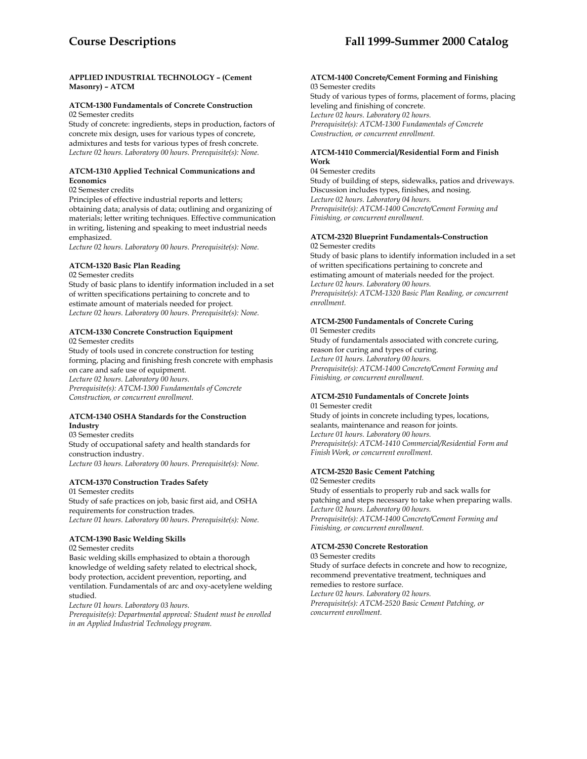**APPLIED INDUSTRIAL TECHNOLOGY – (Cement Masonry) – ATCM**

**ATCM-1300 Fundamentals of Concrete Construction**
02 Semester credits
Study of concrete: ingredients, steps in production, factors of concrete mix design, uses for various types of concrete, admixtures and tests for various types of fresh concrete.
*Lecture 02 hours. Laboratory 00 hours. Prerequisite(s): None.*

**ATCM-1310 Applied Technical Communications and Economics**
02 Semester credits
Principles of effective industrial reports and letters; obtaining data; analysis of data; outlining and organizing of materials; letter writing techniques. Effective communication in writing, listening and speaking to meet industrial needs emphasized.
*Lecture 02 hours. Laboratory 00 hours. Prerequisite(s): None.*

**ATCM-1320 Basic Plan Reading**
02 Semester credits
Study of basic plans to identify information included in a set of written specifications pertaining to concrete and to estimate amount of materials needed for project.
*Lecture 02 hours. Laboratory 00 hours. Prerequisite(s): None.*

**ATCM-1330 Concrete Construction Equipment**
02 Semester credits
Study of tools used in concrete construction for testing forming, placing and finishing fresh concrete with emphasis on care and safe use of equipment.
*Lecture 02 hours. Laboratory 00 hours.*
*Prerequisite(s): ATCM-1300 Fundamentals of Concrete Construction, or concurrent enrollment.*

**ATCM-1340 OSHA Standards for the Construction Industry**
03 Semester credits
Study of occupational safety and health standards for construction industry.
*Lecture 03 hours. Laboratory 00 hours. Prerequisite(s): None.*

**ATCM-1370 Construction Trades Safety**
01 Semester credits
Study of safe practices on job, basic first aid, and OSHA requirements for construction trades.
*Lecture 01 hours. Laboratory 00 hours. Prerequisite(s): None.*

**ATCM-1390 Basic Welding Skills**
02 Semester credits
Basic welding skills emphasized to obtain a thorough knowledge of welding safety related to electrical shock, body protection, accident prevention, reporting, and ventilation. Fundamentals of arc and oxy-acetylene welding studied.
*Lecture 01 hours. Laboratory 03 hours.*
*Prerequisite(s): Departmental approval: Student must be enrolled in an Applied Industrial Technology program.*

**ATCM-1400 Concrete/Cement Forming and Finishing**
03 Semester credits
Study of various types of forms, placement of forms, placing leveling and finishing of concrete.
*Lecture 02 hours. Laboratory 02 hours.*
*Prerequisite(s): ATCM-1300 Fundamentals of Concrete Construction, or concurrent enrollment.*

**ATCM-1410 Commercial/Residential Form and Finish Work**
04 Semester credits
Study of building of steps, sidewalks, patios and driveways. Discussion includes types, finishes, and nosing.
*Lecture 02 hours. Laboratory 04 hours.*
*Prerequisite(s): ATCM-1400 Concrete/Cement Forming and Finishing, or concurrent enrollment.*

**ATCM-2320 Blueprint Fundamentals-Construction**
02 Semester credits
Study of basic plans to identify information included in a set of written specifications pertaining to concrete and estimating amount of materials needed for the project.
*Lecture 02 hours. Laboratory 00 hours.*
*Prerequisite(s): ATCM-1320 Basic Plan Reading, or concurrent enrollment.*

**ATCM-2500 Fundamentals of Concrete Curing**
01 Semester credits
Study of fundamentals associated with concrete curing, reason for curing and types of curing.
*Lecture 01 hours. Laboratory 00 hours.*
*Prerequisite(s): ATCM-1400 Concrete/Cement Forming and Finishing, or concurrent enrollment.*

**ATCM-2510 Fundamentals of Concrete Joints**
01 Semester credit
Study of joints in concrete including types, locations, sealants, maintenance and reason for joints.
*Lecture 01 hours. Laboratory 00 hours.*
*Prerequisite(s): ATCM-1410 Commercial/Residential Form and Finish Work, or concurrent enrollment.*

**ATCM-2520 Basic Cement Patching**
02 Semester credits
Study of essentials to properly rub and sack walls for patching and steps necessary to take when preparing walls.
*Lecture 02 hours. Laboratory 00 hours.*
*Prerequisite(s): ATCM-1400 Concrete/Cement Forming and Finishing, or concurrent enrollment.*

**ATCM-2530 Concrete Restoration**
03 Semester credits
Study of surface defects in concrete and how to recognize, recommend preventative treatment, techniques and remedies to restore surface.
*Lecture 02 hours. Laboratory 02 hours.*
*Prerequisite(s): ATCM-2520 Basic Cement Patching, or concurrent enrollment.*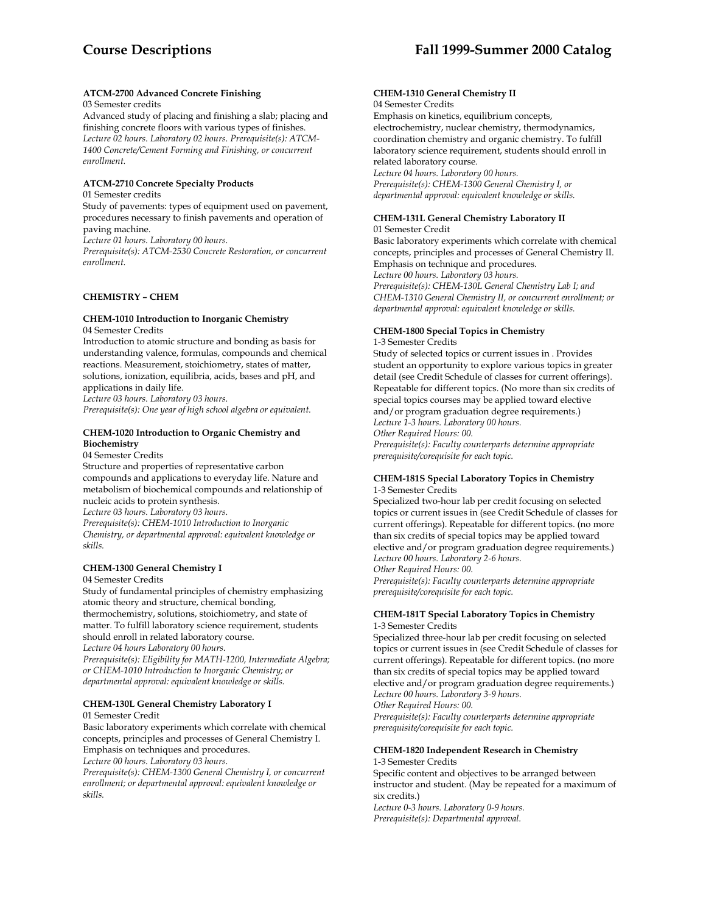**ATCM-2700 Advanced Concrete Finishing**
03 Semester credits
Advanced study of placing and finishing a slab; placing and finishing concrete floors with various types of finishes.
*Lecture 02 hours. Laboratory 02 hours. Prerequisite(s): ATCM-1400 Concrete/Cement Forming and Finishing, or concurrent enrollment.*

**ATCM-2710 Concrete Specialty Products**
01 Semester credits
Study of pavements: types of equipment used on pavement, procedures necessary to finish pavements and operation of paving machine.
*Lecture 01 hours. Laboratory 00 hours.*
*Prerequisite(s): ATCM-2530 Concrete Restoration, or concurrent enrollment.*

## CHEMISTRY – CHEM

**CHEM-1010 Introduction to Inorganic Chemistry**
04 Semester Credits
Introduction to atomic structure and bonding as basis for understanding valence, formulas, compounds and chemical reactions. Measurement, stoichiometry, states of matter, solutions, ionization, equilibria, acids, bases and pH, and applications in daily life.
*Lecture 03 hours. Laboratory 03 hours.*
*Prerequisite(s): One year of high school algebra or equivalent.*

**CHEM-1020 Introduction to Organic Chemistry and Biochemistry**
04 Semester Credits
Structure and properties of representative carbon compounds and applications to everyday life. Nature and metabolism of biochemical compounds and relationship of nucleic acids to protein synthesis.
*Lecture 03 hours. Laboratory 03 hours.*
*Prerequisite(s): CHEM-1010 Introduction to Inorganic Chemistry, or departmental approval: equivalent knowledge or skills.*

**CHEM-1300 General Chemistry I**
04 Semester Credits
Study of fundamental principles of chemistry emphasizing atomic theory and structure, chemical bonding, thermochemistry, solutions, stoichiometry, and state of matter. To fulfill laboratory science requirement, students should enroll in related laboratory course.
*Lecture 04 hours Laboratory 00 hours.*
*Prerequisite(s): Eligibility for MATH-1200, Intermediate Algebra; or CHEM-1010 Introduction to Inorganic Chemistry; or departmental approval: equivalent knowledge or skills.*

**CHEM-130L General Chemistry Laboratory I**
01 Semester Credit
Basic laboratory experiments which correlate with chemical concepts, principles and processes of General Chemistry I. Emphasis on techniques and procedures.
*Lecture 00 hours. Laboratory 03 hours.*
*Prerequisite(s): CHEM-1300 General Chemistry I, or concurrent enrollment; or departmental approval: equivalent knowledge or skills.*

**CHEM-1310 General Chemistry II**
04 Semester Credits
Emphasis on kinetics, equilibrium concepts, electrochemistry, nuclear chemistry, thermodynamics, coordination chemistry and organic chemistry. To fulfill laboratory science requirement, students should enroll in related laboratory course.
*Lecture 04 hours. Laboratory 00 hours.*
*Prerequisite(s): CHEM-1300 General Chemistry I, or departmental approval: equivalent knowledge or skills.*

**CHEM-131L General Chemistry Laboratory II**
01 Semester Credit
Basic laboratory experiments which correlate with chemical concepts, principles and processes of General Chemistry II. Emphasis on technique and procedures.
*Lecture 00 hours. Laboratory 03 hours.*
*Prerequisite(s): CHEM-130L General Chemistry Lab I; and CHEM-1310 General Chemistry II, or concurrent enrollment; or departmental approval: equivalent knowledge or skills.*

**CHEM-1800 Special Topics in Chemistry**
1-3 Semester Credits
Study of selected topics or current issues in . Provides student an opportunity to explore various topics in greater detail (see Credit Schedule of classes for current offerings). Repeatable for different topics. (No more than six credits of special topics courses may be applied toward elective and/or program graduation degree requirements.)
*Lecture 1-3 hours. Laboratory 00 hours.*
*Other Required Hours: 00.*
*Prerequisite(s): Faculty counterparts determine appropriate prerequisite/corequisite for each topic.*

**CHEM-181S Special Laboratory Topics in Chemistry**
1-3 Semester Credits
Specialized two-hour lab per credit focusing on selected topics or current issues in (see Credit Schedule of classes for current offerings). Repeatable for different topics. (no more than six credits of special topics may be applied toward elective and/or program graduation degree requirements.)
*Lecture 00 hours. Laboratory 2-6 hours.*
*Other Required Hours: 00.*
*Prerequisite(s): Faculty counterparts determine appropriate prerequisite/corequisite for each topic.*

**CHEM-181T Special Laboratory Topics in Chemistry**
1-3 Semester Credits
Specialized three-hour lab per credit focusing on selected topics or current issues in (see Credit Schedule of classes for current offerings). Repeatable for different topics. (no more than six credits of special topics may be applied toward elective and/or program graduation degree requirements.)
*Lecture 00 hours. Laboratory 3-9 hours.*
*Other Required Hours: 00.*
*Prerequisite(s): Faculty counterparts determine appropriate prerequisite/corequisite for each topic.*

**CHEM-1820 Independent Research in Chemistry**
1-3 Semester Credits
Specific content and objectives to be arranged between instructor and student. (May be repeated for a maximum of six credits.)
*Lecture 0-3 hours. Laboratory 0-9 hours.*
*Prerequisite(s): Departmental approval.*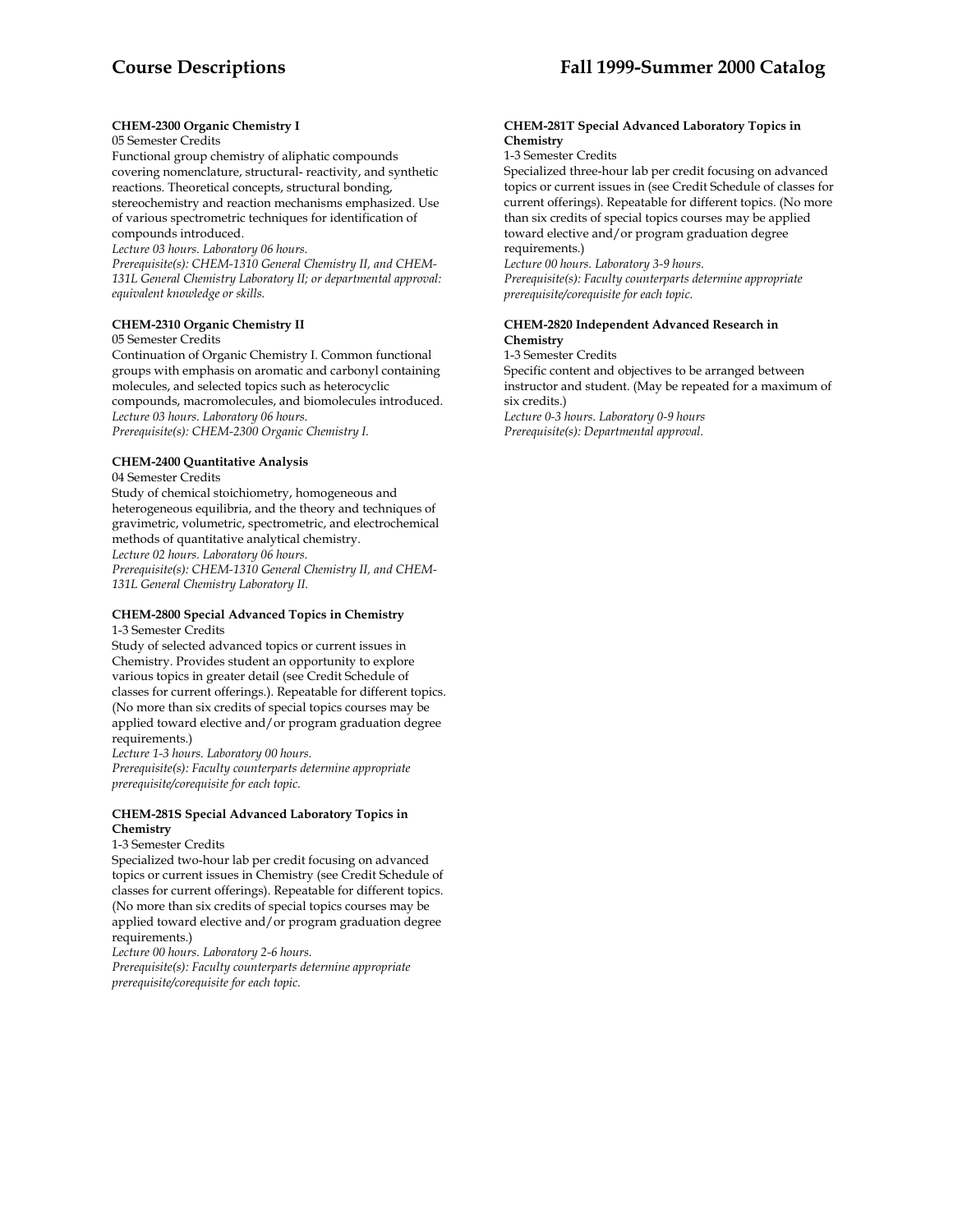**CHEM-2300 Organic Chemistry I**

05 Semester Credits

Functional group chemistry of aliphatic compounds covering nomenclature, structural- reactivity, and synthetic reactions. Theoretical concepts, structural bonding, stereochemistry and reaction mechanisms emphasized. Use of various spectrometric techniques for identification of compounds introduced.

*Lecture 03 hours. Laboratory 06 hours.*

*Prerequisite(s): CHEM-1310 General Chemistry II, and CHEM-131L General Chemistry Laboratory II; or departmental approval: equivalent knowledge or skills.*

**CHEM-2310 Organic Chemistry II**

05 Semester Credits

Continuation of Organic Chemistry I. Common functional groups with emphasis on aromatic and carbonyl containing molecules, and selected topics such as heterocyclic compounds, macromolecules, and biomolecules introduced.

*Lecture 03 hours. Laboratory 06 hours.*

*Prerequisite(s): CHEM-2300 Organic Chemistry I.*

**CHEM-2400 Quantitative Analysis**

04 Semester Credits

Study of chemical stoichiometry, homogeneous and heterogeneous equilibria, and the theory and techniques of gravimetric, volumetric, spectrometric, and electrochemical methods of quantitative analytical chemistry.

*Lecture 02 hours. Laboratory 06 hours.*

*Prerequisite(s): CHEM-1310 General Chemistry II, and CHEM-131L General Chemistry Laboratory II.*

**CHEM-2800 Special Advanced Topics in Chemistry**

1-3 Semester Credits

Study of selected advanced topics or current issues in Chemistry. Provides student an opportunity to explore various topics in greater detail (see Credit Schedule of classes for current offerings.). Repeatable for different topics. (No more than six credits of special topics courses may be applied toward elective and/or program graduation degree requirements.)

*Lecture 1-3 hours. Laboratory 00 hours.*

*Prerequisite(s): Faculty counterparts determine appropriate prerequisite/corequisite for each topic.*

**CHEM-281S Special Advanced Laboratory Topics in Chemistry**

1-3 Semester Credits

Specialized two-hour lab per credit focusing on advanced topics or current issues in Chemistry (see Credit Schedule of classes for current offerings). Repeatable for different topics. (No more than six credits of special topics courses may be applied toward elective and/or program graduation degree requirements.)

*Lecture 00 hours. Laboratory 2-6 hours.*

*Prerequisite(s): Faculty counterparts determine appropriate prerequisite/corequisite for each topic.*

**CHEM-281T Special Advanced Laboratory Topics in Chemistry**

1-3 Semester Credits

Specialized three-hour lab per credit focusing on advanced topics or current issues in (see Credit Schedule of classes for current offerings). Repeatable for different topics. (No more than six credits of special topics courses may be applied toward elective and/or program graduation degree requirements.)

*Lecture 00 hours. Laboratory 3-9 hours.*

*Prerequisite(s): Faculty counterparts determine appropriate prerequisite/corequisite for each topic.*

**CHEM-2820 Independent Advanced Research in Chemistry**

1-3 Semester Credits

Specific content and objectives to be arranged between instructor and student. (May be repeated for a maximum of six credits.)

*Lecture 0-3 hours. Laboratory 0-9 hours*

*Prerequisite(s): Departmental approval.*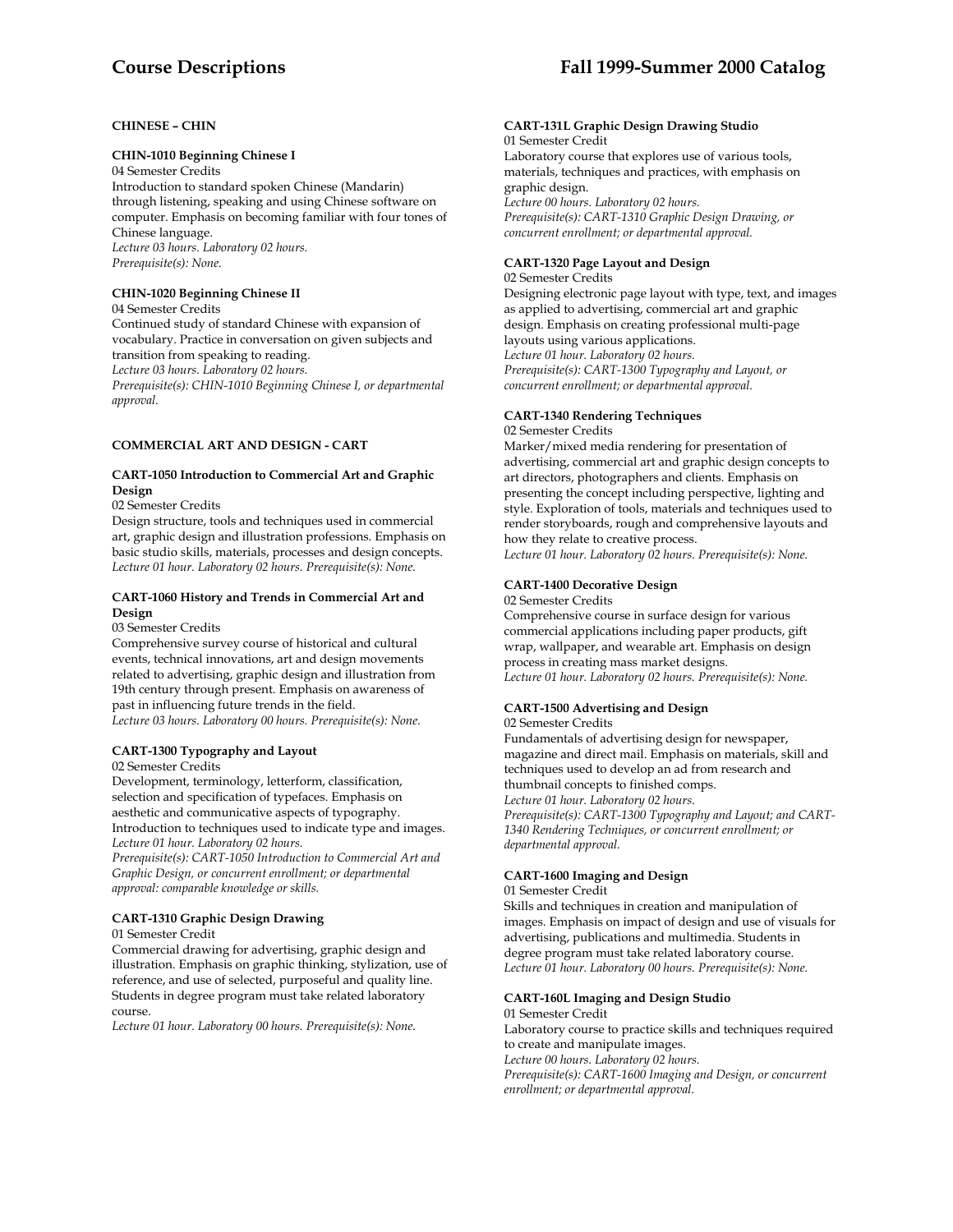## CHINESE – CHIN

### CHIN-1010 Beginning Chinese I

04 Semester Credits

Introduction to standard spoken Chinese (Mandarin) through listening, speaking and using Chinese software on computer. Emphasis on becoming familiar with four tones of Chinese language.

*Lecture 03 hours. Laboratory 02 hours.*
*Prerequisite(s): None.*

### CHIN-1020 Beginning Chinese II

04 Semester Credits

Continued study of standard Chinese with expansion of vocabulary. Practice in conversation on given subjects and transition from speaking to reading.

*Lecture 03 hours. Laboratory 02 hours.*
*Prerequisite(s): CHIN-1010 Beginning Chinese I, or departmental approval.*

## COMMERCIAL ART AND DESIGN - CART

### CART-1050 Introduction to Commercial Art and Graphic Design

02 Semester Credits

Design structure, tools and techniques used in commercial art, graphic design and illustration professions. Emphasis on basic studio skills, materials, processes and design concepts.

*Lecture 01 hour. Laboratory 02 hours. Prerequisite(s): None.*

### CART-1060 History and Trends in Commercial Art and Design

03 Semester Credits

Comprehensive survey course of historical and cultural events, technical innovations, art and design movements related to advertising, graphic design and illustration from 19th century through present. Emphasis on awareness of past in influencing future trends in the field.

*Lecture 03 hours. Laboratory 00 hours. Prerequisite(s): None.*

### CART-1300 Typography and Layout

02 Semester Credits

Development, terminology, letterform, classification, selection and specification of typefaces. Emphasis on aesthetic and communicative aspects of typography. Introduction to techniques used to indicate type and images.

*Lecture 01 hour. Laboratory 02 hours.*
*Prerequisite(s): CART-1050 Introduction to Commercial Art and Graphic Design, or concurrent enrollment; or departmental approval: comparable knowledge or skills.*

### CART-1310 Graphic Design Drawing

01 Semester Credit

Commercial drawing for advertising, graphic design and illustration. Emphasis on graphic thinking, stylization, use of reference, and use of selected, purposeful and quality line. Students in degree program must take related laboratory course.

*Lecture 01 hour. Laboratory 00 hours. Prerequisite(s): None.*

### CART-131L Graphic Design Drawing Studio

01 Semester Credit

Laboratory course that explores use of various tools, materials, techniques and practices, with emphasis on graphic design.

*Lecture 00 hours. Laboratory 02 hours.*
*Prerequisite(s): CART-1310 Graphic Design Drawing, or concurrent enrollment; or departmental approval.*

### CART-1320 Page Layout and Design

02 Semester Credits

Designing electronic page layout with type, text, and images as applied to advertising, commercial art and graphic design. Emphasis on creating professional multi-page layouts using various applications.

*Lecture 01 hour. Laboratory 02 hours.*
*Prerequisite(s): CART-1300 Typography and Layout, or concurrent enrollment; or departmental approval.*

### CART-1340 Rendering Techniques

02 Semester Credits

Marker/mixed media rendering for presentation of advertising, commercial art and graphic design concepts to art directors, photographers and clients. Emphasis on presenting the concept including perspective, lighting and style. Exploration of tools, materials and techniques used to render storyboards, rough and comprehensive layouts and how they relate to creative process.

*Lecture 01 hour. Laboratory 02 hours. Prerequisite(s): None.*

### CART-1400 Decorative Design

02 Semester Credits

Comprehensive course in surface design for various commercial applications including paper products, gift wrap, wallpaper, and wearable art. Emphasis on design process in creating mass market designs.

*Lecture 01 hour. Laboratory 02 hours. Prerequisite(s): None.*

### CART-1500 Advertising and Design

02 Semester Credits

Fundamentals of advertising design for newspaper, magazine and direct mail. Emphasis on materials, skill and techniques used to develop an ad from research and thumbnail concepts to finished comps.

*Lecture 01 hour. Laboratory 02 hours.*
*Prerequisite(s): CART-1300 Typography and Layout; and CART-1340 Rendering Techniques, or concurrent enrollment; or departmental approval.*

### CART-1600 Imaging and Design

01 Semester Credit

Skills and techniques in creation and manipulation of images. Emphasis on impact of design and use of visuals for advertising, publications and multimedia. Students in degree program must take related laboratory course.

*Lecture 01 hour. Laboratory 00 hours. Prerequisite(s): None.*

### CART-160L Imaging and Design Studio

01 Semester Credit

Laboratory course to practice skills and techniques required to create and manipulate images.

*Lecture 00 hours. Laboratory 02 hours.*
*Prerequisite(s): CART-1600 Imaging and Design, or concurrent enrollment; or departmental approval.*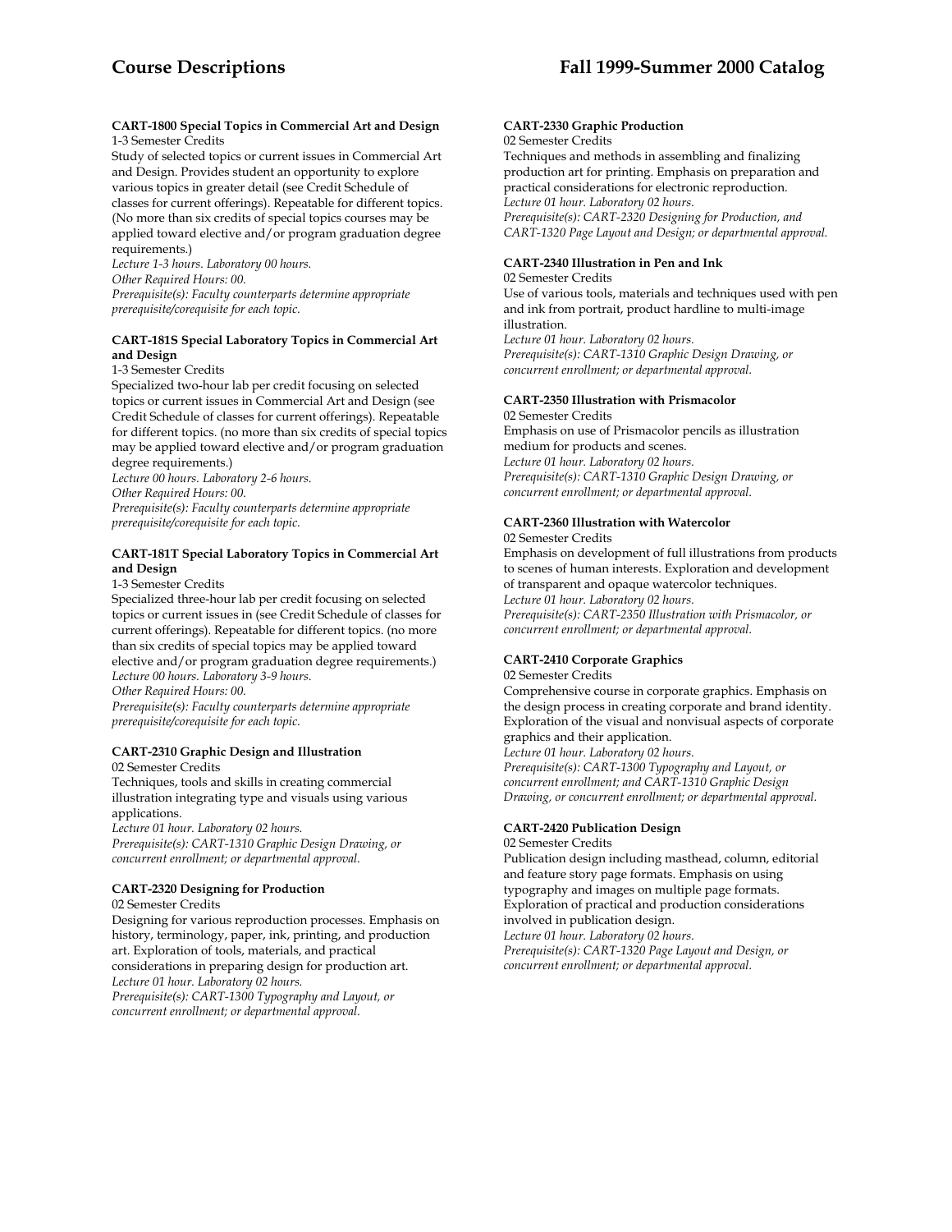**CART-1800 Special Topics in Commercial Art and Design**
1-3 Semester Credits
Study of selected topics or current issues in Commercial Art and Design. Provides student an opportunity to explore various topics in greater detail (see Credit Schedule of classes for current offerings). Repeatable for different topics. (No more than six credits of special topics courses may be applied toward elective and/or program graduation degree requirements.)
*Lecture 1-3 hours. Laboratory 00 hours.*
*Other Required Hours: 00.*
*Prerequisite(s): Faculty counterparts determine appropriate prerequisite/corequisite for each topic.*

**CART-181S Special Laboratory Topics in Commercial Art and Design**
1-3 Semester Credits
Specialized two-hour lab per credit focusing on selected topics or current issues in Commercial Art and Design (see Credit Schedule of classes for current offerings). Repeatable for different topics. (no more than six credits of special topics may be applied toward elective and/or program graduation degree requirements.)
*Lecture 00 hours. Laboratory 2-6 hours.*
*Other Required Hours: 00.*
*Prerequisite(s): Faculty counterparts determine appropriate prerequisite/corequisite for each topic.*

**CART-181T Special Laboratory Topics in Commercial Art and Design**
1-3 Semester Credits
Specialized three-hour lab per credit focusing on selected topics or current issues in (see Credit Schedule of classes for current offerings). Repeatable for different topics. (no more than six credits of special topics may be applied toward elective and/or program graduation degree requirements.)
*Lecture 00 hours. Laboratory 3-9 hours.*
*Other Required Hours: 00.*
*Prerequisite(s): Faculty counterparts determine appropriate prerequisite/corequisite for each topic.*

**CART-2310 Graphic Design and Illustration**
02 Semester Credits
Techniques, tools and skills in creating commercial illustration integrating type and visuals using various applications.
*Lecture 01 hour. Laboratory 02 hours.*
*Prerequisite(s): CART-1310 Graphic Design Drawing, or concurrent enrollment; or departmental approval.*

**CART-2320 Designing for Production**
02 Semester Credits
Designing for various reproduction processes. Emphasis on history, terminology, paper, ink, printing, and production art. Exploration of tools, materials, and practical considerations in preparing design for production art.
*Lecture 01 hour. Laboratory 02 hours.*
*Prerequisite(s): CART-1300 Typography and Layout, or concurrent enrollment; or departmental approval.*

**CART-2330 Graphic Production**
02 Semester Credits
Techniques and methods in assembling and finalizing production art for printing. Emphasis on preparation and practical considerations for electronic reproduction.
*Lecture 01 hour. Laboratory 02 hours.*
*Prerequisite(s): CART-2320 Designing for Production, and CART-1320 Page Layout and Design; or departmental approval.*

**CART-2340 Illustration in Pen and Ink**
02 Semester Credits
Use of various tools, materials and techniques used with pen and ink from portrait, product hardline to multi-image illustration.
*Lecture 01 hour. Laboratory 02 hours.*
*Prerequisite(s): CART-1310 Graphic Design Drawing, or concurrent enrollment; or departmental approval.*

**CART-2350 Illustration with Prismacolor**
02 Semester Credits
Emphasis on use of Prismacolor pencils as illustration medium for products and scenes.
*Lecture 01 hour. Laboratory 02 hours.*
*Prerequisite(s): CART-1310 Graphic Design Drawing, or concurrent enrollment; or departmental approval.*

**CART-2360 Illustration with Watercolor**
02 Semester Credits
Emphasis on development of full illustrations from products to scenes of human interests. Exploration and development of transparent and opaque watercolor techniques.
*Lecture 01 hour. Laboratory 02 hours.*
*Prerequisite(s): CART-2350 Illustration with Prismacolor, or concurrent enrollment; or departmental approval.*

**CART-2410 Corporate Graphics**
02 Semester Credits
Comprehensive course in corporate graphics. Emphasis on the design process in creating corporate and brand identity. Exploration of the visual and nonvisual aspects of corporate graphics and their application.
*Lecture 01 hour. Laboratory 02 hours.*
*Prerequisite(s): CART-1300 Typography and Layout, or concurrent enrollment; and CART-1310 Graphic Design Drawing, or concurrent enrollment; or departmental approval.*

**CART-2420 Publication Design**
02 Semester Credits
Publication design including masthead, column, editorial and feature story page formats. Emphasis on using typography and images on multiple page formats. Exploration of practical and production considerations involved in publication design.
*Lecture 01 hour. Laboratory 02 hours.*
*Prerequisite(s): CART-1320 Page Layout and Design, or concurrent enrollment; or departmental approval.*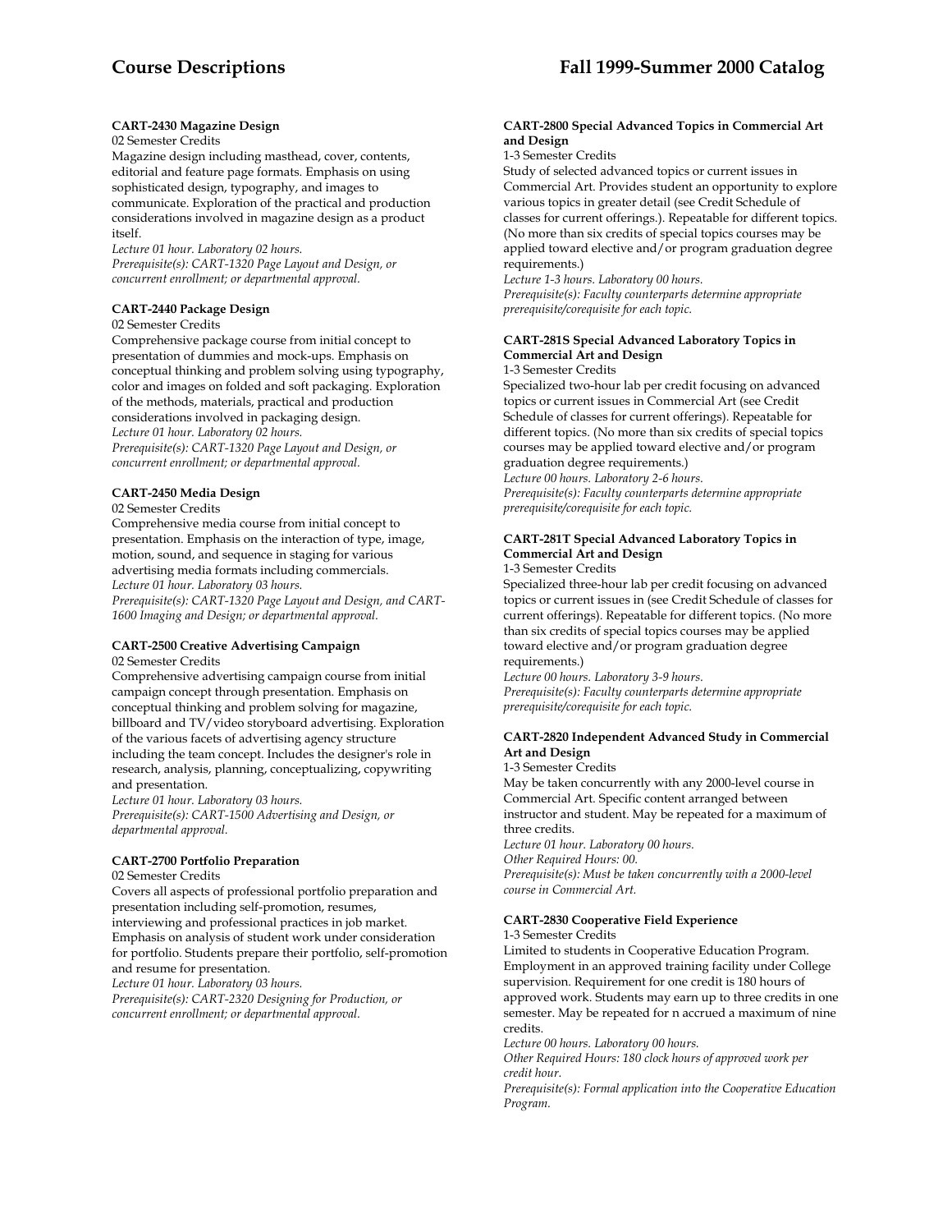#### CART-2430 Magazine Design

02 Semester Credits

Magazine design including masthead, cover, contents, editorial and feature page formats. Emphasis on using sophisticated design, typography, and images to communicate. Exploration of the practical and production considerations involved in magazine design as a product itself.

*Lecture 01 hour. Laboratory 02 hours.*
*Prerequisite(s): CART-1320 Page Layout and Design, or concurrent enrollment; or departmental approval.*

#### CART-2440 Package Design

02 Semester Credits

Comprehensive package course from initial concept to presentation of dummies and mock-ups. Emphasis on conceptual thinking and problem solving using typography, color and images on folded and soft packaging. Exploration of the methods, materials, practical and production considerations involved in packaging design.

*Lecture 01 hour. Laboratory 02 hours.*
*Prerequisite(s): CART-1320 Page Layout and Design, or concurrent enrollment; or departmental approval.*

#### CART-2450 Media Design

02 Semester Credits

Comprehensive media course from initial concept to presentation. Emphasis on the interaction of type, image, motion, sound, and sequence in staging for various advertising media formats including commercials.

*Lecture 01 hour. Laboratory 03 hours.*
*Prerequisite(s): CART-1320 Page Layout and Design, and CART-1600 Imaging and Design; or departmental approval.*

#### CART-2500 Creative Advertising Campaign

02 Semester Credits

Comprehensive advertising campaign course from initial campaign concept through presentation. Emphasis on conceptual thinking and problem solving for magazine, billboard and TV/video storyboard advertising. Exploration of the various facets of advertising agency structure including the team concept. Includes the designer's role in research, analysis, planning, conceptualizing, copywriting and presentation.

*Lecture 01 hour. Laboratory 03 hours.*
*Prerequisite(s): CART-1500 Advertising and Design, or departmental approval.*

#### CART-2700 Portfolio Preparation

02 Semester Credits

Covers all aspects of professional portfolio preparation and presentation including self-promotion, resumes, interviewing and professional practices in job market. Emphasis on analysis of student work under consideration for portfolio. Students prepare their portfolio, self-promotion and resume for presentation.

*Lecture 01 hour. Laboratory 03 hours.*
*Prerequisite(s): CART-2320 Designing for Production, or concurrent enrollment; or departmental approval.*

#### CART-2800 Special Advanced Topics in Commercial Art and Design

1-3 Semester Credits

Study of selected advanced topics or current issues in Commercial Art. Provides student an opportunity to explore various topics in greater detail (see Credit Schedule of classes for current offerings.). Repeatable for different topics. (No more than six credits of special topics courses may be applied toward elective and/or program graduation degree requirements.)

*Lecture 1-3 hours. Laboratory 00 hours.*
*Prerequisite(s): Faculty counterparts determine appropriate prerequisite/corequisite for each topic.*

#### CART-281S Special Advanced Laboratory Topics in Commercial Art and Design

1-3 Semester Credits

Specialized two-hour lab per credit focusing on advanced topics or current issues in Commercial Art (see Credit Schedule of classes for current offerings). Repeatable for different topics. (No more than six credits of special topics courses may be applied toward elective and/or program graduation degree requirements.)

*Lecture 00 hours. Laboratory 2-6 hours.*
*Prerequisite(s): Faculty counterparts determine appropriate prerequisite/corequisite for each topic.*

#### CART-281T Special Advanced Laboratory Topics in Commercial Art and Design

1-3 Semester Credits

Specialized three-hour lab per credit focusing on advanced topics or current issues in (see Credit Schedule of classes for current offerings). Repeatable for different topics. (No more than six credits of special topics courses may be applied toward elective and/or program graduation degree requirements.)

*Lecture 00 hours. Laboratory 3-9 hours.*
*Prerequisite(s): Faculty counterparts determine appropriate prerequisite/corequisite for each topic.*

#### CART-2820 Independent Advanced Study in Commercial Art and Design

1-3 Semester Credits

May be taken concurrently with any 2000-level course in Commercial Art. Specific content arranged between instructor and student. May be repeated for a maximum of three credits.

*Lecture 01 hour. Laboratory 00 hours.*
*Other Required Hours: 00.*
*Prerequisite(s): Must be taken concurrently with a 2000-level course in Commercial Art.*

#### CART-2830 Cooperative Field Experience

1-3 Semester Credits

Limited to students in Cooperative Education Program. Employment in an approved training facility under College supervision. Requirement for one credit is 180 hours of approved work. Students may earn up to three credits in one semester. May be repeated for n accrued a maximum of nine credits.

*Lecture 00 hours. Laboratory 00 hours.*
*Other Required Hours: 180 clock hours of approved work per credit hour.*
*Prerequisite(s): Formal application into the Cooperative Education Program.*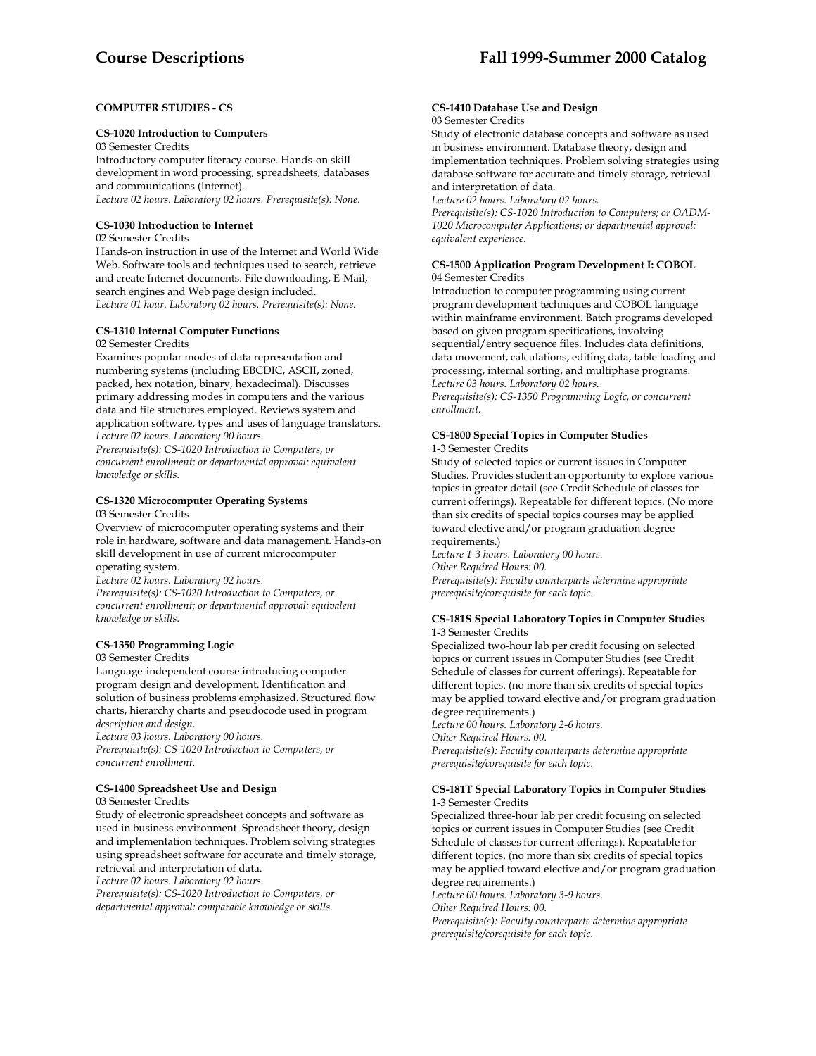### COMPUTER STUDIES - CS

**CS-1020 Introduction to Computers**
03 Semester Credits
Introductory computer literacy course. Hands-on skill development in word processing, spreadsheets, databases and communications (Internet).
*Lecture 02 hours. Laboratory 02 hours. Prerequisite(s): None.*

**CS-1030 Introduction to Internet**
02 Semester Credits
Hands-on instruction in use of the Internet and World Wide Web. Software tools and techniques used to search, retrieve and create Internet documents. File downloading, E-Mail, search engines and Web page design included.
*Lecture 01 hour. Laboratory 02 hours. Prerequisite(s): None.*

**CS-1310 Internal Computer Functions**
02 Semester Credits
Examines popular modes of data representation and numbering systems (including EBCDIC, ASCII, zoned, packed, hex notation, binary, hexadecimal). Discusses primary addressing modes in computers and the various data and file structures employed. Reviews system and application software, types and uses of language translators.
*Lecture 02 hours. Laboratory 00 hours.*
*Prerequisite(s): CS-1020 Introduction to Computers, or concurrent enrollment; or departmental approval: equivalent knowledge or skills.*

**CS-1320 Microcomputer Operating Systems**
03 Semester Credits
Overview of microcomputer operating systems and their role in hardware, software and data management. Hands-on skill development in use of current microcomputer operating system.
*Lecture 02 hours. Laboratory 02 hours.*
*Prerequisite(s): CS-1020 Introduction to Computers, or concurrent enrollment; or departmental approval: equivalent knowledge or skills.*

**CS-1350 Programming Logic**
03 Semester Credits
Language-independent course introducing computer program design and development. Identification and solution of business problems emphasized. Structured flow charts, hierarchy charts and pseudocode used in program *description and design.*
*Lecture 03 hours. Laboratory 00 hours.*
*Prerequisite(s): CS-1020 Introduction to Computers, or concurrent enrollment.*

**CS-1400 Spreadsheet Use and Design**
03 Semester Credits
Study of electronic spreadsheet concepts and software as used in business environment. Spreadsheet theory, design and implementation techniques. Problem solving strategies using spreadsheet software for accurate and timely storage, retrieval and interpretation of data.
*Lecture 02 hours. Laboratory 02 hours.*
*Prerequisite(s): CS-1020 Introduction to Computers, or departmental approval: comparable knowledge or skills.*

**CS-1410 Database Use and Design**
03 Semester Credits
Study of electronic database concepts and software as used in business environment. Database theory, design and implementation techniques. Problem solving strategies using database software for accurate and timely storage, retrieval and interpretation of data.
*Lecture 02 hours. Laboratory 02 hours.*
*Prerequisite(s): CS-1020 Introduction to Computers; or OADM-1020 Microcomputer Applications; or departmental approval: equivalent experience.*

**CS-1500 Application Program Development I: COBOL**
04 Semester Credits
Introduction to computer programming using current program development techniques and COBOL language within mainframe environment. Batch programs developed based on given program specifications, involving sequential/entry sequence files. Includes data definitions, data movement, calculations, editing data, table loading and processing, internal sorting, and multiphase programs.
*Lecture 03 hours. Laboratory 02 hours.*
*Prerequisite(s): CS-1350 Programming Logic, or concurrent enrollment.*

**CS-1800 Special Topics in Computer Studies**
1-3 Semester Credits
Study of selected topics or current issues in Computer Studies. Provides student an opportunity to explore various topics in greater detail (see Credit Schedule of classes for current offerings). Repeatable for different topics. (No more than six credits of special topics courses may be applied toward elective and/or program graduation degree requirements.)
*Lecture 1-3 hours. Laboratory 00 hours.*
*Other Required Hours: 00.*
*Prerequisite(s): Faculty counterparts determine appropriate prerequisite/corequisite for each topic.*

**CS-181S Special Laboratory Topics in Computer Studies**
1-3 Semester Credits
Specialized two-hour lab per credit focusing on selected topics or current issues in Computer Studies (see Credit Schedule of classes for current offerings). Repeatable for different topics. (no more than six credits of special topics may be applied toward elective and/or program graduation degree requirements.)
*Lecture 00 hours. Laboratory 2-6 hours.*
*Other Required Hours: 00.*
*Prerequisite(s): Faculty counterparts determine appropriate prerequisite/corequisite for each topic.*

**CS-181T Special Laboratory Topics in Computer Studies**
1-3 Semester Credits
Specialized three-hour lab per credit focusing on selected topics or current issues in Computer Studies (see Credit Schedule of classes for current offerings). Repeatable for different topics. (no more than six credits of special topics may be applied toward elective and/or program graduation degree requirements.)
*Lecture 00 hours. Laboratory 3-9 hours.*
*Other Required Hours: 00.*
*Prerequisite(s): Faculty counterparts determine appropriate prerequisite/corequisite for each topic.*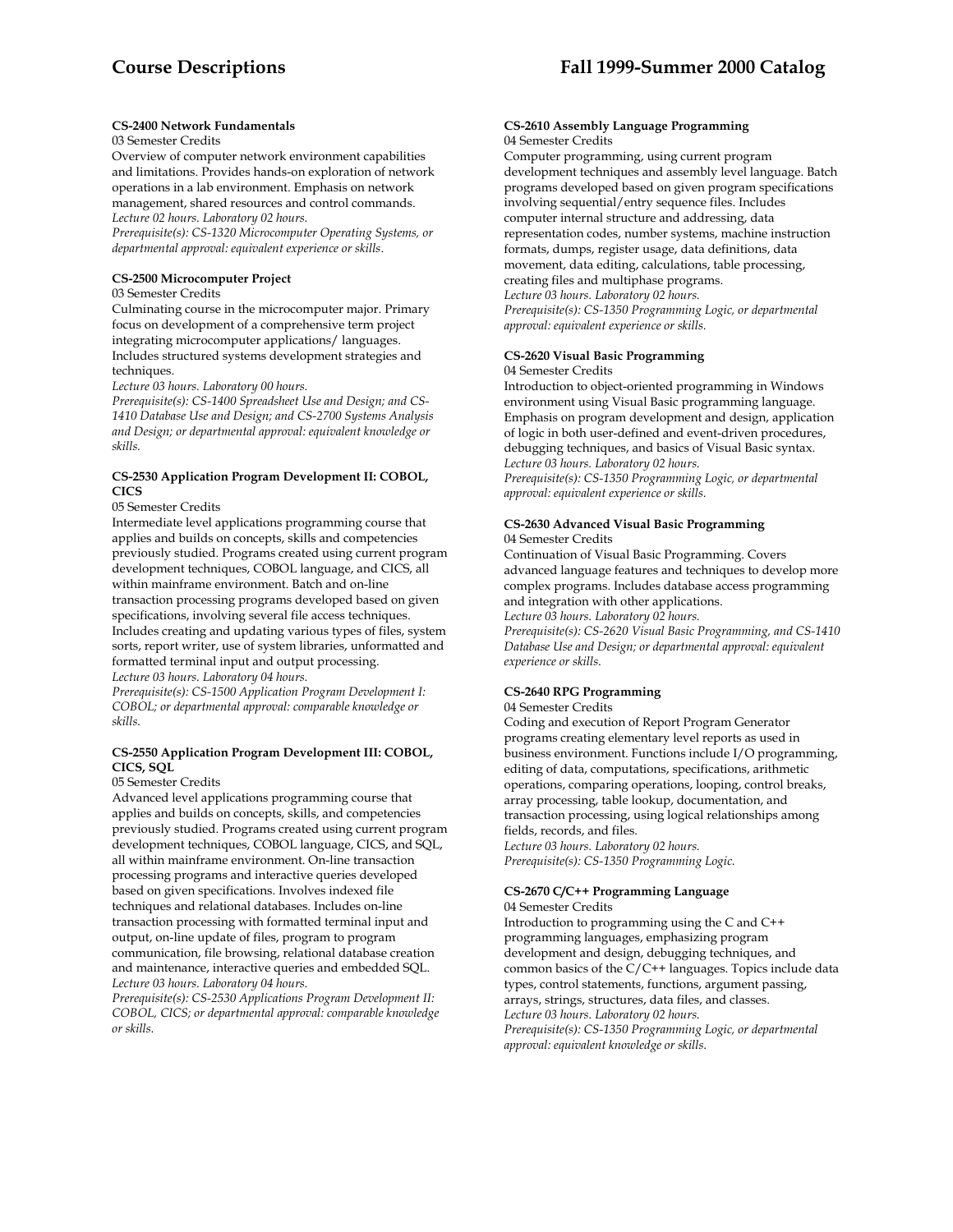**CS-2400 Network Fundamentals**

03 Semester Credits

Overview of computer network environment capabilities and limitations. Provides hands-on exploration of network operations in a lab environment. Emphasis on network management, shared resources and control commands.

*Lecture 02 hours. Laboratory 02 hours.*

*Prerequisite(s): CS-1320 Microcomputer Operating Systems, or departmental approval: equivalent experience or skills.*

**CS-2500 Microcomputer Project**

03 Semester Credits

Culminating course in the microcomputer major. Primary focus on development of a comprehensive term project integrating microcomputer applications/ languages. Includes structured systems development strategies and techniques.

*Lecture 03 hours. Laboratory 00 hours.*

*Prerequisite(s): CS-1400 Spreadsheet Use and Design; and CS-1410 Database Use and Design; and CS-2700 Systems Analysis and Design; or departmental approval: equivalent knowledge or skills.*

**CS-2530 Application Program Development II: COBOL, CICS**

05 Semester Credits

Intermediate level applications programming course that applies and builds on concepts, skills and competencies previously studied. Programs created using current program development techniques, COBOL language, and CICS, all within mainframe environment. Batch and on-line transaction processing programs developed based on given specifications, involving several file access techniques. Includes creating and updating various types of files, system sorts, report writer, use of system libraries, unformatted and formatted terminal input and output processing.

*Lecture 03 hours. Laboratory 04 hours.*

*Prerequisite(s): CS-1500 Application Program Development I: COBOL; or departmental approval: comparable knowledge or skills.*

**CS-2550 Application Program Development III: COBOL, CICS, SQL**

05 Semester Credits

Advanced level applications programming course that applies and builds on concepts, skills, and competencies previously studied. Programs created using current program development techniques, COBOL language, CICS, and SQL, all within mainframe environment. On-line transaction processing programs and interactive queries developed based on given specifications. Involves indexed file techniques and relational databases. Includes on-line transaction processing with formatted terminal input and output, on-line update of files, program to program communication, file browsing, relational database creation and maintenance, interactive queries and embedded SQL.

*Lecture 03 hours. Laboratory 04 hours.*

*Prerequisite(s): CS-2530 Applications Program Development II: COBOL, CICS; or departmental approval: comparable knowledge or skills.*

**CS-2610 Assembly Language Programming**

04 Semester Credits

Computer programming, using current program development techniques and assembly level language. Batch programs developed based on given program specifications involving sequential/entry sequence files. Includes computer internal structure and addressing, data representation codes, number systems, machine instruction formats, dumps, register usage, data definitions, data movement, data editing, calculations, table processing, creating files and multiphase programs.

*Lecture 03 hours. Laboratory 02 hours.*

*Prerequisite(s): CS-1350 Programming Logic, or departmental approval: equivalent experience or skills.*

**CS-2620 Visual Basic Programming**

04 Semester Credits

Introduction to object-oriented programming in Windows environment using Visual Basic programming language. Emphasis on program development and design, application of logic in both user-defined and event-driven procedures, debugging techniques, and basics of Visual Basic syntax.

*Lecture 03 hours. Laboratory 02 hours.*

*Prerequisite(s): CS-1350 Programming Logic, or departmental approval: equivalent experience or skills.*

**CS-2630 Advanced Visual Basic Programming**

04 Semester Credits

Continuation of Visual Basic Programming. Covers advanced language features and techniques to develop more complex programs. Includes database access programming and integration with other applications.

*Lecture 03 hours. Laboratory 02 hours.*

*Prerequisite(s): CS-2620 Visual Basic Programming, and CS-1410 Database Use and Design; or departmental approval: equivalent experience or skills.*

**CS-2640 RPG Programming**

04 Semester Credits

Coding and execution of Report Program Generator programs creating elementary level reports as used in business environment. Functions include I/O programming, editing of data, computations, specifications, arithmetic operations, comparing operations, looping, control breaks, array processing, table lookup, documentation, and transaction processing, using logical relationships among fields, records, and files.

*Lecture 03 hours. Laboratory 02 hours.*

*Prerequisite(s): CS-1350 Programming Logic.*

**CS-2670 C/C++ Programming Language**

04 Semester Credits

Introduction to programming using the C and C++ programming languages, emphasizing program development and design, debugging techniques, and common basics of the C/C++ languages. Topics include data types, control statements, functions, argument passing, arrays, strings, structures, data files, and classes.

*Lecture 03 hours. Laboratory 02 hours.*

*Prerequisite(s): CS-1350 Programming Logic, or departmental approval: equivalent knowledge or skills.*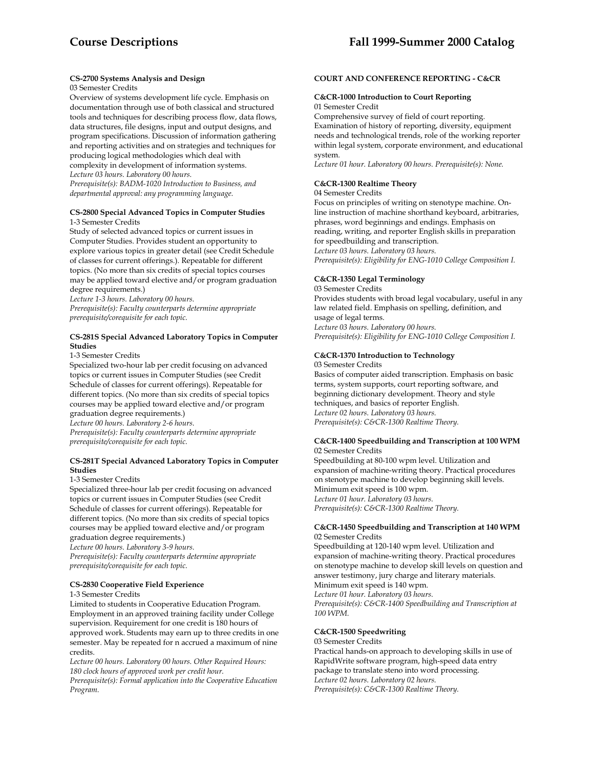**CS-2700 Systems Analysis and Design**
03 Semester Credits
Overview of systems development life cycle. Emphasis on documentation through use of both classical and structured tools and techniques for describing process flow, data flows, data structures, file designs, input and output designs, and program specifications. Discussion of information gathering and reporting activities and on strategies and techniques for producing logical methodologies which deal with complexity in development of information systems.
*Lecture 03 hours. Laboratory 00 hours.*
*Prerequisite(s): BADM-1020 Introduction to Business, and departmental approval: any programming language.*

**CS-2800 Special Advanced Topics in Computer Studies**
1-3 Semester Credits
Study of selected advanced topics or current issues in Computer Studies. Provides student an opportunity to explore various topics in greater detail (see Credit Schedule of classes for current offerings.). Repeatable for different topics. (No more than six credits of special topics courses may be applied toward elective and/or program graduation degree requirements.)
*Lecture 1-3 hours. Laboratory 00 hours.*
*Prerequisite(s): Faculty counterparts determine appropriate prerequisite/corequisite for each topic.*

**CS-281S Special Advanced Laboratory Topics in Computer Studies**
1-3 Semester Credits
Specialized two-hour lab per credit focusing on advanced topics or current issues in Computer Studies (see Credit Schedule of classes for current offerings). Repeatable for different topics. (No more than six credits of special topics courses may be applied toward elective and/or program graduation degree requirements.)
*Lecture 00 hours. Laboratory 2-6 hours.*
*Prerequisite(s): Faculty counterparts determine appropriate prerequisite/corequisite for each topic.*

**CS-281T Special Advanced Laboratory Topics in Computer Studies**
1-3 Semester Credits
Specialized three-hour lab per credit focusing on advanced topics or current issues in Computer Studies (see Credit Schedule of classes for current offerings). Repeatable for different topics. (No more than six credits of special topics courses may be applied toward elective and/or program graduation degree requirements.)
*Lecture 00 hours. Laboratory 3-9 hours.*
*Prerequisite(s): Faculty counterparts determine appropriate prerequisite/corequisite for each topic.*

**CS-2830 Cooperative Field Experience**
1-3 Semester Credits
Limited to students in Cooperative Education Program. Employment in an approved training facility under College supervision. Requirement for one credit is 180 hours of approved work. Students may earn up to three credits in one semester. May be repeated for n accrued a maximum of nine credits.
*Lecture 00 hours. Laboratory 00 hours. Other Required Hours: 180 clock hours of approved work per credit hour.*
*Prerequisite(s): Formal application into the Cooperative Education Program.*

## COURT AND CONFERENCE REPORTING - C&CR

**C&CR-1000 Introduction to Court Reporting**
01 Semester Credit
Comprehensive survey of field of court reporting. Examination of history of reporting, diversity, equipment needs and technological trends, role of the working reporter within legal system, corporate environment, and educational system.
*Lecture 01 hour. Laboratory 00 hours. Prerequisite(s): None.*

**C&CR-1300 Realtime Theory**
04 Semester Credits
Focus on principles of writing on stenotype machine. On-line instruction of machine shorthand keyboard, arbitraries, phrases, word beginnings and endings. Emphasis on reading, writing, and reporter English skills in preparation for speedbuilding and transcription.
*Lecture 03 hours. Laboratory 03 hours.*
*Prerequisite(s): Eligibility for ENG-1010 College Composition I.*

**C&CR-1350 Legal Terminology**
03 Semester Credits
Provides students with broad legal vocabulary, useful in any law related field. Emphasis on spelling, definition, and usage of legal terms.
*Lecture 03 hours. Laboratory 00 hours.*
*Prerequisite(s): Eligibility for ENG-1010 College Composition I.*

**C&CR-1370 Introduction to Technology**
03 Semester Credits
Basics of computer aided transcription. Emphasis on basic terms, system supports, court reporting software, and beginning dictionary development. Theory and style techniques, and basics of reporter English.
*Lecture 02 hours. Laboratory 03 hours.*
*Prerequisite(s): C&CR-1300 Realtime Theory.*

**C&CR-1400 Speedbuilding and Transcription at 100 WPM**
02 Semester Credits
Speedbuilding at 80-100 wpm level. Utilization and expansion of machine-writing theory. Practical procedures on stenotype machine to develop beginning skill levels. Minimum exit speed is 100 wpm.
*Lecture 01 hour. Laboratory 03 hours.*
*Prerequisite(s): C&CR-1300 Realtime Theory.*

**C&CR-1450 Speedbuilding and Transcription at 140 WPM**
02 Semester Credits
Speedbuilding at 120-140 wpm level. Utilization and expansion of machine-writing theory. Practical procedures on stenotype machine to develop skill levels on question and answer testimony, jury charge and literary materials. Minimum exit speed is 140 wpm.
*Lecture 01 hour. Laboratory 03 hours.*
*Prerequisite(s): C&CR-1400 Speedbuilding and Transcription at 100 WPM.*

**C&CR-1500 Speedwriting**
03 Semester Credits
Practical hands-on approach to developing skills in use of RapidWrite software program, high-speed data entry package to translate steno into word processing.
*Lecture 02 hours. Laboratory 02 hours.*
*Prerequisite(s): C&CR-1300 Realtime Theory.*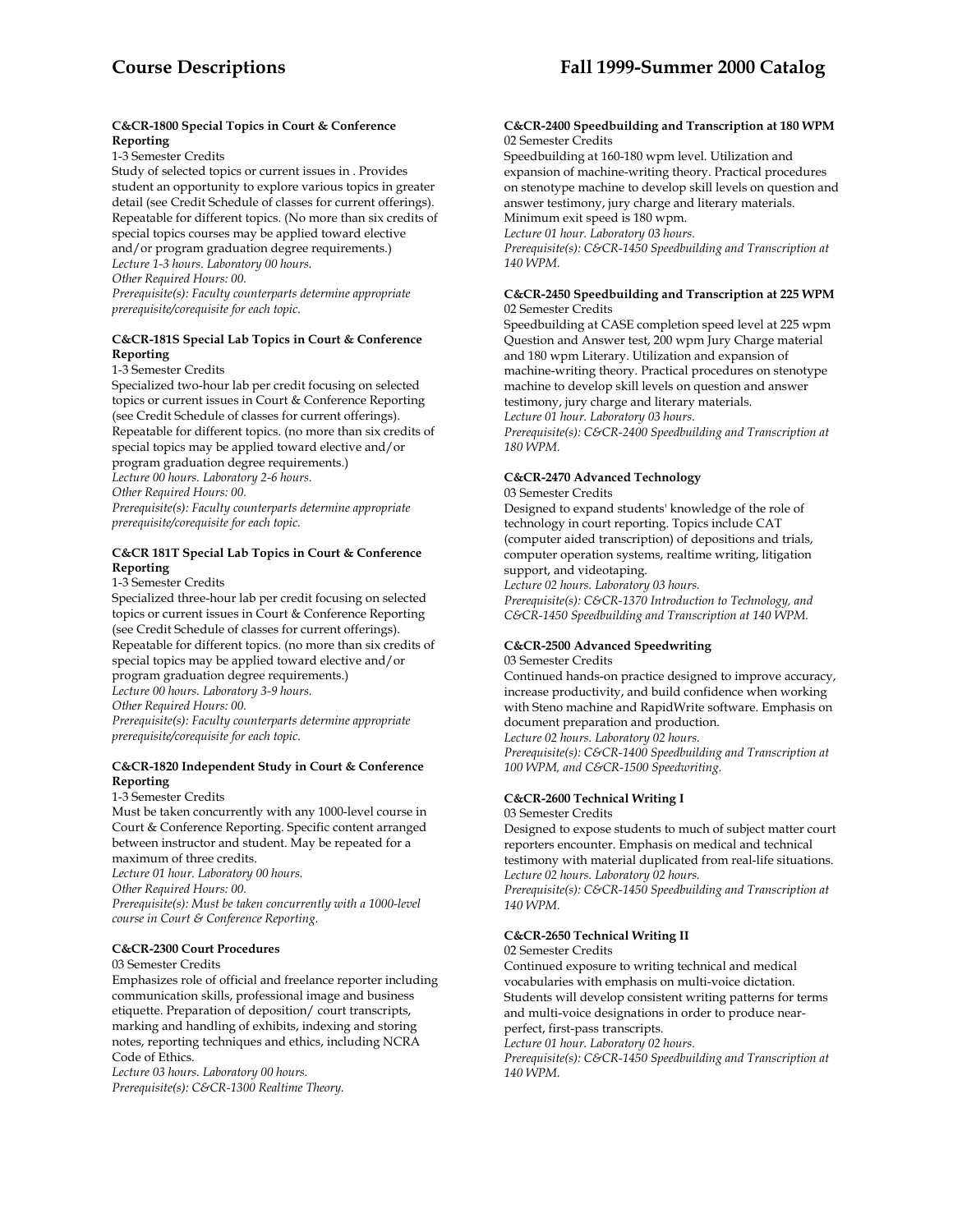#### C&CR-1800 Special Topics in Court & Conference Reporting

1-3 Semester Credits

Study of selected topics or current issues in . Provides student an opportunity to explore various topics in greater detail (see Credit Schedule of classes for current offerings). Repeatable for different topics. (No more than six credits of special topics courses may be applied toward elective and/or program graduation degree requirements.)

*Lecture 1-3 hours. Laboratory 00 hours.*
*Other Required Hours: 00.*
*Prerequisite(s): Faculty counterparts determine appropriate prerequisite/corequisite for each topic.*

#### C&CR-181S Special Lab Topics in Court & Conference Reporting

1-3 Semester Credits

Specialized two-hour lab per credit focusing on selected topics or current issues in Court & Conference Reporting (see Credit Schedule of classes for current offerings). Repeatable for different topics. (no more than six credits of special topics may be applied toward elective and/or program graduation degree requirements.)

*Lecture 00 hours. Laboratory 2-6 hours.*
*Other Required Hours: 00.*
*Prerequisite(s): Faculty counterparts determine appropriate prerequisite/corequisite for each topic.*

#### C&CR 181T Special Lab Topics in Court & Conference Reporting

1-3 Semester Credits

Specialized three-hour lab per credit focusing on selected topics or current issues in Court & Conference Reporting (see Credit Schedule of classes for current offerings). Repeatable for different topics. (no more than six credits of special topics may be applied toward elective and/or program graduation degree requirements.)

*Lecture 00 hours. Laboratory 3-9 hours.*
*Other Required Hours: 00.*
*Prerequisite(s): Faculty counterparts determine appropriate prerequisite/corequisite for each topic.*

#### C&CR-1820 Independent Study in Court & Conference Reporting

1-3 Semester Credits

Must be taken concurrently with any 1000-level course in Court & Conference Reporting. Specific content arranged between instructor and student. May be repeated for a maximum of three credits.

*Lecture 01 hour. Laboratory 00 hours.*
*Other Required Hours: 00.*
*Prerequisite(s): Must be taken concurrently with a 1000-level course in Court & Conference Reporting.*

#### C&CR-2300 Court Procedures

03 Semester Credits

Emphasizes role of official and freelance reporter including communication skills, professional image and business etiquette. Preparation of deposition/ court transcripts, marking and handling of exhibits, indexing and storing notes, reporting techniques and ethics, including NCRA Code of Ethics.

*Lecture 03 hours. Laboratory 00 hours.*
*Prerequisite(s): C&CR-1300 Realtime Theory.*

#### C&CR-2400 Speedbuilding and Transcription at 180 WPM

02 Semester Credits

Speedbuilding at 160-180 wpm level. Utilization and expansion of machine-writing theory. Practical procedures on stenotype machine to develop skill levels on question and answer testimony, jury charge and literary materials. Minimum exit speed is 180 wpm.

*Lecture 01 hour. Laboratory 03 hours.*
*Prerequisite(s): C&CR-1450 Speedbuilding and Transcription at 140 WPM.*

#### C&CR-2450 Speedbuilding and Transcription at 225 WPM

02 Semester Credits

Speedbuilding at CASE completion speed level at 225 wpm Question and Answer test, 200 wpm Jury Charge material and 180 wpm Literary. Utilization and expansion of machine-writing theory. Practical procedures on stenotype machine to develop skill levels on question and answer testimony, jury charge and literary materials.

*Lecture 01 hour. Laboratory 03 hours.*
*Prerequisite(s): C&CR-2400 Speedbuilding and Transcription at 180 WPM.*

#### C&CR-2470 Advanced Technology

03 Semester Credits

Designed to expand students' knowledge of the role of technology in court reporting. Topics include CAT (computer aided transcription) of depositions and trials, computer operation systems, realtime writing, litigation support, and videotaping.

*Lecture 02 hours. Laboratory 03 hours.*
*Prerequisite(s): C&CR-1370 Introduction to Technology, and C&CR-1450 Speedbuilding and Transcription at 140 WPM.*

#### C&CR-2500 Advanced Speedwriting

03 Semester Credits

Continued hands-on practice designed to improve accuracy, increase productivity, and build confidence when working with Steno machine and RapidWrite software. Emphasis on document preparation and production.

*Lecture 02 hours. Laboratory 02 hours.*
*Prerequisite(s): C&CR-1400 Speedbuilding and Transcription at 100 WPM, and C&CR-1500 Speedwriting.*

#### C&CR-2600 Technical Writing I

03 Semester Credits

Designed to expose students to much of subject matter court reporters encounter. Emphasis on medical and technical testimony with material duplicated from real-life situations.

*Lecture 02 hours. Laboratory 02 hours.*
*Prerequisite(s): C&CR-1450 Speedbuilding and Transcription at 140 WPM.*

#### C&CR-2650 Technical Writing II

02 Semester Credits

Continued exposure to writing technical and medical vocabularies with emphasis on multi-voice dictation. Students will develop consistent writing patterns for terms and multi-voice designations in order to produce near-perfect, first-pass transcripts.

*Lecture 01 hour. Laboratory 02 hours.*
*Prerequisite(s): C&CR-1450 Speedbuilding and Transcription at 140 WPM.*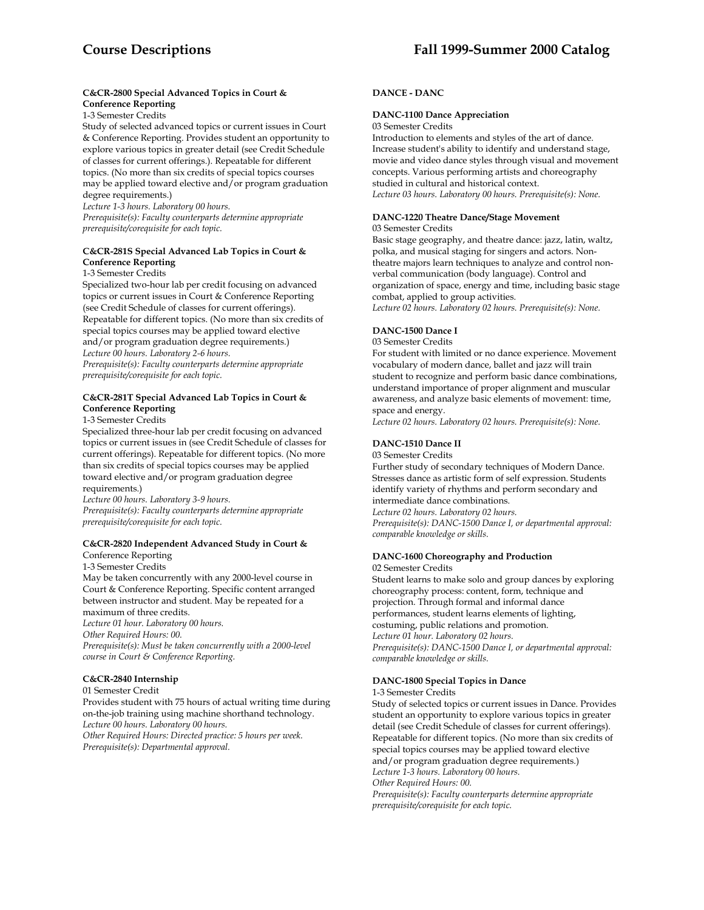**C&CR-2800 Special Advanced Topics in Court & Conference Reporting**

1-3 Semester Credits

Study of selected advanced topics or current issues in Court & Conference Reporting. Provides student an opportunity to explore various topics in greater detail (see Credit Schedule of classes for current offerings.). Repeatable for different topics. (No more than six credits of special topics courses may be applied toward elective and/or program graduation degree requirements.)

*Lecture 1-3 hours. Laboratory 00 hours.*

*Prerequisite(s): Faculty counterparts determine appropriate prerequisite/corequisite for each topic.*

**C&CR-281S Special Advanced Lab Topics in Court & Conference Reporting**

1-3 Semester Credits

Specialized two-hour lab per credit focusing on advanced topics or current issues in Court & Conference Reporting (see Credit Schedule of classes for current offerings). Repeatable for different topics. (No more than six credits of special topics courses may be applied toward elective and/or program graduation degree requirements.)

*Lecture 00 hours. Laboratory 2-6 hours.*

*Prerequisite(s): Faculty counterparts determine appropriate prerequisite/corequisite for each topic.*

**C&CR-281T Special Advanced Lab Topics in Court & Conference Reporting**

1-3 Semester Credits

Specialized three-hour lab per credit focusing on advanced topics or current issues in (see Credit Schedule of classes for current offerings). Repeatable for different topics. (No more than six credits of special topics courses may be applied toward elective and/or program graduation degree requirements.)

*Lecture 00 hours. Laboratory 3-9 hours.*

*Prerequisite(s): Faculty counterparts determine appropriate prerequisite/corequisite for each topic.*

**C&CR-2820 Independent Advanced Study in Court &** Conference Reporting

1-3 Semester Credits

May be taken concurrently with any 2000-level course in Court & Conference Reporting. Specific content arranged between instructor and student. May be repeated for a maximum of three credits.

*Lecture 01 hour. Laboratory 00 hours.*

*Other Required Hours: 00.*

*Prerequisite(s): Must be taken concurrently with a 2000-level course in Court & Conference Reporting.*

**C&CR-2840 Internship**

01 Semester Credit

Provides student with 75 hours of actual writing time during on-the-job training using machine shorthand technology.

*Lecture 00 hours. Laboratory 00 hours.*

*Other Required Hours: Directed practice: 5 hours per week.*

*Prerequisite(s): Departmental approval.*

**DANCE - DANC**

**DANC-1100 Dance Appreciation**

03 Semester Credits

Introduction to elements and styles of the art of dance. Increase student's ability to identify and understand stage, movie and video dance styles through visual and movement concepts. Various performing artists and choreography studied in cultural and historical context.

*Lecture 03 hours. Laboratory 00 hours. Prerequisite(s): None.*

**DANC-1220 Theatre Dance/Stage Movement**

03 Semester Credits

Basic stage geography, and theatre dance: jazz, latin, waltz, polka, and musical staging for singers and actors. Non-theatre majors learn techniques to analyze and control non-verbal communication (body language). Control and organization of space, energy and time, including basic stage combat, applied to group activities.

*Lecture 02 hours. Laboratory 02 hours. Prerequisite(s): None.*

**DANC-1500 Dance I**

03 Semester Credits

For student with limited or no dance experience. Movement vocabulary of modern dance, ballet and jazz will train student to recognize and perform basic dance combinations, understand importance of proper alignment and muscular awareness, and analyze basic elements of movement: time, space and energy.

*Lecture 02 hours. Laboratory 02 hours. Prerequisite(s): None.*

**DANC-1510 Dance II**

03 Semester Credits

Further study of secondary techniques of Modern Dance. Stresses dance as artistic form of self expression. Students identify variety of rhythms and perform secondary and intermediate dance combinations.

*Lecture 02 hours. Laboratory 02 hours.*

*Prerequisite(s): DANC-1500 Dance I, or departmental approval: comparable knowledge or skills.*

**DANC-1600 Choreography and Production**

02 Semester Credits

Student learns to make solo and group dances by exploring choreography process: content, form, technique and projection. Through formal and informal dance performances, student learns elements of lighting, costuming, public relations and promotion.

*Lecture 01 hour. Laboratory 02 hours.*

*Prerequisite(s): DANC-1500 Dance I, or departmental approval: comparable knowledge or skills.*

**DANC-1800 Special Topics in Dance**

1-3 Semester Credits

Study of selected topics or current issues in Dance. Provides student an opportunity to explore various topics in greater detail (see Credit Schedule of classes for current offerings). Repeatable for different topics. (No more than six credits of special topics courses may be applied toward elective and/or program graduation degree requirements.)

*Lecture 1-3 hours. Laboratory 00 hours.*

*Other Required Hours: 00.*

*Prerequisite(s): Faculty counterparts determine appropriate prerequisite/corequisite for each topic.*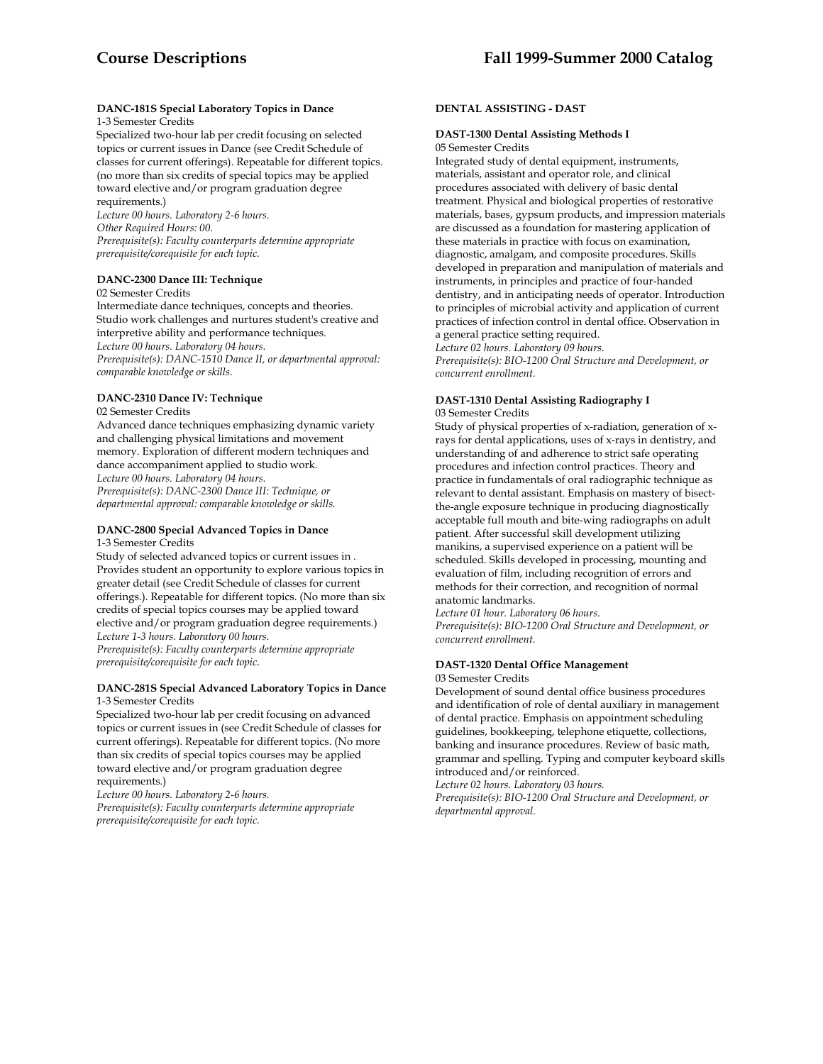**DANC-181S Special Laboratory Topics in Dance**
1-3 Semester Credits
Specialized two-hour lab per credit focusing on selected topics or current issues in Dance (see Credit Schedule of classes for current offerings). Repeatable for different topics. (no more than six credits of special topics may be applied toward elective and/or program graduation degree requirements.)
*Lecture 00 hours. Laboratory 2-6 hours.*
*Other Required Hours: 00.*
*Prerequisite(s): Faculty counterparts determine appropriate prerequisite/corequisite for each topic.*

**DANC-2300 Dance III: Technique**
02 Semester Credits
Intermediate dance techniques, concepts and theories. Studio work challenges and nurtures student's creative and interpretive ability and performance techniques.
*Lecture 00 hours. Laboratory 04 hours.*
*Prerequisite(s): DANC-1510 Dance II, or departmental approval: comparable knowledge or skills.*

**DANC-2310 Dance IV: Technique**
02 Semester Credits
Advanced dance techniques emphasizing dynamic variety and challenging physical limitations and movement memory. Exploration of different modern techniques and dance accompaniment applied to studio work.
*Lecture 00 hours. Laboratory 04 hours.*
*Prerequisite(s): DANC-2300 Dance III: Technique, or departmental approval: comparable knowledge or skills.*

**DANC-2800 Special Advanced Topics in Dance**
1-3 Semester Credits
Study of selected advanced topics or current issues in . Provides student an opportunity to explore various topics in greater detail (see Credit Schedule of classes for current offerings.). Repeatable for different topics. (No more than six credits of special topics courses may be applied toward elective and/or program graduation degree requirements.)
*Lecture 1-3 hours. Laboratory 00 hours.*
*Prerequisite(s): Faculty counterparts determine appropriate prerequisite/corequisite for each topic.*

**DANC-281S Special Advanced Laboratory Topics in Dance**
1-3 Semester Credits
Specialized two-hour lab per credit focusing on advanced topics or current issues in (see Credit Schedule of classes for current offerings). Repeatable for different topics. (No more than six credits of special topics courses may be applied toward elective and/or program graduation degree requirements.)
*Lecture 00 hours. Laboratory 2-6 hours.*
*Prerequisite(s): Faculty counterparts determine appropriate prerequisite/corequisite for each topic.*

**DENTAL ASSISTING - DAST**

**DAST-1300 Dental Assisting Methods I**
05 Semester Credits
Integrated study of dental equipment, instruments, materials, assistant and operator role, and clinical procedures associated with delivery of basic dental treatment. Physical and biological properties of restorative materials, bases, gypsum products, and impression materials are discussed as a foundation for mastering application of these materials in practice with focus on examination, diagnostic, amalgam, and composite procedures. Skills developed in preparation and manipulation of materials and instruments, in principles and practice of four-handed dentistry, and in anticipating needs of operator. Introduction to principles of microbial activity and application of current practices of infection control in dental office. Observation in a general practice setting required.
*Lecture 02 hours. Laboratory 09 hours.*
*Prerequisite(s): BIO-1200 Oral Structure and Development, or concurrent enrollment.*

**DAST-1310 Dental Assisting Radiography I**
03 Semester Credits
Study of physical properties of x-radiation, generation of x-rays for dental applications, uses of x-rays in dentistry, and understanding of and adherence to strict safe operating procedures and infection control practices. Theory and practice in fundamentals of oral radiographic technique as relevant to dental assistant. Emphasis on mastery of bisect-the-angle exposure technique in producing diagnostically acceptable full mouth and bite-wing radiographs on adult patient. After successful skill development utilizing manikins, a supervised experience on a patient will be scheduled. Skills developed in processing, mounting and evaluation of film, including recognition of errors and methods for their correction, and recognition of normal anatomic landmarks.
*Lecture 01 hour. Laboratory 06 hours.*
*Prerequisite(s): BIO-1200 Oral Structure and Development, or concurrent enrollment.*

**DAST-1320 Dental Office Management**
03 Semester Credits
Development of sound dental office business procedures and identification of role of dental auxiliary in management of dental practice. Emphasis on appointment scheduling guidelines, bookkeeping, telephone etiquette, collections, banking and insurance procedures. Review of basic math, grammar and spelling. Typing and computer keyboard skills introduced and/or reinforced.
*Lecture 02 hours. Laboratory 03 hours.*
*Prerequisite(s): BIO-1200 Oral Structure and Development, or departmental approval.*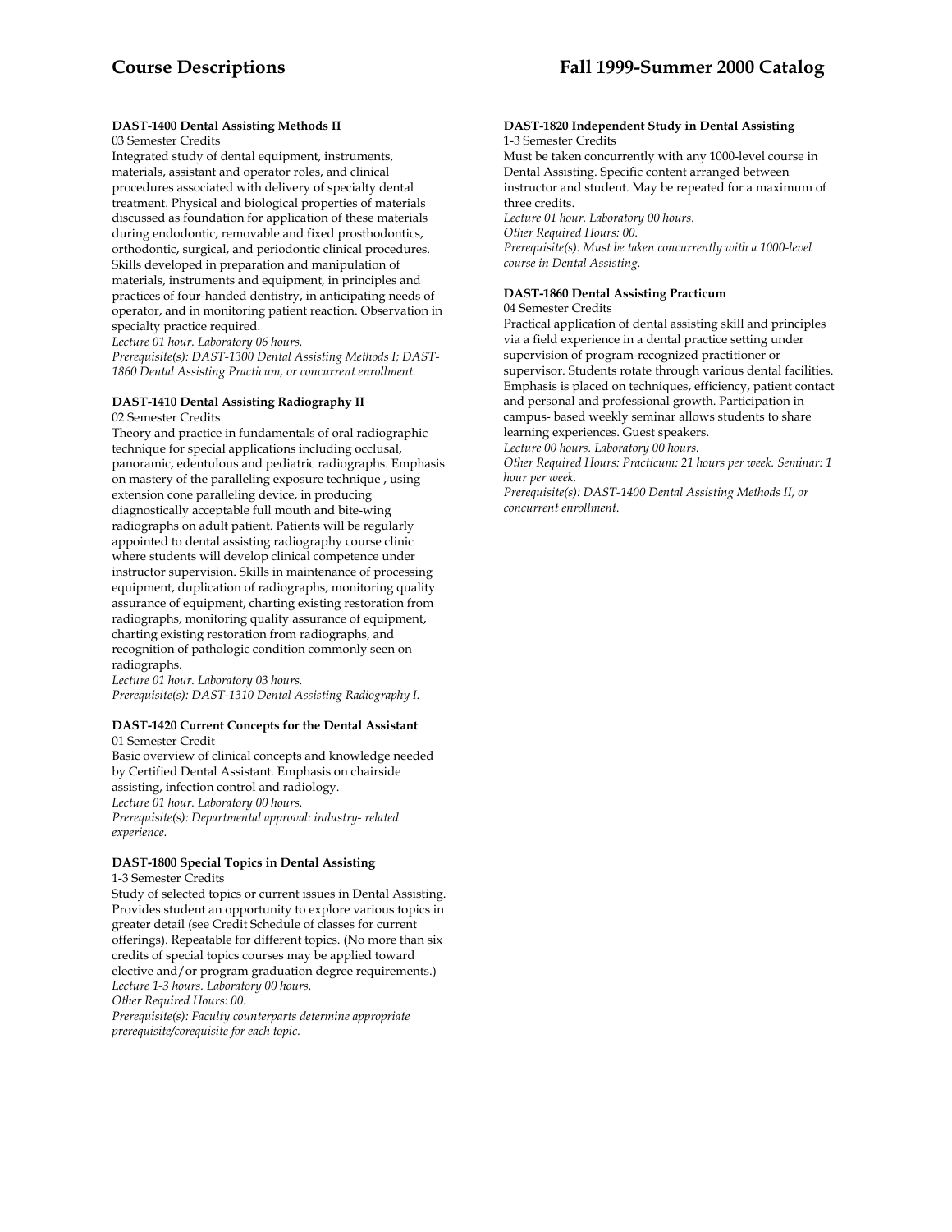**DAST-1400 Dental Assisting Methods II**
03 Semester Credits
Integrated study of dental equipment, instruments, materials, assistant and operator roles, and clinical procedures associated with delivery of specialty dental treatment. Physical and biological properties of materials discussed as foundation for application of these materials during endodontic, removable and fixed prosthodontics, orthodontic, surgical, and periodontic clinical procedures. Skills developed in preparation and manipulation of materials, instruments and equipment, in principles and practices of four-handed dentistry, in anticipating needs of operator, and in monitoring patient reaction. Observation in specialty practice required.
*Lecture 01 hour. Laboratory 06 hours.*
*Prerequisite(s): DAST-1300 Dental Assisting Methods I; DAST-1860 Dental Assisting Practicum, or concurrent enrollment.*

**DAST-1410 Dental Assisting Radiography II**
02 Semester Credits
Theory and practice in fundamentals of oral radiographic technique for special applications including occlusal, panoramic, edentulous and pediatric radiographs. Emphasis on mastery of the paralleling exposure technique , using extension cone paralleling device, in producing diagnostically acceptable full mouth and bite-wing radiographs on adult patient. Patients will be regularly appointed to dental assisting radiography course clinic where students will develop clinical competence under instructor supervision. Skills in maintenance of processing equipment, duplication of radiographs, monitoring quality assurance of equipment, charting existing restoration from radiographs, monitoring quality assurance of equipment, charting existing restoration from radiographs, and recognition of pathologic condition commonly seen on radiographs.
*Lecture 01 hour. Laboratory 03 hours.*
*Prerequisite(s): DAST-1310 Dental Assisting Radiography I.*

**DAST-1420 Current Concepts for the Dental Assistant**
01 Semester Credit
Basic overview of clinical concepts and knowledge needed by Certified Dental Assistant. Emphasis on chairside assisting, infection control and radiology.
*Lecture 01 hour. Laboratory 00 hours.*
*Prerequisite(s): Departmental approval: industry- related experience.*

**DAST-1800 Special Topics in Dental Assisting**
1-3 Semester Credits
Study of selected topics or current issues in Dental Assisting. Provides student an opportunity to explore various topics in greater detail (see Credit Schedule of classes for current offerings). Repeatable for different topics. (No more than six credits of special topics courses may be applied toward elective and/or program graduation degree requirements.)
*Lecture 1-3 hours. Laboratory 00 hours.*
*Other Required Hours: 00.*
*Prerequisite(s): Faculty counterparts determine appropriate prerequisite/corequisite for each topic.*

**DAST-1820 Independent Study in Dental Assisting**
1-3 Semester Credits
Must be taken concurrently with any 1000-level course in Dental Assisting. Specific content arranged between instructor and student. May be repeated for a maximum of three credits.
*Lecture 01 hour. Laboratory 00 hours.*
*Other Required Hours: 00.*
*Prerequisite(s): Must be taken concurrently with a 1000-level course in Dental Assisting.*

**DAST-1860 Dental Assisting Practicum**
04 Semester Credits
Practical application of dental assisting skill and principles via a field experience in a dental practice setting under supervision of program-recognized practitioner or supervisor. Students rotate through various dental facilities. Emphasis is placed on techniques, efficiency, patient contact and personal and professional growth. Participation in campus- based weekly seminar allows students to share learning experiences. Guest speakers.
*Lecture 00 hours. Laboratory 00 hours.*
*Other Required Hours: Practicum: 21 hours per week. Seminar: 1 hour per week.*
*Prerequisite(s): DAST-1400 Dental Assisting Methods II, or concurrent enrollment.*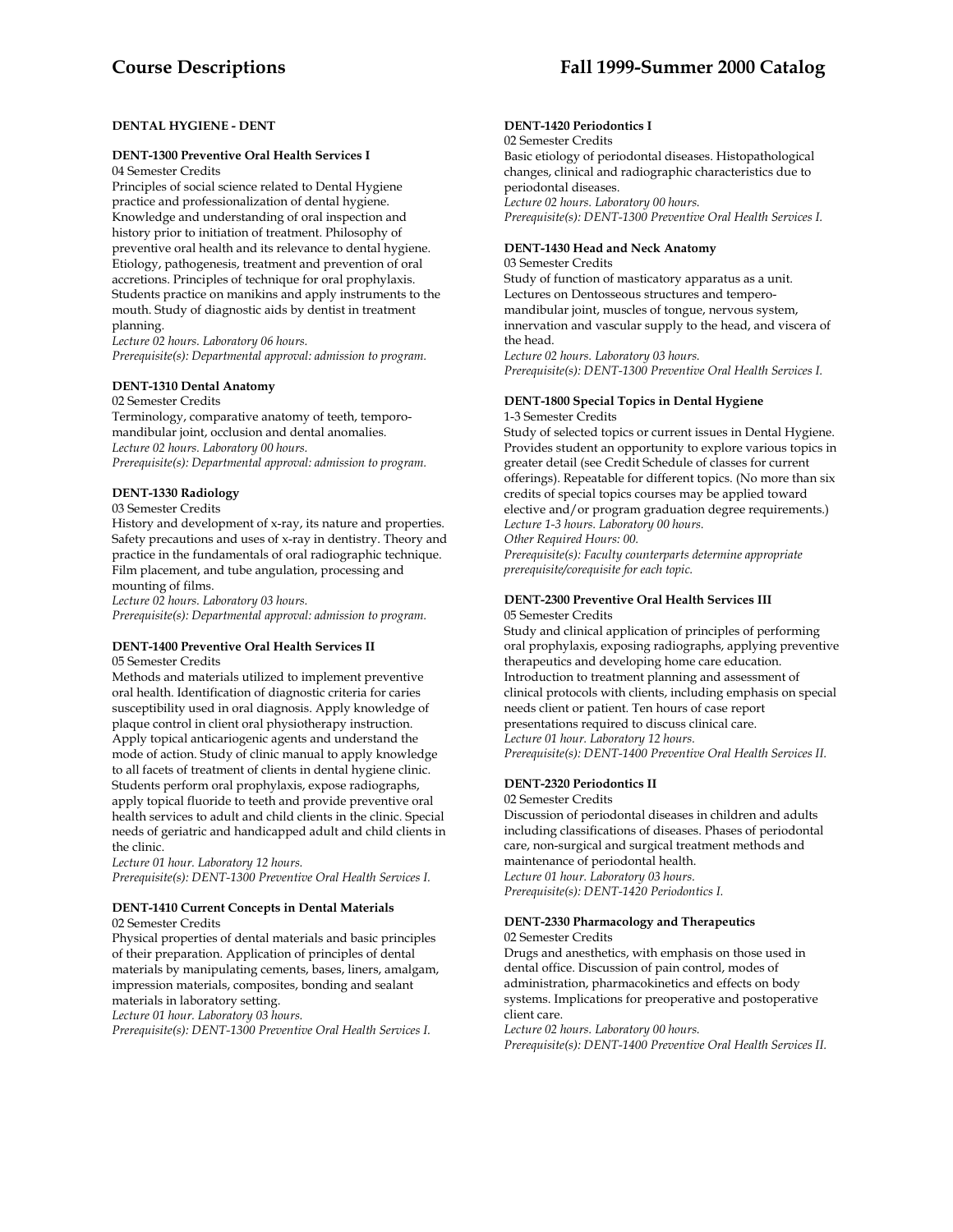**DENTAL HYGIENE - DENT**

**DENT-1300 Preventive Oral Health Services I**
04 Semester Credits
Principles of social science related to Dental Hygiene practice and professionalization of dental hygiene. Knowledge and understanding of oral inspection and history prior to initiation of treatment. Philosophy of preventive oral health and its relevance to dental hygiene. Etiology, pathogenesis, treatment and prevention of oral accretions. Principles of technique for oral prophylaxis. Students practice on manikins and apply instruments to the mouth. Study of diagnostic aids by dentist in treatment planning.
*Lecture 02 hours. Laboratory 06 hours.*
*Prerequisite(s): Departmental approval: admission to program.*

**DENT-1310 Dental Anatomy**
02 Semester Credits
Terminology, comparative anatomy of teeth, temporo-mandibular joint, occlusion and dental anomalies.
*Lecture 02 hours. Laboratory 00 hours.*
*Prerequisite(s): Departmental approval: admission to program.*

**DENT-1330 Radiology**
03 Semester Credits
History and development of x-ray, its nature and properties. Safety precautions and uses of x-ray in dentistry. Theory and practice in the fundamentals of oral radiographic technique. Film placement, and tube angulation, processing and mounting of films.
*Lecture 02 hours. Laboratory 03 hours.*
*Prerequisite(s): Departmental approval: admission to program.*

**DENT-1400 Preventive Oral Health Services II**
05 Semester Credits
Methods and materials utilized to implement preventive oral health. Identification of diagnostic criteria for caries susceptibility used in oral diagnosis. Apply knowledge of plaque control in client oral physiotherapy instruction. Apply topical anticariogenic agents and understand the mode of action. Study of clinic manual to apply knowledge to all facets of treatment of clients in dental hygiene clinic. Students perform oral prophylaxis, expose radiographs, apply topical fluoride to teeth and provide preventive oral health services to adult and child clients in the clinic. Special needs of geriatric and handicapped adult and child clients in the clinic.
*Lecture 01 hour. Laboratory 12 hours.*
*Prerequisite(s): DENT-1300 Preventive Oral Health Services I.*

**DENT-1410 Current Concepts in Dental Materials**
02 Semester Credits
Physical properties of dental materials and basic principles of their preparation. Application of principles of dental materials by manipulating cements, bases, liners, amalgam, impression materials, composites, bonding and sealant materials in laboratory setting.
*Lecture 01 hour. Laboratory 03 hours.*
*Prerequisite(s): DENT-1300 Preventive Oral Health Services I.*

**DENT-1420 Periodontics I**
02 Semester Credits
Basic etiology of periodontal diseases. Histopathological changes, clinical and radiographic characteristics due to periodontal diseases.
*Lecture 02 hours. Laboratory 00 hours.*
*Prerequisite(s): DENT-1300 Preventive Oral Health Services I.*

**DENT-1430 Head and Neck Anatomy**
03 Semester Credits
Study of function of masticatory apparatus as a unit. Lectures on Dentosseous structures and tempero-mandibular joint, muscles of tongue, nervous system, innervation and vascular supply to the head, and viscera of the head.
*Lecture 02 hours. Laboratory 03 hours.*
*Prerequisite(s): DENT-1300 Preventive Oral Health Services I.*

**DENT-1800 Special Topics in Dental Hygiene**
1-3 Semester Credits
Study of selected topics or current issues in Dental Hygiene. Provides student an opportunity to explore various topics in greater detail (see Credit Schedule of classes for current offerings). Repeatable for different topics. (No more than six credits of special topics courses may be applied toward elective and/or program graduation degree requirements.)
*Lecture 1-3 hours. Laboratory 00 hours.*
*Other Required Hours: 00.*
*Prerequisite(s): Faculty counterparts determine appropriate prerequisite/corequisite for each topic.*

**DENT-2300 Preventive Oral Health Services III**
05 Semester Credits
Study and clinical application of principles of performing oral prophylaxis, exposing radiographs, applying preventive therapeutics and developing home care education. Introduction to treatment planning and assessment of clinical protocols with clients, including emphasis on special needs client or patient. Ten hours of case report presentations required to discuss clinical care.
*Lecture 01 hour. Laboratory 12 hours.*
*Prerequisite(s): DENT-1400 Preventive Oral Health Services II.*

**DENT-2320 Periodontics II**
02 Semester Credits
Discussion of periodontal diseases in children and adults including classifications of diseases. Phases of periodontal care, non-surgical and surgical treatment methods and maintenance of periodontal health.
*Lecture 01 hour. Laboratory 03 hours.*
*Prerequisite(s): DENT-1420 Periodontics I.*

**DENT-2330 Pharmacology and Therapeutics**
02 Semester Credits
Drugs and anesthetics, with emphasis on those used in dental office. Discussion of pain control, modes of administration, pharmacokinetics and effects on body systems. Implications for preoperative and postoperative client care.
*Lecture 02 hours. Laboratory 00 hours.*
*Prerequisite(s): DENT-1400 Preventive Oral Health Services II.*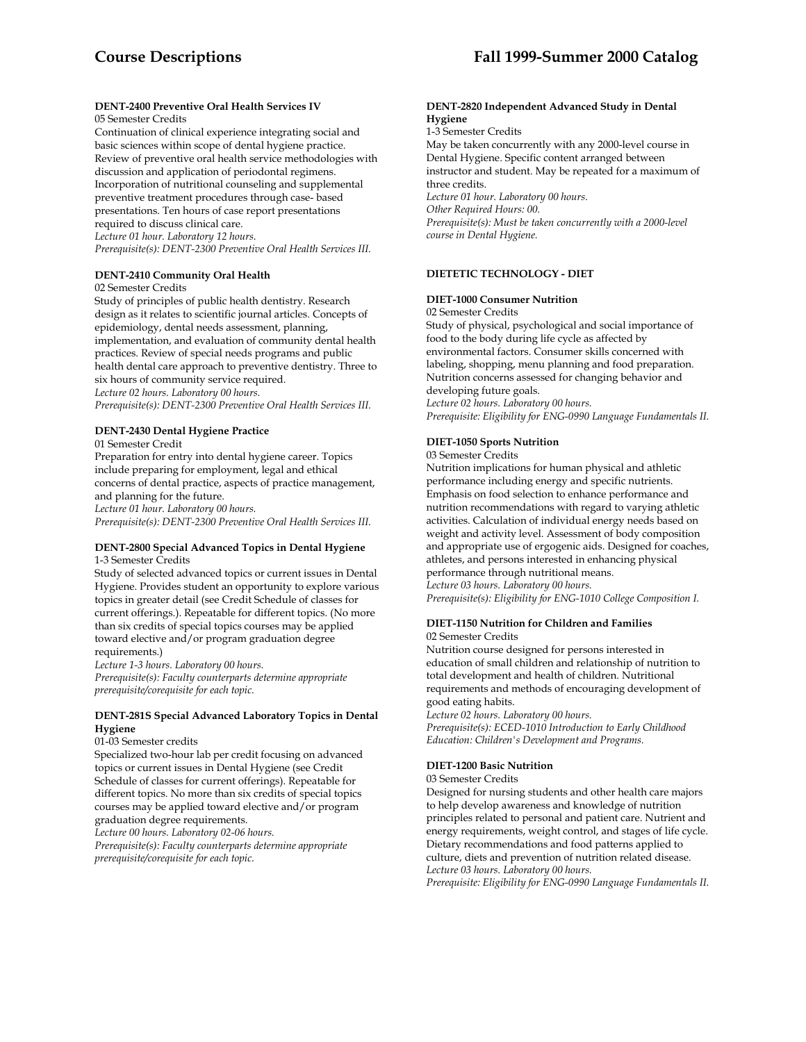**DENT-2400 Preventive Oral Health Services IV**
05 Semester Credits
Continuation of clinical experience integrating social and basic sciences within scope of dental hygiene practice. Review of preventive oral health service methodologies with discussion and application of periodontal regimens. Incorporation of nutritional counseling and supplemental preventive treatment procedures through case- based presentations. Ten hours of case report presentations required to discuss clinical care.
*Lecture 01 hour. Laboratory 12 hours.*
*Prerequisite(s): DENT-2300 Preventive Oral Health Services III.*

**DENT-2410 Community Oral Health**
02 Semester Credits
Study of principles of public health dentistry. Research design as it relates to scientific journal articles. Concepts of epidemiology, dental needs assessment, planning, implementation, and evaluation of community dental health practices. Review of special needs programs and public health dental care approach to preventive dentistry. Three to six hours of community service required.
*Lecture 02 hours. Laboratory 00 hours.*
*Prerequisite(s): DENT-2300 Preventive Oral Health Services III.*

**DENT-2430 Dental Hygiene Practice**
01 Semester Credit
Preparation for entry into dental hygiene career. Topics include preparing for employment, legal and ethical concerns of dental practice, aspects of practice management, and planning for the future.
*Lecture 01 hour. Laboratory 00 hours.*
*Prerequisite(s): DENT-2300 Preventive Oral Health Services III.*

**DENT-2800 Special Advanced Topics in Dental Hygiene**
1-3 Semester Credits
Study of selected advanced topics or current issues in Dental Hygiene. Provides student an opportunity to explore various topics in greater detail (see Credit Schedule of classes for current offerings.). Repeatable for different topics. (No more than six credits of special topics courses may be applied toward elective and/or program graduation degree requirements.)
*Lecture 1-3 hours. Laboratory 00 hours.*
*Prerequisite(s): Faculty counterparts determine appropriate prerequisite/corequisite for each topic.*

**DENT-281S Special Advanced Laboratory Topics in Dental Hygiene**
01-03 Semester credits
Specialized two-hour lab per credit focusing on advanced topics or current issues in Dental Hygiene (see Credit Schedule of classes for current offerings). Repeatable for different topics. No more than six credits of special topics courses may be applied toward elective and/or program graduation degree requirements.
*Lecture 00 hours. Laboratory 02-06 hours.*
*Prerequisite(s): Faculty counterparts determine appropriate prerequisite/corequisite for each topic.*

**DENT-2820 Independent Advanced Study in Dental Hygiene**
1-3 Semester Credits
May be taken concurrently with any 2000-level course in Dental Hygiene. Specific content arranged between instructor and student. May be repeated for a maximum of three credits.
*Lecture 01 hour. Laboratory 00 hours.*
*Other Required Hours: 00.*
*Prerequisite(s): Must be taken concurrently with a 2000-level course in Dental Hygiene.*

## DIETETIC TECHNOLOGY - DIET

**DIET-1000 Consumer Nutrition**
02 Semester Credits
Study of physical, psychological and social importance of food to the body during life cycle as affected by environmental factors. Consumer skills concerned with labeling, shopping, menu planning and food preparation. Nutrition concerns assessed for changing behavior and developing future goals.
*Lecture 02 hours. Laboratory 00 hours.*
*Prerequisite: Eligibility for ENG-0990 Language Fundamentals II.*

**DIET-1050 Sports Nutrition**
03 Semester Credits
Nutrition implications for human physical and athletic performance including energy and specific nutrients. Emphasis on food selection to enhance performance and nutrition recommendations with regard to varying athletic activities. Calculation of individual energy needs based on weight and activity level. Assessment of body composition and appropriate use of ergogenic aids. Designed for coaches, athletes, and persons interested in enhancing physical performance through nutritional means.
*Lecture 03 hours. Laboratory 00 hours.*
*Prerequisite(s): Eligibility for ENG-1010 College Composition I.*

**DIET-1150 Nutrition for Children and Families**
02 Semester Credits
Nutrition course designed for persons interested in education of small children and relationship of nutrition to total development and health of children. Nutritional requirements and methods of encouraging development of good eating habits.
*Lecture 02 hours. Laboratory 00 hours.*
*Prerequisite(s): ECED-1010 Introduction to Early Childhood Education: Children's Development and Programs.*

**DIET-1200 Basic Nutrition**
03 Semester Credits
Designed for nursing students and other health care majors to help develop awareness and knowledge of nutrition principles related to personal and patient care. Nutrient and energy requirements, weight control, and stages of life cycle. Dietary recommendations and food patterns applied to culture, diets and prevention of nutrition related disease.
*Lecture 03 hours. Laboratory 00 hours.*
*Prerequisite: Eligibility for ENG-0990 Language Fundamentals II.*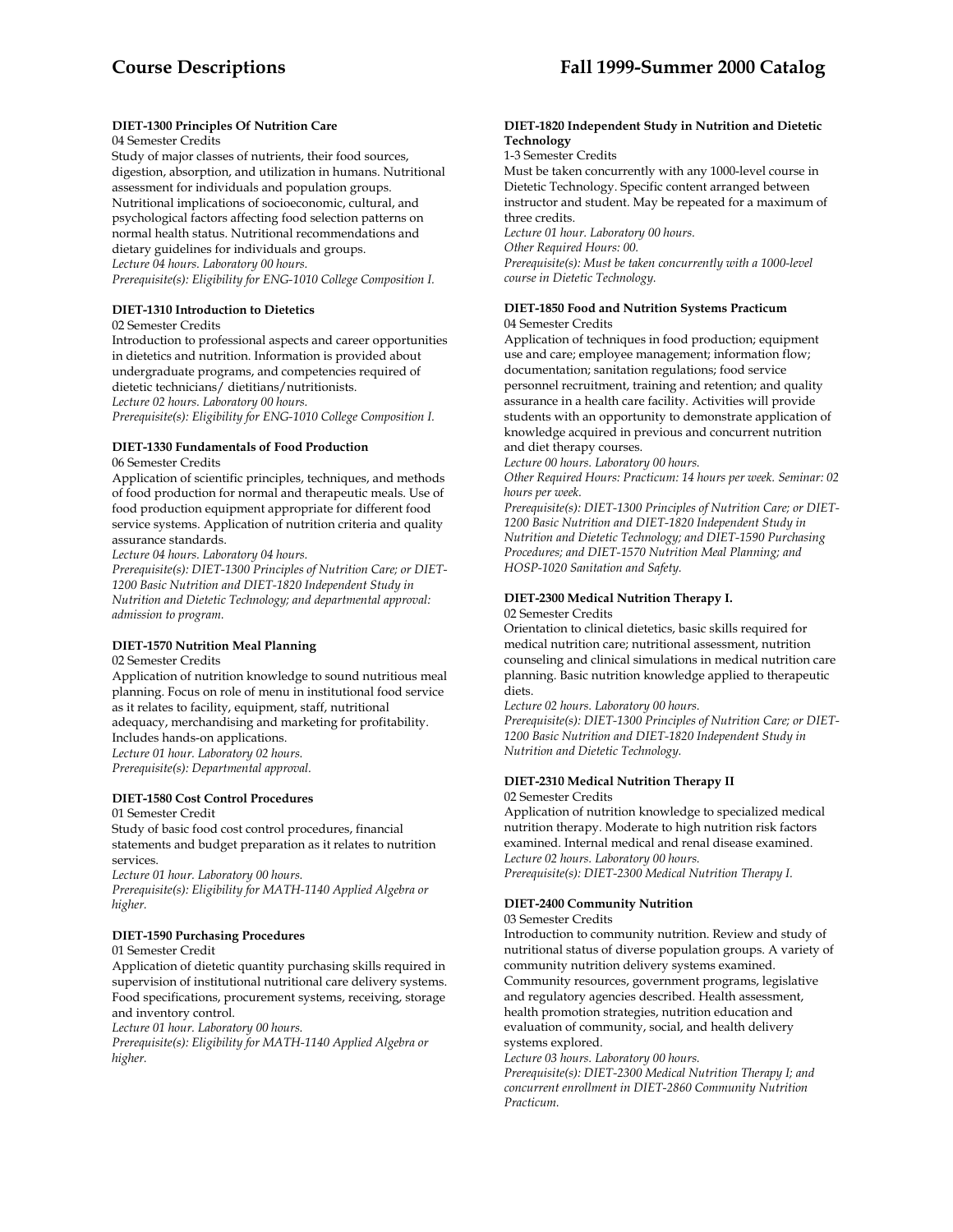**DIET-1300 Principles Of Nutrition Care**
04 Semester Credits
Study of major classes of nutrients, their food sources, digestion, absorption, and utilization in humans. Nutritional assessment for individuals and population groups. Nutritional implications of socioeconomic, cultural, and psychological factors affecting food selection patterns on normal health status. Nutritional recommendations and dietary guidelines for individuals and groups.
*Lecture 04 hours. Laboratory 00 hours.*
*Prerequisite(s): Eligibility for ENG-1010 College Composition I.*

**DIET-1310 Introduction to Dietetics**
02 Semester Credits
Introduction to professional aspects and career opportunities in dietetics and nutrition. Information is provided about undergraduate programs, and competencies required of dietetic technicians/ dietitians/nutritionists.
*Lecture 02 hours. Laboratory 00 hours.*
*Prerequisite(s): Eligibility for ENG-1010 College Composition I.*

**DIET-1330 Fundamentals of Food Production**
06 Semester Credits
Application of scientific principles, techniques, and methods of food production for normal and therapeutic meals. Use of food production equipment appropriate for different food service systems. Application of nutrition criteria and quality assurance standards.
*Lecture 04 hours. Laboratory 04 hours.*
*Prerequisite(s): DIET-1300 Principles of Nutrition Care; or DIET-1200 Basic Nutrition and DIET-1820 Independent Study in Nutrition and Dietetic Technology; and departmental approval: admission to program.*

**DIET-1570 Nutrition Meal Planning**
02 Semester Credits
Application of nutrition knowledge to sound nutritious meal planning. Focus on role of menu in institutional food service as it relates to facility, equipment, staff, nutritional adequacy, merchandising and marketing for profitability. Includes hands-on applications.
*Lecture 01 hour. Laboratory 02 hours.*
*Prerequisite(s): Departmental approval.*

**DIET-1580 Cost Control Procedures**
01 Semester Credit
Study of basic food cost control procedures, financial statements and budget preparation as it relates to nutrition services.
*Lecture 01 hour. Laboratory 00 hours.*
*Prerequisite(s): Eligibility for MATH-1140 Applied Algebra or higher.*

**DIET-1590 Purchasing Procedures**
01 Semester Credit
Application of dietetic quantity purchasing skills required in supervision of institutional nutritional care delivery systems. Food specifications, procurement systems, receiving, storage and inventory control.
*Lecture 01 hour. Laboratory 00 hours.*
*Prerequisite(s): Eligibility for MATH-1140 Applied Algebra or higher.*

**DIET-1820 Independent Study in Nutrition and Dietetic Technology**
1-3 Semester Credits
Must be taken concurrently with any 1000-level course in Dietetic Technology. Specific content arranged between instructor and student. May be repeated for a maximum of three credits.
*Lecture 01 hour. Laboratory 00 hours.*
*Other Required Hours: 00.*
*Prerequisite(s): Must be taken concurrently with a 1000-level course in Dietetic Technology.*

**DIET-1850 Food and Nutrition Systems Practicum**
04 Semester Credits
Application of techniques in food production; equipment use and care; employee management; information flow; documentation; sanitation regulations; food service personnel recruitment, training and retention; and quality assurance in a health care facility. Activities will provide students with an opportunity to demonstrate application of knowledge acquired in previous and concurrent nutrition and diet therapy courses.
*Lecture 00 hours. Laboratory 00 hours.*
*Other Required Hours: Practicum: 14 hours per week. Seminar: 02 hours per week.*
*Prerequisite(s): DIET-1300 Principles of Nutrition Care; or DIET-1200 Basic Nutrition and DIET-1820 Independent Study in Nutrition and Dietetic Technology; and DIET-1590 Purchasing Procedures; and DIET-1570 Nutrition Meal Planning; and HOSP-1020 Sanitation and Safety.*

**DIET-2300 Medical Nutrition Therapy I.**
02 Semester Credits
Orientation to clinical dietetics, basic skills required for medical nutrition care; nutritional assessment, nutrition counseling and clinical simulations in medical nutrition care planning. Basic nutrition knowledge applied to therapeutic diets.
*Lecture 02 hours. Laboratory 00 hours.*
*Prerequisite(s): DIET-1300 Principles of Nutrition Care; or DIET-1200 Basic Nutrition and DIET-1820 Independent Study in Nutrition and Dietetic Technology.*

**DIET-2310 Medical Nutrition Therapy II**
02 Semester Credits
Application of nutrition knowledge to specialized medical nutrition therapy. Moderate to high nutrition risk factors examined. Internal medical and renal disease examined.
*Lecture 02 hours. Laboratory 00 hours.*
*Prerequisite(s): DIET-2300 Medical Nutrition Therapy I.*

**DIET-2400 Community Nutrition**
03 Semester Credits
Introduction to community nutrition. Review and study of nutritional status of diverse population groups. A variety of community nutrition delivery systems examined. Community resources, government programs, legislative and regulatory agencies described. Health assessment, health promotion strategies, nutrition education and evaluation of community, social, and health delivery systems explored.
*Lecture 03 hours. Laboratory 00 hours.*
*Prerequisite(s): DIET-2300 Medical Nutrition Therapy I; and concurrent enrollment in DIET-2860 Community Nutrition Practicum.*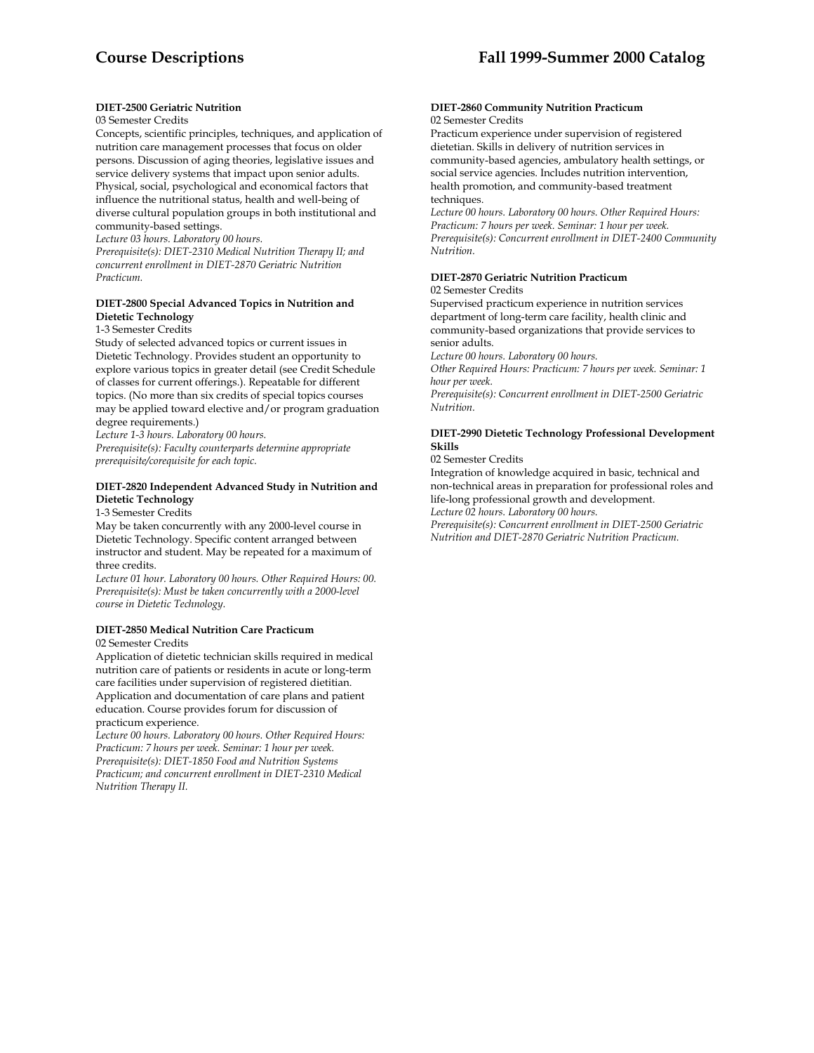**DIET-2500 Geriatric Nutrition**
03 Semester Credits
Concepts, scientific principles, techniques, and application of nutrition care management processes that focus on older persons. Discussion of aging theories, legislative issues and service delivery systems that impact upon senior adults. Physical, social, psychological and economical factors that influence the nutritional status, health and well-being of diverse cultural population groups in both institutional and community-based settings.
*Lecture 03 hours. Laboratory 00 hours.*
*Prerequisite(s): DIET-2310 Medical Nutrition Therapy II; and concurrent enrollment in DIET-2870 Geriatric Nutrition Practicum.*

**DIET-2800 Special Advanced Topics in Nutrition and Dietetic Technology**
1-3 Semester Credits
Study of selected advanced topics or current issues in Dietetic Technology. Provides student an opportunity to explore various topics in greater detail (see Credit Schedule of classes for current offerings.). Repeatable for different topics. (No more than six credits of special topics courses may be applied toward elective and/or program graduation degree requirements.)
*Lecture 1-3 hours. Laboratory 00 hours.*
*Prerequisite(s): Faculty counterparts determine appropriate prerequisite/corequisite for each topic.*

**DIET-2820 Independent Advanced Study in Nutrition and Dietetic Technology**
1-3 Semester Credits
May be taken concurrently with any 2000-level course in Dietetic Technology. Specific content arranged between instructor and student. May be repeated for a maximum of three credits.
*Lecture 01 hour. Laboratory 00 hours. Other Required Hours: 00.*
*Prerequisite(s): Must be taken concurrently with a 2000-level course in Dietetic Technology.*

**DIET-2850 Medical Nutrition Care Practicum**
02 Semester Credits
Application of dietetic technician skills required in medical nutrition care of patients or residents in acute or long-term care facilities under supervision of registered dietitian. Application and documentation of care plans and patient education. Course provides forum for discussion of practicum experience.
*Lecture 00 hours. Laboratory 00 hours. Other Required Hours: Practicum: 7 hours per week. Seminar: 1 hour per week.*
*Prerequisite(s): DIET-1850 Food and Nutrition Systems Practicum; and concurrent enrollment in DIET-2310 Medical Nutrition Therapy II.*

**DIET-2860 Community Nutrition Practicum**
02 Semester Credits
Practicum experience under supervision of registered dietetian. Skills in delivery of nutrition services in community-based agencies, ambulatory health settings, or social service agencies. Includes nutrition intervention, health promotion, and community-based treatment techniques.
*Lecture 00 hours. Laboratory 00 hours. Other Required Hours: Practicum: 7 hours per week. Seminar: 1 hour per week.*
*Prerequisite(s): Concurrent enrollment in DIET-2400 Community Nutrition.*

**DIET-2870 Geriatric Nutrition Practicum**
02 Semester Credits
Supervised practicum experience in nutrition services department of long-term care facility, health clinic and community-based organizations that provide services to senior adults.
*Lecture 00 hours. Laboratory 00 hours.*
*Other Required Hours: Practicum: 7 hours per week. Seminar: 1 hour per week.*
*Prerequisite(s): Concurrent enrollment in DIET-2500 Geriatric Nutrition.*

**DIET-2990 Dietetic Technology Professional Development Skills**
02 Semester Credits
Integration of knowledge acquired in basic, technical and non-technical areas in preparation for professional roles and life-long professional growth and development.
*Lecture 02 hours. Laboratory 00 hours.*
*Prerequisite(s): Concurrent enrollment in DIET-2500 Geriatric Nutrition and DIET-2870 Geriatric Nutrition Practicum.*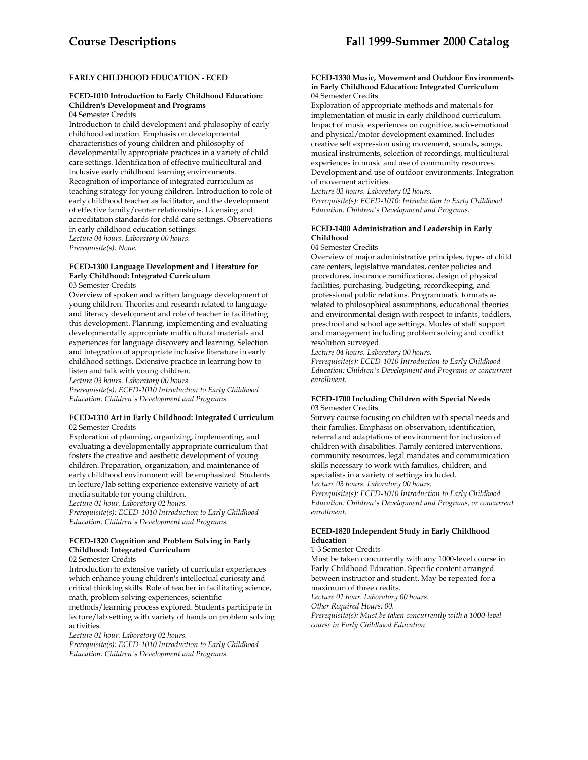## EARLY CHILDHOOD EDUCATION - ECED

### ECED-1010 Introduction to Early Childhood Education: Children's Development and Programs

04 Semester Credits

Introduction to child development and philosophy of early childhood education. Emphasis on developmental characteristics of young children and philosophy of developmentally appropriate practices in a variety of child care settings. Identification of effective multicultural and inclusive early childhood learning environments. Recognition of importance of integrated curriculum as teaching strategy for young children. Introduction to role of early childhood teacher as facilitator, and the development of effective family/center relationships. Licensing and accreditation standards for child care settings. Observations in early childhood education settings.

*Lecture 04 hours. Laboratory 00 hours.*
*Prerequisite(s): None.*

### ECED-1300 Language Development and Literature for Early Childhood: Integrated Curriculum

03 Semester Credits

Overview of spoken and written language development of young children. Theories and research related to language and literacy development and role of teacher in facilitating this development. Planning, implementing and evaluating developmentally appropriate multicultural materials and experiences for language discovery and learning. Selection and integration of appropriate inclusive literature in early childhood settings. Extensive practice in learning how to listen and talk with young children.

*Lecture 03 hours. Laboratory 00 hours.*
*Prerequisite(s): ECED-1010 Introduction to Early Childhood Education: Children's Development and Programs.*

### ECED-1310 Art in Early Childhood: Integrated Curriculum

02 Semester Credits

Exploration of planning, organizing, implementing, and evaluating a developmentally appropriate curriculum that fosters the creative and aesthetic development of young children. Preparation, organization, and maintenance of early childhood environment will be emphasized. Students in lecture/lab setting experience extensive variety of art media suitable for young children.

*Lecture 01 hour. Laboratory 02 hours.*
*Prerequisite(s): ECED-1010 Introduction to Early Childhood Education: Children's Development and Programs.*

### ECED-1320 Cognition and Problem Solving in Early Childhood: Integrated Curriculum

02 Semester Credits

Introduction to extensive variety of curricular experiences which enhance young children's intellectual curiosity and critical thinking skills. Role of teacher in facilitating science, math, problem solving experiences, scientific methods/learning process explored. Students participate in lecture/lab setting with variety of hands on problem solving activities.

*Lecture 01 hour. Laboratory 02 hours.*
*Prerequisite(s): ECED-1010 Introduction to Early Childhood Education: Children's Development and Programs.*

### ECED-1330 Music, Movement and Outdoor Environments in Early Childhood Education: Integrated Curriculum

04 Semester Credits

Exploration of appropriate methods and materials for implementation of music in early childhood curriculum. Impact of music experiences on cognitive, socio-emotional and physical/motor development examined. Includes creative self expression using movement, sounds, songs, musical instruments, selection of recordings, multicultural experiences in music and use of community resources. Development and use of outdoor environments. Integration of movement activities.

*Lecture 03 hours. Laboratory 02 hours.*
*Prerequisite(s): ECED-1010: Introduction to Early Childhood Education: Children's Development and Programs.*

### ECED-1400 Administration and Leadership in Early Childhood

04 Semester Credits

Overview of major administrative principles, types of child care centers, legislative mandates, center policies and procedures, insurance ramifications, design of physical facilities, purchasing, budgeting, recordkeeping, and professional public relations. Programmatic formats as related to philosophical assumptions, educational theories and environmental design with respect to infants, toddlers, preschool and school age settings. Modes of staff support and management including problem solving and conflict resolution surveyed.

*Lecture 04 hours. Laboratory 00 hours.*
*Prerequisite(s): ECED-1010 Introduction to Early Childhood Education: Children's Development and Programs or concurrent enrollment.*

### ECED-1700 Including Children with Special Needs

03 Semester Credits

Survey course focusing on children with special needs and their families. Emphasis on observation, identification, referral and adaptations of environment for inclusion of children with disabilities. Family centered interventions, community resources, legal mandates and communication skills necessary to work with families, children, and specialists in a variety of settings included.

*Lecture 03 hours. Laboratory 00 hours.*
*Prerequisite(s): ECED-1010 Introduction to Early Childhood Education: Children's Development and Programs, or concurrent enrollment.*

### ECED-1820 Independent Study in Early Childhood Education

1-3 Semester Credits

Must be taken concurrently with any 1000-level course in Early Childhood Education. Specific content arranged between instructor and student. May be repeated for a maximum of three credits.

*Lecture 01 hour. Laboratory 00 hours.*
*Other Required Hours: 00.*
*Prerequisite(s): Must be taken concurrently with a 1000-level course in Early Childhood Education.*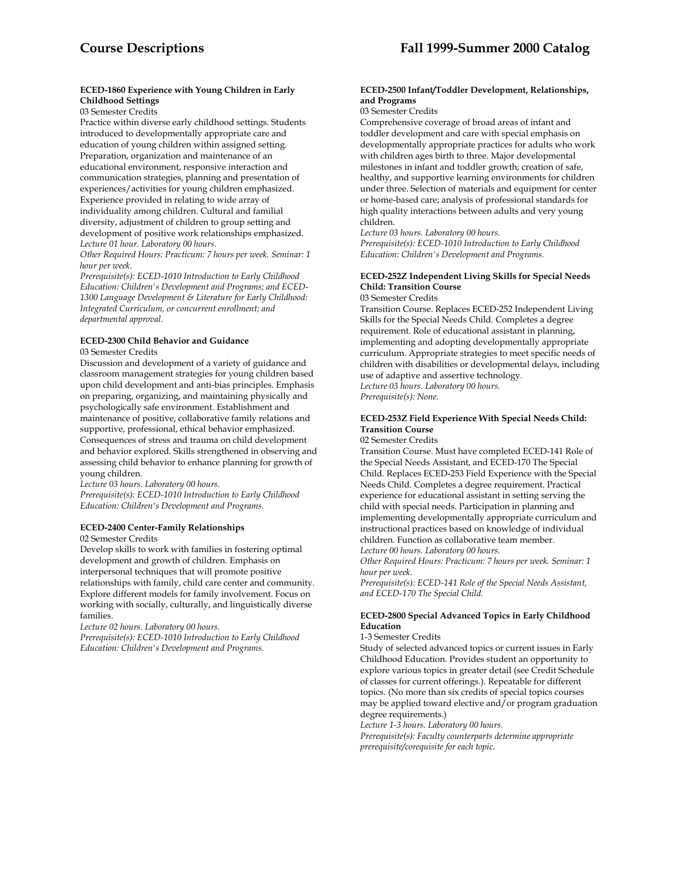**ECED-1860 Experience with Young Children in Early Childhood Settings**

03 Semester Credits

Practice within diverse early childhood settings. Students introduced to developmentally appropriate care and education of young children within assigned setting. Preparation, organization and maintenance of an educational environment, responsive interaction and communication strategies, planning and presentation of experiences/activities for young children emphasized. Experience provided in relating to wide array of individuality among children. Cultural and familial diversity, adjustment of children to group setting and development of positive work relationships emphasized.

*Lecture 01 hour. Laboratory 00 hours.*

*Other Required Hours: Practicum: 7 hours per week. Seminar: 1 hour per week.*

*Prerequisite(s): ECED-1010 Introduction to Early Childhood Education: Children's Development and Programs; and ECED-1300 Language Development & Literature for Early Childhood: Integrated Curriculum, or concurrent enrollment; and departmental approval.*

**ECED-2300 Child Behavior and Guidance**

03 Semester Credits

Discussion and development of a variety of guidance and classroom management strategies for young children based upon child development and anti-bias principles. Emphasis on preparing, organizing, and maintaining physically and psychologically safe environment. Establishment and maintenance of positive, collaborative family relations and supportive, professional, ethical behavior emphasized. Consequences of stress and trauma on child development and behavior explored. Skills strengthened in observing and assessing child behavior to enhance planning for growth of young children.

*Lecture 03 hours. Laboratory 00 hours.*

*Prerequisite(s): ECED-1010 Introduction to Early Childhood Education: Children's Development and Programs.*

**ECED-2400 Center-Family Relationships**

02 Semester Credits

Develop skills to work with families in fostering optimal development and growth of children. Emphasis on interpersonal techniques that will promote positive relationships with family, child care center and community. Explore different models for family involvement. Focus on working with socially, culturally, and linguistically diverse families.

*Lecture 02 hours. Laboratory 00 hours.*

*Prerequisite(s): ECED-1010 Introduction to Early Childhood Education: Children's Development and Programs.*

**ECED-2500 Infant/Toddler Development, Relationships, and Programs**

03 Semester Credits

Comprehensive coverage of broad areas of infant and toddler development and care with special emphasis on developmentally appropriate practices for adults who work with children ages birth to three. Major developmental milestones in infant and toddler growth; creation of safe, healthy, and supportive learning environments for children under three. Selection of materials and equipment for center or home-based care; analysis of professional standards for high quality interactions between adults and very young children.

*Lecture 03 hours. Laboratory 00 hours.*

*Prerequisite(s): ECED-1010 Introduction to Early Childhood Education: Children's Development and Programs.*

**ECED-252Z Independent Living Skills for Special Needs Child: Transition Course**

03 Semester Credits

Transition Course. Replaces ECED-252 Independent Living Skills for the Special Needs Child. Completes a degree requirement. Role of educational assistant in planning, implementing and adopting developmentally appropriate curriculum. Appropriate strategies to meet specific needs of children with disabilities or developmental delays, including use of adaptive and assertive technology.

*Lecture 03 hours. Laboratory 00 hours.*

*Prerequisite(s): None.*

**ECED-253Z Field Experience With Special Needs Child: Transition Course**

02 Semester Credits

Transition Course. Must have completed ECED-141 Role of the Special Needs Assistant, and ECED-170 The Special Child. Replaces ECED-253 Field Experience with the Special Needs Child. Completes a degree requirement. Practical experience for educational assistant in setting serving the child with special needs. Participation in planning and implementing developmentally appropriate curriculum and instructional practices based on knowledge of individual children. Function as collaborative team member.

*Lecture 00 hours. Laboratory 00 hours.*

*Other Required Hours: Practicum: 7 hours per week. Seminar: 1 hour per week.*

*Prerequisite(s): ECED-141 Role of the Special Needs Assistant, and ECED-170 The Special Child.*

**ECED-2800 Special Advanced Topics in Early Childhood Education**

1-3 Semester Credits

Study of selected advanced topics or current issues in Early Childhood Education. Provides student an opportunity to explore various topics in greater detail (see Credit Schedule of classes for current offerings.). Repeatable for different topics. (No more than six credits of special topics courses may be applied toward elective and/or program graduation degree requirements.)

*Lecture 1-3 hours. Laboratory 00 hours.*

*Prerequisite(s): Faculty counterparts determine appropriate prerequisite/corequisite for each topic.*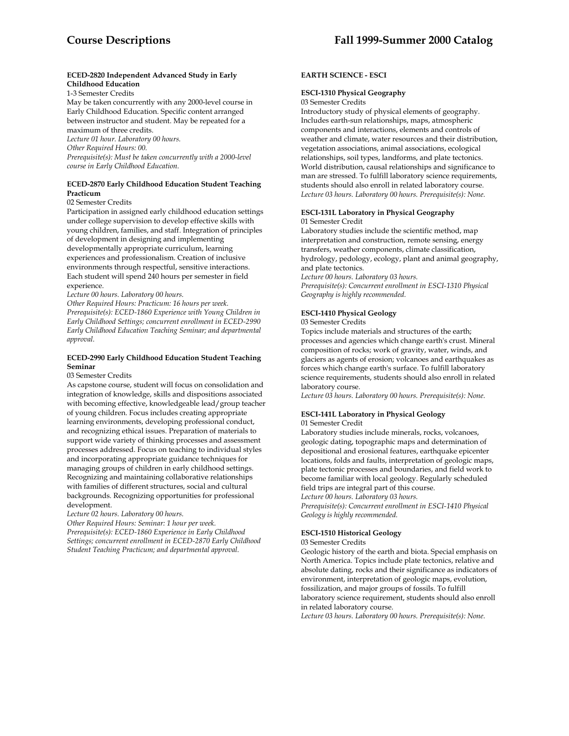**ECED-2820 Independent Advanced Study in Early Childhood Education**

1-3 Semester Credits

May be taken concurrently with any 2000-level course in Early Childhood Education. Specific content arranged between instructor and student. May be repeated for a maximum of three credits.

*Lecture 01 hour. Laboratory 00 hours.*
*Other Required Hours: 00.*
*Prerequisite(s): Must be taken concurrently with a 2000-level course in Early Childhood Education.*

**ECED-2870 Early Childhood Education Student Teaching Practicum**

02 Semester Credits

Participation in assigned early childhood education settings under college supervision to develop effective skills with young children, families, and staff. Integration of principles of development in designing and implementing developmentally appropriate curriculum, learning experiences and professionalism. Creation of inclusive environments through respectful, sensitive interactions. Each student will spend 240 hours per semester in field experience.

*Lecture 00 hours. Laboratory 00 hours.*
*Other Required Hours: Practicum: 16 hours per week.*
*Prerequisite(s): ECED-1860 Experience with Young Children in Early Childhood Settings; concurrent enrollment in ECED-2990 Early Childhood Education Teaching Seminar; and departmental approval.*

**ECED-2990 Early Childhood Education Student Teaching Seminar**

03 Semester Credits

As capstone course, student will focus on consolidation and integration of knowledge, skills and dispositions associated with becoming effective, knowledgeable lead/group teacher of young children. Focus includes creating appropriate learning environments, developing professional conduct, and recognizing ethical issues. Preparation of materials to support wide variety of thinking processes and assessment processes addressed. Focus on teaching to individual styles and incorporating appropriate guidance techniques for managing groups of children in early childhood settings. Recognizing and maintaining collaborative relationships with families of different structures, social and cultural backgrounds. Recognizing opportunities for professional development.

*Lecture 02 hours. Laboratory 00 hours.*
*Other Required Hours: Seminar: 1 hour per week.*
*Prerequisite(s): ECED-1860 Experience in Early Childhood Settings; concurrent enrollment in ECED-2870 Early Childhood Student Teaching Practicum; and departmental approval.*

**EARTH SCIENCE - ESCI**

**ESCI-1310 Physical Geography**

03 Semester Credits

Introductory study of physical elements of geography. Includes earth-sun relationships, maps, atmospheric components and interactions, elements and controls of weather and climate, water resources and their distribution, vegetation associations, animal associations, ecological relationships, soil types, landforms, and plate tectonics. World distribution, causal relationships and significance to man are stressed. To fulfill laboratory science requirements, students should also enroll in related laboratory course.

*Lecture 03 hours. Laboratory 00 hours. Prerequisite(s): None.*

**ESCI-131L Laboratory in Physical Geography**

01 Semester Credit

Laboratory studies include the scientific method, map interpretation and construction, remote sensing, energy transfers, weather components, climate classification, hydrology, pedology, ecology, plant and animal geography, and plate tectonics.

*Lecture 00 hours. Laboratory 03 hours.*
*Prerequisite(s): Concurrent enrollment in ESCI-1310 Physical Geography is highly recommended.*

**ESCI-1410 Physical Geology**

03 Semester Credits

Topics include materials and structures of the earth; processes and agencies which change earth's crust. Mineral composition of rocks; work of gravity, water, winds, and glaciers as agents of erosion; volcanoes and earthquakes as forces which change earth's surface. To fulfill laboratory science requirements, students should also enroll in related laboratory course.

*Lecture 03 hours. Laboratory 00 hours. Prerequisite(s): None.*

**ESCI-141L Laboratory in Physical Geology**

01 Semester Credit

Laboratory studies include minerals, rocks, volcanoes, geologic dating, topographic maps and determination of depositional and erosional features, earthquake epicenter locations, folds and faults, interpretation of geologic maps, plate tectonic processes and boundaries, and field work to become familiar with local geology. Regularly scheduled field trips are integral part of this course.

*Lecture 00 hours. Laboratory 03 hours.*
*Prerequisite(s): Concurrent enrollment in ESCI-1410 Physical Geology is highly recommended.*

**ESCI-1510 Historical Geology**

03 Semester Credits

Geologic history of the earth and biota. Special emphasis on North America. Topics include plate tectonics, relative and absolute dating, rocks and their significance as indicators of environment, interpretation of geologic maps, evolution, fossilization, and major groups of fossils. To fulfill laboratory science requirement, students should also enroll in related laboratory course.

*Lecture 03 hours. Laboratory 00 hours. Prerequisite(s): None.*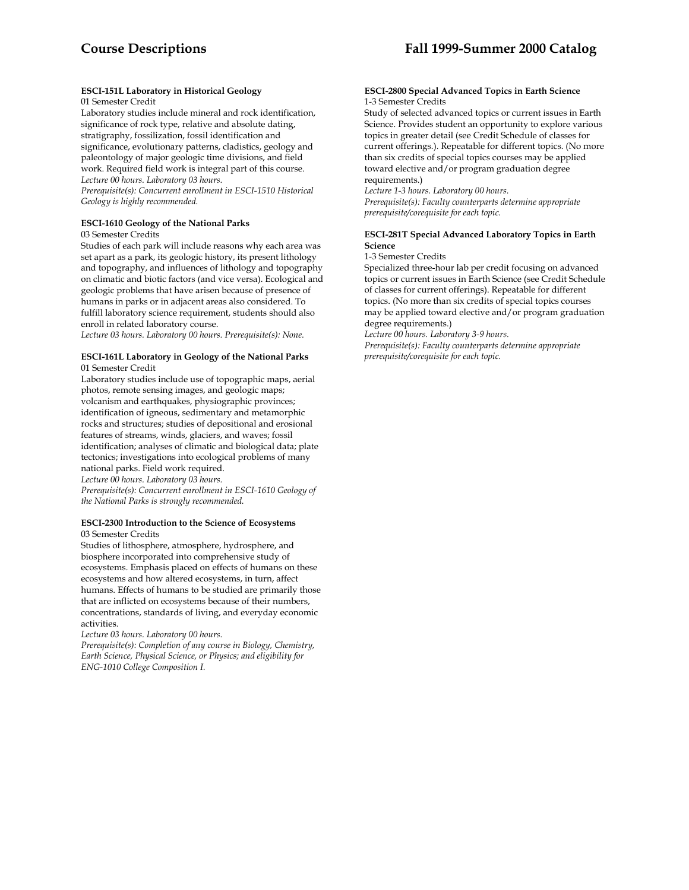**ESCI-151L Laboratory in Historical Geology**
01 Semester Credit
Laboratory studies include mineral and rock identification, significance of rock type, relative and absolute dating, stratigraphy, fossilization, fossil identification and significance, evolutionary patterns, cladistics, geology and paleontology of major geologic time divisions, and field work. Required field work is integral part of this course.
*Lecture 00 hours. Laboratory 03 hours.*
*Prerequisite(s): Concurrent enrollment in ESCI-1510 Historical Geology is highly recommended.*

**ESCI-1610 Geology of the National Parks**
03 Semester Credits
Studies of each park will include reasons why each area was set apart as a park, its geologic history, its present lithology and topography, and influences of lithology and topography on climatic and biotic factors (and vice versa). Ecological and geologic problems that have arisen because of presence of humans in parks or in adjacent areas also considered. To fulfill laboratory science requirement, students should also enroll in related laboratory course.
*Lecture 03 hours. Laboratory 00 hours. Prerequisite(s): None.*

**ESCI-161L Laboratory in Geology of the National Parks**
01 Semester Credit
Laboratory studies include use of topographic maps, aerial photos, remote sensing images, and geologic maps; volcanism and earthquakes, physiographic provinces; identification of igneous, sedimentary and metamorphic rocks and structures; studies of depositional and erosional features of streams, winds, glaciers, and waves; fossil identification; analyses of climatic and biological data; plate tectonics; investigations into ecological problems of many national parks. Field work required.
*Lecture 00 hours. Laboratory 03 hours.*
*Prerequisite(s): Concurrent enrollment in ESCI-1610 Geology of the National Parks is strongly recommended.*

**ESCI-2300 Introduction to the Science of Ecosystems**
03 Semester Credits
Studies of lithosphere, atmosphere, hydrosphere, and biosphere incorporated into comprehensive study of ecosystems. Emphasis placed on effects of humans on these ecosystems and how altered ecosystems, in turn, affect humans. Effects of humans to be studied are primarily those that are inflicted on ecosystems because of their numbers, concentrations, standards of living, and everyday economic activities.
*Lecture 03 hours. Laboratory 00 hours.*
*Prerequisite(s): Completion of any course in Biology, Chemistry, Earth Science, Physical Science, or Physics; and eligibility for ENG-1010 College Composition I.*

**ESCI-2800 Special Advanced Topics in Earth Science**
1-3 Semester Credits
Study of selected advanced topics or current issues in Earth Science. Provides student an opportunity to explore various topics in greater detail (see Credit Schedule of classes for current offerings.). Repeatable for different topics. (No more than six credits of special topics courses may be applied toward elective and/or program graduation degree requirements.)
*Lecture 1-3 hours. Laboratory 00 hours.*
*Prerequisite(s): Faculty counterparts determine appropriate prerequisite/corequisite for each topic.*

**ESCI-281T Special Advanced Laboratory Topics in Earth Science**
1-3 Semester Credits
Specialized three-hour lab per credit focusing on advanced topics or current issues in Earth Science (see Credit Schedule of classes for current offerings). Repeatable for different topics. (No more than six credits of special topics courses may be applied toward elective and/or program graduation degree requirements.)
*Lecture 00 hours. Laboratory 3-9 hours.*
*Prerequisite(s): Faculty counterparts determine appropriate prerequisite/corequisite for each topic.*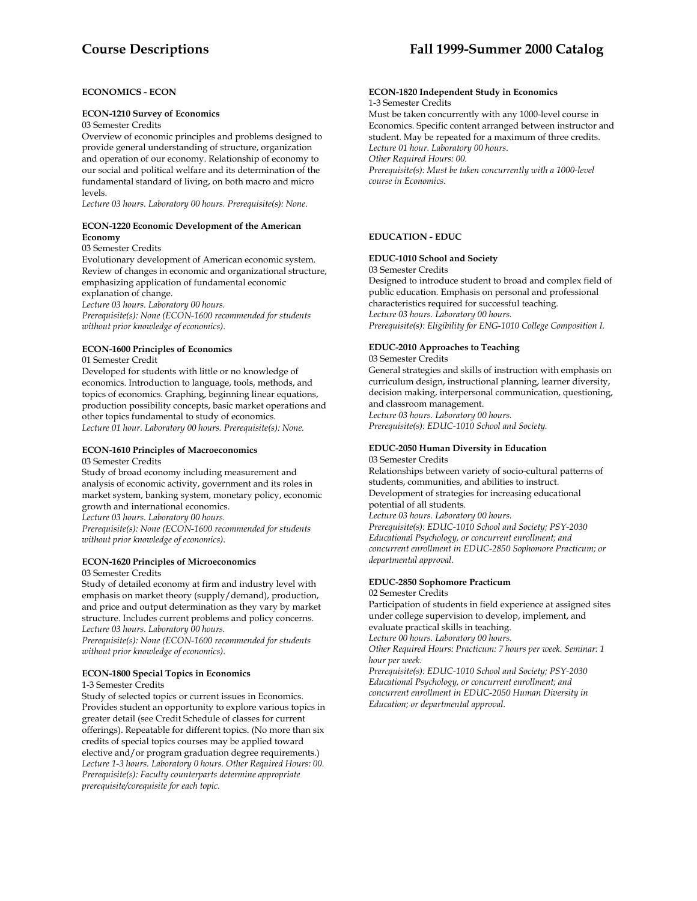## ECONOMICS - ECON

**ECON-1210 Survey of Economics**
03 Semester Credits
Overview of economic principles and problems designed to provide general understanding of structure, organization and operation of our economy. Relationship of economy to our social and political welfare and its determination of the fundamental standard of living, on both macro and micro levels.
*Lecture 03 hours. Laboratory 00 hours. Prerequisite(s): None.*

**ECON-1220 Economic Development of the American Economy**
03 Semester Credits
Evolutionary development of American economic system. Review of changes in economic and organizational structure, emphasizing application of fundamental economic explanation of change.
*Lecture 03 hours. Laboratory 00 hours.*
*Prerequisite(s): None (ECON-1600 recommended for students without prior knowledge of economics).*

**ECON-1600 Principles of Economics**
01 Semester Credit
Developed for students with little or no knowledge of economics. Introduction to language, tools, methods, and topics of economics. Graphing, beginning linear equations, production possibility concepts, basic market operations and other topics fundamental to study of economics.
*Lecture 01 hour. Laboratory 00 hours. Prerequisite(s): None.*

**ECON-1610 Principles of Macroeconomics**
03 Semester Credits
Study of broad economy including measurement and analysis of economic activity, government and its roles in market system, banking system, monetary policy, economic growth and international economics.
*Lecture 03 hours. Laboratory 00 hours.*
*Prerequisite(s): None (ECON-1600 recommended for students without prior knowledge of economics).*

**ECON-1620 Principles of Microeconomics**
03 Semester Credits
Study of detailed economy at firm and industry level with emphasis on market theory (supply/demand), production, and price and output determination as they vary by market structure. Includes current problems and policy concerns.
*Lecture 03 hours. Laboratory 00 hours.*
*Prerequisite(s): None (ECON-1600 recommended for students without prior knowledge of economics).*

**ECON-1800 Special Topics in Economics**
1-3 Semester Credits
Study of selected topics or current issues in Economics. Provides student an opportunity to explore various topics in greater detail (see Credit Schedule of classes for current offerings). Repeatable for different topics. (No more than six credits of special topics courses may be applied toward elective and/or program graduation degree requirements.)
*Lecture 1-3 hours. Laboratory 0 hours. Other Required Hours: 00.*
*Prerequisite(s): Faculty counterparts determine appropriate prerequisite/corequisite for each topic.*

**ECON-1820 Independent Study in Economics**
1-3 Semester Credits
Must be taken concurrently with any 1000-level course in Economics. Specific content arranged between instructor and student. May be repeated for a maximum of three credits.
*Lecture 01 hour. Laboratory 00 hours.*
*Other Required Hours: 00.*
*Prerequisite(s): Must be taken concurrently with a 1000-level course in Economics.*

## EDUCATION - EDUC

**EDUC-1010 School and Society**
03 Semester Credits
Designed to introduce student to broad and complex field of public education. Emphasis on personal and professional characteristics required for successful teaching.
*Lecture 03 hours. Laboratory 00 hours.*
*Prerequisite(s): Eligibility for ENG-1010 College Composition I.*

**EDUC-2010 Approaches to Teaching**
03 Semester Credits
General strategies and skills of instruction with emphasis on curriculum design, instructional planning, learner diversity, decision making, interpersonal communication, questioning, and classroom management.
*Lecture 03 hours. Laboratory 00 hours.*
*Prerequisite(s): EDUC-1010 School and Society.*

**EDUC-2050 Human Diversity in Education**
03 Semester Credits
Relationships between variety of socio-cultural patterns of students, communities, and abilities to instruct. Development of strategies for increasing educational potential of all students.
*Lecture 03 hours. Laboratory 00 hours.*
*Prerequisite(s): EDUC-1010 School and Society; PSY-2030 Educational Psychology, or concurrent enrollment; and concurrent enrollment in EDUC-2850 Sophomore Practicum; or departmental approval.*

**EDUC-2850 Sophomore Practicum**
02 Semester Credits
Participation of students in field experience at assigned sites under college supervision to develop, implement, and evaluate practical skills in teaching.
*Lecture 00 hours. Laboratory 00 hours.*
*Other Required Hours: Practicum: 7 hours per week. Seminar: 1 hour per week.*
*Prerequisite(s): EDUC-1010 School and Society; PSY-2030 Educational Psychology, or concurrent enrollment; and concurrent enrollment in EDUC-2050 Human Diversity in Education; or departmental approval.*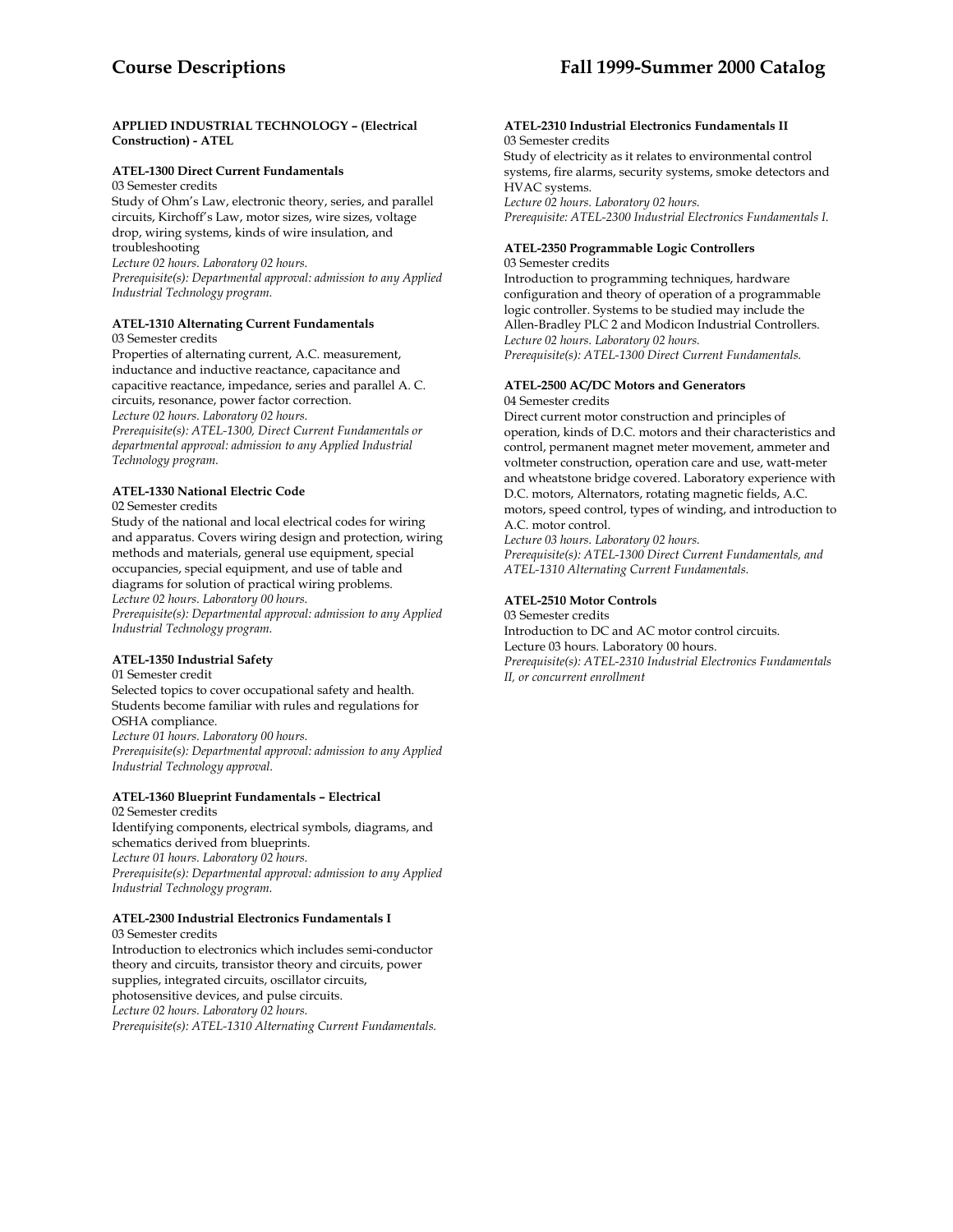**APPLIED INDUSTRIAL TECHNOLOGY – (Electrical Construction) - ATEL**

**ATEL-1300 Direct Current Fundamentals**
03 Semester credits
Study of Ohm's Law, electronic theory, series, and parallel circuits, Kirchoff's Law, motor sizes, wire sizes, voltage drop, wiring systems, kinds of wire insulation, and troubleshooting
*Lecture 02 hours. Laboratory 02 hours.*
*Prerequisite(s): Departmental approval: admission to any Applied Industrial Technology program.*

**ATEL-1310 Alternating Current Fundamentals**
03 Semester credits
Properties of alternating current, A.C. measurement, inductance and inductive reactance, capacitance and capacitive reactance, impedance, series and parallel A. C. circuits, resonance, power factor correction.
*Lecture 02 hours. Laboratory 02 hours.*
*Prerequisite(s): ATEL-1300, Direct Current Fundamentals or departmental approval: admission to any Applied Industrial Technology program.*

**ATEL-1330 National Electric Code**
02 Semester credits
Study of the national and local electrical codes for wiring and apparatus. Covers wiring design and protection, wiring methods and materials, general use equipment, special occupancies, special equipment, and use of table and diagrams for solution of practical wiring problems.
*Lecture 02 hours. Laboratory 00 hours.*
*Prerequisite(s): Departmental approval: admission to any Applied Industrial Technology program.*

**ATEL-1350 Industrial Safety**
01 Semester credit
Selected topics to cover occupational safety and health. Students become familiar with rules and regulations for OSHA compliance.
*Lecture 01 hours. Laboratory 00 hours.*
*Prerequisite(s): Departmental approval: admission to any Applied Industrial Technology approval.*

**ATEL-1360 Blueprint Fundamentals – Electrical**
02 Semester credits
Identifying components, electrical symbols, diagrams, and schematics derived from blueprints.
*Lecture 01 hours. Laboratory 02 hours.*
*Prerequisite(s): Departmental approval: admission to any Applied Industrial Technology program.*

**ATEL-2300 Industrial Electronics Fundamentals I**
03 Semester credits
Introduction to electronics which includes semi-conductor theory and circuits, transistor theory and circuits, power supplies, integrated circuits, oscillator circuits, photosensitive devices, and pulse circuits.
*Lecture 02 hours. Laboratory 02 hours.*
*Prerequisite(s): ATEL-1310 Alternating Current Fundamentals.*

**ATEL-2310 Industrial Electronics Fundamentals II**
03 Semester credits
Study of electricity as it relates to environmental control systems, fire alarms, security systems, smoke detectors and HVAC systems.
*Lecture 02 hours. Laboratory 02 hours.*
*Prerequisite: ATEL-2300 Industrial Electronics Fundamentals I.*

**ATEL-2350 Programmable Logic Controllers**
03 Semester credits
Introduction to programming techniques, hardware configuration and theory of operation of a programmable logic controller. Systems to be studied may include the Allen-Bradley PLC 2 and Modicon Industrial Controllers.
*Lecture 02 hours. Laboratory 02 hours.*
*Prerequisite(s): ATEL-1300 Direct Current Fundamentals.*

**ATEL-2500 AC/DC Motors and Generators**
04 Semester credits
Direct current motor construction and principles of operation, kinds of D.C. motors and their characteristics and control, permanent magnet meter movement, ammeter and voltmeter construction, operation care and use, watt-meter and wheatstone bridge covered. Laboratory experience with D.C. motors, Alternators, rotating magnetic fields, A.C. motors, speed control, types of winding, and introduction to A.C. motor control.
*Lecture 03 hours. Laboratory 02 hours.*
*Prerequisite(s): ATEL-1300 Direct Current Fundamentals, and ATEL-1310 Alternating Current Fundamentals.*

**ATEL-2510 Motor Controls**
03 Semester credits
Introduction to DC and AC motor control circuits.
Lecture 03 hours. Laboratory 00 hours.
*Prerequisite(s): ATEL-2310 Industrial Electronics Fundamentals II, or concurrent enrollment*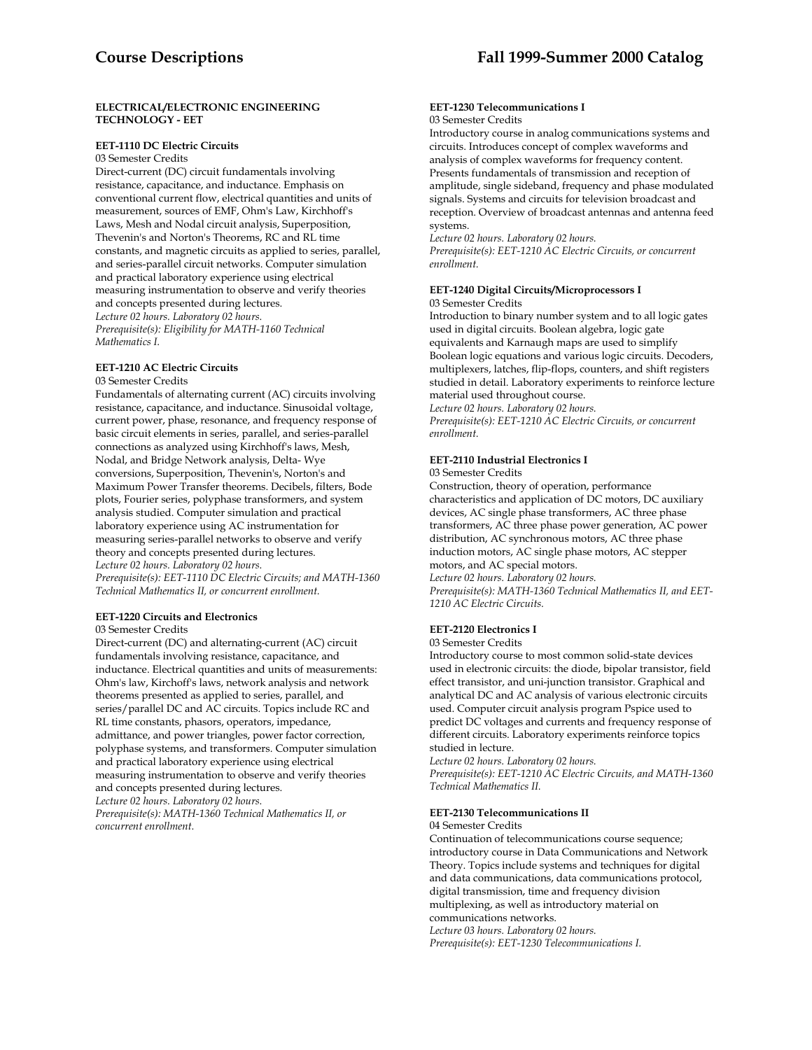## ELECTRICAL/ELECTRONIC ENGINEERING TECHNOLOGY - EET

**EET-1110 DC Electric Circuits**
03 Semester Credits
Direct-current (DC) circuit fundamentals involving resistance, capacitance, and inductance. Emphasis on conventional current flow, electrical quantities and units of measurement, sources of EMF, Ohm's Law, Kirchhoff's Laws, Mesh and Nodal circuit analysis, Superposition, Thevenin's and Norton's Theorems, RC and RL time constants, and magnetic circuits as applied to series, parallel, and series-parallel circuit networks. Computer simulation and practical laboratory experience using electrical measuring instrumentation to observe and verify theories and concepts presented during lectures.
*Lecture 02 hours. Laboratory 02 hours.*
*Prerequisite(s): Eligibility for MATH-1160 Technical Mathematics I.*

**EET-1210 AC Electric Circuits**
03 Semester Credits
Fundamentals of alternating current (AC) circuits involving resistance, capacitance, and inductance. Sinusoidal voltage, current power, phase, resonance, and frequency response of basic circuit elements in series, parallel, and series-parallel connections as analyzed using Kirchhoff's laws, Mesh, Nodal, and Bridge Network analysis, Delta- Wye conversions, Superposition, Thevenin's, Norton's and Maximum Power Transfer theorems. Decibels, filters, Bode plots, Fourier series, polyphase transformers, and system analysis studied. Computer simulation and practical laboratory experience using AC instrumentation for measuring series-parallel networks to observe and verify theory and concepts presented during lectures.
*Lecture 02 hours. Laboratory 02 hours.*
*Prerequisite(s): EET-1110 DC Electric Circuits; and MATH-1360 Technical Mathematics II, or concurrent enrollment.*

**EET-1220 Circuits and Electronics**
03 Semester Credits
Direct-current (DC) and alternating-current (AC) circuit fundamentals involving resistance, capacitance, and inductance. Electrical quantities and units of measurements: Ohm's law, Kirchoff's laws, network analysis and network theorems presented as applied to series, parallel, and series/parallel DC and AC circuits. Topics include RC and RL time constants, phasors, operators, impedance, admittance, and power triangles, power factor correction, polyphase systems, and transformers. Computer simulation and practical laboratory experience using electrical measuring instrumentation to observe and verify theories and concepts presented during lectures.
*Lecture 02 hours. Laboratory 02 hours.*
*Prerequisite(s): MATH-1360 Technical Mathematics II, or concurrent enrollment.*

**EET-1230 Telecommunications I**
03 Semester Credits
Introductory course in analog communications systems and circuits. Introduces concept of complex waveforms and analysis of complex waveforms for frequency content. Presents fundamentals of transmission and reception of amplitude, single sideband, frequency and phase modulated signals. Systems and circuits for television broadcast and reception. Overview of broadcast antennas and antenna feed systems.
*Lecture 02 hours. Laboratory 02 hours.*
*Prerequisite(s): EET-1210 AC Electric Circuits, or concurrent enrollment.*

**EET-1240 Digital Circuits/Microprocessors I**
03 Semester Credits
Introduction to binary number system and to all logic gates used in digital circuits. Boolean algebra, logic gate equivalents and Karnaugh maps are used to simplify Boolean logic equations and various logic circuits. Decoders, multiplexers, latches, flip-flops, counters, and shift registers studied in detail. Laboratory experiments to reinforce lecture material used throughout course.
*Lecture 02 hours. Laboratory 02 hours.*
*Prerequisite(s): EET-1210 AC Electric Circuits, or concurrent enrollment.*

**EET-2110 Industrial Electronics I**
03 Semester Credits
Construction, theory of operation, performance characteristics and application of DC motors, DC auxiliary devices, AC single phase transformers, AC three phase transformers, AC three phase power generation, AC power distribution, AC synchronous motors, AC three phase induction motors, AC single phase motors, AC stepper motors, and AC special motors.
*Lecture 02 hours. Laboratory 02 hours.*
*Prerequisite(s): MATH-1360 Technical Mathematics II, and EET-1210 AC Electric Circuits.*

**EET-2120 Electronics I**
03 Semester Credits
Introductory course to most common solid-state devices used in electronic circuits: the diode, bipolar transistor, field effect transistor, and uni-junction transistor. Graphical and analytical DC and AC analysis of various electronic circuits used. Computer circuit analysis program Pspice used to predict DC voltages and currents and frequency response of different circuits. Laboratory experiments reinforce topics studied in lecture.
*Lecture 02 hours. Laboratory 02 hours.*
*Prerequisite(s): EET-1210 AC Electric Circuits, and MATH-1360 Technical Mathematics II.*

**EET-2130 Telecommunications II**
04 Semester Credits
Continuation of telecommunications course sequence; introductory course in Data Communications and Network Theory. Topics include systems and techniques for digital and data communications, data communications protocol, digital transmission, time and frequency division multiplexing, as well as introductory material on communications networks.
*Lecture 03 hours. Laboratory 02 hours.*
*Prerequisite(s): EET-1230 Telecommunications I.*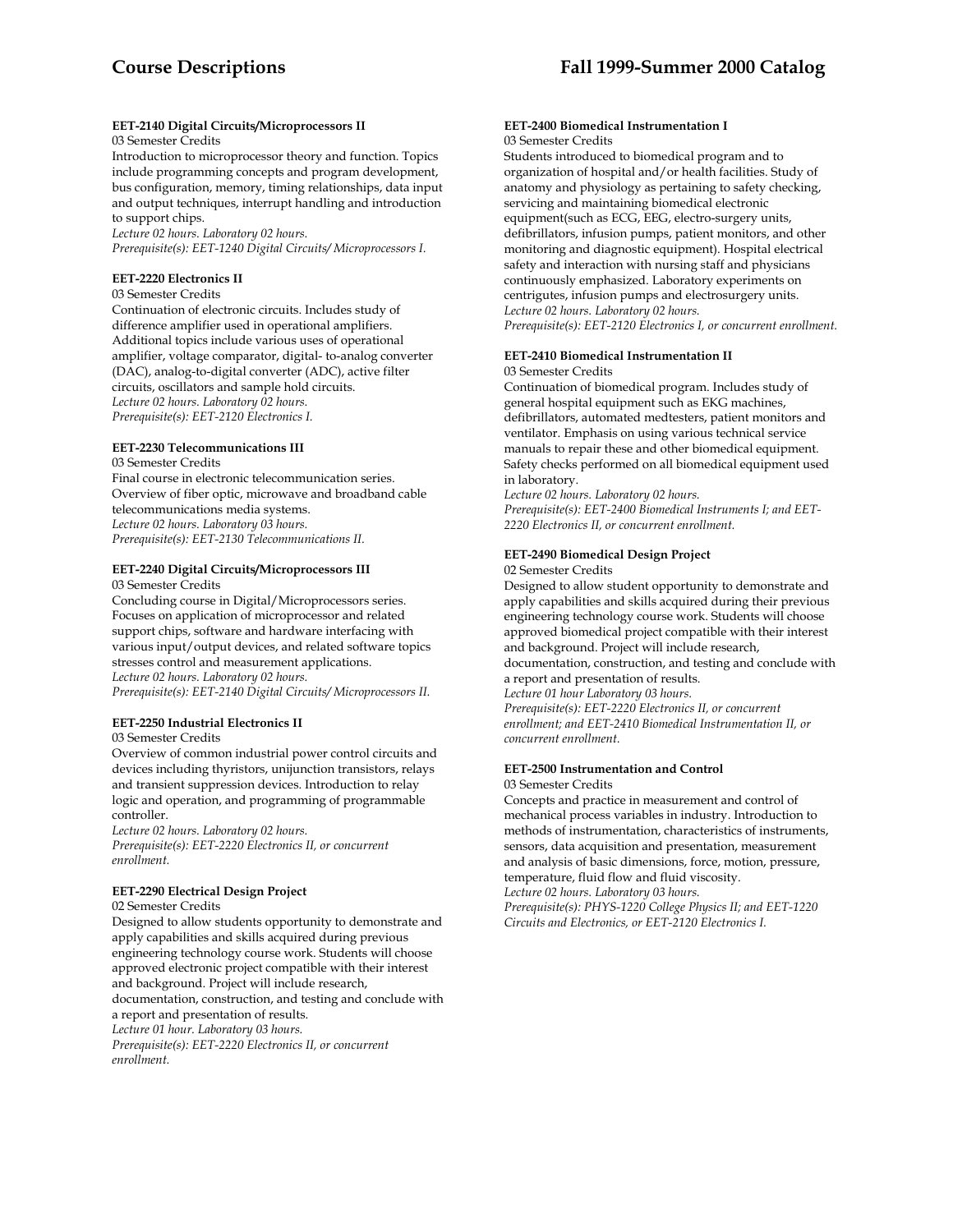**EET-2140 Digital Circuits/Microprocessors II**
03 Semester Credits
Introduction to microprocessor theory and function. Topics include programming concepts and program development, bus configuration, memory, timing relationships, data input and output techniques, interrupt handling and introduction to support chips.
*Lecture 02 hours. Laboratory 02 hours.*
*Prerequisite(s): EET-1240 Digital Circuits/ Microprocessors I.*

**EET-2220 Electronics II**
03 Semester Credits
Continuation of electronic circuits. Includes study of difference amplifier used in operational amplifiers. Additional topics include various uses of operational amplifier, voltage comparator, digital- to-analog converter (DAC), analog-to-digital converter (ADC), active filter circuits, oscillators and sample hold circuits.
*Lecture 02 hours. Laboratory 02 hours.*
*Prerequisite(s): EET-2120 Electronics I.*

**EET-2230 Telecommunications III**
03 Semester Credits
Final course in electronic telecommunication series. Overview of fiber optic, microwave and broadband cable telecommunications media systems.
*Lecture 02 hours. Laboratory 03 hours.*
*Prerequisite(s): EET-2130 Telecommunications II.*

**EET-2240 Digital Circuits/Microprocessors III**
03 Semester Credits
Concluding course in Digital/Microprocessors series. Focuses on application of microprocessor and related support chips, software and hardware interfacing with various input/output devices, and related software topics stresses control and measurement applications.
*Lecture 02 hours. Laboratory 02 hours.*
*Prerequisite(s): EET-2140 Digital Circuits/ Microprocessors II.*

**EET-2250 Industrial Electronics II**
03 Semester Credits
Overview of common industrial power control circuits and devices including thyristors, unijunction transistors, relays and transient suppression devices. Introduction to relay logic and operation, and programming of programmable controller.
*Lecture 02 hours. Laboratory 02 hours.*
*Prerequisite(s): EET-2220 Electronics II, or concurrent enrollment.*

**EET-2290 Electrical Design Project**
02 Semester Credits
Designed to allow students opportunity to demonstrate and apply capabilities and skills acquired during previous engineering technology course work. Students will choose approved electronic project compatible with their interest and background. Project will include research, documentation, construction, and testing and conclude with a report and presentation of results.
*Lecture 01 hour. Laboratory 03 hours.*
*Prerequisite(s): EET-2220 Electronics II, or concurrent enrollment.*

**EET-2400 Biomedical Instrumentation I**
03 Semester Credits
Students introduced to biomedical program and to organization of hospital and/or health facilities. Study of anatomy and physiology as pertaining to safety checking, servicing and maintaining biomedical electronic equipment(such as ECG, EEG, electro-surgery units, defibrillators, infusion pumps, patient monitors, and other monitoring and diagnostic equipment). Hospital electrical safety and interaction with nursing staff and physicians continuously emphasized. Laboratory experiments on centrigutes, infusion pumps and electrosurgery units.
*Lecture 02 hours. Laboratory 02 hours.*
*Prerequisite(s): EET-2120 Electronics I, or concurrent enrollment.*

**EET-2410 Biomedical Instrumentation II**
03 Semester Credits
Continuation of biomedical program. Includes study of general hospital equipment such as EKG machines, defibrillators, automated medtesters, patient monitors and ventilator. Emphasis on using various technical service manuals to repair these and other biomedical equipment. Safety checks performed on all biomedical equipment used in laboratory.
*Lecture 02 hours. Laboratory 02 hours.*
*Prerequisite(s): EET-2400 Biomedical Instruments I; and EET-2220 Electronics II, or concurrent enrollment.*

**EET-2490 Biomedical Design Project**
02 Semester Credits
Designed to allow student opportunity to demonstrate and apply capabilities and skills acquired during their previous engineering technology course work. Students will choose approved biomedical project compatible with their interest and background. Project will include research, documentation, construction, and testing and conclude with a report and presentation of results.
*Lecture 01 hour Laboratory 03 hours.*
*Prerequisite(s): EET-2220 Electronics II, or concurrent enrollment; and EET-2410 Biomedical Instrumentation II, or concurrent enrollment.*

**EET-2500 Instrumentation and Control**
03 Semester Credits
Concepts and practice in measurement and control of mechanical process variables in industry. Introduction to methods of instrumentation, characteristics of instruments, sensors, data acquisition and presentation, measurement and analysis of basic dimensions, force, motion, pressure, temperature, fluid flow and fluid viscosity.
*Lecture 02 hours. Laboratory 03 hours.*
*Prerequisite(s): PHYS-1220 College Physics II; and EET-1220 Circuits and Electronics, or EET-2120 Electronics I.*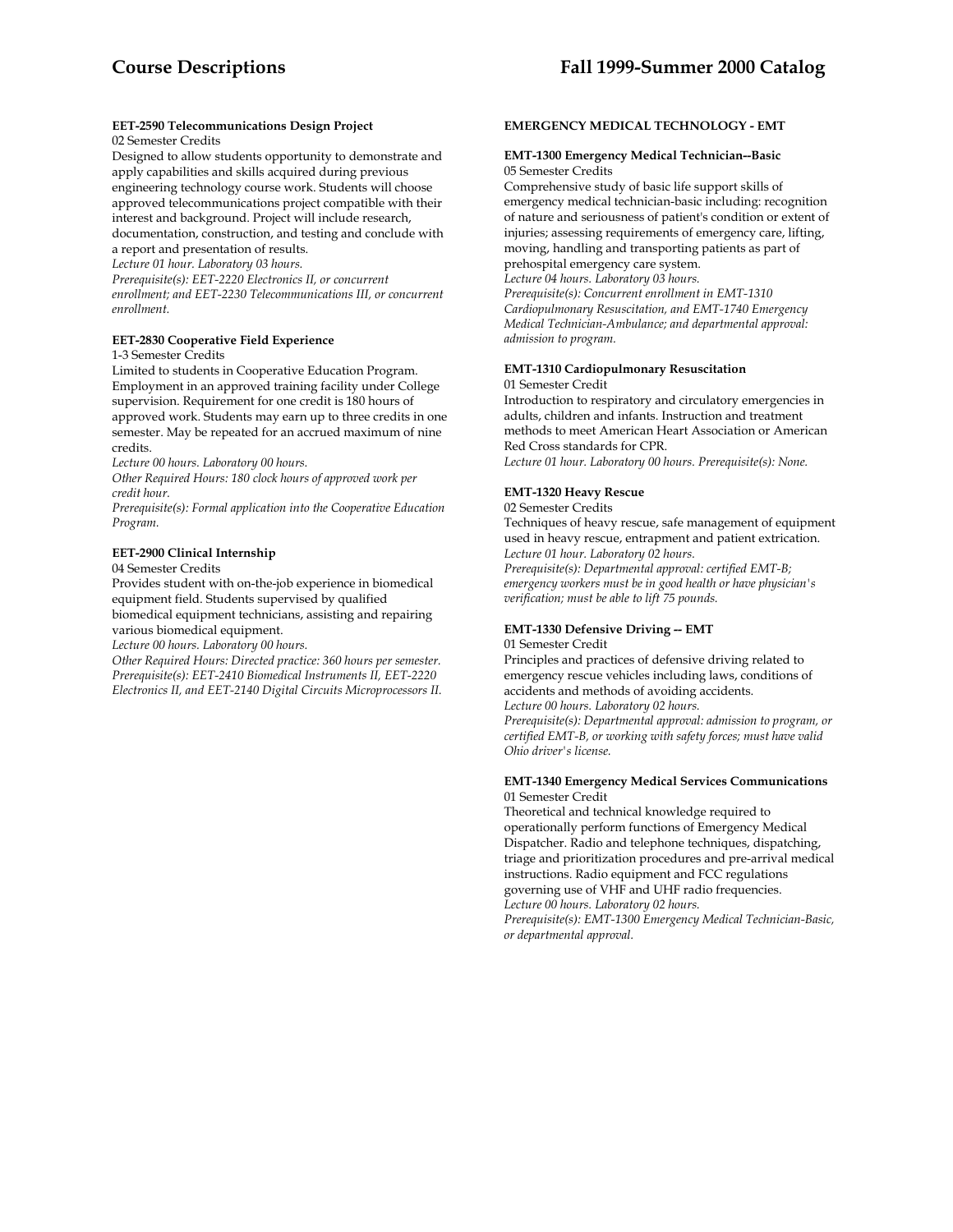**EET-2590 Telecommunications Design Project**
02 Semester Credits
Designed to allow students opportunity to demonstrate and apply capabilities and skills acquired during previous engineering technology course work. Students will choose approved telecommunications project compatible with their interest and background. Project will include research, documentation, construction, and testing and conclude with a report and presentation of results.
*Lecture 01 hour. Laboratory 03 hours.*
*Prerequisite(s): EET-2220 Electronics II, or concurrent enrollment; and EET-2230 Telecommunications III, or concurrent enrollment.*

**EET-2830 Cooperative Field Experience**
1-3 Semester Credits
Limited to students in Cooperative Education Program. Employment in an approved training facility under College supervision. Requirement for one credit is 180 hours of approved work. Students may earn up to three credits in one semester. May be repeated for an accrued maximum of nine credits.
*Lecture 00 hours. Laboratory 00 hours.*
*Other Required Hours: 180 clock hours of approved work per credit hour.*
*Prerequisite(s): Formal application into the Cooperative Education Program.*

**EET-2900 Clinical Internship**
04 Semester Credits
Provides student with on-the-job experience in biomedical equipment field. Students supervised by qualified biomedical equipment technicians, assisting and repairing various biomedical equipment.
*Lecture 00 hours. Laboratory 00 hours.*
*Other Required Hours: Directed practice: 360 hours per semester.*
*Prerequisite(s): EET-2410 Biomedical Instruments II, EET-2220 Electronics II, and EET-2140 Digital Circuits Microprocessors II.*

## EMERGENCY MEDICAL TECHNOLOGY - EMT

**EMT-1300 Emergency Medical Technician--Basic**
05 Semester Credits
Comprehensive study of basic life support skills of emergency medical technician-basic including: recognition of nature and seriousness of patient's condition or extent of injuries; assessing requirements of emergency care, lifting, moving, handling and transporting patients as part of prehospital emergency care system.
*Lecture 04 hours. Laboratory 03 hours.*
*Prerequisite(s): Concurrent enrollment in EMT-1310 Cardiopulmonary Resuscitation, and EMT-1740 Emergency Medical Technician-Ambulance; and departmental approval: admission to program.*

**EMT-1310 Cardiopulmonary Resuscitation**
01 Semester Credit
Introduction to respiratory and circulatory emergencies in adults, children and infants. Instruction and treatment methods to meet American Heart Association or American Red Cross standards for CPR.
*Lecture 01 hour. Laboratory 00 hours. Prerequisite(s): None.*

**EMT-1320 Heavy Rescue**
02 Semester Credits
Techniques of heavy rescue, safe management of equipment used in heavy rescue, entrapment and patient extrication.
*Lecture 01 hour. Laboratory 02 hours.*
*Prerequisite(s): Departmental approval: certified EMT-B; emergency workers must be in good health or have physician's verification; must be able to lift 75 pounds.*

**EMT-1330 Defensive Driving -- EMT**
01 Semester Credit
Principles and practices of defensive driving related to emergency rescue vehicles including laws, conditions of accidents and methods of avoiding accidents.
*Lecture 00 hours. Laboratory 02 hours.*
*Prerequisite(s): Departmental approval: admission to program, or certified EMT-B, or working with safety forces; must have valid Ohio driver's license.*

**EMT-1340 Emergency Medical Services Communications**
01 Semester Credit
Theoretical and technical knowledge required to operationally perform functions of Emergency Medical Dispatcher. Radio and telephone techniques, dispatching, triage and prioritization procedures and pre-arrival medical instructions. Radio equipment and FCC regulations governing use of VHF and UHF radio frequencies.
*Lecture 00 hours. Laboratory 02 hours.*
*Prerequisite(s): EMT-1300 Emergency Medical Technician-Basic, or departmental approval.*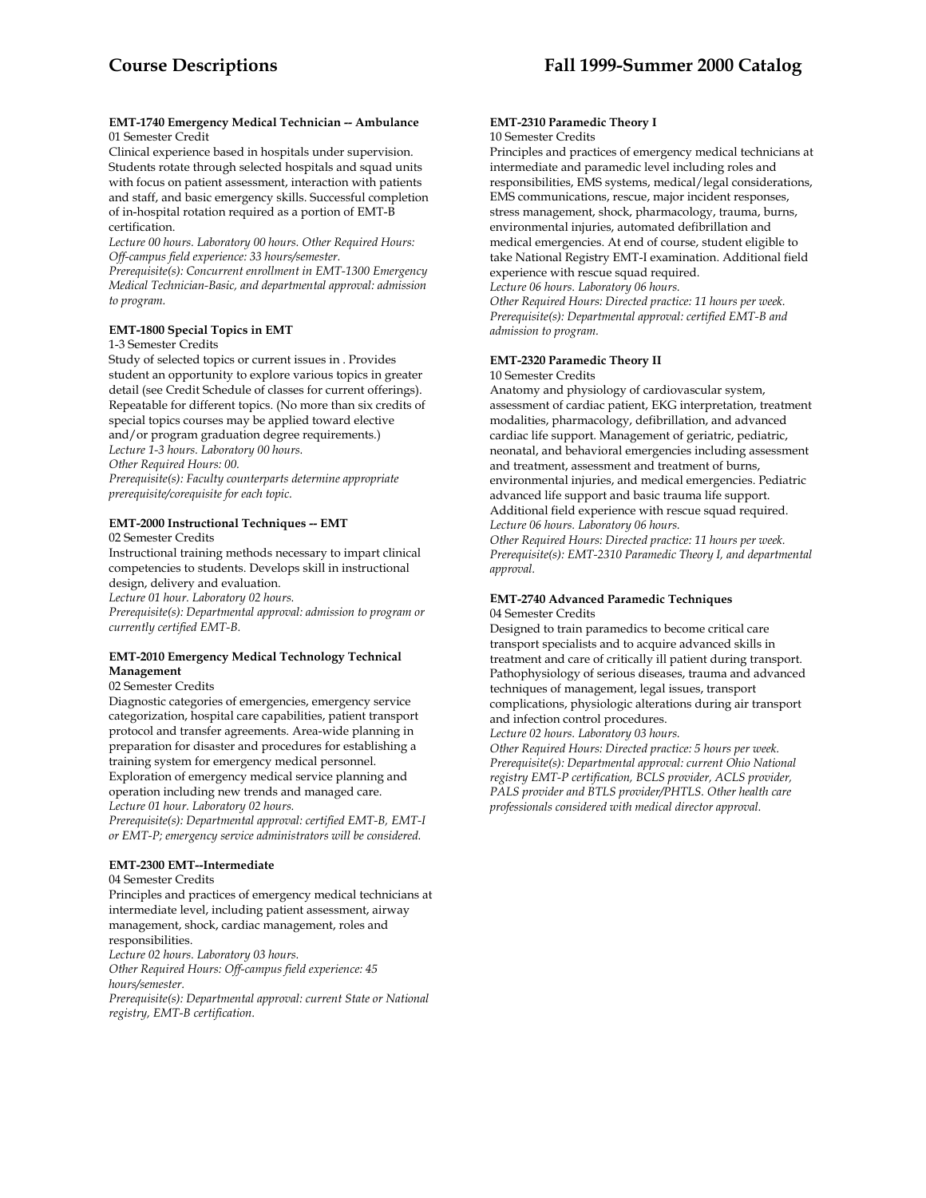#### EMT-1740 Emergency Medical Technician -- Ambulance

01 Semester Credit

Clinical experience based in hospitals under supervision. Students rotate through selected hospitals and squad units with focus on patient assessment, interaction with patients and staff, and basic emergency skills. Successful completion of in-hospital rotation required as a portion of EMT-B certification.

*Lecture 00 hours. Laboratory 00 hours. Other Required Hours: Off-campus field experience: 33 hours/semester.*

*Prerequisite(s): Concurrent enrollment in EMT-1300 Emergency Medical Technician-Basic, and departmental approval: admission to program.*

#### EMT-1800 Special Topics in EMT

1-3 Semester Credits

Study of selected topics or current issues in . Provides student an opportunity to explore various topics in greater detail (see Credit Schedule of classes for current offerings). Repeatable for different topics. (No more than six credits of special topics courses may be applied toward elective and/or program graduation degree requirements.)

*Lecture 1-3 hours. Laboratory 00 hours.*

*Other Required Hours: 00.*

*Prerequisite(s): Faculty counterparts determine appropriate prerequisite/corequisite for each topic.*

#### EMT-2000 Instructional Techniques -- EMT

02 Semester Credits

Instructional training methods necessary to impart clinical competencies to students. Develops skill in instructional design, delivery and evaluation.

*Lecture 01 hour. Laboratory 02 hours.*

*Prerequisite(s): Departmental approval: admission to program or currently certified EMT-B.*

#### EMT-2010 Emergency Medical Technology Technical Management

02 Semester Credits

Diagnostic categories of emergencies, emergency service categorization, hospital care capabilities, patient transport protocol and transfer agreements. Area-wide planning in preparation for disaster and procedures for establishing a training system for emergency medical personnel. Exploration of emergency medical service planning and operation including new trends and managed care.

*Lecture 01 hour. Laboratory 02 hours.*

*Prerequisite(s): Departmental approval: certified EMT-B, EMT-I or EMT-P; emergency service administrators will be considered.*

#### EMT-2300 EMT--Intermediate

04 Semester Credits

Principles and practices of emergency medical technicians at intermediate level, including patient assessment, airway management, shock, cardiac management, roles and responsibilities.

*Lecture 02 hours. Laboratory 03 hours.*

*Other Required Hours: Off-campus field experience: 45 hours/semester.*

*Prerequisite(s): Departmental approval: current State or National registry, EMT-B certification.*

#### EMT-2310 Paramedic Theory I

10 Semester Credits

Principles and practices of emergency medical technicians at intermediate and paramedic level including roles and responsibilities, EMS systems, medical/legal considerations, EMS communications, rescue, major incident responses, stress management, shock, pharmacology, trauma, burns, environmental injuries, automated defibrillation and medical emergencies. At end of course, student eligible to take National Registry EMT-I examination. Additional field experience with rescue squad required.

*Lecture 06 hours. Laboratory 06 hours.*

*Other Required Hours: Directed practice: 11 hours per week.*

*Prerequisite(s): Departmental approval: certified EMT-B and admission to program.*

#### EMT-2320 Paramedic Theory II

10 Semester Credits

Anatomy and physiology of cardiovascular system, assessment of cardiac patient, EKG interpretation, treatment modalities, pharmacology, defibrillation, and advanced cardiac life support. Management of geriatric, pediatric, neonatal, and behavioral emergencies including assessment and treatment, assessment and treatment of burns, environmental injuries, and medical emergencies. Pediatric advanced life support and basic trauma life support. Additional field experience with rescue squad required.

*Lecture 06 hours. Laboratory 06 hours.*

*Other Required Hours: Directed practice: 11 hours per week.*

*Prerequisite(s): EMT-2310 Paramedic Theory I, and departmental approval.*

#### EMT-2740 Advanced Paramedic Techniques

04 Semester Credits

Designed to train paramedics to become critical care transport specialists and to acquire advanced skills in treatment and care of critically ill patient during transport. Pathophysiology of serious diseases, trauma and advanced techniques of management, legal issues, transport complications, physiologic alterations during air transport and infection control procedures.

*Lecture 02 hours. Laboratory 03 hours.*

*Other Required Hours: Directed practice: 5 hours per week.*

*Prerequisite(s): Departmental approval: current Ohio National registry EMT-P certification, BCLS provider, ACLS provider, PALS provider and BTLS provider/PHTLS. Other health care professionals considered with medical director approval.*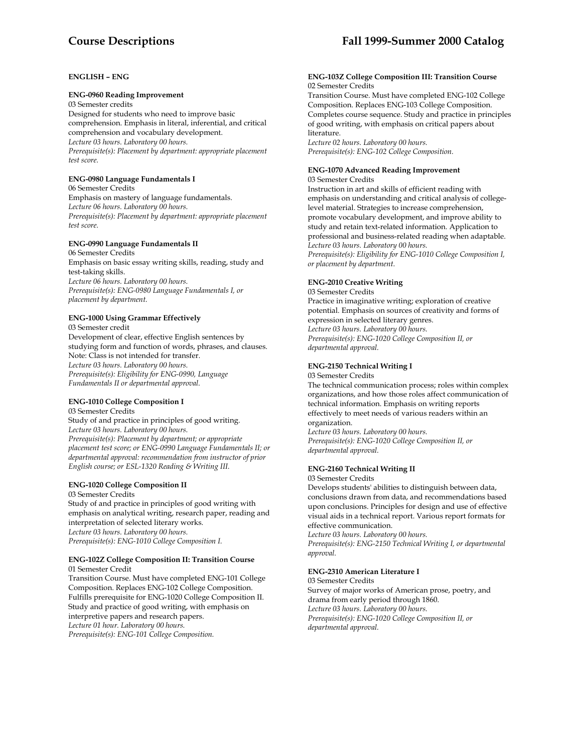## ENGLISH – ENG

**ENG-0960 Reading Improvement**
03 Semester credits
Designed for students who need to improve basic comprehension. Emphasis in literal, inferential, and critical comprehension and vocabulary development.
*Lecture 03 hours. Laboratory 00 hours.*
*Prerequisite(s): Placement by department: appropriate placement test score.*

**ENG-0980 Language Fundamentals I**
06 Semester Credits
Emphasis on mastery of language fundamentals.
*Lecture 06 hours. Laboratory 00 hours.*
*Prerequisite(s): Placement by department: appropriate placement test score.*

**ENG-0990 Language Fundamentals II**
06 Semester Credits
Emphasis on basic essay writing skills, reading, study and test-taking skills.
*Lecture 06 hours. Laboratory 00 hours.*
*Prerequisite(s): ENG-0980 Language Fundamentals I, or placement by department.*

**ENG-1000 Using Grammar Effectively**
03 Semester credit
Development of clear, effective English sentences by studying form and function of words, phrases, and clauses. Note: Class is not intended for transfer.
*Lecture 03 hours. Laboratory 00 hours.*
*Prerequisite(s): Eligibility for ENG-0990, Language Fundamentals II or departmental approval.*

**ENG-1010 College Composition I**
03 Semester Credits
Study of and practice in principles of good writing.
*Lecture 03 hours. Laboratory 00 hours.*
*Prerequisite(s): Placement by department; or appropriate placement test score; or ENG-0990 Language Fundamentals II; or departmental approval: recommendation from instructor of prior English course; or ESL-1320 Reading & Writing III.*

**ENG-1020 College Composition II**
03 Semester Credits
Study of and practice in principles of good writing with emphasis on analytical writing, research paper, reading and interpretation of selected literary works.
*Lecture 03 hours. Laboratory 00 hours.*
*Prerequisite(s): ENG-1010 College Composition I.*

**ENG-102Z College Composition II: Transition Course**
01 Semester Credit
Transition Course. Must have completed ENG-101 College Composition. Replaces ENG-102 College Composition. Fulfills prerequisite for ENG-1020 College Composition II. Study and practice of good writing, with emphasis on interpretive papers and research papers.
*Lecture 01 hour. Laboratory 00 hours.*
*Prerequisite(s): ENG-101 College Composition.*

**ENG-103Z College Composition III: Transition Course**
02 Semester Credits
Transition Course. Must have completed ENG-102 College Composition. Replaces ENG-103 College Composition. Completes course sequence. Study and practice in principles of good writing, with emphasis on critical papers about literature.
*Lecture 02 hours. Laboratory 00 hours.*
*Prerequisite(s): ENG-102 College Composition.*

**ENG-1070 Advanced Reading Improvement**
03 Semester Credits
Instruction in art and skills of efficient reading with emphasis on understanding and critical analysis of college-level material. Strategies to increase comprehension, promote vocabulary development, and improve ability to study and retain text-related information. Application to professional and business-related reading when adaptable.
*Lecture 03 hours. Laboratory 00 hours.*
*Prerequisite(s): Eligibility for ENG-1010 College Composition I, or placement by department.*

**ENG-2010 Creative Writing**
03 Semester Credits
Practice in imaginative writing; exploration of creative potential. Emphasis on sources of creativity and forms of expression in selected literary genres.
*Lecture 03 hours. Laboratory 00 hours.*
*Prerequisite(s): ENG-1020 College Composition II, or departmental approval.*

**ENG-2150 Technical Writing I**
03 Semester Credits
The technical communication process; roles within complex organizations, and how those roles affect communication of technical information. Emphasis on writing reports effectively to meet needs of various readers within an organization.
*Lecture 03 hours. Laboratory 00 hours.*
*Prerequisite(s): ENG-1020 College Composition II, or departmental approval.*

**ENG-2160 Technical Writing II**
03 Semester Credits
Develops students' abilities to distinguish between data, conclusions drawn from data, and recommendations based upon conclusions. Principles for design and use of effective visual aids in a technical report. Various report formats for effective communication.
*Lecture 03 hours. Laboratory 00 hours.*
*Prerequisite(s): ENG-2150 Technical Writing I, or departmental approval.*

**ENG-2310 American Literature I**
03 Semester Credits
Survey of major works of American prose, poetry, and drama from early period through 1860.
*Lecture 03 hours. Laboratory 00 hours.*
*Prerequisite(s): ENG-1020 College Composition II, or departmental approval.*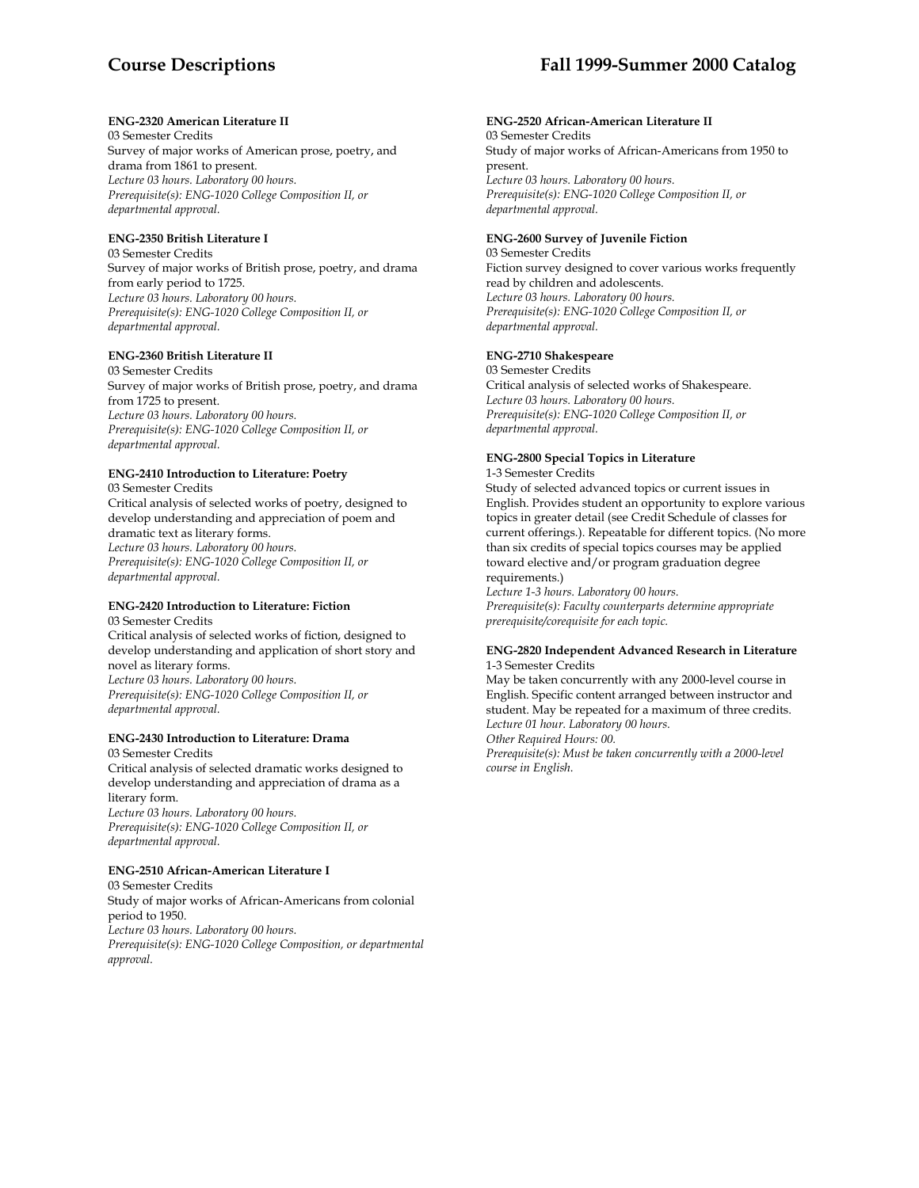**ENG-2320 American Literature II**
03 Semester Credits
Survey of major works of American prose, poetry, and drama from 1861 to present.
*Lecture 03 hours. Laboratory 00 hours.*
*Prerequisite(s): ENG-1020 College Composition II, or departmental approval.*

**ENG-2350 British Literature I**
03 Semester Credits
Survey of major works of British prose, poetry, and drama from early period to 1725.
*Lecture 03 hours. Laboratory 00 hours.*
*Prerequisite(s): ENG-1020 College Composition II, or departmental approval.*

**ENG-2360 British Literature II**
03 Semester Credits
Survey of major works of British prose, poetry, and drama from 1725 to present.
*Lecture 03 hours. Laboratory 00 hours.*
*Prerequisite(s): ENG-1020 College Composition II, or departmental approval.*

**ENG-2410 Introduction to Literature: Poetry**
03 Semester Credits
Critical analysis of selected works of poetry, designed to develop understanding and appreciation of poem and dramatic text as literary forms.
*Lecture 03 hours. Laboratory 00 hours.*
*Prerequisite(s): ENG-1020 College Composition II, or departmental approval.*

**ENG-2420 Introduction to Literature: Fiction**
03 Semester Credits
Critical analysis of selected works of fiction, designed to develop understanding and application of short story and novel as literary forms.
*Lecture 03 hours. Laboratory 00 hours.*
*Prerequisite(s): ENG-1020 College Composition II, or departmental approval.*

**ENG-2430 Introduction to Literature: Drama**
03 Semester Credits
Critical analysis of selected dramatic works designed to develop understanding and appreciation of drama as a literary form.
*Lecture 03 hours. Laboratory 00 hours.*
*Prerequisite(s): ENG-1020 College Composition II, or departmental approval.*

**ENG-2510 African-American Literature I**
03 Semester Credits
Study of major works of African-Americans from colonial period to 1950.
*Lecture 03 hours. Laboratory 00 hours.*
*Prerequisite(s): ENG-1020 College Composition, or departmental approval.*

**ENG-2520 African-American Literature II**
03 Semester Credits
Study of major works of African-Americans from 1950 to present.
*Lecture 03 hours. Laboratory 00 hours.*
*Prerequisite(s): ENG-1020 College Composition II, or departmental approval.*

**ENG-2600 Survey of Juvenile Fiction**
03 Semester Credits
Fiction survey designed to cover various works frequently read by children and adolescents.
*Lecture 03 hours. Laboratory 00 hours.*
*Prerequisite(s): ENG-1020 College Composition II, or departmental approval.*

**ENG-2710 Shakespeare**
03 Semester Credits
Critical analysis of selected works of Shakespeare.
*Lecture 03 hours. Laboratory 00 hours.*
*Prerequisite(s): ENG-1020 College Composition II, or departmental approval.*

**ENG-2800 Special Topics in Literature**
1-3 Semester Credits
Study of selected advanced topics or current issues in English. Provides student an opportunity to explore various topics in greater detail (see Credit Schedule of classes for current offerings.). Repeatable for different topics. (No more than six credits of special topics courses may be applied toward elective and/or program graduation degree requirements.)
*Lecture 1-3 hours. Laboratory 00 hours.*
*Prerequisite(s): Faculty counterparts determine appropriate prerequisite/corequisite for each topic.*

**ENG-2820 Independent Advanced Research in Literature**
1-3 Semester Credits
May be taken concurrently with any 2000-level course in English. Specific content arranged between instructor and student. May be repeated for a maximum of three credits.
*Lecture 01 hour. Laboratory 00 hours.*
*Other Required Hours: 00.*
*Prerequisite(s): Must be taken concurrently with a 2000-level course in English.*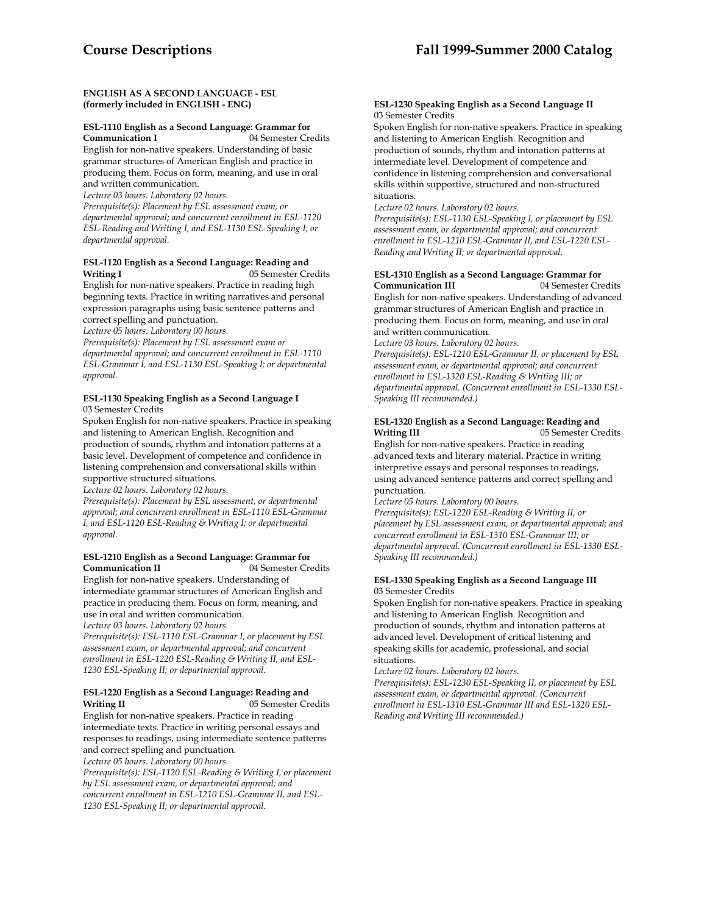**ENGLISH AS A SECOND LANGUAGE - ESL**
**(formerly included in ENGLISH - ENG)**

**ESL-1110 English as a Second Language: Grammar for Communication I** 04 Semester Credits

English for non-native speakers. Understanding of basic grammar structures of American English and practice in producing them. Focus on form, meaning, and use in oral and written communication.

*Lecture 03 hours. Laboratory 02 hours.*

*Prerequisite(s): Placement by ESL assessment exam, or departmental approval; and concurrent enrollment in ESL-1120 ESL-Reading and Writing I, and ESL-1130 ESL-Speaking I; or departmental approval.*

**ESL-1120 English as a Second Language: Reading and Writing I** 05 Semester Credits

English for non-native speakers. Practice in reading high beginning texts. Practice in writing narratives and personal expression paragraphs using basic sentence patterns and correct spelling and punctuation.

*Lecture 05 hours. Laboratory 00 hours.*

*Prerequisite(s): Placement by ESL assessment exam or departmental approval; and concurrent enrollment in ESL-1110 ESL-Grammar I, and ESL-1130 ESL-Speaking I; or departmental approval.*

**ESL-1130 Speaking English as a Second Language I**
03 Semester Credits

Spoken English for non-native speakers. Practice in speaking and listening to American English. Recognition and production of sounds, rhythm and intonation patterns at a basic level. Development of competence and confidence in listening comprehension and conversational skills within supportive structured situations.

*Lecture 02 hours. Laboratory 02 hours.*

*Prerequisite(s): Placement by ESL assessment, or departmental approval; and concurrent enrollment in ESL-1110 ESL-Grammar I, and ESL-1120 ESL-Reading & Writing I; or departmental approval.*

**ESL-1210 English as a Second Language: Grammar for Communication II** 04 Semester Credits

English for non-native speakers. Understanding of intermediate grammar structures of American English and practice in producing them. Focus on form, meaning, and use in oral and written communication.

*Lecture 03 hours. Laboratory 02 hours.*

*Prerequisite(s): ESL-1110 ESL-Grammar I, or placement by ESL assessment exam, or departmental approval; and concurrent enrollment in ESL-1220 ESL-Reading & Writing II, and ESL-1230 ESL-Speaking II; or departmental approval.*

**ESL-1220 English as a Second Language: Reading and Writing II** 05 Semester Credits

English for non-native speakers. Practice in reading intermediate texts. Practice in writing personal essays and responses to readings, using intermediate sentence patterns and correct spelling and punctuation.

*Lecture 05 hours. Laboratory 00 hours.*

*Prerequisite(s): ESL-1120 ESL-Reading & Writing I, or placement by ESL assessment exam, or departmental approval; and concurrent enrollment in ESL-1210 ESL-Grammar II, and ESL-1230 ESL-Speaking II; or departmental approval.*

**ESL-1230 Speaking English as a Second Language II**
03 Semester Credits

Spoken English for non-native speakers. Practice in speaking and listening to American English. Recognition and production of sounds, rhythm and intonation patterns at intermediate level. Development of competence and confidence in listening comprehension and conversational skills within supportive, structured and non-structured situations.

*Lecture 02 hours. Laboratory 02 hours.*

*Prerequisite(s): ESL-1130 ESL-Speaking I, or placement by ESL assessment exam, or departmental approval; and concurrent enrollment in ESL-1210 ESL-Grammar II, and ESL-1220 ESL-Reading and Writing II; or departmental approval.*

**ESL-1310 English as a Second Language: Grammar for Communication III** 04 Semester Credits

English for non-native speakers. Understanding of advanced grammar structures of American English and practice in producing them. Focus on form, meaning, and use in oral and written communication.

*Lecture 03 hours. Laboratory 02 hours.*

*Prerequisite(s): ESL-1210 ESL-Grammar II, or placement by ESL assessment exam, or departmental approval; and concurrent enrollment in ESL-1320 ESL-Reading & Writing III; or departmental approval. (Concurrent enrollment in ESL-1330 ESL-Speaking III recommended.)*

**ESL-1320 English as a Second Language: Reading and Writing III** 05 Semester Credits

English for non-native speakers. Practice in reading advanced texts and literary material. Practice in writing interpretive essays and personal responses to readings, using advanced sentence patterns and correct spelling and punctuation.

*Lecture 05 hours. Laboratory 00 hours.*

*Prerequisite(s): ESL-1220 ESL-Reading & Writing II, or placement by ESL assessment exam, or departmental approval; and concurrent enrollment in ESL-1310 ESL-Grammar III; or departmental approval. (Concurrent enrollment in ESL-1330 ESL-Speaking III recommended.)*

**ESL-1330 Speaking English as a Second Language III**
03 Semester Credits

Spoken English for non-native speakers. Practice in speaking and listening to American English. Recognition and production of sounds, rhythm and intonation patterns at advanced level. Development of critical listening and speaking skills for academic, professional, and social situations.

*Lecture 02 hours. Laboratory 02 hours.*

*Prerequisite(s): ESL-1230 ESL-Speaking II, or placement by ESL assessment exam, or departmental approval. (Concurrent enrollment in ESL-1310 ESL-Grammar III and ESL-1320 ESL-Reading and Writing III recommended.)*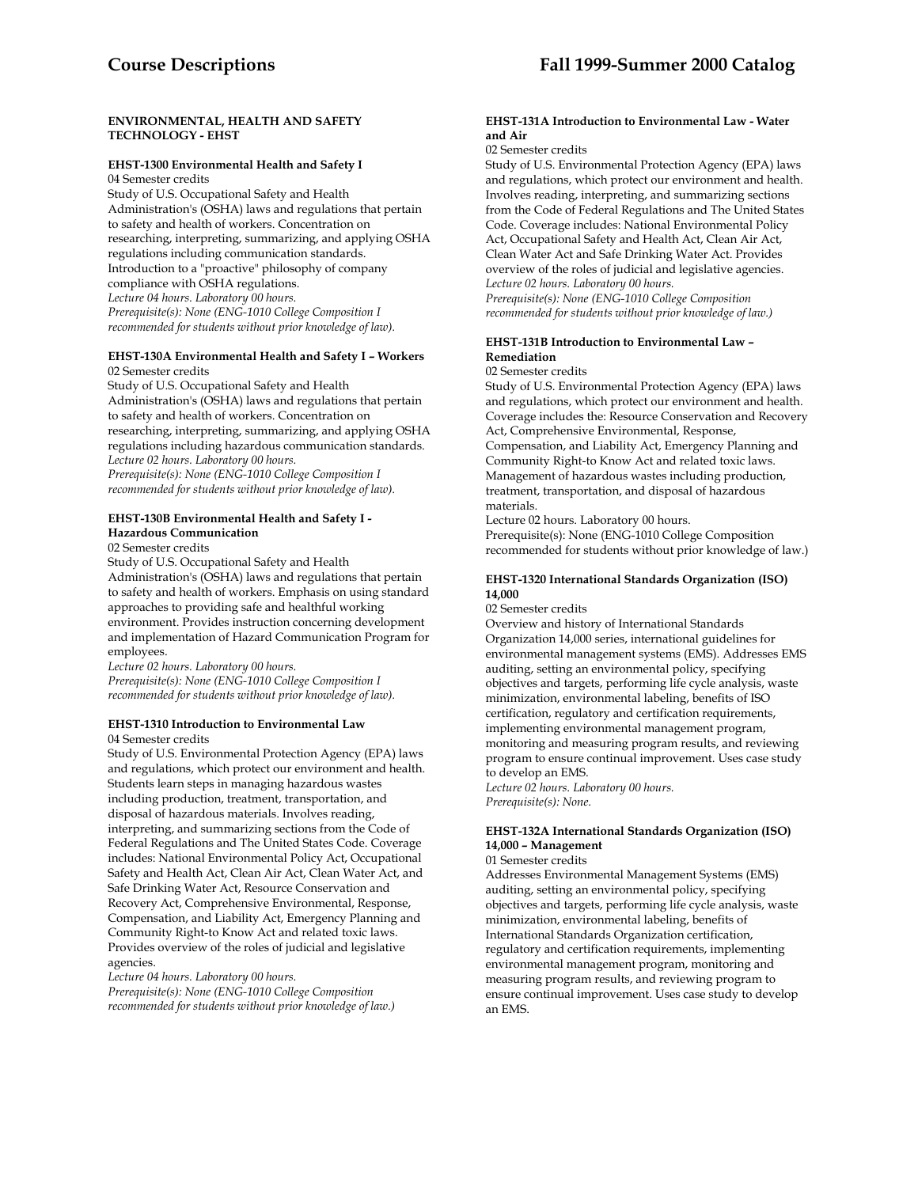**ENVIRONMENTAL, HEALTH AND SAFETY TECHNOLOGY - EHST**

**EHST-1300 Environmental Health and Safety I**
04 Semester credits
Study of U.S. Occupational Safety and Health Administration's (OSHA) laws and regulations that pertain to safety and health of workers. Concentration on researching, interpreting, summarizing, and applying OSHA regulations including communication standards. Introduction to a "proactive" philosophy of company compliance with OSHA regulations.
*Lecture 04 hours. Laboratory 00 hours.*
*Prerequisite(s): None (ENG-1010 College Composition I recommended for students without prior knowledge of law).*

**EHST-130A Environmental Health and Safety I – Workers**
02 Semester credits
Study of U.S. Occupational Safety and Health Administration's (OSHA) laws and regulations that pertain to safety and health of workers. Concentration on researching, interpreting, summarizing, and applying OSHA regulations including hazardous communication standards.
*Lecture 02 hours. Laboratory 00 hours.*
*Prerequisite(s): None (ENG-1010 College Composition I recommended for students without prior knowledge of law).*

**EHST-130B Environmental Health and Safety I - Hazardous Communication**
02 Semester credits
Study of U.S. Occupational Safety and Health Administration's (OSHA) laws and regulations that pertain to safety and health of workers. Emphasis on using standard approaches to providing safe and healthful working environment. Provides instruction concerning development and implementation of Hazard Communication Program for employees.
*Lecture 02 hours. Laboratory 00 hours.*
*Prerequisite(s): None (ENG-1010 College Composition I recommended for students without prior knowledge of law).*

**EHST-1310 Introduction to Environmental Law**
04 Semester credits
Study of U.S. Environmental Protection Agency (EPA) laws and regulations, which protect our environment and health. Students learn steps in managing hazardous wastes including production, treatment, transportation, and disposal of hazardous materials. Involves reading, interpreting, and summarizing sections from the Code of Federal Regulations and The United States Code. Coverage includes: National Environmental Policy Act, Occupational Safety and Health Act, Clean Air Act, Clean Water Act, and Safe Drinking Water Act, Resource Conservation and Recovery Act, Comprehensive Environmental, Response, Compensation, and Liability Act, Emergency Planning and Community Right-to Know Act and related toxic laws. Provides overview of the roles of judicial and legislative agencies.
*Lecture 04 hours. Laboratory 00 hours.*
*Prerequisite(s): None (ENG-1010 College Composition recommended for students without prior knowledge of law.)*

**EHST-131A Introduction to Environmental Law - Water and Air**
02 Semester credits
Study of U.S. Environmental Protection Agency (EPA) laws and regulations, which protect our environment and health. Involves reading, interpreting, and summarizing sections from the Code of Federal Regulations and The United States Code. Coverage includes: National Environmental Policy Act, Occupational Safety and Health Act, Clean Air Act, Clean Water Act and Safe Drinking Water Act. Provides overview of the roles of judicial and legislative agencies.
*Lecture 02 hours. Laboratory 00 hours.*
*Prerequisite(s): None (ENG-1010 College Composition recommended for students without prior knowledge of law.)*

**EHST-131B Introduction to Environmental Law – Remediation**
02 Semester credits
Study of U.S. Environmental Protection Agency (EPA) laws and regulations, which protect our environment and health. Coverage includes the: Resource Conservation and Recovery Act, Comprehensive Environmental, Response, Compensation, and Liability Act, Emergency Planning and Community Right-to Know Act and related toxic laws. Management of hazardous wastes including production, treatment, transportation, and disposal of hazardous materials.
Lecture 02 hours. Laboratory 00 hours.
Prerequisite(s): None (ENG-1010 College Composition recommended for students without prior knowledge of law.)

**EHST-1320 International Standards Organization (ISO) 14,000**
02 Semester credits
Overview and history of International Standards Organization 14,000 series, international guidelines for environmental management systems (EMS). Addresses EMS auditing, setting an environmental policy, specifying objectives and targets, performing life cycle analysis, waste minimization, environmental labeling, benefits of ISO certification, regulatory and certification requirements, implementing environmental management program, monitoring and measuring program results, and reviewing program to ensure continual improvement. Uses case study to develop an EMS.
*Lecture 02 hours. Laboratory 00 hours.*
*Prerequisite(s): None.*

**EHST-132A International Standards Organization (ISO) 14,000 – Management**
01 Semester credits
Addresses Environmental Management Systems (EMS) auditing, setting an environmental policy, specifying objectives and targets, performing life cycle analysis, waste minimization, environmental labeling, benefits of International Standards Organization certification, regulatory and certification requirements, implementing environmental management program, monitoring and measuring program results, and reviewing program to ensure continual improvement. Uses case study to develop an EMS.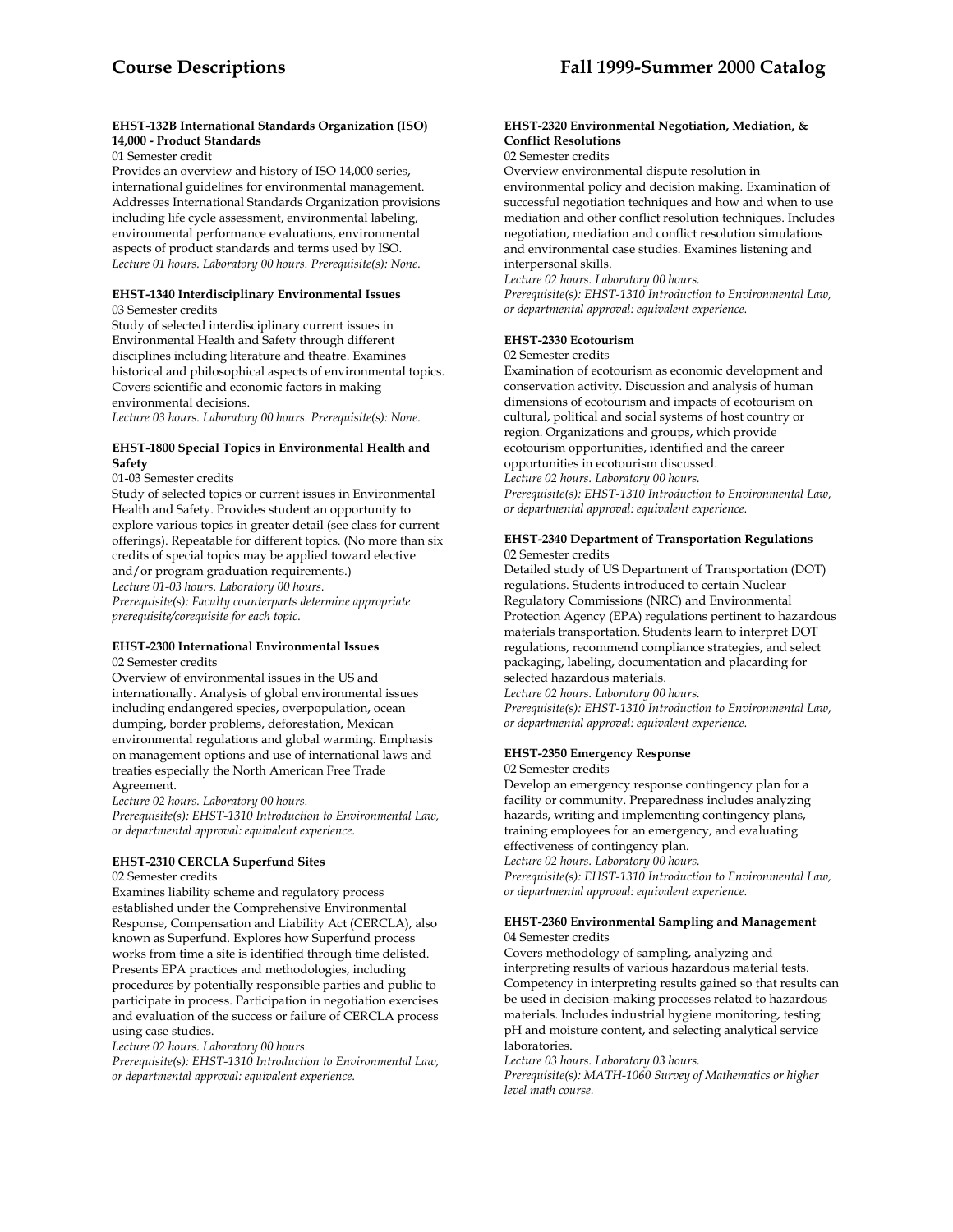**EHST-132B International Standards Organization (ISO) 14,000 - Product Standards**
01 Semester credit
Provides an overview and history of ISO 14,000 series, international guidelines for environmental management. Addresses International Standards Organization provisions including life cycle assessment, environmental labeling, environmental performance evaluations, environmental aspects of product standards and terms used by ISO.
*Lecture 01 hours. Laboratory 00 hours. Prerequisite(s): None.*

**EHST-1340 Interdisciplinary Environmental Issues**
03 Semester credits
Study of selected interdisciplinary current issues in Environmental Health and Safety through different disciplines including literature and theatre. Examines historical and philosophical aspects of environmental topics. Covers scientific and economic factors in making environmental decisions.
*Lecture 03 hours. Laboratory 00 hours. Prerequisite(s): None.*

**EHST-1800 Special Topics in Environmental Health and Safety**
01-03 Semester credits
Study of selected topics or current issues in Environmental Health and Safety. Provides student an opportunity to explore various topics in greater detail (see class for current offerings). Repeatable for different topics. (No more than six credits of special topics may be applied toward elective and/or program graduation requirements.)
*Lecture 01-03 hours. Laboratory 00 hours.*
*Prerequisite(s): Faculty counterparts determine appropriate prerequisite/corequisite for each topic.*

**EHST-2300 International Environmental Issues**
02 Semester credits
Overview of environmental issues in the US and internationally. Analysis of global environmental issues including endangered species, overpopulation, ocean dumping, border problems, deforestation, Mexican environmental regulations and global warming. Emphasis on management options and use of international laws and treaties especially the North American Free Trade Agreement.
*Lecture 02 hours. Laboratory 00 hours.*
*Prerequisite(s): EHST-1310 Introduction to Environmental Law, or departmental approval: equivalent experience.*

**EHST-2310 CERCLA Superfund Sites**
02 Semester credits
Examines liability scheme and regulatory process established under the Comprehensive Environmental Response, Compensation and Liability Act (CERCLA), also known as Superfund. Explores how Superfund process works from time a site is identified through time delisted. Presents EPA practices and methodologies, including procedures by potentially responsible parties and public to participate in process. Participation in negotiation exercises and evaluation of the success or failure of CERCLA process using case studies.
*Lecture 02 hours. Laboratory 00 hours.*
*Prerequisite(s): EHST-1310 Introduction to Environmental Law, or departmental approval: equivalent experience.*

**EHST-2320 Environmental Negotiation, Mediation, & Conflict Resolutions**
02 Semester credits
Overview environmental dispute resolution in environmental policy and decision making. Examination of successful negotiation techniques and how and when to use mediation and other conflict resolution techniques. Includes negotiation, mediation and conflict resolution simulations and environmental case studies. Examines listening and interpersonal skills.
*Lecture 02 hours. Laboratory 00 hours.*
*Prerequisite(s): EHST-1310 Introduction to Environmental Law, or departmental approval: equivalent experience.*

**EHST-2330 Ecotourism**
02 Semester credits
Examination of ecotourism as economic development and conservation activity. Discussion and analysis of human dimensions of ecotourism and impacts of ecotourism on cultural, political and social systems of host country or region. Organizations and groups, which provide ecotourism opportunities, identified and the career opportunities in ecotourism discussed.
*Lecture 02 hours. Laboratory 00 hours.*
*Prerequisite(s): EHST-1310 Introduction to Environmental Law, or departmental approval: equivalent experience.*

**EHST-2340 Department of Transportation Regulations**
02 Semester credits
Detailed study of US Department of Transportation (DOT) regulations. Students introduced to certain Nuclear Regulatory Commissions (NRC) and Environmental Protection Agency (EPA) regulations pertinent to hazardous materials transportation. Students learn to interpret DOT regulations, recommend compliance strategies, and select packaging, labeling, documentation and placarding for selected hazardous materials.
*Lecture 02 hours. Laboratory 00 hours.*
*Prerequisite(s): EHST-1310 Introduction to Environmental Law, or departmental approval: equivalent experience.*

**EHST-2350 Emergency Response**
02 Semester credits
Develop an emergency response contingency plan for a facility or community. Preparedness includes analyzing hazards, writing and implementing contingency plans, training employees for an emergency, and evaluating effectiveness of contingency plan.
*Lecture 02 hours. Laboratory 00 hours.*
*Prerequisite(s): EHST-1310 Introduction to Environmental Law, or departmental approval: equivalent experience.*

**EHST-2360 Environmental Sampling and Management**
04 Semester credits
Covers methodology of sampling, analyzing and interpreting results of various hazardous material tests. Competency in interpreting results gained so that results can be used in decision-making processes related to hazardous materials. Includes industrial hygiene monitoring, testing pH and moisture content, and selecting analytical service laboratories.
*Lecture 03 hours. Laboratory 03 hours.*
*Prerequisite(s): MATH-1060 Survey of Mathematics or higher level math course.*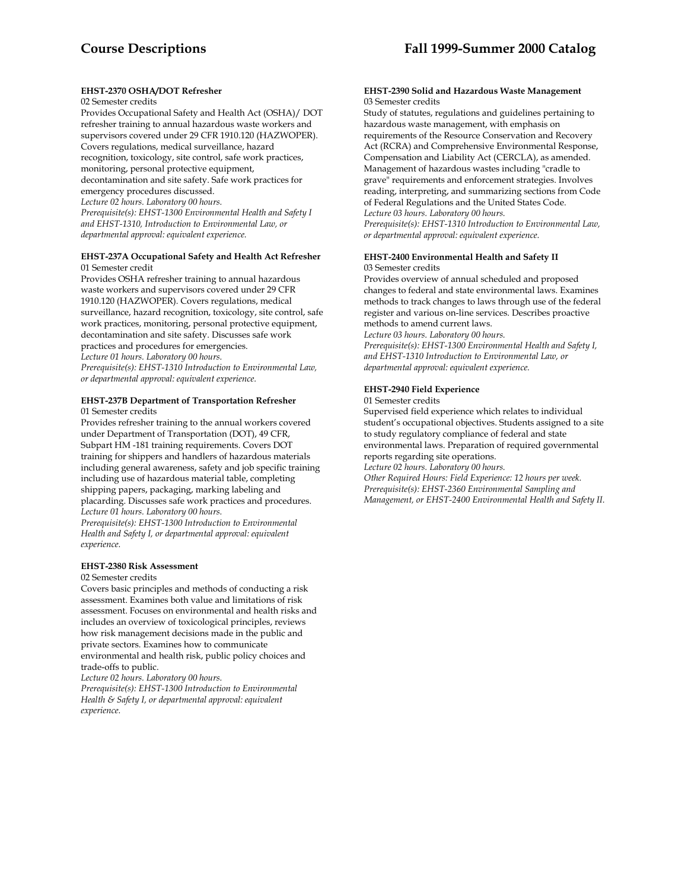**EHST-2370 OSHA/DOT Refresher**

02 Semester credits

Provides Occupational Safety and Health Act (OSHA)/ DOT refresher training to annual hazardous waste workers and supervisors covered under 29 CFR 1910.120 (HAZWOPER). Covers regulations, medical surveillance, hazard recognition, toxicology, site control, safe work practices, monitoring, personal protective equipment, decontamination and site safety. Safe work practices for emergency procedures discussed.

*Lecture 02 hours. Laboratory 00 hours.*

*Prerequisite(s): EHST-1300 Environmental Health and Safety I and EHST-1310, Introduction to Environmental Law, or departmental approval: equivalent experience.*

**EHST-237A Occupational Safety and Health Act Refresher**

01 Semester credit

Provides OSHA refresher training to annual hazardous waste workers and supervisors covered under 29 CFR 1910.120 (HAZWOPER). Covers regulations, medical surveillance, hazard recognition, toxicology, site control, safe work practices, monitoring, personal protective equipment, decontamination and site safety. Discusses safe work practices and procedures for emergencies.

*Lecture 01 hours. Laboratory 00 hours.*

*Prerequisite(s): EHST-1310 Introduction to Environmental Law, or departmental approval: equivalent experience.*

**EHST-237B Department of Transportation Refresher**

01 Semester credits

Provides refresher training to the annual workers covered under Department of Transportation (DOT), 49 CFR, Subpart HM -181 training requirements. Covers DOT training for shippers and handlers of hazardous materials including general awareness, safety and job specific training including use of hazardous material table, completing shipping papers, packaging, marking labeling and placarding. Discusses safe work practices and procedures.

*Lecture 01 hours. Laboratory 00 hours.*

*Prerequisite(s): EHST-1300 Introduction to Environmental Health and Safety I, or departmental approval: equivalent experience.*

**EHST-2380 Risk Assessment**

02 Semester credits

Covers basic principles and methods of conducting a risk assessment. Examines both value and limitations of risk assessment. Focuses on environmental and health risks and includes an overview of toxicological principles, reviews how risk management decisions made in the public and private sectors. Examines how to communicate environmental and health risk, public policy choices and trade-offs to public.

*Lecture 02 hours. Laboratory 00 hours.*

*Prerequisite(s): EHST-1300 Introduction to Environmental Health & Safety I, or departmental approval: equivalent experience.*

**EHST-2390 Solid and Hazardous Waste Management**

03 Semester credits

Study of statutes, regulations and guidelines pertaining to hazardous waste management, with emphasis on requirements of the Resource Conservation and Recovery Act (RCRA) and Comprehensive Environmental Response, Compensation and Liability Act (CERCLA), as amended. Management of hazardous wastes including "cradle to grave" requirements and enforcement strategies. Involves reading, interpreting, and summarizing sections from Code of Federal Regulations and the United States Code.

*Lecture 03 hours. Laboratory 00 hours.*

*Prerequisite(s): EHST-1310 Introduction to Environmental Law, or departmental approval: equivalent experience.*

**EHST-2400 Environmental Health and Safety II**

03 Semester credits

Provides overview of annual scheduled and proposed changes to federal and state environmental laws. Examines methods to track changes to laws through use of the federal register and various on-line services. Describes proactive methods to amend current laws.

*Lecture 03 hours. Laboratory 00 hours.*

*Prerequisite(s): EHST-1300 Environmental Health and Safety I, and EHST-1310 Introduction to Environmental Law, or departmental approval: equivalent experience.*

**EHST-2940 Field Experience**

01 Semester credits

Supervised field experience which relates to individual student's occupational objectives. Students assigned to a site to study regulatory compliance of federal and state environmental laws. Preparation of required governmental reports regarding site operations.

*Lecture 02 hours. Laboratory 00 hours.*

*Other Required Hours: Field Experience: 12 hours per week.*

*Prerequisite(s): EHST-2360 Environmental Sampling and Management, or EHST-2400 Environmental Health and Safety II.*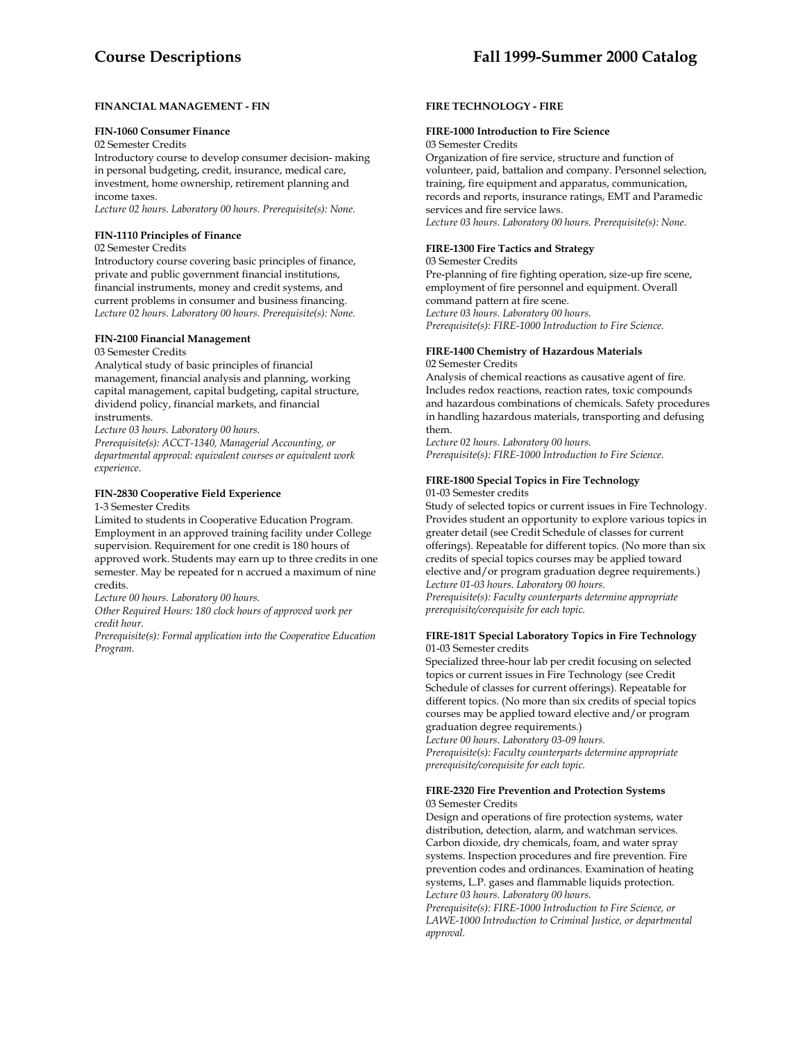## FINANCIAL MANAGEMENT - FIN

### FIN-1060 Consumer Finance

02 Semester Credits

Introductory course to develop consumer decision- making in personal budgeting, credit, insurance, medical care, investment, home ownership, retirement planning and income taxes.

*Lecture 02 hours. Laboratory 00 hours. Prerequisite(s): None.*

### FIN-1110 Principles of Finance

02 Semester Credits

Introductory course covering basic principles of finance, private and public government financial institutions, financial instruments, money and credit systems, and current problems in consumer and business financing.

*Lecture 02 hours. Laboratory 00 hours. Prerequisite(s): None.*

### FIN-2100 Financial Management

03 Semester Credits

Analytical study of basic principles of financial management, financial analysis and planning, working capital management, capital budgeting, capital structure, dividend policy, financial markets, and financial instruments.

*Lecture 03 hours. Laboratory 00 hours.*
*Prerequisite(s): ACCT-1340, Managerial Accounting, or departmental approval: equivalent courses or equivalent work experience.*

### FIN-2830 Cooperative Field Experience

1-3 Semester Credits

Limited to students in Cooperative Education Program. Employment in an approved training facility under College supervision. Requirement for one credit is 180 hours of approved work. Students may earn up to three credits in one semester. May be repeated for n accrued a maximum of nine credits.

*Lecture 00 hours. Laboratory 00 hours.*
*Other Required Hours: 180 clock hours of approved work per credit hour.*
*Prerequisite(s): Formal application into the Cooperative Education Program.*

## FIRE TECHNOLOGY - FIRE

### FIRE-1000 Introduction to Fire Science

03 Semester Credits

Organization of fire service, structure and function of volunteer, paid, battalion and company. Personnel selection, training, fire equipment and apparatus, communication, records and reports, insurance ratings, EMT and Paramedic services and fire service laws.

*Lecture 03 hours. Laboratory 00 hours. Prerequisite(s): None.*

### FIRE-1300 Fire Tactics and Strategy

03 Semester Credits

Pre-planning of fire fighting operation, size-up fire scene, employment of fire personnel and equipment. Overall command pattern at fire scene.

*Lecture 03 hours. Laboratory 00 hours.*
*Prerequisite(s): FIRE-1000 Introduction to Fire Science.*

### FIRE-1400 Chemistry of Hazardous Materials

02 Semester Credits

Analysis of chemical reactions as causative agent of fire. Includes redox reactions, reaction rates, toxic compounds and hazardous combinations of chemicals. Safety procedures in handling hazardous materials, transporting and defusing them.

*Lecture 02 hours. Laboratory 00 hours.*
*Prerequisite(s): FIRE-1000 Introduction to Fire Science.*

### FIRE-1800 Special Topics in Fire Technology

01-03 Semester credits

Study of selected topics or current issues in Fire Technology. Provides student an opportunity to explore various topics in greater detail (see Credit Schedule of classes for current offerings). Repeatable for different topics. (No more than six credits of special topics courses may be applied toward elective and/or program graduation degree requirements.)

*Lecture 01-03 hours. Laboratory 00 hours.*
*Prerequisite(s): Faculty counterparts determine appropriate prerequisite/corequisite for each topic.*

### FIRE-181T Special Laboratory Topics in Fire Technology

01-03 Semester credits

Specialized three-hour lab per credit focusing on selected topics or current issues in Fire Technology (see Credit Schedule of classes for current offerings). Repeatable for different topics. (No more than six credits of special topics courses may be applied toward elective and/or program graduation degree requirements.)

*Lecture 00 hours. Laboratory 03-09 hours.*
*Prerequisite(s): Faculty counterparts determine appropriate prerequisite/corequisite for each topic.*

### FIRE-2320 Fire Prevention and Protection Systems

03 Semester Credits

Design and operations of fire protection systems, water distribution, detection, alarm, and watchman services. Carbon dioxide, dry chemicals, foam, and water spray systems. Inspection procedures and fire prevention. Fire prevention codes and ordinances. Examination of heating systems, L.P. gases and flammable liquids protection.

*Lecture 03 hours. Laboratory 00 hours.*
*Prerequisite(s): FIRE-1000 Introduction to Fire Science, or LAWE-1000 Introduction to Criminal Justice, or departmental approval.*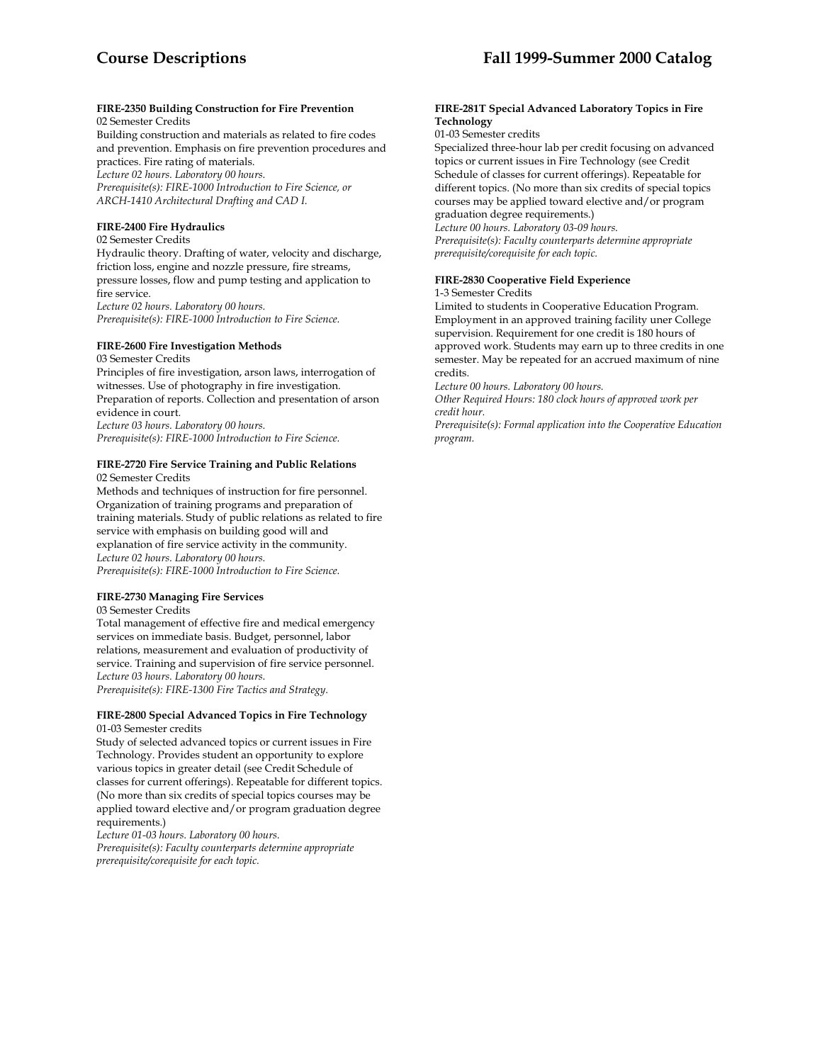**FIRE-2350 Building Construction for Fire Prevention**
02 Semester Credits
Building construction and materials as related to fire codes and prevention. Emphasis on fire prevention procedures and practices. Fire rating of materials.
*Lecture 02 hours. Laboratory 00 hours.*
*Prerequisite(s): FIRE-1000 Introduction to Fire Science, or ARCH-1410 Architectural Drafting and CAD I.*

**FIRE-2400 Fire Hydraulics**
02 Semester Credits
Hydraulic theory. Drafting of water, velocity and discharge, friction loss, engine and nozzle pressure, fire streams, pressure losses, flow and pump testing and application to fire service.
*Lecture 02 hours. Laboratory 00 hours.*
*Prerequisite(s): FIRE-1000 Introduction to Fire Science.*

**FIRE-2600 Fire Investigation Methods**
03 Semester Credits
Principles of fire investigation, arson laws, interrogation of witnesses. Use of photography in fire investigation. Preparation of reports. Collection and presentation of arson evidence in court.
*Lecture 03 hours. Laboratory 00 hours.*
*Prerequisite(s): FIRE-1000 Introduction to Fire Science.*

**FIRE-2720 Fire Service Training and Public Relations**
02 Semester Credits
Methods and techniques of instruction for fire personnel. Organization of training programs and preparation of training materials. Study of public relations as related to fire service with emphasis on building good will and explanation of fire service activity in the community.
*Lecture 02 hours. Laboratory 00 hours.*
*Prerequisite(s): FIRE-1000 Introduction to Fire Science.*

**FIRE-2730 Managing Fire Services**
03 Semester Credits
Total management of effective fire and medical emergency services on immediate basis. Budget, personnel, labor relations, measurement and evaluation of productivity of service. Training and supervision of fire service personnel.
*Lecture 03 hours. Laboratory 00 hours.*
*Prerequisite(s): FIRE-1300 Fire Tactics and Strategy.*

**FIRE-2800 Special Advanced Topics in Fire Technology**
01-03 Semester credits
Study of selected advanced topics or current issues in Fire Technology. Provides student an opportunity to explore various topics in greater detail (see Credit Schedule of classes for current offerings). Repeatable for different topics. (No more than six credits of special topics courses may be applied toward elective and/or program graduation degree requirements.)
*Lecture 01-03 hours. Laboratory 00 hours.*
*Prerequisite(s): Faculty counterparts determine appropriate prerequisite/corequisite for each topic.*

**FIRE-281T Special Advanced Laboratory Topics in Fire Technology**
01-03 Semester credits
Specialized three-hour lab per credit focusing on advanced topics or current issues in Fire Technology (see Credit Schedule of classes for current offerings). Repeatable for different topics. (No more than six credits of special topics courses may be applied toward elective and/or program graduation degree requirements.)
*Lecture 00 hours. Laboratory 03-09 hours.*
*Prerequisite(s): Faculty counterparts determine appropriate prerequisite/corequisite for each topic.*

**FIRE-2830 Cooperative Field Experience**
1-3 Semester Credits
Limited to students in Cooperative Education Program. Employment in an approved training facility uner College supervision. Requirement for one credit is 180 hours of approved work. Students may earn up to three credits in one semester. May be repeated for an accrued maximum of nine credits.
*Lecture 00 hours. Laboratory 00 hours.*
*Other Required Hours: 180 clock hours of approved work per credit hour.*
*Prerequisite(s): Formal application into the Cooperative Education program.*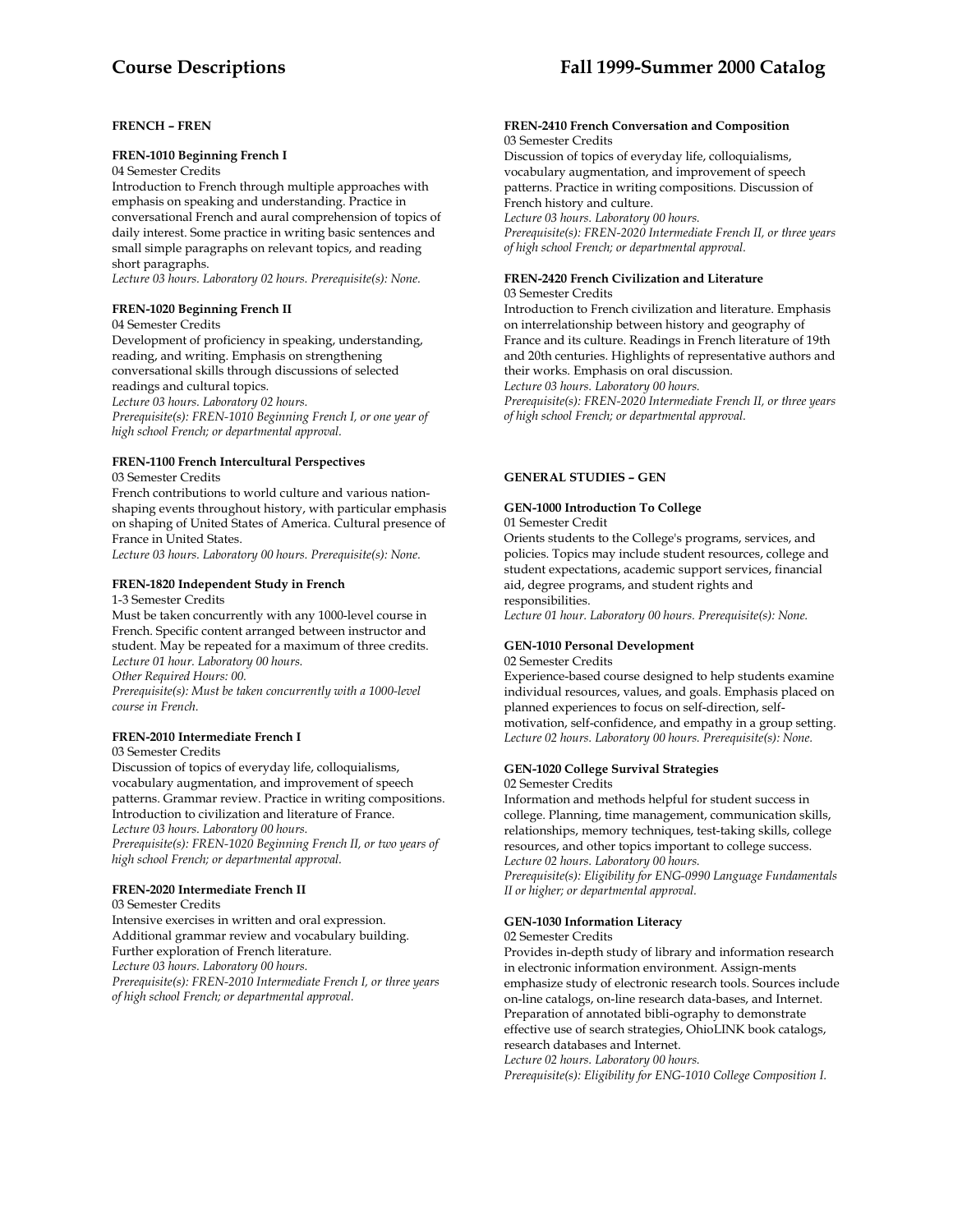## FRENCH – FREN

### FREN-1010 Beginning French I

04 Semester Credits

Introduction to French through multiple approaches with emphasis on speaking and understanding. Practice in conversational French and aural comprehension of topics of daily interest. Some practice in writing basic sentences and small simple paragraphs on relevant topics, and reading short paragraphs.

*Lecture 03 hours. Laboratory 02 hours. Prerequisite(s): None.*

### FREN-1020 Beginning French II

04 Semester Credits

Development of proficiency in speaking, understanding, reading, and writing. Emphasis on strengthening conversational skills through discussions of selected readings and cultural topics.

*Lecture 03 hours. Laboratory 02 hours.*

*Prerequisite(s): FREN-1010 Beginning French I, or one year of high school French; or departmental approval.*

### FREN-1100 French Intercultural Perspectives

03 Semester Credits

French contributions to world culture and various nation-shaping events throughout history, with particular emphasis on shaping of United States of America. Cultural presence of France in United States.

*Lecture 03 hours. Laboratory 00 hours. Prerequisite(s): None.*

### FREN-1820 Independent Study in French

1-3 Semester Credits

Must be taken concurrently with any 1000-level course in French. Specific content arranged between instructor and student. May be repeated for a maximum of three credits.

*Lecture 01 hour. Laboratory 00 hours.*

*Other Required Hours: 00.*

*Prerequisite(s): Must be taken concurrently with a 1000-level course in French.*

### FREN-2010 Intermediate French I

03 Semester Credits

Discussion of topics of everyday life, colloquialisms, vocabulary augmentation, and improvement of speech patterns. Grammar review. Practice in writing compositions. Introduction to civilization and literature of France.

*Lecture 03 hours. Laboratory 00 hours.*

*Prerequisite(s): FREN-1020 Beginning French II, or two years of high school French; or departmental approval.*

### FREN-2020 Intermediate French II

03 Semester Credits

Intensive exercises in written and oral expression. Additional grammar review and vocabulary building. Further exploration of French literature.

*Lecture 03 hours. Laboratory 00 hours.*

*Prerequisite(s): FREN-2010 Intermediate French I, or three years of high school French; or departmental approval.*

### FREN-2410 French Conversation and Composition

03 Semester Credits

Discussion of topics of everyday life, colloquialisms, vocabulary augmentation, and improvement of speech patterns. Practice in writing compositions. Discussion of French history and culture.

*Lecture 03 hours. Laboratory 00 hours.*

*Prerequisite(s): FREN-2020 Intermediate French II, or three years of high school French; or departmental approval.*

### FREN-2420 French Civilization and Literature

03 Semester Credits

Introduction to French civilization and literature. Emphasis on interrelationship between history and geography of France and its culture. Readings in French literature of 19th and 20th centuries. Highlights of representative authors and their works. Emphasis on oral discussion.

*Lecture 03 hours. Laboratory 00 hours.*

*Prerequisite(s): FREN-2020 Intermediate French II, or three years of high school French; or departmental approval.*

## GENERAL STUDIES – GEN

### GEN-1000 Introduction To College

01 Semester Credit

Orients students to the College's programs, services, and policies. Topics may include student resources, college and student expectations, academic support services, financial aid, degree programs, and student rights and responsibilities.

*Lecture 01 hour. Laboratory 00 hours. Prerequisite(s): None.*

### GEN-1010 Personal Development

02 Semester Credits

Experience-based course designed to help students examine individual resources, values, and goals. Emphasis placed on planned experiences to focus on self-direction, self-motivation, self-confidence, and empathy in a group setting.

*Lecture 02 hours. Laboratory 00 hours. Prerequisite(s): None.*

### GEN-1020 College Survival Strategies

02 Semester Credits

Information and methods helpful for student success in college. Planning, time management, communication skills, relationships, memory techniques, test-taking skills, college resources, and other topics important to college success.

*Lecture 02 hours. Laboratory 00 hours.*

*Prerequisite(s): Eligibility for ENG-0990 Language Fundamentals II or higher; or departmental approval.*

### GEN-1030 Information Literacy

02 Semester Credits

Provides in-depth study of library and information research in electronic information environment. Assign-ments emphasize study of electronic research tools. Sources include on-line catalogs, on-line research data-bases, and Internet. Preparation of annotated bibli-ography to demonstrate effective use of search strategies, OhioLINK book catalogs, research databases and Internet.

*Lecture 02 hours. Laboratory 00 hours.*

*Prerequisite(s): Eligibility for ENG-1010 College Composition I.*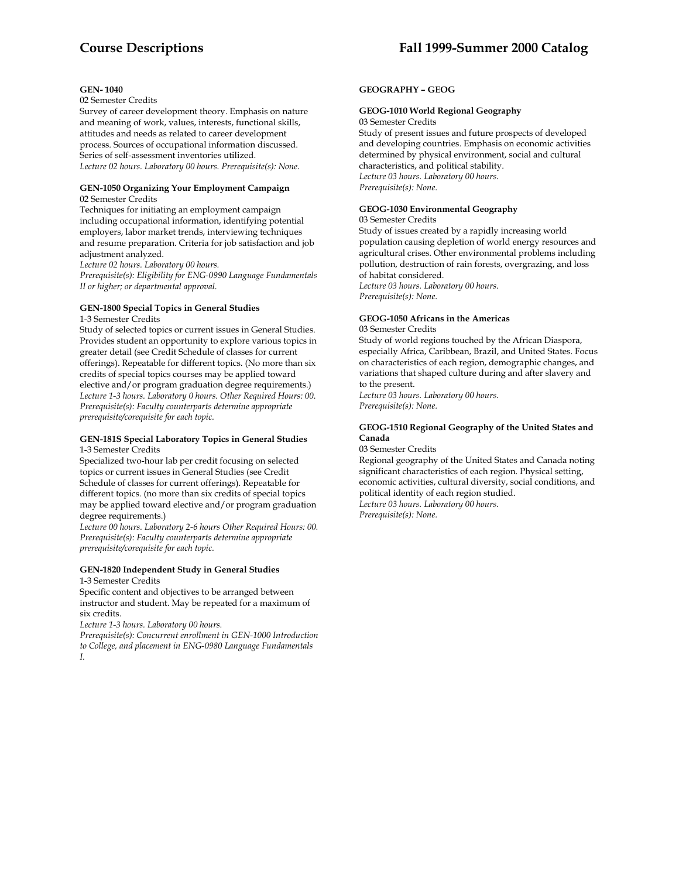**GEN- 1040**
02 Semester Credits
Survey of career development theory. Emphasis on nature and meaning of work, values, interests, functional skills, attitudes and needs as related to career development process. Sources of occupational information discussed. Series of self-assessment inventories utilized.
*Lecture 02 hours. Laboratory 00 hours. Prerequisite(s): None.*

**GEN-1050 Organizing Your Employment Campaign**
02 Semester Credits
Techniques for initiating an employment campaign including occupational information, identifying potential employers, labor market trends, interviewing techniques and resume preparation. Criteria for job satisfaction and job adjustment analyzed.
*Lecture 02 hours. Laboratory 00 hours.*
*Prerequisite(s): Eligibility for ENG-0990 Language Fundamentals II or higher; or departmental approval.*

**GEN-1800 Special Topics in General Studies**
1-3 Semester Credits
Study of selected topics or current issues in General Studies. Provides student an opportunity to explore various topics in greater detail (see Credit Schedule of classes for current offerings). Repeatable for different topics. (No more than six credits of special topics courses may be applied toward elective and/or program graduation degree requirements.)
*Lecture 1-3 hours. Laboratory 0 hours. Other Required Hours: 00.*
*Prerequisite(s): Faculty counterparts determine appropriate prerequisite/corequisite for each topic.*

**GEN-181S Special Laboratory Topics in General Studies**
1-3 Semester Credits
Specialized two-hour lab per credit focusing on selected topics or current issues in General Studies (see Credit Schedule of classes for current offerings). Repeatable for different topics. (no more than six credits of special topics may be applied toward elective and/or program graduation degree requirements.)
*Lecture 00 hours. Laboratory 2-6 hours Other Required Hours: 00.*
*Prerequisite(s): Faculty counterparts determine appropriate prerequisite/corequisite for each topic.*

**GEN-1820 Independent Study in General Studies**
1-3 Semester Credits
Specific content and objectives to be arranged between instructor and student. May be repeated for a maximum of six credits.
*Lecture 1-3 hours. Laboratory 00 hours.*
*Prerequisite(s): Concurrent enrollment in GEN-1000 Introduction to College, and placement in ENG-0980 Language Fundamentals I.*

## GEOGRAPHY – GEOG

**GEOG-1010 World Regional Geography**
03 Semester Credits
Study of present issues and future prospects of developed and developing countries. Emphasis on economic activities determined by physical environment, social and cultural characteristics, and political stability.
*Lecture 03 hours. Laboratory 00 hours.*
*Prerequisite(s): None.*

**GEOG-1030 Environmental Geography**
03 Semester Credits
Study of issues created by a rapidly increasing world population causing depletion of world energy resources and agricultural crises. Other environmental problems including pollution, destruction of rain forests, overgrazing, and loss of habitat considered.
*Lecture 03 hours. Laboratory 00 hours.*
*Prerequisite(s): None.*

**GEOG-1050 Africans in the Americas**
03 Semester Credits
Study of world regions touched by the African Diaspora, especially Africa, Caribbean, Brazil, and United States. Focus on characteristics of each region, demographic changes, and variations that shaped culture during and after slavery and to the present.
*Lecture 03 hours. Laboratory 00 hours.*
*Prerequisite(s): None.*

**GEOG-1510 Regional Geography of the United States and Canada**
03 Semester Credits
Regional geography of the United States and Canada noting significant characteristics of each region. Physical setting, economic activities, cultural diversity, social conditions, and political identity of each region studied.
*Lecture 03 hours. Laboratory 00 hours.*
*Prerequisite(s): None.*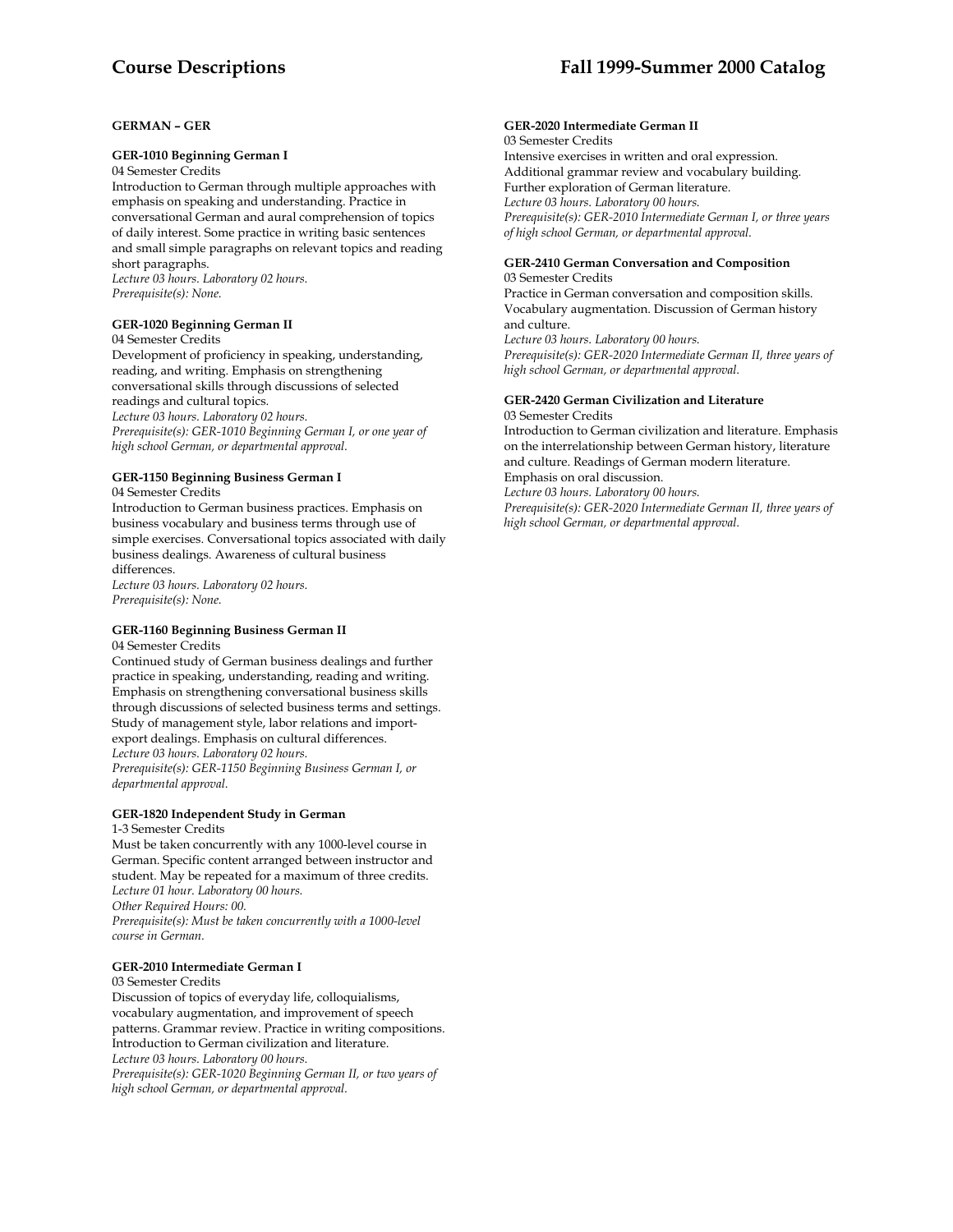## GERMAN – GER

### GER-1010 Beginning German I

04 Semester Credits

Introduction to German through multiple approaches with emphasis on speaking and understanding. Practice in conversational German and aural comprehension of topics of daily interest. Some practice in writing basic sentences and small simple paragraphs on relevant topics and reading short paragraphs.

*Lecture 03 hours. Laboratory 02 hours.*
*Prerequisite(s): None.*

### GER-1020 Beginning German II

04 Semester Credits

Development of proficiency in speaking, understanding, reading, and writing. Emphasis on strengthening conversational skills through discussions of selected readings and cultural topics.

*Lecture 03 hours. Laboratory 02 hours.*
*Prerequisite(s): GER-1010 Beginning German I, or one year of high school German, or departmental approval.*

### GER-1150 Beginning Business German I

04 Semester Credits

Introduction to German business practices. Emphasis on business vocabulary and business terms through use of simple exercises. Conversational topics associated with daily business dealings. Awareness of cultural business differences.

*Lecture 03 hours. Laboratory 02 hours.*
*Prerequisite(s): None.*

### GER-1160 Beginning Business German II

04 Semester Credits

Continued study of German business dealings and further practice in speaking, understanding, reading and writing. Emphasis on strengthening conversational business skills through discussions of selected business terms and settings. Study of management style, labor relations and import-export dealings. Emphasis on cultural differences.

*Lecture 03 hours. Laboratory 02 hours.*
*Prerequisite(s): GER-1150 Beginning Business German I, or departmental approval.*

### GER-1820 Independent Study in German

1-3 Semester Credits

Must be taken concurrently with any 1000-level course in German. Specific content arranged between instructor and student. May be repeated for a maximum of three credits.

*Lecture 01 hour. Laboratory 00 hours.*
*Other Required Hours: 00.*
*Prerequisite(s): Must be taken concurrently with a 1000-level course in German.*

### GER-2010 Intermediate German I

03 Semester Credits

Discussion of topics of everyday life, colloquialisms, vocabulary augmentation, and improvement of speech patterns. Grammar review. Practice in writing compositions. Introduction to German civilization and literature.

*Lecture 03 hours. Laboratory 00 hours.*
*Prerequisite(s): GER-1020 Beginning German II, or two years of high school German, or departmental approval.*

### GER-2020 Intermediate German II

03 Semester Credits

Intensive exercises in written and oral expression. Additional grammar review and vocabulary building. Further exploration of German literature.

*Lecture 03 hours. Laboratory 00 hours.*
*Prerequisite(s): GER-2010 Intermediate German I, or three years of high school German, or departmental approval.*

### GER-2410 German Conversation and Composition

03 Semester Credits

Practice in German conversation and composition skills. Vocabulary augmentation. Discussion of German history and culture.

*Lecture 03 hours. Laboratory 00 hours.*
*Prerequisite(s): GER-2020 Intermediate German II, three years of high school German, or departmental approval.*

### GER-2420 German Civilization and Literature

03 Semester Credits

Introduction to German civilization and literature. Emphasis on the interrelationship between German history, literature and culture. Readings of German modern literature. Emphasis on oral discussion.

*Lecture 03 hours. Laboratory 00 hours.*
*Prerequisite(s): GER-2020 Intermediate German II, three years of high school German, or departmental approval.*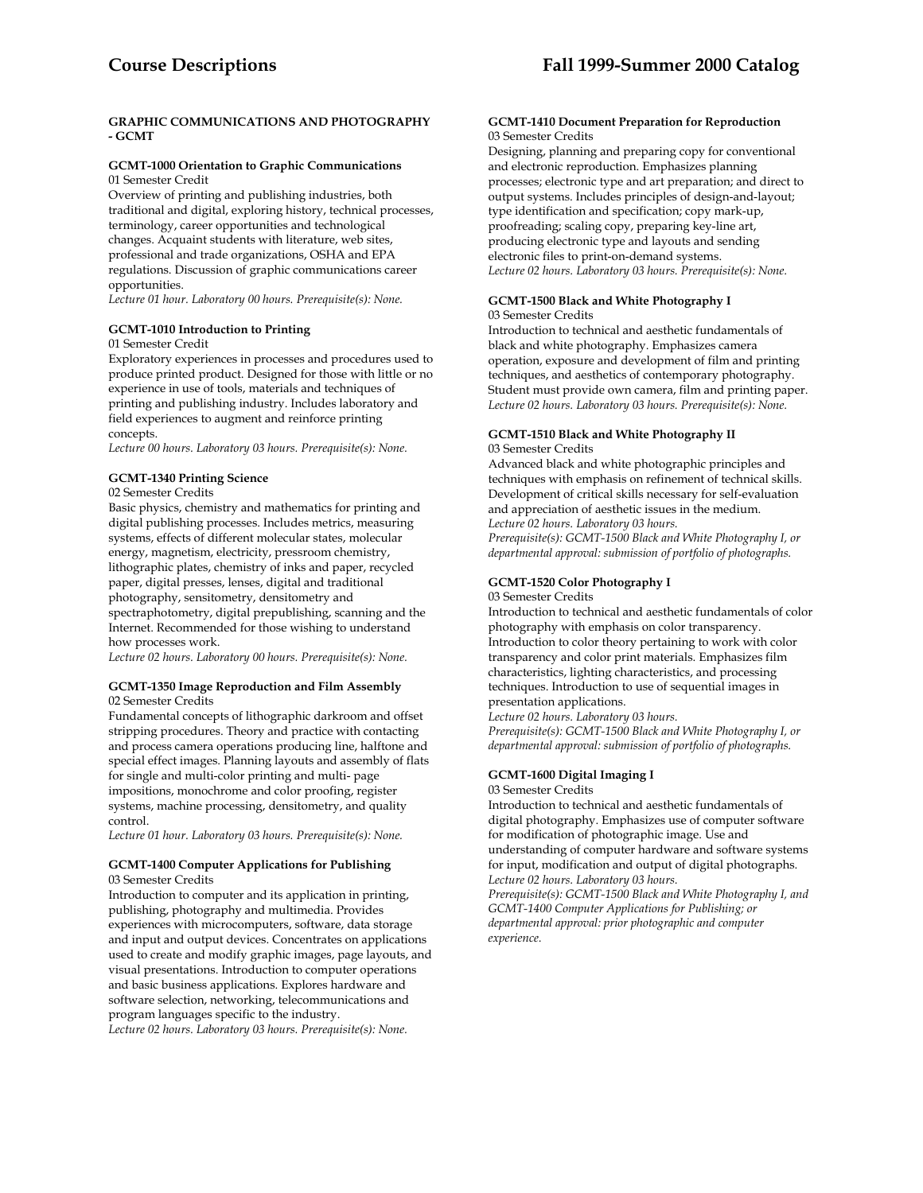## GRAPHIC COMMUNICATIONS AND PHOTOGRAPHY - GCMT

### GCMT-1000 Orientation to Graphic Communications

01 Semester Credit

Overview of printing and publishing industries, both traditional and digital, exploring history, technical processes, terminology, career opportunities and technological changes. Acquaint students with literature, web sites, professional and trade organizations, OSHA and EPA regulations. Discussion of graphic communications career opportunities.

*Lecture 01 hour. Laboratory 00 hours. Prerequisite(s): None.*

### GCMT-1010 Introduction to Printing

01 Semester Credit

Exploratory experiences in processes and procedures used to produce printed product. Designed for those with little or no experience in use of tools, materials and techniques of printing and publishing industry. Includes laboratory and field experiences to augment and reinforce printing concepts.

*Lecture 00 hours. Laboratory 03 hours. Prerequisite(s): None.*

### GCMT-1340 Printing Science

02 Semester Credits

Basic physics, chemistry and mathematics for printing and digital publishing processes. Includes metrics, measuring systems, effects of different molecular states, molecular energy, magnetism, electricity, pressroom chemistry, lithographic plates, chemistry of inks and paper, recycled paper, digital presses, lenses, digital and traditional photography, sensitometry, densitometry and spectraphotometry, digital prepublishing, scanning and the Internet. Recommended for those wishing to understand how processes work.

*Lecture 02 hours. Laboratory 00 hours. Prerequisite(s): None.*

### GCMT-1350 Image Reproduction and Film Assembly

02 Semester Credits

Fundamental concepts of lithographic darkroom and offset stripping procedures. Theory and practice with contacting and process camera operations producing line, halftone and special effect images. Planning layouts and assembly of flats for single and multi-color printing and multi- page impositions, monochrome and color proofing, register systems, machine processing, densitometry, and quality control.

*Lecture 01 hour. Laboratory 03 hours. Prerequisite(s): None.*

### GCMT-1400 Computer Applications for Publishing

03 Semester Credits

Introduction to computer and its application in printing, publishing, photography and multimedia. Provides experiences with microcomputers, software, data storage and input and output devices. Concentrates on applications used to create and modify graphic images, page layouts, and visual presentations. Introduction to computer operations and basic business applications. Explores hardware and software selection, networking, telecommunications and program languages specific to the industry.

*Lecture 02 hours. Laboratory 03 hours. Prerequisite(s): None.*

### GCMT-1410 Document Preparation for Reproduction

03 Semester Credits

Designing, planning and preparing copy for conventional and electronic reproduction. Emphasizes planning processes; electronic type and art preparation; and direct to output systems. Includes principles of design-and-layout; type identification and specification; copy mark-up, proofreading; scaling copy, preparing key-line art, producing electronic type and layouts and sending electronic files to print-on-demand systems.

*Lecture 02 hours. Laboratory 03 hours. Prerequisite(s): None.*

### GCMT-1500 Black and White Photography I

03 Semester Credits

Introduction to technical and aesthetic fundamentals of black and white photography. Emphasizes camera operation, exposure and development of film and printing techniques, and aesthetics of contemporary photography. Student must provide own camera, film and printing paper.

*Lecture 02 hours. Laboratory 03 hours. Prerequisite(s): None.*

### GCMT-1510 Black and White Photography II

03 Semester Credits

Advanced black and white photographic principles and techniques with emphasis on refinement of technical skills. Development of critical skills necessary for self-evaluation and appreciation of aesthetic issues in the medium.

*Lecture 02 hours. Laboratory 03 hours.*

*Prerequisite(s): GCMT-1500 Black and White Photography I, or departmental approval: submission of portfolio of photographs.*

### GCMT-1520 Color Photography I

03 Semester Credits

Introduction to technical and aesthetic fundamentals of color photography with emphasis on color transparency. Introduction to color theory pertaining to work with color transparency and color print materials. Emphasizes film characteristics, lighting characteristics, and processing techniques. Introduction to use of sequential images in presentation applications.

*Lecture 02 hours. Laboratory 03 hours.*

*Prerequisite(s): GCMT-1500 Black and White Photography I, or departmental approval: submission of portfolio of photographs.*

### GCMT-1600 Digital Imaging I

03 Semester Credits

Introduction to technical and aesthetic fundamentals of digital photography. Emphasizes use of computer software for modification of photographic image. Use and understanding of computer hardware and software systems for input, modification and output of digital photographs.

*Lecture 02 hours. Laboratory 03 hours.*

*Prerequisite(s): GCMT-1500 Black and White Photography I, and GCMT-1400 Computer Applications for Publishing; or departmental approval: prior photographic and computer experience.*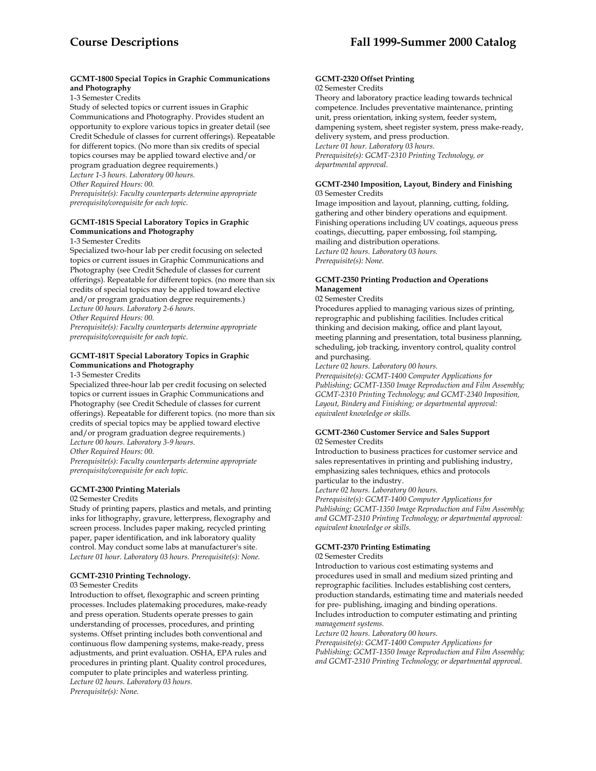**GCMT-1800 Special Topics in Graphic Communications and Photography**

1-3 Semester Credits

Study of selected topics or current issues in Graphic Communications and Photography. Provides student an opportunity to explore various topics in greater detail (see Credit Schedule of classes for current offerings). Repeatable for different topics. (No more than six credits of special topics courses may be applied toward elective and/or program graduation degree requirements.)

*Lecture 1-3 hours. Laboratory 00 hours.*
*Other Required Hours: 00.*
*Prerequisite(s): Faculty counterparts determine appropriate prerequisite/corequisite for each topic.*

**GCMT-181S Special Laboratory Topics in Graphic Communications and Photography**

1-3 Semester Credits

Specialized two-hour lab per credit focusing on selected topics or current issues in Graphic Communications and Photography (see Credit Schedule of classes for current offerings). Repeatable for different topics. (no more than six credits of special topics may be applied toward elective and/or program graduation degree requirements.)

*Lecture 00 hours. Laboratory 2-6 hours.*
*Other Required Hours: 00.*
*Prerequisite(s): Faculty counterparts determine appropriate prerequisite/corequisite for each topic.*

**GCMT-181T Special Laboratory Topics in Graphic Communications and Photography**

1-3 Semester Credits

Specialized three-hour lab per credit focusing on selected topics or current issues in Graphic Communications and Photography (see Credit Schedule of classes for current offerings). Repeatable for different topics. (no more than six credits of special topics may be applied toward elective and/or program graduation degree requirements.)

*Lecture 00 hours. Laboratory 3-9 hours.*
*Other Required Hours: 00.*
*Prerequisite(s): Faculty counterparts determine appropriate prerequisite/corequisite for each topic.*

**GCMT-2300 Printing Materials**

02 Semester Credits

Study of printing papers, plastics and metals, and printing inks for lithography, gravure, letterpress, flexography and screen process. Includes paper making, recycled printing paper, paper identification, and ink laboratory quality control. May conduct some labs at manufacturer's site.

*Lecture 01 hour. Laboratory 03 hours. Prerequisite(s): None.*

**GCMT-2310 Printing Technology.**

03 Semester Credits

Introduction to offset, flexographic and screen printing processes. Includes platemaking procedures, make-ready and press operation. Students operate presses to gain understanding of processes, procedures, and printing systems. Offset printing includes both conventional and continuous flow dampening systems, make-ready, press adjustments, and print evaluation. OSHA, EPA rules and procedures in printing plant. Quality control procedures, computer to plate principles and waterless printing.

*Lecture 02 hours. Laboratory 03 hours.*
*Prerequisite(s): None.*

**GCMT-2320 Offset Printing**

02 Semester Credits

Theory and laboratory practice leading towards technical competence. Includes preventative maintenance, printing unit, press orientation, inking system, feeder system, dampening system, sheet register system, press make-ready, delivery system, and press production.

*Lecture 01 hour. Laboratory 03 hours.*
*Prerequisite(s): GCMT-2310 Printing Technology, or departmental approval.*

**GCMT-2340 Imposition, Layout, Bindery and Finishing**

03 Semester Credits

Image imposition and layout, planning, cutting, folding, gathering and other bindery operations and equipment. Finishing operations including UV coatings, aqueous press coatings, diecutting, paper embossing, foil stamping, mailing and distribution operations.

*Lecture 02 hours. Laboratory 03 hours.*
*Prerequisite(s): None.*

**GCMT-2350 Printing Production and Operations Management**

02 Semester Credits

Procedures applied to managing various sizes of printing, reprographic and publishing facilities. Includes critical thinking and decision making, office and plant layout, meeting planning and presentation, total business planning, scheduling, job tracking, inventory control, quality control and purchasing.

*Lecture 02 hours. Laboratory 00 hours.*
*Prerequisite(s): GCMT-1400 Computer Applications for Publishing; GCMT-1350 Image Reproduction and Film Assembly; GCMT-2310 Printing Technology; and GCMT-2340 Imposition, Layout, Bindery and Finishing; or departmental approval: equivalent knowledge or skills.*

**GCMT-2360 Customer Service and Sales Support**

02 Semester Credits

Introduction to business practices for customer service and sales representatives in printing and publishing industry, emphasizing sales techniques, ethics and protocols particular to the industry.

*Lecture 02 hours. Laboratory 00 hours.*
*Prerequisite(s): GCMT-1400 Computer Applications for Publishing; GCMT-1350 Image Reproduction and Film Assembly; and GCMT-2310 Printing Technology; or departmental approval: equivalent knowledge or skills.*

**GCMT-2370 Printing Estimating**

02 Semester Credits

Introduction to various cost estimating systems and procedures used in small and medium sized printing and reprographic facilities. Includes establishing cost centers, production standards, estimating time and materials needed for pre- publishing, imaging and binding operations. Includes introduction to computer estimating and printing *management systems.*

*Lecture 02 hours. Laboratory 00 hours.*
*Prerequisite(s): GCMT-1400 Computer Applications for Publishing; GCMT-1350 Image Reproduction and Film Assembly; and GCMT-2310 Printing Technology; or departmental approval.*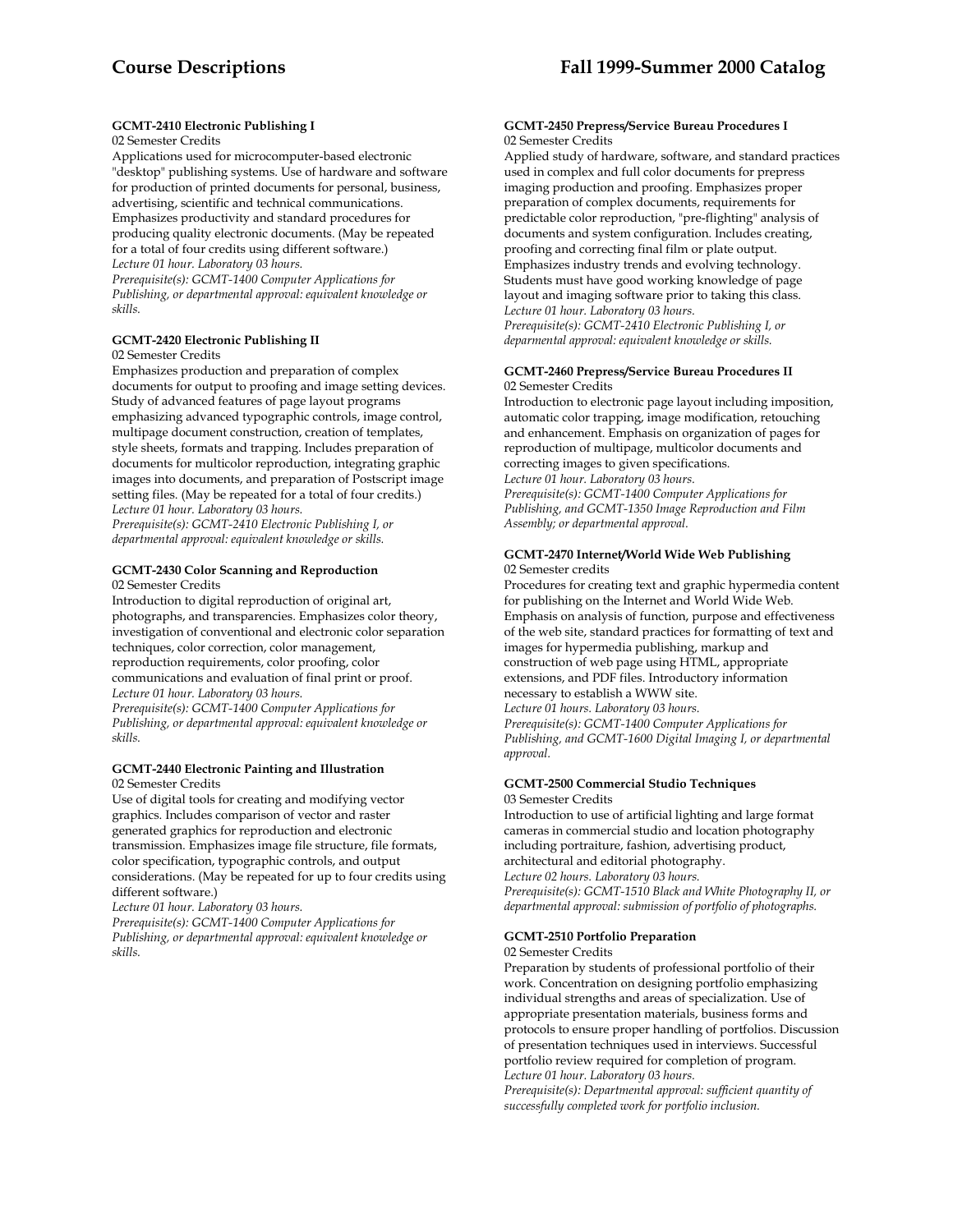#### GCMT-2410 Electronic Publishing I

02 Semester Credits

Applications used for microcomputer-based electronic "desktop" publishing systems. Use of hardware and software for production of printed documents for personal, business, advertising, scientific and technical communications. Emphasizes productivity and standard procedures for producing quality electronic documents. (May be repeated for a total of four credits using different software.)

*Lecture 01 hour. Laboratory 03 hours.*

*Prerequisite(s): GCMT-1400 Computer Applications for Publishing, or departmental approval: equivalent knowledge or skills.*

#### GCMT-2420 Electronic Publishing II

02 Semester Credits

Emphasizes production and preparation of complex documents for output to proofing and image setting devices. Study of advanced features of page layout programs emphasizing advanced typographic controls, image control, multipage document construction, creation of templates, style sheets, formats and trapping. Includes preparation of documents for multicolor reproduction, integrating graphic images into documents, and preparation of Postscript image setting files. (May be repeated for a total of four credits.)

*Lecture 01 hour. Laboratory 03 hours.*

*Prerequisite(s): GCMT-2410 Electronic Publishing I, or departmental approval: equivalent knowledge or skills.*

#### GCMT-2430 Color Scanning and Reproduction

02 Semester Credits

Introduction to digital reproduction of original art, photographs, and transparencies. Emphasizes color theory, investigation of conventional and electronic color separation techniques, color correction, color management, reproduction requirements, color proofing, color communications and evaluation of final print or proof.

*Lecture 01 hour. Laboratory 03 hours.*

*Prerequisite(s): GCMT-1400 Computer Applications for Publishing, or departmental approval: equivalent knowledge or skills.*

#### GCMT-2440 Electronic Painting and Illustration

02 Semester Credits

Use of digital tools for creating and modifying vector graphics. Includes comparison of vector and raster generated graphics for reproduction and electronic transmission. Emphasizes image file structure, file formats, color specification, typographic controls, and output considerations. (May be repeated for up to four credits using different software.)

*Lecture 01 hour. Laboratory 03 hours.*

*Prerequisite(s): GCMT-1400 Computer Applications for Publishing, or departmental approval: equivalent knowledge or skills.*

#### GCMT-2450 Prepress/Service Bureau Procedures I

02 Semester Credits

Applied study of hardware, software, and standard practices used in complex and full color documents for prepress imaging production and proofing. Emphasizes proper preparation of complex documents, requirements for predictable color reproduction, "pre-flighting" analysis of documents and system configuration. Includes creating, proofing and correcting final film or plate output. Emphasizes industry trends and evolving technology. Students must have good working knowledge of page layout and imaging software prior to taking this class.

*Lecture 01 hour. Laboratory 03 hours.*

*Prerequisite(s): GCMT-2410 Electronic Publishing I, or depar­mental approval: equivalent knowledge or skills.*

#### GCMT-2460 Prepress/Service Bureau Procedures II

02 Semester Credits

Introduction to electronic page layout including imposition, automatic color trapping, image modification, retouching and enhancement. Emphasis on organization of pages for reproduction of multipage, multicolor documents and correcting images to given specifications.

*Lecture 01 hour. Laboratory 03 hours.*

*Prerequisite(s): GCMT-1400 Computer Applications for Publishing, and GCMT-1350 Image Reproduction and Film Assembly; or departmental approval.*

#### GCMT-2470 Internet/World Wide Web Publishing

02 Semester credits

Procedures for creating text and graphic hypermedia content for publishing on the Internet and World Wide Web. Emphasis on analysis of function, purpose and effectiveness of the web site, standard practices for formatting of text and images for hypermedia publishing, markup and construction of web page using HTML, appropriate extensions, and PDF files. Introductory information necessary to establish a WWW site.

*Lecture 01 hours. Laboratory 03 hours.*

*Prerequisite(s): GCMT-1400 Computer Applications for Publishing, and GCMT-1600 Digital Imaging I, or departmental approval.*

#### GCMT-2500 Commercial Studio Techniques

03 Semester Credits

Introduction to use of artificial lighting and large format cameras in commercial studio and location photography including portraiture, fashion, advertising product, architectural and editorial photography.

*Lecture 02 hours. Laboratory 03 hours.*

*Prerequisite(s): GCMT-1510 Black and White Photography II, or departmental approval: submission of portfolio of photographs.*

#### GCMT-2510 Portfolio Preparation

02 Semester Credits

Preparation by students of professional portfolio of their work. Concentration on designing portfolio emphasizing individual strengths and areas of specialization. Use of appropriate presentation materials, business forms and protocols to ensure proper handling of portfolios. Discussion of presentation techniques used in interviews. Successful portfolio review required for completion of program.

*Lecture 01 hour. Laboratory 03 hours.*

*Prerequisite(s): Departmental approval: sufficient quantity of successfully completed work for portfolio inclusion.*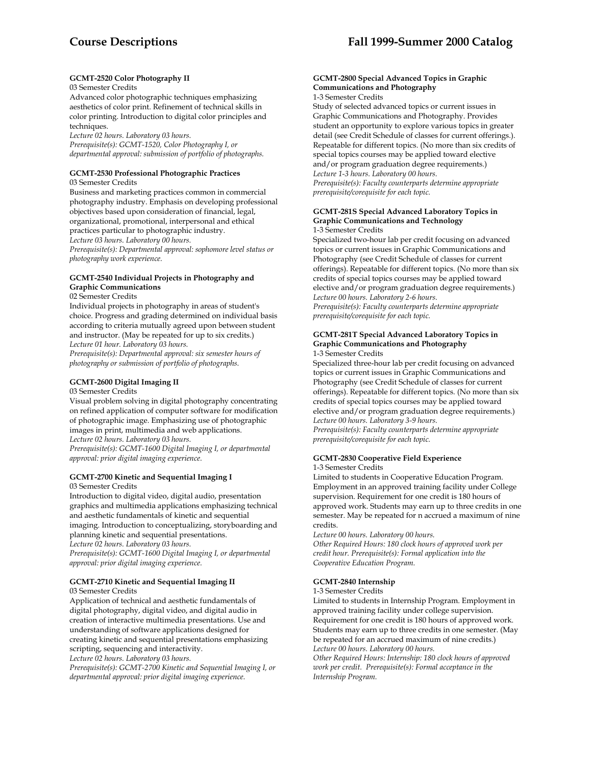#### GCMT-2520 Color Photography II

03 Semester Credits

Advanced color photographic techniques emphasizing aesthetics of color print. Refinement of technical skills in color printing. Introduction to digital color principles and techniques.

*Lecture 02 hours. Laboratory 03 hours.*

*Prerequisite(s): GCMT-1520, Color Photography I, or departmental approval: submission of portfolio of photographs.*

#### GCMT-2530 Professional Photographic Practices

03 Semester Credits

Business and marketing practices common in commercial photography industry. Emphasis on developing professional objectives based upon consideration of financial, legal, organizational, promotional, interpersonal and ethical practices particular to photographic industry.

*Lecture 03 hours. Laboratory 00 hours.*

*Prerequisite(s): Departmental approval: sophomore level status or photography work experience.*

#### GCMT-2540 Individual Projects in Photography and Graphic Communications

02 Semester Credits

Individual projects in photography in areas of student's choice. Progress and grading determined on individual basis according to criteria mutually agreed upon between student and instructor. (May be repeated for up to six credits.)

*Lecture 01 hour. Laboratory 03 hours.*

*Prerequisite(s): Departmental approval: six semester hours of photography or submission of portfolio of photographs.*

#### GCMT-2600 Digital Imaging II

03 Semester Credits

Visual problem solving in digital photography concentrating on refined application of computer software for modification of photographic image. Emphasizing use of photographic images in print, multimedia and web applications.

*Lecture 02 hours. Laboratory 03 hours.*

*Prerequisite(s): GCMT-1600 Digital Imaging I, or departmental approval: prior digital imaging experience.*

#### GCMT-2700 Kinetic and Sequential Imaging I

03 Semester Credits

Introduction to digital video, digital audio, presentation graphics and multimedia applications emphasizing technical and aesthetic fundamentals of kinetic and sequential imaging. Introduction to conceptualizing, storyboarding and planning kinetic and sequential presentations.

*Lecture 02 hours. Laboratory 03 hours.*

*Prerequisite(s): GCMT-1600 Digital Imaging I, or departmental approval: prior digital imaging experience.*

#### GCMT-2710 Kinetic and Sequential Imaging II

03 Semester Credits

Application of technical and aesthetic fundamentals of digital photography, digital video, and digital audio in creation of interactive multimedia presentations. Use and understanding of software applications designed for creating kinetic and sequential presentations emphasizing scripting, sequencing and interactivity.

*Lecture 02 hours. Laboratory 03 hours.*

*Prerequisite(s): GCMT-2700 Kinetic and Sequential Imaging I, or departmental approval: prior digital imaging experience.*

#### GCMT-2800 Special Advanced Topics in Graphic Communications and Photography

1-3 Semester Credits

Study of selected advanced topics or current issues in Graphic Communications and Photography. Provides student an opportunity to explore various topics in greater detail (see Credit Schedule of classes for current offerings.). Repeatable for different topics. (No more than six credits of special topics courses may be applied toward elective and/or program graduation degree requirements.)

*Lecture 1-3 hours. Laboratory 00 hours.*

*Prerequisite(s): Faculty counterparts determine appropriate prerequisite/corequisite for each topic.*

#### GCMT-281S Special Advanced Laboratory Topics in Graphic Communications and Technology

1-3 Semester Credits

Specialized two-hour lab per credit focusing on advanced topics or current issues in Graphic Communications and Photography (see Credit Schedule of classes for current offerings). Repeatable for different topics. (No more than six credits of special topics courses may be applied toward elective and/or program graduation degree requirements.)

*Lecture 00 hours. Laboratory 2-6 hours.*

*Prerequisite(s): Faculty counterparts determine appropriate prerequisite/corequisite for each topic.*

#### GCMT-281T Special Advanced Laboratory Topics in Graphic Communications and Photography

1-3 Semester Credits

Specialized three-hour lab per credit focusing on advanced topics or current issues in Graphic Communications and Photography (see Credit Schedule of classes for current offerings). Repeatable for different topics. (No more than six credits of special topics courses may be applied toward elective and/or program graduation degree requirements.)

*Lecture 00 hours. Laboratory 3-9 hours.*

*Prerequisite(s): Faculty counterparts determine appropriate prerequisite/corequisite for each topic.*

#### GCMT-2830 Cooperative Field Experience

1-3 Semester Credits

Limited to students in Cooperative Education Program. Employment in an approved training facility under College supervision. Requirement for one credit is 180 hours of approved work. Students may earn up to three credits in one semester. May be repeated for n accrued a maximum of nine credits.

*Lecture 00 hours. Laboratory 00 hours.*

*Other Required Hours: 180 clock hours of approved work per credit hour. Prerequisite(s): Formal application into the Cooperative Education Program.*

#### GCMT-2840 Internship

1-3 Semester Credits

Limited to students in Internship Program. Employment in approved training facility under college supervision. Requirement for one credit is 180 hours of approved work. Students may earn up to three credits in one semester. (May be repeated for an accrued maximum of nine credits.)

*Lecture 00 hours. Laboratory 00 hours.*

*Other Required Hours: Internship: 180 clock hours of approved work per credit. Prerequisite(s): Formal acceptance in the Internship Program.*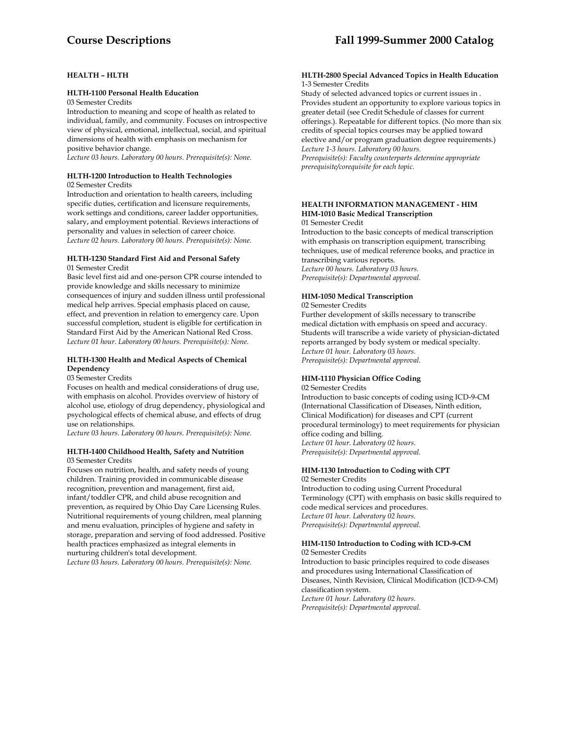## HEALTH – HLTH

### HLTH-1100 Personal Health Education

03 Semester Credits

Introduction to meaning and scope of health as related to individual, family, and community. Focuses on introspective view of physical, emotional, intellectual, social, and spiritual dimensions of health with emphasis on mechanism for positive behavior change.

*Lecture 03 hours. Laboratory 00 hours. Prerequisite(s): None.*

### HLTH-1200 Introduction to Health Technologies

02 Semester Credits

Introduction and orientation to health careers, including specific duties, certification and licensure requirements, work settings and conditions, career ladder opportunities, salary, and employment potential. Reviews interactions of personality and values in selection of career choice.

*Lecture 02 hours. Laboratory 00 hours. Prerequisite(s): None.*

### HLTH-1230 Standard First Aid and Personal Safety

01 Semester Credit

Basic level first aid and one-person CPR course intended to provide knowledge and skills necessary to minimize consequences of injury and sudden illness until professional medical help arrives. Special emphasis placed on cause, effect, and prevention in relation to emergency care. Upon successful completion, student is eligible for certification in Standard First Aid by the American National Red Cross.

*Lecture 01 hour. Laboratory 00 hours. Prerequisite(s): None.*

### HLTH-1300 Health and Medical Aspects of Chemical Dependency

03 Semester Credits

Focuses on health and medical considerations of drug use, with emphasis on alcohol. Provides overview of history of alcohol use, etiology of drug dependency, physiological and psychological effects of chemical abuse, and effects of drug use on relationships.

*Lecture 03 hours. Laboratory 00 hours. Prerequisite(s): None.*

### HLTH-1400 Childhood Health, Safety and Nutrition

03 Semester Credits

Focuses on nutrition, health, and safety needs of young children. Training provided in communicable disease recognition, prevention and management, first aid, infant/toddler CPR, and child abuse recognition and prevention, as required by Ohio Day Care Licensing Rules. Nutritional requirements of young children, meal planning and menu evaluation, principles of hygiene and safety in storage, preparation and serving of food addressed. Positive health practices emphasized as integral elements in nurturing children's total development.

*Lecture 03 hours. Laboratory 00 hours. Prerequisite(s): None.*

### HLTH-2800 Special Advanced Topics in Health Education

1-3 Semester Credits

Study of selected advanced topics or current issues in . Provides student an opportunity to explore various topics in greater detail (see Credit Schedule of classes for current offerings.). Repeatable for different topics. (No more than six credits of special topics courses may be applied toward elective and/or program graduation degree requirements.)

*Lecture 1-3 hours. Laboratory 00 hours.*
*Prerequisite(s): Faculty counterparts determine appropriate prerequisite/corequisite for each topic.*

## HEALTH INFORMATION MANAGEMENT - HIM

### HIM-1010 Basic Medical Transcription

01 Semester Credit

Introduction to the basic concepts of medical transcription with emphasis on transcription equipment, transcribing techniques, use of medical reference books, and practice in transcribing various reports.

*Lecture 00 hours. Laboratory 03 hours.*
*Prerequisite(s): Departmental approval.*

### HIM-1050 Medical Transcription

02 Semester Credits

Further development of skills necessary to transcribe medical dictation with emphasis on speed and accuracy. Students will transcribe a wide variety of physician-dictated reports arranged by body system or medical specialty.

*Lecture 01 hour. Laboratory 03 hours.*
*Prerequisite(s): Departmental approval.*

### HIM-1110 Physician Office Coding

02 Semester Credits

Introduction to basic concepts of coding using ICD-9-CM (International Classification of Diseases, Ninth edition, Clinical Modification) for diseases and CPT (current procedural terminology) to meet requirements for physician office coding and billing.

*Lecture 01 hour. Laboratory 02 hours.*
*Prerequisite(s): Departmental approval.*

### HIM-1130 Introduction to Coding with CPT

02 Semester Credits

Introduction to coding using Current Procedural Terminology (CPT) with emphasis on basic skills required to code medical services and procedures.

*Lecture 01 hour. Laboratory 02 hours.*
*Prerequisite(s): Departmental approval.*

### HIM-1150 Introduction to Coding with ICD-9-CM

02 Semester Credits

Introduction to basic principles required to code diseases and procedures using International Classification of Diseases, Ninth Revision, Clinical Modification (ICD-9-CM) classification system.

*Lecture 01 hour. Laboratory 02 hours.*
*Prerequisite(s): Departmental approval.*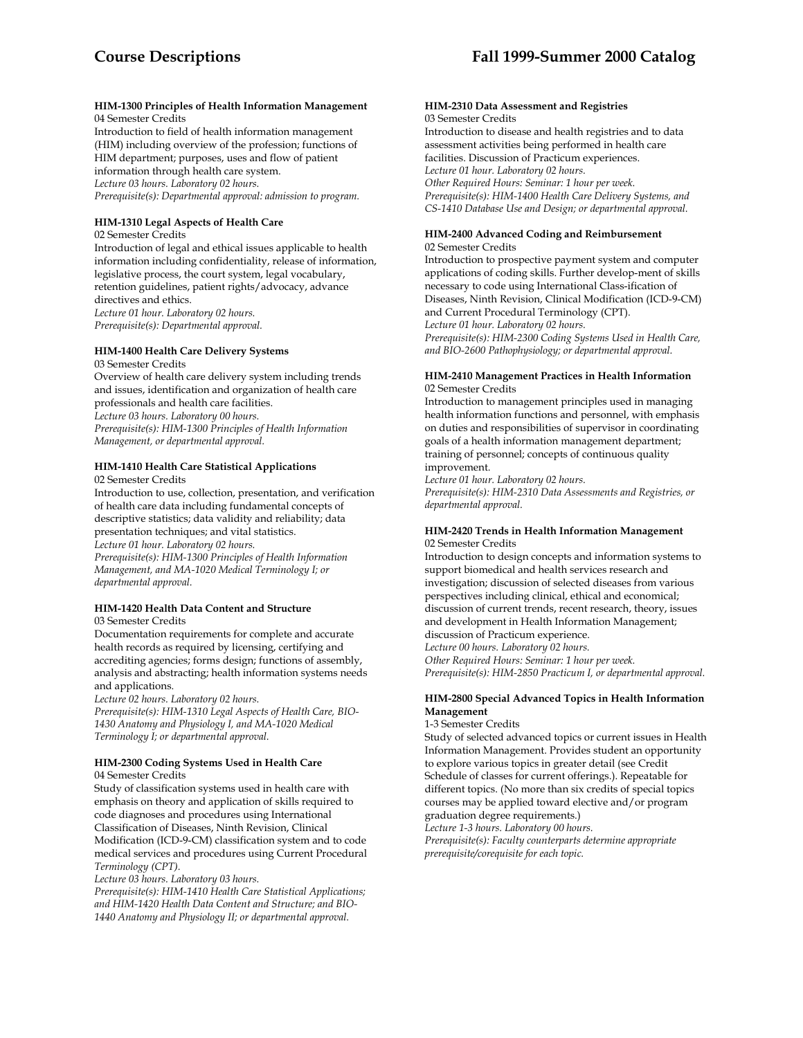#### HIM-1300 Principles of Health Information Management
04 Semester Credits
Introduction to field of health information management (HIM) including overview of the profession; functions of HIM department; purposes, uses and flow of patient information through health care system.
*Lecture 03 hours. Laboratory 02 hours.*
*Prerequisite(s): Departmental approval: admission to program.*

#### HIM-1310 Legal Aspects of Health Care
02 Semester Credits
Introduction of legal and ethical issues applicable to health information including confidentiality, release of information, legislative process, the court system, legal vocabulary, retention guidelines, patient rights/advocacy, advance directives and ethics.
*Lecture 01 hour. Laboratory 02 hours.*
*Prerequisite(s): Departmental approval.*

#### HIM-1400 Health Care Delivery Systems
03 Semester Credits
Overview of health care delivery system including trends and issues, identification and organization of health care professionals and health care facilities.
*Lecture 03 hours. Laboratory 00 hours.*
*Prerequisite(s): HIM-1300 Principles of Health Information Management, or departmental approval.*

#### HIM-1410 Health Care Statistical Applications
02 Semester Credits
Introduction to use, collection, presentation, and verification of health care data including fundamental concepts of descriptive statistics; data validity and reliability; data presentation techniques; and vital statistics.
*Lecture 01 hour. Laboratory 02 hours.*
*Prerequisite(s): HIM-1300 Principles of Health Information Management, and MA-1020 Medical Terminology I; or departmental approval.*

#### HIM-1420 Health Data Content and Structure
03 Semester Credits
Documentation requirements for complete and accurate health records as required by licensing, certifying and accrediting agencies; forms design; functions of assembly, analysis and abstracting; health information systems needs and applications.
*Lecture 02 hours. Laboratory 02 hours.*
*Prerequisite(s): HIM-1310 Legal Aspects of Health Care, BIO-1430 Anatomy and Physiology I, and MA-1020 Medical Terminology I; or departmental approval.*

#### HIM-2300 Coding Systems Used in Health Care
04 Semester Credits
Study of classification systems used in health care with emphasis on theory and application of skills required to code diagnoses and procedures using International Classification of Diseases, Ninth Revision, Clinical Modification (ICD-9-CM) classification system and to code medical services and procedures using Current Procedural *Terminology (CPT).*
*Lecture 03 hours. Laboratory 03 hours.*
*Prerequisite(s): HIM-1410 Health Care Statistical Applications; and HIM-1420 Health Data Content and Structure; and BIO-1440 Anatomy and Physiology II; or departmental approval.*

#### HIM-2310 Data Assessment and Registries
03 Semester Credits
Introduction to disease and health registries and to data assessment activities being performed in health care facilities. Discussion of Practicum experiences.
*Lecture 01 hour. Laboratory 02 hours.*
*Other Required Hours: Seminar: 1 hour per week.*
*Prerequisite(s): HIM-1400 Health Care Delivery Systems, and CS-1410 Database Use and Design; or departmental approval.*

#### HIM-2400 Advanced Coding and Reimbursement
02 Semester Credits
Introduction to prospective payment system and computer applications of coding skills. Further develop-ment of skills necessary to code using International Class-ification of Diseases, Ninth Revision, Clinical Modification (ICD-9-CM) and Current Procedural Terminology (CPT).
*Lecture 01 hour. Laboratory 02 hours.*
*Prerequisite(s): HIM-2300 Coding Systems Used in Health Care, and BIO-2600 Pathophysiology; or departmental approval.*

#### HIM-2410 Management Practices in Health Information
02 Semester Credits
Introduction to management principles used in managing health information functions and personnel, with emphasis on duties and responsibilities of supervisor in coordinating goals of a health information management department; training of personnel; concepts of continuous quality improvement.
*Lecture 01 hour. Laboratory 02 hours.*
*Prerequisite(s): HIM-2310 Data Assessments and Registries, or departmental approval.*

#### HIM-2420 Trends in Health Information Management
02 Semester Credits
Introduction to design concepts and information systems to support biomedical and health services research and investigation; discussion of selected diseases from various perspectives including clinical, ethical and economical; discussion of current trends, recent research, theory, issues and development in Health Information Management; discussion of Practicum experience.
*Lecture 00 hours. Laboratory 02 hours.*
*Other Required Hours: Seminar: 1 hour per week.*
*Prerequisite(s): HIM-2850 Practicum I, or departmental approval.*

#### HIM-2800 Special Advanced Topics in Health Information Management
1-3 Semester Credits
Study of selected advanced topics or current issues in Health Information Management. Provides student an opportunity to explore various topics in greater detail (see Credit Schedule of classes for current offerings.). Repeatable for different topics. (No more than six credits of special topics courses may be applied toward elective and/or program graduation degree requirements.)
*Lecture 1-3 hours. Laboratory 00 hours.*
*Prerequisite(s): Faculty counterparts determine appropriate prerequisite/corequisite for each topic.*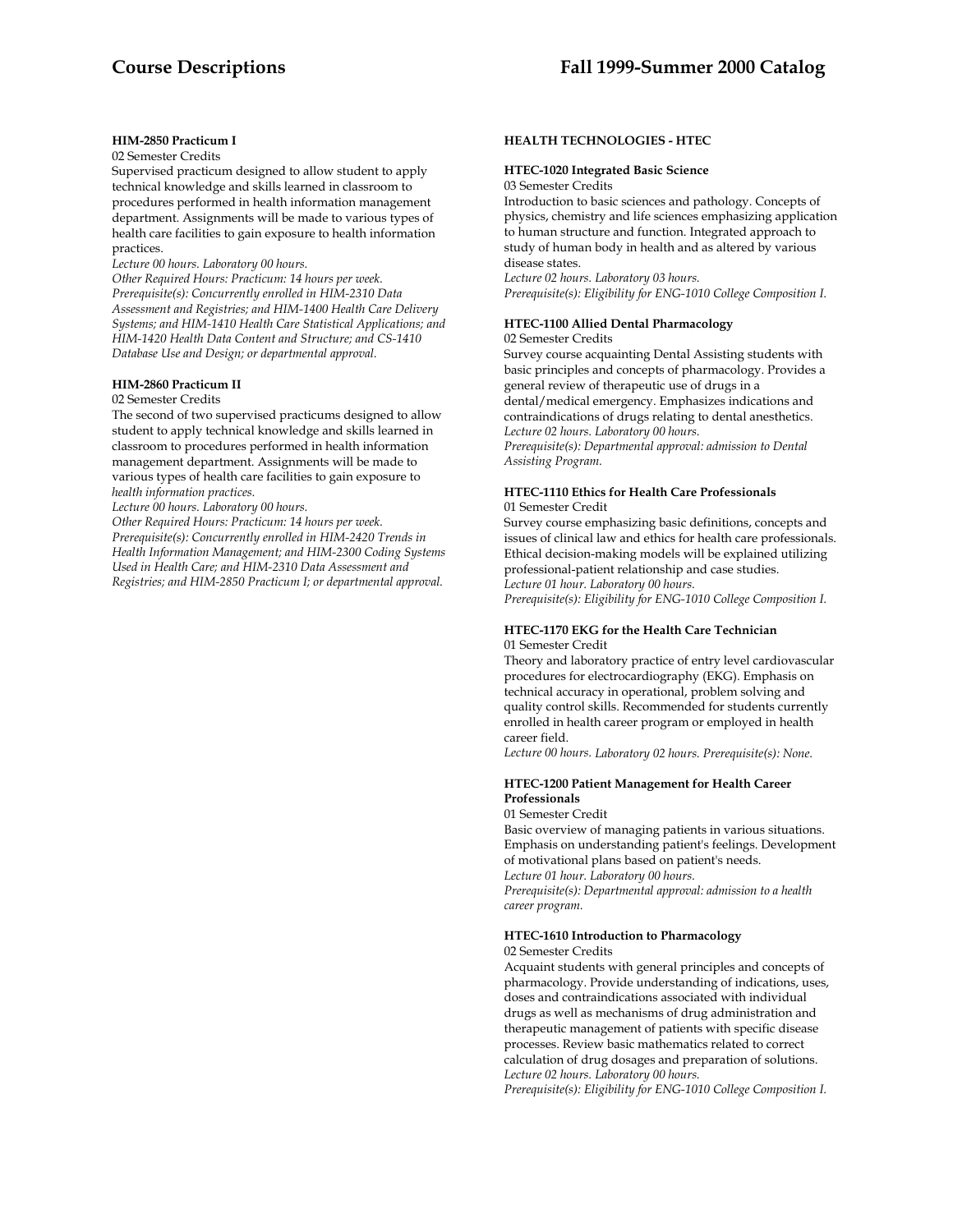**HIM-2850 Practicum I**
02 Semester Credits
Supervised practicum designed to allow student to apply technical knowledge and skills learned in classroom to procedures performed in health information management department. Assignments will be made to various types of health care facilities to gain exposure to health information practices.
*Lecture 00 hours. Laboratory 00 hours.*
*Other Required Hours: Practicum: 14 hours per week.*
*Prerequisite(s): Concurrently enrolled in HIM-2310 Data Assessment and Registries; and HIM-1400 Health Care Delivery Systems; and HIM-1410 Health Care Statistical Applications; and HIM-1420 Health Data Content and Structure; and CS-1410 Database Use and Design; or departmental approval.*

**HIM-2860 Practicum II**
02 Semester Credits
The second of two supervised practicums designed to allow student to apply technical knowledge and skills learned in classroom to procedures performed in health information management department. Assignments will be made to various types of health care facilities to gain exposure to *health information practices.*
*Lecture 00 hours. Laboratory 00 hours.*
*Other Required Hours: Practicum: 14 hours per week.*
*Prerequisite(s): Concurrently enrolled in HIM-2420 Trends in Health Information Management; and HIM-2300 Coding Systems Used in Health Care; and HIM-2310 Data Assessment and Registries; and HIM-2850 Practicum I; or departmental approval.*

**HEALTH TECHNOLOGIES - HTEC**

**HTEC-1020 Integrated Basic Science**
03 Semester Credits
Introduction to basic sciences and pathology. Concepts of physics, chemistry and life sciences emphasizing application to human structure and function. Integrated approach to study of human body in health and as altered by various disease states.
*Lecture 02 hours. Laboratory 03 hours.*
*Prerequisite(s): Eligibility for ENG-1010 College Composition I.*

**HTEC-1100 Allied Dental Pharmacology**
02 Semester Credits
Survey course acquainting Dental Assisting students with basic principles and concepts of pharmacology. Provides a general review of therapeutic use of drugs in a dental/medical emergency. Emphasizes indications and contraindications of drugs relating to dental anesthetics.
*Lecture 02 hours. Laboratory 00 hours.*
*Prerequisite(s): Departmental approval: admission to Dental Assisting Program.*

**HTEC-1110 Ethics for Health Care Professionals**
01 Semester Credit
Survey course emphasizing basic definitions, concepts and issues of clinical law and ethics for health care professionals. Ethical decision-making models will be explained utilizing professional-patient relationship and case studies.
*Lecture 01 hour. Laboratory 00 hours.*
*Prerequisite(s): Eligibility for ENG-1010 College Composition I.*

**HTEC-1170 EKG for the Health Care Technician**
01 Semester Credit
Theory and laboratory practice of entry level cardiovascular procedures for electrocardiography (EKG). Emphasis on technical accuracy in operational, problem solving and quality control skills. Recommended for students currently enrolled in health career program or employed in health career field.
*Lecture 00 hours. Laboratory 02 hours. Prerequisite(s): None.*

**HTEC-1200 Patient Management for Health Career Professionals**
01 Semester Credit
Basic overview of managing patients in various situations. Emphasis on understanding patient's feelings. Development of motivational plans based on patient's needs.
*Lecture 01 hour. Laboratory 00 hours.*
*Prerequisite(s): Departmental approval: admission to a health career program.*

**HTEC-1610 Introduction to Pharmacology**
02 Semester Credits
Acquaint students with general principles and concepts of pharmacology. Provide understanding of indications, uses, doses and contraindications associated with individual drugs as well as mechanisms of drug administration and therapeutic management of patients with specific disease processes. Review basic mathematics related to correct calculation of drug dosages and preparation of solutions.
*Lecture 02 hours. Laboratory 00 hours.*
*Prerequisite(s): Eligibility for ENG-1010 College Composition I.*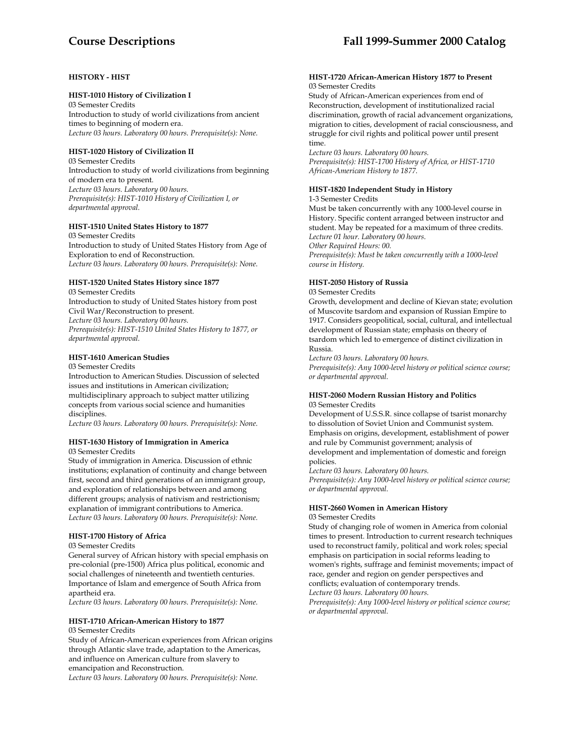## HISTORY - HIST

**HIST-1010 History of Civilization I**
03 Semester Credits
Introduction to study of world civilizations from ancient times to beginning of modern era.
*Lecture 03 hours. Laboratory 00 hours. Prerequisite(s): None.*

**HIST-1020 History of Civilization II**
03 Semester Credits
Introduction to study of world civilizations from beginning of modern era to present.
*Lecture 03 hours. Laboratory 00 hours.*
*Prerequisite(s): HIST-1010 History of Civilization I, or departmental approval.*

**HIST-1510 United States History to 1877**
03 Semester Credits
Introduction to study of United States History from Age of Exploration to end of Reconstruction.
*Lecture 03 hours. Laboratory 00 hours. Prerequisite(s): None.*

**HIST-1520 United States History since 1877**
03 Semester Credits
Introduction to study of United States history from post Civil War/Reconstruction to present.
*Lecture 03 hours. Laboratory 00 hours.*
*Prerequisite(s): HIST-1510 United States History to 1877, or departmental approval.*

**HIST-1610 American Studies**
03 Semester Credits
Introduction to American Studies. Discussion of selected issues and institutions in American civilization; multidisciplinary approach to subject matter utilizing concepts from various social science and humanities disciplines.
*Lecture 03 hours. Laboratory 00 hours. Prerequisite(s): None.*

**HIST-1630 History of Immigration in America**
03 Semester Credits
Study of immigration in America. Discussion of ethnic institutions; explanation of continuity and change between first, second and third generations of an immigrant group, and exploration of relationships between and among different groups; analysis of nativism and restrictionism; explanation of immigrant contributions to America.
*Lecture 03 hours. Laboratory 00 hours. Prerequisite(s): None.*

**HIST-1700 History of Africa**
03 Semester Credits
General survey of African history with special emphasis on pre-colonial (pre-1500) Africa plus political, economic and social challenges of nineteenth and twentieth centuries. Importance of Islam and emergence of South Africa from apartheid era.
*Lecture 03 hours. Laboratory 00 hours. Prerequisite(s): None.*

**HIST-1710 African-American History to 1877**
03 Semester Credits
Study of African-American experiences from African origins through Atlantic slave trade, adaptation to the Americas, and influence on American culture from slavery to emancipation and Reconstruction.
*Lecture 03 hours. Laboratory 00 hours. Prerequisite(s): None.*

**HIST-1720 African-American History 1877 to Present**
03 Semester Credits
Study of African-American experiences from end of Reconstruction, development of institutionalized racial discrimination, growth of racial advancement organizations, migration to cities, development of racial consciousness, and struggle for civil rights and political power until present time.
*Lecture 03 hours. Laboratory 00 hours.*
*Prerequisite(s): HIST-1700 History of Africa, or HIST-1710 African-American History to 1877.*

**HIST-1820 Independent Study in History**
1-3 Semester Credits
Must be taken concurrently with any 1000-level course in History. Specific content arranged between instructor and student. May be repeated for a maximum of three credits.
*Lecture 01 hour. Laboratory 00 hours.*
*Other Required Hours: 00.*
*Prerequisite(s): Must be taken concurrently with a 1000-level course in History.*

**HIST-2050 History of Russia**
03 Semester Credits
Growth, development and decline of Kievan state; evolution of Muscovite tsardom and expansion of Russian Empire to 1917. Considers geopolitical, social, cultural, and intellectual development of Russian state; emphasis on theory of tsardom which led to emergence of distinct civilization in Russia.
*Lecture 03 hours. Laboratory 00 hours.*
*Prerequisite(s): Any 1000-level history or political science course; or departmental approval.*

**HIST-2060 Modern Russian History and Politics**
03 Semester Credits
Development of U.S.S.R. since collapse of tsarist monarchy to dissolution of Soviet Union and Communist system. Emphasis on origins, development, establishment of power and rule by Communist government; analysis of development and implementation of domestic and foreign policies.
*Lecture 03 hours. Laboratory 00 hours.*
*Prerequisite(s): Any 1000-level history or political science course; or departmental approval.*

**HIST-2660 Women in American History**
03 Semester Credits
Study of changing role of women in America from colonial times to present. Introduction to current research techniques used to reconstruct family, political and work roles; special emphasis on participation in social reforms leading to women's rights, suffrage and feminist movements; impact of race, gender and region on gender perspectives and conflicts; evaluation of contemporary trends.
*Lecture 03 hours. Laboratory 00 hours.*
*Prerequisite(s): Any 1000-level history or political science course; or departmental approval.*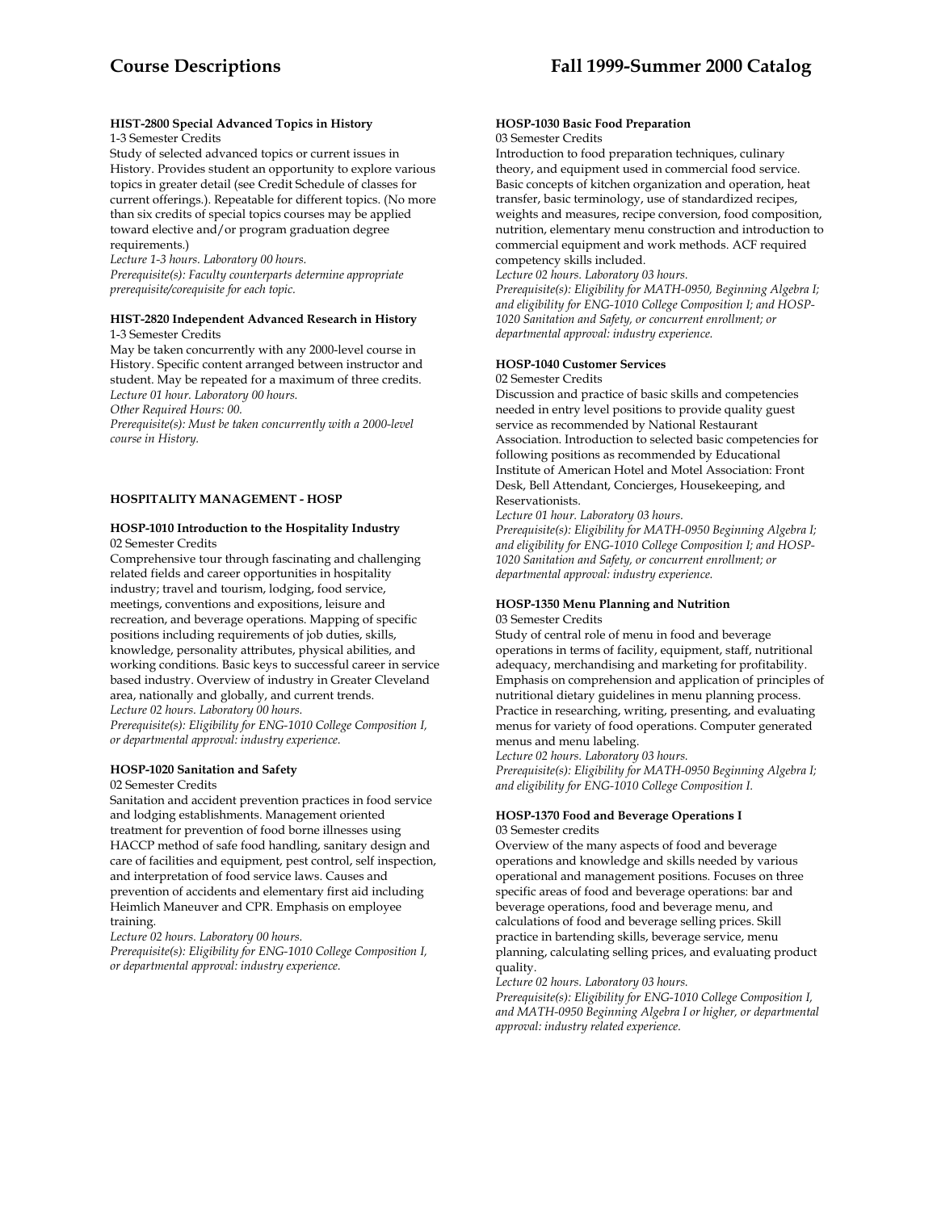#### HIST-2800 Special Advanced Topics in History

1-3 Semester Credits

Study of selected advanced topics or current issues in History. Provides student an opportunity to explore various topics in greater detail (see Credit Schedule of classes for current offerings.). Repeatable for different topics. (No more than six credits of special topics courses may be applied toward elective and/or program graduation degree requirements.)

*Lecture 1-3 hours. Laboratory 00 hours.*

*Prerequisite(s): Faculty counterparts determine appropriate prerequisite/corequisite for each topic.*

#### HIST-2820 Independent Advanced Research in History

1-3 Semester Credits

May be taken concurrently with any 2000-level course in History. Specific content arranged between instructor and student. May be repeated for a maximum of three credits.

*Lecture 01 hour. Laboratory 00 hours.*

*Other Required Hours: 00.*

*Prerequisite(s): Must be taken concurrently with a 2000-level course in History.*

### HOSPITALITY MANAGEMENT - HOSP

#### HOSP-1010 Introduction to the Hospitality Industry

02 Semester Credits

Comprehensive tour through fascinating and challenging related fields and career opportunities in hospitality industry; travel and tourism, lodging, food service, meetings, conventions and expositions, leisure and recreation, and beverage operations. Mapping of specific positions including requirements of job duties, skills, knowledge, personality attributes, physical abilities, and working conditions. Basic keys to successful career in service based industry. Overview of industry in Greater Cleveland area, nationally and globally, and current trends.

*Lecture 02 hours. Laboratory 00 hours.*

*Prerequisite(s): Eligibility for ENG-1010 College Composition I, or departmental approval: industry experience.*

#### HOSP-1020 Sanitation and Safety

02 Semester Credits

Sanitation and accident prevention practices in food service and lodging establishments. Management oriented treatment for prevention of food borne illnesses using HACCP method of safe food handling, sanitary design and care of facilities and equipment, pest control, self inspection, and interpretation of food service laws. Causes and prevention of accidents and elementary first aid including Heimlich Maneuver and CPR. Emphasis on employee training.

*Lecture 02 hours. Laboratory 00 hours.*

*Prerequisite(s): Eligibility for ENG-1010 College Composition I, or departmental approval: industry experience.*

#### HOSP-1030 Basic Food Preparation

03 Semester Credits

Introduction to food preparation techniques, culinary theory, and equipment used in commercial food service. Basic concepts of kitchen organization and operation, heat transfer, basic terminology, use of standardized recipes, weights and measures, recipe conversion, food composition, nutrition, elementary menu construction and introduction to commercial equipment and work methods. ACF required competency skills included.

*Lecture 02 hours. Laboratory 03 hours.*

*Prerequisite(s): Eligibility for MATH-0950, Beginning Algebra I; and eligibility for ENG-1010 College Composition I; and HOSP-1020 Sanitation and Safety, or concurrent enrollment; or departmental approval: industry experience.*

#### HOSP-1040 Customer Services

02 Semester Credits

Discussion and practice of basic skills and competencies needed in entry level positions to provide quality guest service as recommended by National Restaurant Association. Introduction to selected basic competencies for following positions as recommended by Educational Institute of American Hotel and Motel Association: Front Desk, Bell Attendant, Concierges, Housekeeping, and Reservationists.

*Lecture 01 hour. Laboratory 03 hours.*

*Prerequisite(s): Eligibility for MATH-0950 Beginning Algebra I; and eligibility for ENG-1010 College Composition I; and HOSP-1020 Sanitation and Safety, or concurrent enrollment; or departmental approval: industry experience.*

#### HOSP-1350 Menu Planning and Nutrition

03 Semester Credits

Study of central role of menu in food and beverage operations in terms of facility, equipment, staff, nutritional adequacy, merchandising and marketing for profitability. Emphasis on comprehension and application of principles of nutritional dietary guidelines in menu planning process. Practice in researching, writing, presenting, and evaluating menus for variety of food operations. Computer generated menus and menu labeling.

*Lecture 02 hours. Laboratory 03 hours.*

*Prerequisite(s): Eligibility for MATH-0950 Beginning Algebra I; and eligibility for ENG-1010 College Composition I.*

#### HOSP-1370 Food and Beverage Operations I

03 Semester credits

Overview of the many aspects of food and beverage operations and knowledge and skills needed by various operational and management positions. Focuses on three specific areas of food and beverage operations: bar and beverage operations, food and beverage menu, and calculations of food and beverage selling prices. Skill practice in bartending skills, beverage service, menu planning, calculating selling prices, and evaluating product quality.

*Lecture 02 hours. Laboratory 03 hours.*

*Prerequisite(s): Eligibility for ENG-1010 College Composition I, and MATH-0950 Beginning Algebra I or higher, or departmental approval: industry related experience.*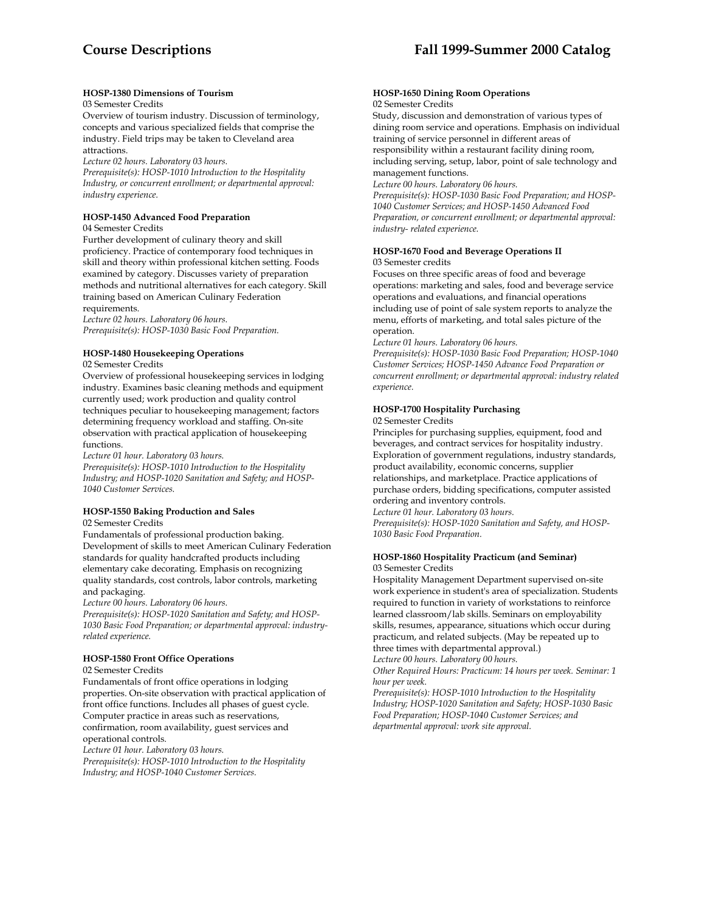#### HOSP-1380 Dimensions of Tourism

03 Semester Credits

Overview of tourism industry. Discussion of terminology, concepts and various specialized fields that comprise the industry. Field trips may be taken to Cleveland area attractions.

*Lecture 02 hours. Laboratory 03 hours.*

*Prerequisite(s): HOSP-1010 Introduction to the Hospitality Industry, or concurrent enrollment; or departmental approval: industry experience.*

#### HOSP-1450 Advanced Food Preparation

04 Semester Credits

Further development of culinary theory and skill proficiency. Practice of contemporary food techniques in skill and theory within professional kitchen setting. Foods examined by category. Discusses variety of preparation methods and nutritional alternatives for each category. Skill training based on American Culinary Federation requirements.

*Lecture 02 hours. Laboratory 06 hours.*

*Prerequisite(s): HOSP-1030 Basic Food Preparation.*

#### HOSP-1480 Housekeeping Operations

02 Semester Credits

Overview of professional housekeeping services in lodging industry. Examines basic cleaning methods and equipment currently used; work production and quality control techniques peculiar to housekeeping management; factors determining frequency workload and staffing. On-site observation with practical application of housekeeping functions.

*Lecture 01 hour. Laboratory 03 hours.*

*Prerequisite(s): HOSP-1010 Introduction to the Hospitality Industry; and HOSP-1020 Sanitation and Safety; and HOSP-1040 Customer Services.*

#### HOSP-1550 Baking Production and Sales

02 Semester Credits

Fundamentals of professional production baking. Development of skills to meet American Culinary Federation standards for quality handcrafted products including elementary cake decorating. Emphasis on recognizing quality standards, cost controls, labor controls, marketing and packaging.

*Lecture 00 hours. Laboratory 06 hours.*

*Prerequisite(s): HOSP-1020 Sanitation and Safety; and HOSP-1030 Basic Food Preparation; or departmental approval: industry-related experience.*

#### HOSP-1580 Front Office Operations

02 Semester Credits

Fundamentals of front office operations in lodging properties. On-site observation with practical application of front office functions. Includes all phases of guest cycle. Computer practice in areas such as reservations, confirmation, room availability, guest services and operational controls.

*Lecture 01 hour. Laboratory 03 hours.*

*Prerequisite(s): HOSP-1010 Introduction to the Hospitality Industry; and HOSP-1040 Customer Services.*

#### HOSP-1650 Dining Room Operations

02 Semester Credits

Study, discussion and demonstration of various types of dining room service and operations. Emphasis on individual training of service personnel in different areas of responsibility within a restaurant facility dining room, including serving, setup, labor, point of sale technology and management functions.

*Lecture 00 hours. Laboratory 06 hours.*

*Prerequisite(s): HOSP-1030 Basic Food Preparation; and HOSP-1040 Customer Services; and HOSP-1450 Advanced Food Preparation, or concurrent enrollment; or departmental approval: industry- related experience.*

#### HOSP-1670 Food and Beverage Operations II

03 Semester credits

Focuses on three specific areas of food and beverage operations: marketing and sales, food and beverage service operations and evaluations, and financial operations including use of point of sale system reports to analyze the menu, efforts of marketing, and total sales picture of the operation.

*Lecture 01 hours. Laboratory 06 hours.*

*Prerequisite(s): HOSP-1030 Basic Food Preparation; HOSP-1040 Customer Services; HOSP-1450 Advance Food Preparation or concurrent enrollment; or departmental approval: industry related experience.*

#### HOSP-1700 Hospitality Purchasing

02 Semester Credits

Principles for purchasing supplies, equipment, food and beverages, and contract services for hospitality industry. Exploration of government regulations, industry standards, product availability, economic concerns, supplier relationships, and marketplace. Practice applications of purchase orders, bidding specifications, computer assisted ordering and inventory controls.

*Lecture 01 hour. Laboratory 03 hours.*

*Prerequisite(s): HOSP-1020 Sanitation and Safety, and HOSP-1030 Basic Food Preparation.*

#### HOSP-1860 Hospitality Practicum (and Seminar)

03 Semester Credits

Hospitality Management Department supervised on-site work experience in student's area of specialization. Students required to function in variety of workstations to reinforce learned classroom/lab skills. Seminars on employability skills, resumes, appearance, situations which occur during practicum, and related subjects. (May be repeated up to three times with departmental approval.)

*Lecture 00 hours. Laboratory 00 hours.*

*Other Required Hours: Practicum: 14 hours per week. Seminar: 1 hour per week.*

*Prerequisite(s): HOSP-1010 Introduction to the Hospitality Industry; HOSP-1020 Sanitation and Safety; HOSP-1030 Basic Food Preparation; HOSP-1040 Customer Services; and departmental approval: work site approval.*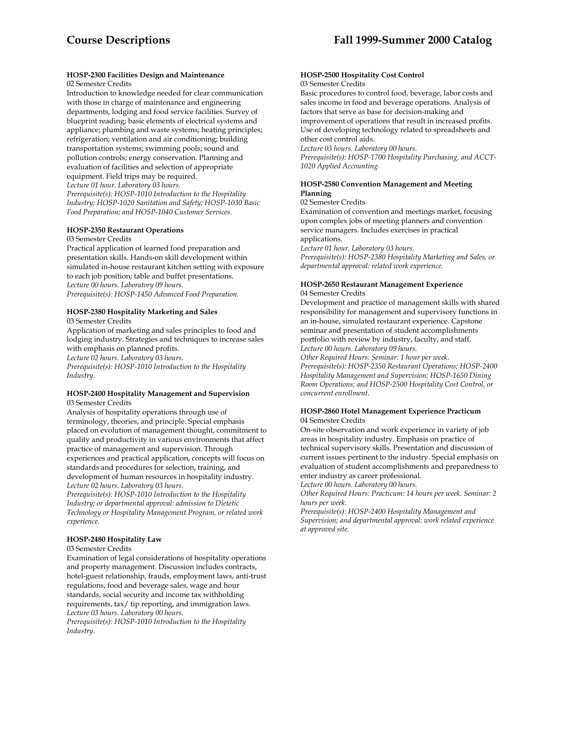### HOSP-2300 Facilities Design and Maintenance

02 Semester Credits

Introduction to knowledge needed for clear communication with those in charge of maintenance and engineering departments, lodging and food service facilities. Survey of blueprint reading; basic elements of electrical systems and appliance; plumbing and waste systems; heating principles; refrigeration; ventilation and air conditioning; building transportation systems; swimming pools; sound and pollution controls; energy conservation. Planning and evaluation of facilities and selection of appropriate equipment. Field trips may be required.

*Lecture 01 hour. Laboratory 03 hours.*

*Prerequisite(s): HOSP-1010 Introduction to the Hospitality Industry; HOSP-1020 Sanitation and Safety; HOSP-1030 Basic Food Preparation; and HOSP-1040 Customer Services.*

### HOSP-2350 Restaurant Operations

03 Semester Credits

Practical application of learned food preparation and presentation skills. Hands-on skill development within simulated in-house restaurant kitchen setting with exposure to each job position; table and buffet presentations.

*Lecture 00 hours. Laboratory 09 hours.*

*Prerequisite(s): HOSP-1450 Advanced Food Preparation.*

### HOSP-2380 Hospitality Marketing and Sales

03 Semester Credits

Application of marketing and sales principles to food and lodging industry. Strategies and techniques to increase sales with emphasis on planned profits.

*Lecture 02 hours. Laboratory 03 hours.*

*Prerequisite(s): HOSP-1010 Introduction to the Hospitality Industry.*

### HOSP-2400 Hospitality Management and Supervision

03 Semester Credits

Analysis of hospitality operations through use of terminology, theories, and principle. Special emphasis placed on evolution of management thought, commitment to quality and productivity in various environments that affect practice of management and supervision. Through experiences and practical application, concepts will focus on standards and procedures for selection, training, and development of human resources in hospitality industry.

*Lecture 02 hours. Laboratory 03 hours.*

*Prerequisite(s): HOSP-1010 Introduction to the Hospitality Industry; or departmental approval: admission to Dietetic Technology or Hospitality Management Program, or related work experience.*

### HOSP-2480 Hospitality Law

03 Semester Credits

Examination of legal considerations of hospitality operations and property management. Discussion includes contracts, hotel-guest relationship, frauds, employment laws, anti-trust regulations, food and beverage sales, wage and hour standards, social security and income tax withholding requirements, tax/ tip reporting, and immigration laws.

*Lecture 03 hours. Laboratory 00 hours.*

*Prerequisite(s): HOSP-1010 Introduction to the Hospitality Industry.*

### HOSP-2500 Hospitality Cost Control

03 Semester Credits

Basic procedures to control food, beverage, labor costs and sales income in food and beverage operations. Analysis of factors that serve as base for decision-making and improvement of operations that result in increased profits. Use of developing technology related to spreadsheets and other cost control aids.

*Lecture 03 hours. Laboratory 00 hours.*

*Prerequisite(s): HOSP-1700 Hospitality Purchasing, and ACCT-1020 Applied Accounting.*

### HOSP-2580 Convention Management and Meeting Planning

02 Semester Credits

Examination of convention and meetings market, focusing upon complex jobs of meeting planners and convention service managers. Includes exercises in practical applications.

*Lecture 01 hour. Laboratory 03 hours.*

*Prerequisite(s): HOSP-2380 Hospitality Marketing and Sales, or departmental approval: related work experience.*

### HOSP-2650 Restaurant Management Experience

04 Semester Credits

Development and practice of management skills with shared responsibility for management and supervisory functions in an in-house, simulated restaurant experience. Capstone seminar and presentation of student accomplishments portfolio with review by industry, faculty, and staff.

*Lecture 00 hours. Laboratory 09 hours.*

*Other Required Hours: Seminar: 1 hour per week.*

*Prerequisite(s): HOSP-2350 Restaurant Operations; HOSP-2400 Hospitality Management and Supervision; HOSP-1650 Dining Room Operations; and HOSP-2500 Hospitality Cost Control, or concurrent enrollment.*

### HOSP-2860 Hotel Management Experience Practicum

04 Semester Credits

On-site observation and work experience in variety of job areas in hospitality industry. Emphasis on practice of technical supervisory skills. Presentation and discussion of current issues pertinent to the industry. Special emphasis on evaluation of student accomplishments and preparedness to enter industry as career professional.

*Lecture 00 hours. Laboratory 00 hours.*

*Other Required Hours: Practicum: 14 hours per week. Seminar: 2 hours per week.*

*Prerequisite(s): HOSP-2400 Hospitality Management and Supervision; and departmental approval: work related experience at approved site.*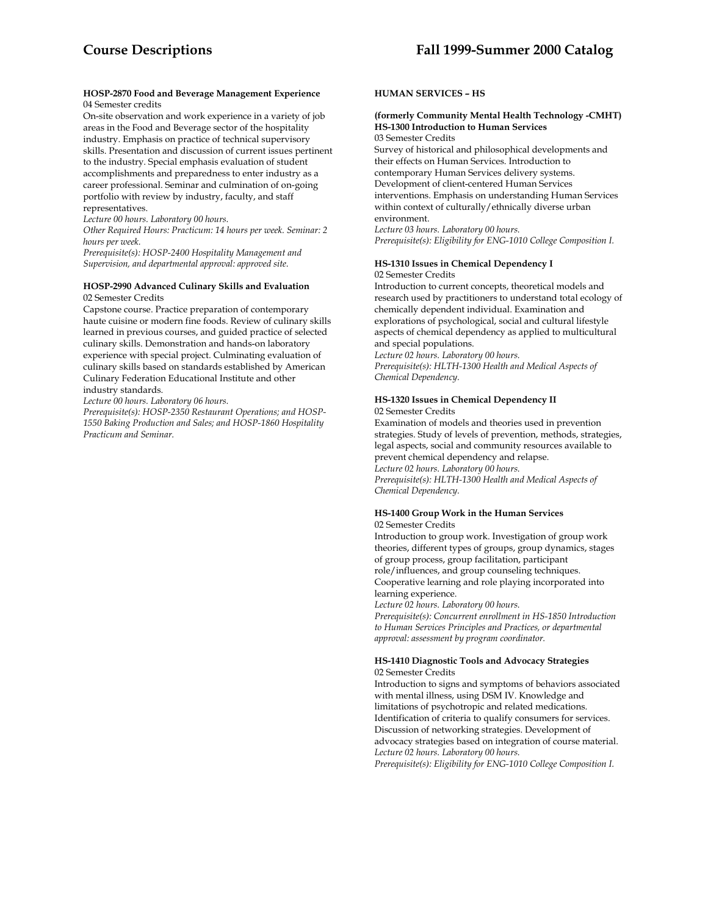#### HOSP-2870 Food and Beverage Management Experience

04 Semester credits

On-site observation and work experience in a variety of job areas in the Food and Beverage sector of the hospitality industry. Emphasis on practice of technical supervisory skills. Presentation and discussion of current issues pertinent to the industry. Special emphasis evaluation of student accomplishments and preparedness to enter industry as a career professional. Seminar and culmination of on-going portfolio with review by industry, faculty, and staff representatives.

*Lecture 00 hours. Laboratory 00 hours.*

*Other Required Hours: Practicum: 14 hours per week. Seminar: 2 hours per week.*

*Prerequisite(s): HOSP-2400 Hospitality Management and Supervision, and departmental approval: approved site.*

#### HOSP-2990 Advanced Culinary Skills and Evaluation

02 Semester Credits

Capstone course. Practice preparation of contemporary haute cuisine or modern fine foods. Review of culinary skills learned in previous courses, and guided practice of selected culinary skills. Demonstration and hands-on laboratory experience with special project. Culminating evaluation of culinary skills based on standards established by American Culinary Federation Educational Institute and other industry standards.

*Lecture 00 hours. Laboratory 06 hours.*

*Prerequisite(s): HOSP-2350 Restaurant Operations; and HOSP-1550 Baking Production and Sales; and HOSP-1860 Hospitality Practicum and Seminar.*

### HUMAN SERVICES – HS

**(formerly Community Mental Health Technology -CMHT)**

#### HS-1300 Introduction to Human Services

03 Semester Credits

Survey of historical and philosophical developments and their effects on Human Services. Introduction to contemporary Human Services delivery systems. Development of client-centered Human Services interventions. Emphasis on understanding Human Services within context of culturally/ethnically diverse urban environment.

*Lecture 03 hours. Laboratory 00 hours.*

*Prerequisite(s): Eligibility for ENG-1010 College Composition I.*

#### HS-1310 Issues in Chemical Dependency I

02 Semester Credits

Introduction to current concepts, theoretical models and research used by practitioners to understand total ecology of chemically dependent individual. Examination and explorations of psychological, social and cultural lifestyle aspects of chemical dependency as applied to multicultural and special populations.

*Lecture 02 hours. Laboratory 00 hours.*

*Prerequisite(s): HLTH-1300 Health and Medical Aspects of Chemical Dependency.*

#### HS-1320 Issues in Chemical Dependency II

02 Semester Credits

Examination of models and theories used in prevention strategies. Study of levels of prevention, methods, strategies, legal aspects, social and community resources available to prevent chemical dependency and relapse.

*Lecture 02 hours. Laboratory 00 hours.*

*Prerequisite(s): HLTH-1300 Health and Medical Aspects of Chemical Dependency.*

#### HS-1400 Group Work in the Human Services

02 Semester Credits

Introduction to group work. Investigation of group work theories, different types of groups, group dynamics, stages of group process, group facilitation, participant role/influences, and group counseling techniques. Cooperative learning and role playing incorporated into learning experience.

*Lecture 02 hours. Laboratory 00 hours.*

*Prerequisite(s): Concurrent enrollment in HS-1850 Introduction to Human Services Principles and Practices, or departmental approval: assessment by program coordinator.*

#### HS-1410 Diagnostic Tools and Advocacy Strategies

02 Semester Credits

Introduction to signs and symptoms of behaviors associated with mental illness, using DSM IV. Knowledge and limitations of psychotropic and related medications. Identification of criteria to qualify consumers for services. Discussion of networking strategies. Development of advocacy strategies based on integration of course material.

*Lecture 02 hours. Laboratory 00 hours.*

*Prerequisite(s): Eligibility for ENG-1010 College Composition I.*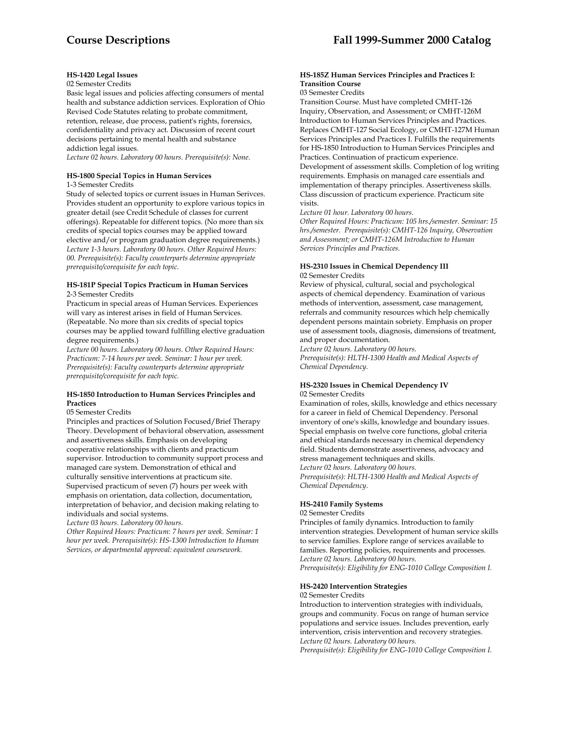**HS-1420 Legal Issues**
02 Semester Credits
Basic legal issues and policies affecting consumers of mental health and substance addiction services. Exploration of Ohio Revised Code Statutes relating to probate commitment, retention, release, due process, patient's rights, forensics, confidentiality and privacy act. Discussion of recent court decisions pertaining to mental health and substance addiction legal issues.
*Lecture 02 hours. Laboratory 00 hours. Prerequisite(s): None.*

**HS-1800 Special Topics in Human Services**
1-3 Semester Credits
Study of selected topics or current issues in Human Serivces. Provides student an opportunity to explore various topics in greater detail (see Credit Schedule of classes for current offerings). Repeatable for different topics. (No more than six credits of special topics courses may be applied toward elective and/or program graduation degree requirements.)
*Lecture 1-3 hours. Laboratory 00 hours. Other Required Hours: 00. Prerequisite(s): Faculty counterparts determine appropriate prerequisite/corequisite for each topic.*

**HS-181P Special Topics Practicum in Human Services**
2-3 Semester Credits
Practicum in special areas of Human Services. Experiences will vary as interest arises in field of Human Services. (Repeatable. No more than six credits of special topics courses may be applied toward fulfilling elective graduation degree requirements.)
*Lecture 00 hours. Laboratory 00 hours. Other Required Hours: Practicum: 7-14 hours per week. Seminar: 1 hour per week. Prerequisite(s): Faculty counterparts determine appropriate prerequisite/corequisite for each topic.*

**HS-1850 Introduction to Human Services Principles and Practices**
05 Semester Credits
Principles and practices of Solution Focused/Brief Therapy Theory. Development of behavioral observation, assessment and assertiveness skills. Emphasis on developing cooperative relationships with clients and practicum supervisor. Introduction to community support process and managed care system. Demonstration of ethical and culturally sensitive interventions at practicum site. Supervised practicum of seven (7) hours per week with emphasis on orientation, data collection, documentation, interpretation of behavior, and decision making relating to individuals and social systems.
*Lecture 03 hours. Laboratory 00 hours.*
*Other Required Hours: Practicum: 7 hours per week. Seminar: 1 hour per week. Prerequisite(s): HS-1300 Introduction to Human Services, or departmental approval: equivalent coursework.*

**HS-185Z Human Services Principles and Practices I: Transition Course**
03 Semester Credits
Transition Course. Must have completed CMHT-126 Inquiry, Observation, and Assessment; or CMHT-126M Introduction to Human Services Principles and Practices. Replaces CMHT-127 Social Ecology, or CMHT-127M Human Services Principles and Practices I. Fulfills the requirements for HS-1850 Introduction to Human Services Principles and Practices. Continuation of practicum experience. Development of assessment skills. Completion of log writing requirements. Emphasis on managed care essentials and implementation of therapy principles. Assertiveness skills. Class discussion of practicum experience. Practicum site visits.
*Lecture 01 hour. Laboratory 00 hours.*
*Other Required Hours: Practicum: 105 hrs./semester. Seminar: 15 hrs./semester. Prerequisite(s): CMHT-126 Inquiry, Observation and Assessment; or CMHT-126M Introduction to Human Services Principles and Practices.*

**HS-2310 Issues in Chemical Dependency III**
02 Semester Credits
Review of physical, cultural, social and psychological aspects of chemical dependency. Examination of various methods of intervention, assessment, case management, referrals and community resources which help chemically dependent persons maintain sobriety. Emphasis on proper use of assessment tools, diagnosis, dimensions of treatment, and proper documentation.
*Lecture 02 hours. Laboratory 00 hours.*
*Prerequisite(s): HLTH-1300 Health and Medical Aspects of Chemical Dependency.*

**HS-2320 Issues in Chemical Dependency IV**
02 Semester Credits
Examination of roles, skills, knowledge and ethics necessary for a career in field of Chemical Dependency. Personal inventory of one's skills, knowledge and boundary issues. Special emphasis on twelve core functions, global criteria and ethical standards necessary in chemical dependency field. Students demonstrate assertiveness, advocacy and stress management techniques and skills.
*Lecture 02 hours. Laboratory 00 hours.*
*Prerequisite(s): HLTH-1300 Health and Medical Aspects of Chemical Dependency.*

**HS-2410 Family Systems**
02 Semester Credits
Principles of family dynamics. Introduction to family intervention strategies. Development of human service skills to service families. Explore range of services available to families. Reporting policies, requirements and processes.
*Lecture 02 hours. Laboratory 00 hours.*
*Prerequisite(s): Eligibility for ENG-1010 College Composition I.*

**HS-2420 Intervention Strategies**
02 Semester Credits
Introduction to intervention strategies with individuals, groups and community. Focus on range of human service populations and service issues. Includes prevention, early intervention, crisis intervention and recovery strategies.
*Lecture 02 hours. Laboratory 00 hours.*
*Prerequisite(s): Eligibility for ENG-1010 College Composition I.*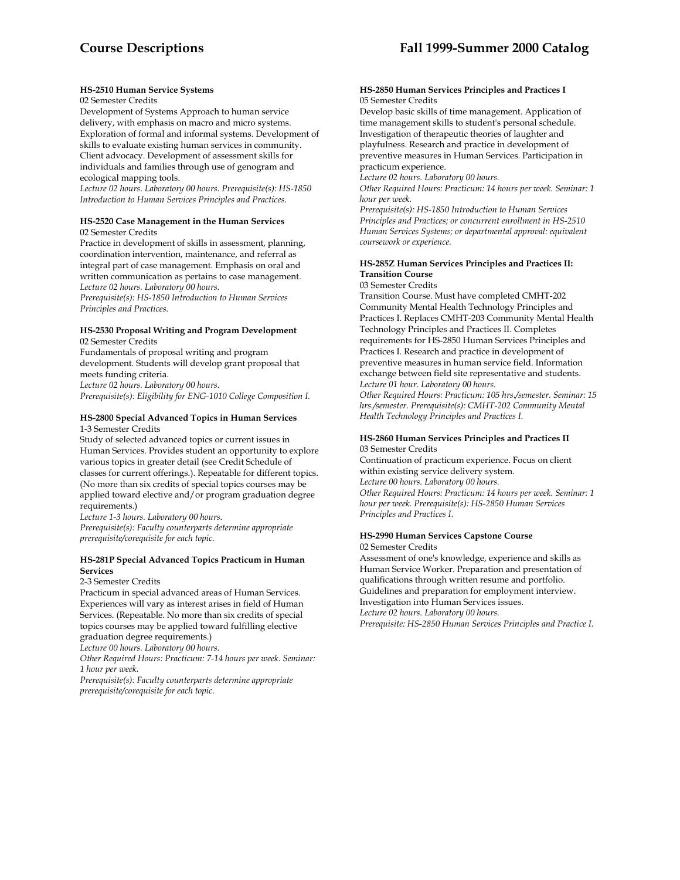#### HS-2510 Human Service Systems

02 Semester Credits

Development of Systems Approach to human service delivery, with emphasis on macro and micro systems. Exploration of formal and informal systems. Development of skills to evaluate existing human services in community. Client advocacy. Development of assessment skills for individuals and families through use of genogram and ecological mapping tools.

*Lecture 02 hours. Laboratory 00 hours. Prerequisite(s): HS-1850 Introduction to Human Services Principles and Practices.*

#### HS-2520 Case Management in the Human Services

02 Semester Credits

Practice in development of skills in assessment, planning, coordination intervention, maintenance, and referral as integral part of case management. Emphasis on oral and written communication as pertains to case management.

*Lecture 02 hours. Laboratory 00 hours.*

*Prerequisite(s): HS-1850 Introduction to Human Services Principles and Practices.*

#### HS-2530 Proposal Writing and Program Development

02 Semester Credits

Fundamentals of proposal writing and program development. Students will develop grant proposal that meets funding criteria.

*Lecture 02 hours. Laboratory 00 hours.*

*Prerequisite(s): Eligibility for ENG-1010 College Composition I.*

#### HS-2800 Special Advanced Topics in Human Services

1-3 Semester Credits

Study of selected advanced topics or current issues in Human Services. Provides student an opportunity to explore various topics in greater detail (see Credit Schedule of classes for current offerings.). Repeatable for different topics. (No more than six credits of special topics courses may be applied toward elective and/or program graduation degree requirements.)

*Lecture 1-3 hours. Laboratory 00 hours.*

*Prerequisite(s): Faculty counterparts determine appropriate prerequisite/corequisite for each topic.*

#### HS-281P Special Advanced Topics Practicum in Human Services

2-3 Semester Credits

Practicum in special advanced areas of Human Services. Experiences will vary as interest arises in field of Human Services. (Repeatable. No more than six credits of special topics courses may be applied toward fulfilling elective graduation degree requirements.)

*Lecture 00 hours. Laboratory 00 hours.*

*Other Required Hours: Practicum: 7-14 hours per week. Seminar: 1 hour per week.*

*Prerequisite(s): Faculty counterparts determine appropriate prerequisite/corequisite for each topic.*

#### HS-2850 Human Services Principles and Practices I

05 Semester Credits

Develop basic skills of time management. Application of time management skills to student's personal schedule. Investigation of therapeutic theories of laughter and playfulness. Research and practice in development of preventive measures in Human Services. Participation in practicum experience.

*Lecture 02 hours. Laboratory 00 hours.*

*Other Required Hours: Practicum: 14 hours per week. Seminar: 1 hour per week.*

*Prerequisite(s): HS-1850 Introduction to Human Services Principles and Practices; or concurrent enrollment in HS-2510 Human Services Systems; or departmental approval: equivalent coursework or experience.*

#### HS-285Z Human Services Principles and Practices II: Transition Course

03 Semester Credits

Transition Course. Must have completed CMHT-202 Community Mental Health Technology Principles and Practices I. Replaces CMHT-203 Community Mental Health Technology Principles and Practices II. Completes requirements for HS-2850 Human Services Principles and Practices I. Research and practice in development of preventive measures in human service field. Information exchange between field site representative and students.

*Lecture 01 hour. Laboratory 00 hours.*

*Other Required Hours: Practicum: 105 hrs./semester. Seminar: 15 hrs./semester. Prerequisite(s): CMHT-202 Community Mental Health Technology Principles and Practices I.*

#### HS-2860 Human Services Principles and Practices II

03 Semester Credits

Continuation of practicum experience. Focus on client within existing service delivery system.

*Lecture 00 hours. Laboratory 00 hours.*

*Other Required Hours: Practicum: 14 hours per week. Seminar: 1 hour per week. Prerequisite(s): HS-2850 Human Services Principles and Practices I.*

#### HS-2990 Human Services Capstone Course

02 Semester Credits

Assessment of one's knowledge, experience and skills as Human Service Worker. Preparation and presentation of qualifications through written resume and portfolio. Guidelines and preparation for employment interview. Investigation into Human Services issues.

*Lecture 02 hours. Laboratory 00 hours.*

*Prerequisite: HS-2850 Human Services Principles and Practice I.*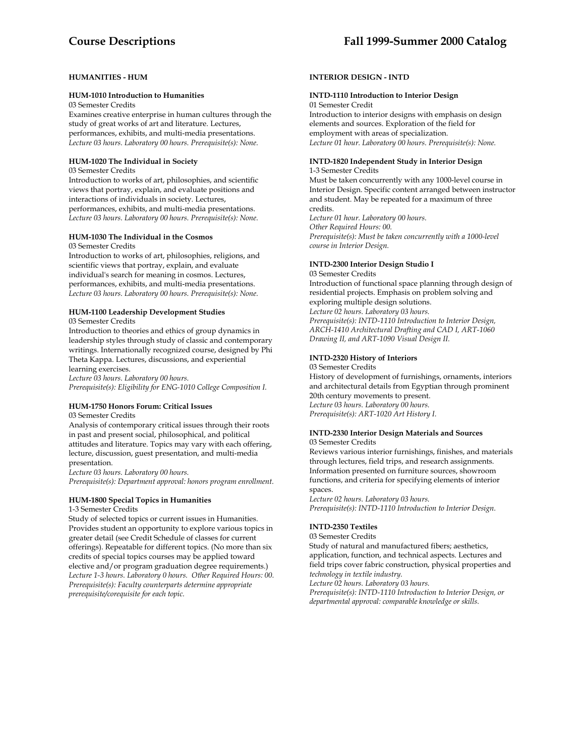## HUMANITIES - HUM

### HUM-1010 Introduction to Humanities

03 Semester Credits

Examines creative enterprise in human cultures through the study of great works of art and literature. Lectures, performances, exhibits, and multi-media presentations.

*Lecture 03 hours. Laboratory 00 hours. Prerequisite(s): None.*

### HUM-1020 The Individual in Society

03 Semester Credits

Introduction to works of art, philosophies, and scientific views that portray, explain, and evaluate positions and interactions of individuals in society. Lectures, performances, exhibits, and multi-media presentations.

*Lecture 03 hours. Laboratory 00 hours. Prerequisite(s): None.*

### HUM-1030 The Individual in the Cosmos

03 Semester Credits

Introduction to works of art, philosophies, religions, and scientific views that portray, explain, and evaluate individual's search for meaning in cosmos. Lectures, performances, exhibits, and multi-media presentations.

*Lecture 03 hours. Laboratory 00 hours. Prerequisite(s): None.*

### HUM-1100 Leadership Development Studies

03 Semester Credits

Introduction to theories and ethics of group dynamics in leadership styles through study of classic and contemporary writings. Internationally recognized course, designed by Phi Theta Kappa. Lectures, discussions, and experiential learning exercises.

*Lecture 03 hours. Laboratory 00 hours.*
*Prerequisite(s): Eligibility for ENG-1010 College Composition I.*

### HUM-1750 Honors Forum: Critical Issues

03 Semester Credits

Analysis of contemporary critical issues through their roots in past and present social, philosophical, and political attitudes and literature. Topics may vary with each offering, lecture, discussion, guest presentation, and multi-media presentation.

*Lecture 03 hours. Laboratory 00 hours.*
*Prerequisite(s): Department approval: honors program enrollment.*

### HUM-1800 Special Topics in Humanities

1-3 Semester Credits

Study of selected topics or current issues in Humanities. Provides student an opportunity to explore various topics in greater detail (see Credit Schedule of classes for current offerings). Repeatable for different topics. (No more than six credits of special topics courses may be applied toward elective and/or program graduation degree requirements.)

*Lecture 1-3 hours. Laboratory 0 hours. Other Required Hours: 00.*
*Prerequisite(s): Faculty counterparts determine appropriate prerequisite/corequisite for each topic.*

## INTERIOR DESIGN - INTD

### INTD-1110 Introduction to Interior Design

01 Semester Credit

Introduction to interior designs with emphasis on design elements and sources. Exploration of the field for employment with areas of specialization.

*Lecture 01 hour. Laboratory 00 hours. Prerequisite(s): None.*

### INTD-1820 Independent Study in Interior Design

1-3 Semester Credits

Must be taken concurrently with any 1000-level course in Interior Design. Specific content arranged between instructor and student. May be repeated for a maximum of three credits.

*Lecture 01 hour. Laboratory 00 hours.*
*Other Required Hours: 00.*
*Prerequisite(s): Must be taken concurrently with a 1000-level course in Interior Design.*

### INTD-2300 Interior Design Studio I

03 Semester Credits

Introduction of functional space planning through design of residential projects. Emphasis on problem solving and exploring multiple design solutions.

*Lecture 02 hours. Laboratory 03 hours.*
*Prerequisite(s): INTD-1110 Introduction to Interior Design, ARCH-1410 Architectural Drafting and CAD I, ART-1060 Drawing II, and ART-1090 Visual Design II.*

### INTD-2320 History of Interiors

03 Semester Credits

History of development of furnishings, ornaments, interiors and architectural details from Egyptian through prominent 20th century movements to present.

*Lecture 03 hours. Laboratory 00 hours.*
*Prerequisite(s): ART-1020 Art History I.*

### INTD-2330 Interior Design Materials and Sources

03 Semester Credits

Reviews various interior furnishings, finishes, and materials through lectures, field trips, and research assignments. Information presented on furniture sources, showroom functions, and criteria for specifying elements of interior spaces.

*Lecture 02 hours. Laboratory 03 hours.*
*Prerequisite(s): INTD-1110 Introduction to Interior Design.*

### INTD-2350 Textiles

03 Semester Credits

Study of natural and manufactured fibers; aesthetics, application, function, and technical aspects. Lectures and field trips cover fabric construction, physical properties and *technology in textile industry.*

*Lecture 02 hours. Laboratory 03 hours.*
*Prerequisite(s): INTD-1110 Introduction to Interior Design, or departmental approval: comparable knowledge or skills.*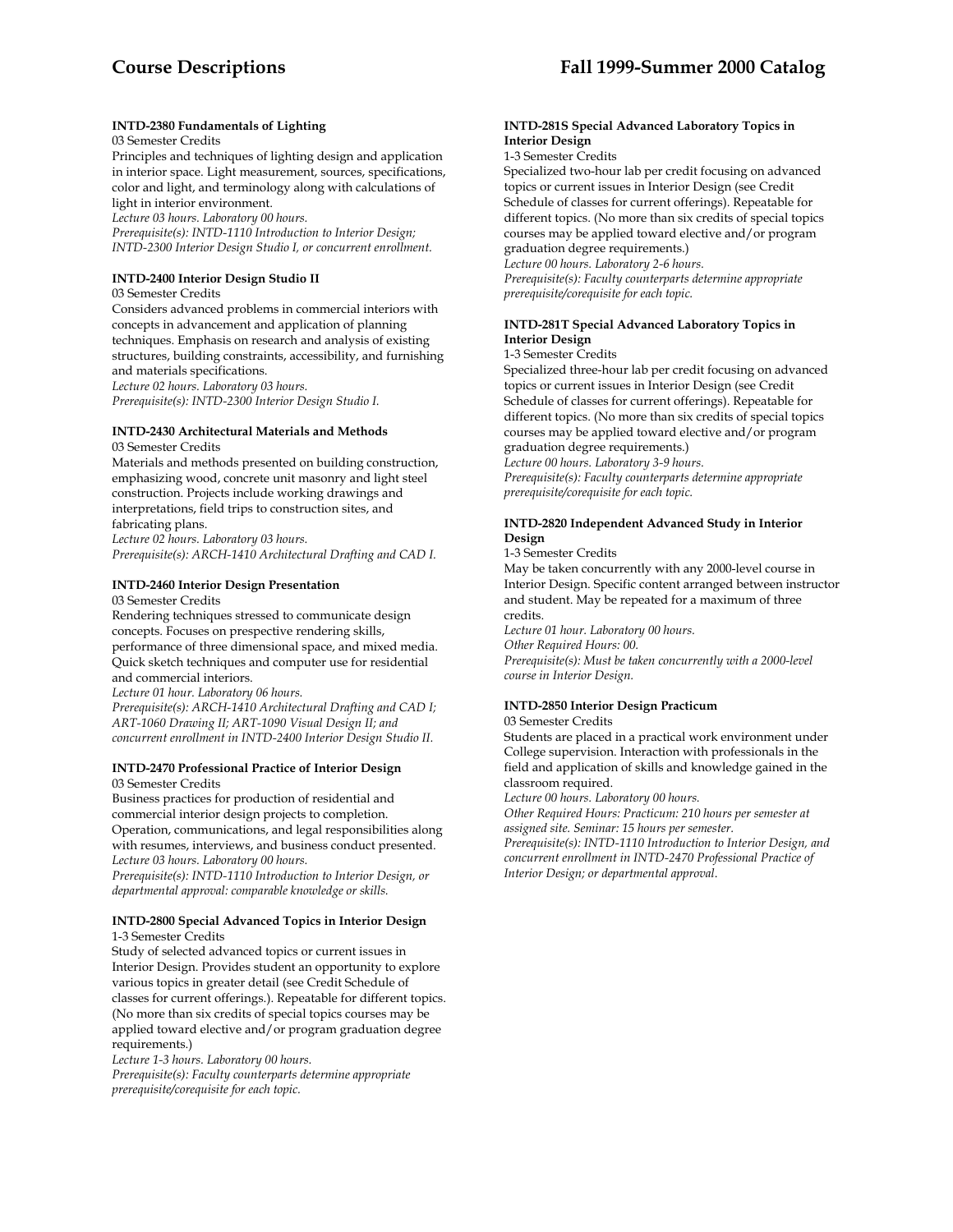**INTD-2380 Fundamentals of Lighting**
03 Semester Credits
Principles and techniques of lighting design and application in interior space. Light measurement, sources, specifications, color and light, and terminology along with calculations of light in interior environment.
*Lecture 03 hours. Laboratory 00 hours.*
*Prerequisite(s): INTD-1110 Introduction to Interior Design; INTD-2300 Interior Design Studio I, or concurrent enrollment.*

**INTD-2400 Interior Design Studio II**
03 Semester Credits
Considers advanced problems in commercial interiors with concepts in advancement and application of planning techniques. Emphasis on research and analysis of existing structures, building constraints, accessibility, and furnishing and materials specifications.
*Lecture 02 hours. Laboratory 03 hours.*
*Prerequisite(s): INTD-2300 Interior Design Studio I.*

**INTD-2430 Architectural Materials and Methods**
03 Semester Credits
Materials and methods presented on building construction, emphasizing wood, concrete unit masonry and light steel construction. Projects include working drawings and interpretations, field trips to construction sites, and fabricating plans.
*Lecture 02 hours. Laboratory 03 hours.*
*Prerequisite(s): ARCH-1410 Architectural Drafting and CAD I.*

**INTD-2460 Interior Design Presentation**
03 Semester Credits
Rendering techniques stressed to communicate design concepts. Focuses on prespective rendering skills, performance of three dimensional space, and mixed media. Quick sketch techniques and computer use for residential and commercial interiors.
*Lecture 01 hour. Laboratory 06 hours.*
*Prerequisite(s): ARCH-1410 Architectural Drafting and CAD I; ART-1060 Drawing II; ART-1090 Visual Design II; and concurrent enrollment in INTD-2400 Interior Design Studio II.*

**INTD-2470 Professional Practice of Interior Design**
03 Semester Credits
Business practices for production of residential and commercial interior design projects to completion. Operation, communications, and legal responsibilities along with resumes, interviews, and business conduct presented.
*Lecture 03 hours. Laboratory 00 hours.*
*Prerequisite(s): INTD-1110 Introduction to Interior Design, or departmental approval: comparable knowledge or skills.*

**INTD-2800 Special Advanced Topics in Interior Design**
1-3 Semester Credits
Study of selected advanced topics or current issues in Interior Design. Provides student an opportunity to explore various topics in greater detail (see Credit Schedule of classes for current offerings.). Repeatable for different topics. (No more than six credits of special topics courses may be applied toward elective and/or program graduation degree requirements.)
*Lecture 1-3 hours. Laboratory 00 hours.*
*Prerequisite(s): Faculty counterparts determine appropriate prerequisite/corequisite for each topic.*

**INTD-281S Special Advanced Laboratory Topics in Interior Design**
1-3 Semester Credits
Specialized two-hour lab per credit focusing on advanced topics or current issues in Interior Design (see Credit Schedule of classes for current offerings). Repeatable for different topics. (No more than six credits of special topics courses may be applied toward elective and/or program graduation degree requirements.)
*Lecture 00 hours. Laboratory 2-6 hours.*
*Prerequisite(s): Faculty counterparts determine appropriate prerequisite/corequisite for each topic.*

**INTD-281T Special Advanced Laboratory Topics in Interior Design**
1-3 Semester Credits
Specialized three-hour lab per credit focusing on advanced topics or current issues in Interior Design (see Credit Schedule of classes for current offerings). Repeatable for different topics. (No more than six credits of special topics courses may be applied toward elective and/or program graduation degree requirements.)
*Lecture 00 hours. Laboratory 3-9 hours.*
*Prerequisite(s): Faculty counterparts determine appropriate prerequisite/corequisite for each topic.*

**INTD-2820 Independent Advanced Study in Interior Design**
1-3 Semester Credits
May be taken concurrently with any 2000-level course in Interior Design. Specific content arranged between instructor and student. May be repeated for a maximum of three credits.
*Lecture 01 hour. Laboratory 00 hours.*
*Other Required Hours: 00.*
*Prerequisite(s): Must be taken concurrently with a 2000-level course in Interior Design.*

**INTD-2850 Interior Design Practicum**
03 Semester Credits
Students are placed in a practical work environment under College supervision. Interaction with professionals in the field and application of skills and knowledge gained in the classroom required.
*Lecture 00 hours. Laboratory 00 hours.*
*Other Required Hours: Practicum: 210 hours per semester at assigned site. Seminar: 15 hours per semester.*
*Prerequisite(s): INTD-1110 Introduction to Interior Design, and concurrent enrollment in INTD-2470 Professional Practice of Interior Design; or departmental approval.*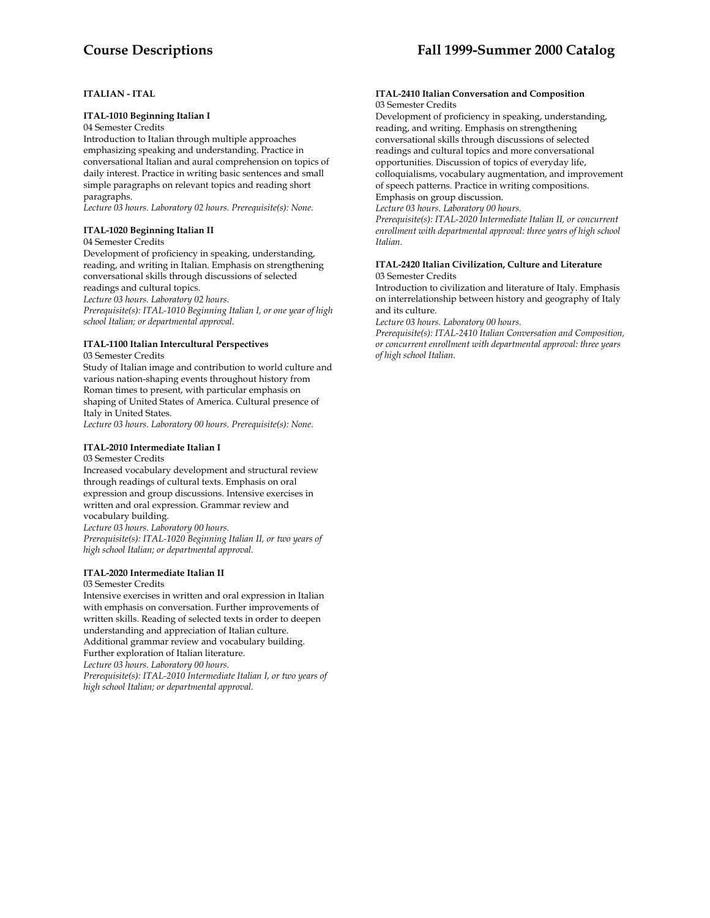**ITALIAN - ITAL**

**ITAL-1010 Beginning Italian I**
04 Semester Credits
Introduction to Italian through multiple approaches emphasizing speaking and understanding. Practice in conversational Italian and aural comprehension on topics of daily interest. Practice in writing basic sentences and small simple paragraphs on relevant topics and reading short paragraphs.
*Lecture 03 hours. Laboratory 02 hours. Prerequisite(s): None.*

**ITAL-1020 Beginning Italian II**
04 Semester Credits
Development of proficiency in speaking, understanding, reading, and writing in Italian. Emphasis on strengthening conversational skills through discussions of selected readings and cultural topics.
*Lecture 03 hours. Laboratory 02 hours.*
*Prerequisite(s): ITAL-1010 Beginning Italian I, or one year of high school Italian; or departmental approval.*

**ITAL-1100 Italian Intercultural Perspectives**
03 Semester Credits
Study of Italian image and contribution to world culture and various nation-shaping events throughout history from Roman times to present, with particular emphasis on shaping of United States of America. Cultural presence of Italy in United States.
*Lecture 03 hours. Laboratory 00 hours. Prerequisite(s): None.*

**ITAL-2010 Intermediate Italian I**
03 Semester Credits
Increased vocabulary development and structural review through readings of cultural texts. Emphasis on oral expression and group discussions. Intensive exercises in written and oral expression. Grammar review and vocabulary building.
*Lecture 03 hours. Laboratory 00 hours.*
*Prerequisite(s): ITAL-1020 Beginning Italian II, or two years of high school Italian; or departmental approval.*

**ITAL-2020 Intermediate Italian II**
03 Semester Credits
Intensive exercises in written and oral expression in Italian with emphasis on conversation. Further improvements of written skills. Reading of selected texts in order to deepen understanding and appreciation of Italian culture. Additional grammar review and vocabulary building. Further exploration of Italian literature.
*Lecture 03 hours. Laboratory 00 hours.*
*Prerequisite(s): ITAL-2010 Intermediate Italian I, or two years of high school Italian; or departmental approval.*

**ITAL-2410 Italian Conversation and Composition**
03 Semester Credits
Development of proficiency in speaking, understanding, reading, and writing. Emphasis on strengthening conversational skills through discussions of selected readings and cultural topics and more conversational opportunities. Discussion of topics of everyday life, colloquialisms, vocabulary augmentation, and improvement of speech patterns. Practice in writing compositions. Emphasis on group discussion.
*Lecture 03 hours. Laboratory 00 hours.*
*Prerequisite(s): ITAL-2020 Intermediate Italian II, or concurrent enrollment with departmental approval: three years of high school Italian.*

**ITAL-2420 Italian Civilization, Culture and Literature**
03 Semester Credits
Introduction to civilization and literature of Italy. Emphasis on interrelationship between history and geography of Italy and its culture.
*Lecture 03 hours. Laboratory 00 hours.*
*Prerequisite(s): ITAL-2410 Italian Conversation and Composition, or concurrent enrollment with departmental approval: three years of high school Italian.*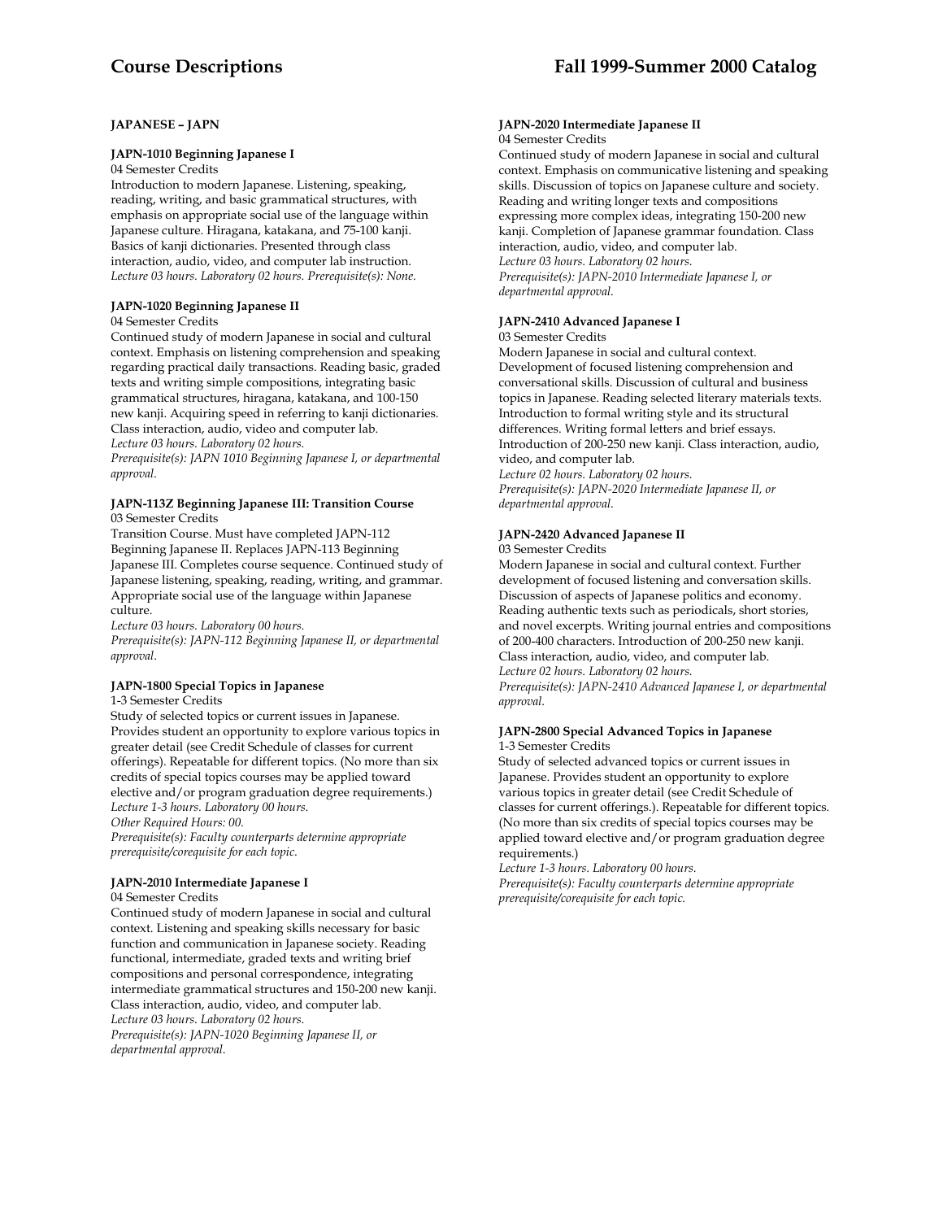## JAPANESE – JAPN

### JAPN-1010 Beginning Japanese I

04 Semester Credits

Introduction to modern Japanese. Listening, speaking, reading, writing, and basic grammatical structures, with emphasis on appropriate social use of the language within Japanese culture. Hiragana, katakana, and 75-100 kanji. Basics of kanji dictionaries. Presented through class interaction, audio, video, and computer lab instruction.

*Lecture 03 hours. Laboratory 02 hours. Prerequisite(s): None.*

### JAPN-1020 Beginning Japanese II

04 Semester Credits

Continued study of modern Japanese in social and cultural context. Emphasis on listening comprehension and speaking regarding practical daily transactions. Reading basic, graded texts and writing simple compositions, integrating basic grammatical structures, hiragana, katakana, and 100-150 new kanji. Acquiring speed in referring to kanji dictionaries. Class interaction, audio, video and computer lab.

*Lecture 03 hours. Laboratory 02 hours.*

*Prerequisite(s): JAPN 1010 Beginning Japanese I, or departmental approval.*

### JAPN-113Z Beginning Japanese III: Transition Course

03 Semester Credits

Transition Course. Must have completed JAPN-112 Beginning Japanese II. Replaces JAPN-113 Beginning Japanese III. Completes course sequence. Continued study of Japanese listening, speaking, reading, writing, and grammar. Appropriate social use of the language within Japanese culture.

*Lecture 03 hours. Laboratory 00 hours.*

*Prerequisite(s): JAPN-112 Beginning Japanese II, or departmental approval.*

### JAPN-1800 Special Topics in Japanese

1-3 Semester Credits

Study of selected topics or current issues in Japanese. Provides student an opportunity to explore various topics in greater detail (see Credit Schedule of classes for current offerings). Repeatable for different topics. (No more than six credits of special topics courses may be applied toward elective and/or program graduation degree requirements.)

*Lecture 1-3 hours. Laboratory 00 hours.*

*Other Required Hours: 00.*

*Prerequisite(s): Faculty counterparts determine appropriate prerequisite/corequisite for each topic.*

### JAPN-2010 Intermediate Japanese I

04 Semester Credits

Continued study of modern Japanese in social and cultural context. Listening and speaking skills necessary for basic function and communication in Japanese society. Reading functional, intermediate, graded texts and writing brief compositions and personal correspondence, integrating intermediate grammatical structures and 150-200 new kanji. Class interaction, audio, video, and computer lab.

*Lecture 03 hours. Laboratory 02 hours.*

*Prerequisite(s): JAPN-1020 Beginning Japanese II, or departmental approval.*

### JAPN-2020 Intermediate Japanese II

04 Semester Credits

Continued study of modern Japanese in social and cultural context. Emphasis on communicative listening and speaking skills. Discussion of topics on Japanese culture and society. Reading and writing longer texts and compositions expressing more complex ideas, integrating 150-200 new kanji. Completion of Japanese grammar foundation. Class interaction, audio, video, and computer lab.

*Lecture 03 hours. Laboratory 02 hours.*

*Prerequisite(s): JAPN-2010 Intermediate Japanese I, or departmental approval.*

### JAPN-2410 Advanced Japanese I

03 Semester Credits

Modern Japanese in social and cultural context. Development of focused listening comprehension and conversational skills. Discussion of cultural and business topics in Japanese. Reading selected literary materials texts. Introduction to formal writing style and its structural differences. Writing formal letters and brief essays. Introduction of 200-250 new kanji. Class interaction, audio, video, and computer lab.

*Lecture 02 hours. Laboratory 02 hours.*

*Prerequisite(s): JAPN-2020 Intermediate Japanese II, or departmental approval.*

### JAPN-2420 Advanced Japanese II

03 Semester Credits

Modern Japanese in social and cultural context. Further development of focused listening and conversation skills. Discussion of aspects of Japanese politics and economy. Reading authentic texts such as periodicals, short stories, and novel excerpts. Writing journal entries and compositions of 200-400 characters. Introduction of 200-250 new kanji. Class interaction, audio, video, and computer lab.

*Lecture 02 hours. Laboratory 02 hours.*

*Prerequisite(s): JAPN-2410 Advanced Japanese I, or departmental approval.*

### JAPN-2800 Special Advanced Topics in Japanese

1-3 Semester Credits

Study of selected advanced topics or current issues in Japanese. Provides student an opportunity to explore various topics in greater detail (see Credit Schedule of classes for current offerings.). Repeatable for different topics. (No more than six credits of special topics courses may be applied toward elective and/or program graduation degree requirements.)

*Lecture 1-3 hours. Laboratory 00 hours.*

*Prerequisite(s): Faculty counterparts determine appropriate prerequisite/corequisite for each topic.*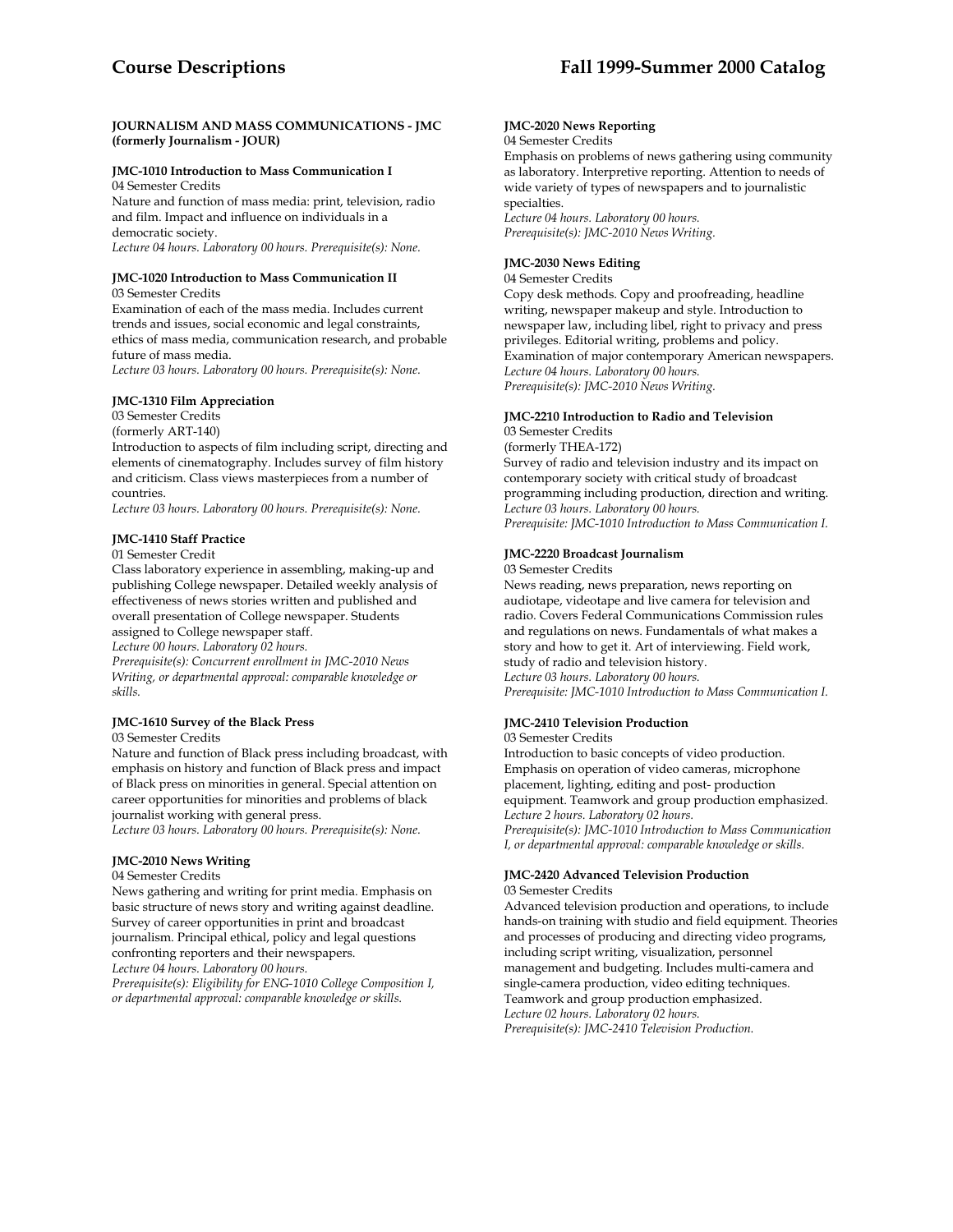**JOURNALISM AND MASS COMMUNICATIONS - JMC (formerly Journalism - JOUR)**

**JMC-1010 Introduction to Mass Communication I**
04 Semester Credits
Nature and function of mass media: print, television, radio and film. Impact and influence on individuals in a democratic society.
*Lecture 04 hours. Laboratory 00 hours. Prerequisite(s): None.*

**JMC-1020 Introduction to Mass Communication II**
03 Semester Credits
Examination of each of the mass media. Includes current trends and issues, social economic and legal constraints, ethics of mass media, communication research, and probable future of mass media.
*Lecture 03 hours. Laboratory 00 hours. Prerequisite(s): None.*

**JMC-1310 Film Appreciation**
03 Semester Credits
(formerly ART-140)
Introduction to aspects of film including script, directing and elements of cinematography. Includes survey of film history and criticism. Class views masterpieces from a number of countries.
*Lecture 03 hours. Laboratory 00 hours. Prerequisite(s): None.*

**JMC-1410 Staff Practice**
01 Semester Credit
Class laboratory experience in assembling, making-up and publishing College newspaper. Detailed weekly analysis of effectiveness of news stories written and published and overall presentation of College newspaper. Students assigned to College newspaper staff.
*Lecture 00 hours. Laboratory 02 hours.*
*Prerequisite(s): Concurrent enrollment in JMC-2010 News Writing, or departmental approval: comparable knowledge or skills.*

**JMC-1610 Survey of the Black Press**
03 Semester Credits
Nature and function of Black press including broadcast, with emphasis on history and function of Black press and impact of Black press on minorities in general. Special attention on career opportunities for minorities and problems of black journalist working with general press.
*Lecture 03 hours. Laboratory 00 hours. Prerequisite(s): None.*

**JMC-2010 News Writing**
04 Semester Credits
News gathering and writing for print media. Emphasis on basic structure of news story and writing against deadline. Survey of career opportunities in print and broadcast journalism. Principal ethical, policy and legal questions confronting reporters and their newspapers.
*Lecture 04 hours. Laboratory 00 hours.*
*Prerequisite(s): Eligibility for ENG-1010 College Composition I, or departmental approval: comparable knowledge or skills.*

**JMC-2020 News Reporting**
04 Semester Credits
Emphasis on problems of news gathering using community as laboratory. Interpretive reporting. Attention to needs of wide variety of types of newspapers and to journalistic specialties.
*Lecture 04 hours. Laboratory 00 hours.*
*Prerequisite(s): JMC-2010 News Writing.*

**JMC-2030 News Editing**
04 Semester Credits
Copy desk methods. Copy and proofreading, headline writing, newspaper makeup and style. Introduction to newspaper law, including libel, right to privacy and press privileges. Editorial writing, problems and policy. Examination of major contemporary American newspapers.
*Lecture 04 hours. Laboratory 00 hours.*
*Prerequisite(s): JMC-2010 News Writing.*

**JMC-2210 Introduction to Radio and Television**
03 Semester Credits
(formerly THEA-172)
Survey of radio and television industry and its impact on contemporary society with critical study of broadcast programming including production, direction and writing.
*Lecture 03 hours. Laboratory 00 hours.*
*Prerequisite: JMC-1010 Introduction to Mass Communication I.*

**JMC-2220 Broadcast Journalism**
03 Semester Credits
News reading, news preparation, news reporting on audiotape, videotape and live camera for television and radio. Covers Federal Communications Commission rules and regulations on news. Fundamentals of what makes a story and how to get it. Art of interviewing. Field work, study of radio and television history.
*Lecture 03 hours. Laboratory 00 hours.*
*Prerequisite: JMC-1010 Introduction to Mass Communication I.*

**JMC-2410 Television Production**
03 Semester Credits
Introduction to basic concepts of video production. Emphasis on operation of video cameras, microphone placement, lighting, editing and post- production equipment. Teamwork and group production emphasized.
*Lecture 2 hours. Laboratory 02 hours.*
*Prerequisite(s): JMC-1010 Introduction to Mass Communication I, or departmental approval: comparable knowledge or skills.*

**JMC-2420 Advanced Television Production**
03 Semester Credits
Advanced television production and operations, to include hands-on training with studio and field equipment. Theories and processes of producing and directing video programs, including script writing, visualization, personnel management and budgeting. Includes multi-camera and single-camera production, video editing techniques. Teamwork and group production emphasized.
*Lecture 02 hours. Laboratory 02 hours.*
*Prerequisite(s): JMC-2410 Television Production.*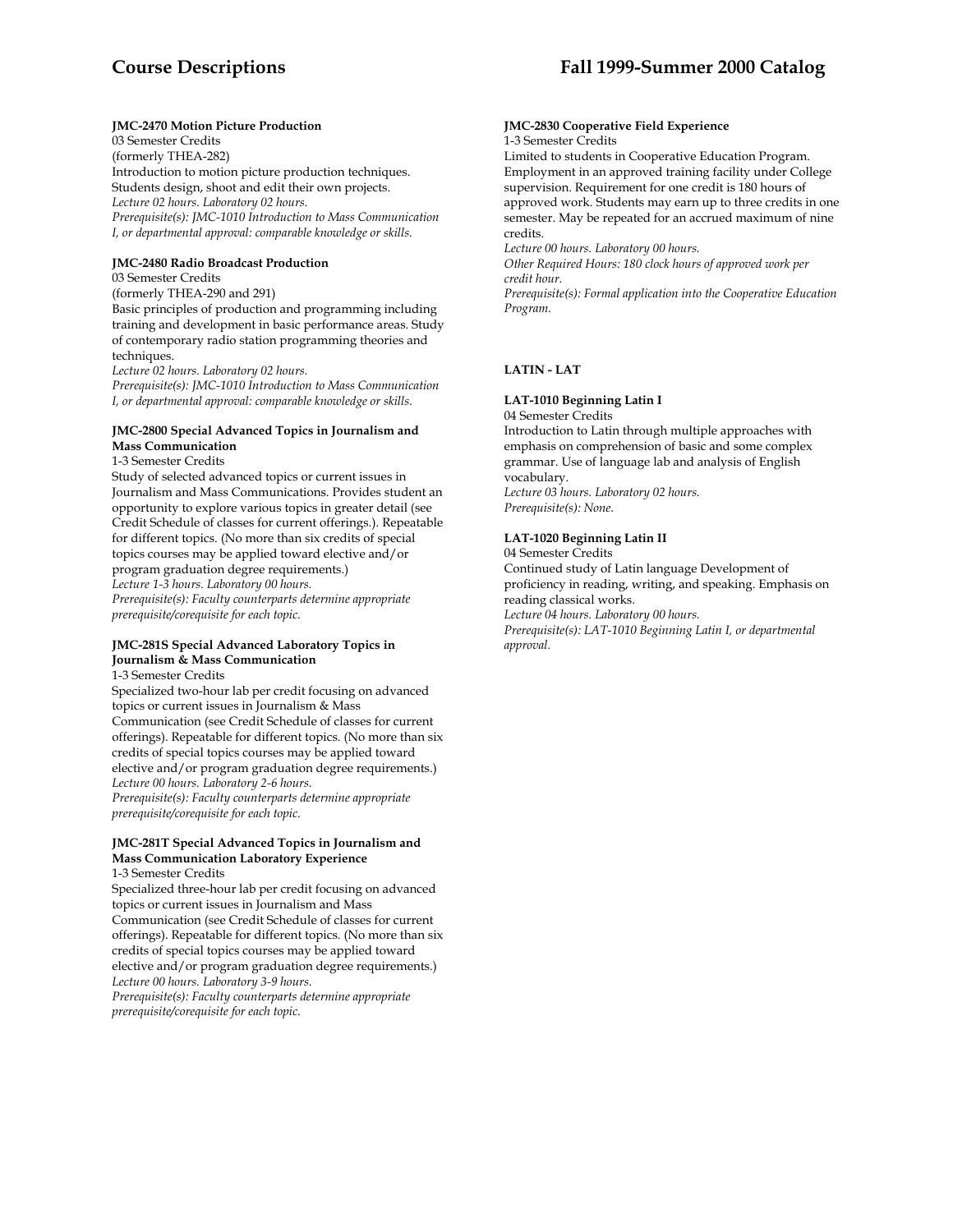**JMC-2470 Motion Picture Production**
03 Semester Credits
(formerly THEA-282)
Introduction to motion picture production techniques. Students design, shoot and edit their own projects.
*Lecture 02 hours. Laboratory 02 hours.*
*Prerequisite(s): JMC-1010 Introduction to Mass Communication I, or departmental approval: comparable knowledge or skills.*

**JMC-2480 Radio Broadcast Production**
03 Semester Credits
(formerly THEA-290 and 291)
Basic principles of production and programming including training and development in basic performance areas. Study of contemporary radio station programming theories and techniques.
*Lecture 02 hours. Laboratory 02 hours.*
*Prerequisite(s): JMC-1010 Introduction to Mass Communication I, or departmental approval: comparable knowledge or skills.*

**JMC-2800 Special Advanced Topics in Journalism and Mass Communication**
1-3 Semester Credits
Study of selected advanced topics or current issues in Journalism and Mass Communications. Provides student an opportunity to explore various topics in greater detail (see Credit Schedule of classes for current offerings.). Repeatable for different topics. (No more than six credits of special topics courses may be applied toward elective and/or program graduation degree requirements.)
*Lecture 1-3 hours. Laboratory 00 hours.*
*Prerequisite(s): Faculty counterparts determine appropriate prerequisite/corequisite for each topic.*

**JMC-281S Special Advanced Laboratory Topics in Journalism & Mass Communication**
1-3 Semester Credits
Specialized two-hour lab per credit focusing on advanced topics or current issues in Journalism & Mass Communication (see Credit Schedule of classes for current offerings). Repeatable for different topics. (No more than six credits of special topics courses may be applied toward elective and/or program graduation degree requirements.)
*Lecture 00 hours. Laboratory 2-6 hours.*
*Prerequisite(s): Faculty counterparts determine appropriate prerequisite/corequisite for each topic.*

**JMC-281T Special Advanced Topics in Journalism and Mass Communication Laboratory Experience**
1-3 Semester Credits
Specialized three-hour lab per credit focusing on advanced topics or current issues in Journalism and Mass Communication (see Credit Schedule of classes for current offerings). Repeatable for different topics. (No more than six credits of special topics courses may be applied toward elective and/or program graduation degree requirements.)
*Lecture 00 hours. Laboratory 3-9 hours.*
*Prerequisite(s): Faculty counterparts determine appropriate prerequisite/corequisite for each topic.*

**JMC-2830 Cooperative Field Experience**
1-3 Semester Credits
Limited to students in Cooperative Education Program. Employment in an approved training facility under College supervision. Requirement for one credit is 180 hours of approved work. Students may earn up to three credits in one semester. May be repeated for an accrued maximum of nine credits.
*Lecture 00 hours. Laboratory 00 hours.*
*Other Required Hours: 180 clock hours of approved work per credit hour.*
*Prerequisite(s): Formal application into the Cooperative Education Program.*

## LATIN - LAT

**LAT-1010 Beginning Latin I**
04 Semester Credits
Introduction to Latin through multiple approaches with emphasis on comprehension of basic and some complex grammar. Use of language lab and analysis of English vocabulary.
*Lecture 03 hours. Laboratory 02 hours.*
*Prerequisite(s): None.*

**LAT-1020 Beginning Latin II**
04 Semester Credits
Continued study of Latin language Development of proficiency in reading, writing, and speaking. Emphasis on reading classical works.
*Lecture 04 hours. Laboratory 00 hours.*
*Prerequisite(s): LAT-1010 Beginning Latin I, or departmental approval.*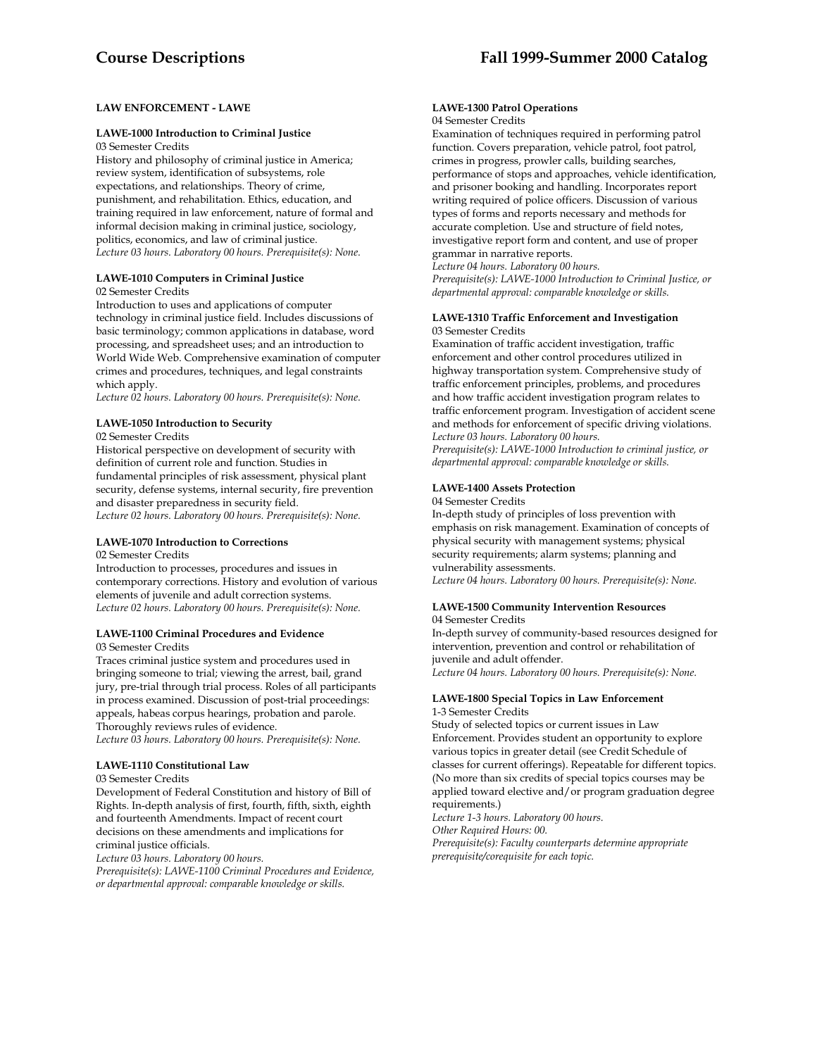## LAW ENFORCEMENT - LAWE

### LAWE-1000 Introduction to Criminal Justice

03 Semester Credits

History and philosophy of criminal justice in America; review system, identification of subsystems, role expectations, and relationships. Theory of crime, punishment, and rehabilitation. Ethics, education, and training required in law enforcement, nature of formal and informal decision making in criminal justice, sociology, politics, economics, and law of criminal justice.

*Lecture 03 hours. Laboratory 00 hours. Prerequisite(s): None.*

### LAWE-1010 Computers in Criminal Justice

02 Semester Credits

Introduction to uses and applications of computer technology in criminal justice field. Includes discussions of basic terminology; common applications in database, word processing, and spreadsheet uses; and an introduction to World Wide Web. Comprehensive examination of computer crimes and procedures, techniques, and legal constraints which apply.

*Lecture 02 hours. Laboratory 00 hours. Prerequisite(s): None.*

### LAWE-1050 Introduction to Security

02 Semester Credits

Historical perspective on development of security with definition of current role and function. Studies in fundamental principles of risk assessment, physical plant security, defense systems, internal security, fire prevention and disaster preparedness in security field.

*Lecture 02 hours. Laboratory 00 hours. Prerequisite(s): None.*

### LAWE-1070 Introduction to Corrections

02 Semester Credits

Introduction to processes, procedures and issues in contemporary corrections. History and evolution of various elements of juvenile and adult correction systems.

*Lecture 02 hours. Laboratory 00 hours. Prerequisite(s): None.*

### LAWE-1100 Criminal Procedures and Evidence

03 Semester Credits

Traces criminal justice system and procedures used in bringing someone to trial; viewing the arrest, bail, grand jury, pre-trial through trial process. Roles of all participants in process examined. Discussion of post-trial proceedings: appeals, habeas corpus hearings, probation and parole. Thoroughly reviews rules of evidence.

*Lecture 03 hours. Laboratory 00 hours. Prerequisite(s): None.*

### LAWE-1110 Constitutional Law

03 Semester Credits

Development of Federal Constitution and history of Bill of Rights. In-depth analysis of first, fourth, fifth, sixth, eighth and fourteenth Amendments. Impact of recent court decisions on these amendments and implications for criminal justice officials.

*Lecture 03 hours. Laboratory 00 hours.*

*Prerequisite(s): LAWE-1100 Criminal Procedures and Evidence, or departmental approval: comparable knowledge or skills.*

### LAWE-1300 Patrol Operations

04 Semester Credits

Examination of techniques required in performing patrol function. Covers preparation, vehicle patrol, foot patrol, crimes in progress, prowler calls, building searches, performance of stops and approaches, vehicle identification, and prisoner booking and handling. Incorporates report writing required of police officers. Discussion of various types of forms and reports necessary and methods for accurate completion. Use and structure of field notes, investigative report form and content, and use of proper grammar in narrative reports.

*Lecture 04 hours. Laboratory 00 hours.*

*Prerequisite(s): LAWE-1000 Introduction to Criminal Justice, or departmental approval: comparable knowledge or skills.*

### LAWE-1310 Traffic Enforcement and Investigation

03 Semester Credits

Examination of traffic accident investigation, traffic enforcement and other control procedures utilized in highway transportation system. Comprehensive study of traffic enforcement principles, problems, and procedures and how traffic accident investigation program relates to traffic enforcement program. Investigation of accident scene and methods for enforcement of specific driving violations.

*Lecture 03 hours. Laboratory 00 hours.*

*Prerequisite(s): LAWE-1000 Introduction to criminal justice, or departmental approval: comparable knowledge or skills.*

### LAWE-1400 Assets Protection

04 Semester Credits

In-depth study of principles of loss prevention with emphasis on risk management. Examination of concepts of physical security with management systems; physical security requirements; alarm systems; planning and vulnerability assessments.

*Lecture 04 hours. Laboratory 00 hours. Prerequisite(s): None.*

### LAWE-1500 Community Intervention Resources

04 Semester Credits

In-depth survey of community-based resources designed for intervention, prevention and control or rehabilitation of juvenile and adult offender.

*Lecture 04 hours. Laboratory 00 hours. Prerequisite(s): None.*

### LAWE-1800 Special Topics in Law Enforcement

1-3 Semester Credits

Study of selected topics or current issues in Law Enforcement. Provides student an opportunity to explore various topics in greater detail (see Credit Schedule of classes for current offerings). Repeatable for different topics. (No more than six credits of special topics courses may be applied toward elective and/or program graduation degree requirements.)

*Lecture 1-3 hours. Laboratory 00 hours.*

*Other Required Hours: 00.*

*Prerequisite(s): Faculty counterparts determine appropriate prerequisite/corequisite for each topic.*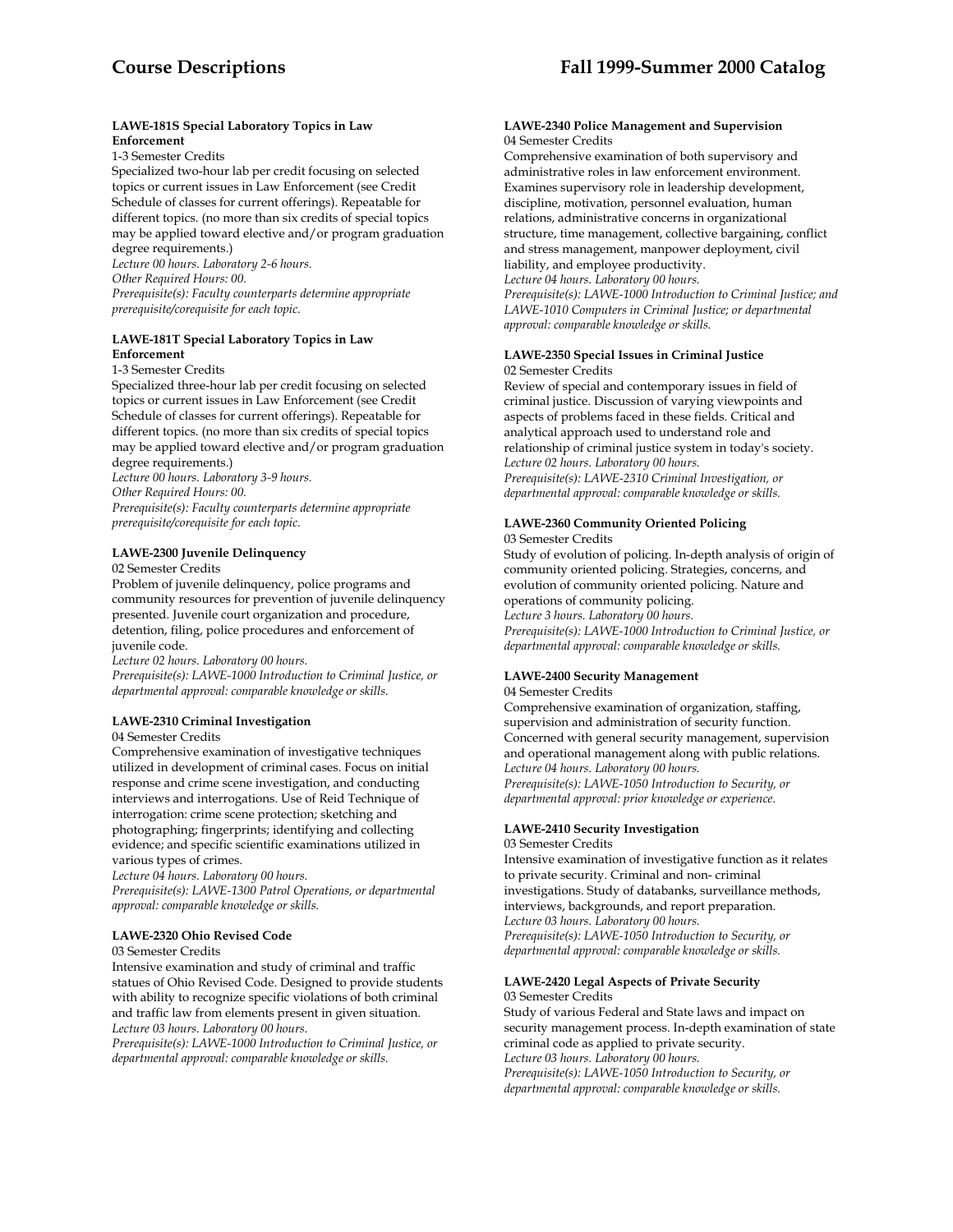**LAWE-181S Special Laboratory Topics in Law Enforcement**
1-3 Semester Credits
Specialized two-hour lab per credit focusing on selected topics or current issues in Law Enforcement (see Credit Schedule of classes for current offerings). Repeatable for different topics. (no more than six credits of special topics may be applied toward elective and/or program graduation degree requirements.)
*Lecture 00 hours. Laboratory 2-6 hours.*
*Other Required Hours: 00.*
*Prerequisite(s): Faculty counterparts determine appropriate prerequisite/corequisite for each topic.*

**LAWE-181T Special Laboratory Topics in Law Enforcement**
1-3 Semester Credits
Specialized three-hour lab per credit focusing on selected topics or current issues in Law Enforcement (see Credit Schedule of classes for current offerings). Repeatable for different topics. (no more than six credits of special topics may be applied toward elective and/or program graduation degree requirements.)
*Lecture 00 hours. Laboratory 3-9 hours.*
*Other Required Hours: 00.*
*Prerequisite(s): Faculty counterparts determine appropriate prerequisite/corequisite for each topic.*

**LAWE-2300 Juvenile Delinquency**
02 Semester Credits
Problem of juvenile delinquency, police programs and community resources for prevention of juvenile delinquency presented. Juvenile court organization and procedure, detention, filing, police procedures and enforcement of juvenile code.
*Lecture 02 hours. Laboratory 00 hours.*
*Prerequisite(s): LAWE-1000 Introduction to Criminal Justice, or departmental approval: comparable knowledge or skills.*

**LAWE-2310 Criminal Investigation**
04 Semester Credits
Comprehensive examination of investigative techniques utilized in development of criminal cases. Focus on initial response and crime scene investigation, and conducting interviews and interrogations. Use of Reid Technique of interrogation: crime scene protection; sketching and photographing; fingerprints; identifying and collecting evidence; and specific scientific examinations utilized in various types of crimes.
*Lecture 04 hours. Laboratory 00 hours.*
*Prerequisite(s): LAWE-1300 Patrol Operations, or departmental approval: comparable knowledge or skills.*

**LAWE-2320 Ohio Revised Code**
03 Semester Credits
Intensive examination and study of criminal and traffic statues of Ohio Revised Code. Designed to provide students with ability to recognize specific violations of both criminal and traffic law from elements present in given situation.
*Lecture 03 hours. Laboratory 00 hours.*
*Prerequisite(s): LAWE-1000 Introduction to Criminal Justice, or departmental approval: comparable knowledge or skills.*

**LAWE-2340 Police Management and Supervision**
04 Semester Credits
Comprehensive examination of both supervisory and administrative roles in law enforcement environment. Examines supervisory role in leadership development, discipline, motivation, personnel evaluation, human relations, administrative concerns in organizational structure, time management, collective bargaining, conflict and stress management, manpower deployment, civil liability, and employee productivity.
*Lecture 04 hours. Laboratory 00 hours.*
*Prerequisite(s): LAWE-1000 Introduction to Criminal Justice; and LAWE-1010 Computers in Criminal Justice; or departmental approval: comparable knowledge or skills.*

**LAWE-2350 Special Issues in Criminal Justice**
02 Semester Credits
Review of special and contemporary issues in field of criminal justice. Discussion of varying viewpoints and aspects of problems faced in these fields. Critical and analytical approach used to understand role and relationship of criminal justice system in today's society.
*Lecture 02 hours. Laboratory 00 hours.*
*Prerequisite(s): LAWE-2310 Criminal Investigation, or departmental approval: comparable knowledge or skills.*

**LAWE-2360 Community Oriented Policing**
03 Semester Credits
Study of evolution of policing. In-depth analysis of origin of community oriented policing. Strategies, concerns, and evolution of community oriented policing. Nature and operations of community policing.
*Lecture 3 hours. Laboratory 00 hours.*
*Prerequisite(s): LAWE-1000 Introduction to Criminal Justice, or departmental approval: comparable knowledge or skills.*

**LAWE-2400 Security Management**
04 Semester Credits
Comprehensive examination of organization, staffing, supervision and administration of security function. Concerned with general security management, supervision and operational management along with public relations.
*Lecture 04 hours. Laboratory 00 hours.*
*Prerequisite(s): LAWE-1050 Introduction to Security, or departmental approval: prior knowledge or experience.*

**LAWE-2410 Security Investigation**
03 Semester Credits
Intensive examination of investigative function as it relates to private security. Criminal and non- criminal investigations. Study of databanks, surveillance methods, interviews, backgrounds, and report preparation.
*Lecture 03 hours. Laboratory 00 hours.*
*Prerequisite(s): LAWE-1050 Introduction to Security, or departmental approval: comparable knowledge or skills.*

**LAWE-2420 Legal Aspects of Private Security**
03 Semester Credits
Study of various Federal and State laws and impact on security management process. In-depth examination of state criminal code as applied to private security.
*Lecture 03 hours. Laboratory 00 hours.*
*Prerequisite(s): LAWE-1050 Introduction to Security, or departmental approval: comparable knowledge or skills.*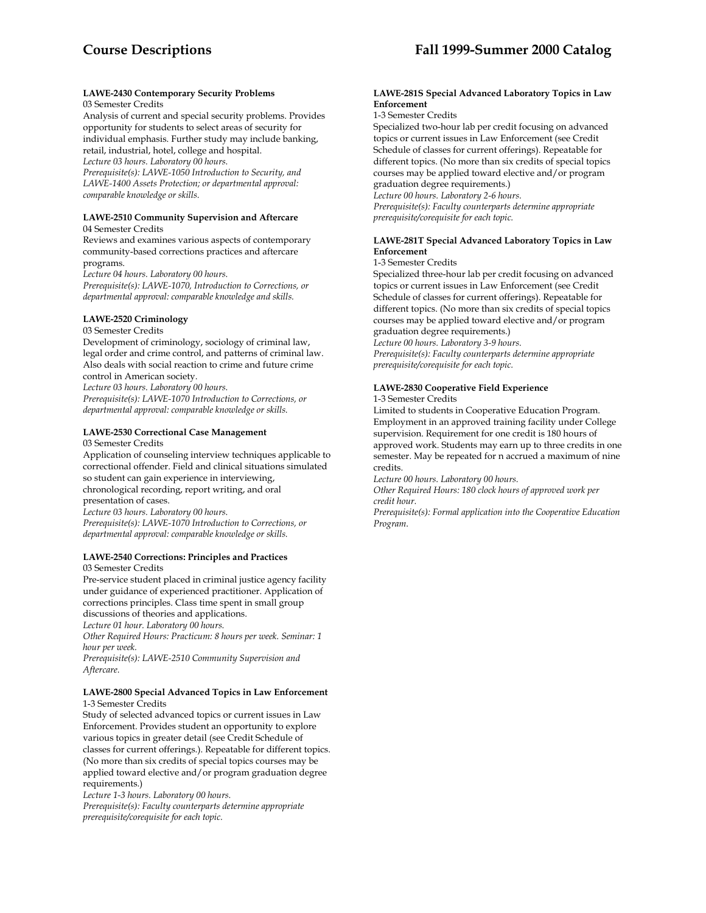#### LAWE-2430 Contemporary Security Problems

03 Semester Credits

Analysis of current and special security problems. Provides opportunity for students to select areas of security for individual emphasis. Further study may include banking, retail, industrial, hotel, college and hospital.

*Lecture 03 hours. Laboratory 00 hours.*

*Prerequisite(s): LAWE-1050 Introduction to Security, and LAWE-1400 Assets Protection; or departmental approval: comparable knowledge or skills.*

#### LAWE-2510 Community Supervision and Aftercare

04 Semester Credits

Reviews and examines various aspects of contemporary community-based corrections practices and aftercare programs.

*Lecture 04 hours. Laboratory 00 hours.*

*Prerequisite(s): LAWE-1070, Introduction to Corrections, or departmental approval: comparable knowledge and skills.*

#### LAWE-2520 Criminology

03 Semester Credits

Development of criminology, sociology of criminal law, legal order and crime control, and patterns of criminal law. Also deals with social reaction to crime and future crime control in American society.

*Lecture 03 hours. Laboratory 00 hours.*

*Prerequisite(s): LAWE-1070 Introduction to Corrections, or departmental approval: comparable knowledge or skills.*

#### LAWE-2530 Correctional Case Management

03 Semester Credits

Application of counseling interview techniques applicable to correctional offender. Field and clinical situations simulated so student can gain experience in interviewing, chronological recording, report writing, and oral presentation of cases.

*Lecture 03 hours. Laboratory 00 hours.*

*Prerequisite(s): LAWE-1070 Introduction to Corrections, or departmental approval: comparable knowledge or skills.*

#### LAWE-2540 Corrections: Principles and Practices

03 Semester Credits

Pre-service student placed in criminal justice agency facility under guidance of experienced practitioner. Application of corrections principles. Class time spent in small group discussions of theories and applications.

*Lecture 01 hour. Laboratory 00 hours.*

*Other Required Hours: Practicum: 8 hours per week. Seminar: 1 hour per week.*

*Prerequisite(s): LAWE-2510 Community Supervision and Aftercare.*

#### LAWE-2800 Special Advanced Topics in Law Enforcement

1-3 Semester Credits

Study of selected advanced topics or current issues in Law Enforcement. Provides student an opportunity to explore various topics in greater detail (see Credit Schedule of classes for current offerings.). Repeatable for different topics. (No more than six credits of special topics courses may be applied toward elective and/or program graduation degree requirements.)

*Lecture 1-3 hours. Laboratory 00 hours.*

*Prerequisite(s): Faculty counterparts determine appropriate prerequisite/corequisite for each topic.*

#### LAWE-281S Special Advanced Laboratory Topics in Law Enforcement

1-3 Semester Credits

Specialized two-hour lab per credit focusing on advanced topics or current issues in Law Enforcement (see Credit Schedule of classes for current offerings). Repeatable for different topics. (No more than six credits of special topics courses may be applied toward elective and/or program graduation degree requirements.)

*Lecture 00 hours. Laboratory 2-6 hours.*

*Prerequisite(s): Faculty counterparts determine appropriate prerequisite/corequisite for each topic.*

#### LAWE-281T Special Advanced Laboratory Topics in Law Enforcement

1-3 Semester Credits

Specialized three-hour lab per credit focusing on advanced topics or current issues in Law Enforcement (see Credit Schedule of classes for current offerings). Repeatable for different topics. (No more than six credits of special topics courses may be applied toward elective and/or program graduation degree requirements.)

*Lecture 00 hours. Laboratory 3-9 hours.*

*Prerequisite(s): Faculty counterparts determine appropriate prerequisite/corequisite for each topic.*

#### LAWE-2830 Cooperative Field Experience

1-3 Semester Credits

Limited to students in Cooperative Education Program. Employment in an approved training facility under College supervision. Requirement for one credit is 180 hours of approved work. Students may earn up to three credits in one semester. May be repeated for n accrued a maximum of nine credits.

*Lecture 00 hours. Laboratory 00 hours.*

*Other Required Hours: 180 clock hours of approved work per credit hour.*

*Prerequisite(s): Formal application into the Cooperative Education Program.*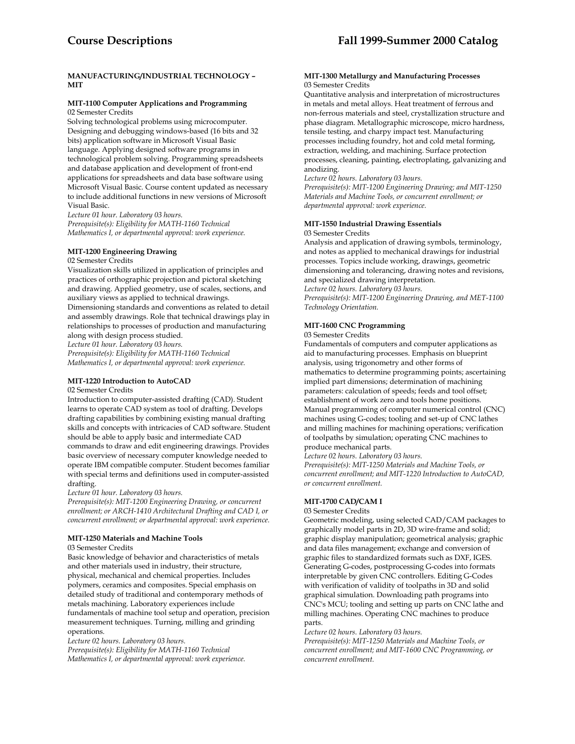## MANUFACTURING/INDUSTRIAL TECHNOLOGY – MIT

### MIT-1100 Computer Applications and Programming

02 Semester Credits

Solving technological problems using microcomputer. Designing and debugging windows-based (16 bits and 32 bits) application software in Microsoft Visual Basic language. Applying designed software programs in technological problem solving. Programming spreadsheets and database application and development of front-end applications for spreadsheets and data base software using Microsoft Visual Basic. Course content updated as necessary to include additional functions in new versions of Microsoft Visual Basic.

*Lecture 01 hour. Laboratory 03 hours.*

*Prerequisite(s): Eligibility for MATH-1160 Technical Mathematics I, or departmental approval: work experience.*

### MIT-1200 Engineering Drawing

02 Semester Credits

Visualization skills utilized in application of principles and practices of orthographic projection and pictoral sketching and drawing. Applied geometry, use of scales, sections, and auxiliary views as applied to technical drawings. Dimensioning standards and conventions as related to detail and assembly drawings. Role that technical drawings play in relationships to processes of production and manufacturing along with design process studied.

*Lecture 01 hour. Laboratory 03 hours.*

*Prerequisite(s): Eligibility for MATH-1160 Technical Mathematics I, or departmental approval: work experience.*

### MIT-1220 Introduction to AutoCAD

02 Semester Credits

Introduction to computer-assisted drafting (CAD). Student learns to operate CAD system as tool of drafting. Develops drafting capabilities by combining existing manual drafting skills and concepts with intricacies of CAD software. Student should be able to apply basic and intermediate CAD commands to draw and edit engineering drawings. Provides basic overview of necessary computer knowledge needed to operate IBM compatible computer. Student becomes familiar with special terms and definitions used in computer-assisted drafting.

*Lecture 01 hour. Laboratory 03 hours.*

*Prerequisite(s): MIT-1200 Engineering Drawing, or concurrent enrollment; or ARCH-1410 Architectural Drafting and CAD I, or concurrent enrollment; or departmental approval: work experience.*

### MIT-1250 Materials and Machine Tools

03 Semester Credits

Basic knowledge of behavior and characteristics of metals and other materials used in industry, their structure, physical, mechanical and chemical properties. Includes polymers, ceramics and composites. Special emphasis on detailed study of traditional and contemporary methods of metals machining. Laboratory experiences include fundamentals of machine tool setup and operation, precision measurement techniques. Turning, milling and grinding operations.

*Lecture 02 hours. Laboratory 03 hours.*

*Prerequisite(s): Eligibility for MATH-1160 Technical Mathematics I, or departmental approval: work experience.*

### MIT-1300 Metallurgy and Manufacturing Processes

03 Semester Credits

Quantitative analysis and interpretation of microstructures in metals and metal alloys. Heat treatment of ferrous and non-ferrous materials and steel, crystallization structure and phase diagram. Metallographic microscope, micro hardness, tensile testing, and charpy impact test. Manufacturing processes including foundry, hot and cold metal forming, extraction, welding, and machining. Surface protection processes, cleaning, painting, electroplating, galvanizing and anodizing.

*Lecture 02 hours. Laboratory 03 hours.*

*Prerequisite(s): MIT-1200 Engineering Drawing; and MIT-1250 Materials and Machine Tools, or concurrent enrollment; or departmental approval: work experience.*

### MIT-1550 Industrial Drawing Essentials

03 Semester Credits

Analysis and application of drawing symbols, terminology, and notes as applied to mechanical drawings for industrial processes. Topics include working, drawings, geometric dimensioning and tolerancing, drawing notes and revisions, and specialized drawing interpretation.

*Lecture 02 hours. Laboratory 03 hours.*

*Prerequisite(s): MIT-1200 Engineering Drawing, and MET-1100 Technology Orientation.*

### MIT-1600 CNC Programming

03 Semester Credits

Fundamentals of computers and computer applications as aid to manufacturing processes. Emphasis on blueprint analysis, using trigonometry and other forms of mathematics to determine programming points; ascertaining implied part dimensions; determination of machining parameters: calculation of speeds; feeds and tool offset; establishment of work zero and tools home positions. Manual programming of computer numerical control (CNC) machines using G-codes; tooling and set-up of CNC lathes and milling machines for machining operations; verification of toolpaths by simulation; operating CNC machines to produce mechanical parts.

*Lecture 02 hours. Laboratory 03 hours.*

*Prerequisite(s): MIT-1250 Materials and Machine Tools, or concurrent enrollment; and MIT-1220 Introduction to AutoCAD, or concurrent enrollment.*

### MIT-1700 CAD/CAM I

03 Semester Credits

Geometric modeling, using selected CAD/CAM packages to graphically model parts in 2D, 3D wire-frame and solid; graphic display manipulation; geometrical analysis; graphic and data files management; exchange and conversion of graphic files to standardized formats such as DXF, IGES. Generating G-codes, postprocessing G-codes into formats interpretable by given CNC controllers. Editing G-Codes with verification of validity of toolpaths in 3D and solid graphical simulation. Downloading path programs into CNC's MCU; tooling and setting up parts on CNC lathe and milling machines. Operating CNC machines to produce parts.

*Lecture 02 hours. Laboratory 03 hours.*

*Prerequisite(s): MIT-1250 Materials and Machine Tools, or concurrent enrollment; and MIT-1600 CNC Programming, or concurrent enrollment.*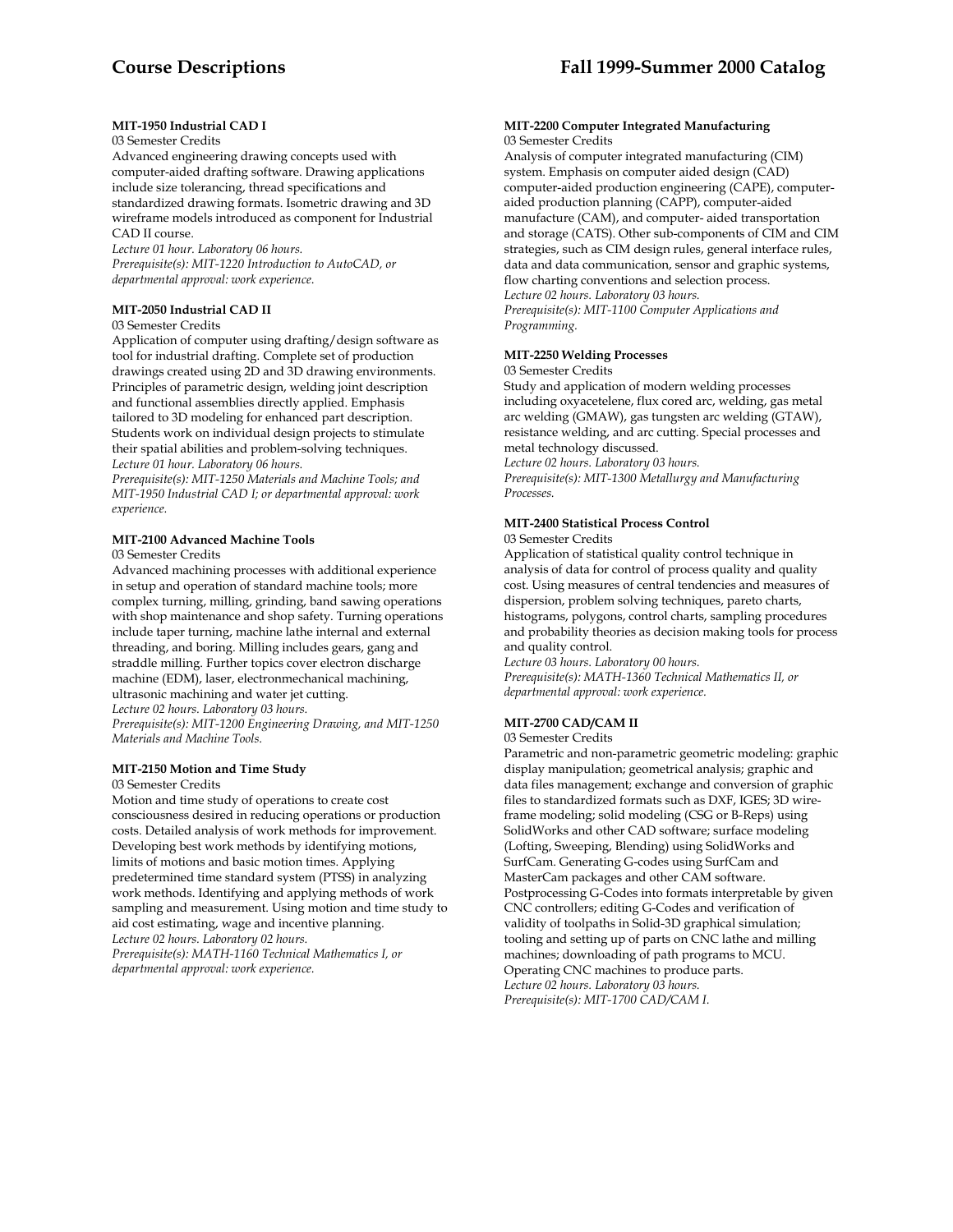**MIT-1950 Industrial CAD I**

03 Semester Credits

Advanced engineering drawing concepts used with computer-aided drafting software. Drawing applications include size tolerancing, thread specifications and standardized drawing formats. Isometric drawing and 3D wireframe models introduced as component for Industrial CAD II course.

*Lecture 01 hour. Laboratory 06 hours.*

*Prerequisite(s): MIT-1220 Introduction to AutoCAD, or departmental approval: work experience.*

**MIT-2050 Industrial CAD II**

03 Semester Credits

Application of computer using drafting/design software as tool for industrial drafting. Complete set of production drawings created using 2D and 3D drawing environments. Principles of parametric design, welding joint description and functional assemblies directly applied. Emphasis tailored to 3D modeling for enhanced part description. Students work on individual design projects to stimulate their spatial abilities and problem-solving techniques.

*Lecture 01 hour. Laboratory 06 hours.*

*Prerequisite(s): MIT-1250 Materials and Machine Tools; and MIT-1950 Industrial CAD I; or departmental approval: work experience.*

**MIT-2100 Advanced Machine Tools**

03 Semester Credits

Advanced machining processes with additional experience in setup and operation of standard machine tools; more complex turning, milling, grinding, band sawing operations with shop maintenance and shop safety. Turning operations include taper turning, machine lathe internal and external threading, and boring. Milling includes gears, gang and straddle milling. Further topics cover electron discharge machine (EDM), laser, electronmechanical machining, ultrasonic machining and water jet cutting.

*Lecture 02 hours. Laboratory 03 hours.*

*Prerequisite(s): MIT-1200 Engineering Drawing, and MIT-1250 Materials and Machine Tools.*

**MIT-2150 Motion and Time Study**

03 Semester Credits

Motion and time study of operations to create cost consciousness desired in reducing operations or production costs. Detailed analysis of work methods for improvement. Developing best work methods by identifying motions, limits of motions and basic motion times. Applying predetermined time standard system (PTSS) in analyzing work methods. Identifying and applying methods of work sampling and measurement. Using motion and time study to aid cost estimating, wage and incentive planning.

*Lecture 02 hours. Laboratory 02 hours.*

*Prerequisite(s): MATH-1160 Technical Mathematics I, or departmental approval: work experience.*

**MIT-2200 Computer Integrated Manufacturing**

03 Semester Credits

Analysis of computer integrated manufacturing (CIM) system. Emphasis on computer aided design (CAD) computer-aided production engineering (CAPE), computer-aided production planning (CAPP), computer-aided manufacture (CAM), and computer- aided transportation and storage (CATS). Other sub-components of CIM and CIM strategies, such as CIM design rules, general interface rules, data and data communication, sensor and graphic systems, flow charting conventions and selection process.

*Lecture 02 hours. Laboratory 03 hours.*

*Prerequisite(s): MIT-1100 Computer Applications and Programming.*

**MIT-2250 Welding Processes**

03 Semester Credits

Study and application of modern welding processes including oxyacetelene, flux cored arc, welding, gas metal arc welding (GMAW), gas tungsten arc welding (GTAW), resistance welding, and arc cutting. Special processes and metal technology discussed.

*Lecture 02 hours. Laboratory 03 hours.*

*Prerequisite(s): MIT-1300 Metallurgy and Manufacturing Processes.*

**MIT-2400 Statistical Process Control**

03 Semester Credits

Application of statistical quality control technique in analysis of data for control of process quality and quality cost. Using measures of central tendencies and measures of dispersion, problem solving techniques, pareto charts, histograms, polygons, control charts, sampling procedures and probability theories as decision making tools for process and quality control.

*Lecture 03 hours. Laboratory 00 hours.*

*Prerequisite(s): MATH-1360 Technical Mathematics II, or departmental approval: work experience.*

**MIT-2700 CAD/CAM II**

03 Semester Credits

Parametric and non-parametric geometric modeling: graphic display manipulation; geometrical analysis; graphic and data files management; exchange and conversion of graphic files to standardized formats such as DXF, IGES; 3D wire-frame modeling; solid modeling (CSG or B-Reps) using SolidWorks and other CAD software; surface modeling (Lofting, Sweeping, Blending) using SolidWorks and SurfCam. Generating G-codes using SurfCam and MasterCam packages and other CAM software. Postprocessing G-Codes into formats interpretable by given CNC controllers; editing G-Codes and verification of validity of toolpaths in Solid-3D graphical simulation; tooling and setting up of parts on CNC lathe and milling machines; downloading of path programs to MCU. Operating CNC machines to produce parts.

*Lecture 02 hours. Laboratory 03 hours.*

*Prerequisite(s): MIT-1700 CAD/CAM I.*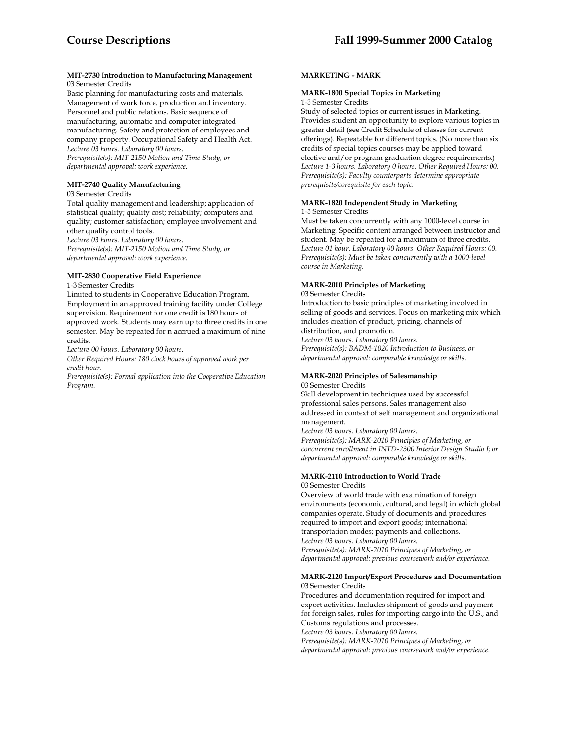**MIT-2730 Introduction to Manufacturing Management**
03 Semester Credits
Basic planning for manufacturing costs and materials. Management of work force, production and inventory. Personnel and public relations. Basic sequence of manufacturing, automatic and computer integrated manufacturing. Safety and protection of employees and company property. Occupational Safety and Health Act.
*Lecture 03 hours. Laboratory 00 hours.*
*Prerequisite(s): MIT-2150 Motion and Time Study, or departmental approval: work experience.*

**MIT-2740 Quality Manufacturing**
03 Semester Credits
Total quality management and leadership; application of statistical quality; quality cost; reliability; computers and quality; customer satisfaction; employee involvement and other quality control tools.
*Lecture 03 hours. Laboratory 00 hours.*
*Prerequisite(s): MIT-2150 Motion and Time Study, or departmental approval: work experience.*

**MIT-2830 Cooperative Field Experience**
1-3 Semester Credits
Limited to students in Cooperative Education Program. Employment in an approved training facility under College supervision. Requirement for one credit is 180 hours of approved work. Students may earn up to three credits in one semester. May be repeated for n accrued a maximum of nine credits.
*Lecture 00 hours. Laboratory 00 hours.*
*Other Required Hours: 180 clock hours of approved work per credit hour.*
*Prerequisite(s): Formal application into the Cooperative Education Program.*

## MARKETING - MARK

**MARK-1800 Special Topics in Marketing**
1-3 Semester Credits
Study of selected topics or current issues in Marketing. Provides student an opportunity to explore various topics in greater detail (see Credit Schedule of classes for current offerings). Repeatable for different topics. (No more than six credits of special topics courses may be applied toward elective and/or program graduation degree requirements.)
*Lecture 1-3 hours. Laboratory 0 hours. Other Required Hours: 00.*
*Prerequisite(s): Faculty counterparts determine appropriate prerequisite/corequisite for each topic.*

**MARK-1820 Independent Study in Marketing**
1-3 Semester Credits
Must be taken concurrently with any 1000-level course in Marketing. Specific content arranged between instructor and student. May be repeated for a maximum of three credits.
*Lecture 01 hour. Laboratory 00 hours. Other Required Hours: 00.*
*Prerequisite(s): Must be taken concurrently with a 1000-level course in Marketing.*

**MARK-2010 Principles of Marketing**
03 Semester Credits
Introduction to basic principles of marketing involved in selling of goods and services. Focus on marketing mix which includes creation of product, pricing, channels of distribution, and promotion.
*Lecture 03 hours. Laboratory 00 hours.*
*Prerequisite(s): BADM-1020 Introduction to Business, or departmental approval: comparable knowledge or skills.*

**MARK-2020 Principles of Salesmanship**
03 Semester Credits
Skill development in techniques used by successful professional sales persons. Sales management also addressed in context of self management and organizational management.
*Lecture 03 hours. Laboratory 00 hours.*
*Prerequisite(s): MARK-2010 Principles of Marketing, or concurrent enrollment in INTD-2300 Interior Design Studio I; or departmental approval: comparable knowledge or skills.*

**MARK-2110 Introduction to World Trade**
03 Semester Credits
Overview of world trade with examination of foreign environments (economic, cultural, and legal) in which global companies operate. Study of documents and procedures required to import and export goods; international transportation modes; payments and collections.
*Lecture 03 hours. Laboratory 00 hours.*
*Prerequisite(s): MARK-2010 Principles of Marketing, or departmental approval: previous coursework and/or experience.*

**MARK-2120 Import/Export Procedures and Documentation**
03 Semester Credits
Procedures and documentation required for import and export activities. Includes shipment of goods and payment for foreign sales, rules for importing cargo into the U.S., and Customs regulations and processes.
*Lecture 03 hours. Laboratory 00 hours.*
*Prerequisite(s): MARK-2010 Principles of Marketing, or departmental approval: previous coursework and/or experience.*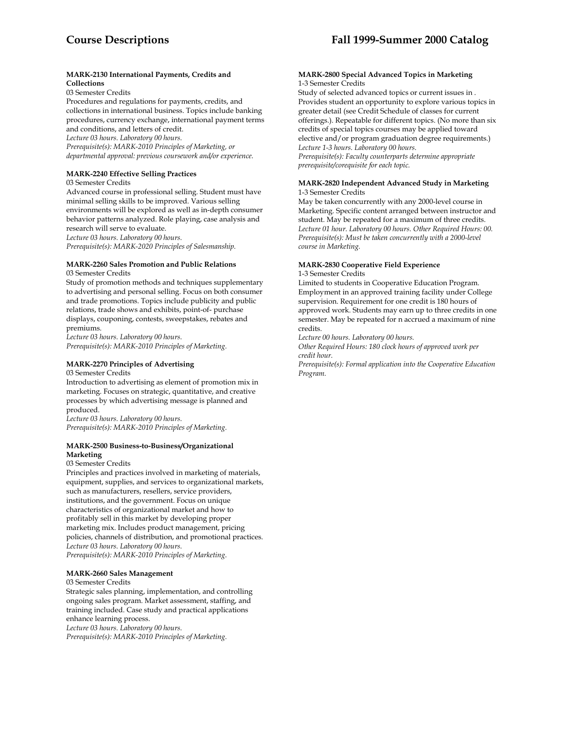#### MARK-2130 International Payments, Credits and Collections

03 Semester Credits

Procedures and regulations for payments, credits, and collections in international business. Topics include banking procedures, currency exchange, international payment terms and conditions, and letters of credit.

*Lecture 03 hours. Laboratory 00 hours.*

*Prerequisite(s): MARK-2010 Principles of Marketing, or departmental approval: previous coursework and/or experience.*

#### MARK-2240 Effective Selling Practices

03 Semester Credits

Advanced course in professional selling. Student must have minimal selling skills to be improved. Various selling environments will be explored as well as in-depth consumer behavior patterns analyzed. Role playing, case analysis and research will serve to evaluate.

*Lecture 03 hours. Laboratory 00 hours.*

*Prerequisite(s): MARK-2020 Principles of Salesmanship.*

#### MARK-2260 Sales Promotion and Public Relations

03 Semester Credits

Study of promotion methods and techniques supplementary to advertising and personal selling. Focus on both consumer and trade promotions. Topics include publicity and public relations, trade shows and exhibits, point-of- purchase displays, couponing, contests, sweepstakes, rebates and premiums.

*Lecture 03 hours. Laboratory 00 hours.*

*Prerequisite(s): MARK-2010 Principles of Marketing.*

#### MARK-2270 Principles of Advertising

03 Semester Credits

Introduction to advertising as element of promotion mix in marketing. Focuses on strategic, quantitative, and creative processes by which advertising message is planned and produced.

*Lecture 03 hours. Laboratory 00 hours.*

*Prerequisite(s): MARK-2010 Principles of Marketing.*

#### MARK-2500 Business-to-Business/Organizational Marketing

03 Semester Credits

Principles and practices involved in marketing of materials, equipment, supplies, and services to organizational markets, such as manufacturers, resellers, service providers, institutions, and the government. Focus on unique characteristics of organizational market and how to profitably sell in this market by developing proper marketing mix. Includes product management, pricing policies, channels of distribution, and promotional practices.

*Lecture 03 hours. Laboratory 00 hours.*

*Prerequisite(s): MARK-2010 Principles of Marketing.*

#### MARK-2660 Sales Management

03 Semester Credits

Strategic sales planning, implementation, and controlling ongoing sales program. Market assessment, staffing, and training included. Case study and practical applications enhance learning process.

*Lecture 03 hours. Laboratory 00 hours.*

*Prerequisite(s): MARK-2010 Principles of Marketing.*

#### MARK-2800 Special Advanced Topics in Marketing

1-3 Semester Credits

Study of selected advanced topics or current issues in . Provides student an opportunity to explore various topics in greater detail (see Credit Schedule of classes for current offerings.). Repeatable for different topics. (No more than six credits of special topics courses may be applied toward elective and/or program graduation degree requirements.)

*Lecture 1-3 hours. Laboratory 00 hours.*

*Prerequisite(s): Faculty counterparts determine appropriate prerequisite/corequisite for each topic.*

#### MARK-2820 Independent Advanced Study in Marketing

1-3 Semester Credits

May be taken concurrently with any 2000-level course in Marketing. Specific content arranged between instructor and student. May be repeated for a maximum of three credits.

*Lecture 01 hour. Laboratory 00 hours. Other Required Hours: 00.*

*Prerequisite(s): Must be taken concurrently with a 2000-level course in Marketing.*

#### MARK-2830 Cooperative Field Experience

1-3 Semester Credits

Limited to students in Cooperative Education Program. Employment in an approved training facility under College supervision. Requirement for one credit is 180 hours of approved work. Students may earn up to three credits in one semester. May be repeated for n accrued a maximum of nine credits.

*Lecture 00 hours. Laboratory 00 hours.*

*Other Required Hours: 180 clock hours of approved work per credit hour.*

*Prerequisite(s): Formal application into the Cooperative Education Program.*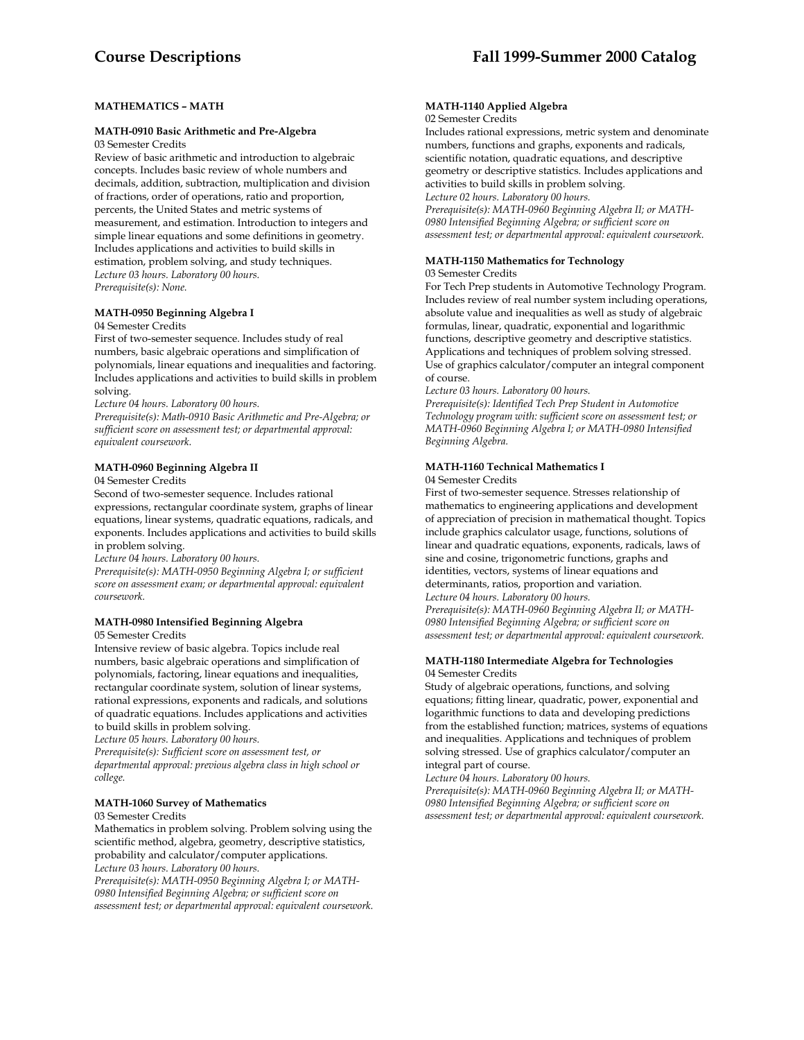## MATHEMATICS – MATH

### MATH-0910 Basic Arithmetic and Pre-Algebra

03 Semester Credits

Review of basic arithmetic and introduction to algebraic concepts. Includes basic review of whole numbers and decimals, addition, subtraction, multiplication and division of fractions, order of operations, ratio and proportion, percents, the United States and metric systems of measurement, and estimation. Introduction to integers and simple linear equations and some definitions in geometry. Includes applications and activities to build skills in estimation, problem solving, and study techniques.

*Lecture 03 hours. Laboratory 00 hours.*

*Prerequisite(s): None.*

### MATH-0950 Beginning Algebra I

04 Semester Credits

First of two-semester sequence. Includes study of real numbers, basic algebraic operations and simplification of polynomials, linear equations and inequalities and factoring. Includes applications and activities to build skills in problem solving.

*Lecture 04 hours. Laboratory 00 hours.*

*Prerequisite(s): Math-0910 Basic Arithmetic and Pre-Algebra; or sufficient score on assessment test; or departmental approval: equivalent coursework.*

### MATH-0960 Beginning Algebra II

04 Semester Credits

Second of two-semester sequence. Includes rational expressions, rectangular coordinate system, graphs of linear equations, linear systems, quadratic equations, radicals, and exponents. Includes applications and activities to build skills in problem solving.

*Lecture 04 hours. Laboratory 00 hours.*

*Prerequisite(s): MATH-0950 Beginning Algebra I; or sufficient score on assessment exam; or departmental approval: equivalent coursework.*

### MATH-0980 Intensified Beginning Algebra

05 Semester Credits

Intensive review of basic algebra. Topics include real numbers, basic algebraic operations and simplification of polynomials, factoring, linear equations and inequalities, rectangular coordinate system, solution of linear systems, rational expressions, exponents and radicals, and solutions of quadratic equations. Includes applications and activities to build skills in problem solving.

*Lecture 05 hours. Laboratory 00 hours.*

*Prerequisite(s): Sufficient score on assessment test, or departmental approval: previous algebra class in high school or college.*

### MATH-1060 Survey of Mathematics

03 Semester Credits

Mathematics in problem solving. Problem solving using the scientific method, algebra, geometry, descriptive statistics, probability and calculator/computer applications.

*Lecture 03 hours. Laboratory 00 hours.*

*Prerequisite(s): MATH-0950 Beginning Algebra I; or MATH-0980 Intensified Beginning Algebra; or sufficient score on assessment test; or departmental approval: equivalent coursework.*

### MATH-1140 Applied Algebra

02 Semester Credits

Includes rational expressions, metric system and denominate numbers, functions and graphs, exponents and radicals, scientific notation, quadratic equations, and descriptive geometry or descriptive statistics. Includes applications and activities to build skills in problem solving.

*Lecture 02 hours. Laboratory 00 hours.*

*Prerequisite(s): MATH-0960 Beginning Algebra II; or MATH-0980 Intensified Beginning Algebra; or sufficient score on assessment test; or departmental approval: equivalent coursework.*

### MATH-1150 Mathematics for Technology

03 Semester Credits

For Tech Prep students in Automotive Technology Program. Includes review of real number system including operations, absolute value and inequalities as well as study of algebraic formulas, linear, quadratic, exponential and logarithmic functions, descriptive geometry and descriptive statistics. Applications and techniques of problem solving stressed. Use of graphics calculator/computer an integral component of course.

*Lecture 03 hours. Laboratory 00 hours.*

*Prerequisite(s): Identified Tech Prep Student in Automotive Technology program with: sufficient score on assessment test; or MATH-0960 Beginning Algebra I; or MATH-0980 Intensified Beginning Algebra.*

### MATH-1160 Technical Mathematics I

04 Semester Credits

First of two-semester sequence. Stresses relationship of mathematics to engineering applications and development of appreciation of precision in mathematical thought. Topics include graphics calculator usage, functions, solutions of linear and quadratic equations, exponents, radicals, laws of sine and cosine, trigonometric functions, graphs and identities, vectors, systems of linear equations and determinants, ratios, proportion and variation.

*Lecture 04 hours. Laboratory 00 hours.*

*Prerequisite(s): MATH-0960 Beginning Algebra II; or MATH-0980 Intensified Beginning Algebra; or sufficient score on assessment test; or departmental approval: equivalent coursework.*

### MATH-1180 Intermediate Algebra for Technologies

04 Semester Credits

Study of algebraic operations, functions, and solving equations; fitting linear, quadratic, power, exponential and logarithmic functions to data and developing predictions from the established function; matrices, systems of equations and inequalities. Applications and techniques of problem solving stressed. Use of graphics calculator/computer an integral part of course.

*Lecture 04 hours. Laboratory 00 hours.*

*Prerequisite(s): MATH-0960 Beginning Algebra II; or MATH-0980 Intensified Beginning Algebra; or sufficient score on assessment test; or departmental approval: equivalent coursework.*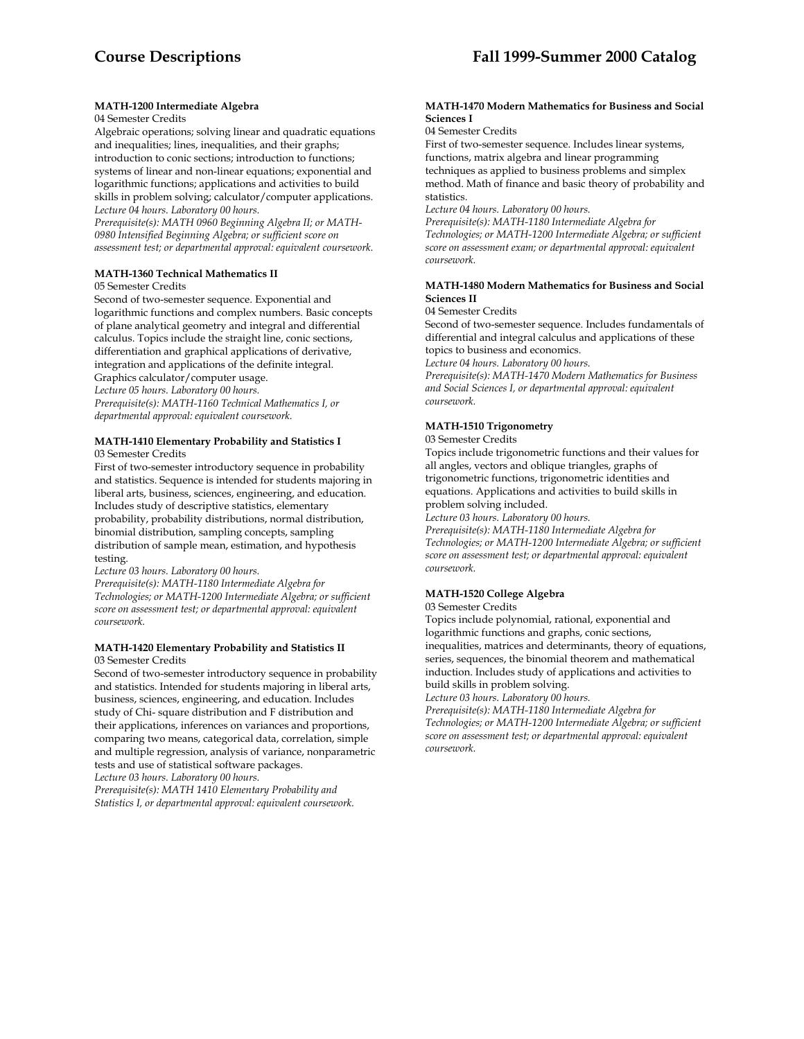#### MATH-1200 Intermediate Algebra

04 Semester Credits

Algebraic operations; solving linear and quadratic equations and inequalities; lines, inequalities, and their graphs; introduction to conic sections; introduction to functions; systems of linear and non-linear equations; exponential and logarithmic functions; applications and activities to build skills in problem solving; calculator/computer applications.

*Lecture 04 hours. Laboratory 00 hours.*

*Prerequisite(s): MATH 0960 Beginning Algebra II; or MATH-0980 Intensified Beginning Algebra; or sufficient score on assessment test; or departmental approval: equivalent coursework.*

#### MATH-1360 Technical Mathematics II

05 Semester Credits

Second of two-semester sequence. Exponential and logarithmic functions and complex numbers. Basic concepts of plane analytical geometry and integral and differential calculus. Topics include the straight line, conic sections, differentiation and graphical applications of derivative, integration and applications of the definite integral. Graphics calculator/computer usage.

*Lecture 05 hours. Laboratory 00 hours.*

*Prerequisite(s): MATH-1160 Technical Mathematics I, or departmental approval: equivalent coursework.*

#### MATH-1410 Elementary Probability and Statistics I

03 Semester Credits

First of two-semester introductory sequence in probability and statistics. Sequence is intended for students majoring in liberal arts, business, sciences, engineering, and education. Includes study of descriptive statistics, elementary probability, probability distributions, normal distribution, binomial distribution, sampling concepts, sampling distribution of sample mean, estimation, and hypothesis testing.

*Lecture 03 hours. Laboratory 00 hours.*

*Prerequisite(s): MATH-1180 Intermediate Algebra for Technologies; or MATH-1200 Intermediate Algebra; or sufficient score on assessment test; or departmental approval: equivalent coursework.*

#### MATH-1420 Elementary Probability and Statistics II

03 Semester Credits

Second of two-semester introductory sequence in probability and statistics. Intended for students majoring in liberal arts, business, sciences, engineering, and education. Includes study of Chi- square distribution and F distribution and their applications, inferences on variances and proportions, comparing two means, categorical data, correlation, simple and multiple regression, analysis of variance, nonparametric tests and use of statistical software packages.

*Lecture 03 hours. Laboratory 00 hours.*

*Prerequisite(s): MATH 1410 Elementary Probability and Statistics I, or departmental approval: equivalent coursework.*

#### MATH-1470 Modern Mathematics for Business and Social Sciences I

04 Semester Credits

First of two-semester sequence. Includes linear systems, functions, matrix algebra and linear programming techniques as applied to business problems and simplex method. Math of finance and basic theory of probability and statistics.

*Lecture 04 hours. Laboratory 00 hours.*

*Prerequisite(s): MATH-1180 Intermediate Algebra for Technologies; or MATH-1200 Intermediate Algebra; or sufficient score on assessment exam; or departmental approval: equivalent coursework.*

#### MATH-1480 Modern Mathematics for Business and Social Sciences II

04 Semester Credits

Second of two-semester sequence. Includes fundamentals of differential and integral calculus and applications of these topics to business and economics.

*Lecture 04 hours. Laboratory 00 hours.*

*Prerequisite(s): MATH-1470 Modern Mathematics for Business and Social Sciences I, or departmental approval: equivalent coursework.*

#### MATH-1510 Trigonometry

03 Semester Credits

Topics include trigonometric functions and their values for all angles, vectors and oblique triangles, graphs of trigonometric functions, trigonometric identities and equations. Applications and activities to build skills in problem solving included.

*Lecture 03 hours. Laboratory 00 hours.*

*Prerequisite(s): MATH-1180 Intermediate Algebra for Technologies; or MATH-1200 Intermediate Algebra; or sufficient score on assessment test; or departmental approval: equivalent coursework.*

#### MATH-1520 College Algebra

03 Semester Credits

Topics include polynomial, rational, exponential and logarithmic functions and graphs, conic sections, inequalities, matrices and determinants, theory of equations, series, sequences, the binomial theorem and mathematical induction. Includes study of applications and activities to build skills in problem solving.

*Lecture 03 hours. Laboratory 00 hours.*

*Prerequisite(s): MATH-1180 Intermediate Algebra for Technologies; or MATH-1200 Intermediate Algebra; or sufficient score on assessment test; or departmental approval: equivalent coursework.*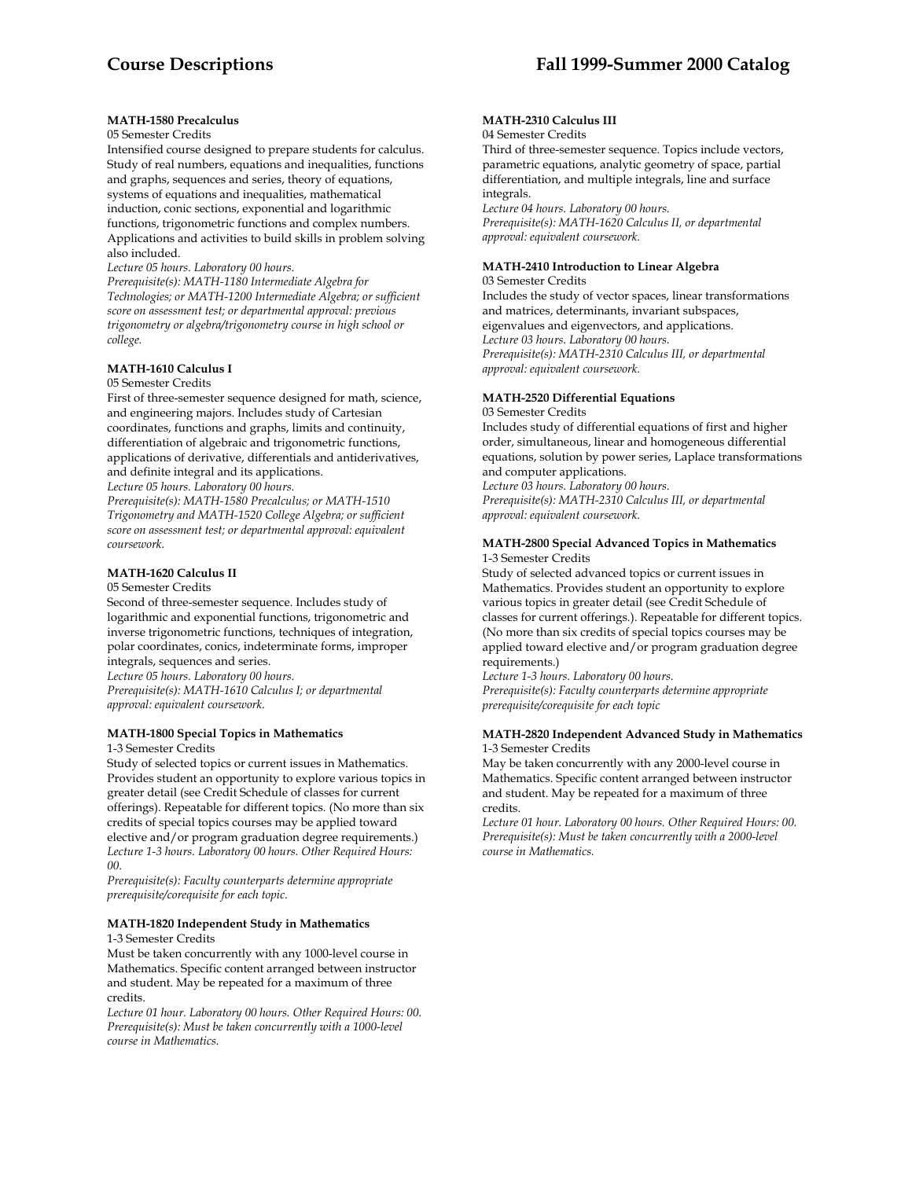#### MATH-1580 Precalculus

05 Semester Credits

Intensified course designed to prepare students for calculus. Study of real numbers, equations and inequalities, functions and graphs, sequences and series, theory of equations, systems of equations and inequalities, mathematical induction, conic sections, exponential and logarithmic functions, trigonometric functions and complex numbers. Applications and activities to build skills in problem solving also included.

*Lecture 05 hours. Laboratory 00 hours.*
*Prerequisite(s): MATH-1180 Intermediate Algebra for Technologies; or MATH-1200 Intermediate Algebra; or sufficient score on assessment test; or departmental approval: previous trigonometry or algebra/trigonometry course in high school or college.*

#### MATH-1610 Calculus I

05 Semester Credits

First of three-semester sequence designed for math, science, and engineering majors. Includes study of Cartesian coordinates, functions and graphs, limits and continuity, differentiation of algebraic and trigonometric functions, applications of derivative, differentials and antiderivatives, and definite integral and its applications.

*Lecture 05 hours. Laboratory 00 hours.*
*Prerequisite(s): MATH-1580 Precalculus; or MATH-1510 Trigonometry and MATH-1520 College Algebra; or sufficient score on assessment test; or departmental approval: equivalent coursework.*

#### MATH-1620 Calculus II

05 Semester Credits

Second of three-semester sequence. Includes study of logarithmic and exponential functions, trigonometric and inverse trigonometric functions, techniques of integration, polar coordinates, conics, indeterminate forms, improper integrals, sequences and series.

*Lecture 05 hours. Laboratory 00 hours.*
*Prerequisite(s): MATH-1610 Calculus I; or departmental approval: equivalent coursework.*

#### MATH-1800 Special Topics in Mathematics

1-3 Semester Credits

Study of selected topics or current issues in Mathematics. Provides student an opportunity to explore various topics in greater detail (see Credit Schedule of classes for current offerings). Repeatable for different topics. (No more than six credits of special topics courses may be applied toward elective and/or program graduation degree requirements.)

*Lecture 1-3 hours. Laboratory 00 hours. Other Required Hours: 00.*
*Prerequisite(s): Faculty counterparts determine appropriate prerequisite/corequisite for each topic.*

#### MATH-1820 Independent Study in Mathematics

1-3 Semester Credits

Must be taken concurrently with any 1000-level course in Mathematics. Specific content arranged between instructor and student. May be repeated for a maximum of three credits.

*Lecture 01 hour. Laboratory 00 hours. Other Required Hours: 00.*
*Prerequisite(s): Must be taken concurrently with a 1000-level course in Mathematics.*

#### MATH-2310 Calculus III

04 Semester Credits

Third of three-semester sequence. Topics include vectors, parametric equations, analytic geometry of space, partial differentiation, and multiple integrals, line and surface integrals.

*Lecture 04 hours. Laboratory 00 hours.*
*Prerequisite(s): MATH-1620 Calculus II, or departmental approval: equivalent coursework.*

#### MATH-2410 Introduction to Linear Algebra

03 Semester Credits

Includes the study of vector spaces, linear transformations and matrices, determinants, invariant subspaces, eigenvalues and eigenvectors, and applications.

*Lecture 03 hours. Laboratory 00 hours.*
*Prerequisite(s): MATH-2310 Calculus III, or departmental approval: equivalent coursework.*

#### MATH-2520 Differential Equations

03 Semester Credits

Includes study of differential equations of first and higher order, simultaneous, linear and homogeneous differential equations, solution by power series, Laplace transformations and computer applications.

*Lecture 03 hours. Laboratory 00 hours.*
*Prerequisite(s): MATH-2310 Calculus III, or departmental approval: equivalent coursework.*

#### MATH-2800 Special Advanced Topics in Mathematics

1-3 Semester Credits

Study of selected advanced topics or current issues in Mathematics. Provides student an opportunity to explore various topics in greater detail (see Credit Schedule of classes for current offerings.). Repeatable for different topics. (No more than six credits of special topics courses may be applied toward elective and/or program graduation degree requirements.)

*Lecture 1-3 hours. Laboratory 00 hours.*
*Prerequisite(s): Faculty counterparts determine appropriate prerequisite/corequisite for each topic*

#### MATH-2820 Independent Advanced Study in Mathematics

1-3 Semester Credits

May be taken concurrently with any 2000-level course in Mathematics. Specific content arranged between instructor and student. May be repeated for a maximum of three credits.

*Lecture 01 hour. Laboratory 00 hours. Other Required Hours: 00.*
*Prerequisite(s): Must be taken concurrently with a 2000-level course in Mathematics.*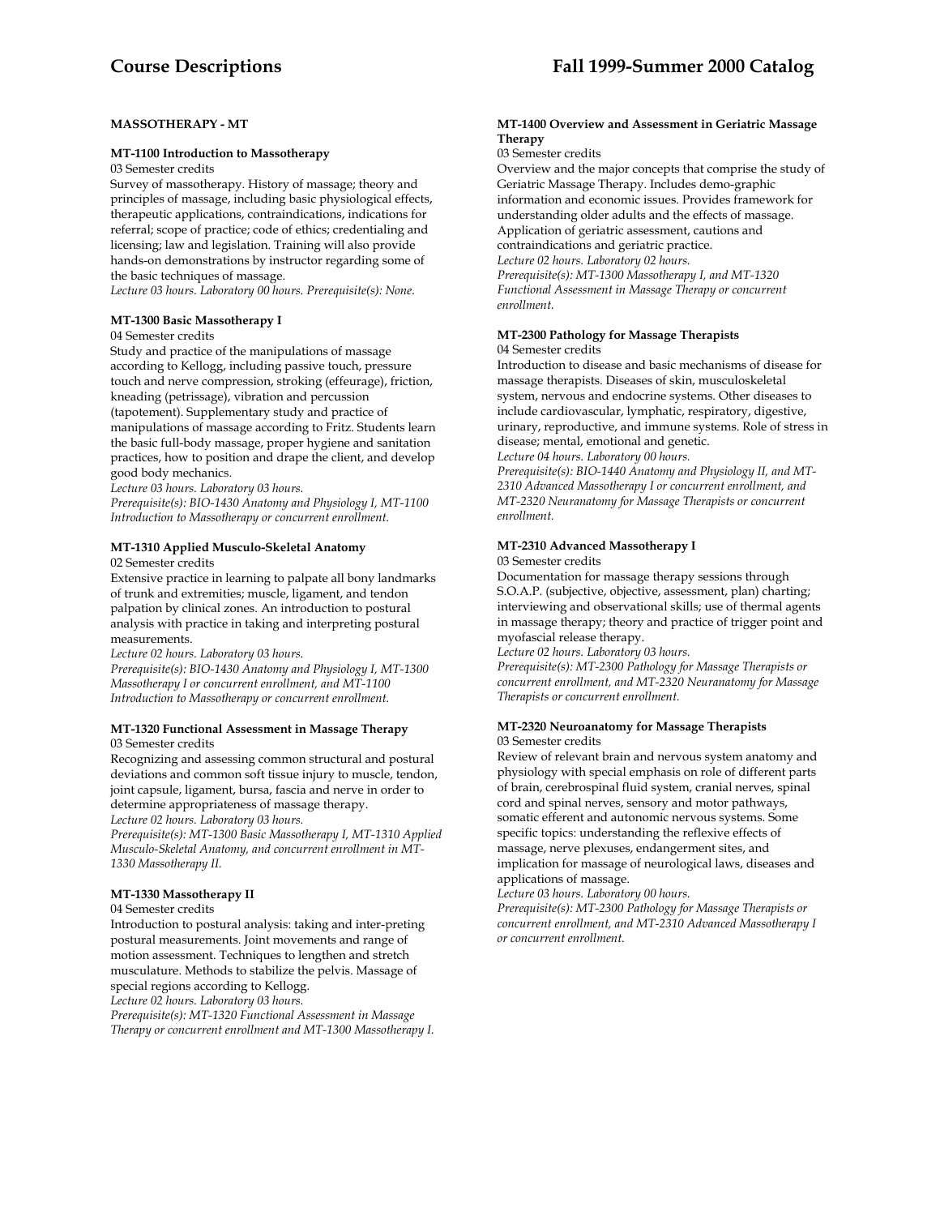## MASSOTHERAPY - MT

### MT-1100 Introduction to Massotherapy

03 Semester credits

Survey of massotherapy. History of massage; theory and principles of massage, including basic physiological effects, therapeutic applications, contraindications, indications for referral; scope of practice; code of ethics; credentialing and licensing; law and legislation. Training will also provide hands-on demonstrations by instructor regarding some of the basic techniques of massage.

*Lecture 03 hours. Laboratory 00 hours. Prerequisite(s): None.*

### MT-1300 Basic Massotherapy I

04 Semester credits

Study and practice of the manipulations of massage according to Kellogg, including passive touch, pressure touch and nerve compression, stroking (effeurage), friction, kneading (petrissage), vibration and percussion (tapotement). Supplementary study and practice of manipulations of massage according to Fritz. Students learn the basic full-body massage, proper hygiene and sanitation practices, how to position and drape the client, and develop good body mechanics.

*Lecture 03 hours. Laboratory 03 hours.*

*Prerequisite(s): BIO-1430 Anatomy and Physiology I, MT-1100 Introduction to Massotherapy or concurrent enrollment.*

### MT-1310 Applied Musculo-Skeletal Anatomy

02 Semester credits

Extensive practice in learning to palpate all bony landmarks of trunk and extremities; muscle, ligament, and tendon palpation by clinical zones. An introduction to postural analysis with practice in taking and interpreting postural measurements.

*Lecture 02 hours. Laboratory 03 hours.*

*Prerequisite(s): BIO-1430 Anatomy and Physiology I, MT-1300 Massotherapy I or concurrent enrollment, and MT-1100 Introduction to Massotherapy or concurrent enrollment.*

### MT-1320 Functional Assessment in Massage Therapy

03 Semester credits

Recognizing and assessing common structural and postural deviations and common soft tissue injury to muscle, tendon, joint capsule, ligament, bursa, fascia and nerve in order to determine appropriateness of massage therapy.

*Lecture 02 hours. Laboratory 03 hours.*

*Prerequisite(s): MT-1300 Basic Massotherapy I, MT-1310 Applied Musculo-Skeletal Anatomy, and concurrent enrollment in MT-1330 Massotherapy II.*

### MT-1330 Massotherapy II

04 Semester credits

Introduction to postural analysis: taking and inter-preting postural measurements. Joint movements and range of motion assessment. Techniques to lengthen and stretch musculature. Methods to stabilize the pelvis. Massage of special regions according to Kellogg.

*Lecture 02 hours. Laboratory 03 hours.*

*Prerequisite(s): MT-1320 Functional Assessment in Massage Therapy or concurrent enrollment and MT-1300 Massotherapy I.*

### MT-1400 Overview and Assessment in Geriatric Massage Therapy

03 Semester credits

Overview and the major concepts that comprise the study of Geriatric Massage Therapy. Includes demo-graphic information and economic issues. Provides framework for understanding older adults and the effects of massage. Application of geriatric assessment, cautions and contraindications and geriatric practice.

*Lecture 02 hours. Laboratory 02 hours.*

*Prerequisite(s): MT-1300 Massotherapy I, and MT-1320 Functional Assessment in Massage Therapy or concurrent enrollment.*

### MT-2300 Pathology for Massage Therapists

04 Semester credits

Introduction to disease and basic mechanisms of disease for massage therapists. Diseases of skin, musculoskeletal system, nervous and endocrine systems. Other diseases to include cardiovascular, lymphatic, respiratory, digestive, urinary, reproductive, and immune systems. Role of stress in disease; mental, emotional and genetic.

*Lecture 04 hours. Laboratory 00 hours.*

*Prerequisite(s): BIO-1440 Anatomy and Physiology II, and MT-2310 Advanced Massotherapy I or concurrent enrollment, and MT-2320 Neuranatomy for Massage Therapists or concurrent enrollment.*

### MT-2310 Advanced Massotherapy I

03 Semester credits

Documentation for massage therapy sessions through S.O.A.P. (subjective, objective, assessment, plan) charting; interviewing and observational skills; use of thermal agents in massage therapy; theory and practice of trigger point and myofascial release therapy.

*Lecture 02 hours. Laboratory 03 hours.*

*Prerequisite(s): MT-2300 Pathology for Massage Therapists or concurrent enrollment, and MT-2320 Neuranatomy for Massage Therapists or concurrent enrollment.*

### MT-2320 Neuroanatomy for Massage Therapists

03 Semester credits

Review of relevant brain and nervous system anatomy and physiology with special emphasis on role of different parts of brain, cerebrospinal fluid system, cranial nerves, spinal cord and spinal nerves, sensory and motor pathways, somatic efferent and autonomic nervous systems. Some specific topics: understanding the reflexive effects of massage, nerve plexuses, endangerment sites, and implication for massage of neurological laws, diseases and applications of massage.

*Lecture 03 hours. Laboratory 00 hours.*

*Prerequisite(s): MT-2300 Pathology for Massage Therapists or concurrent enrollment, and MT-2310 Advanced Massotherapy I or concurrent enrollment.*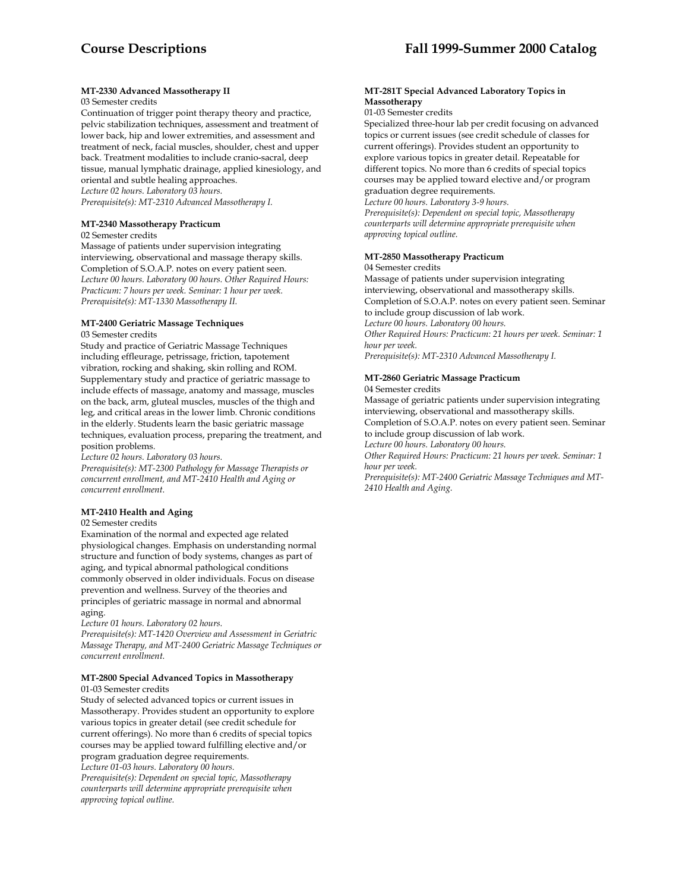**MT-2330 Advanced Massotherapy II**
03 Semester credits
Continuation of trigger point therapy theory and practice, pelvic stabilization techniques, assessment and treatment of lower back, hip and lower extremities, and assessment and treatment of neck, facial muscles, shoulder, chest and upper back. Treatment modalities to include cranio-sacral, deep tissue, manual lymphatic drainage, applied kinesiology, and oriental and subtle healing approaches.
*Lecture 02 hours. Laboratory 03 hours.*
*Prerequisite(s): MT-2310 Advanced Massotherapy I.*

**MT-2340 Massotherapy Practicum**
02 Semester credits
Massage of patients under supervision integrating interviewing, observational and massage therapy skills. Completion of S.O.A.P. notes on every patient seen.
*Lecture 00 hours. Laboratory 00 hours. Other Required Hours: Practicum: 7 hours per week. Seminar: 1 hour per week.*
*Prerequisite(s): MT-1330 Massotherapy II.*

**MT-2400 Geriatric Massage Techniques**
03 Semester credits
Study and practice of Geriatric Massage Techniques including effleurage, petrissage, friction, tapotement vibration, rocking and shaking, skin rolling and ROM. Supplementary study and practice of geriatric massage to include effects of massage, anatomy and massage, muscles on the back, arm, gluteal muscles, muscles of the thigh and leg, and critical areas in the lower limb. Chronic conditions in the elderly. Students learn the basic geriatric massage techniques, evaluation process, preparing the treatment, and position problems.
*Lecture 02 hours. Laboratory 03 hours.*
*Prerequisite(s): MT-2300 Pathology for Massage Therapists or concurrent enrollment, and MT-2410 Health and Aging or concurrent enrollment.*

**MT-2410 Health and Aging**
02 Semester credits
Examination of the normal and expected age related physiological changes. Emphasis on understanding normal structure and function of body systems, changes as part of aging, and typical abnormal pathological conditions commonly observed in older individuals. Focus on disease prevention and wellness. Survey of the theories and principles of geriatric massage in normal and abnormal aging.
*Lecture 01 hours. Laboratory 02 hours.*
*Prerequisite(s): MT-1420 Overview and Assessment in Geriatric Massage Therapy, and MT-2400 Geriatric Massage Techniques or concurrent enrollment.*

**MT-2800 Special Advanced Topics in Massotherapy**
01-03 Semester credits
Study of selected advanced topics or current issues in Massotherapy. Provides student an opportunity to explore various topics in greater detail (see credit schedule for current offerings). No more than 6 credits of special topics courses may be applied toward fulfilling elective and/or program graduation degree requirements.
*Lecture 01-03 hours. Laboratory 00 hours.*
*Prerequisite(s): Dependent on special topic, Massotherapy counterparts will determine appropriate prerequisite when approving topical outline.*

**MT-281T Special Advanced Laboratory Topics in Massotherapy**
01-03 Semester credits
Specialized three-hour lab per credit focusing on advanced topics or current issues (see credit schedule of classes for current offerings). Provides student an opportunity to explore various topics in greater detail. Repeatable for different topics. No more than 6 credits of special topics courses may be applied toward elective and/or program graduation degree requirements.
*Lecture 00 hours. Laboratory 3-9 hours.*
*Prerequisite(s): Dependent on special topic, Massotherapy counterparts will determine appropriate prerequisite when approving topical outline.*

**MT-2850 Massotherapy Practicum**
04 Semester credits
Massage of patients under supervision integrating interviewing, observational and massotherapy skills. Completion of S.O.A.P. notes on every patient seen. Seminar to include group discussion of lab work.
*Lecture 00 hours. Laboratory 00 hours.*
*Other Required Hours: Practicum: 21 hours per week. Seminar: 1 hour per week.*
*Prerequisite(s): MT-2310 Advanced Massotherapy I.*

**MT-2860 Geriatric Massage Practicum**
04 Semester credits
Massage of geriatric patients under supervision integrating interviewing, observational and massotherapy skills. Completion of S.O.A.P. notes on every patient seen. Seminar to include group discussion of lab work.
*Lecture 00 hours. Laboratory 00 hours.*
*Other Required Hours: Practicum: 21 hours per week. Seminar: 1 hour per week.*
*Prerequisite(s): MT-2400 Geriatric Massage Techniques and MT-2410 Health and Aging.*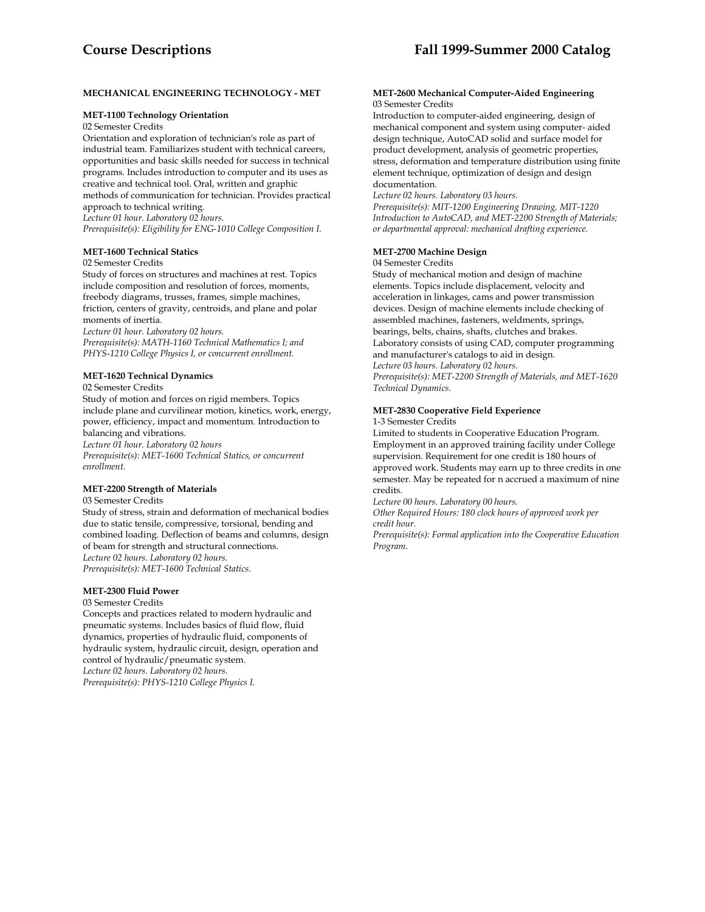**MECHANICAL ENGINEERING TECHNOLOGY - MET**

**MET-1100 Technology Orientation**
02 Semester Credits
Orientation and exploration of technician's role as part of industrial team. Familiarizes student with technical careers, opportunities and basic skills needed for success in technical programs. Includes introduction to computer and its uses as creative and technical tool. Oral, written and graphic methods of communication for technician. Provides practical approach to technical writing.
*Lecture 01 hour. Laboratory 02 hours.*
*Prerequisite(s): Eligibility for ENG-1010 College Composition I.*

**MET-1600 Technical Statics**
02 Semester Credits
Study of forces on structures and machines at rest. Topics include composition and resolution of forces, moments, freebody diagrams, trusses, frames, simple machines, friction, centers of gravity, centroids, and plane and polar moments of inertia.
*Lecture 01 hour. Laboratory 02 hours.*
*Prerequisite(s): MATH-1160 Technical Mathematics I; and PHYS-1210 College Physics I, or concurrent enrollment.*

**MET-1620 Technical Dynamics**
02 Semester Credits
Study of motion and forces on rigid members. Topics include plane and curvilinear motion, kinetics, work, energy, power, efficiency, impact and momentum. Introduction to balancing and vibrations.
*Lecture 01 hour. Laboratory 02 hours*
*Prerequisite(s): MET-1600 Technical Statics, or concurrent enrollment.*

**MET-2200 Strength of Materials**
03 Semester Credits
Study of stress, strain and deformation of mechanical bodies due to static tensile, compressive, torsional, bending and combined loading. Deflection of beams and columns, design of beam for strength and structural connections.
*Lecture 02 hours. Laboratory 02 hours.*
*Prerequisite(s): MET-1600 Technical Statics.*

**MET-2300 Fluid Power**
03 Semester Credits
Concepts and practices related to modern hydraulic and pneumatic systems. Includes basics of fluid flow, fluid dynamics, properties of hydraulic fluid, components of hydraulic system, hydraulic circuit, design, operation and control of hydraulic/pneumatic system.
*Lecture 02 hours. Laboratory 02 hours.*
*Prerequisite(s): PHYS-1210 College Physics I.*

**MET-2600 Mechanical Computer-Aided Engineering**
03 Semester Credits
Introduction to computer-aided engineering, design of mechanical component and system using computer- aided design technique, AutoCAD solid and surface model for product development, analysis of geometric properties, stress, deformation and temperature distribution using finite element technique, optimization of design and design documentation.
*Lecture 02 hours. Laboratory 03 hours.*
*Prerequisite(s): MIT-1200 Engineering Drawing, MIT-1220 Introduction to AutoCAD, and MET-2200 Strength of Materials; or departmental approval: mechanical drafting experience.*

**MET-2700 Machine Design**
04 Semester Credits
Study of mechanical motion and design of machine elements. Topics include displacement, velocity and acceleration in linkages, cams and power transmission devices. Design of machine elements include checking of assembled machines, fasteners, weldments, springs, bearings, belts, chains, shafts, clutches and brakes. Laboratory consists of using CAD, computer programming and manufacturer's catalogs to aid in design.
*Lecture 03 hours. Laboratory 02 hours.*
*Prerequisite(s): MET-2200 Strength of Materials, and MET-1620 Technical Dynamics.*

**MET-2830 Cooperative Field Experience**
1-3 Semester Credits
Limited to students in Cooperative Education Program. Employment in an approved training facility under College supervision. Requirement for one credit is 180 hours of approved work. Students may earn up to three credits in one semester. May be repeated for n accrued a maximum of nine credits.
*Lecture 00 hours. Laboratory 00 hours.*
*Other Required Hours: 180 clock hours of approved work per credit hour.*
*Prerequisite(s): Formal application into the Cooperative Education Program.*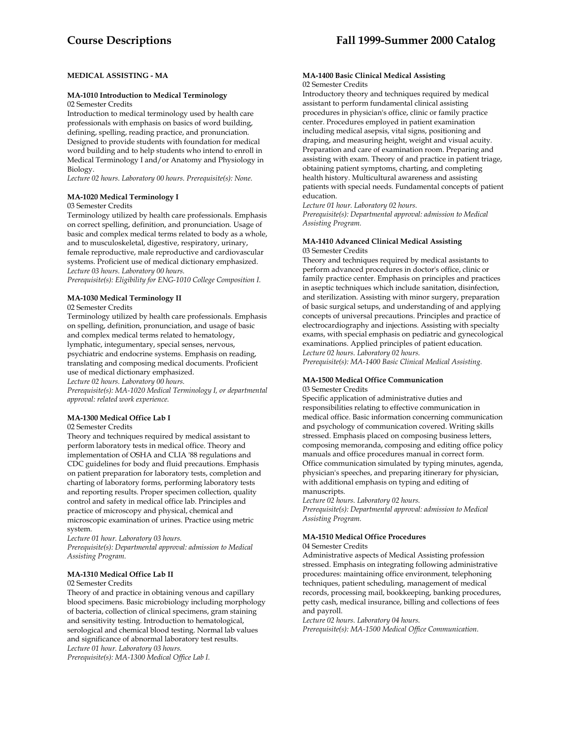## MEDICAL ASSISTING - MA

### MA-1010 Introduction to Medical Terminology

02 Semester Credits

Introduction to medical terminology used by health care professionals with emphasis on basics of word building, defining, spelling, reading practice, and pronunciation. Designed to provide students with foundation for medical word building and to help students who intend to enroll in Medical Terminology I and/or Anatomy and Physiology in Biology.

*Lecture 02 hours. Laboratory 00 hours. Prerequisite(s): None.*

### MA-1020 Medical Terminology I

03 Semester Credits

Terminology utilized by health care professionals. Emphasis on correct spelling, definition, and pronunciation. Usage of basic and complex medical terms related to body as a whole, and to musculoskeletal, digestive, respiratory, urinary, female reproductive, male reproductive and cardiovascular systems. Proficient use of medical dictionary emphasized.

*Lecture 03 hours. Laboratory 00 hours.*

*Prerequisite(s): Eligibility for ENG-1010 College Composition I.*

### MA-1030 Medical Terminology II

02 Semester Credits

Terminology utilized by health care professionals. Emphasis on spelling, definition, pronunciation, and usage of basic and complex medical terms related to hematology, lymphatic, integumentary, special senses, nervous, psychiatric and endocrine systems. Emphasis on reading, translating and composing medical documents. Proficient use of medical dictionary emphasized.

*Lecture 02 hours. Laboratory 00 hours.*

*Prerequisite(s): MA-1020 Medical Terminology I, or departmental approval: related work experience.*

### MA-1300 Medical Office Lab I

02 Semester Credits

Theory and techniques required by medical assistant to perform laboratory tests in medical office. Theory and implementation of OSHA and CLIA '88 regulations and CDC guidelines for body and fluid precautions. Emphasis on patient preparation for laboratory tests, completion and charting of laboratory forms, performing laboratory tests and reporting results. Proper specimen collection, quality control and safety in medical office lab. Principles and practice of microscopy and physical, chemical and microscopic examination of urines. Practice using metric system.

*Lecture 01 hour. Laboratory 03 hours.*

*Prerequisite(s): Departmental approval: admission to Medical Assisting Program.*

### MA-1310 Medical Office Lab II

02 Semester Credits

Theory of and practice in obtaining venous and capillary blood specimens. Basic microbiology including morphology of bacteria, collection of clinical specimens, gram staining and sensitivity testing. Introduction to hematological, serological and chemical blood testing. Normal lab values and significance of abnormal laboratory test results.

*Lecture 01 hour. Laboratory 03 hours.*

*Prerequisite(s): MA-1300 Medical Office Lab I.*

### MA-1400 Basic Clinical Medical Assisting

02 Semester Credits

Introductory theory and techniques required by medical assistant to perform fundamental clinical assisting procedures in physician's office, clinic or family practice center. Procedures employed in patient examination including medical asepsis, vital signs, positioning and draping, and measuring height, weight and visual acuity. Preparation and care of examination room. Preparing and assisting with exam. Theory of and practice in patient triage, obtaining patient symptoms, charting, and completing health history. Multicultural awareness and assisting patients with special needs. Fundamental concepts of patient education.

*Lecture 01 hour. Laboratory 02 hours.*

*Prerequisite(s): Departmental approval: admission to Medical Assisting Program.*

### MA-1410 Advanced Clinical Medical Assisting

03 Semester Credits

Theory and techniques required by medical assistants to perform advanced procedures in doctor's office, clinic or family practice center. Emphasis on principles and practices in aseptic techniques which include sanitation, disinfection, and sterilization. Assisting with minor surgery, preparation of basic surgical setups, and understanding of and applying concepts of universal precautions. Principles and practice of electrocardiography and injections. Assisting with specialty exams, with special emphasis on pediatric and gynecological examinations. Applied principles of patient education.

*Lecture 02 hours. Laboratory 02 hours.*

*Prerequisite(s): MA-1400 Basic Clinical Medical Assisting.*

### MA-1500 Medical Office Communication

03 Semester Credits

Specific application of administrative duties and responsibilities relating to effective communication in medical office. Basic information concerning communication and psychology of communication covered. Writing skills stressed. Emphasis placed on composing business letters, composing memoranda, composing and editing office policy manuals and office procedures manual in correct form. Office communication simulated by typing minutes, agenda, physician's speeches, and preparing itinerary for physician, with additional emphasis on typing and editing of manuscripts.

*Lecture 02 hours. Laboratory 02 hours.*

*Prerequisite(s): Departmental approval: admission to Medical Assisting Program.*

### MA-1510 Medical Office Procedures

04 Semester Credits

Administrative aspects of Medical Assisting profession stressed. Emphasis on integrating following administrative procedures: maintaining office environment, telephoning techniques, patient scheduling, management of medical records, processing mail, bookkeeping, banking procedures, petty cash, medical insurance, billing and collections of fees and payroll.

*Lecture 02 hours. Laboratory 04 hours.*

*Prerequisite(s): MA-1500 Medical Office Communication.*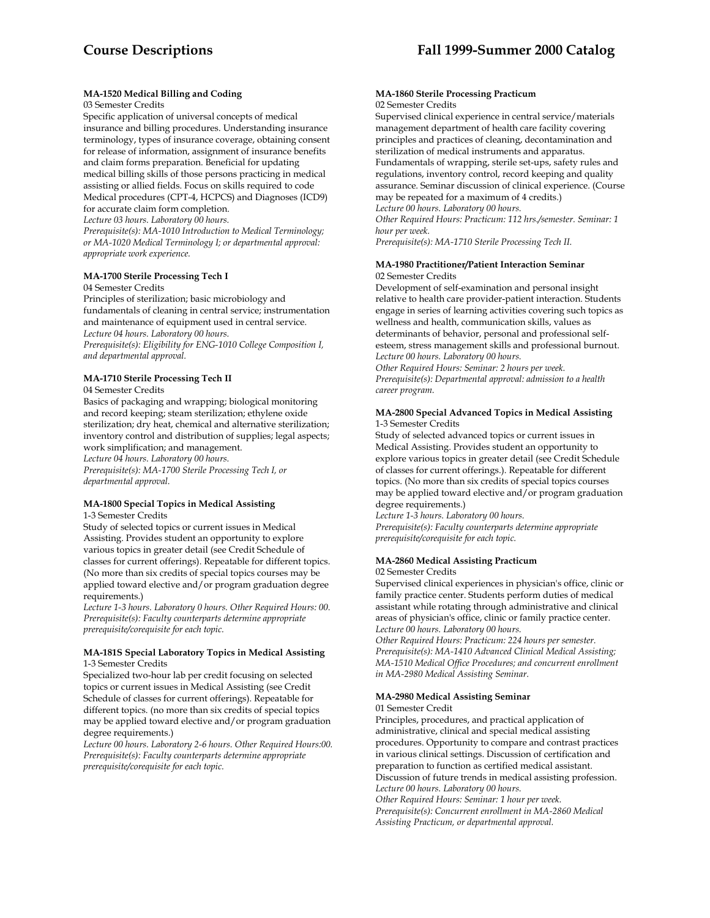#### MA-1520 Medical Billing and Coding

03 Semester Credits

Specific application of universal concepts of medical insurance and billing procedures. Understanding insurance terminology, types of insurance coverage, obtaining consent for release of information, assignment of insurance benefits and claim forms preparation. Beneficial for updating medical billing skills of those persons practicing in medical assisting or allied fields. Focus on skills required to code Medical procedures (CPT-4, HCPCS) and Diagnoses (ICD9) for accurate claim form completion.

*Lecture 03 hours. Laboratory 00 hours.*

*Prerequisite(s): MA-1010 Introduction to Medical Terminology; or MA-1020 Medical Terminology I; or departmental approval: appropriate work experience.*

#### MA-1700 Sterile Processing Tech I

04 Semester Credits

Principles of sterilization; basic microbiology and fundamentals of cleaning in central service; instrumentation and maintenance of equipment used in central service.

*Lecture 04 hours. Laboratory 00 hours.*

*Prerequisite(s): Eligibility for ENG-1010 College Composition I, and departmental approval.*

#### MA-1710 Sterile Processing Tech II

04 Semester Credits

Basics of packaging and wrapping; biological monitoring and record keeping; steam sterilization; ethylene oxide sterilization; dry heat, chemical and alternative sterilization; inventory control and distribution of supplies; legal aspects; work simplification; and management.

*Lecture 04 hours. Laboratory 00 hours.*

*Prerequisite(s): MA-1700 Sterile Processing Tech I, or departmental approval.*

#### MA-1800 Special Topics in Medical Assisting

1-3 Semester Credits

Study of selected topics or current issues in Medical Assisting. Provides student an opportunity to explore various topics in greater detail (see Credit Schedule of classes for current offerings). Repeatable for different topics. (No more than six credits of special topics courses may be applied toward elective and/or program graduation degree requirements.)

*Lecture 1-3 hours. Laboratory 0 hours. Other Required Hours: 00.*

*Prerequisite(s): Faculty counterparts determine appropriate prerequisite/corequisite for each topic.*

#### MA-181S Special Laboratory Topics in Medical Assisting

1-3 Semester Credits

Specialized two-hour lab per credit focusing on selected topics or current issues in Medical Assisting (see Credit Schedule of classes for current offerings). Repeatable for different topics. (no more than six credits of special topics may be applied toward elective and/or program graduation degree requirements.)

*Lecture 00 hours. Laboratory 2-6 hours. Other Required Hours:00.*

*Prerequisite(s): Faculty counterparts determine appropriate prerequisite/corequisite for each topic.*

#### MA-1860 Sterile Processing Practicum

02 Semester Credits

Supervised clinical experience in central service/materials management department of health care facility covering principles and practices of cleaning, decontamination and sterilization of medical instruments and apparatus. Fundamentals of wrapping, sterile set-ups, safety rules and regulations, inventory control, record keeping and quality assurance. Seminar discussion of clinical experience. (Course may be repeated for a maximum of 4 credits.)

*Lecture 00 hours. Laboratory 00 hours.*

*Other Required Hours: Practicum: 112 hrs./semester. Seminar: 1 hour per week.*

*Prerequisite(s): MA-1710 Sterile Processing Tech II.*

#### MA-1980 Practitioner/Patient Interaction Seminar

02 Semester Credits

Development of self-examination and personal insight relative to health care provider-patient interaction. Students engage in series of learning activities covering such topics as wellness and health, communication skills, values as determinants of behavior, personal and professional self-esteem, stress management skills and professional burnout.

*Lecture 00 hours. Laboratory 00 hours.*

*Other Required Hours: Seminar: 2 hours per week.*

*Prerequisite(s): Departmental approval: admission to a health career program.*

#### MA-2800 Special Advanced Topics in Medical Assisting

1-3 Semester Credits

Study of selected advanced topics or current issues in Medical Assisting. Provides student an opportunity to explore various topics in greater detail (see Credit Schedule of classes for current offerings.). Repeatable for different topics. (No more than six credits of special topics courses may be applied toward elective and/or program graduation degree requirements.)

*Lecture 1-3 hours. Laboratory 00 hours.*

*Prerequisite(s): Faculty counterparts determine appropriate prerequisite/corequisite for each topic.*

#### MA-2860 Medical Assisting Practicum

02 Semester Credits

Supervised clinical experiences in physician's office, clinic or family practice center. Students perform duties of medical assistant while rotating through administrative and clinical areas of physician's office, clinic or family practice center.

*Lecture 00 hours. Laboratory 00 hours.*

*Other Required Hours: Practicum: 224 hours per semester.*

*Prerequisite(s): MA-1410 Advanced Clinical Medical Assisting; MA-1510 Medical Office Procedures; and concurrent enrollment in MA-2980 Medical Assisting Seminar.*

#### MA-2980 Medical Assisting Seminar

01 Semester Credit

Principles, procedures, and practical application of administrative, clinical and special medical assisting procedures. Opportunity to compare and contrast practices in various clinical settings. Discussion of certification and preparation to function as certified medical assistant. Discussion of future trends in medical assisting profession.

*Lecture 00 hours. Laboratory 00 hours.*

*Other Required Hours: Seminar: 1 hour per week.*

*Prerequisite(s): Concurrent enrollment in MA-2860 Medical Assisting Practicum, or departmental approval.*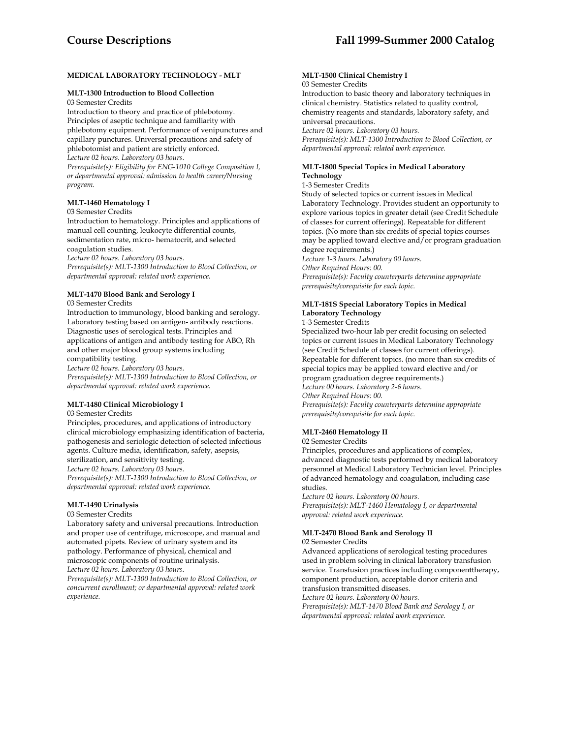## MEDICAL LABORATORY TECHNOLOGY - MLT

**MLT-1300 Introduction to Blood Collection**
03 Semester Credits
Introduction to theory and practice of phlebotomy. Principles of aseptic technique and familiarity with phlebotomy equipment. Performance of venipunctures and capillary punctures. Universal precautions and safety of phlebotomist and patient are strictly enforced.
*Lecture 02 hours. Laboratory 03 hours.*
*Prerequisite(s): Eligibility for ENG-1010 College Composition I, or departmental approval: admission to health career/Nursing program.*

**MLT-1460 Hematology I**
03 Semester Credits
Introduction to hematology. Principles and applications of manual cell counting, leukocyte differential counts, sedimentation rate, micro- hematocrit, and selected coagulation studies.
*Lecture 02 hours. Laboratory 03 hours.*
*Prerequisite(s): MLT-1300 Introduction to Blood Collection, or departmental approval: related work experience.*

**MLT-1470 Blood Bank and Serology I**
03 Semester Credits
Introduction to immunology, blood banking and serology. Laboratory testing based on antigen- antibody reactions. Diagnostic uses of serological tests. Principles and applications of antigen and antibody testing for ABO, Rh and other major blood group systems including compatibility testing.
*Lecture 02 hours. Laboratory 03 hours.*
*Prerequisite(s): MLT-1300 Introduction to Blood Collection, or departmental approval: related work experience.*

**MLT-1480 Clinical Microbiology I**
03 Semester Credits
Principles, procedures, and applications of introductory clinical microbiology emphasizing identification of bacteria, pathogenesis and seriologic detection of selected infectious agents. Culture media, identification, safety, asepsis, sterilization, and sensitivity testing.
*Lecture 02 hours. Laboratory 03 hours.*
*Prerequisite(s): MLT-1300 Introduction to Blood Collection, or departmental approval: related work experience.*

**MLT-1490 Urinalysis**
03 Semester Credits
Laboratory safety and universal precautions. Introduction and proper use of centrifuge, microscope, and manual and automated pipets. Review of urinary system and its pathology. Performance of physical, chemical and microscopic components of routine urinalysis.
*Lecture 02 hours. Laboratory 03 hours.*
*Prerequisite(s): MLT-1300 Introduction to Blood Collection, or concurrent enrollment; or departmental approval: related work experience.*

**MLT-1500 Clinical Chemistry I**
03 Semester Credits
Introduction to basic theory and laboratory techniques in clinical chemistry. Statistics related to quality control, chemistry reagents and standards, laboratory safety, and universal precautions.
*Lecture 02 hours. Laboratory 03 hours.*
*Prerequisite(s): MLT-1300 Introduction to Blood Collection, or departmental approval: related work experience.*

**MLT-1800 Special Topics in Medical Laboratory Technology**
1-3 Semester Credits
Study of selected topics or current issues in Medical Laboratory Technology. Provides student an opportunity to explore various topics in greater detail (see Credit Schedule of classes for current offerings). Repeatable for different topics. (No more than six credits of special topics courses may be applied toward elective and/or program graduation degree requirements.)
*Lecture 1-3 hours. Laboratory 00 hours.*
*Other Required Hours: 00.*
*Prerequisite(s): Faculty counterparts determine appropriate prerequisite/corequisite for each topic.*

**MLT-181S Special Laboratory Topics in Medical Laboratory Technology**
1-3 Semester Credits
Specialized two-hour lab per credit focusing on selected topics or current issues in Medical Laboratory Technology (see Credit Schedule of classes for current offerings). Repeatable for different topics. (no more than six credits of special topics may be applied toward elective and/or program graduation degree requirements.)
*Lecture 00 hours. Laboratory 2-6 hours.*
*Other Required Hours: 00.*
*Prerequisite(s): Faculty counterparts determine appropriate prerequisite/corequisite for each topic.*

**MLT-2460 Hematology II**
02 Semester Credits
Principles, procedures and applications of complex, advanced diagnostic tests performed by medical laboratory personnel at Medical Laboratory Technician level. Principles of advanced hematology and coagulation, including case studies.
*Lecture 02 hours. Laboratory 00 hours.*
*Prerequisite(s): MLT-1460 Hematology I, or departmental approval: related work experience.*

**MLT-2470 Blood Bank and Serology II**
02 Semester Credits
Advanced applications of serological testing procedures used in problem solving in clinical laboratory transfusion service. Transfusion practices including componenttherapy, component production, acceptable donor criteria and transfusion transmitted diseases.
*Lecture 02 hours. Laboratory 00 hours.*
*Prerequisite(s): MLT-1470 Blood Bank and Serology I, or departmental approval: related work experience.*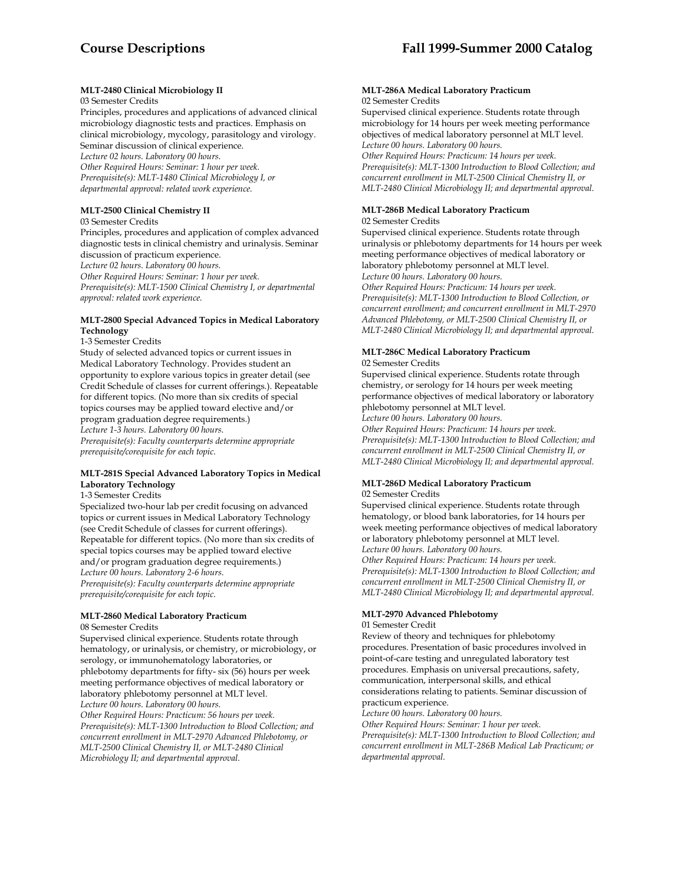**MLT-2480 Clinical Microbiology II**

03 Semester Credits

Principles, procedures and applications of advanced clinical microbiology diagnostic tests and practices. Emphasis on clinical microbiology, mycology, parasitology and virology. Seminar discussion of clinical experience.

*Lecture 02 hours. Laboratory 00 hours.*

*Other Required Hours: Seminar: 1 hour per week.*

*Prerequisite(s): MLT-1480 Clinical Microbiology I, or departmental approval: related work experience.*

**MLT-2500 Clinical Chemistry II**

03 Semester Credits

Principles, procedures and application of complex advanced diagnostic tests in clinical chemistry and urinalysis. Seminar discussion of practicum experience.

*Lecture 02 hours. Laboratory 00 hours.*

*Other Required Hours: Seminar: 1 hour per week.*

*Prerequisite(s): MLT-1500 Clinical Chemistry I, or departmental approval: related work experience.*

**MLT-2800 Special Advanced Topics in Medical Laboratory Technology**

1-3 Semester Credits

Study of selected advanced topics or current issues in Medical Laboratory Technology. Provides student an opportunity to explore various topics in greater detail (see Credit Schedule of classes for current offerings.). Repeatable for different topics. (No more than six credits of special topics courses may be applied toward elective and/or program graduation degree requirements.)

*Lecture 1-3 hours. Laboratory 00 hours.*

*Prerequisite(s): Faculty counterparts determine appropriate prerequisite/corequisite for each topic.*

**MLT-281S Special Advanced Laboratory Topics in Medical Laboratory Technology**

1-3 Semester Credits

Specialized two-hour lab per credit focusing on advanced topics or current issues in Medical Laboratory Technology (see Credit Schedule of classes for current offerings). Repeatable for different topics. (No more than six credits of special topics courses may be applied toward elective and/or program graduation degree requirements.)

*Lecture 00 hours. Laboratory 2-6 hours.*

*Prerequisite(s): Faculty counterparts determine appropriate prerequisite/corequisite for each topic.*

**MLT-2860 Medical Laboratory Practicum**

08 Semester Credits

Supervised clinical experience. Students rotate through hematology, or urinalysis, or chemistry, or microbiology, or serology, or immunohematology laboratories, or phlebotomy departments for fifty- six (56) hours per week meeting performance objectives of medical laboratory or laboratory phlebotomy personnel at MLT level.

*Lecture 00 hours. Laboratory 00 hours.*

*Other Required Hours: Practicum: 56 hours per week.*

*Prerequisite(s): MLT-1300 Introduction to Blood Collection; and concurrent enrollment in MLT-2970 Advanced Phlebotomy, or MLT-2500 Clinical Chemistry II, or MLT-2480 Clinical Microbiology II; and departmental approval.*

**MLT-286A Medical Laboratory Practicum**

02 Semester Credits

Supervised clinical experience. Students rotate through microbiology for 14 hours per week meeting performance objectives of medical laboratory personnel at MLT level.

*Lecture 00 hours. Laboratory 00 hours.*

*Other Required Hours: Practicum: 14 hours per week.*

*Prerequisite(s): MLT-1300 Introduction to Blood Collection; and concurrent enrollment in MLT-2500 Clinical Chemistry II, or MLT-2480 Clinical Microbiology II; and departmental approval.*

**MLT-286B Medical Laboratory Practicum**

02 Semester Credits

Supervised clinical experience. Students rotate through urinalysis or phlebotomy departments for 14 hours per week meeting performance objectives of medical laboratory or laboratory phlebotomy personnel at MLT level.

*Lecture 00 hours. Laboratory 00 hours.*

*Other Required Hours: Practicum: 14 hours per week.*

*Prerequisite(s): MLT-1300 Introduction to Blood Collection, or concurrent enrollment; and concurrent enrollment in MLT-2970 Advanced Phlebotomy, or MLT-2500 Clinical Chemistry II, or MLT-2480 Clinical Microbiology II; and departmental approval.*

**MLT-286C Medical Laboratory Practicum**

02 Semester Credits

Supervised clinical experience. Students rotate through chemistry, or serology for 14 hours per week meeting performance objectives of medical laboratory or laboratory phlebotomy personnel at MLT level.

*Lecture 00 hours. Laboratory 00 hours.*

*Other Required Hours: Practicum: 14 hours per week.*

*Prerequisite(s): MLT-1300 Introduction to Blood Collection; and concurrent enrollment in MLT-2500 Clinical Chemistry II, or MLT-2480 Clinical Microbiology II; and departmental approval.*

**MLT-286D Medical Laboratory Practicum**

02 Semester Credits

Supervised clinical experience. Students rotate through hematology, or blood bank laboratories, for 14 hours per week meeting performance objectives of medical laboratory or laboratory phlebotomy personnel at MLT level.

*Lecture 00 hours. Laboratory 00 hours.*

*Other Required Hours: Practicum: 14 hours per week.*

*Prerequisite(s): MLT-1300 Introduction to Blood Collection; and concurrent enrollment in MLT-2500 Clinical Chemistry II, or MLT-2480 Clinical Microbiology II; and departmental approval.*

**MLT-2970 Advanced Phlebotomy**

01 Semester Credit

Review of theory and techniques for phlebotomy procedures. Presentation of basic procedures involved in point-of-care testing and unregulated laboratory test procedures. Emphasis on universal precautions, safety, communication, interpersonal skills, and ethical considerations relating to patients. Seminar discussion of practicum experience.

*Lecture 00 hours. Laboratory 00 hours.*

*Other Required Hours: Seminar: 1 hour per week.*

*Prerequisite(s): MLT-1300 Introduction to Blood Collection; and concurrent enrollment in MLT-286B Medical Lab Practicum; or departmental approval.*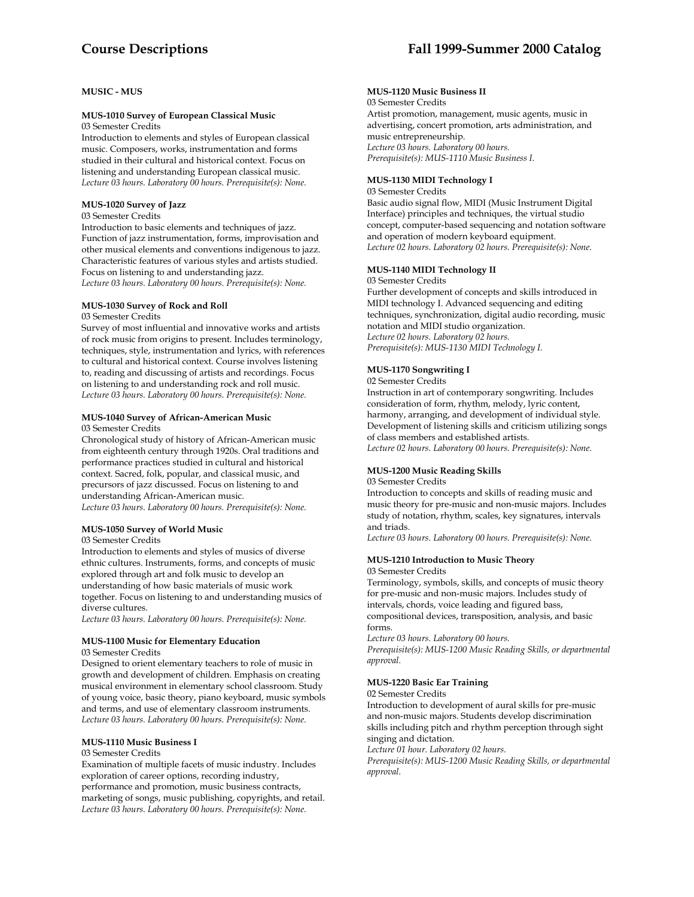## MUSIC - MUS

**MUS-1010 Survey of European Classical Music**
03 Semester Credits
Introduction to elements and styles of European classical music. Composers, works, instrumentation and forms studied in their cultural and historical context. Focus on listening and understanding European classical music.
*Lecture 03 hours. Laboratory 00 hours. Prerequisite(s): None.*

**MUS-1020 Survey of Jazz**
03 Semester Credits
Introduction to basic elements and techniques of jazz. Function of jazz instrumentation, forms, improvisation and other musical elements and conventions indigenous to jazz. Characteristic features of various styles and artists studied. Focus on listening to and understanding jazz.
*Lecture 03 hours. Laboratory 00 hours. Prerequisite(s): None.*

**MUS-1030 Survey of Rock and Roll**
03 Semester Credits
Survey of most influential and innovative works and artists of rock music from origins to present. Includes terminology, techniques, style, instrumentation and lyrics, with references to cultural and historical context. Course involves listening to, reading and discussing of artists and recordings. Focus on listening to and understanding rock and roll music.
*Lecture 03 hours. Laboratory 00 hours. Prerequisite(s): None.*

**MUS-1040 Survey of African-American Music**
03 Semester Credits
Chronological study of history of African-American music from eighteenth century through 1920s. Oral traditions and performance practices studied in cultural and historical context. Sacred, folk, popular, and classical music, and precursors of jazz discussed. Focus on listening to and understanding African-American music.
*Lecture 03 hours. Laboratory 00 hours. Prerequisite(s): None.*

**MUS-1050 Survey of World Music**
03 Semester Credits
Introduction to elements and styles of musics of diverse ethnic cultures. Instruments, forms, and concepts of music explored through art and folk music to develop an understanding of how basic materials of music work together. Focus on listening to and understanding musics of diverse cultures.
*Lecture 03 hours. Laboratory 00 hours. Prerequisite(s): None.*

**MUS-1100 Music for Elementary Education**
03 Semester Credits
Designed to orient elementary teachers to role of music in growth and development of children. Emphasis on creating musical environment in elementary school classroom. Study of young voice, basic theory, piano keyboard, music symbols and terms, and use of elementary classroom instruments.
*Lecture 03 hours. Laboratory 00 hours. Prerequisite(s): None.*

**MUS-1110 Music Business I**
03 Semester Credits
Examination of multiple facets of music industry. Includes exploration of career options, recording industry, performance and promotion, music business contracts, marketing of songs, music publishing, copyrights, and retail.
*Lecture 03 hours. Laboratory 00 hours. Prerequisite(s): None.*

**MUS-1120 Music Business II**
03 Semester Credits
Artist promotion, management, music agents, music in advertising, concert promotion, arts administration, and music entrepreneurship.
*Lecture 03 hours. Laboratory 00 hours.*
*Prerequisite(s): MUS-1110 Music Business I.*

**MUS-1130 MIDI Technology I**
03 Semester Credits
Basic audio signal flow, MIDI (Music Instrument Digital Interface) principles and techniques, the virtual studio concept, computer-based sequencing and notation software and operation of modern keyboard equipment.
*Lecture 02 hours. Laboratory 02 hours. Prerequisite(s): None.*

**MUS-1140 MIDI Technology II**
03 Semester Credits
Further development of concepts and skills introduced in MIDI technology I. Advanced sequencing and editing techniques, synchronization, digital audio recording, music notation and MIDI studio organization.
*Lecture 02 hours. Laboratory 02 hours.*
*Prerequisite(s): MUS-1130 MIDI Technology I.*

**MUS-1170 Songwriting I**
02 Semester Credits
Instruction in art of contemporary songwriting. Includes consideration of form, rhythm, melody, lyric content, harmony, arranging, and development of individual style. Development of listening skills and criticism utilizing songs of class members and established artists.
*Lecture 02 hours. Laboratory 00 hours. Prerequisite(s): None.*

**MUS-1200 Music Reading Skills**
03 Semester Credits
Introduction to concepts and skills of reading music and music theory for pre-music and non-music majors. Includes study of notation, rhythm, scales, key signatures, intervals and triads.
*Lecture 03 hours. Laboratory 00 hours. Prerequisite(s): None.*

**MUS-1210 Introduction to Music Theory**
03 Semester Credits
Terminology, symbols, skills, and concepts of music theory for pre-music and non-music majors. Includes study of intervals, chords, voice leading and figured bass, compositional devices, transposition, analysis, and basic forms.
*Lecture 03 hours. Laboratory 00 hours.*
*Prerequisite(s): MUS-1200 Music Reading Skills, or departmental approval.*

**MUS-1220 Basic Ear Training**
02 Semester Credits
Introduction to development of aural skills for pre-music and non-music majors. Students develop discrimination skills including pitch and rhythm perception through sight singing and dictation.
*Lecture 01 hour. Laboratory 02 hours.*
*Prerequisite(s): MUS-1200 Music Reading Skills, or departmental approval.*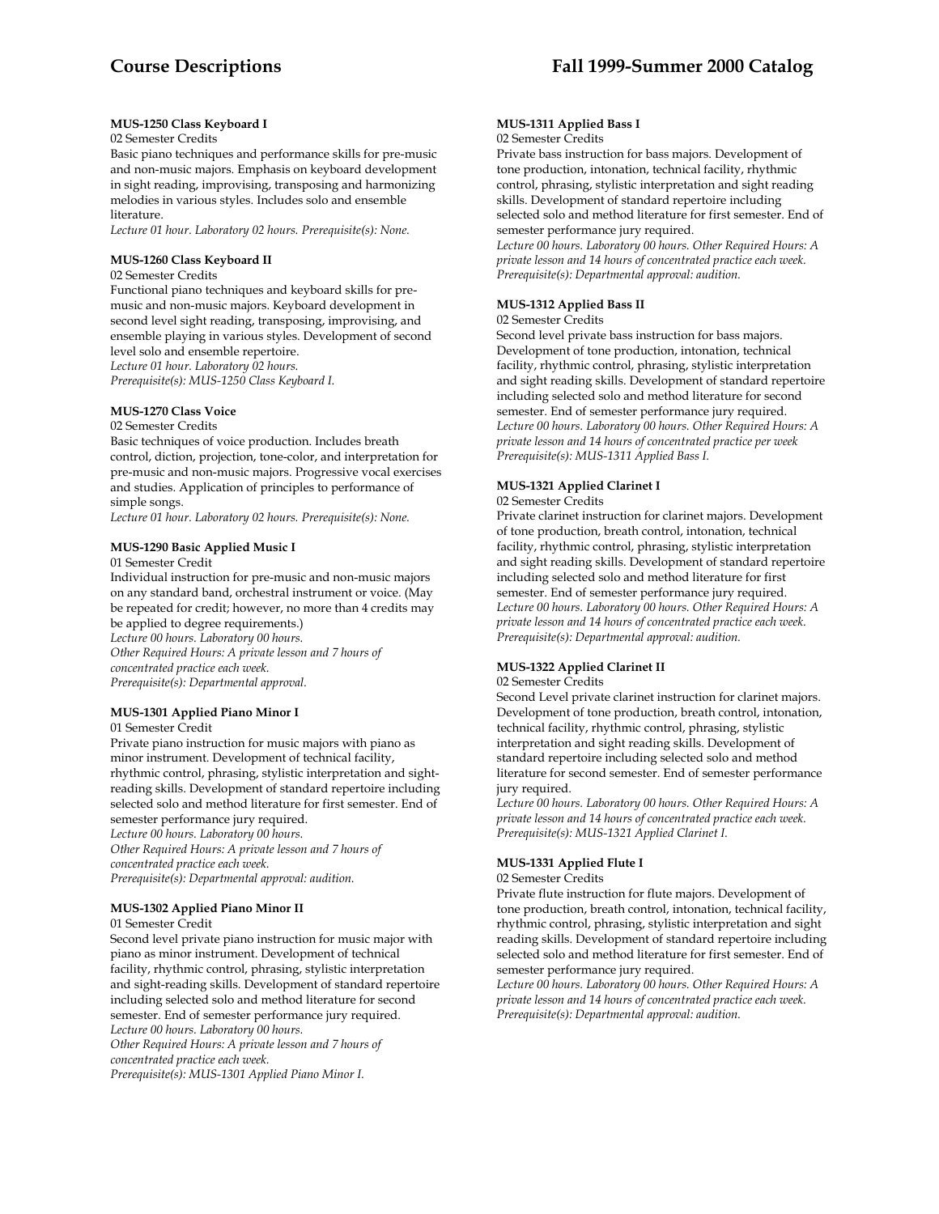**MUS-1250 Class Keyboard I**

02 Semester Credits

Basic piano techniques and performance skills for pre-music and non-music majors. Emphasis on keyboard development in sight reading, improvising, transposing and harmonizing melodies in various styles. Includes solo and ensemble literature.

*Lecture 01 hour. Laboratory 02 hours. Prerequisite(s): None.*

**MUS-1260 Class Keyboard II**

02 Semester Credits

Functional piano techniques and keyboard skills for pre-music and non-music majors. Keyboard development in second level sight reading, transposing, improvising, and ensemble playing in various styles. Development of second level solo and ensemble repertoire.

*Lecture 01 hour. Laboratory 02 hours.*
*Prerequisite(s): MUS-1250 Class Keyboard I.*

**MUS-1270 Class Voice**

02 Semester Credits

Basic techniques of voice production. Includes breath control, diction, projection, tone-color, and interpretation for pre-music and non-music majors. Progressive vocal exercises and studies. Application of principles to performance of simple songs.

*Lecture 01 hour. Laboratory 02 hours. Prerequisite(s): None.*

**MUS-1290 Basic Applied Music I**

01 Semester Credit

Individual instruction for pre-music and non-music majors on any standard band, orchestral instrument or voice. (May be repeated for credit; however, no more than 4 credits may be applied to degree requirements.)

*Lecture 00 hours. Laboratory 00 hours.*
*Other Required Hours: A private lesson and 7 hours of concentrated practice each week.*
*Prerequisite(s): Departmental approval.*

**MUS-1301 Applied Piano Minor I**

01 Semester Credit

Private piano instruction for music majors with piano as minor instrument. Development of technical facility, rhythmic control, phrasing, stylistic interpretation and sight-reading skills. Development of standard repertoire including selected solo and method literature for first semester. End of semester performance jury required.

*Lecture 00 hours. Laboratory 00 hours.*
*Other Required Hours: A private lesson and 7 hours of concentrated practice each week.*
*Prerequisite(s): Departmental approval: audition.*

**MUS-1302 Applied Piano Minor II**

01 Semester Credit

Second level private piano instruction for music major with piano as minor instrument. Development of technical facility, rhythmic control, phrasing, stylistic interpretation and sight-reading skills. Development of standard repertoire including selected solo and method literature for second semester. End of semester performance jury required.

*Lecture 00 hours. Laboratory 00 hours.*
*Other Required Hours: A private lesson and 7 hours of concentrated practice each week.*
*Prerequisite(s): MUS-1301 Applied Piano Minor I.*

**MUS-1311 Applied Bass I**

02 Semester Credits

Private bass instruction for bass majors. Development of tone production, intonation, technical facility, rhythmic control, phrasing, stylistic interpretation and sight reading skills. Development of standard repertoire including selected solo and method literature for first semester. End of semester performance jury required.

*Lecture 00 hours. Laboratory 00 hours. Other Required Hours: A private lesson and 14 hours of concentrated practice each week. Prerequisite(s): Departmental approval: audition.*

**MUS-1312 Applied Bass II**

02 Semester Credits

Second level private bass instruction for bass majors. Development of tone production, intonation, technical facility, rhythmic control, phrasing, stylistic interpretation and sight reading skills. Development of standard repertoire including selected solo and method literature for second semester. End of semester performance jury required.

*Lecture 00 hours. Laboratory 00 hours. Other Required Hours: A private lesson and 14 hours of concentrated practice per week Prerequisite(s): MUS-1311 Applied Bass I.*

**MUS-1321 Applied Clarinet I**

02 Semester Credits

Private clarinet instruction for clarinet majors. Development of tone production, breath control, intonation, technical facility, rhythmic control, phrasing, stylistic interpretation and sight reading skills. Development of standard repertoire including selected solo and method literature for first semester. End of semester performance jury required.

*Lecture 00 hours. Laboratory 00 hours. Other Required Hours: A private lesson and 14 hours of concentrated practice each week. Prerequisite(s): Departmental approval: audition.*

**MUS-1322 Applied Clarinet II**

02 Semester Credits

Second Level private clarinet instruction for clarinet majors. Development of tone production, breath control, intonation, technical facility, rhythmic control, phrasing, stylistic interpretation and sight reading skills. Development of standard repertoire including selected solo and method literature for second semester. End of semester performance jury required.

*Lecture 00 hours. Laboratory 00 hours. Other Required Hours: A private lesson and 14 hours of concentrated practice each week. Prerequisite(s): MUS-1321 Applied Clarinet I.*

**MUS-1331 Applied Flute I**

02 Semester Credits

Private flute instruction for flute majors. Development of tone production, breath control, intonation, technical facility, rhythmic control, phrasing, stylistic interpretation and sight reading skills. Development of standard repertoire including selected solo and method literature for first semester. End of semester performance jury required.

*Lecture 00 hours. Laboratory 00 hours. Other Required Hours: A private lesson and 14 hours of concentrated practice each week. Prerequisite(s): Departmental approval: audition.*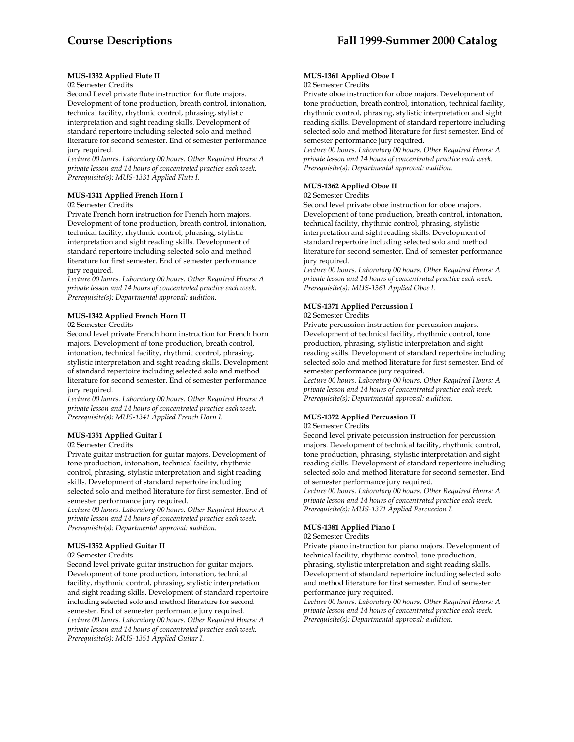#### MUS-1332 Applied Flute II

02 Semester Credits

Second Level private flute instruction for flute majors. Development of tone production, breath control, intonation, technical facility, rhythmic control, phrasing, stylistic interpretation and sight reading skills. Development of standard repertoire including selected solo and method literature for second semester. End of semester performance jury required.

*Lecture 00 hours. Laboratory 00 hours. Other Required Hours: A private lesson and 14 hours of concentrated practice each week. Prerequisite(s): MUS-1331 Applied Flute I.*

#### MUS-1341 Applied French Horn I

02 Semester Credits

Private French horn instruction for French horn majors. Development of tone production, breath control, intonation, technical facility, rhythmic control, phrasing, stylistic interpretation and sight reading skills. Development of standard repertoire including selected solo and method literature for first semester. End of semester performance jury required.

*Lecture 00 hours. Laboratory 00 hours. Other Required Hours: A private lesson and 14 hours of concentrated practice each week. Prerequisite(s): Departmental approval: audition.*

#### MUS-1342 Applied French Horn II

02 Semester Credits

Second level private French horn instruction for French horn majors. Development of tone production, breath control, intonation, technical facility, rhythmic control, phrasing, stylistic interpretation and sight reading skills. Development of standard repertoire including selected solo and method literature for second semester. End of semester performance jury required.

*Lecture 00 hours. Laboratory 00 hours. Other Required Hours: A private lesson and 14 hours of concentrated practice each week. Prerequisite(s): MUS-1341 Applied French Horn I.*

#### MUS-1351 Applied Guitar I

02 Semester Credits

Private guitar instruction for guitar majors. Development of tone production, intonation, technical facility, rhythmic control, phrasing, stylistic interpretation and sight reading skills. Development of standard repertoire including selected solo and method literature for first semester. End of semester performance jury required.

*Lecture 00 hours. Laboratory 00 hours. Other Required Hours: A private lesson and 14 hours of concentrated practice each week. Prerequisite(s): Departmental approval: audition.*

#### MUS-1352 Applied Guitar II

02 Semester Credits

Second level private guitar instruction for guitar majors. Development of tone production, intonation, technical facility, rhythmic control, phrasing, stylistic interpretation and sight reading skills. Development of standard repertoire including selected solo and method literature for second semester. End of semester performance jury required.

*Lecture 00 hours. Laboratory 00 hours. Other Required Hours: A private lesson and 14 hours of concentrated practice each week. Prerequisite(s): MUS-1351 Applied Guitar I.*

#### MUS-1361 Applied Oboe I

02 Semester Credits

Private oboe instruction for oboe majors. Development of tone production, breath control, intonation, technical facility, rhythmic control, phrasing, stylistic interpretation and sight reading skills. Development of standard repertoire including selected solo and method literature for first semester. End of semester performance jury required.

*Lecture 00 hours. Laboratory 00 hours. Other Required Hours: A private lesson and 14 hours of concentrated practice each week. Prerequisite(s): Departmental approval: audition.*

#### MUS-1362 Applied Oboe II

02 Semester Credits

Second level private oboe instruction for oboe majors. Development of tone production, breath control, intonation, technical facility, rhythmic control, phrasing, stylistic interpretation and sight reading skills. Development of standard repertoire including selected solo and method literature for second semester. End of semester performance jury required.

*Lecture 00 hours. Laboratory 00 hours. Other Required Hours: A private lesson and 14 hours of concentrated practice each week. Prerequisite(s): MUS-1361 Applied Oboe I.*

#### MUS-1371 Applied Percussion I

02 Semester Credits

Private percussion instruction for percussion majors. Development of technical facility, rhythmic control, tone production, phrasing, stylistic interpretation and sight reading skills. Development of standard repertoire including selected solo and method literature for first semester. End of semester performance jury required.

*Lecture 00 hours. Laboratory 00 hours. Other Required Hours: A private lesson and 14 hours of concentrated practice each week. Prerequisite(s): Departmental approval: audition.*

#### MUS-1372 Applied Percussion II

02 Semester Credits

Second level private percussion instruction for percussion majors. Development of technical facility, rhythmic control, tone production, phrasing, stylistic interpretation and sight reading skills. Development of standard repertoire including selected solo and method literature for second semester. End of semester performance jury required.

*Lecture 00 hours. Laboratory 00 hours. Other Required Hours: A private lesson and 14 hours of concentrated practice each week. Prerequisite(s): MUS-1371 Applied Percussion I.*

#### MUS-1381 Applied Piano I

02 Semester Credits

Private piano instruction for piano majors. Development of technical facility, rhythmic control, tone production, phrasing, stylistic interpretation and sight reading skills. Development of standard repertoire including selected solo and method literature for first semester. End of semester performance jury required.

*Lecture 00 hours. Laboratory 00 hours. Other Required Hours: A private lesson and 14 hours of concentrated practice each week. Prerequisite(s): Departmental approval: audition.*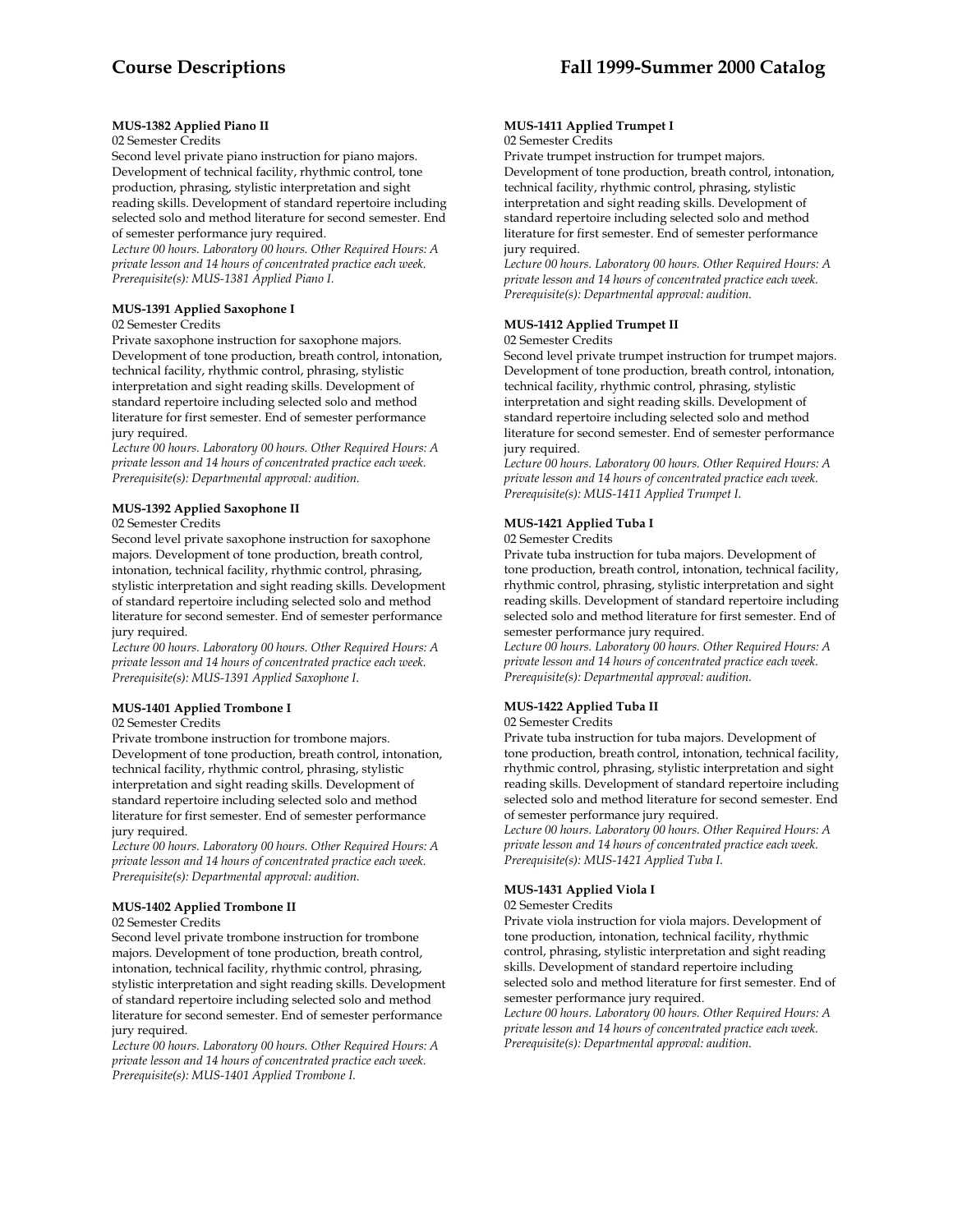**MUS-1382 Applied Piano II**

02 Semester Credits

Second level private piano instruction for piano majors. Development of technical facility, rhythmic control, tone production, phrasing, stylistic interpretation and sight reading skills. Development of standard repertoire including selected solo and method literature for second semester. End of semester performance jury required.

*Lecture 00 hours. Laboratory 00 hours. Other Required Hours: A private lesson and 14 hours of concentrated practice each week. Prerequisite(s): MUS-1381 Applied Piano I.*

**MUS-1391 Applied Saxophone I**

02 Semester Credits

Private saxophone instruction for saxophone majors. Development of tone production, breath control, intonation, technical facility, rhythmic control, phrasing, stylistic interpretation and sight reading skills. Development of standard repertoire including selected solo and method literature for first semester. End of semester performance jury required.

*Lecture 00 hours. Laboratory 00 hours. Other Required Hours: A private lesson and 14 hours of concentrated practice each week. Prerequisite(s): Departmental approval: audition.*

**MUS-1392 Applied Saxophone II**

02 Semester Credits

Second level private saxophone instruction for saxophone majors. Development of tone production, breath control, intonation, technical facility, rhythmic control, phrasing, stylistic interpretation and sight reading skills. Development of standard repertoire including selected solo and method literature for second semester. End of semester performance jury required.

*Lecture 00 hours. Laboratory 00 hours. Other Required Hours: A private lesson and 14 hours of concentrated practice each week. Prerequisite(s): MUS-1391 Applied Saxophone I.*

**MUS-1401 Applied Trombone I**

02 Semester Credits

Private trombone instruction for trombone majors. Development of tone production, breath control, intonation, technical facility, rhythmic control, phrasing, stylistic interpretation and sight reading skills. Development of standard repertoire including selected solo and method literature for first semester. End of semester performance jury required.

*Lecture 00 hours. Laboratory 00 hours. Other Required Hours: A private lesson and 14 hours of concentrated practice each week. Prerequisite(s): Departmental approval: audition.*

**MUS-1402 Applied Trombone II**

02 Semester Credits

Second level private trombone instruction for trombone majors. Development of tone production, breath control, intonation, technical facility, rhythmic control, phrasing, stylistic interpretation and sight reading skills. Development of standard repertoire including selected solo and method literature for second semester. End of semester performance jury required.

*Lecture 00 hours. Laboratory 00 hours. Other Required Hours: A private lesson and 14 hours of concentrated practice each week. Prerequisite(s): MUS-1401 Applied Trombone I.*

**MUS-1411 Applied Trumpet I**

02 Semester Credits

Private trumpet instruction for trumpet majors. Development of tone production, breath control, intonation, technical facility, rhythmic control, phrasing, stylistic interpretation and sight reading skills. Development of standard repertoire including selected solo and method literature for first semester. End of semester performance jury required.

*Lecture 00 hours. Laboratory 00 hours. Other Required Hours: A private lesson and 14 hours of concentrated practice each week. Prerequisite(s): Departmental approval: audition.*

**MUS-1412 Applied Trumpet II**

02 Semester Credits

Second level private trumpet instruction for trumpet majors. Development of tone production, breath control, intonation, technical facility, rhythmic control, phrasing, stylistic interpretation and sight reading skills. Development of standard repertoire including selected solo and method literature for second semester. End of semester performance jury required.

*Lecture 00 hours. Laboratory 00 hours. Other Required Hours: A private lesson and 14 hours of concentrated practice each week. Prerequisite(s): MUS-1411 Applied Trumpet I.*

**MUS-1421 Applied Tuba I**

02 Semester Credits

Private tuba instruction for tuba majors. Development of tone production, breath control, intonation, technical facility, rhythmic control, phrasing, stylistic interpretation and sight reading skills. Development of standard repertoire including selected solo and method literature for first semester. End of semester performance jury required.

*Lecture 00 hours. Laboratory 00 hours. Other Required Hours: A private lesson and 14 hours of concentrated practice each week. Prerequisite(s): Departmental approval: audition.*

**MUS-1422 Applied Tuba II**

02 Semester Credits

Private tuba instruction for tuba majors. Development of tone production, breath control, intonation, technical facility, rhythmic control, phrasing, stylistic interpretation and sight reading skills. Development of standard repertoire including selected solo and method literature for second semester. End of semester performance jury required.

*Lecture 00 hours. Laboratory 00 hours. Other Required Hours: A private lesson and 14 hours of concentrated practice each week. Prerequisite(s): MUS-1421 Applied Tuba I.*

**MUS-1431 Applied Viola I**

02 Semester Credits

Private viola instruction for viola majors. Development of tone production, intonation, technical facility, rhythmic control, phrasing, stylistic interpretation and sight reading skills. Development of standard repertoire including selected solo and method literature for first semester. End of semester performance jury required.

*Lecture 00 hours. Laboratory 00 hours. Other Required Hours: A private lesson and 14 hours of concentrated practice each week. Prerequisite(s): Departmental approval: audition.*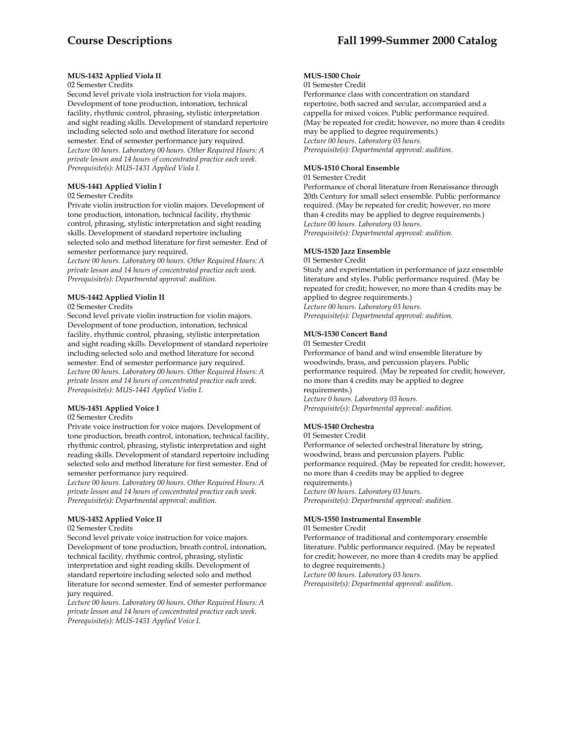**MUS-1432 Applied Viola II**

02 Semester Credits

Second level private viola instruction for viola majors. Development of tone production, intonation, technical facility, rhythmic control, phrasing, stylistic interpretation and sight reading skills. Development of standard repertoire including selected solo and method literature for second semester. End of semester performance jury required.
*Lecture 00 hours. Laboratory 00 hours. Other Required Hours: A private lesson and 14 hours of concentrated practice each week.*
*Prerequisite(s): MUS-1431 Applied Viola I.*

**MUS-1441 Applied Violin I**

02 Semester Credits

Private violin instruction for violin majors. Development of tone production, intonation, technical facility, rhythmic control, phrasing, stylistic interpretation and sight reading skills. Development of standard repertoire including selected solo and method literature for first semester. End of semester performance jury required.
*Lecture 00 hours. Laboratory 00 hours. Other Required Hours: A private lesson and 14 hours of concentrated practice each week.*
*Prerequisite(s): Departmental approval: audition.*

**MUS-1442 Applied Violin II**

02 Semester Credits

Second level private violin instruction for violin majors. Development of tone production, intonation, technical facility, rhythmic control, phrasing, stylistic interpretation and sight reading skills. Development of standard repertoire including selected solo and method literature for second semester. End of semester performance jury required.
*Lecture 00 hours. Laboratory 00 hours. Other Required Hours: A private lesson and 14 hours of concentrated practice each week.*
*Prerequisite(s): MUS-1441 Applied Violin I.*

**MUS-1451 Applied Voice I**

02 Semester Credits

Private voice instruction for voice majors. Development of tone production, breath control, intonation, technical facility, rhythmic control, phrasing, stylistic interpretation and sight reading skills. Development of standard repertoire including selected solo and method literature for first semester. End of semester performance jury required.
*Lecture 00 hours. Laboratory 00 hours. Other Required Hours: A private lesson and 14 hours of concentrated practice each week.*
*Prerequisite(s): Departmental approval: audition.*

**MUS-1452 Applied Voice II**

02 Semester Credits

Second level private voice instruction for voice majors. Development of tone production, breath control, intonation, technical facility, rhythmic control, phrasing, stylistic interpretation and sight reading skills. Development of standard repertoire including selected solo and method literature for second semester. End of semester performance jury required.
*Lecture 00 hours. Laboratory 00 hours. Other Required Hours: A private lesson and 14 hours of concentrated practice each week.*
*Prerequisite(s): MUS-1451 Applied Voice I.*

**MUS-1500 Choir**

01 Semester Credit

Performance class with concentration on standard repertoire, both sacred and secular, accompanied and a cappella for mixed voices. Public performance required. (May be repeated for credit; however, no more than 4 credits may be applied to degree requirements.)
*Lecture 00 hours. Laboratory 03 hours.*
*Prerequisite(s): Departmental approval: audition.*

**MUS-1510 Choral Ensemble**

01 Semester Credit

Performance of choral literature from Renaissance through 20th Century for small select ensemble. Public performance required. (May be repeated for credit; however, no more than 4 credits may be applied to degree requirements.)
*Lecture 00 hours. Laboratory 03 hours.*
*Prerequisite(s): Departmental approval: audition.*

**MUS-1520 Jazz Ensemble**

01 Semester Credit

Study and experimentation in performance of jazz ensemble literature and styles. Public performance required. (May be repeated for credit; however, no more than 4 credits may be applied to degree requirements.)
*Lecture 00 hours. Laboratory 03 hours.*
*Prerequisite(s): Departmental approval: audition.*

**MUS-1530 Concert Band**

01 Semester Credit

Performance of band and wind ensemble literature by woodwinds, brass, and percussion players. Public performance required. (May be repeated for credit; however, no more than 4 credits may be applied to degree requirements.)
*Lecture 0 hours. Laboratory 03 hours.*
*Prerequisite(s): Departmental approval: audition.*

**MUS-1540 Orchestra**

01 Semester Credit

Performance of selected orchestral literature by string, woodwind, brass and percussion players. Public performance required. (May be repeated for credit; however, no more than 4 credits may be applied to degree requirements.)
*Lecture 00 hours. Laboratory 03 hours.*
*Prerequisite(s): Departmental approval: audition.*

**MUS-1550 Instrumental Ensemble**

01 Semester Credit

Performance of traditional and contemporary ensemble literature. Public performance required. (May be repeated for credit; however, no more than 4 credits may be applied to degree requirements.)
*Lecture 00 hours. Laboratory 03 hours.*
*Prerequisite(s): Departmental approval: audition.*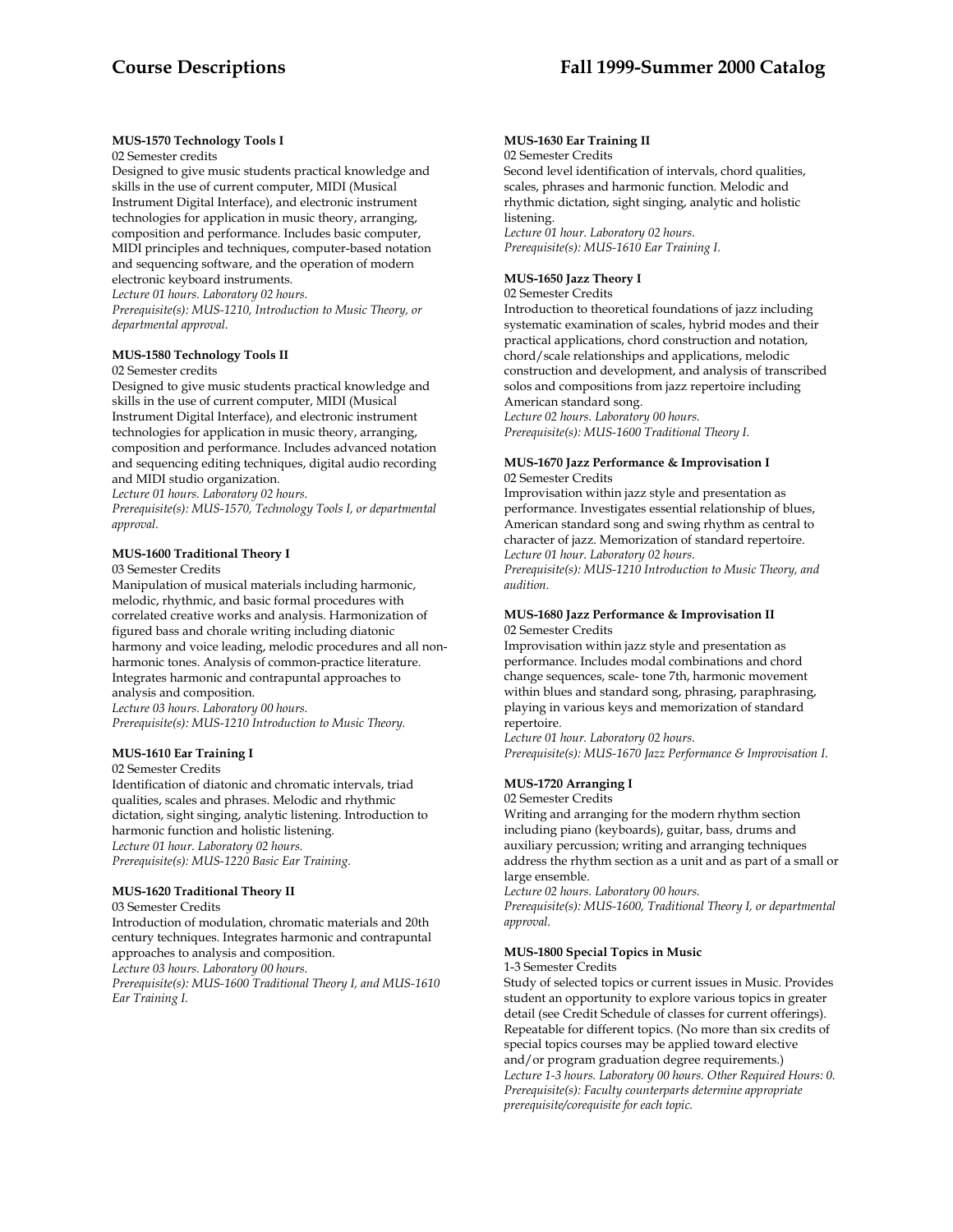**MUS-1570 Technology Tools I**

02 Semester credits

Designed to give music students practical knowledge and skills in the use of current computer, MIDI (Musical Instrument Digital Interface), and electronic instrument technologies for application in music theory, arranging, composition and performance. Includes basic computer, MIDI principles and techniques, computer-based notation and sequencing software, and the operation of modern electronic keyboard instruments.

*Lecture 01 hours. Laboratory 02 hours.*

*Prerequisite(s): MUS-1210, Introduction to Music Theory, or departmental approval.*

**MUS-1580 Technology Tools II**

02 Semester credits

Designed to give music students practical knowledge and skills in the use of current computer, MIDI (Musical Instrument Digital Interface), and electronic instrument technologies for application in music theory, arranging, composition and performance. Includes advanced notation and sequencing editing techniques, digital audio recording and MIDI studio organization.

*Lecture 01 hours. Laboratory 02 hours.*

*Prerequisite(s): MUS-1570, Technology Tools I, or departmental approval.*

**MUS-1600 Traditional Theory I**

03 Semester Credits

Manipulation of musical materials including harmonic, melodic, rhythmic, and basic formal procedures with correlated creative works and analysis. Harmonization of figured bass and chorale writing including diatonic harmony and voice leading, melodic procedures and all non-harmonic tones. Analysis of common-practice literature. Integrates harmonic and contrapuntal approaches to analysis and composition.

*Lecture 03 hours. Laboratory 00 hours.*

*Prerequisite(s): MUS-1210 Introduction to Music Theory.*

**MUS-1610 Ear Training I**

02 Semester Credits

Identification of diatonic and chromatic intervals, triad qualities, scales and phrases. Melodic and rhythmic dictation, sight singing, analytic listening. Introduction to harmonic function and holistic listening.

*Lecture 01 hour. Laboratory 02 hours.*

*Prerequisite(s): MUS-1220 Basic Ear Training.*

**MUS-1620 Traditional Theory II**

03 Semester Credits

Introduction of modulation, chromatic materials and 20th century techniques. Integrates harmonic and contrapuntal approaches to analysis and composition.

*Lecture 03 hours. Laboratory 00 hours.*

*Prerequisite(s): MUS-1600 Traditional Theory I, and MUS-1610 Ear Training I.*

**MUS-1630 Ear Training II**

02 Semester Credits

Second level identification of intervals, chord qualities, scales, phrases and harmonic function. Melodic and rhythmic dictation, sight singing, analytic and holistic listening.

*Lecture 01 hour. Laboratory 02 hours.*

*Prerequisite(s): MUS-1610 Ear Training I.*

**MUS-1650 Jazz Theory I**

02 Semester Credits

Introduction to theoretical foundations of jazz including systematic examination of scales, hybrid modes and their practical applications, chord construction and notation, chord/scale relationships and applications, melodic construction and development, and analysis of transcribed solos and compositions from jazz repertoire including American standard song.

*Lecture 02 hours. Laboratory 00 hours.*

*Prerequisite(s): MUS-1600 Traditional Theory I.*

**MUS-1670 Jazz Performance & Improvisation I**

02 Semester Credits

Improvisation within jazz style and presentation as performance. Investigates essential relationship of blues, American standard song and swing rhythm as central to character of jazz. Memorization of standard repertoire.

*Lecture 01 hour. Laboratory 02 hours.*

*Prerequisite(s): MUS-1210 Introduction to Music Theory, and audition.*

**MUS-1680 Jazz Performance & Improvisation II**

02 Semester Credits

Improvisation within jazz style and presentation as performance. Includes modal combinations and chord change sequences, scale- tone 7th, harmonic movement within blues and standard song, phrasing, paraphrasing, playing in various keys and memorization of standard repertoire.

*Lecture 01 hour. Laboratory 02 hours.*

*Prerequisite(s): MUS-1670 Jazz Performance & Improvisation I.*

**MUS-1720 Arranging I**

02 Semester Credits

Writing and arranging for the modern rhythm section including piano (keyboards), guitar, bass, drums and auxiliary percussion; writing and arranging techniques address the rhythm section as a unit and as part of a small or large ensemble.

*Lecture 02 hours. Laboratory 00 hours.*

*Prerequisite(s): MUS-1600, Traditional Theory I, or departmental approval.*

**MUS-1800 Special Topics in Music**

1-3 Semester Credits

Study of selected topics or current issues in Music. Provides student an opportunity to explore various topics in greater detail (see Credit Schedule of classes for current offerings). Repeatable for different topics. (No more than six credits of special topics courses may be applied toward elective and/or program graduation degree requirements.)

*Lecture 1-3 hours. Laboratory 00 hours. Other Required Hours: 0.*

*Prerequisite(s): Faculty counterparts determine appropriate prerequisite/corequisite for each topic.*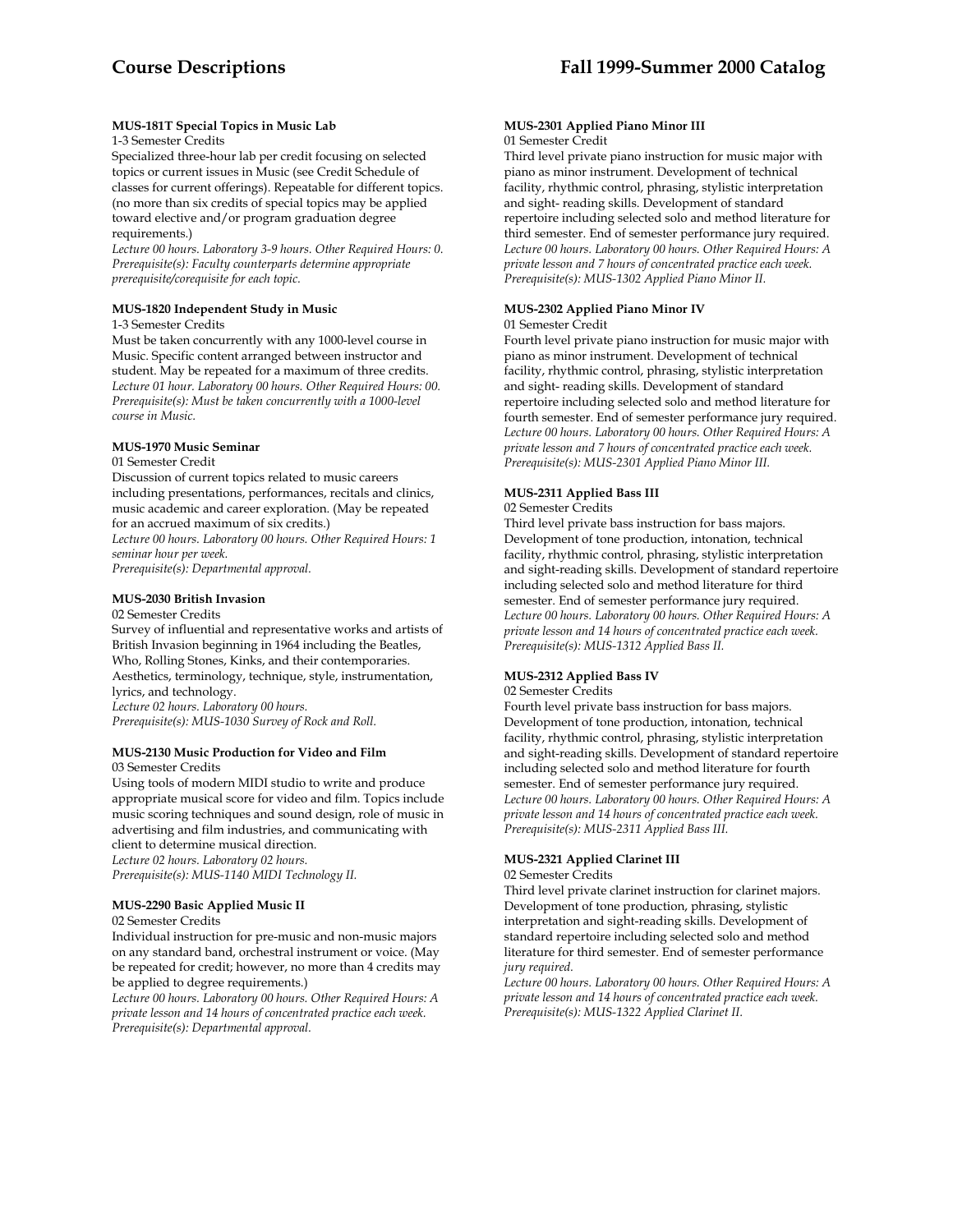#### MUS-181T Special Topics in Music Lab

1-3 Semester Credits

Specialized three-hour lab per credit focusing on selected topics or current issues in Music (see Credit Schedule of classes for current offerings). Repeatable for different topics. (no more than six credits of special topics may be applied toward elective and/or program graduation degree requirements.)

*Lecture 00 hours. Laboratory 3-9 hours. Other Required Hours: 0. Prerequisite(s): Faculty counterparts determine appropriate prerequisite/corequisite for each topic.*

#### MUS-1820 Independent Study in Music

1-3 Semester Credits

Must be taken concurrently with any 1000-level course in Music. Specific content arranged between instructor and student. May be repeated for a maximum of three credits.

*Lecture 01 hour. Laboratory 00 hours. Other Required Hours: 00. Prerequisite(s): Must be taken concurrently with a 1000-level course in Music.*

#### MUS-1970 Music Seminar

01 Semester Credit

Discussion of current topics related to music careers including presentations, performances, recitals and clinics, music academic and career exploration. (May be repeated for an accrued maximum of six credits.)

*Lecture 00 hours. Laboratory 00 hours. Other Required Hours: 1 seminar hour per week.*

*Prerequisite(s): Departmental approval.*

#### MUS-2030 British Invasion

02 Semester Credits

Survey of influential and representative works and artists of British Invasion beginning in 1964 including the Beatles, Who, Rolling Stones, Kinks, and their contemporaries. Aesthetics, terminology, technique, style, instrumentation, lyrics, and technology.

*Lecture 02 hours. Laboratory 00 hours.*

*Prerequisite(s): MUS-1030 Survey of Rock and Roll.*

#### MUS-2130 Music Production for Video and Film

03 Semester Credits

Using tools of modern MIDI studio to write and produce appropriate musical score for video and film. Topics include music scoring techniques and sound design, role of music in advertising and film industries, and communicating with client to determine musical direction.

*Lecture 02 hours. Laboratory 02 hours.*

*Prerequisite(s): MUS-1140 MIDI Technology II.*

#### MUS-2290 Basic Applied Music II

02 Semester Credits

Individual instruction for pre-music and non-music majors on any standard band, orchestral instrument or voice. (May be repeated for credit; however, no more than 4 credits may be applied to degree requirements.)

*Lecture 00 hours. Laboratory 00 hours. Other Required Hours: A private lesson and 14 hours of concentrated practice each week. Prerequisite(s): Departmental approval.*

#### MUS-2301 Applied Piano Minor III

01 Semester Credit

Third level private piano instruction for music major with piano as minor instrument. Development of technical facility, rhythmic control, phrasing, stylistic interpretation and sight- reading skills. Development of standard repertoire including selected solo and method literature for third semester. End of semester performance jury required.

*Lecture 00 hours. Laboratory 00 hours. Other Required Hours: A private lesson and 7 hours of concentrated practice each week. Prerequisite(s): MUS-1302 Applied Piano Minor II.*

#### MUS-2302 Applied Piano Minor IV

01 Semester Credit

Fourth level private piano instruction for music major with piano as minor instrument. Development of technical facility, rhythmic control, phrasing, stylistic interpretation and sight- reading skills. Development of standard repertoire including selected solo and method literature for fourth semester. End of semester performance jury required.

*Lecture 00 hours. Laboratory 00 hours. Other Required Hours: A private lesson and 7 hours of concentrated practice each week. Prerequisite(s): MUS-2301 Applied Piano Minor III.*

#### MUS-2311 Applied Bass III

02 Semester Credits

Third level private bass instruction for bass majors. Development of tone production, intonation, technical facility, rhythmic control, phrasing, stylistic interpretation and sight-reading skills. Development of standard repertoire including selected solo and method literature for third semester. End of semester performance jury required.

*Lecture 00 hours. Laboratory 00 hours. Other Required Hours: A private lesson and 14 hours of concentrated practice each week. Prerequisite(s): MUS-1312 Applied Bass II.*

#### MUS-2312 Applied Bass IV

02 Semester Credits

Fourth level private bass instruction for bass majors. Development of tone production, intonation, technical facility, rhythmic control, phrasing, stylistic interpretation and sight-reading skills. Development of standard repertoire including selected solo and method literature for fourth semester. End of semester performance jury required.

*Lecture 00 hours. Laboratory 00 hours. Other Required Hours: A private lesson and 14 hours of concentrated practice each week. Prerequisite(s): MUS-2311 Applied Bass III.*

#### MUS-2321 Applied Clarinet III

02 Semester Credits

Third level private clarinet instruction for clarinet majors. Development of tone production, phrasing, stylistic interpretation and sight-reading skills. Development of standard repertoire including selected solo and method literature for third semester. End of semester performance *jury required.*

*Lecture 00 hours. Laboratory 00 hours. Other Required Hours: A private lesson and 14 hours of concentrated practice each week. Prerequisite(s): MUS-1322 Applied Clarinet II.*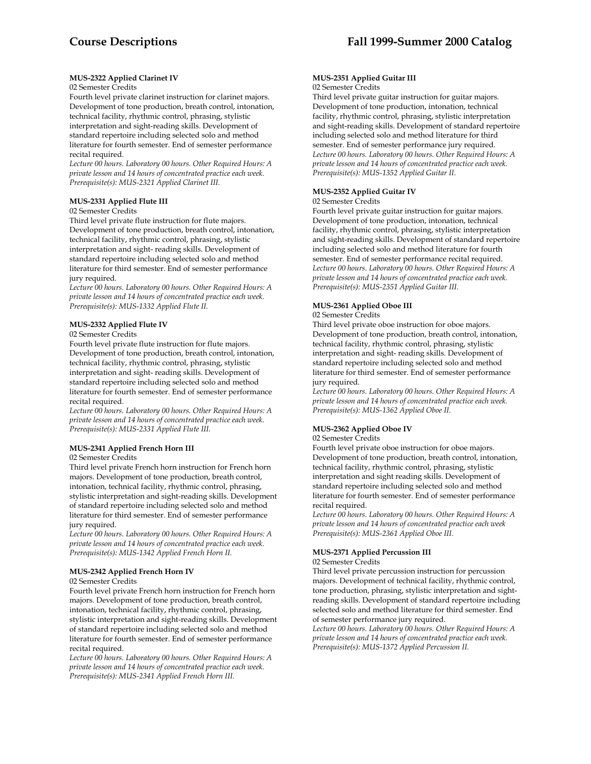**MUS-2322 Applied Clarinet IV**

02 Semester Credits

Fourth level private clarinet instruction for clarinet majors. Development of tone production, breath control, intonation, technical facility, rhythmic control, phrasing, stylistic interpretation and sight-reading skills. Development of standard repertoire including selected solo and method literature for fourth semester. End of semester performance recital required.

*Lecture 00 hours. Laboratory 00 hours. Other Required Hours: A private lesson and 14 hours of concentrated practice each week. Prerequisite(s): MUS-2321 Applied Clarinet III.*

**MUS-2331 Applied Flute III**

02 Semester Credits

Third level private flute instruction for flute majors. Development of tone production, breath control, intonation, technical facility, rhythmic control, phrasing, stylistic interpretation and sight- reading skills. Development of standard repertoire including selected solo and method literature for third semester. End of semester performance jury required.

*Lecture 00 hours. Laboratory 00 hours. Other Required Hours: A private lesson and 14 hours of concentrated practice each week. Prerequisite(s): MUS-1332 Applied Flute II.*

**MUS-2332 Applied Flute IV**

02 Semester Credits

Fourth level private flute instruction for flute majors. Development of tone production, breath control, intonation, technical facility, rhythmic control, phrasing, stylistic interpretation and sight- reading skills. Development of standard repertoire including selected solo and method literature for fourth semester. End of semester performance recital required.

*Lecture 00 hours. Laboratory 00 hours. Other Required Hours: A private lesson and 14 hours of concentrated practice each week. Prerequisite(s): MUS-2331 Applied Flute III.*

**MUS-2341 Applied French Horn III**

02 Semester Credits

Third level private French horn instruction for French horn majors. Development of tone production, breath control, intonation, technical facility, rhythmic control, phrasing, stylistic interpretation and sight-reading skills. Development of standard repertoire including selected solo and method literature for third semester. End of semester performance jury required.

*Lecture 00 hours. Laboratory 00 hours. Other Required Hours: A private lesson and 14 hours of concentrated practice each week. Prerequisite(s): MUS-1342 Applied French Horn II.*

**MUS-2342 Applied French Horn IV**

02 Semester Credits

Fourth level private French horn instruction for French horn majors. Development of tone production, breath control, intonation, technical facility, rhythmic control, phrasing, stylistic interpretation and sight-reading skills. Development of standard repertoire including selected solo and method literature for fourth semester. End of semester performance recital required.

*Lecture 00 hours. Laboratory 00 hours. Other Required Hours: A private lesson and 14 hours of concentrated practice each week. Prerequisite(s): MUS-2341 Applied French Horn III.*

**MUS-2351 Applied Guitar III**

02 Semester Credits

Third level private guitar instruction for guitar majors. Development of tone production, intonation, technical facility, rhythmic control, phrasing, stylistic interpretation and sight-reading skills. Development of standard repertoire including selected solo and method literature for third semester. End of semester performance jury required.

*Lecture 00 hours. Laboratory 00 hours. Other Required Hours: A private lesson and 14 hours of concentrated practice each week. Prerequisite(s): MUS-1352 Applied Guitar II.*

**MUS-2352 Applied Guitar IV**

02 Semester Credits

Fourth level private guitar instruction for guitar majors. Development of tone production, intonation, technical facility, rhythmic control, phrasing, stylistic interpretation and sight-reading skills. Development of standard repertoire including selected solo and method literature for fourth semester. End of semester performance recital required.

*Lecture 00 hours. Laboratory 00 hours. Other Required Hours: A private lesson and 14 hours of concentrated practice each week. Prerequisite(s): MUS-2351 Applied Guitar III.*

**MUS-2361 Applied Oboe III**

02 Semester Credits

Third level private oboe instruction for oboe majors. Development of tone production, breath control, intonation, technical facility, rhythmic control, phrasing, stylistic interpretation and sight- reading skills. Development of standard repertoire including selected solo and method literature for third semester. End of semester performance jury required.

*Lecture 00 hours. Laboratory 00 hours. Other Required Hours: A private lesson and 14 hours of concentrated practice each week. Prerequisite(s): MUS-1362 Applied Oboe II.*

**MUS-2362 Applied Oboe IV**

02 Semester Credits

Fourth level private oboe instruction for oboe majors. Development of tone production, breath control, intonation, technical facility, rhythmic control, phrasing, stylistic interpretation and sight reading skills. Development of standard repertoire including selected solo and method literature for fourth semester. End of semester performance recital required.

*Lecture 00 hours. Laboratory 00 hours. Other Required Hours: A private lesson and 14 hours of concentrated practice each week Prerequisite(s): MUS-2361 Applied Oboe III.*

**MUS-2371 Applied Percussion III**

02 Semester Credits

Third level private percussion instruction for percussion majors. Development of technical facility, rhythmic control, tone production, phrasing, stylistic interpretation and sight-reading skills. Development of standard repertoire including selected solo and method literature for third semester. End of semester performance jury required.

*Lecture 00 hours. Laboratory 00 hours. Other Required Hours: A private lesson and 14 hours of concentrated practice each week. Prerequisite(s): MUS-1372 Applied Percussion II.*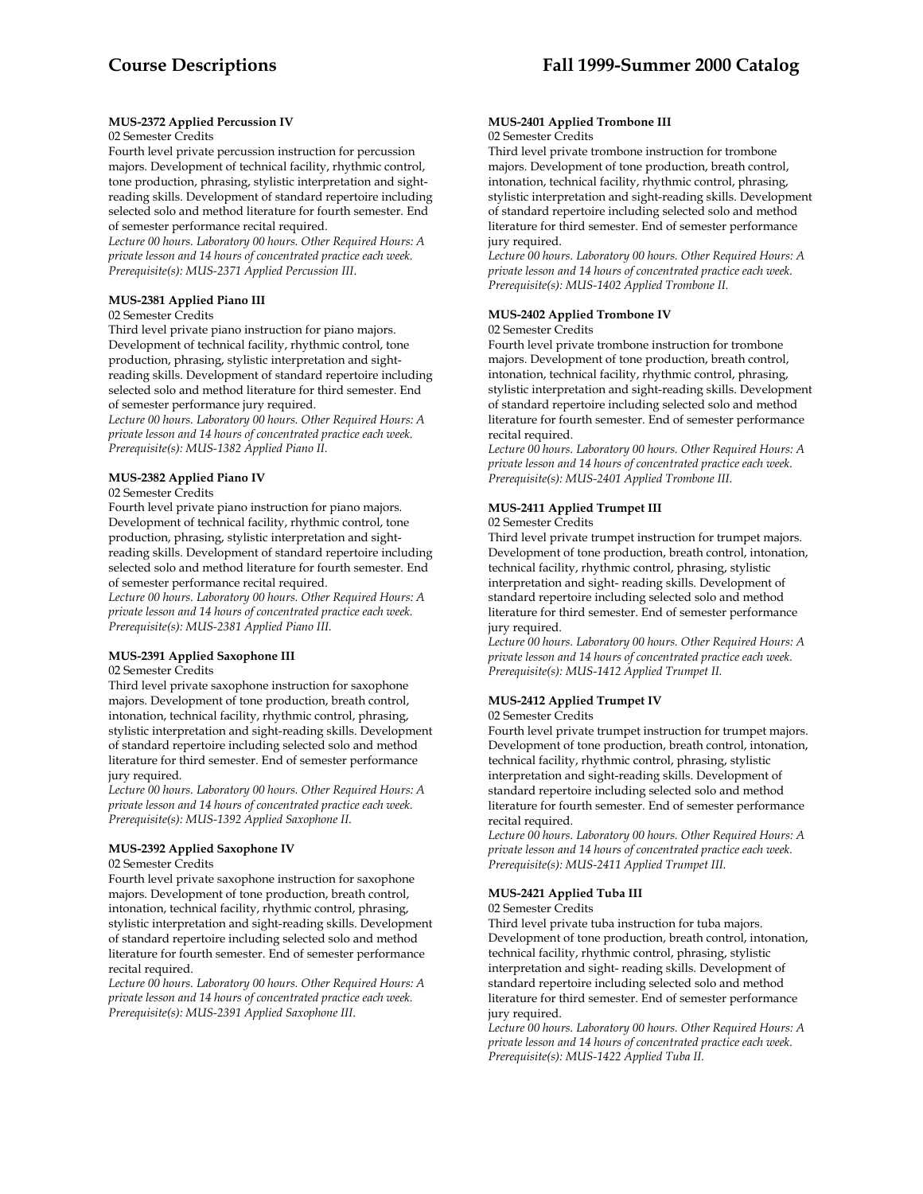### MUS-2372 Applied Percussion IV

02 Semester Credits

Fourth level private percussion instruction for percussion majors. Development of technical facility, rhythmic control, tone production, phrasing, stylistic interpretation and sight-reading skills. Development of standard repertoire including selected solo and method literature for fourth semester. End of semester performance recital required.

*Lecture 00 hours. Laboratory 00 hours. Other Required Hours: A private lesson and 14 hours of concentrated practice each week. Prerequisite(s): MUS-2371 Applied Percussion III.*

### MUS-2381 Applied Piano III

02 Semester Credits

Third level private piano instruction for piano majors. Development of technical facility, rhythmic control, tone production, phrasing, stylistic interpretation and sight-reading skills. Development of standard repertoire including selected solo and method literature for third semester. End of semester performance jury required.

*Lecture 00 hours. Laboratory 00 hours. Other Required Hours: A private lesson and 14 hours of concentrated practice each week. Prerequisite(s): MUS-1382 Applied Piano II.*

### MUS-2382 Applied Piano IV

02 Semester Credits

Fourth level private piano instruction for piano majors. Development of technical facility, rhythmic control, tone production, phrasing, stylistic interpretation and sight-reading skills. Development of standard repertoire including selected solo and method literature for fourth semester. End of semester performance recital required.

*Lecture 00 hours. Laboratory 00 hours. Other Required Hours: A private lesson and 14 hours of concentrated practice each week. Prerequisite(s): MUS-2381 Applied Piano III.*

### MUS-2391 Applied Saxophone III

02 Semester Credits

Third level private saxophone instruction for saxophone majors. Development of tone production, breath control, intonation, technical facility, rhythmic control, phrasing, stylistic interpretation and sight-reading skills. Development of standard repertoire including selected solo and method literature for third semester. End of semester performance jury required.

*Lecture 00 hours. Laboratory 00 hours. Other Required Hours: A private lesson and 14 hours of concentrated practice each week. Prerequisite(s): MUS-1392 Applied Saxophone II.*

### MUS-2392 Applied Saxophone IV

02 Semester Credits

Fourth level private saxophone instruction for saxophone majors. Development of tone production, breath control, intonation, technical facility, rhythmic control, phrasing, stylistic interpretation and sight-reading skills. Development of standard repertoire including selected solo and method literature for fourth semester. End of semester performance recital required.

*Lecture 00 hours. Laboratory 00 hours. Other Required Hours: A private lesson and 14 hours of concentrated practice each week. Prerequisite(s): MUS-2391 Applied Saxophone III.*

### MUS-2401 Applied Trombone III

02 Semester Credits

Third level private trombone instruction for trombone majors. Development of tone production, breath control, intonation, technical facility, rhythmic control, phrasing, stylistic interpretation and sight-reading skills. Development of standard repertoire including selected solo and method literature for third semester. End of semester performance jury required.

*Lecture 00 hours. Laboratory 00 hours. Other Required Hours: A private lesson and 14 hours of concentrated practice each week. Prerequisite(s): MUS-1402 Applied Trombone II.*

### MUS-2402 Applied Trombone IV

02 Semester Credits

Fourth level private trombone instruction for trombone majors. Development of tone production, breath control, intonation, technical facility, rhythmic control, phrasing, stylistic interpretation and sight-reading skills. Development of standard repertoire including selected solo and method literature for fourth semester. End of semester performance recital required.

*Lecture 00 hours. Laboratory 00 hours. Other Required Hours: A private lesson and 14 hours of concentrated practice each week. Prerequisite(s): MUS-2401 Applied Trombone III.*

### MUS-2411 Applied Trumpet III

02 Semester Credits

Third level private trumpet instruction for trumpet majors. Development of tone production, breath control, intonation, technical facility, rhythmic control, phrasing, stylistic interpretation and sight- reading skills. Development of standard repertoire including selected solo and method literature for third semester. End of semester performance jury required.

*Lecture 00 hours. Laboratory 00 hours. Other Required Hours: A private lesson and 14 hours of concentrated practice each week. Prerequisite(s): MUS-1412 Applied Trumpet II.*

### MUS-2412 Applied Trumpet IV

02 Semester Credits

Fourth level private trumpet instruction for trumpet majors. Development of tone production, breath control, intonation, technical facility, rhythmic control, phrasing, stylistic interpretation and sight-reading skills. Development of standard repertoire including selected solo and method literature for fourth semester. End of semester performance recital required.

*Lecture 00 hours. Laboratory 00 hours. Other Required Hours: A private lesson and 14 hours of concentrated practice each week. Prerequisite(s): MUS-2411 Applied Trumpet III.*

### MUS-2421 Applied Tuba III

02 Semester Credits

Third level private tuba instruction for tuba majors. Development of tone production, breath control, intonation, technical facility, rhythmic control, phrasing, stylistic interpretation and sight- reading skills. Development of standard repertoire including selected solo and method literature for third semester. End of semester performance jury required.

*Lecture 00 hours. Laboratory 00 hours. Other Required Hours: A private lesson and 14 hours of concentrated practice each week. Prerequisite(s): MUS-1422 Applied Tuba II.*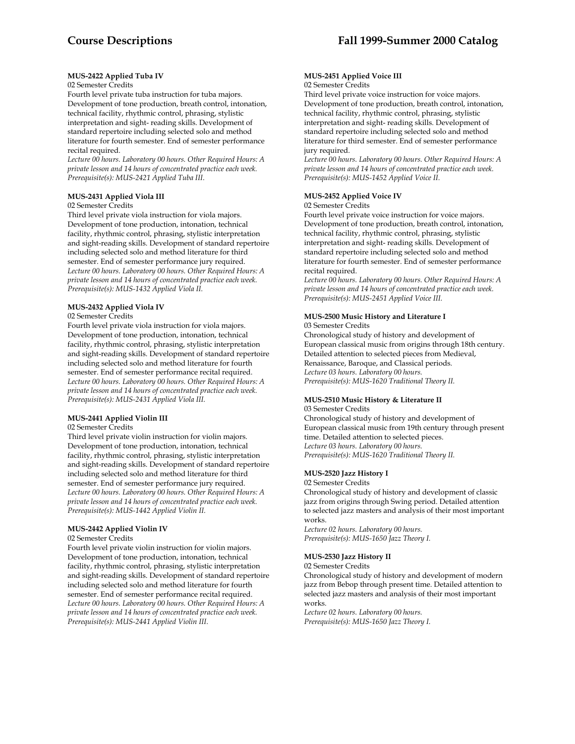#### MUS-2422 Applied Tuba IV

02 Semester Credits

Fourth level private tuba instruction for tuba majors. Development of tone production, breath control, intonation, technical facility, rhythmic control, phrasing, stylistic interpretation and sight- reading skills. Development of standard repertoire including selected solo and method literature for fourth semester. End of semester performance recital required.

*Lecture 00 hours. Laboratory 00 hours. Other Required Hours: A private lesson and 14 hours of concentrated practice each week.*
*Prerequisite(s): MUS-2421 Applied Tuba III.*

#### MUS-2431 Applied Viola III

02 Semester Credits

Third level private viola instruction for viola majors. Development of tone production, intonation, technical facility, rhythmic control, phrasing, stylistic interpretation and sight-reading skills. Development of standard repertoire including selected solo and method literature for third semester. End of semester performance jury required.

*Lecture 00 hours. Laboratory 00 hours. Other Required Hours: A private lesson and 14 hours of concentrated practice each week.*
*Prerequisite(s): MUS-1432 Applied Viola II.*

#### MUS-2432 Applied Viola IV

02 Semester Credits

Fourth level private viola instruction for viola majors. Development of tone production, intonation, technical facility, rhythmic control, phrasing, stylistic interpretation and sight-reading skills. Development of standard repertoire including selected solo and method literature for fourth semester. End of semester performance recital required.

*Lecture 00 hours. Laboratory 00 hours. Other Required Hours: A private lesson and 14 hours of concentrated practice each week.*
*Prerequisite(s): MUS-2431 Applied Viola III.*

#### MUS-2441 Applied Violin III

02 Semester Credits

Third level private violin instruction for violin majors. Development of tone production, intonation, technical facility, rhythmic control, phrasing, stylistic interpretation and sight-reading skills. Development of standard repertoire including selected solo and method literature for third semester. End of semester performance jury required.

*Lecture 00 hours. Laboratory 00 hours. Other Required Hours: A private lesson and 14 hours of concentrated practice each week.*
*Prerequisite(s): MUS-1442 Applied Violin II.*

#### MUS-2442 Applied Violin IV

02 Semester Credits

Fourth level private violin instruction for violin majors. Development of tone production, intonation, technical facility, rhythmic control, phrasing, stylistic interpretation and sight-reading skills. Development of standard repertoire including selected solo and method literature for fourth semester. End of semester performance recital required.

*Lecture 00 hours. Laboratory 00 hours. Other Required Hours: A private lesson and 14 hours of concentrated practice each week.*
*Prerequisite(s): MUS-2441 Applied Violin III.*

#### MUS-2451 Applied Voice III

02 Semester Credits

Third level private voice instruction for voice majors. Development of tone production, breath control, intonation, technical facility, rhythmic control, phrasing, stylistic interpretation and sight- reading skills. Development of standard repertoire including selected solo and method literature for third semester. End of semester performance jury required.

*Lecture 00 hours. Laboratory 00 hours. Other Required Hours: A private lesson and 14 hours of concentrated practice each week.*
*Prerequisite(s): MUS-1452 Applied Voice II.*

#### MUS-2452 Applied Voice IV

02 Semester Credits

Fourth level private voice instruction for voice majors. Development of tone production, breath control, intonation, technical facility, rhythmic control, phrasing, stylistic interpretation and sight- reading skills. Development of standard repertoire including selected solo and method literature for fourth semester. End of semester performance recital required.

*Lecture 00 hours. Laboratory 00 hours. Other Required Hours: A private lesson and 14 hours of concentrated practice each week.*
*Prerequisite(s): MUS-2451 Applied Voice III.*

#### MUS-2500 Music History and Literature I

03 Semester Credits

Chronological study of history and development of European classical music from origins through 18th century. Detailed attention to selected pieces from Medieval, Renaissance, Baroque, and Classical periods.

*Lecture 03 hours. Laboratory 00 hours.*
*Prerequisite(s): MUS-1620 Traditional Theory II.*

#### MUS-2510 Music History & Literature II

03 Semester Credits

Chronological study of history and development of European classical music from 19th century through present time. Detailed attention to selected pieces.

*Lecture 03 hours. Laboratory 00 hours.*
*Prerequisite(s): MUS-1620 Traditional Theory II.*

#### MUS-2520 Jazz History I

02 Semester Credits

Chronological study of history and development of classic jazz from origins through Swing period. Detailed attention to selected jazz masters and analysis of their most important works.

*Lecture 02 hours. Laboratory 00 hours.*
*Prerequisite(s): MUS-1650 Jazz Theory I.*

#### MUS-2530 Jazz History II

02 Semester Credits

Chronological study of history and development of modern jazz from Bebop through present time. Detailed attention to selected jazz masters and analysis of their most important works.

*Lecture 02 hours. Laboratory 00 hours.*
*Prerequisite(s): MUS-1650 Jazz Theory I.*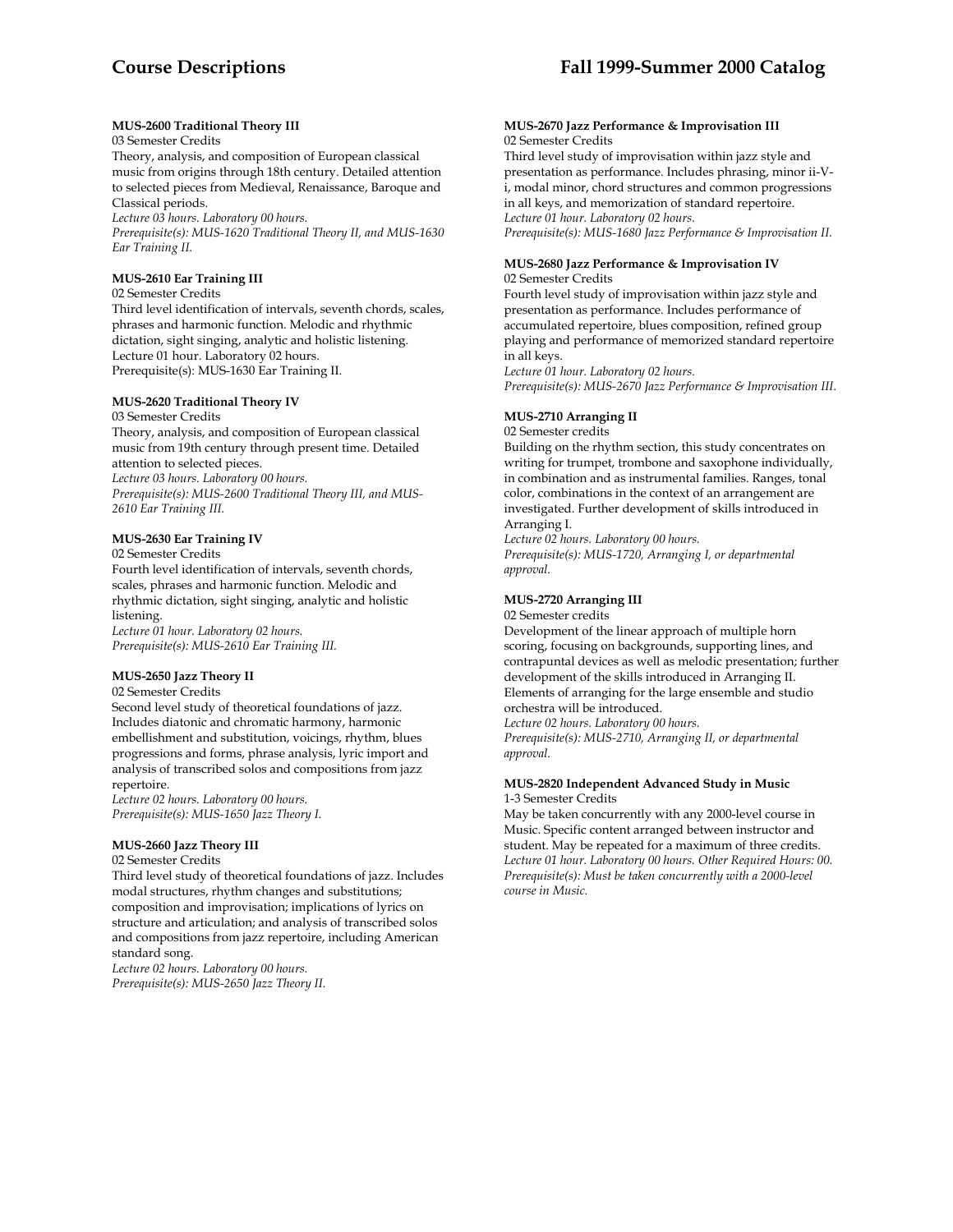**MUS-2600 Traditional Theory III**

03 Semester Credits

Theory, analysis, and composition of European classical music from origins through 18th century. Detailed attention to selected pieces from Medieval, Renaissance, Baroque and Classical periods.

*Lecture 03 hours. Laboratory 00 hours.*

*Prerequisite(s): MUS-1620 Traditional Theory II, and MUS-1630 Ear Training II.*

**MUS-2610 Ear Training III**

02 Semester Credits

Third level identification of intervals, seventh chords, scales, phrases and harmonic function. Melodic and rhythmic dictation, sight singing, analytic and holistic listening.

Lecture 01 hour. Laboratory 02 hours.

Prerequisite(s): MUS-1630 Ear Training II.

**MUS-2620 Traditional Theory IV**

03 Semester Credits

Theory, analysis, and composition of European classical music from 19th century through present time. Detailed attention to selected pieces.

*Lecture 03 hours. Laboratory 00 hours.*

*Prerequisite(s): MUS-2600 Traditional Theory III, and MUS-2610 Ear Training III.*

**MUS-2630 Ear Training IV**

02 Semester Credits

Fourth level identification of intervals, seventh chords, scales, phrases and harmonic function. Melodic and rhythmic dictation, sight singing, analytic and holistic listening.

*Lecture 01 hour. Laboratory 02 hours.*

*Prerequisite(s): MUS-2610 Ear Training III.*

**MUS-2650 Jazz Theory II**

02 Semester Credits

Second level study of theoretical foundations of jazz. Includes diatonic and chromatic harmony, harmonic embellishment and substitution, voicings, rhythm, blues progressions and forms, phrase analysis, lyric import and analysis of transcribed solos and compositions from jazz repertoire.

*Lecture 02 hours. Laboratory 00 hours.*

*Prerequisite(s): MUS-1650 Jazz Theory I.*

**MUS-2660 Jazz Theory III**

02 Semester Credits

Third level study of theoretical foundations of jazz. Includes modal structures, rhythm changes and substitutions; composition and improvisation; implications of lyrics on structure and articulation; and analysis of transcribed solos and compositions from jazz repertoire, including American standard song.

*Lecture 02 hours. Laboratory 00 hours.*

*Prerequisite(s): MUS-2650 Jazz Theory II.*

**MUS-2670 Jazz Performance & Improvisation III**

02 Semester Credits

Third level study of improvisation within jazz style and presentation as performance. Includes phrasing, minor ii-V-i, modal minor, chord structures and common progressions in all keys, and memorization of standard repertoire.

*Lecture 01 hour. Laboratory 02 hours.*

*Prerequisite(s): MUS-1680 Jazz Performance & Improvisation II.*

**MUS-2680 Jazz Performance & Improvisation IV**

02 Semester Credits

Fourth level study of improvisation within jazz style and presentation as performance. Includes performance of accumulated repertoire, blues composition, refined group playing and performance of memorized standard repertoire in all keys.

*Lecture 01 hour. Laboratory 02 hours.*

*Prerequisite(s): MUS-2670 Jazz Performance & Improvisation III.*

**MUS-2710 Arranging II**

02 Semester credits

Building on the rhythm section, this study concentrates on writing for trumpet, trombone and saxophone individually, in combination and as instrumental families. Ranges, tonal color, combinations in the context of an arrangement are investigated. Further development of skills introduced in Arranging I.

*Lecture 02 hours. Laboratory 00 hours.*

*Prerequisite(s): MUS-1720, Arranging I, or departmental approval.*

**MUS-2720 Arranging III**

02 Semester credits

Development of the linear approach of multiple horn scoring, focusing on backgrounds, supporting lines, and contrapuntal devices as well as melodic presentation; further development of the skills introduced in Arranging II. Elements of arranging for the large ensemble and studio orchestra will be introduced.

*Lecture 02 hours. Laboratory 00 hours.*

*Prerequisite(s): MUS-2710, Arranging II, or departmental approval.*

**MUS-2820 Independent Advanced Study in Music**

1-3 Semester Credits

May be taken concurrently with any 2000-level course in Music. Specific content arranged between instructor and student. May be repeated for a maximum of three credits.

*Lecture 01 hour. Laboratory 00 hours. Other Required Hours: 00.*

*Prerequisite(s): Must be taken concurrently with a 2000-level course in Music.*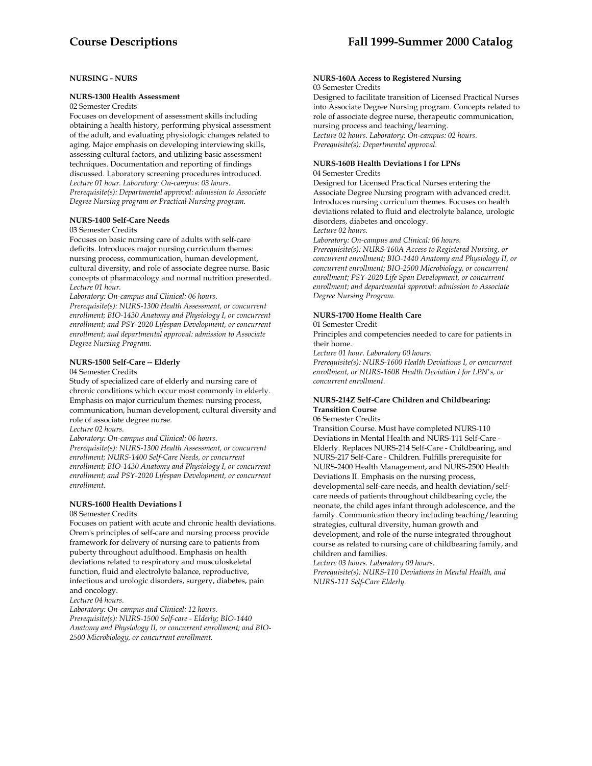## NURSING - NURS

### NURS-1300 Health Assessment

02 Semester Credits

Focuses on development of assessment skills including obtaining a health history, performing physical assessment of the adult, and evaluating physiologic changes related to aging. Major emphasis on developing interviewing skills, assessing cultural factors, and utilizing basic assessment techniques. Documentation and reporting of findings discussed. Laboratory screening procedures introduced.

*Lecture 01 hour. Laboratory: On-campus: 03 hours.*
*Prerequisite(s): Departmental approval: admission to Associate Degree Nursing program or Practical Nursing program.*

### NURS-1400 Self-Care Needs

03 Semester Credits

Focuses on basic nursing care of adults with self-care deficits. Introduces major nursing curriculum themes: nursing process, communication, human development, cultural diversity, and role of associate degree nurse. Basic concepts of pharmacology and normal nutrition presented.

*Lecture 01 hour.*
*Laboratory: On-campus and Clinical: 06 hours.*
*Prerequisite(s): NURS-1300 Health Assessment, or concurrent enrollment; BIO-1430 Anatomy and Physiology I, or concurrent enrollment; and PSY-2020 Lifespan Development, or concurrent enrollment; and departmental approval: admission to Associate Degree Nursing Program.*

### NURS-1500 Self-Care -- Elderly

04 Semester Credits

Study of specialized care of elderly and nursing care of chronic conditions which occur most commonly in elderly. Emphasis on major curriculum themes: nursing process, communication, human development, cultural diversity and role of associate degree nurse.

*Lecture 02 hours.*
*Laboratory: On-campus and Clinical: 06 hours.*
*Prerequisite(s): NURS-1300 Health Assessment, or concurrent enrollment; NURS-1400 Self-Care Needs, or concurrent enrollment; BIO-1430 Anatomy and Physiology I, or concurrent enrollment; and PSY-2020 Lifespan Development, or concurrent enrollment.*

### NURS-1600 Health Deviations I

08 Semester Credits

Focuses on patient with acute and chronic health deviations. Orem's principles of self-care and nursing process provide framework for delivery of nursing care to patients from puberty throughout adulthood. Emphasis on health deviations related to respiratory and musculoskeletal function, fluid and electrolyte balance, reproductive, infectious and urologic disorders, surgery, diabetes, pain and oncology.

*Lecture 04 hours.*
*Laboratory: On-campus and Clinical: 12 hours.*
*Prerequisite(s): NURS-1500 Self-care - Elderly; BIO-1440 Anatomy and Physiology II, or concurrent enrollment; and BIO-2500 Microbiology, or concurrent enrollment.*

### NURS-160A Access to Registered Nursing

03 Semester Credits

Designed to facilitate transition of Licensed Practical Nurses into Associate Degree Nursing program. Concepts related to role of associate degree nurse, therapeutic communication, nursing process and teaching/learning.

*Lecture 02 hours. Laboratory: On-campus: 02 hours.*
*Prerequisite(s): Departmental approval.*

### NURS-160B Health Deviations I for LPNs

04 Semester Credits

Designed for Licensed Practical Nurses entering the Associate Degree Nursing program with advanced credit. Introduces nursing curriculum themes. Focuses on health deviations related to fluid and electrolyte balance, urologic disorders, diabetes and oncology.

*Lecture 02 hours.*
*Laboratory: On-campus and Clinical: 06 hours.*
*Prerequisite(s): NURS-160A Access to Registered Nursing, or concurrent enrollment; BIO-1440 Anatomy and Physiology II, or concurrent enrollment; BIO-2500 Microbiology, or concurrent enrollment; PSY-2020 Life Span Development, or concurrent enrollment; and departmental approval: admission to Associate Degree Nursing Program.*

### NURS-1700 Home Health Care

01 Semester Credit

Principles and competencies needed to care for patients in their home.

*Lecture 01 hour. Laboratory 00 hours.*
*Prerequisite(s): NURS-1600 Health Deviations I, or concurrent enrollment, or NURS-160B Health Deviation I for LPN's, or concurrent enrollment.*

### NURS-214Z Self-Care Children and Childbearing: Transition Course

06 Semester Credits

Transition Course. Must have completed NURS-110 Deviations in Mental Health and NURS-111 Self-Care - Elderly. Replaces NURS-214 Self-Care - Childbearing, and NURS-217 Self-Care - Children. Fulfills prerequisite for NURS-2400 Health Management, and NURS-2500 Health Deviations II. Emphasis on the nursing process, developmental self-care needs, and health deviation/self-care needs of patients throughout childbearing cycle, the neonate, the child ages infant through adolescence, and the family. Communication theory including teaching/learning strategies, cultural diversity, human growth and development, and role of the nurse integrated throughout course as related to nursing care of childbearing family, and children and families.

*Lecture 03 hours. Laboratory 09 hours.*
*Prerequisite(s): NURS-110 Deviations in Mental Health, and NURS-111 Self-Care Elderly.*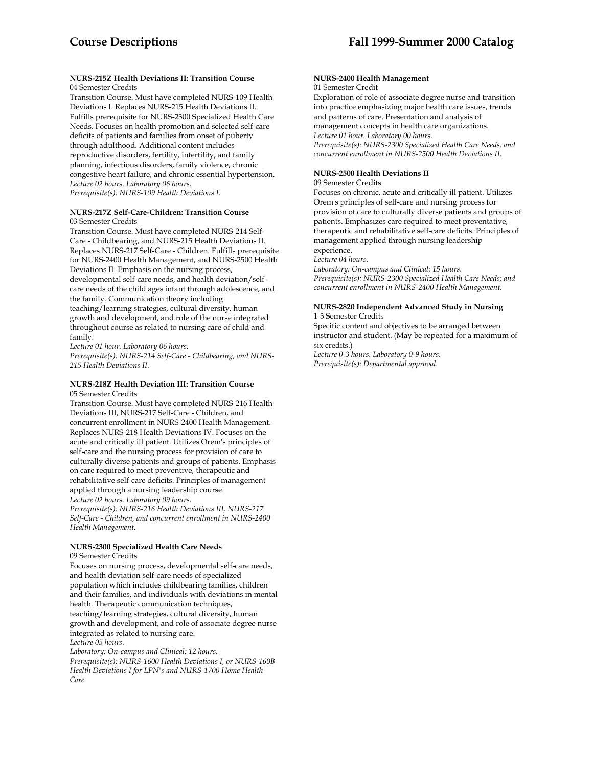**NURS-215Z Health Deviations II: Transition Course**
04 Semester Credits
Transition Course. Must have completed NURS-109 Health Deviations I. Replaces NURS-215 Health Deviations II. Fulfills prerequisite for NURS-2300 Specialized Health Care Needs. Focuses on health promotion and selected self-care deficits of patients and families from onset of puberty through adulthood. Additional content includes reproductive disorders, fertility, infertility, and family planning, infectious disorders, family violence, chronic congestive heart failure, and chronic essential hypertension.
*Lecture 02 hours. Laboratory 06 hours.*
*Prerequisite(s): NURS-109 Health Deviations I.*

**NURS-217Z Self-Care-Children: Transition Course**
03 Semester Credits
Transition Course. Must have completed NURS-214 Self-Care - Childbearing, and NURS-215 Health Deviations II. Replaces NURS-217 Self-Care - Children. Fulfills prerequisite for NURS-2400 Health Management, and NURS-2500 Health Deviations II. Emphasis on the nursing process, developmental self-care needs, and health deviation/self-care needs of the child ages infant through adolescence, and the family. Communication theory including teaching/learning strategies, cultural diversity, human growth and development, and role of the nurse integrated throughout course as related to nursing care of child and family.
*Lecture 01 hour. Laboratory 06 hours.*
*Prerequisite(s): NURS-214 Self-Care - Childbearing, and NURS-215 Health Deviations II.*

**NURS-218Z Health Deviation III: Transition Course**
05 Semester Credits
Transition Course. Must have completed NURS-216 Health Deviations III, NURS-217 Self-Care - Children, and concurrent enrollment in NURS-2400 Health Management. Replaces NURS-218 Health Deviations IV. Focuses on the acute and critically ill patient. Utilizes Orem's principles of self-care and the nursing process for provision of care to culturally diverse patients and groups of patients. Emphasis on care required to meet preventive, therapeutic and rehabilitative self-care deficits. Principles of management applied through a nursing leadership course.
*Lecture 02 hours. Laboratory 09 hours.*
*Prerequisite(s): NURS-216 Health Deviations III, NURS-217 Self-Care - Children, and concurrent enrollment in NURS-2400 Health Management.*

**NURS-2300 Specialized Health Care Needs**
09 Semester Credits
Focuses on nursing process, developmental self-care needs, and health deviation self-care needs of specialized population which includes childbearing families, children and their families, and individuals with deviations in mental health. Therapeutic communication techniques, teaching/learning strategies, cultural diversity, human growth and development, and role of associate degree nurse integrated as related to nursing care.
*Lecture 05 hours.*
*Laboratory: On-campus and Clinical: 12 hours.*
*Prerequisite(s): NURS-1600 Health Deviations I, or NURS-160B Health Deviations I for LPN's and NURS-1700 Home Health Care.*

**NURS-2400 Health Management**
01 Semester Credit
Exploration of role of associate degree nurse and transition into practice emphasizing major health care issues, trends and patterns of care. Presentation and analysis of management concepts in health care organizations.
*Lecture 01 hour. Laboratory 00 hours.*
*Prerequisite(s): NURS-2300 Specialized Health Care Needs, and concurrent enrollment in NURS-2500 Health Deviations II.*

**NURS-2500 Health Deviations II**
09 Semester Credits
Focuses on chronic, acute and critically ill patient. Utilizes Orem's principles of self-care and nursing process for provision of care to culturally diverse patients and groups of patients. Emphasizes care required to meet preventative, therapeutic and rehabilitative self-care deficits. Principles of management applied through nursing leadership experience.
*Lecture 04 hours.*
*Laboratory: On-campus and Clinical: 15 hours.*
*Prerequisite(s): NURS-2300 Specialized Health Care Needs; and concurrent enrollment in NURS-2400 Health Management.*

**NURS-2820 Independent Advanced Study in Nursing**
1-3 Semester Credits
Specific content and objectives to be arranged between instructor and student. (May be repeated for a maximum of six credits.)
*Lecture 0-3 hours. Laboratory 0-9 hours.*
*Prerequisite(s): Departmental approval.*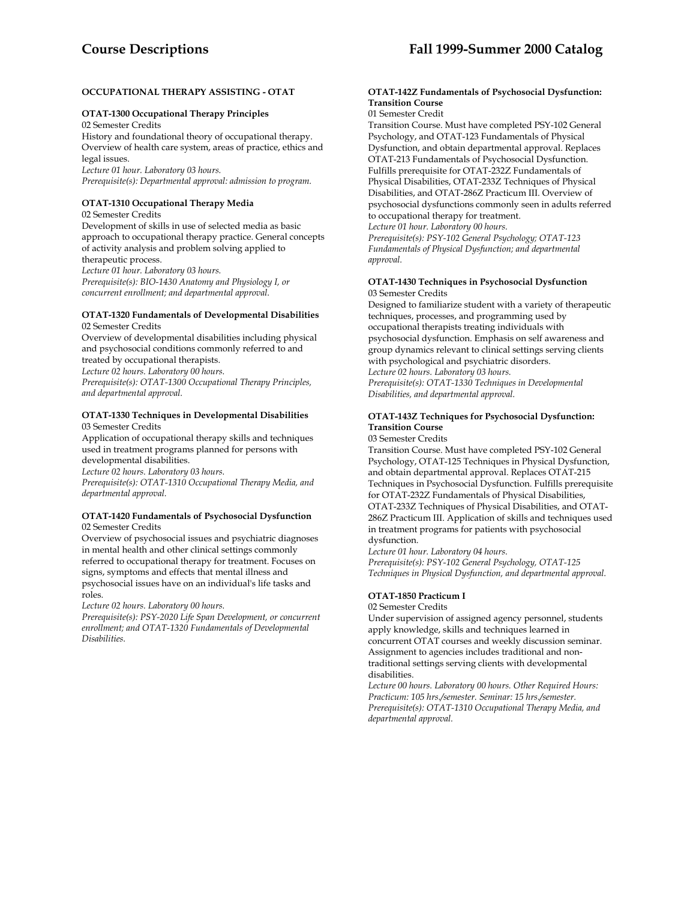## OCCUPATIONAL THERAPY ASSISTING - OTAT

### OTAT-1300 Occupational Therapy Principles

02 Semester Credits

History and foundational theory of occupational therapy. Overview of health care system, areas of practice, ethics and legal issues.

*Lecture 01 hour. Laboratory 03 hours.*

*Prerequisite(s): Departmental approval: admission to program.*

### OTAT-1310 Occupational Therapy Media

02 Semester Credits

Development of skills in use of selected media as basic approach to occupational therapy practice. General concepts of activity analysis and problem solving applied to therapeutic process.

*Lecture 01 hour. Laboratory 03 hours.*

*Prerequisite(s): BIO-1430 Anatomy and Physiology I, or concurrent enrollment; and departmental approval.*

### OTAT-1320 Fundamentals of Developmental Disabilities

02 Semester Credits

Overview of developmental disabilities including physical and psychosocial conditions commonly referred to and treated by occupational therapists.

*Lecture 02 hours. Laboratory 00 hours.*

*Prerequisite(s): OTAT-1300 Occupational Therapy Principles, and departmental approval.*

### OTAT-1330 Techniques in Developmental Disabilities

03 Semester Credits

Application of occupational therapy skills and techniques used in treatment programs planned for persons with developmental disabilities.

*Lecture 02 hours. Laboratory 03 hours.*

*Prerequisite(s): OTAT-1310 Occupational Therapy Media, and departmental approval.*

### OTAT-1420 Fundamentals of Psychosocial Dysfunction

02 Semester Credits

Overview of psychosocial issues and psychiatric diagnoses in mental health and other clinical settings commonly referred to occupational therapy for treatment. Focuses on signs, symptoms and effects that mental illness and psychosocial issues have on an individual's life tasks and roles.

*Lecture 02 hours. Laboratory 00 hours.*

*Prerequisite(s): PSY-2020 Life Span Development, or concurrent enrollment; and OTAT-1320 Fundamentals of Developmental Disabilities.*

### OTAT-142Z Fundamentals of Psychosocial Dysfunction: Transition Course

01 Semester Credit

Transition Course. Must have completed PSY-102 General Psychology, and OTAT-123 Fundamentals of Physical Dysfunction, and obtain departmental approval. Replaces OTAT-213 Fundamentals of Psychosocial Dysfunction. Fulfills prerequisite for OTAT-232Z Fundamentals of Physical Disabilities, OTAT-233Z Techniques of Physical Disabilities, and OTAT-286Z Practicum III. Overview of psychosocial dysfunctions commonly seen in adults referred to occupational therapy for treatment.

*Lecture 01 hour. Laboratory 00 hours.*

*Prerequisite(s): PSY-102 General Psychology; OTAT-123 Fundamentals of Physical Dysfunction; and departmental approval.*

### OTAT-1430 Techniques in Psychosocial Dysfunction

03 Semester Credits

Designed to familiarize student with a variety of therapeutic techniques, processes, and programming used by occupational therapists treating individuals with psychosocial dysfunction. Emphasis on self awareness and group dynamics relevant to clinical settings serving clients with psychological and psychiatric disorders.

*Lecture 02 hours. Laboratory 03 hours.*

*Prerequisite(s): OTAT-1330 Techniques in Developmental Disabilities, and departmental approval.*

### OTAT-143Z Techniques for Psychosocial Dysfunction: Transition Course

03 Semester Credits

Transition Course. Must have completed PSY-102 General Psychology, OTAT-125 Techniques in Physical Dysfunction, and obtain departmental approval. Replaces OTAT-215 Techniques in Psychosocial Dysfunction. Fulfills prerequisite for OTAT-232Z Fundamentals of Physical Disabilities, OTAT-233Z Techniques of Physical Disabilities, and OTAT-286Z Practicum III. Application of skills and techniques used in treatment programs for patients with psychosocial dysfunction.

*Lecture 01 hour. Laboratory 04 hours.*

*Prerequisite(s): PSY-102 General Psychology, OTAT-125 Techniques in Physical Dysfunction, and departmental approval.*

### OTAT-1850 Practicum I

02 Semester Credits

Under supervision of assigned agency personnel, students apply knowledge, skills and techniques learned in concurrent OTAT courses and weekly discussion seminar. Assignment to agencies includes traditional and non-traditional settings serving clients with developmental disabilities.

*Lecture 00 hours. Laboratory 00 hours. Other Required Hours: Practicum: 105 hrs./semester. Seminar: 15 hrs./semester.*

*Prerequisite(s): OTAT-1310 Occupational Therapy Media, and departmental approval.*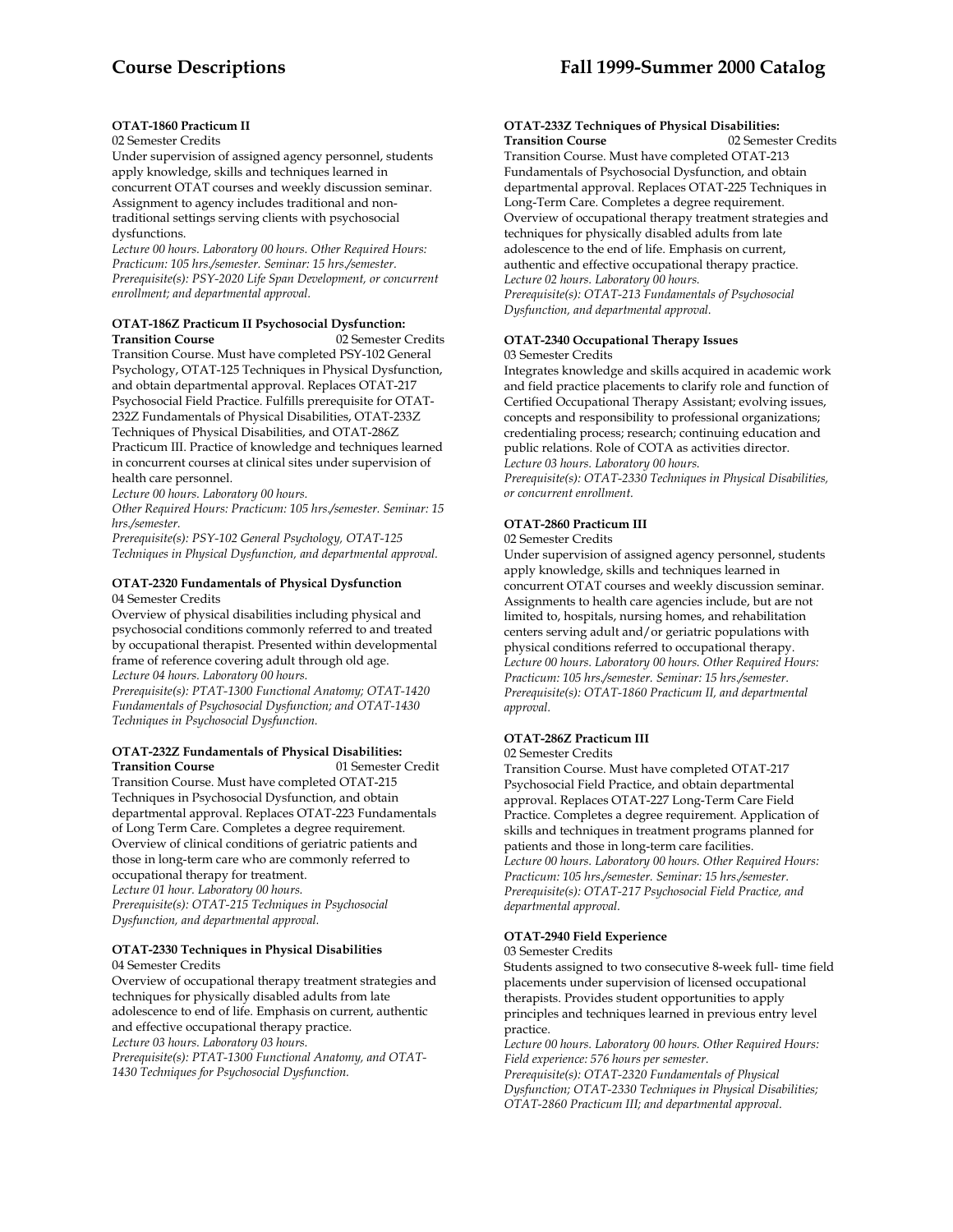### OTAT-1860 Practicum II

02 Semester Credits

Under supervision of assigned agency personnel, students apply knowledge, skills and techniques learned in concurrent OTAT courses and weekly discussion seminar. Assignment to agency includes traditional and non-traditional settings serving clients with psychosocial dysfunctions.

*Lecture 00 hours. Laboratory 00 hours. Other Required Hours: Practicum: 105 hrs./semester. Seminar: 15 hrs./semester.*
*Prerequisite(s): PSY-2020 Life Span Development, or concurrent enrollment; and departmental approval.*

### OTAT-186Z Practicum II Psychosocial Dysfunction: Transition Course

02 Semester Credits

Transition Course. Must have completed PSY-102 General Psychology, OTAT-125 Techniques in Physical Dysfunction, and obtain departmental approval. Replaces OTAT-217 Psychosocial Field Practice. Fulfills prerequisite for OTAT-232Z Fundamentals of Physical Disabilities, OTAT-233Z Techniques of Physical Disabilities, and OTAT-286Z Practicum III. Practice of knowledge and techniques learned in concurrent courses at clinical sites under supervision of health care personnel.

*Lecture 00 hours. Laboratory 00 hours.*
*Other Required Hours: Practicum: 105 hrs./semester. Seminar: 15 hrs./semester.*
*Prerequisite(s): PSY-102 General Psychology, OTAT-125 Techniques in Physical Dysfunction, and departmental approval.*

### OTAT-2320 Fundamentals of Physical Dysfunction

04 Semester Credits

Overview of physical disabilities including physical and psychosocial conditions commonly referred to and treated by occupational therapist. Presented within developmental frame of reference covering adult through old age.

*Lecture 04 hours. Laboratory 00 hours.*
*Prerequisite(s): PTAT-1300 Functional Anatomy; OTAT-1420 Fundamentals of Psychosocial Dysfunction; and OTAT-1430 Techniques in Psychosocial Dysfunction.*

### OTAT-232Z Fundamentals of Physical Disabilities: Transition Course

01 Semester Credit

Transition Course. Must have completed OTAT-215 Techniques in Psychosocial Dysfunction, and obtain departmental approval. Replaces OTAT-223 Fundamentals of Long Term Care. Completes a degree requirement. Overview of clinical conditions of geriatric patients and those in long-term care who are commonly referred to occupational therapy for treatment.

*Lecture 01 hour. Laboratory 00 hours.*
*Prerequisite(s): OTAT-215 Techniques in Psychosocial Dysfunction, and departmental approval.*

### OTAT-2330 Techniques in Physical Disabilities

04 Semester Credits

Overview of occupational therapy treatment strategies and techniques for physically disabled adults from late adolescence to end of life. Emphasis on current, authentic and effective occupational therapy practice.

*Lecture 03 hours. Laboratory 03 hours.*
*Prerequisite(s): PTAT-1300 Functional Anatomy, and OTAT-1430 Techniques for Psychosocial Dysfunction.*

### OTAT-233Z Techniques of Physical Disabilities: Transition Course

02 Semester Credits

Transition Course. Must have completed OTAT-213 Fundamentals of Psychosocial Dysfunction, and obtain departmental approval. Replaces OTAT-225 Techniques in Long-Term Care. Completes a degree requirement. Overview of occupational therapy treatment strategies and techniques for physically disabled adults from late adolescence to the end of life. Emphasis on current, authentic and effective occupational therapy practice.

*Lecture 02 hours. Laboratory 00 hours.*
*Prerequisite(s): OTAT-213 Fundamentals of Psychosocial Dysfunction, and departmental approval.*

### OTAT-2340 Occupational Therapy Issues

03 Semester Credits

Integrates knowledge and skills acquired in academic work and field practice placements to clarify role and function of Certified Occupational Therapy Assistant; evolving issues, concepts and responsibility to professional organizations; credentialing process; research; continuing education and public relations. Role of COTA as activities director.

*Lecture 03 hours. Laboratory 00 hours.*
*Prerequisite(s): OTAT-2330 Techniques in Physical Disabilities, or concurrent enrollment.*

### OTAT-2860 Practicum III

02 Semester Credits

Under supervision of assigned agency personnel, students apply knowledge, skills and techniques learned in concurrent OTAT courses and weekly discussion seminar. Assignments to health care agencies include, but are not limited to, hospitals, nursing homes, and rehabilitation centers serving adult and/or geriatric populations with physical conditions referred to occupational therapy.

*Lecture 00 hours. Laboratory 00 hours. Other Required Hours: Practicum: 105 hrs./semester. Seminar: 15 hrs./semester.*
*Prerequisite(s): OTAT-1860 Practicum II, and departmental approval.*

### OTAT-286Z Practicum III

02 Semester Credits

Transition Course. Must have completed OTAT-217 Psychosocial Field Practice, and obtain departmental approval. Replaces OTAT-227 Long-Term Care Field Practice. Completes a degree requirement. Application of skills and techniques in treatment programs planned for patients and those in long-term care facilities.

*Lecture 00 hours. Laboratory 00 hours. Other Required Hours: Practicum: 105 hrs./semester. Seminar: 15 hrs./semester.*
*Prerequisite(s): OTAT-217 Psychosocial Field Practice, and departmental approval.*

### OTAT-2940 Field Experience

03 Semester Credits

Students assigned to two consecutive 8-week full- time field placements under supervision of licensed occupational therapists. Provides student opportunities to apply principles and techniques learned in previous entry level practice.

*Lecture 00 hours. Laboratory 00 hours. Other Required Hours: Field experience: 576 hours per semester.*
*Prerequisite(s): OTAT-2320 Fundamentals of Physical Dysfunction; OTAT-2330 Techniques in Physical Disabilities; OTAT-2860 Practicum III; and departmental approval.*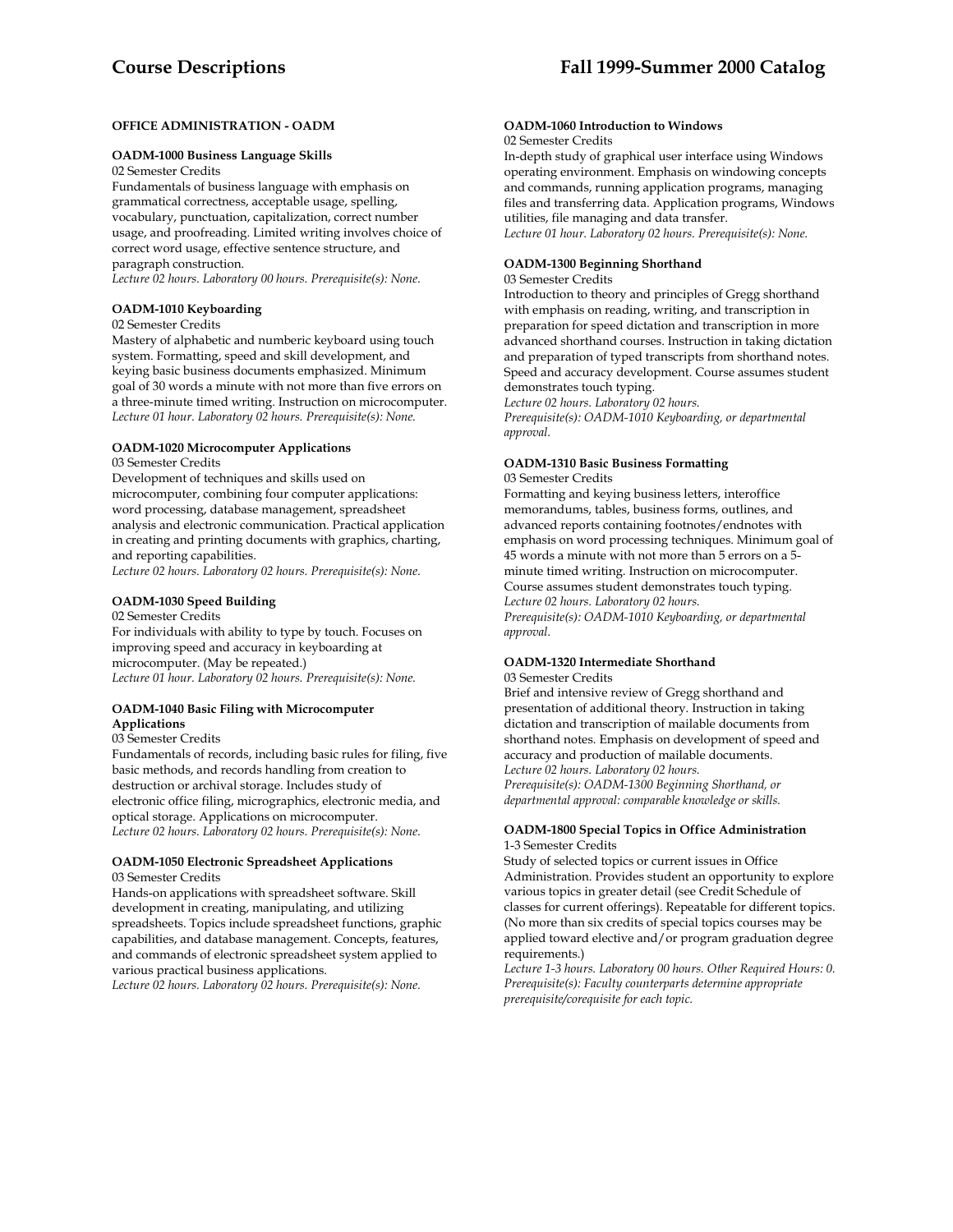## OFFICE ADMINISTRATION - OADM

### OADM-1000 Business Language Skills

02 Semester Credits

Fundamentals of business language with emphasis on grammatical correctness, acceptable usage, spelling, vocabulary, punctuation, capitalization, correct number usage, and proofreading. Limited writing involves choice of correct word usage, effective sentence structure, and paragraph construction.

*Lecture 02 hours. Laboratory 00 hours. Prerequisite(s): None.*

### OADM-1010 Keyboarding

02 Semester Credits

Mastery of alphabetic and numberic keyboard using touch system. Formatting, speed and skill development, and keying basic business documents emphasized. Minimum goal of 30 words a minute with not more than five errors on a three-minute timed writing. Instruction on microcomputer.

*Lecture 01 hour. Laboratory 02 hours. Prerequisite(s): None.*

### OADM-1020 Microcomputer Applications

03 Semester Credits

Development of techniques and skills used on microcomputer, combining four computer applications: word processing, database management, spreadsheet analysis and electronic communication. Practical application in creating and printing documents with graphics, charting, and reporting capabilities.

*Lecture 02 hours. Laboratory 02 hours. Prerequisite(s): None.*

### OADM-1030 Speed Building

02 Semester Credits

For individuals with ability to type by touch. Focuses on improving speed and accuracy in keyboarding at microcomputer. (May be repeated.)

*Lecture 01 hour. Laboratory 02 hours. Prerequisite(s): None.*

### OADM-1040 Basic Filing with Microcomputer Applications

03 Semester Credits

Fundamentals of records, including basic rules for filing, five basic methods, and records handling from creation to destruction or archival storage. Includes study of electronic office filing, micrographics, electronic media, and optical storage. Applications on microcomputer.

*Lecture 02 hours. Laboratory 02 hours. Prerequisite(s): None.*

### OADM-1050 Electronic Spreadsheet Applications

03 Semester Credits

Hands-on applications with spreadsheet software. Skill development in creating, manipulating, and utilizing spreadsheets. Topics include spreadsheet functions, graphic capabilities, and database management. Concepts, features, and commands of electronic spreadsheet system applied to various practical business applications.

*Lecture 02 hours. Laboratory 02 hours. Prerequisite(s): None.*

### OADM-1060 Introduction to Windows

02 Semester Credits

In-depth study of graphical user interface using Windows operating environment. Emphasis on windowing concepts and commands, running application programs, managing files and transferring data. Application programs, Windows utilities, file managing and data transfer.

*Lecture 01 hour. Laboratory 02 hours. Prerequisite(s): None.*

### OADM-1300 Beginning Shorthand

03 Semester Credits

Introduction to theory and principles of Gregg shorthand with emphasis on reading, writing, and transcription in preparation for speed dictation and transcription in more advanced shorthand courses. Instruction in taking dictation and preparation of typed transcripts from shorthand notes. Speed and accuracy development. Course assumes student demonstrates touch typing.

*Lecture 02 hours. Laboratory 02 hours.*
*Prerequisite(s): OADM-1010 Keyboarding, or departmental approval.*

### OADM-1310 Basic Business Formatting

03 Semester Credits

Formatting and keying business letters, interoffice memorandums, tables, business forms, outlines, and advanced reports containing footnotes/endnotes with emphasis on word processing techniques. Minimum goal of 45 words a minute with not more than 5 errors on a 5-minute timed writing. Instruction on microcomputer. Course assumes student demonstrates touch typing.

*Lecture 02 hours. Laboratory 02 hours.*
*Prerequisite(s): OADM-1010 Keyboarding, or departmental approval.*

### OADM-1320 Intermediate Shorthand

03 Semester Credits

Brief and intensive review of Gregg shorthand and presentation of additional theory. Instruction in taking dictation and transcription of mailable documents from shorthand notes. Emphasis on development of speed and accuracy and production of mailable documents.

*Lecture 02 hours. Laboratory 02 hours.*
*Prerequisite(s): OADM-1300 Beginning Shorthand, or departmental approval: comparable knowledge or skills.*

### OADM-1800 Special Topics in Office Administration

1-3 Semester Credits

Study of selected topics or current issues in Office Administration. Provides student an opportunity to explore various topics in greater detail (see Credit Schedule of classes for current offerings). Repeatable for different topics. (No more than six credits of special topics courses may be applied toward elective and/or program graduation degree requirements.)

*Lecture 1-3 hours. Laboratory 00 hours. Other Required Hours: 0. Prerequisite(s): Faculty counterparts determine appropriate prerequisite/corequisite for each topic.*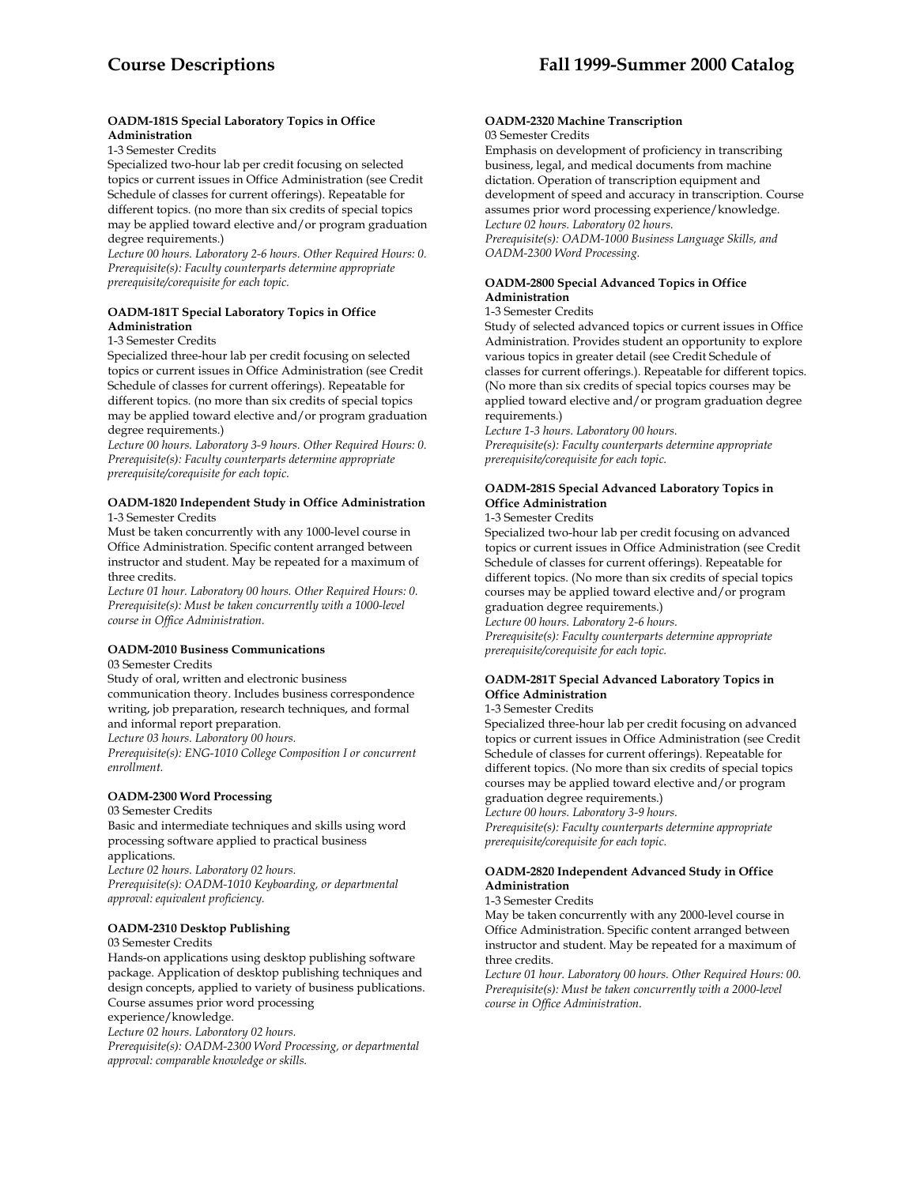#### OADM-181S Special Laboratory Topics in Office Administration

1-3 Semester Credits

Specialized two-hour lab per credit focusing on selected topics or current issues in Office Administration (see Credit Schedule of classes for current offerings). Repeatable for different topics. (no more than six credits of special topics may be applied toward elective and/or program graduation degree requirements.)

*Lecture 00 hours. Laboratory 2-6 hours. Other Required Hours: 0.*
*Prerequisite(s): Faculty counterparts determine appropriate prerequisite/corequisite for each topic.*

#### OADM-181T Special Laboratory Topics in Office Administration

1-3 Semester Credits

Specialized three-hour lab per credit focusing on selected topics or current issues in Office Administration (see Credit Schedule of classes for current offerings). Repeatable for different topics. (no more than six credits of special topics may be applied toward elective and/or program graduation degree requirements.)

*Lecture 00 hours. Laboratory 3-9 hours. Other Required Hours: 0.*
*Prerequisite(s): Faculty counterparts determine appropriate prerequisite/corequisite for each topic.*

#### OADM-1820 Independent Study in Office Administration

1-3 Semester Credits

Must be taken concurrently with any 1000-level course in Office Administration. Specific content arranged between instructor and student. May be repeated for a maximum of three credits.

*Lecture 01 hour. Laboratory 00 hours. Other Required Hours: 0.*
*Prerequisite(s): Must be taken concurrently with a 1000-level course in Office Administration.*

#### OADM-2010 Business Communications

03 Semester Credits

Study of oral, written and electronic business communication theory. Includes business correspondence writing, job preparation, research techniques, and formal and informal report preparation.

*Lecture 03 hours. Laboratory 00 hours.*
*Prerequisite(s): ENG-1010 College Composition I or concurrent enrollment.*

#### OADM-2300 Word Processing

03 Semester Credits

Basic and intermediate techniques and skills using word processing software applied to practical business applications.

*Lecture 02 hours. Laboratory 02 hours.*
*Prerequisite(s): OADM-1010 Keyboarding, or departmental approval: equivalent proficiency.*

#### OADM-2310 Desktop Publishing

03 Semester Credits

Hands-on applications using desktop publishing software package. Application of desktop publishing techniques and design concepts, applied to variety of business publications. Course assumes prior word processing experience/knowledge.

*Lecture 02 hours. Laboratory 02 hours.*
*Prerequisite(s): OADM-2300 Word Processing, or departmental approval: comparable knowledge or skills.*

#### OADM-2320 Machine Transcription

03 Semester Credits

Emphasis on development of proficiency in transcribing business, legal, and medical documents from machine dictation. Operation of transcription equipment and development of speed and accuracy in transcription. Course assumes prior word processing experience/knowledge.

*Lecture 02 hours. Laboratory 02 hours.*
*Prerequisite(s): OADM-1000 Business Language Skills, and OADM-2300 Word Processing.*

#### OADM-2800 Special Advanced Topics in Office Administration

1-3 Semester Credits

Study of selected advanced topics or current issues in Office Administration. Provides student an opportunity to explore various topics in greater detail (see Credit Schedule of classes for current offerings.). Repeatable for different topics. (No more than six credits of special topics courses may be applied toward elective and/or program graduation degree requirements.)

*Lecture 1-3 hours. Laboratory 00 hours.*
*Prerequisite(s): Faculty counterparts determine appropriate prerequisite/corequisite for each topic.*

#### OADM-281S Special Advanced Laboratory Topics in Office Administration

1-3 Semester Credits

Specialized two-hour lab per credit focusing on advanced topics or current issues in Office Administration (see Credit Schedule of classes for current offerings). Repeatable for different topics. (No more than six credits of special topics courses may be applied toward elective and/or program graduation degree requirements.)

*Lecture 00 hours. Laboratory 2-6 hours.*
*Prerequisite(s): Faculty counterparts determine appropriate prerequisite/corequisite for each topic.*

#### OADM-281T Special Advanced Laboratory Topics in Office Administration

1-3 Semester Credits

Specialized three-hour lab per credit focusing on advanced topics or current issues in Office Administration (see Credit Schedule of classes for current offerings). Repeatable for different topics. (No more than six credits of special topics courses may be applied toward elective and/or program graduation degree requirements.)

*Lecture 00 hours. Laboratory 3-9 hours.*
*Prerequisite(s): Faculty counterparts determine appropriate prerequisite/corequisite for each topic.*

#### OADM-2820 Independent Advanced Study in Office Administration

1-3 Semester Credits

May be taken concurrently with any 2000-level course in Office Administration. Specific content arranged between instructor and student. May be repeated for a maximum of three credits.

*Lecture 01 hour. Laboratory 00 hours. Other Required Hours: 00.*
*Prerequisite(s): Must be taken concurrently with a 2000-level course in Office Administration.*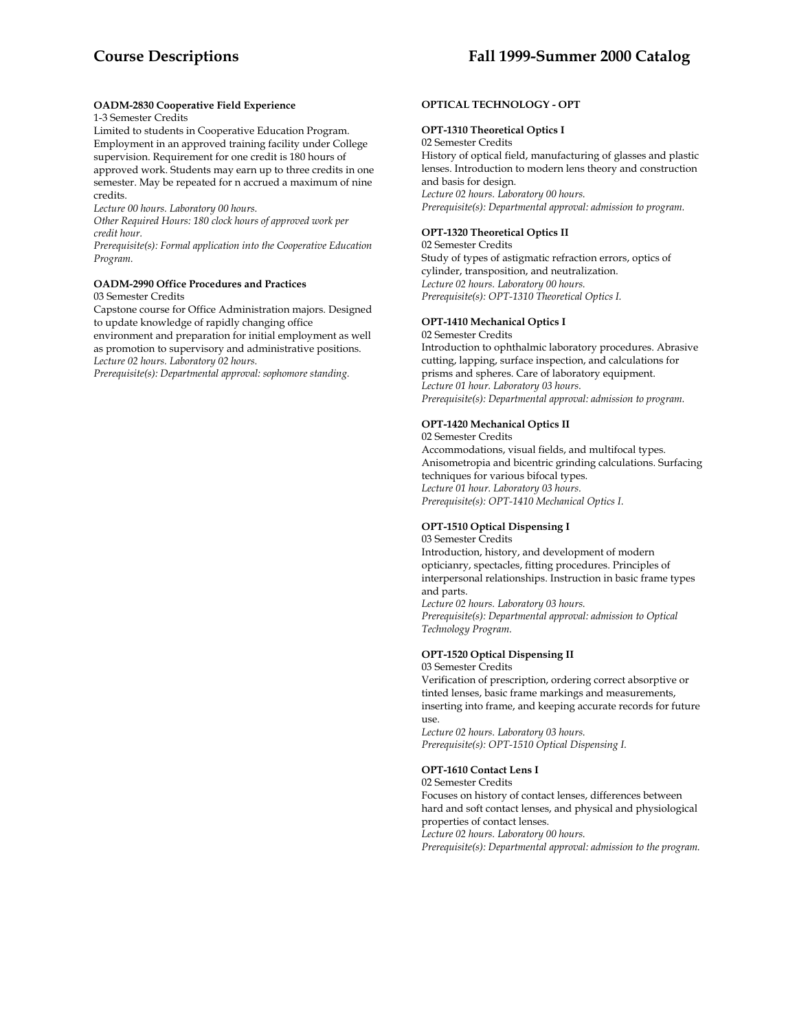**OADM-2830 Cooperative Field Experience**
1-3 Semester Credits
Limited to students in Cooperative Education Program. Employment in an approved training facility under College supervision. Requirement for one credit is 180 hours of approved work. Students may earn up to three credits in one semester. May be repeated for n accrued a maximum of nine credits.
*Lecture 00 hours. Laboratory 00 hours.*
*Other Required Hours: 180 clock hours of approved work per credit hour.*
*Prerequisite(s): Formal application into the Cooperative Education Program.*

**OADM-2990 Office Procedures and Practices**
03 Semester Credits
Capstone course for Office Administration majors. Designed to update knowledge of rapidly changing office environment and preparation for initial employment as well as promotion to supervisory and administrative positions.
*Lecture 02 hours. Laboratory 02 hours.*
*Prerequisite(s): Departmental approval: sophomore standing.*

**OPTICAL TECHNOLOGY - OPT**

**OPT-1310 Theoretical Optics I**
02 Semester Credits
History of optical field, manufacturing of glasses and plastic lenses. Introduction to modern lens theory and construction and basis for design.
*Lecture 02 hours. Laboratory 00 hours.*
*Prerequisite(s): Departmental approval: admission to program.*

**OPT-1320 Theoretical Optics II**
02 Semester Credits
Study of types of astigmatic refraction errors, optics of cylinder, transposition, and neutralization.
*Lecture 02 hours. Laboratory 00 hours.*
*Prerequisite(s): OPT-1310 Theoretical Optics I.*

**OPT-1410 Mechanical Optics I**
02 Semester Credits
Introduction to ophthalmic laboratory procedures. Abrasive cutting, lapping, surface inspection, and calculations for prisms and spheres. Care of laboratory equipment.
*Lecture 01 hour. Laboratory 03 hours.*
*Prerequisite(s): Departmental approval: admission to program.*

**OPT-1420 Mechanical Optics II**
02 Semester Credits
Accommodations, visual fields, and multifocal types. Anisometropia and bicentric grinding calculations. Surfacing techniques for various bifocal types.
*Lecture 01 hour. Laboratory 03 hours.*
*Prerequisite(s): OPT-1410 Mechanical Optics I.*

**OPT-1510 Optical Dispensing I**
03 Semester Credits
Introduction, history, and development of modern opticianry, spectacles, fitting procedures. Principles of interpersonal relationships. Instruction in basic frame types and parts.
*Lecture 02 hours. Laboratory 03 hours.*
*Prerequisite(s): Departmental approval: admission to Optical Technology Program.*

**OPT-1520 Optical Dispensing II**
03 Semester Credits
Verification of prescription, ordering correct absorptive or tinted lenses, basic frame markings and measurements, inserting into frame, and keeping accurate records for future use.
*Lecture 02 hours. Laboratory 03 hours.*
*Prerequisite(s): OPT-1510 Optical Dispensing I.*

**OPT-1610 Contact Lens I**
02 Semester Credits
Focuses on history of contact lenses, differences between hard and soft contact lenses, and physical and physiological properties of contact lenses.
*Lecture 02 hours. Laboratory 00 hours.*
*Prerequisite(s): Departmental approval: admission to the program.*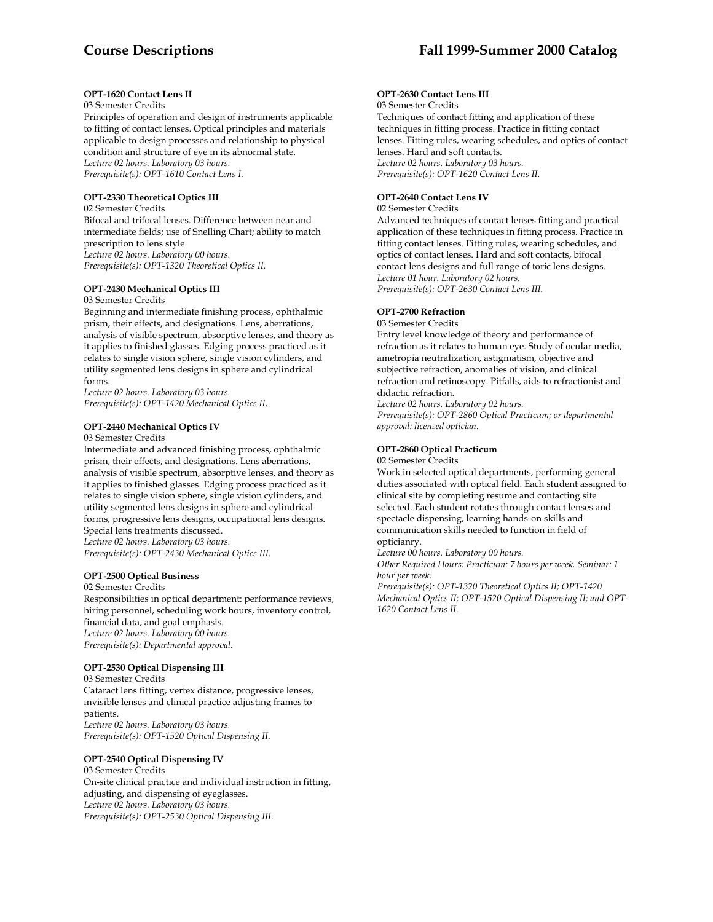**OPT-1620 Contact Lens II**
03 Semester Credits
Principles of operation and design of instruments applicable to fitting of contact lenses. Optical principles and materials applicable to design processes and relationship to physical condition and structure of eye in its abnormal state.
*Lecture 02 hours. Laboratory 03 hours.*
*Prerequisite(s): OPT-1610 Contact Lens I.*

**OPT-2330 Theoretical Optics III**
02 Semester Credits
Bifocal and trifocal lenses. Difference between near and intermediate fields; use of Snelling Chart; ability to match prescription to lens style.
*Lecture 02 hours. Laboratory 00 hours.*
*Prerequisite(s): OPT-1320 Theoretical Optics II.*

**OPT-2430 Mechanical Optics III**
03 Semester Credits
Beginning and intermediate finishing process, ophthalmic prism, their effects, and designations. Lens, aberrations, analysis of visible spectrum, absorptive lenses, and theory as it applies to finished glasses. Edging process practiced as it relates to single vision sphere, single vision cylinders, and utility segmented lens designs in sphere and cylindrical forms.
*Lecture 02 hours. Laboratory 03 hours.*
*Prerequisite(s): OPT-1420 Mechanical Optics II.*

**OPT-2440 Mechanical Optics IV**
03 Semester Credits
Intermediate and advanced finishing process, ophthalmic prism, their effects, and designations. Lens aberrations, analysis of visible spectrum, absorptive lenses, and theory as it applies to finished glasses. Edging process practiced as it relates to single vision sphere, single vision cylinders, and utility segmented lens designs in sphere and cylindrical forms, progressive lens designs, occupational lens designs. Special lens treatments discussed.
*Lecture 02 hours. Laboratory 03 hours.*
*Prerequisite(s): OPT-2430 Mechanical Optics III.*

**OPT-2500 Optical Business**
02 Semester Credits
Responsibilities in optical department: performance reviews, hiring personnel, scheduling work hours, inventory control, financial data, and goal emphasis.
*Lecture 02 hours. Laboratory 00 hours.*
*Prerequisite(s): Departmental approval.*

**OPT-2530 Optical Dispensing III**
03 Semester Credits
Cataract lens fitting, vertex distance, progressive lenses, invisible lenses and clinical practice adjusting frames to patients.
*Lecture 02 hours. Laboratory 03 hours.*
*Prerequisite(s): OPT-1520 Optical Dispensing II.*

**OPT-2540 Optical Dispensing IV**
03 Semester Credits
On-site clinical practice and individual instruction in fitting, adjusting, and dispensing of eyeglasses.
*Lecture 02 hours. Laboratory 03 hours.*
*Prerequisite(s): OPT-2530 Optical Dispensing III.*

**OPT-2630 Contact Lens III**
03 Semester Credits
Techniques of contact fitting and application of these techniques in fitting process. Practice in fitting contact lenses. Fitting rules, wearing schedules, and optics of contact lenses. Hard and soft contacts.
*Lecture 02 hours. Laboratory 03 hours.*
*Prerequisite(s): OPT-1620 Contact Lens II.*

**OPT-2640 Contact Lens IV**
02 Semester Credits
Advanced techniques of contact lenses fitting and practical application of these techniques in fitting process. Practice in fitting contact lenses. Fitting rules, wearing schedules, and optics of contact lenses. Hard and soft contacts, bifocal contact lens designs and full range of toric lens designs.
*Lecture 01 hour. Laboratory 02 hours.*
*Prerequisite(s): OPT-2630 Contact Lens III.*

**OPT-2700 Refraction**
03 Semester Credits
Entry level knowledge of theory and performance of refraction as it relates to human eye. Study of ocular media, ametropia neutralization, astigmatism, objective and subjective refraction, anomalies of vision, and clinical refraction and retinoscopy. Pitfalls, aids to refractionist and didactic refraction.
*Lecture 02 hours. Laboratory 02 hours.*
*Prerequisite(s): OPT-2860 Optical Practicum; or departmental approval: licensed optician.*

**OPT-2860 Optical Practicum**
02 Semester Credits
Work in selected optical departments, performing general duties associated with optical field. Each student assigned to clinical site by completing resume and contacting site selected. Each student rotates through contact lenses and spectacle dispensing, learning hands-on skills and communication skills needed to function in field of opticianry.
*Lecture 00 hours. Laboratory 00 hours.*
*Other Required Hours: Practicum: 7 hours per week. Seminar: 1 hour per week.*
*Prerequisite(s): OPT-1320 Theoretical Optics II; OPT-1420 Mechanical Optics II; OPT-1520 Optical Dispensing II; and OPT-1620 Contact Lens II.*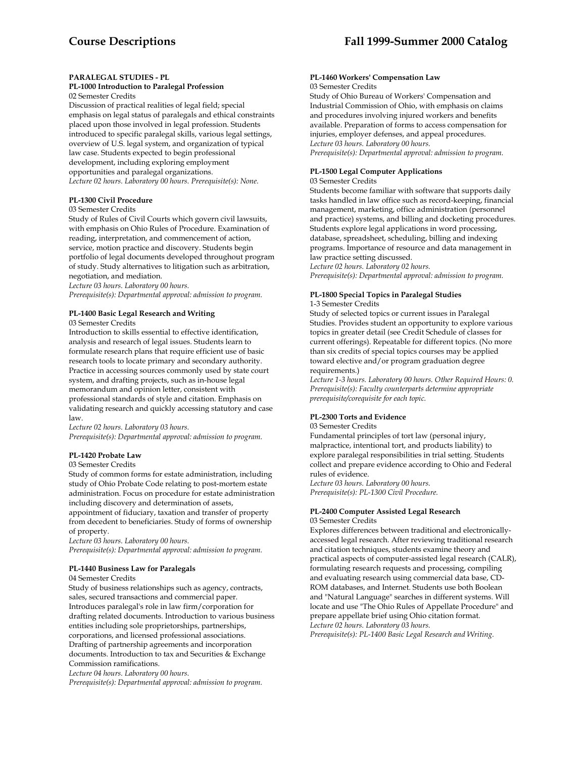## PARALEGAL STUDIES - PL

### PL-1000 Introduction to Paralegal Profession

02 Semester Credits

Discussion of practical realities of legal field; special emphasis on legal status of paralegals and ethical constraints placed upon those involved in legal profession. Students introduced to specific paralegal skills, various legal settings, overview of U.S. legal system, and organization of typical law case. Students expected to begin professional development, including exploring employment opportunities and paralegal organizations.

*Lecture 02 hours. Laboratory 00 hours. Prerequisite(s): None.*

### PL-1300 Civil Procedure

03 Semester Credits

Study of Rules of Civil Courts which govern civil lawsuits, with emphasis on Ohio Rules of Procedure. Examination of reading, interpretation, and commencement of action, service, motion practice and discovery. Students begin portfolio of legal documents developed throughout program of study. Study alternatives to litigation such as arbitration, negotiation, and mediation.

*Lecture 03 hours. Laboratory 00 hours.*
*Prerequisite(s): Departmental approval: admission to program.*

### PL-1400 Basic Legal Research and Writing

03 Semester Credits

Introduction to skills essential to effective identification, analysis and research of legal issues. Students learn to formulate research plans that require efficient use of basic research tools to locate primary and secondary authority. Practice in accessing sources commonly used by state court system, and drafting projects, such as in-house legal memorandum and opinion letter, consistent with professional standards of style and citation. Emphasis on validating research and quickly accessing statutory and case law.

*Lecture 02 hours. Laboratory 03 hours.*
*Prerequisite(s): Departmental approval: admission to program.*

### PL-1420 Probate Law

03 Semester Credits

Study of common forms for estate administration, including study of Ohio Probate Code relating to post-mortem estate administration. Focus on procedure for estate administration including discovery and determination of assets, appointment of fiduciary, taxation and transfer of property from decedent to beneficiaries. Study of forms of ownership of property.

*Lecture 03 hours. Laboratory 00 hours.*
*Prerequisite(s): Departmental approval: admission to program.*

### PL-1440 Business Law for Paralegals

04 Semester Credits

Study of business relationships such as agency, contracts, sales, secured transactions and commercial paper. Introduces paralegal's role in law firm/corporation for drafting related documents. Introduction to various business entities including sole proprietorships, partnerships, corporations, and licensed professional associations. Drafting of partnership agreements and incorporation documents. Introduction to tax and Securities & Exchange Commission ramifications.

*Lecture 04 hours. Laboratory 00 hours.*
*Prerequisite(s): Departmental approval: admission to program.*

### PL-1460 Workers' Compensation Law

03 Semester Credits

Study of Ohio Bureau of Workers' Compensation and Industrial Commission of Ohio, with emphasis on claims and procedures involving injured workers and benefits available. Preparation of forms to access compensation for injuries, employer defenses, and appeal procedures.

*Lecture 03 hours. Laboratory 00 hours.*
*Prerequisite(s): Departmental approval: admission to program.*

### PL-1500 Legal Computer Applications

03 Semester Credits

Students become familiar with software that supports daily tasks handled in law office such as record-keeping, financial management, marketing, office administration (personnel and practice) systems, and billing and docketing procedures. Students explore legal applications in word processing, database, spreadsheet, scheduling, billing and indexing programs. Importance of resource and data management in law practice setting discussed.

*Lecture 02 hours. Laboratory 02 hours.*
*Prerequisite(s): Departmental approval: admission to program.*

### PL-1800 Special Topics in Paralegal Studies

1-3 Semester Credits

Study of selected topics or current issues in Paralegal Studies. Provides student an opportunity to explore various topics in greater detail (see Credit Schedule of classes for current offerings). Repeatable for different topics. (No more than six credits of special topics courses may be applied toward elective and/or program graduation degree requirements.)

*Lecture 1-3 hours. Laboratory 00 hours. Other Required Hours: 0.*
*Prerequisite(s): Faculty counterparts determine appropriate prerequisite/corequisite for each topic.*

### PL-2300 Torts and Evidence

03 Semester Credits

Fundamental principles of tort law (personal injury, malpractice, intentional tort, and products liability) to explore paralegal responsibilities in trial setting. Students collect and prepare evidence according to Ohio and Federal rules of evidence.

*Lecture 03 hours. Laboratory 00 hours.*
*Prerequisite(s): PL-1300 Civil Procedure.*

### PL-2400 Computer Assisted Legal Research

03 Semester Credits

Explores differences between traditional and electronically-accessed legal research. After reviewing traditional research and citation techniques, students examine theory and practical aspects of computer-assisted legal research (CALR), formulating research requests and processing, compiling and evaluating research using commercial data base, CD-ROM databases, and Internet. Students use both Boolean and "Natural Language" searches in different systems. Will locate and use "The Ohio Rules of Appellate Procedure" and prepare appellate brief using Ohio citation format.

*Lecture 02 hours. Laboratory 03 hours.*
*Prerequisite(s): PL-1400 Basic Legal Research and Writing.*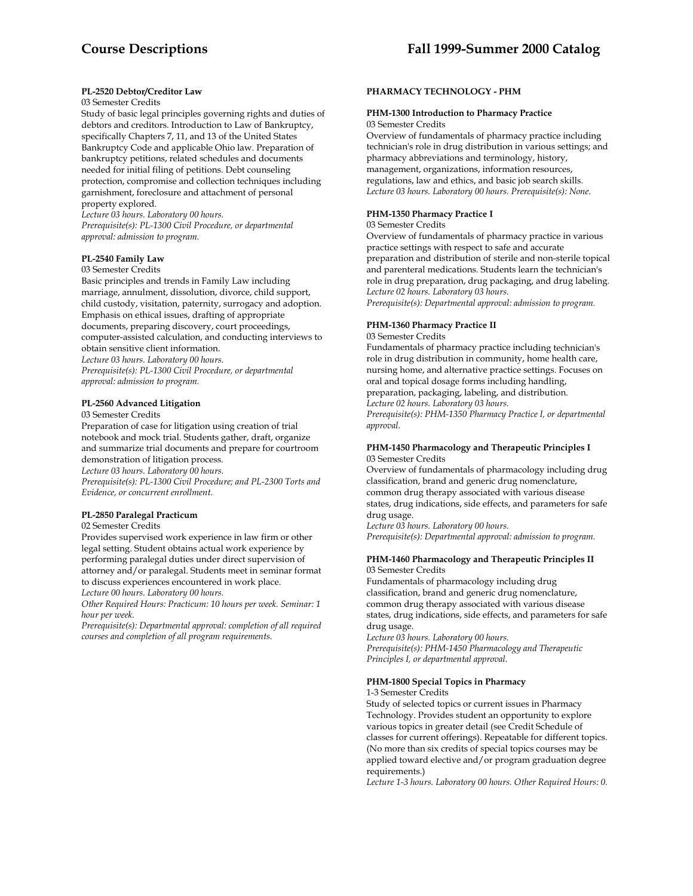**PL-2520 Debtor/Creditor Law**
03 Semester Credits
Study of basic legal principles governing rights and duties of debtors and creditors. Introduction to Law of Bankruptcy, specifically Chapters 7, 11, and 13 of the United States Bankruptcy Code and applicable Ohio law. Preparation of bankruptcy petitions, related schedules and documents needed for initial filing of petitions. Debt counseling protection, compromise and collection techniques including garnishment, foreclosure and attachment of personal property explored.
*Lecture 03 hours. Laboratory 00 hours.*
*Prerequisite(s): PL-1300 Civil Procedure, or departmental approval: admission to program.*

**PL-2540 Family Law**
03 Semester Credits
Basic principles and trends in Family Law including marriage, annulment, dissolution, divorce, child support, child custody, visitation, paternity, surrogacy and adoption. Emphasis on ethical issues, drafting of appropriate documents, preparing discovery, court proceedings, computer-assisted calculation, and conducting interviews to obtain sensitive client information.
*Lecture 03 hours. Laboratory 00 hours.*
*Prerequisite(s): PL-1300 Civil Procedure, or departmental approval: admission to program.*

**PL-2560 Advanced Litigation**
03 Semester Credits
Preparation of case for litigation using creation of trial notebook and mock trial. Students gather, draft, organize and summarize trial documents and prepare for courtroom demonstration of litigation process.
*Lecture 03 hours. Laboratory 00 hours.*
*Prerequisite(s): PL-1300 Civil Procedure; and PL-2300 Torts and Evidence, or concurrent enrollment.*

**PL-2850 Paralegal Practicum**
02 Semester Credits
Provides supervised work experience in law firm or other legal setting. Student obtains actual work experience by performing paralegal duties under direct supervision of attorney and/or paralegal. Students meet in seminar format to discuss experiences encountered in work place.
*Lecture 00 hours. Laboratory 00 hours.*
*Other Required Hours: Practicum: 10 hours per week. Seminar: 1 hour per week.*
*Prerequisite(s): Departmental approval: completion of all required courses and completion of all program requirements.*

## PHARMACY TECHNOLOGY - PHM

**PHM-1300 Introduction to Pharmacy Practice**
03 Semester Credits
Overview of fundamentals of pharmacy practice including technician's role in drug distribution in various settings; and pharmacy abbreviations and terminology, history, management, organizations, information resources, regulations, law and ethics, and basic job search skills.
*Lecture 03 hours. Laboratory 00 hours. Prerequisite(s): None.*

**PHM-1350 Pharmacy Practice I**
03 Semester Credits
Overview of fundamentals of pharmacy practice in various practice settings with respect to safe and accurate preparation and distribution of sterile and non-sterile topical and parenteral medications. Students learn the technician's role in drug preparation, drug packaging, and drug labeling.
*Lecture 02 hours. Laboratory 03 hours.*
*Prerequisite(s): Departmental approval: admission to program.*

**PHM-1360 Pharmacy Practice II**
03 Semester Credits
Fundamentals of pharmacy practice including technician's role in drug distribution in community, home health care, nursing home, and alternative practice settings. Focuses on oral and topical dosage forms including handling, preparation, packaging, labeling, and distribution.
*Lecture 02 hours. Laboratory 03 hours.*
*Prerequisite(s): PHM-1350 Pharmacy Practice I, or departmental approval.*

**PHM-1450 Pharmacology and Therapeutic Principles I**
03 Semester Credits
Overview of fundamentals of pharmacology including drug classification, brand and generic drug nomenclature, common drug therapy associated with various disease states, drug indications, side effects, and parameters for safe drug usage.
*Lecture 03 hours. Laboratory 00 hours.*
*Prerequisite(s): Departmental approval: admission to program.*

**PHM-1460 Pharmacology and Therapeutic Principles II**
03 Semester Credits
Fundamentals of pharmacology including drug classification, brand and generic drug nomenclature, common drug therapy associated with various disease states, drug indications, side effects, and parameters for safe drug usage.
*Lecture 03 hours. Laboratory 00 hours.*
*Prerequisite(s): PHM-1450 Pharmacology and Therapeutic Principles I, or departmental approval.*

**PHM-1800 Special Topics in Pharmacy**
1-3 Semester Credits
Study of selected topics or current issues in Pharmacy Technology. Provides student an opportunity to explore various topics in greater detail (see Credit Schedule of classes for current offerings). Repeatable for different topics. (No more than six credits of special topics courses may be applied toward elective and/or program graduation degree requirements.)
*Lecture 1-3 hours. Laboratory 00 hours. Other Required Hours: 0.*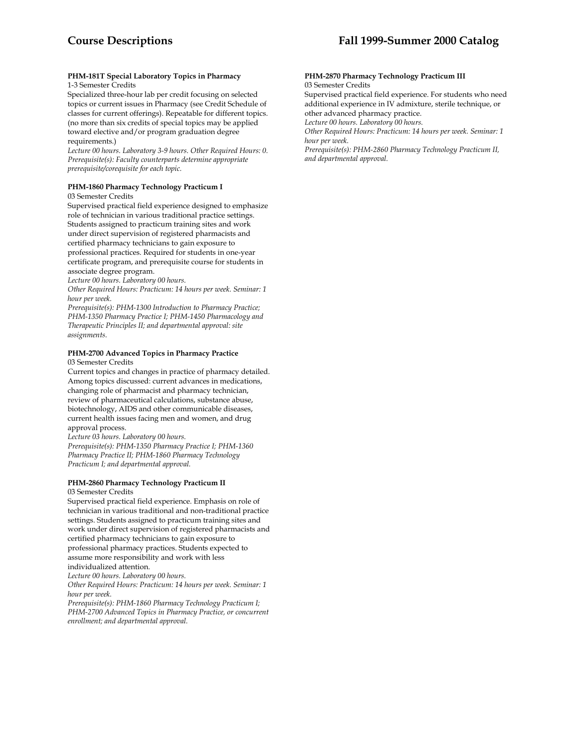**PHM-181T Special Laboratory Topics in Pharmacy**
1-3 Semester Credits
Specialized three-hour lab per credit focusing on selected topics or current issues in Pharmacy (see Credit Schedule of classes for current offerings). Repeatable for different topics. (no more than six credits of special topics may be applied toward elective and/or program graduation degree requirements.)
*Lecture 00 hours. Laboratory 3-9 hours. Other Required Hours: 0.*
*Prerequisite(s): Faculty counterparts determine appropriate prerequisite/corequisite for each topic.*

**PHM-1860 Pharmacy Technology Practicum I**
03 Semester Credits
Supervised practical field experience designed to emphasize role of technician in various traditional practice settings. Students assigned to practicum training sites and work under direct supervision of registered pharmacists and certified pharmacy technicians to gain exposure to professional practices. Required for students in one-year certificate program, and prerequisite course for students in associate degree program.
*Lecture 00 hours. Laboratory 00 hours.*
*Other Required Hours: Practicum: 14 hours per week. Seminar: 1 hour per week.*
*Prerequisite(s): PHM-1300 Introduction to Pharmacy Practice; PHM-1350 Pharmacy Practice I; PHM-1450 Pharmacology and Therapeutic Principles II; and departmental approval: site assignments.*

**PHM-2700 Advanced Topics in Pharmacy Practice**
03 Semester Credits
Current topics and changes in practice of pharmacy detailed. Among topics discussed: current advances in medications, changing role of pharmacist and pharmacy technician, review of pharmaceutical calculations, substance abuse, biotechnology, AIDS and other communicable diseases, current health issues facing men and women, and drug approval process.
*Lecture 03 hours. Laboratory 00 hours.*
*Prerequisite(s): PHM-1350 Pharmacy Practice I; PHM-1360 Pharmacy Practice II; PHM-1860 Pharmacy Technology Practicum I; and departmental approval.*

**PHM-2860 Pharmacy Technology Practicum II**
03 Semester Credits
Supervised practical field experience. Emphasis on role of technician in various traditional and non-traditional practice settings. Students assigned to practicum training sites and work under direct supervision of registered pharmacists and certified pharmacy technicians to gain exposure to professional pharmacy practices. Students expected to assume more responsibility and work with less individualized attention.
*Lecture 00 hours. Laboratory 00 hours.*
*Other Required Hours: Practicum: 14 hours per week. Seminar: 1 hour per week.*
*Prerequisite(s): PHM-1860 Pharmacy Technology Practicum I; PHM-2700 Advanced Topics in Pharmacy Practice, or concurrent enrollment; and departmental approval.*

**PHM-2870 Pharmacy Technology Practicum III**
03 Semester Credits
Supervised practical field experience. For students who need additional experience in IV admixture, sterile technique, or other advanced pharmacy practice.
*Lecture 00 hours. Laboratory 00 hours.*
*Other Required Hours: Practicum: 14 hours per week. Seminar: 1 hour per week.*
*Prerequisite(s): PHM-2860 Pharmacy Technology Practicum II, and departmental approval.*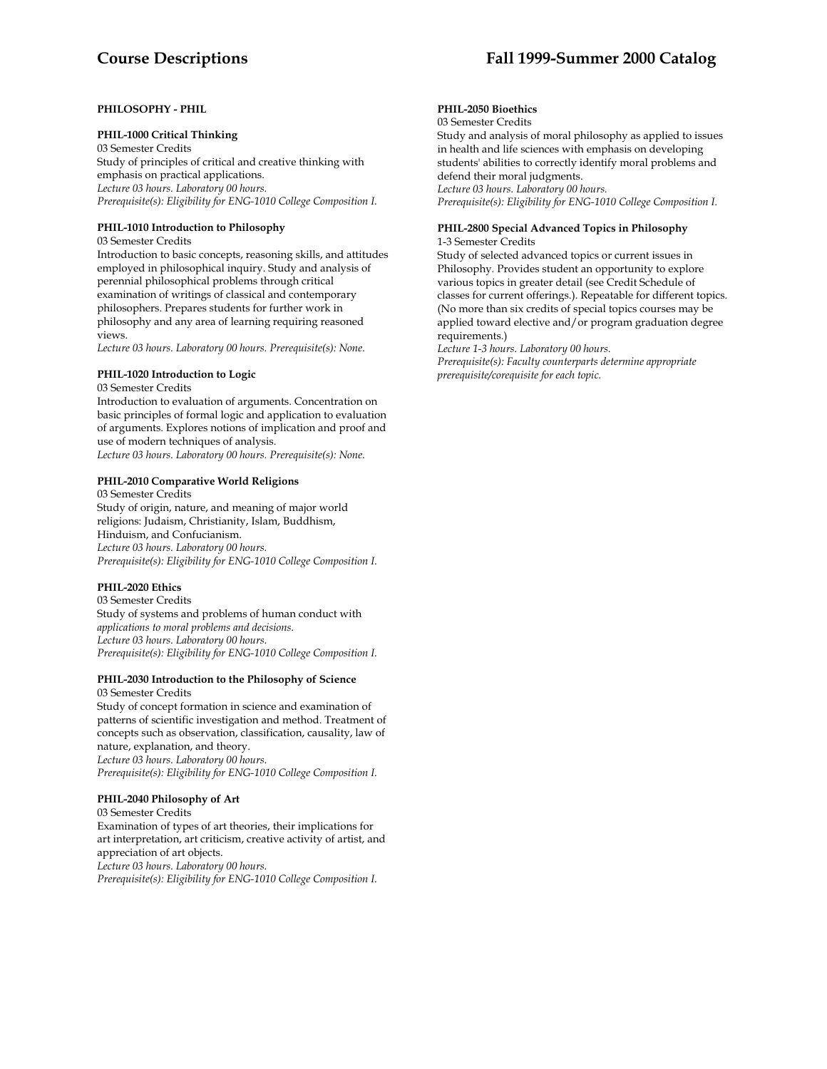## PHILOSOPHY - PHIL

### PHIL-1000 Critical Thinking

03 Semester Credits

Study of principles of critical and creative thinking with emphasis on practical applications.

*Lecture 03 hours. Laboratory 00 hours.*
*Prerequisite(s): Eligibility for ENG-1010 College Composition I.*

### PHIL-1010 Introduction to Philosophy

03 Semester Credits

Introduction to basic concepts, reasoning skills, and attitudes employed in philosophical inquiry. Study and analysis of perennial philosophical problems through critical examination of writings of classical and contemporary philosophers. Prepares students for further work in philosophy and any area of learning requiring reasoned views.

*Lecture 03 hours. Laboratory 00 hours. Prerequisite(s): None.*

### PHIL-1020 Introduction to Logic

03 Semester Credits

Introduction to evaluation of arguments. Concentration on basic principles of formal logic and application to evaluation of arguments. Explores notions of implication and proof and use of modern techniques of analysis.

*Lecture 03 hours. Laboratory 00 hours. Prerequisite(s): None.*

### PHIL-2010 Comparative World Religions

03 Semester Credits

Study of origin, nature, and meaning of major world religions: Judaism, Christianity, Islam, Buddhism, Hinduism, and Confucianism.

*Lecture 03 hours. Laboratory 00 hours.*
*Prerequisite(s): Eligibility for ENG-1010 College Composition I.*

### PHIL-2020 Ethics

03 Semester Credits

Study of systems and problems of human conduct with *applications to moral problems and decisions.*

*Lecture 03 hours. Laboratory 00 hours.*
*Prerequisite(s): Eligibility for ENG-1010 College Composition I.*

### PHIL-2030 Introduction to the Philosophy of Science

03 Semester Credits

Study of concept formation in science and examination of patterns of scientific investigation and method. Treatment of concepts such as observation, classification, causality, law of nature, explanation, and theory.

*Lecture 03 hours. Laboratory 00 hours.*
*Prerequisite(s): Eligibility for ENG-1010 College Composition I.*

### PHIL-2040 Philosophy of Art

03 Semester Credits

Examination of types of art theories, their implications for art interpretation, art criticism, creative activity of artist, and appreciation of art objects.

*Lecture 03 hours. Laboratory 00 hours.*
*Prerequisite(s): Eligibility for ENG-1010 College Composition I.*

### PHIL-2050 Bioethics

03 Semester Credits

Study and analysis of moral philosophy as applied to issues in health and life sciences with emphasis on developing students' abilities to correctly identify moral problems and defend their moral judgments.

*Lecture 03 hours. Laboratory 00 hours.*
*Prerequisite(s): Eligibility for ENG-1010 College Composition I.*

### PHIL-2800 Special Advanced Topics in Philosophy

1-3 Semester Credits

Study of selected advanced topics or current issues in Philosophy. Provides student an opportunity to explore various topics in greater detail (see Credit Schedule of classes for current offerings.). Repeatable for different topics. (No more than six credits of special topics courses may be applied toward elective and/or program graduation degree requirements.)

*Lecture 1-3 hours. Laboratory 00 hours.*
*Prerequisite(s): Faculty counterparts determine appropriate prerequisite/corequisite for each topic.*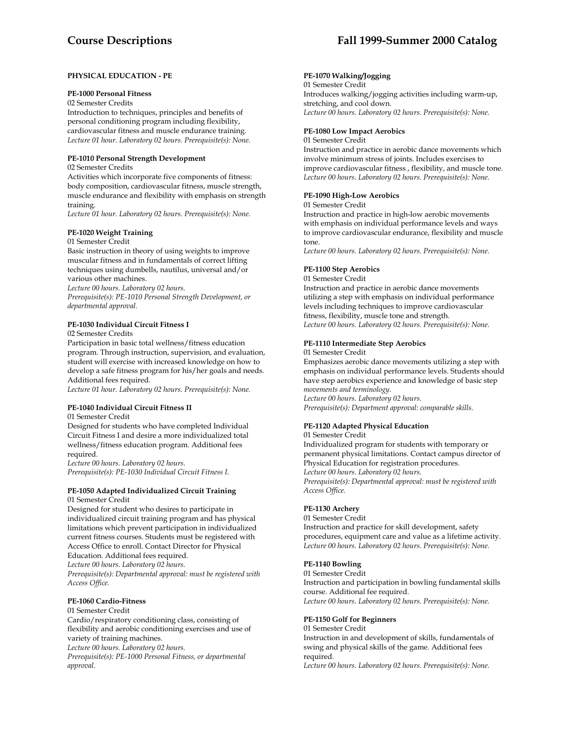### PHYSICAL EDUCATION - PE

**PE-1000 Personal Fitness**
02 Semester Credits
Introduction to techniques, principles and benefits of personal conditioning program including flexibility, cardiovascular fitness and muscle endurance training.
*Lecture 01 hour. Laboratory 02 hours. Prerequisite(s): None.*

**PE-1010 Personal Strength Development**
02 Semester Credits
Activities which incorporate five components of fitness: body composition, cardiovascular fitness, muscle strength, muscle endurance and flexibility with emphasis on strength training.
*Lecture 01 hour. Laboratory 02 hours. Prerequisite(s): None.*

**PE-1020 Weight Training**
01 Semester Credit
Basic instruction in theory of using weights to improve muscular fitness and in fundamentals of correct lifting techniques using dumbells, nautilus, universal and/or various other machines.
*Lecture 00 hours. Laboratory 02 hours.*
*Prerequisite(s): PE-1010 Personal Strength Development, or departmental approval.*

**PE-1030 Individual Circuit Fitness I**
02 Semester Credits
Participation in basic total wellness/fitness education program. Through instruction, supervision, and evaluation, student will exercise with increased knowledge on how to develop a safe fitness program for his/her goals and needs. Additional fees required.
*Lecture 01 hour. Laboratory 02 hours. Prerequisite(s): None.*

**PE-1040 Individual Circuit Fitness II**
01 Semester Credit
Designed for students who have completed Individual Circuit Fitness I and desire a more individualized total wellness/fitness education program. Additional fees required.
*Lecture 00 hours. Laboratory 02 hours.*
*Prerequisite(s): PE-1030 Individual Circuit Fitness I.*

**PE-1050 Adapted Individualized Circuit Training**
01 Semester Credit
Designed for student who desires to participate in individualized circuit training program and has physical limitations which prevent participation in individualized current fitness courses. Students must be registered with Access Office to enroll. Contact Director for Physical Education. Additional fees required.
*Lecture 00 hours. Laboratory 02 hours.*
*Prerequisite(s): Departmental approval: must be registered with Access Office.*

**PE-1060 Cardio-Fitness**
01 Semester Credit
Cardio/respiratory conditioning class, consisting of flexibility and aerobic conditioning exercises and use of variety of training machines.
*Lecture 00 hours. Laboratory 02 hours.*
*Prerequisite(s): PE-1000 Personal Fitness, or departmental approval.*

**PE-1070 Walking/Jogging**
01 Semester Credit
Introduces walking/jogging activities including warm-up, stretching, and cool down.
*Lecture 00 hours. Laboratory 02 hours. Prerequisite(s): None.*

**PE-1080 Low Impact Aerobics**
01 Semester Credit
Instruction and practice in aerobic dance movements which involve minimum stress of joints. Includes exercises to improve cardiovascular fitness , flexibility, and muscle tone.
*Lecture 00 hours. Laboratory 02 hours. Prerequisite(s): None.*

**PE-1090 High-Low Aerobics**
01 Semester Credit
Instruction and practice in high-low aerobic movements with emphasis on individual performance levels and ways to improve cardiovascular endurance, flexibility and muscle tone.
*Lecture 00 hours. Laboratory 02 hours. Prerequisite(s): None.*

**PE-1100 Step Aerobics**
01 Semester Credit
Instruction and practice in aerobic dance movements utilizing a step with emphasis on individual performance levels including techniques to improve cardiovascular fitness, flexibility, muscle tone and strength.
*Lecture 00 hours. Laboratory 02 hours. Prerequisite(s): None.*

**PE-1110 Intermediate Step Aerobics**
01 Semester Credit
Emphasizes aerobic dance movements utilizing a step with emphasis on individual performance levels. Students should have step aerobics experience and knowledge of basic step *movements and terminology.*
*Lecture 00 hours. Laboratory 02 hours.*
*Prerequisite(s): Department approval: comparable skills.*

**PE-1120 Adapted Physical Education**
01 Semester Credit
Individualized program for students with temporary or permanent physical limitations. Contact campus director of Physical Education for registration procedures.
*Lecture 00 hours. Laboratory 02 hours.*
*Prerequisite(s): Departmental approval: must be registered with Access Office.*

**PE-1130 Archery**
01 Semester Credit
Instruction and practice for skill development, safety procedures, equipment care and value as a lifetime activity.
*Lecture 00 hours. Laboratory 02 hours. Prerequisite(s): None.*

**PE-1140 Bowling**
01 Semester Credit
Instruction and participation in bowling fundamental skills course. Additional fee required.
*Lecture 00 hours. Laboratory 02 hours. Prerequisite(s): None.*

**PE-1150 Golf for Beginners**
01 Semester Credit
Instruction in and development of skills, fundamentals of swing and physical skills of the game. Additional fees required.
*Lecture 00 hours. Laboratory 02 hours. Prerequisite(s): None.*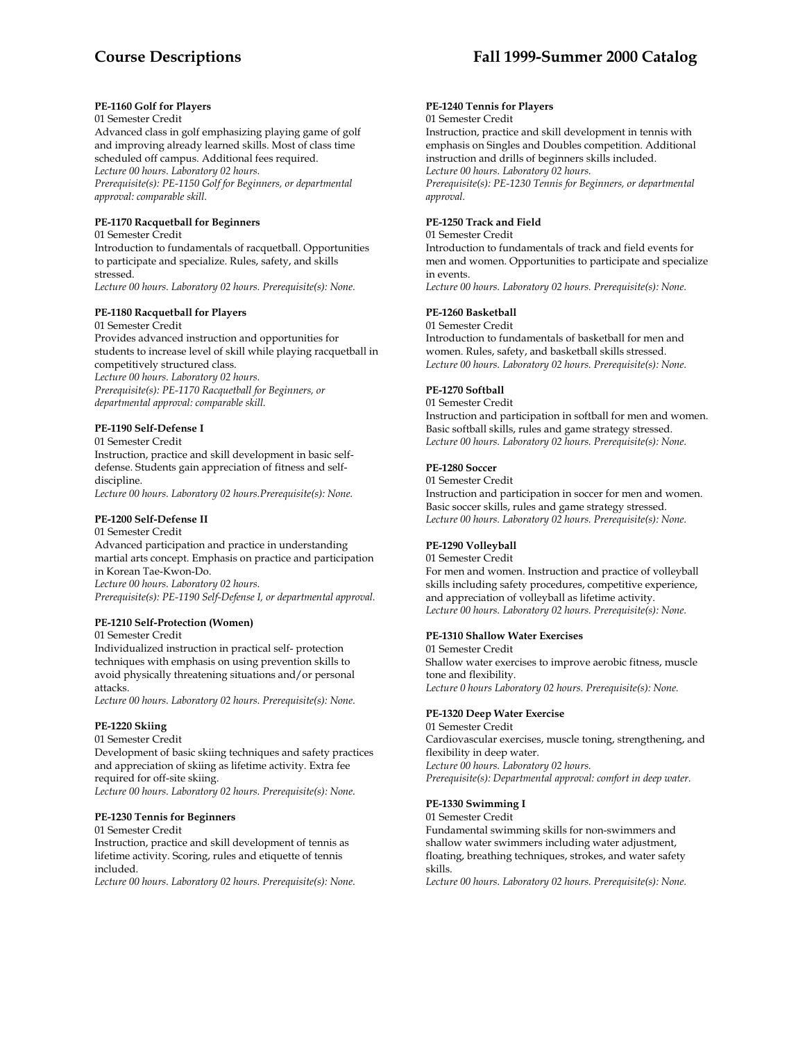#### PE-1160 Golf for Players

01 Semester Credit

Advanced class in golf emphasizing playing game of golf and improving already learned skills. Most of class time scheduled off campus. Additional fees required.

*Lecture 00 hours. Laboratory 02 hours.*

*Prerequisite(s): PE-1150 Golf for Beginners, or departmental approval: comparable skill.*

#### PE-1170 Racquetball for Beginners

01 Semester Credit

Introduction to fundamentals of racquetball. Opportunities to participate and specialize. Rules, safety, and skills stressed.

*Lecture 00 hours. Laboratory 02 hours. Prerequisite(s): None.*

#### PE-1180 Racquetball for Players

01 Semester Credit

Provides advanced instruction and opportunities for students to increase level of skill while playing racquetball in competitively structured class.

*Lecture 00 hours. Laboratory 02 hours.*

*Prerequisite(s): PE-1170 Racquetball for Beginners, or departmental approval: comparable skill.*

#### PE-1190 Self-Defense I

01 Semester Credit

Instruction, practice and skill development in basic self-defense. Students gain appreciation of fitness and self-discipline.

*Lecture 00 hours. Laboratory 02 hours.Prerequisite(s): None.*

#### PE-1200 Self-Defense II

01 Semester Credit

Advanced participation and practice in understanding martial arts concept. Emphasis on practice and participation in Korean Tae-Kwon-Do.

*Lecture 00 hours. Laboratory 02 hours.*

*Prerequisite(s): PE-1190 Self-Defense I, or departmental approval.*

#### PE-1210 Self-Protection (Women)

01 Semester Credit

Individualized instruction in practical self- protection techniques with emphasis on using prevention skills to avoid physically threatening situations and/or personal attacks.

*Lecture 00 hours. Laboratory 02 hours. Prerequisite(s): None.*

#### PE-1220 Skiing

01 Semester Credit

Development of basic skiing techniques and safety practices and appreciation of skiing as lifetime activity. Extra fee required for off-site skiing.

*Lecture 00 hours. Laboratory 02 hours. Prerequisite(s): None.*

#### PE-1230 Tennis for Beginners

01 Semester Credit

Instruction, practice and skill development of tennis as lifetime activity. Scoring, rules and etiquette of tennis included.

*Lecture 00 hours. Laboratory 02 hours. Prerequisite(s): None.*

#### PE-1240 Tennis for Players

01 Semester Credit

Instruction, practice and skill development in tennis with emphasis on Singles and Doubles competition. Additional instruction and drills of beginners skills included.

*Lecture 00 hours. Laboratory 02 hours.*

*Prerequisite(s): PE-1230 Tennis for Beginners, or departmental approval.*

#### PE-1250 Track and Field

01 Semester Credit

Introduction to fundamentals of track and field events for men and women. Opportunities to participate and specialize in events.

*Lecture 00 hours. Laboratory 02 hours. Prerequisite(s): None.*

#### PE-1260 Basketball

01 Semester Credit

Introduction to fundamentals of basketball for men and women. Rules, safety, and basketball skills stressed.

*Lecture 00 hours. Laboratory 02 hours. Prerequisite(s): None.*

#### PE-1270 Softball

01 Semester Credit

Instruction and participation in softball for men and women. Basic softball skills, rules and game strategy stressed.

*Lecture 00 hours. Laboratory 02 hours. Prerequisite(s): None.*

#### PE-1280 Soccer

01 Semester Credit

Instruction and participation in soccer for men and women. Basic soccer skills, rules and game strategy stressed.

*Lecture 00 hours. Laboratory 02 hours. Prerequisite(s): None.*

#### PE-1290 Volleyball

01 Semester Credit

For men and women. Instruction and practice of volleyball skills including safety procedures, competitive experience, and appreciation of volleyball as lifetime activity.

*Lecture 00 hours. Laboratory 02 hours. Prerequisite(s): None.*

#### PE-1310 Shallow Water Exercises

01 Semester Credit

Shallow water exercises to improve aerobic fitness, muscle tone and flexibility.

*Lecture 0 hours Laboratory 02 hours. Prerequisite(s): None.*

#### PE-1320 Deep Water Exercise

01 Semester Credit

Cardiovascular exercises, muscle toning, strengthening, and flexibility in deep water.

*Lecture 00 hours. Laboratory 02 hours.*

*Prerequisite(s): Departmental approval: comfort in deep water.*

#### PE-1330 Swimming I

01 Semester Credit

Fundamental swimming skills for non-swimmers and shallow water swimmers including water adjustment, floating, breathing techniques, strokes, and water safety skills.

*Lecture 00 hours. Laboratory 02 hours. Prerequisite(s): None.*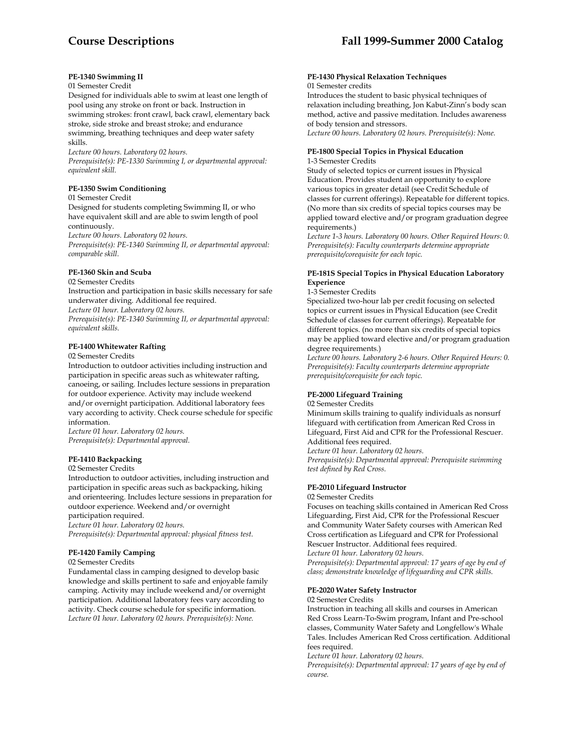**PE-1340 Swimming II**

01 Semester Credit

Designed for individuals able to swim at least one length of pool using any stroke on front or back. Instruction in swimming strokes: front crawl, back crawl, elementary back stroke, side stroke and breast stroke; and endurance swimming, breathing techniques and deep water safety skills.

*Lecture 00 hours. Laboratory 02 hours.*

*Prerequisite(s): PE-1330 Swimming I, or departmental approval: equivalent skill.*

**PE-1350 Swim Conditioning**

01 Semester Credit

Designed for students completing Swimming II, or who have equivalent skill and are able to swim length of pool continuously.

*Lecture 00 hours. Laboratory 02 hours.*

*Prerequisite(s): PE-1340 Swimming II, or departmental approval: comparable skill.*

**PE-1360 Skin and Scuba**

02 Semester Credits

Instruction and participation in basic skills necessary for safe underwater diving. Additional fee required.

*Lecture 01 hour. Laboratory 02 hours.*

*Prerequisite(s): PE-1340 Swimming II, or departmental approval: equivalent skills.*

**PE-1400 Whitewater Rafting**

02 Semester Credits

Introduction to outdoor activities including instruction and participation in specific areas such as whitewater rafting, canoeing, or sailing. Includes lecture sessions in preparation for outdoor experience. Activity may include weekend and/or overnight participation. Additional laboratory fees vary according to activity. Check course schedule for specific information.

*Lecture 01 hour. Laboratory 02 hours.*

*Prerequisite(s): Departmental approval.*

**PE-1410 Backpacking**

02 Semester Credits

Introduction to outdoor activities, including instruction and participation in specific areas such as backpacking, hiking and orienteering. Includes lecture sessions in preparation for outdoor experience. Weekend and/or overnight participation required.

*Lecture 01 hour. Laboratory 02 hours.*

*Prerequisite(s): Departmental approval: physical fitness test.*

**PE-1420 Family Camping**

02 Semester Credits

Fundamental class in camping designed to develop basic knowledge and skills pertinent to safe and enjoyable family camping. Activity may include weekend and/or overnight participation. Additional laboratory fees vary according to activity. Check course schedule for specific information.

*Lecture 01 hour. Laboratory 02 hours. Prerequisite(s): None.*

**PE-1430 Physical Relaxation Techniques**

01 Semester credits

Introduces the student to basic physical techniques of relaxation including breathing, Jon Kabut-Zinn's body scan method, active and passive meditation. Includes awareness of body tension and stressors.

*Lecture 00 hours. Laboratory 02 hours. Prerequisite(s): None.*

**PE-1800 Special Topics in Physical Education**

1-3 Semester Credits

Study of selected topics or current issues in Physical Education. Provides student an opportunity to explore various topics in greater detail (see Credit Schedule of classes for current offerings). Repeatable for different topics. (No more than six credits of special topics courses may be applied toward elective and/or program graduation degree requirements.)

*Lecture 1-3 hours. Laboratory 00 hours. Other Required Hours: 0. Prerequisite(s): Faculty counterparts determine appropriate prerequisite/corequisite for each topic.*

**PE-181S Special Topics in Physical Education Laboratory Experience**

1-3 Semester Credits

Specialized two-hour lab per credit focusing on selected topics or current issues in Physical Education (see Credit Schedule of classes for current offerings). Repeatable for different topics. (no more than six credits of special topics may be applied toward elective and/or program graduation degree requirements.)

*Lecture 00 hours. Laboratory 2-6 hours. Other Required Hours: 0. Prerequisite(s): Faculty counterparts determine appropriate prerequisite/corequisite for each topic.*

**PE-2000 Lifeguard Training**

02 Semester Credits

Minimum skills training to qualify individuals as nonsurf lifeguard with certification from American Red Cross in Lifeguard, First Aid and CPR for the Professional Rescuer. Additional fees required.

*Lecture 01 hour. Laboratory 02 hours.*

*Prerequisite(s): Departmental approval: Prerequisite swimming test defined by Red Cross.*

**PE-2010 Lifeguard Instructor**

02 Semester Credits

Focuses on teaching skills contained in American Red Cross Lifeguarding, First Aid, CPR for the Professional Rescuer and Community Water Safety courses with American Red Cross certification as Lifeguard and CPR for Professional Rescuer Instructor. Additional fees required.

*Lecture 01 hour. Laboratory 02 hours.*

*Prerequisite(s): Departmental approval: 17 years of age by end of class; demonstrate knowledge of lifeguarding and CPR skills.*

**PE-2020 Water Safety Instructor**

02 Semester Credits

Instruction in teaching all skills and courses in American Red Cross Learn-To-Swim program, Infant and Pre-school classes, Community Water Safety and Longfellow's Whale Tales. Includes American Red Cross certification. Additional fees required.

*Lecture 01 hour. Laboratory 02 hours.*

*Prerequisite(s): Departmental approval: 17 years of age by end of course.*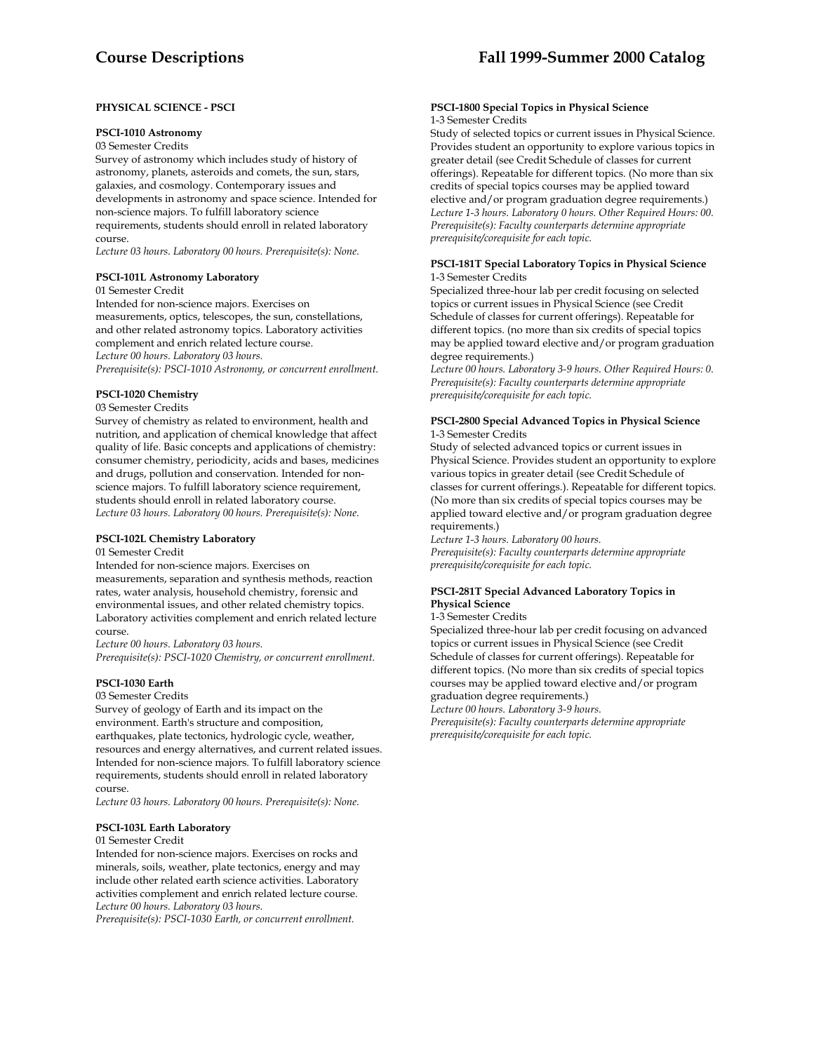**PHYSICAL SCIENCE - PSCI**

**PSCI-1010 Astronomy**

03 Semester Credits

Survey of astronomy which includes study of history of astronomy, planets, asteroids and comets, the sun, stars, galaxies, and cosmology. Contemporary issues and developments in astronomy and space science. Intended for non-science majors. To fulfill laboratory science requirements, students should enroll in related laboratory course.

*Lecture 03 hours. Laboratory 00 hours. Prerequisite(s): None.*

**PSCI-101L Astronomy Laboratory**

01 Semester Credit

Intended for non-science majors. Exercises on measurements, optics, telescopes, the sun, constellations, and other related astronomy topics. Laboratory activities complement and enrich related lecture course.

*Lecture 00 hours. Laboratory 03 hours.*

*Prerequisite(s): PSCI-1010 Astronomy, or concurrent enrollment.*

**PSCI-1020 Chemistry**

03 Semester Credits

Survey of chemistry as related to environment, health and nutrition, and application of chemical knowledge that affect quality of life. Basic concepts and applications of chemistry: consumer chemistry, periodicity, acids and bases, medicines and drugs, pollution and conservation. Intended for non-science majors. To fulfill laboratory science requirement, students should enroll in related laboratory course.

*Lecture 03 hours. Laboratory 00 hours. Prerequisite(s): None.*

**PSCI-102L Chemistry Laboratory**

01 Semester Credit

Intended for non-science majors. Exercises on measurements, separation and synthesis methods, reaction rates, water analysis, household chemistry, forensic and environmental issues, and other related chemistry topics. Laboratory activities complement and enrich related lecture course.

*Lecture 00 hours. Laboratory 03 hours.*

*Prerequisite(s): PSCI-1020 Chemistry, or concurrent enrollment.*

**PSCI-1030 Earth**

03 Semester Credits

Survey of geology of Earth and its impact on the environment. Earth's structure and composition, earthquakes, plate tectonics, hydrologic cycle, weather, resources and energy alternatives, and current related issues. Intended for non-science majors. To fulfill laboratory science requirements, students should enroll in related laboratory course.

*Lecture 03 hours. Laboratory 00 hours. Prerequisite(s): None.*

**PSCI-103L Earth Laboratory**

01 Semester Credit

Intended for non-science majors. Exercises on rocks and minerals, soils, weather, plate tectonics, energy and may include other related earth science activities. Laboratory activities complement and enrich related lecture course.

*Lecture 00 hours. Laboratory 03 hours.*

*Prerequisite(s): PSCI-1030 Earth, or concurrent enrollment.*

**PSCI-1800 Special Topics in Physical Science**

1-3 Semester Credits

Study of selected topics or current issues in Physical Science. Provides student an opportunity to explore various topics in greater detail (see Credit Schedule of classes for current offerings). Repeatable for different topics. (No more than six credits of special topics courses may be applied toward elective and/or program graduation degree requirements.)

*Lecture 1-3 hours. Laboratory 0 hours. Other Required Hours: 00.*

*Prerequisite(s): Faculty counterparts determine appropriate prerequisite/corequisite for each topic.*

**PSCI-181T Special Laboratory Topics in Physical Science**

1-3 Semester Credits

Specialized three-hour lab per credit focusing on selected topics or current issues in Physical Science (see Credit Schedule of classes for current offerings). Repeatable for different topics. (no more than six credits of special topics may be applied toward elective and/or program graduation degree requirements.)

*Lecture 00 hours. Laboratory 3-9 hours. Other Required Hours: 0.*

*Prerequisite(s): Faculty counterparts determine appropriate prerequisite/corequisite for each topic.*

**PSCI-2800 Special Advanced Topics in Physical Science**

1-3 Semester Credits

Study of selected advanced topics or current issues in Physical Science. Provides student an opportunity to explore various topics in greater detail (see Credit Schedule of classes for current offerings.). Repeatable for different topics. (No more than six credits of special topics courses may be applied toward elective and/or program graduation degree requirements.)

*Lecture 1-3 hours. Laboratory 00 hours.*

*Prerequisite(s): Faculty counterparts determine appropriate prerequisite/corequisite for each topic.*

**PSCI-281T Special Advanced Laboratory Topics in Physical Science**

1-3 Semester Credits

Specialized three-hour lab per credit focusing on advanced topics or current issues in Physical Science (see Credit Schedule of classes for current offerings). Repeatable for different topics. (No more than six credits of special topics courses may be applied toward elective and/or program graduation degree requirements.)

*Lecture 00 hours. Laboratory 3-9 hours.*

*Prerequisite(s): Faculty counterparts determine appropriate prerequisite/corequisite for each topic.*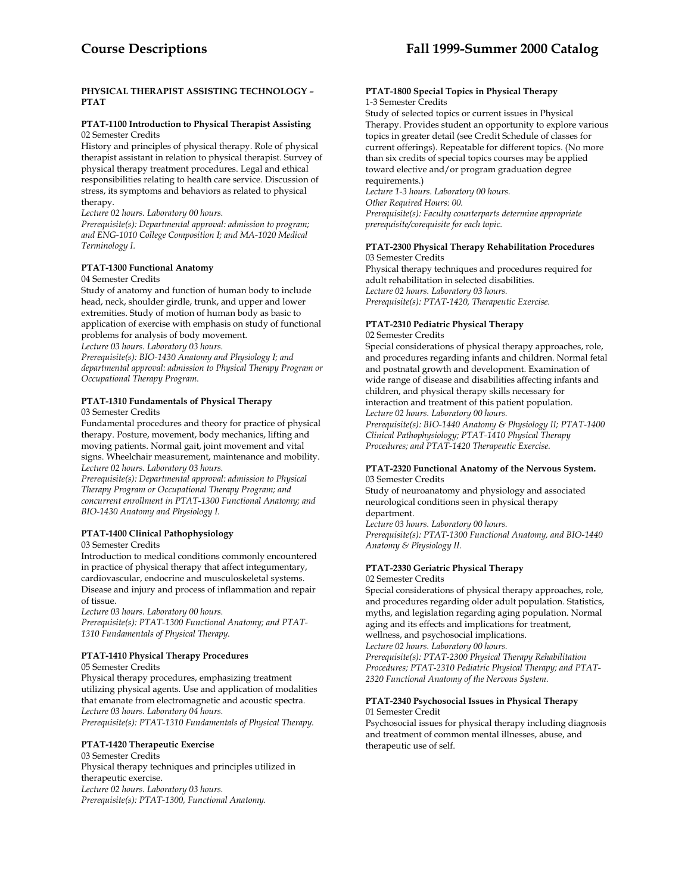**PHYSICAL THERAPIST ASSISTING TECHNOLOGY – PTAT**

**PTAT-1100 Introduction to Physical Therapist Assisting**
02 Semester Credits
History and principles of physical therapy. Role of physical therapist assistant in relation to physical therapist. Survey of physical therapy treatment procedures. Legal and ethical responsibilities relating to health care service. Discussion of stress, its symptoms and behaviors as related to physical therapy.
*Lecture 02 hours. Laboratory 00 hours.*
*Prerequisite(s): Departmental approval: admission to program; and ENG-1010 College Composition I; and MA-1020 Medical Terminology I.*

**PTAT-1300 Functional Anatomy**
04 Semester Credits
Study of anatomy and function of human body to include head, neck, shoulder girdle, trunk, and upper and lower extremities. Study of motion of human body as basic to application of exercise with emphasis on study of functional problems for analysis of body movement.
*Lecture 03 hours. Laboratory 03 hours.*
*Prerequisite(s): BIO-1430 Anatomy and Physiology I; and departmental approval: admission to Physical Therapy Program or Occupational Therapy Program.*

**PTAT-1310 Fundamentals of Physical Therapy**
03 Semester Credits
Fundamental procedures and theory for practice of physical therapy. Posture, movement, body mechanics, lifting and moving patients. Normal gait, joint movement and vital signs. Wheelchair measurement, maintenance and mobility.
*Lecture 02 hours. Laboratory 03 hours.*
*Prerequisite(s): Departmental approval: admission to Physical Therapy Program or Occupational Therapy Program; and concurrent enrollment in PTAT-1300 Functional Anatomy; and BIO-1430 Anatomy and Physiology I.*

**PTAT-1400 Clinical Pathophysiology**
03 Semester Credits
Introduction to medical conditions commonly encountered in practice of physical therapy that affect integumentary, cardiovascular, endocrine and musculoskeletal systems. Disease and injury and process of inflammation and repair of tissue.
*Lecture 03 hours. Laboratory 00 hours.*
*Prerequisite(s): PTAT-1300 Functional Anatomy; and PTAT-1310 Fundamentals of Physical Therapy.*

**PTAT-1410 Physical Therapy Procedures**
05 Semester Credits
Physical therapy procedures, emphasizing treatment utilizing physical agents. Use and application of modalities that emanate from electromagnetic and acoustic spectra.
*Lecture 03 hours. Laboratory 04 hours.*
*Prerequisite(s): PTAT-1310 Fundamentals of Physical Therapy.*

**PTAT-1420 Therapeutic Exercise**
03 Semester Credits
Physical therapy techniques and principles utilized in therapeutic exercise.
*Lecture 02 hours. Laboratory 03 hours.*
*Prerequisite(s): PTAT-1300, Functional Anatomy.*

**PTAT-1800 Special Topics in Physical Therapy**
1-3 Semester Credits
Study of selected topics or current issues in Physical Therapy. Provides student an opportunity to explore various topics in greater detail (see Credit Schedule of classes for current offerings). Repeatable for different topics. (No more than six credits of special topics courses may be applied toward elective and/or program graduation degree requirements.)
*Lecture 1-3 hours. Laboratory 00 hours.*
*Other Required Hours: 00.*
*Prerequisite(s): Faculty counterparts determine appropriate prerequisite/corequisite for each topic.*

**PTAT-2300 Physical Therapy Rehabilitation Procedures**
03 Semester Credits
Physical therapy techniques and procedures required for adult rehabilitation in selected disabilities.
*Lecture 02 hours. Laboratory 03 hours.*
*Prerequisite(s): PTAT-1420, Therapeutic Exercise.*

**PTAT-2310 Pediatric Physical Therapy**
02 Semester Credits
Special considerations of physical therapy approaches, role, and procedures regarding infants and children. Normal fetal and postnatal growth and development. Examination of wide range of disease and disabilities affecting infants and children, and physical therapy skills necessary for interaction and treatment of this patient population.
*Lecture 02 hours. Laboratory 00 hours.*
*Prerequisite(s): BIO-1440 Anatomy & Physiology II; PTAT-1400 Clinical Pathophysiology; PTAT-1410 Physical Therapy Procedures; and PTAT-1420 Therapeutic Exercise.*

**PTAT-2320 Functional Anatomy of the Nervous System.**
03 Semester Credits
Study of neuroanatomy and physiology and associated neurological conditions seen in physical therapy department.
*Lecture 03 hours. Laboratory 00 hours.*
*Prerequisite(s): PTAT-1300 Functional Anatomy, and BIO-1440 Anatomy & Physiology II.*

**PTAT-2330 Geriatric Physical Therapy**
02 Semester Credits
Special considerations of physical therapy approaches, role, and procedures regarding older adult population. Statistics, myths, and legislation regarding aging population. Normal aging and its effects and implications for treatment, wellness, and psychosocial implications.
*Lecture 02 hours. Laboratory 00 hours.*
*Prerequisite(s): PTAT-2300 Physical Therapy Rehabilitation Procedures; PTAT-2310 Pediatric Physical Therapy; and PTAT-2320 Functional Anatomy of the Nervous System.*

**PTAT-2340 Psychosocial Issues in Physical Therapy**
01 Semester Credit
Psychosocial issues for physical therapy including diagnosis and treatment of common mental illnesses, abuse, and therapeutic use of self.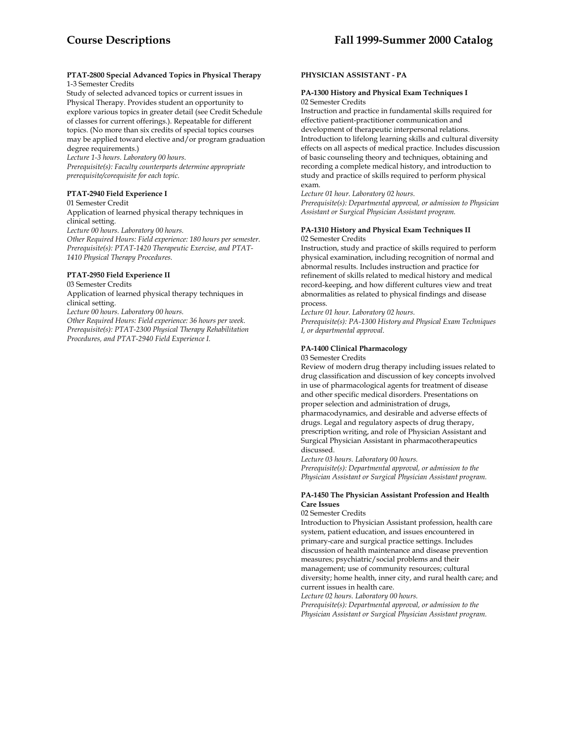**PTAT-2800 Special Advanced Topics in Physical Therapy**
1-3 Semester Credits
Study of selected advanced topics or current issues in Physical Therapy. Provides student an opportunity to explore various topics in greater detail (see Credit Schedule of classes for current offerings.). Repeatable for different topics. (No more than six credits of special topics courses may be applied toward elective and/or program graduation degree requirements.)
*Lecture 1-3 hours. Laboratory 00 hours.*
*Prerequisite(s): Faculty counterparts determine appropriate prerequisite/corequisite for each topic.*

**PTAT-2940 Field Experience I**
01 Semester Credit
Application of learned physical therapy techniques in clinical setting.
*Lecture 00 hours. Laboratory 00 hours.*
*Other Required Hours: Field experience: 180 hours per semester.*
*Prerequisite(s): PTAT-1420 Therapeutic Exercise, and PTAT-1410 Physical Therapy Procedures.*

**PTAT-2950 Field Experience II**
03 Semester Credits
Application of learned physical therapy techniques in clinical setting.
*Lecture 00 hours. Laboratory 00 hours.*
*Other Required Hours: Field experience: 36 hours per week.*
*Prerequisite(s): PTAT-2300 Physical Therapy Rehabilitation Procedures, and PTAT-2940 Field Experience I.*

## PHYSICIAN ASSISTANT - PA

**PA-1300 History and Physical Exam Techniques I**
02 Semester Credits
Instruction and practice in fundamental skills required for effective patient-practitioner communication and development of therapeutic interpersonal relations. Introduction to lifelong learning skills and cultural diversity effects on all aspects of medical practice. Includes discussion of basic counseling theory and techniques, obtaining and recording a complete medical history, and introduction to study and practice of skills required to perform physical exam.
*Lecture 01 hour. Laboratory 02 hours.*
*Prerequisite(s): Departmental approval, or admission to Physician Assistant or Surgical Physician Assistant program.*

**PA-1310 History and Physical Exam Techniques II**
02 Semester Credits
Instruction, study and practice of skills required to perform physical examination, including recognition of normal and abnormal results. Includes instruction and practice for refinement of skills related to medical history and medical record-keeping, and how different cultures view and treat abnormalities as related to physical findings and disease process.
*Lecture 01 hour. Laboratory 02 hours.*
*Prerequisite(s): PA-1300 History and Physical Exam Techniques I, or departmental approval.*

**PA-1400 Clinical Pharmacology**
03 Semester Credits
Review of modern drug therapy including issues related to drug classification and discussion of key concepts involved in use of pharmacological agents for treatment of disease and other specific medical disorders. Presentations on proper selection and administration of drugs, pharmacodynamics, and desirable and adverse effects of drugs. Legal and regulatory aspects of drug therapy, prescription writing, and role of Physician Assistant and Surgical Physician Assistant in pharmacotherapeutics discussed.
*Lecture 03 hours. Laboratory 00 hours.*
*Prerequisite(s): Departmental approval, or admission to the Physician Assistant or Surgical Physician Assistant program.*

**PA-1450 The Physician Assistant Profession and Health Care Issues**
02 Semester Credits
Introduction to Physician Assistant profession, health care system, patient education, and issues encountered in primary-care and surgical practice settings. Includes discussion of health maintenance and disease prevention measures; psychiatric/social problems and their management; use of community resources; cultural diversity; home health, inner city, and rural health care; and current issues in health care.
*Lecture 02 hours. Laboratory 00 hours.*
*Prerequisite(s): Departmental approval, or admission to the Physician Assistant or Surgical Physician Assistant program.*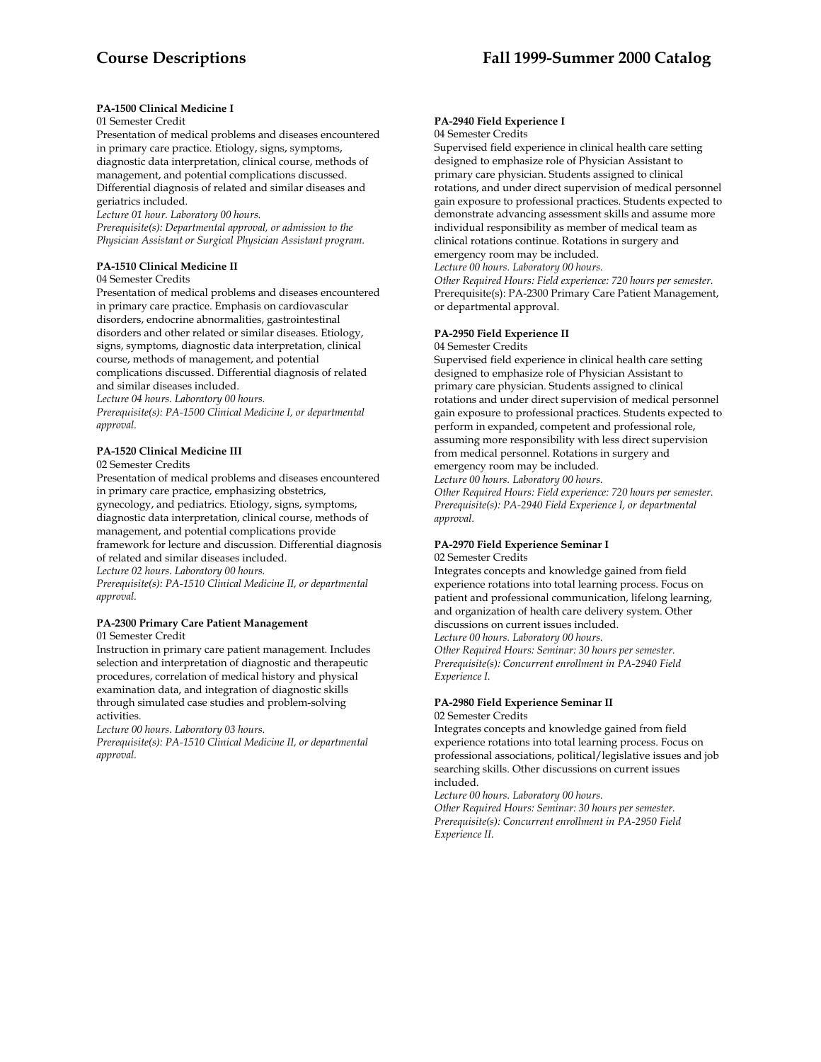**PA-1500 Clinical Medicine I**

01 Semester Credit

Presentation of medical problems and diseases encountered in primary care practice. Etiology, signs, symptoms, diagnostic data interpretation, clinical course, methods of management, and potential complications discussed. Differential diagnosis of related and similar diseases and geriatrics included.

*Lecture 01 hour. Laboratory 00 hours.*

*Prerequisite(s): Departmental approval, or admission to the Physician Assistant or Surgical Physician Assistant program.*

**PA-1510 Clinical Medicine II**

04 Semester Credits

Presentation of medical problems and diseases encountered in primary care practice. Emphasis on cardiovascular disorders, endocrine abnormalities, gastrointestinal disorders and other related or similar diseases. Etiology, signs, symptoms, diagnostic data interpretation, clinical course, methods of management, and potential complications discussed. Differential diagnosis of related and similar diseases included.

*Lecture 04 hours. Laboratory 00 hours.*

*Prerequisite(s): PA-1500 Clinical Medicine I, or departmental approval.*

**PA-1520 Clinical Medicine III**

02 Semester Credits

Presentation of medical problems and diseases encountered in primary care practice, emphasizing obstetrics, gynecology, and pediatrics. Etiology, signs, symptoms, diagnostic data interpretation, clinical course, methods of management, and potential complications provide framework for lecture and discussion. Differential diagnosis of related and similar diseases included.

*Lecture 02 hours. Laboratory 00 hours.*

*Prerequisite(s): PA-1510 Clinical Medicine II, or departmental approval.*

**PA-2300 Primary Care Patient Management**

01 Semester Credit

Instruction in primary care patient management. Includes selection and interpretation of diagnostic and therapeutic procedures, correlation of medical history and physical examination data, and integration of diagnostic skills through simulated case studies and problem-solving activities.

*Lecture 00 hours. Laboratory 03 hours.*

*Prerequisite(s): PA-1510 Clinical Medicine II, or departmental approval.*

**PA-2940 Field Experience I**

04 Semester Credits

Supervised field experience in clinical health care setting designed to emphasize role of Physician Assistant to primary care physician. Students assigned to clinical rotations, and under direct supervision of medical personnel gain exposure to professional practices. Students expected to demonstrate advancing assessment skills and assume more individual responsibility as member of medical team as clinical rotations continue. Rotations in surgery and emergency room may be included.

*Lecture 00 hours. Laboratory 00 hours.*

*Other Required Hours: Field experience: 720 hours per semester.*

Prerequisite(s): PA-2300 Primary Care Patient Management, or departmental approval.

**PA-2950 Field Experience II**

04 Semester Credits

Supervised field experience in clinical health care setting designed to emphasize role of Physician Assistant to primary care physician. Students assigned to clinical rotations and under direct supervision of medical personnel gain exposure to professional practices. Students expected to perform in expanded, competent and professional role, assuming more responsibility with less direct supervision from medical personnel. Rotations in surgery and emergency room may be included.

*Lecture 00 hours. Laboratory 00 hours.*

*Other Required Hours: Field experience: 720 hours per semester.*

*Prerequisite(s): PA-2940 Field Experience I, or departmental approval.*

**PA-2970 Field Experience Seminar I**

02 Semester Credits

Integrates concepts and knowledge gained from field experience rotations into total learning process. Focus on patient and professional communication, lifelong learning, and organization of health care delivery system. Other discussions on current issues included.

*Lecture 00 hours. Laboratory 00 hours.*

*Other Required Hours: Seminar: 30 hours per semester.*

*Prerequisite(s): Concurrent enrollment in PA-2940 Field Experience I.*

**PA-2980 Field Experience Seminar II**

02 Semester Credits

Integrates concepts and knowledge gained from field experience rotations into total learning process. Focus on professional associations, political/legislative issues and job searching skills. Other discussions on current issues included.

*Lecture 00 hours. Laboratory 00 hours.*

*Other Required Hours: Seminar: 30 hours per semester.*

*Prerequisite(s): Concurrent enrollment in PA-2950 Field Experience II.*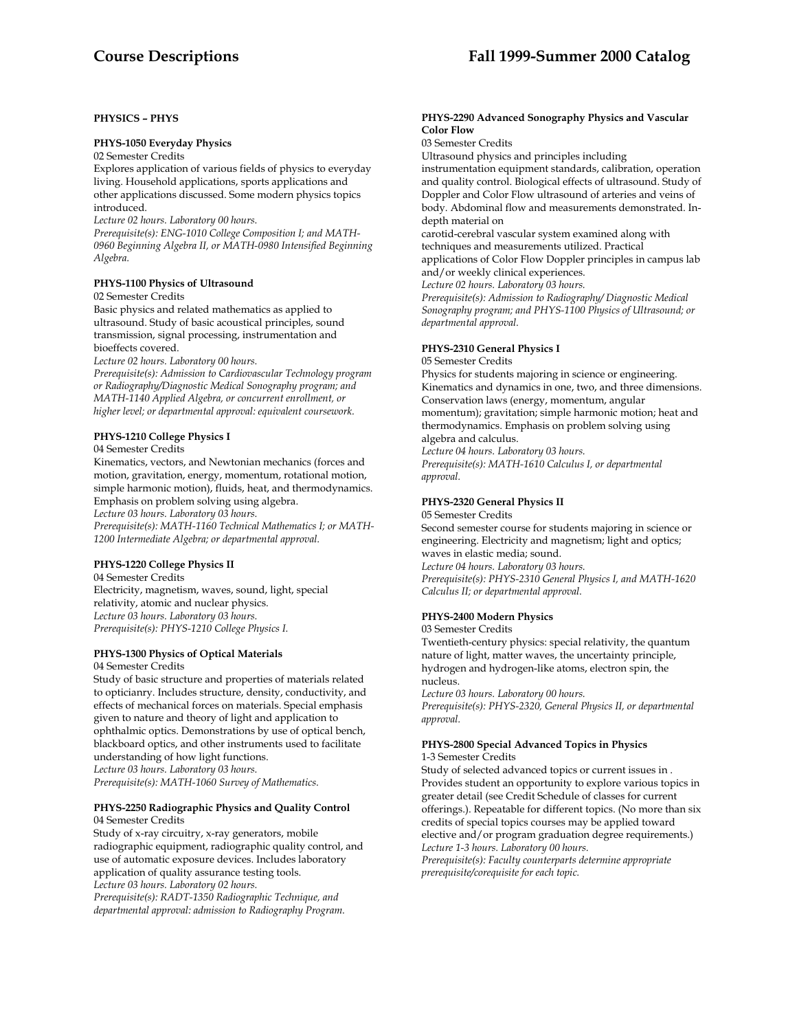## PHYSICS – PHYS

### PHYS-1050 Everyday Physics

02 Semester Credits

Explores application of various fields of physics to everyday living. Household applications, sports applications and other applications discussed. Some modern physics topics introduced.

*Lecture 02 hours. Laboratory 00 hours.*

*Prerequisite(s): ENG-1010 College Composition I; and MATH-0960 Beginning Algebra II, or MATH-0980 Intensified Beginning Algebra.*

### PHYS-1100 Physics of Ultrasound

02 Semester Credits

Basic physics and related mathematics as applied to ultrasound. Study of basic acoustical principles, sound transmission, signal processing, instrumentation and bioeffects covered.

*Lecture 02 hours. Laboratory 00 hours.*

*Prerequisite(s): Admission to Cardiovascular Technology program or Radiography/Diagnostic Medical Sonography program; and MATH-1140 Applied Algebra, or concurrent enrollment, or higher level; or departmental approval: equivalent coursework.*

### PHYS-1210 College Physics I

04 Semester Credits

Kinematics, vectors, and Newtonian mechanics (forces and motion, gravitation, energy, momentum, rotational motion, simple harmonic motion), fluids, heat, and thermodynamics. Emphasis on problem solving using algebra.

*Lecture 03 hours. Laboratory 03 hours.*

*Prerequisite(s): MATH-1160 Technical Mathematics I; or MATH-1200 Intermediate Algebra; or departmental approval.*

### PHYS-1220 College Physics II

04 Semester Credits

Electricity, magnetism, waves, sound, light, special relativity, atomic and nuclear physics.

*Lecture 03 hours. Laboratory 03 hours.*

*Prerequisite(s): PHYS-1210 College Physics I.*

### PHYS-1300 Physics of Optical Materials

04 Semester Credits

Study of basic structure and properties of materials related to opticianry. Includes structure, density, conductivity, and effects of mechanical forces on materials. Special emphasis given to nature and theory of light and application to ophthalmic optics. Demonstrations by use of optical bench, blackboard optics, and other instruments used to facilitate understanding of how light functions.

*Lecture 03 hours. Laboratory 03 hours.*

*Prerequisite(s): MATH-1060 Survey of Mathematics.*

### PHYS-2250 Radiographic Physics and Quality Control

04 Semester Credits

Study of x-ray circuitry, x-ray generators, mobile radiographic equipment, radiographic quality control, and use of automatic exposure devices. Includes laboratory application of quality assurance testing tools.

*Lecture 03 hours. Laboratory 02 hours.*

*Prerequisite(s): RADT-1350 Radiographic Technique, and departmental approval: admission to Radiography Program.*

### PHYS-2290 Advanced Sonography Physics and Vascular Color Flow

03 Semester Credits

Ultrasound physics and principles including instrumentation equipment standards, calibration, operation and quality control. Biological effects of ultrasound. Study of Doppler and Color Flow ultrasound of arteries and veins of body. Abdominal flow and measurements demonstrated. In-depth material on carotid-cerebral vascular system examined along with techniques and measurements utilized. Practical applications of Color Flow Doppler principles in campus lab and/or weekly clinical experiences.

*Lecture 02 hours. Laboratory 03 hours.*

*Prerequisite(s): Admission to Radiography/ Diagnostic Medical Sonography program; and PHYS-1100 Physics of Ultrasound; or departmental approval.*

### PHYS-2310 General Physics I

05 Semester Credits

Physics for students majoring in science or engineering. Kinematics and dynamics in one, two, and three dimensions. Conservation laws (energy, momentum, angular momentum); gravitation; simple harmonic motion; heat and thermodynamics. Emphasis on problem solving using algebra and calculus.

*Lecture 04 hours. Laboratory 03 hours.*

*Prerequisite(s): MATH-1610 Calculus I, or departmental approval.*

### PHYS-2320 General Physics II

05 Semester Credits

Second semester course for students majoring in science or engineering. Electricity and magnetism; light and optics; waves in elastic media; sound.

*Lecture 04 hours. Laboratory 03 hours.*

*Prerequisite(s): PHYS-2310 General Physics I, and MATH-1620 Calculus II; or departmental approval.*

### PHYS-2400 Modern Physics

03 Semester Credits

Twentieth-century physics: special relativity, the quantum nature of light, matter waves, the uncertainty principle, hydrogen and hydrogen-like atoms, electron spin, the nucleus.

*Lecture 03 hours. Laboratory 00 hours.*

*Prerequisite(s): PHYS-2320, General Physics II, or departmental approval.*

### PHYS-2800 Special Advanced Topics in Physics

1-3 Semester Credits

Study of selected advanced topics or current issues in . Provides student an opportunity to explore various topics in greater detail (see Credit Schedule of classes for current offerings.). Repeatable for different topics. (No more than six credits of special topics courses may be applied toward elective and/or program graduation degree requirements.)

*Lecture 1-3 hours. Laboratory 00 hours.*

*Prerequisite(s): Faculty counterparts determine appropriate prerequisite/corequisite for each topic.*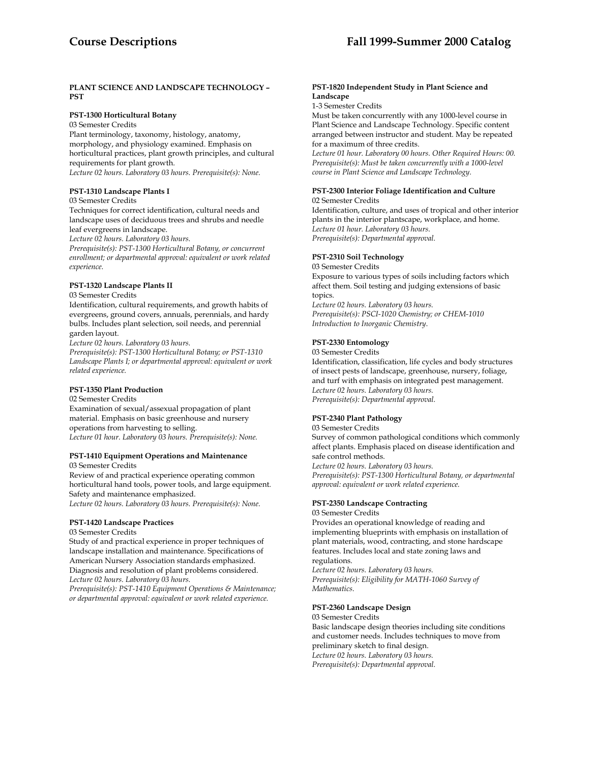## PLANT SCIENCE AND LANDSCAPE TECHNOLOGY – PST

### PST-1300 Horticultural Botany

03 Semester Credits

Plant terminology, taxonomy, histology, anatomy, morphology, and physiology examined. Emphasis on horticultural practices, plant growth principles, and cultural requirements for plant growth.

*Lecture 02 hours. Laboratory 03 hours. Prerequisite(s): None.*

### PST-1310 Landscape Plants I

03 Semester Credits

Techniques for correct identification, cultural needs and landscape uses of deciduous trees and shrubs and needle leaf evergreens in landscape.

*Lecture 02 hours. Laboratory 03 hours.*
*Prerequisite(s): PST-1300 Horticultural Botany, or concurrent enrollment; or departmental approval: equivalent or work related experience.*

### PST-1320 Landscape Plants II

03 Semester Credits

Identification, cultural requirements, and growth habits of evergreens, ground covers, annuals, perennials, and hardy bulbs. Includes plant selection, soil needs, and perennial garden layout.

*Lecture 02 hours. Laboratory 03 hours.*
*Prerequisite(s): PST-1300 Horticultural Botany; or PST-1310 Landscape Plants I; or departmental approval: equivalent or work related experience.*

### PST-1350 Plant Production

02 Semester Credits

Examination of sexual/assexual propagation of plant material. Emphasis on basic greenhouse and nursery operations from harvesting to selling.

*Lecture 01 hour. Laboratory 03 hours. Prerequisite(s): None.*

### PST-1410 Equipment Operations and Maintenance

03 Semester Credits

Review of and practical experience operating common horticultural hand tools, power tools, and large equipment. Safety and maintenance emphasized.

*Lecture 02 hours. Laboratory 03 hours. Prerequisite(s): None.*

### PST-1420 Landscape Practices

03 Semester Credits

Study of and practical experience in proper techniques of landscape installation and maintenance. Specifications of American Nursery Association standards emphasized. Diagnosis and resolution of plant problems considered.

*Lecture 02 hours. Laboratory 03 hours.*
*Prerequisite(s): PST-1410 Equipment Operations & Maintenance; or departmental approval: equivalent or work related experience.*

### PST-1820 Independent Study in Plant Science and Landscape

1-3 Semester Credits

Must be taken concurrently with any 1000-level course in Plant Science and Landscape Technology. Specific content arranged between instructor and student. May be repeated for a maximum of three credits.

*Lecture 01 hour. Laboratory 00 hours. Other Required Hours: 00. Prerequisite(s): Must be taken concurrently with a 1000-level course in Plant Science and Landscape Technology.*

### PST-2300 Interior Foliage Identification and Culture

02 Semester Credits

Identification, culture, and uses of tropical and other interior plants in the interior plantscape, workplace, and home.

*Lecture 01 hour. Laboratory 03 hours.*
*Prerequisite(s): Departmental approval.*

### PST-2310 Soil Technology

03 Semester Credits

Exposure to various types of soils including factors which affect them. Soil testing and judging extensions of basic topics.

*Lecture 02 hours. Laboratory 03 hours.*
*Prerequisite(s): PSCI-1020 Chemistry; or CHEM-1010 Introduction to Inorganic Chemistry.*

### PST-2330 Entomology

03 Semester Credits

Identification, classification, life cycles and body structures of insect pests of landscape, greenhouse, nursery, foliage, and turf with emphasis on integrated pest management.

*Lecture 02 hours. Laboratory 03 hours.*
*Prerequisite(s): Departmental approval.*

### PST-2340 Plant Pathology

03 Semester Credits

Survey of common pathological conditions which commonly affect plants. Emphasis placed on disease identification and safe control methods.

*Lecture 02 hours. Laboratory 03 hours.*
*Prerequisite(s): PST-1300 Horticultural Botany, or departmental approval: equivalent or work related experience.*

### PST-2350 Landscape Contracting

03 Semester Credits

Provides an operational knowledge of reading and implementing blueprints with emphasis on installation of plant materials, wood, contracting, and stone hardscape features. Includes local and state zoning laws and regulations.

*Lecture 02 hours. Laboratory 03 hours.*
*Prerequisite(s): Eligibility for MATH-1060 Survey of Mathematics.*

### PST-2360 Landscape Design

03 Semester Credits

Basic landscape design theories including site conditions and customer needs. Includes techniques to move from preliminary sketch to final design.

*Lecture 02 hours. Laboratory 03 hours.*
*Prerequisite(s): Departmental approval.*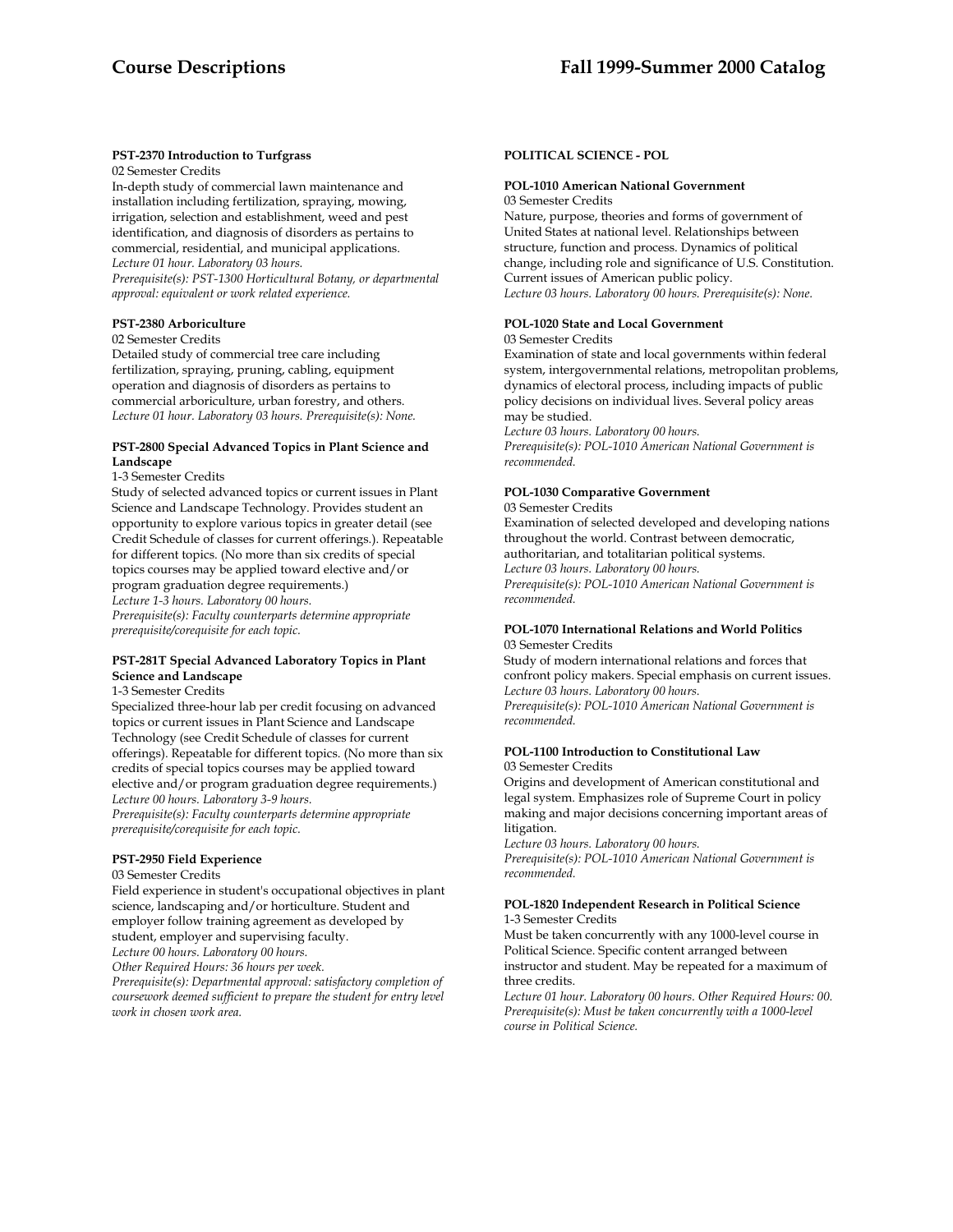**PST-2370 Introduction to Turfgrass**

02 Semester Credits

In-depth study of commercial lawn maintenance and installation including fertilization, spraying, mowing, irrigation, selection and establishment, weed and pest identification, and diagnosis of disorders as pertains to commercial, residential, and municipal applications.

*Lecture 01 hour. Laboratory 03 hours.*

*Prerequisite(s): PST-1300 Horticultural Botany, or departmental approval: equivalent or work related experience.*

**PST-2380 Arboriculture**

02 Semester Credits

Detailed study of commercial tree care including fertilization, spraying, pruning, cabling, equipment operation and diagnosis of disorders as pertains to commercial arboriculture, urban forestry, and others.

*Lecture 01 hour. Laboratory 03 hours. Prerequisite(s): None.*

**PST-2800 Special Advanced Topics in Plant Science and Landscape**

1-3 Semester Credits

Study of selected advanced topics or current issues in Plant Science and Landscape Technology. Provides student an opportunity to explore various topics in greater detail (see Credit Schedule of classes for current offerings.). Repeatable for different topics. (No more than six credits of special topics courses may be applied toward elective and/or program graduation degree requirements.)

*Lecture 1-3 hours. Laboratory 00 hours.*

*Prerequisite(s): Faculty counterparts determine appropriate prerequisite/corequisite for each topic.*

**PST-281T Special Advanced Laboratory Topics in Plant Science and Landscape**

1-3 Semester Credits

Specialized three-hour lab per credit focusing on advanced topics or current issues in Plant Science and Landscape Technology (see Credit Schedule of classes for current offerings). Repeatable for different topics. (No more than six credits of special topics courses may be applied toward elective and/or program graduation degree requirements.)

*Lecture 00 hours. Laboratory 3-9 hours.*

*Prerequisite(s): Faculty counterparts determine appropriate prerequisite/corequisite for each topic.*

**PST-2950 Field Experience**

03 Semester Credits

Field experience in student's occupational objectives in plant science, landscaping and/or horticulture. Student and employer follow training agreement as developed by student, employer and supervising faculty.

*Lecture 00 hours. Laboratory 00 hours.*

*Other Required Hours: 36 hours per week.*

*Prerequisite(s): Departmental approval: satisfactory completion of coursework deemed sufficient to prepare the student for entry level work in chosen work area.*

## POLITICAL SCIENCE - POL

**POL-1010 American National Government**

03 Semester Credits

Nature, purpose, theories and forms of government of United States at national level. Relationships between structure, function and process. Dynamics of political change, including role and significance of U.S. Constitution. Current issues of American public policy.

*Lecture 03 hours. Laboratory 00 hours. Prerequisite(s): None.*

**POL-1020 State and Local Government**

03 Semester Credits

Examination of state and local governments within federal system, intergovernmental relations, metropolitan problems, dynamics of electoral process, including impacts of public policy decisions on individual lives. Several policy areas may be studied.

*Lecture 03 hours. Laboratory 00 hours.*

*Prerequisite(s): POL-1010 American National Government is recommended.*

**POL-1030 Comparative Government**

03 Semester Credits

Examination of selected developed and developing nations throughout the world. Contrast between democratic, authoritarian, and totalitarian political systems.

*Lecture 03 hours. Laboratory 00 hours.*

*Prerequisite(s): POL-1010 American National Government is recommended.*

**POL-1070 International Relations and World Politics**

03 Semester Credits

Study of modern international relations and forces that confront policy makers. Special emphasis on current issues.

*Lecture 03 hours. Laboratory 00 hours.*

*Prerequisite(s): POL-1010 American National Government is recommended.*

**POL-1100 Introduction to Constitutional Law**

03 Semester Credits

Origins and development of American constitutional and legal system. Emphasizes role of Supreme Court in policy making and major decisions concerning important areas of litigation.

*Lecture 03 hours. Laboratory 00 hours.*

*Prerequisite(s): POL-1010 American National Government is recommended.*

**POL-1820 Independent Research in Political Science**

1-3 Semester Credits

Must be taken concurrently with any 1000-level course in Political Science. Specific content arranged between instructor and student. May be repeated for a maximum of three credits.

*Lecture 01 hour. Laboratory 00 hours. Other Required Hours: 00.*

*Prerequisite(s): Must be taken concurrently with a 1000-level course in Political Science.*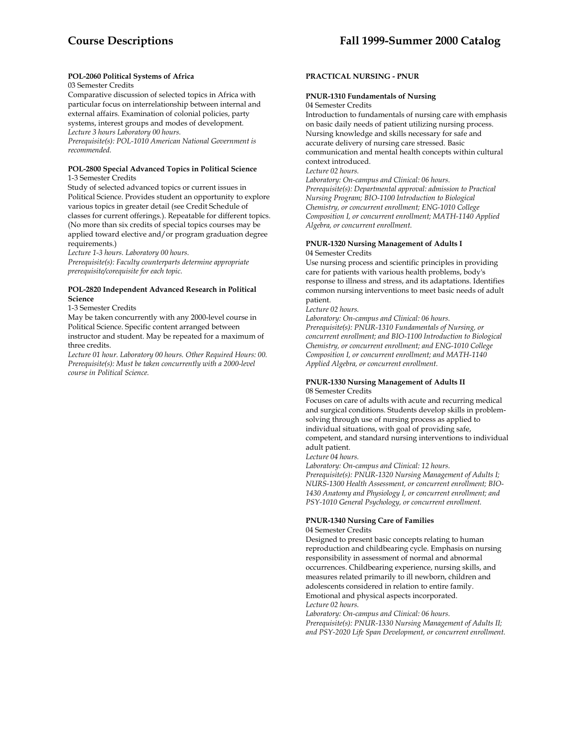**POL-2060 Political Systems of Africa**
03 Semester Credits
Comparative discussion of selected topics in Africa with particular focus on interrelationship between internal and external affairs. Examination of colonial policies, party systems, interest groups and modes of development.
*Lecture 3 hours Laboratory 00 hours.*
*Prerequisite(s): POL-1010 American National Government is recommended.*

**POL-2800 Special Advanced Topics in Political Science**
1-3 Semester Credits
Study of selected advanced topics or current issues in Political Science. Provides student an opportunity to explore various topics in greater detail (see Credit Schedule of classes for current offerings.). Repeatable for different topics. (No more than six credits of special topics courses may be applied toward elective and/or program graduation degree requirements.)
*Lecture 1-3 hours. Laboratory 00 hours.*
*Prerequisite(s): Faculty counterparts determine appropriate prerequisite/corequisite for each topic.*

**POL-2820 Independent Advanced Research in Political Science**
1-3 Semester Credits
May be taken concurrently with any 2000-level course in Political Science. Specific content arranged between instructor and student. May be repeated for a maximum of three credits.
*Lecture 01 hour. Laboratory 00 hours. Other Required Hours: 00.*
*Prerequisite(s): Must be taken concurrently with a 2000-level course in Political Science.*

**PRACTICAL NURSING - PNUR**

**PNUR-1310 Fundamentals of Nursing**
04 Semester Credits
Introduction to fundamentals of nursing care with emphasis on basic daily needs of patient utilizing nursing process. Nursing knowledge and skills necessary for safe and accurate delivery of nursing care stressed. Basic communication and mental health concepts within cultural context introduced.
*Lecture 02 hours.*
*Laboratory: On-campus and Clinical: 06 hours.*
*Prerequisite(s): Departmental approval: admission to Practical Nursing Program; BIO-1100 Introduction to Biological Chemistry, or concurrent enrollment; ENG-1010 College Composition I, or concurrent enrollment; MATH-1140 Applied Algebra, or concurrent enrollment.*

**PNUR-1320 Nursing Management of Adults I**
04 Semester Credits
Use nursing process and scientific principles in providing care for patients with various health problems, body's response to illness and stress, and its adaptations. Identifies common nursing interventions to meet basic needs of adult patient.
*Lecture 02 hours.*
*Laboratory: On-campus and Clinical: 06 hours.*
*Prerequisite(s): PNUR-1310 Fundamentals of Nursing, or concurrent enrollment; and BIO-1100 Introduction to Biological Chemistry, or concurrent enrollment; and ENG-1010 College Composition I, or concurrent enrollment; and MATH-1140 Applied Algebra, or concurrent enrollment.*

**PNUR-1330 Nursing Management of Adults II**
08 Semester Credits
Focuses on care of adults with acute and recurring medical and surgical conditions. Students develop skills in problem-solving through use of nursing process as applied to individual situations, with goal of providing safe, competent, and standard nursing interventions to individual adult patient.
*Lecture 04 hours.*
*Laboratory: On-campus and Clinical: 12 hours.*
*Prerequisite(s): PNUR-1320 Nursing Management of Adults I; NURS-1300 Health Assessment, or concurrent enrollment; BIO-1430 Anatomy and Physiology I, or concurrent enrollment; and PSY-1010 General Psychology, or concurrent enrollment.*

**PNUR-1340 Nursing Care of Families**
04 Semester Credits
Designed to present basic concepts relating to human reproduction and childbearing cycle. Emphasis on nursing responsibility in assessment of normal and abnormal occurrences. Childbearing experience, nursing skills, and measures related primarily to ill newborn, children and adolescents considered in relation to entire family. Emotional and physical aspects incorporated.
*Lecture 02 hours.*
*Laboratory: On-campus and Clinical: 06 hours.*
*Prerequisite(s): PNUR-1330 Nursing Management of Adults II; and PSY-2020 Life Span Development, or concurrent enrollment.*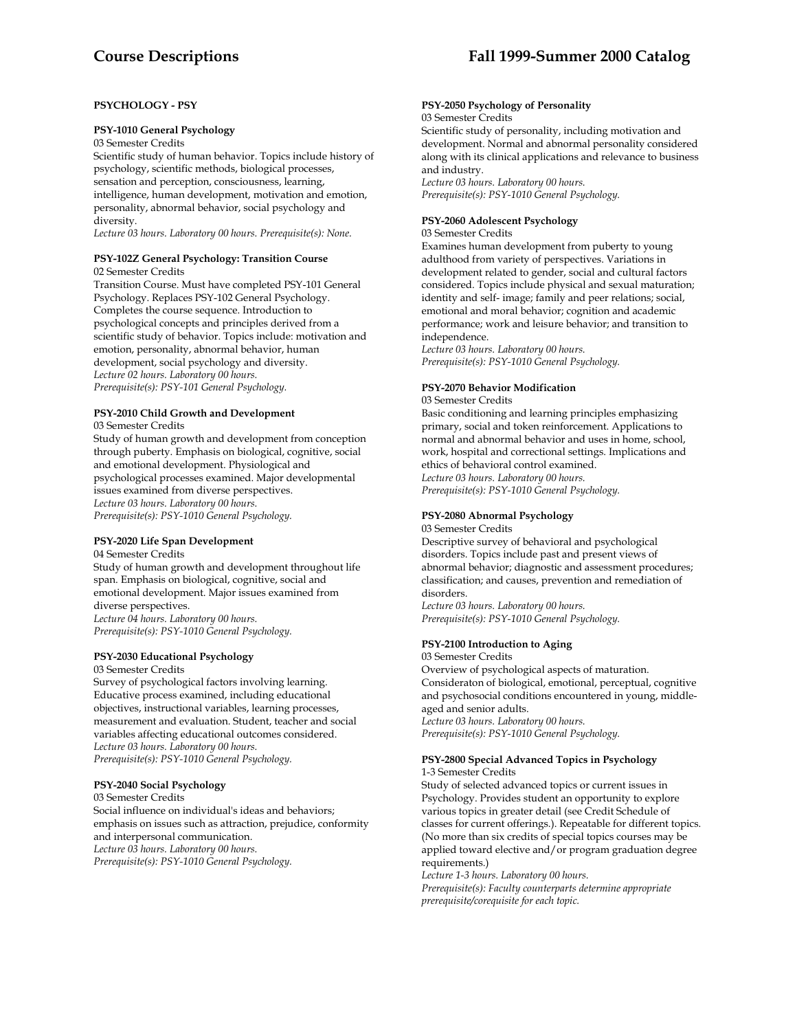## PSYCHOLOGY - PSY

### PSY-1010 General Psychology

03 Semester Credits

Scientific study of human behavior. Topics include history of psychology, scientific methods, biological processes, sensation and perception, consciousness, learning, intelligence, human development, motivation and emotion, personality, abnormal behavior, social psychology and diversity.

*Lecture 03 hours. Laboratory 00 hours. Prerequisite(s): None.*

### PSY-102Z General Psychology: Transition Course

02 Semester Credits

Transition Course. Must have completed PSY-101 General Psychology. Replaces PSY-102 General Psychology. Completes the course sequence. Introduction to psychological concepts and principles derived from a scientific study of behavior. Topics include: motivation and emotion, personality, abnormal behavior, human development, social psychology and diversity.

*Lecture 02 hours. Laboratory 00 hours.*
*Prerequisite(s): PSY-101 General Psychology.*

### PSY-2010 Child Growth and Development

03 Semester Credits

Study of human growth and development from conception through puberty. Emphasis on biological, cognitive, social and emotional development. Physiological and psychological processes examined. Major developmental issues examined from diverse perspectives.

*Lecture 03 hours. Laboratory 00 hours.*
*Prerequisite(s): PSY-1010 General Psychology.*

### PSY-2020 Life Span Development

04 Semester Credits

Study of human growth and development throughout life span. Emphasis on biological, cognitive, social and emotional development. Major issues examined from diverse perspectives.

*Lecture 04 hours. Laboratory 00 hours.*
*Prerequisite(s): PSY-1010 General Psychology.*

### PSY-2030 Educational Psychology

03 Semester Credits

Survey of psychological factors involving learning. Educative process examined, including educational objectives, instructional variables, learning processes, measurement and evaluation. Student, teacher and social variables affecting educational outcomes considered.

*Lecture 03 hours. Laboratory 00 hours.*
*Prerequisite(s): PSY-1010 General Psychology.*

### PSY-2040 Social Psychology

03 Semester Credits

Social influence on individual's ideas and behaviors; emphasis on issues such as attraction, prejudice, conformity and interpersonal communication.

*Lecture 03 hours. Laboratory 00 hours.*
*Prerequisite(s): PSY-1010 General Psychology.*

### PSY-2050 Psychology of Personality

03 Semester Credits

Scientific study of personality, including motivation and development. Normal and abnormal personality considered along with its clinical applications and relevance to business and industry.

*Lecture 03 hours. Laboratory 00 hours.*
*Prerequisite(s): PSY-1010 General Psychology.*

### PSY-2060 Adolescent Psychology

03 Semester Credits

Examines human development from puberty to young adulthood from variety of perspectives. Variations in development related to gender, social and cultural factors considered. Topics include physical and sexual maturation; identity and self- image; family and peer relations; social, emotional and moral behavior; cognition and academic performance; work and leisure behavior; and transition to independence.

*Lecture 03 hours. Laboratory 00 hours.*
*Prerequisite(s): PSY-1010 General Psychology.*

### PSY-2070 Behavior Modification

03 Semester Credits

Basic conditioning and learning principles emphasizing primary, social and token reinforcement. Applications to normal and abnormal behavior and uses in home, school, work, hospital and correctional settings. Implications and ethics of behavioral control examined.

*Lecture 03 hours. Laboratory 00 hours.*
*Prerequisite(s): PSY-1010 General Psychology.*

### PSY-2080 Abnormal Psychology

03 Semester Credits

Descriptive survey of behavioral and psychological disorders. Topics include past and present views of abnormal behavior; diagnostic and assessment procedures; classification; and causes, prevention and remediation of disorders.

*Lecture 03 hours. Laboratory 00 hours.*
*Prerequisite(s): PSY-1010 General Psychology.*

### PSY-2100 Introduction to Aging

03 Semester Credits

Overview of psychological aspects of maturation. Consideraton of biological, emotional, perceptual, cognitive and psychosocial conditions encountered in young, middle-aged and senior adults.

*Lecture 03 hours. Laboratory 00 hours.*
*Prerequisite(s): PSY-1010 General Psychology.*

### PSY-2800 Special Advanced Topics in Psychology

1-3 Semester Credits

Study of selected advanced topics or current issues in Psychology. Provides student an opportunity to explore various topics in greater detail (see Credit Schedule of classes for current offerings.). Repeatable for different topics. (No more than six credits of special topics courses may be applied toward elective and/or program graduation degree requirements.)

*Lecture 1-3 hours. Laboratory 00 hours.*
*Prerequisite(s): Faculty counterparts determine appropriate prerequisite/corequisite for each topic.*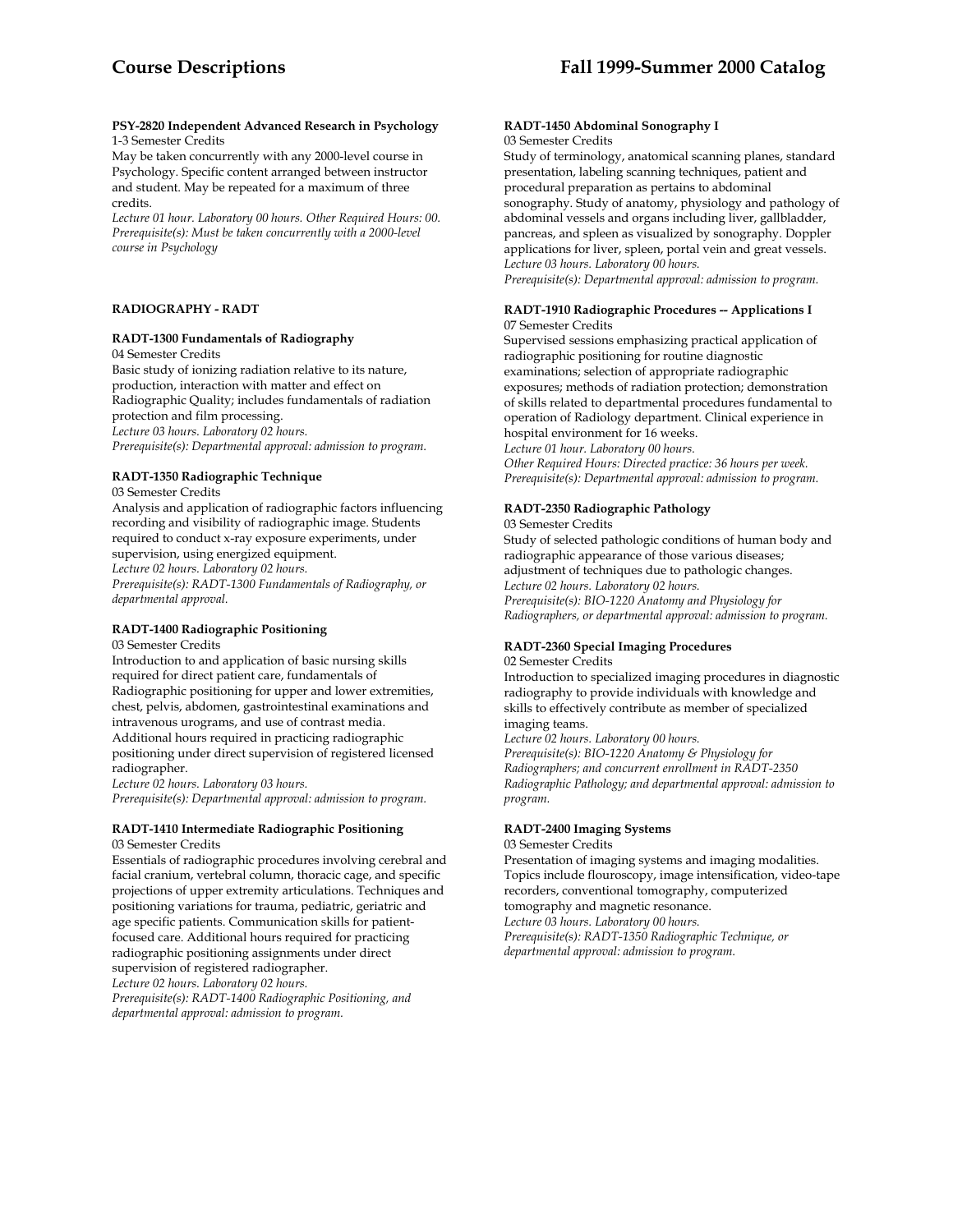**PSY-2820 Independent Advanced Research in Psychology**
1-3 Semester Credits
May be taken concurrently with any 2000-level course in Psychology. Specific content arranged between instructor and student. May be repeated for a maximum of three credits.
*Lecture 01 hour. Laboratory 00 hours. Other Required Hours: 00.*
*Prerequisite(s): Must be taken concurrently with a 2000-level course in Psychology*

## RADIOGRAPHY - RADT

**RADT-1300 Fundamentals of Radiography**
04 Semester Credits
Basic study of ionizing radiation relative to its nature, production, interaction with matter and effect on Radiographic Quality; includes fundamentals of radiation protection and film processing.
*Lecture 03 hours. Laboratory 02 hours.*
*Prerequisite(s): Departmental approval: admission to program.*

**RADT-1350 Radiographic Technique**
03 Semester Credits
Analysis and application of radiographic factors influencing recording and visibility of radiographic image. Students required to conduct x-ray exposure experiments, under supervision, using energized equipment.
*Lecture 02 hours. Laboratory 02 hours.*
*Prerequisite(s): RADT-1300 Fundamentals of Radiography, or departmental approval.*

**RADT-1400 Radiographic Positioning**
03 Semester Credits
Introduction to and application of basic nursing skills required for direct patient care, fundamentals of Radiographic positioning for upper and lower extremities, chest, pelvis, abdomen, gastrointestinal examinations and intravenous urograms, and use of contrast media. Additional hours required in practicing radiographic positioning under direct supervision of registered licensed radiographer.
*Lecture 02 hours. Laboratory 03 hours.*
*Prerequisite(s): Departmental approval: admission to program.*

**RADT-1410 Intermediate Radiographic Positioning**
03 Semester Credits
Essentials of radiographic procedures involving cerebral and facial cranium, vertebral column, thoracic cage, and specific projections of upper extremity articulations. Techniques and positioning variations for trauma, pediatric, geriatric and age specific patients. Communication skills for patient-focused care. Additional hours required for practicing radiographic positioning assignments under direct supervision of registered radiographer.
*Lecture 02 hours. Laboratory 02 hours.*
*Prerequisite(s): RADT-1400 Radiographic Positioning, and departmental approval: admission to program.*

**RADT-1450 Abdominal Sonography I**
03 Semester Credits
Study of terminology, anatomical scanning planes, standard presentation, labeling scanning techniques, patient and procedural preparation as pertains to abdominal sonography. Study of anatomy, physiology and pathology of abdominal vessels and organs including liver, gallbladder, pancreas, and spleen as visualized by sonography. Doppler applications for liver, spleen, portal vein and great vessels.
*Lecture 03 hours. Laboratory 00 hours.*
*Prerequisite(s): Departmental approval: admission to program.*

**RADT-1910 Radiographic Procedures -- Applications I**
07 Semester Credits
Supervised sessions emphasizing practical application of radiographic positioning for routine diagnostic examinations; selection of appropriate radiographic exposures; methods of radiation protection; demonstration of skills related to departmental procedures fundamental to operation of Radiology department. Clinical experience in hospital environment for 16 weeks.
*Lecture 01 hour. Laboratory 00 hours.*
*Other Required Hours: Directed practice: 36 hours per week.*
*Prerequisite(s): Departmental approval: admission to program.*

**RADT-2350 Radiographic Pathology**
03 Semester Credits
Study of selected pathologic conditions of human body and radiographic appearance of those various diseases; adjustment of techniques due to pathologic changes.
*Lecture 02 hours. Laboratory 02 hours.*
*Prerequisite(s): BIO-1220 Anatomy and Physiology for Radiographers, or departmental approval: admission to program.*

**RADT-2360 Special Imaging Procedures**
02 Semester Credits
Introduction to specialized imaging procedures in diagnostic radiography to provide individuals with knowledge and skills to effectively contribute as member of specialized imaging teams.
*Lecture 02 hours. Laboratory 00 hours.*
*Prerequisite(s): BIO-1220 Anatomy & Physiology for Radiographers; and concurrent enrollment in RADT-2350 Radiographic Pathology; and departmental approval: admission to program.*

**RADT-2400 Imaging Systems**
03 Semester Credits
Presentation of imaging systems and imaging modalities. Topics include flouroscopy, image intensification, video-tape recorders, conventional tomography, computerized tomography and magnetic resonance.
*Lecture 03 hours. Laboratory 00 hours.*
*Prerequisite(s): RADT-1350 Radiographic Technique, or departmental approval: admission to program.*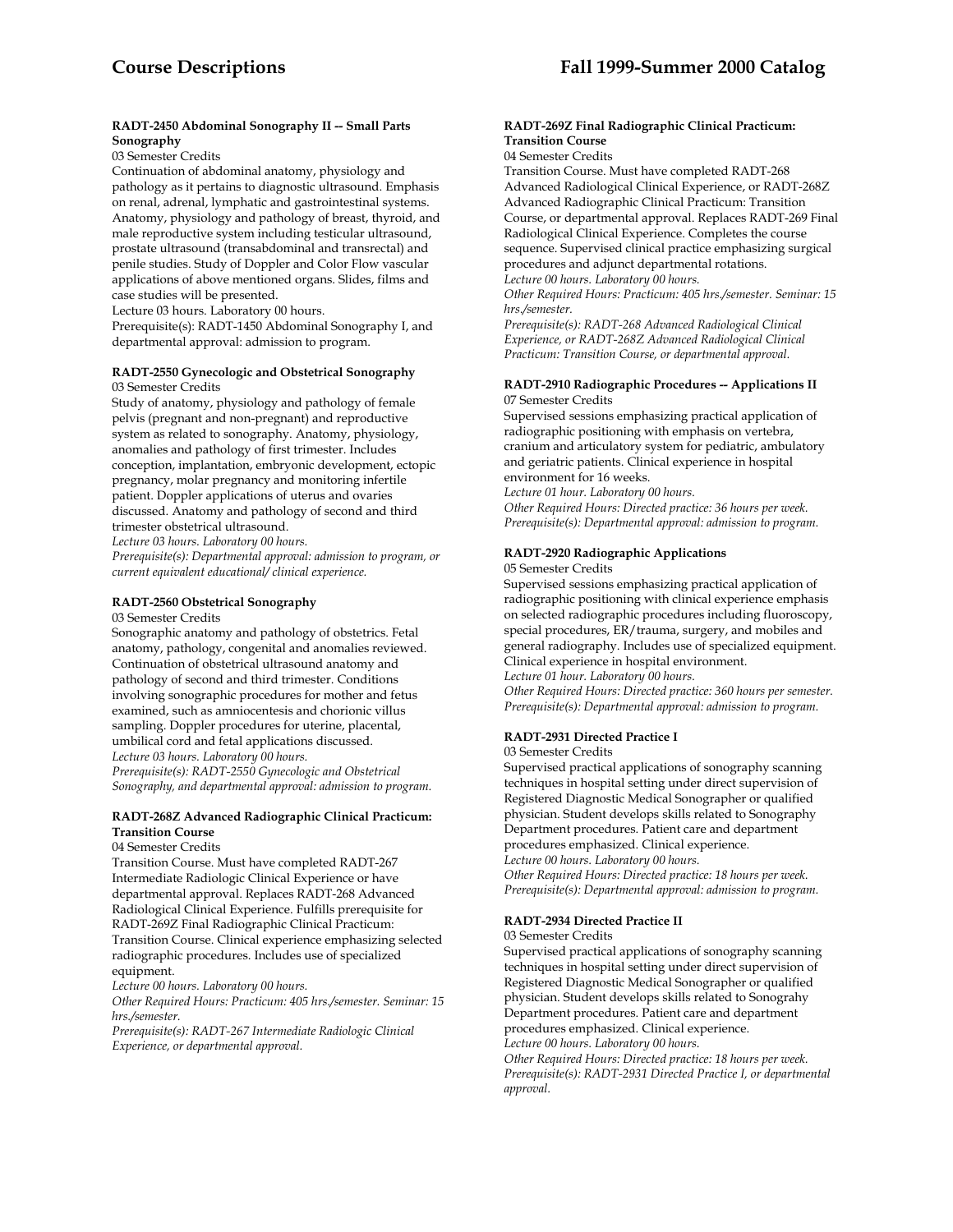#### RADT-2450 Abdominal Sonography II -- Small Parts Sonography

03 Semester Credits

Continuation of abdominal anatomy, physiology and pathology as it pertains to diagnostic ultrasound. Emphasis on renal, adrenal, lymphatic and gastrointestinal systems. Anatomy, physiology and pathology of breast, thyroid, and male reproductive system including testicular ultrasound, prostate ultrasound (transabdominal and transrectal) and penile studies. Study of Doppler and Color Flow vascular applications of above mentioned organs. Slides, films and case studies will be presented.

Lecture 03 hours. Laboratory 00 hours.

Prerequisite(s): RADT-1450 Abdominal Sonography I, and departmental approval: admission to program.

#### RADT-2550 Gynecologic and Obstetrical Sonography

03 Semester Credits

Study of anatomy, physiology and pathology of female pelvis (pregnant and non-pregnant) and reproductive system as related to sonography. Anatomy, physiology, anomalies and pathology of first trimester. Includes conception, implantation, embryonic development, ectopic pregnancy, molar pregnancy and monitoring infertile patient. Doppler applications of uterus and ovaries discussed. Anatomy and pathology of second and third trimester obstetrical ultrasound.

*Lecture 03 hours. Laboratory 00 hours.*

*Prerequisite(s): Departmental approval: admission to program, or current equivalent educational/ clinical experience.*

#### RADT-2560 Obstetrical Sonography

03 Semester Credits

Sonographic anatomy and pathology of obstetrics. Fetal anatomy, pathology, congenital and anomalies reviewed. Continuation of obstetrical ultrasound anatomy and pathology of second and third trimester. Conditions involving sonographic procedures for mother and fetus examined, such as amniocentesis and chorionic villus sampling. Doppler procedures for uterine, placental, umbilical cord and fetal applications discussed.

*Lecture 03 hours. Laboratory 00 hours.*

*Prerequisite(s): RADT-2550 Gynecologic and Obstetrical Sonography, and departmental approval: admission to program.*

#### RADT-268Z Advanced Radiographic Clinical Practicum: Transition Course

04 Semester Credits

Transition Course. Must have completed RADT-267 Intermediate Radiologic Clinical Experience or have departmental approval. Replaces RADT-268 Advanced Radiological Clinical Experience. Fulfills prerequisite for RADT-269Z Final Radiographic Clinical Practicum: Transition Course. Clinical experience emphasizing selected radiographic procedures. Includes use of specialized equipment.

*Lecture 00 hours. Laboratory 00 hours.*

*Other Required Hours: Practicum: 405 hrs./semester. Seminar: 15 hrs./semester.*

*Prerequisite(s): RADT-267 Intermediate Radiologic Clinical Experience, or departmental approval.*

#### RADT-269Z Final Radiographic Clinical Practicum: Transition Course

04 Semester Credits

Transition Course. Must have completed RADT-268 Advanced Radiological Clinical Experience, or RADT-268Z Advanced Radiographic Clinical Practicum: Transition Course, or departmental approval. Replaces RADT-269 Final Radiological Clinical Experience. Completes the course sequence. Supervised clinical practice emphasizing surgical procedures and adjunct departmental rotations.

*Lecture 00 hours. Laboratory 00 hours.*

*Other Required Hours: Practicum: 405 hrs./semester. Seminar: 15 hrs./semester.*

*Prerequisite(s): RADT-268 Advanced Radiological Clinical Experience, or RADT-268Z Advanced Radiological Clinical Practicum: Transition Course, or departmental approval.*

#### RADT-2910 Radiographic Procedures -- Applications II

07 Semester Credits

Supervised sessions emphasizing practical application of radiographic positioning with emphasis on vertebra, cranium and articulatory system for pediatric, ambulatory and geriatric patients. Clinical experience in hospital environment for 16 weeks.

*Lecture 01 hour. Laboratory 00 hours.*

*Other Required Hours: Directed practice: 36 hours per week.*

*Prerequisite(s): Departmental approval: admission to program.*

#### RADT-2920 Radiographic Applications

05 Semester Credits

Supervised sessions emphasizing practical application of radiographic positioning with clinical experience emphasis on selected radiographic procedures including fluoroscopy, special procedures, ER/trauma, surgery, and mobiles and general radiography. Includes use of specialized equipment. Clinical experience in hospital environment.

*Lecture 01 hour. Laboratory 00 hours.*

*Other Required Hours: Directed practice: 360 hours per semester.*

*Prerequisite(s): Departmental approval: admission to program.*

#### RADT-2931 Directed Practice I

03 Semester Credits

Supervised practical applications of sonography scanning techniques in hospital setting under direct supervision of Registered Diagnostic Medical Sonographer or qualified physician. Student develops skills related to Sonography Department procedures. Patient care and department procedures emphasized. Clinical experience.

*Lecture 00 hours. Laboratory 00 hours.*

*Other Required Hours: Directed practice: 18 hours per week.*

*Prerequisite(s): Departmental approval: admission to program.*

#### RADT-2934 Directed Practice II

03 Semester Credits

Supervised practical applications of sonography scanning techniques in hospital setting under direct supervision of Registered Diagnostic Medical Sonographer or qualified physician. Student develops skills related to Sonograhy Department procedures. Patient care and department procedures emphasized. Clinical experience.

*Lecture 00 hours. Laboratory 00 hours.*

*Other Required Hours: Directed practice: 18 hours per week.*

*Prerequisite(s): RADT-2931 Directed Practice I, or departmental approval.*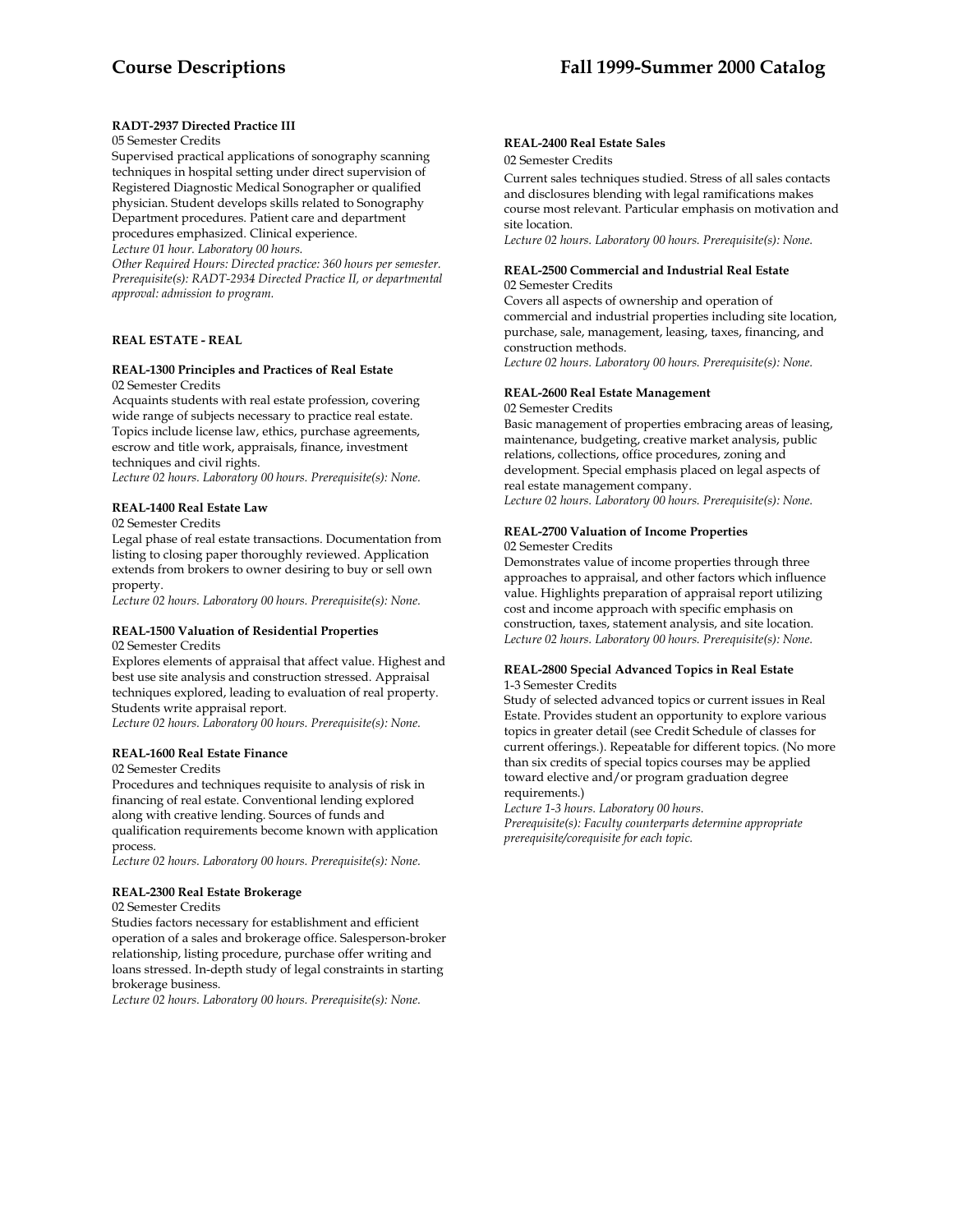**RADT-2937 Directed Practice III**
05 Semester Credits
Supervised practical applications of sonography scanning techniques in hospital setting under direct supervision of Registered Diagnostic Medical Sonographer or qualified physician. Student develops skills related to Sonography Department procedures. Patient care and department procedures emphasized. Clinical experience.
*Lecture 01 hour. Laboratory 00 hours.*
*Other Required Hours: Directed practice: 360 hours per semester.*
*Prerequisite(s): RADT-2934 Directed Practice II, or departmental approval: admission to program.*

## REAL ESTATE - REAL

**REAL-1300 Principles and Practices of Real Estate**
02 Semester Credits
Acquaints students with real estate profession, covering wide range of subjects necessary to practice real estate. Topics include license law, ethics, purchase agreements, escrow and title work, appraisals, finance, investment techniques and civil rights.
*Lecture 02 hours. Laboratory 00 hours. Prerequisite(s): None.*

**REAL-1400 Real Estate Law**
02 Semester Credits
Legal phase of real estate transactions. Documentation from listing to closing paper thoroughly reviewed. Application extends from brokers to owner desiring to buy or sell own property.
*Lecture 02 hours. Laboratory 00 hours. Prerequisite(s): None.*

**REAL-1500 Valuation of Residential Properties**
02 Semester Credits
Explores elements of appraisal that affect value. Highest and best use site analysis and construction stressed. Appraisal techniques explored, leading to evaluation of real property. Students write appraisal report.
*Lecture 02 hours. Laboratory 00 hours. Prerequisite(s): None.*

**REAL-1600 Real Estate Finance**
02 Semester Credits
Procedures and techniques requisite to analysis of risk in financing of real estate. Conventional lending explored along with creative lending. Sources of funds and qualification requirements become known with application process.
*Lecture 02 hours. Laboratory 00 hours. Prerequisite(s): None.*

**REAL-2300 Real Estate Brokerage**
02 Semester Credits
Studies factors necessary for establishment and efficient operation of a sales and brokerage office. Salesperson-broker relationship, listing procedure, purchase offer writing and loans stressed. In-depth study of legal constraints in starting brokerage business.
*Lecture 02 hours. Laboratory 00 hours. Prerequisite(s): None.*

**REAL-2400 Real Estate Sales**
02 Semester Credits
Current sales techniques studied. Stress of all sales contacts and disclosures blending with legal ramifications makes course most relevant. Particular emphasis on motivation and site location.
*Lecture 02 hours. Laboratory 00 hours. Prerequisite(s): None.*

**REAL-2500 Commercial and Industrial Real Estate**
02 Semester Credits
Covers all aspects of ownership and operation of commercial and industrial properties including site location, purchase, sale, management, leasing, taxes, financing, and construction methods.
*Lecture 02 hours. Laboratory 00 hours. Prerequisite(s): None.*

**REAL-2600 Real Estate Management**
02 Semester Credits
Basic management of properties embracing areas of leasing, maintenance, budgeting, creative market analysis, public relations, collections, office procedures, zoning and development. Special emphasis placed on legal aspects of real estate management company.
*Lecture 02 hours. Laboratory 00 hours. Prerequisite(s): None.*

**REAL-2700 Valuation of Income Properties**
02 Semester Credits
Demonstrates value of income properties through three approaches to appraisal, and other factors which influence value. Highlights preparation of appraisal report utilizing cost and income approach with specific emphasis on construction, taxes, statement analysis, and site location.
*Lecture 02 hours. Laboratory 00 hours. Prerequisite(s): None.*

**REAL-2800 Special Advanced Topics in Real Estate**
1-3 Semester Credits
Study of selected advanced topics or current issues in Real Estate. Provides student an opportunity to explore various topics in greater detail (see Credit Schedule of classes for current offerings.). Repeatable for different topics. (No more than six credits of special topics courses may be applied toward elective and/or program graduation degree requirements.)
*Lecture 1-3 hours. Laboratory 00 hours.*
*Prerequisite(s): Faculty counterparts determine appropriate prerequisite/corequisite for each topic.*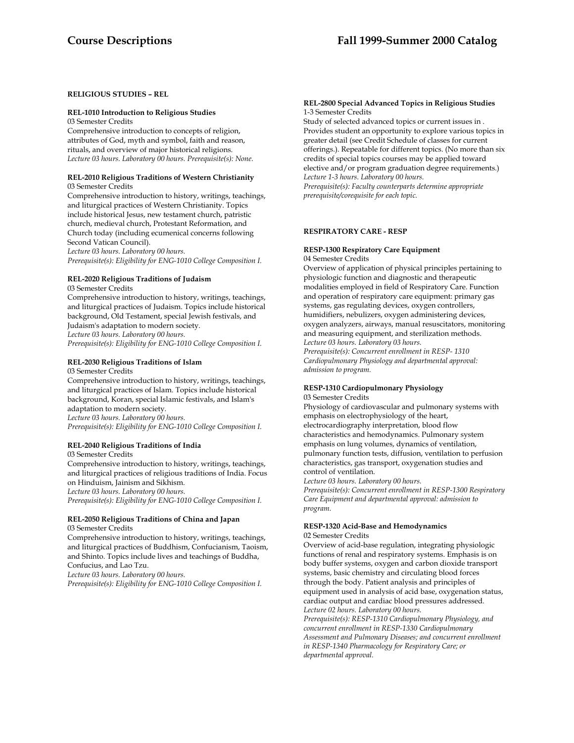## RELIGIOUS STUDIES – REL

### REL-1010 Introduction to Religious Studies

03 Semester Credits

Comprehensive introduction to concepts of religion, attributes of God, myth and symbol, faith and reason, rituals, and overview of major historical religions.

*Lecture 03 hours. Laboratory 00 hours. Prerequisite(s): None.*

### REL-2010 Religious Traditions of Western Christianity

03 Semester Credits

Comprehensive introduction to history, writings, teachings, and liturgical practices of Western Christianity. Topics include historical Jesus, new testament church, patristic church, medieval church, Protestant Reformation, and Church today (including ecumenical concerns following Second Vatican Council).

*Lecture 03 hours. Laboratory 00 hours.*

*Prerequisite(s): Eligibility for ENG-1010 College Composition I.*

### REL-2020 Religious Traditions of Judaism

03 Semester Credits

Comprehensive introduction to history, writings, teachings, and liturgical practices of Judaism. Topics include historical background, Old Testament, special Jewish festivals, and Judaism's adaptation to modern society.

*Lecture 03 hours. Laboratory 00 hours.*

*Prerequisite(s): Eligibility for ENG-1010 College Composition I.*

### REL-2030 Religious Traditions of Islam

03 Semester Credits

Comprehensive introduction to history, writings, teachings, and liturgical practices of Islam. Topics include historical background, Koran, special Islamic festivals, and Islam's adaptation to modern society.

*Lecture 03 hours. Laboratory 00 hours.*

*Prerequisite(s): Eligibility for ENG-1010 College Composition I.*

### REL-2040 Religious Traditions of India

03 Semester Credits

Comprehensive introduction to history, writings, teachings, and liturgical practices of religious traditions of India. Focus on Hinduism, Jainism and Sikhism.

*Lecture 03 hours. Laboratory 00 hours.*

*Prerequisite(s): Eligibility for ENG-1010 College Composition I.*

### REL-2050 Religious Traditions of China and Japan

03 Semester Credits

Comprehensive introduction to history, writings, teachings, and liturgical practices of Buddhism, Confucianism, Taoism, and Shinto. Topics include lives and teachings of Buddha, Confucius, and Lao Tzu.

*Lecture 03 hours. Laboratory 00 hours.*

*Prerequisite(s): Eligibility for ENG-1010 College Composition I.*

### REL-2800 Special Advanced Topics in Religious Studies

1-3 Semester Credits

Study of selected advanced topics or current issues in . Provides student an opportunity to explore various topics in greater detail (see Credit Schedule of classes for current offerings.). Repeatable for different topics. (No more than six credits of special topics courses may be applied toward elective and/or program graduation degree requirements.)

*Lecture 1-3 hours. Laboratory 00 hours.*

*Prerequisite(s): Faculty counterparts determine appropriate prerequisite/corequisite for each topic.*

## RESPIRATORY CARE - RESP

### RESP-1300 Respiratory Care Equipment

04 Semester Credits

Overview of application of physical principles pertaining to physiologic function and diagnostic and therapeutic modalities employed in field of Respiratory Care. Function and operation of respiratory care equipment: primary gas systems, gas regulating devices, oxygen controllers, humidifiers, nebulizers, oxygen administering devices, oxygen analyzers, airways, manual resuscitators, monitoring and measuring equipment, and sterilization methods.

*Lecture 03 hours. Laboratory 03 hours.*

*Prerequisite(s): Concurrent enrollment in RESP- 1310 Cardiopulmonary Physiology and departmental approval: admission to program.*

### RESP-1310 Cardiopulmonary Physiology

03 Semester Credits

Physiology of cardiovascular and pulmonary systems with emphasis on electrophysiology of the heart, electrocardiography interpretation, blood flow characteristics and hemodynamics. Pulmonary system emphasis on lung volumes, dynamics of ventilation, pulmonary function tests, diffusion, ventilation to perfusion characteristics, gas transport, oxygenation studies and control of ventilation.

*Lecture 03 hours. Laboratory 00 hours.*

*Prerequisite(s): Concurrent enrollment in RESP-1300 Respiratory Care Equipment and departmental approval: admission to program.*

### RESP-1320 Acid-Base and Hemodynamics

02 Semester Credits

Overview of acid-base regulation, integrating physiologic functions of renal and respiratory systems. Emphasis is on body buffer systems, oxygen and carbon dioxide transport systems, basic chemistry and circulating blood forces through the body. Patient analysis and principles of equipment used in analysis of acid base, oxygenation status, cardiac output and cardiac blood pressures addressed.

*Lecture 02 hours. Laboratory 00 hours.*

*Prerequisite(s): RESP-1310 Cardiopulmonary Physiology, and concurrent enrollment in RESP-1330 Cardiopulmonary Assessment and Pulmonary Diseases; and concurrent enrollment in RESP-1340 Pharmacology for Respiratory Care; or departmental approval.*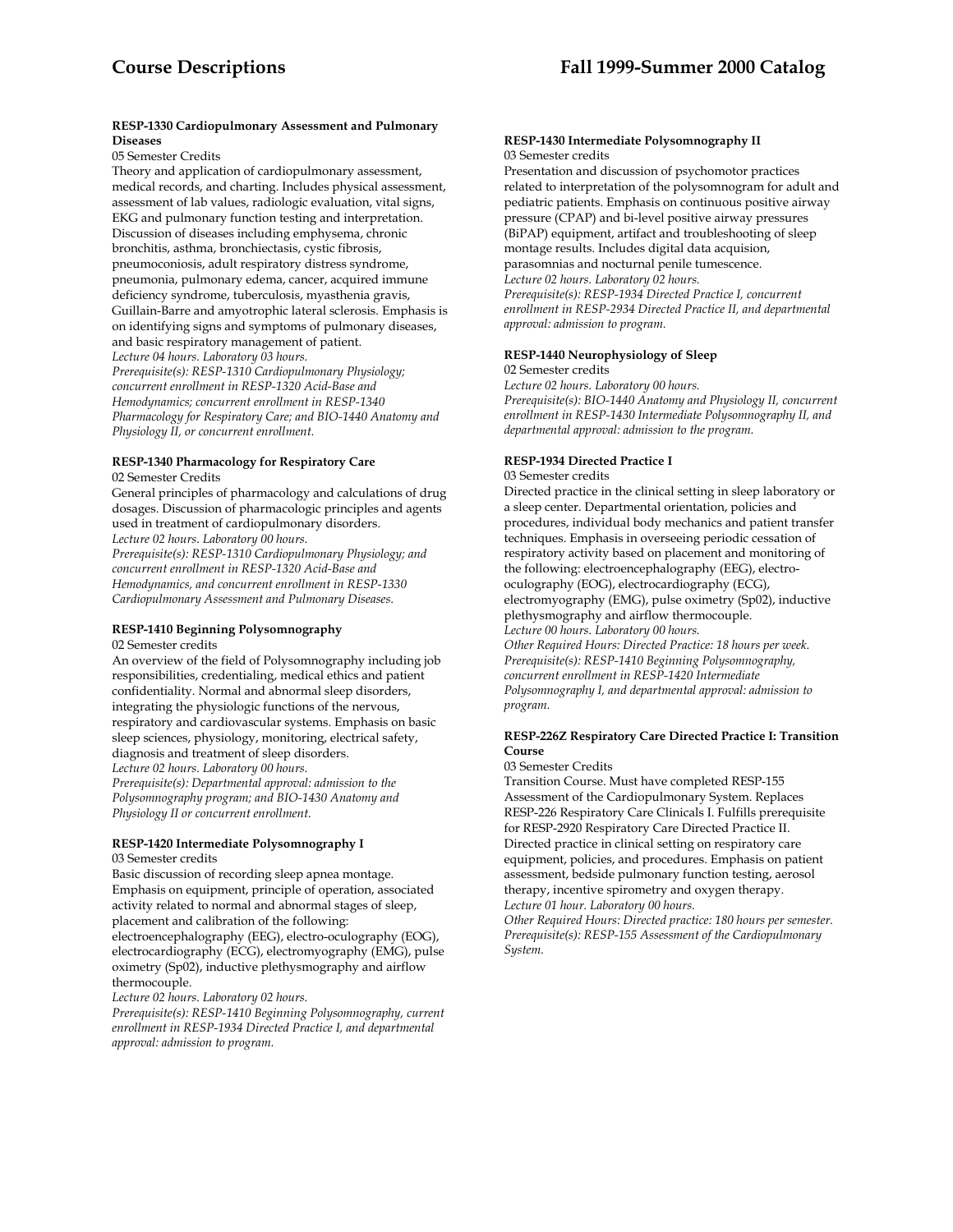**RESP-1330 Cardiopulmonary Assessment and Pulmonary Diseases**

05 Semester Credits

Theory and application of cardiopulmonary assessment, medical records, and charting. Includes physical assessment, assessment of lab values, radiologic evaluation, vital signs, EKG and pulmonary function testing and interpretation. Discussion of diseases including emphysema, chronic bronchitis, asthma, bronchiectasis, cystic fibrosis, pneumoconiosis, adult respiratory distress syndrome, pneumonia, pulmonary edema, cancer, acquired immune deficiency syndrome, tuberculosis, myasthenia gravis, Guillain-Barre and amyotrophic lateral sclerosis. Emphasis is on identifying signs and symptoms of pulmonary diseases, and basic respiratory management of patient.

*Lecture 04 hours. Laboratory 03 hours.*

*Prerequisite(s): RESP-1310 Cardiopulmonary Physiology; concurrent enrollment in RESP-1320 Acid-Base and Hemodynamics; concurrent enrollment in RESP-1340 Pharmacology for Respiratory Care; and BIO-1440 Anatomy and Physiology II, or concurrent enrollment.*

**RESP-1340 Pharmacology for Respiratory Care**

02 Semester Credits

General principles of pharmacology and calculations of drug dosages. Discussion of pharmacologic principles and agents used in treatment of cardiopulmonary disorders.

*Lecture 02 hours. Laboratory 00 hours.*

*Prerequisite(s): RESP-1310 Cardiopulmonary Physiology; and concurrent enrollment in RESP-1320 Acid-Base and Hemodynamics, and concurrent enrollment in RESP-1330 Cardiopulmonary Assessment and Pulmonary Diseases.*

**RESP-1410 Beginning Polysomnography**

02 Semester credits

An overview of the field of Polysomnography including job responsibilities, credentialing, medical ethics and patient confidentiality. Normal and abnormal sleep disorders, integrating the physiologic functions of the nervous, respiratory and cardiovascular systems. Emphasis on basic sleep sciences, physiology, monitoring, electrical safety, diagnosis and treatment of sleep disorders.

*Lecture 02 hours. Laboratory 00 hours.*

*Prerequisite(s): Departmental approval: admission to the Polysomnography program; and BIO-1430 Anatomy and Physiology II or concurrent enrollment.*

**RESP-1420 Intermediate Polysomnography I**

03 Semester credits

Basic discussion of recording sleep apnea montage. Emphasis on equipment, principle of operation, associated activity related to normal and abnormal stages of sleep, placement and calibration of the following: electroencephalography (EEG), electro-oculography (EOG), electrocardiography (ECG), electromyography (EMG), pulse oximetry (Sp02), inductive plethysmography and airflow thermocouple.

*Lecture 02 hours. Laboratory 02 hours.*

*Prerequisite(s): RESP-1410 Beginning Polysomnography, current enrollment in RESP-1934 Directed Practice I, and departmental approval: admission to program.*

**RESP-1430 Intermediate Polysomnography II**

03 Semester credits

Presentation and discussion of psychomotor practices related to interpretation of the polysomnogram for adult and pediatric patients. Emphasis on continuous positive airway pressure (CPAP) and bi-level positive airway pressures (BiPAP) equipment, artifact and troubleshooting of sleep montage results. Includes digital data acquision, parasomnias and nocturnal penile tumescence.

*Lecture 02 hours. Laboratory 02 hours.*

*Prerequisite(s): RESP-1934 Directed Practice I, concurrent enrollment in RESP-2934 Directed Practice II, and departmental approval: admission to program.*

**RESP-1440 Neurophysiology of Sleep**

02 Semester credits

*Lecture 02 hours. Laboratory 00 hours.*

*Prerequisite(s): BIO-1440 Anatomy and Physiology II, concurrent enrollment in RESP-1430 Intermediate Polysomnography II, and departmental approval: admission to the program.*

**RESP-1934 Directed Practice I**

03 Semester credits

Directed practice in the clinical setting in sleep laboratory or a sleep center. Departmental orientation, policies and procedures, individual body mechanics and patient transfer techniques. Emphasis in overseeing periodic cessation of respiratory activity based on placement and monitoring of the following: electroencephalography (EEG), electro-oculography (EOG), electrocardiography (ECG), electromyography (EMG), pulse oximetry (Sp02), inductive plethysmography and airflow thermocouple.

*Lecture 00 hours. Laboratory 00 hours.*

*Other Required Hours: Directed Practice: 18 hours per week.*

*Prerequisite(s): RESP-1410 Beginning Polysomnography, concurrent enrollment in RESP-1420 Intermediate Polysomnography I, and departmental approval: admission to program.*

**RESP-226Z Respiratory Care Directed Practice I: Transition Course**

03 Semester Credits

Transition Course. Must have completed RESP-155 Assessment of the Cardiopulmonary System. Replaces RESP-226 Respiratory Care Clinicals I. Fulfills prerequisite for RESP-2920 Respiratory Care Directed Practice II. Directed practice in clinical setting on respiratory care equipment, policies, and procedures. Emphasis on patient assessment, bedside pulmonary function testing, aerosol therapy, incentive spirometry and oxygen therapy.

*Lecture 01 hour. Laboratory 00 hours.*

*Other Required Hours: Directed practice: 180 hours per semester.*

*Prerequisite(s): RESP-155 Assessment of the Cardiopulmonary System.*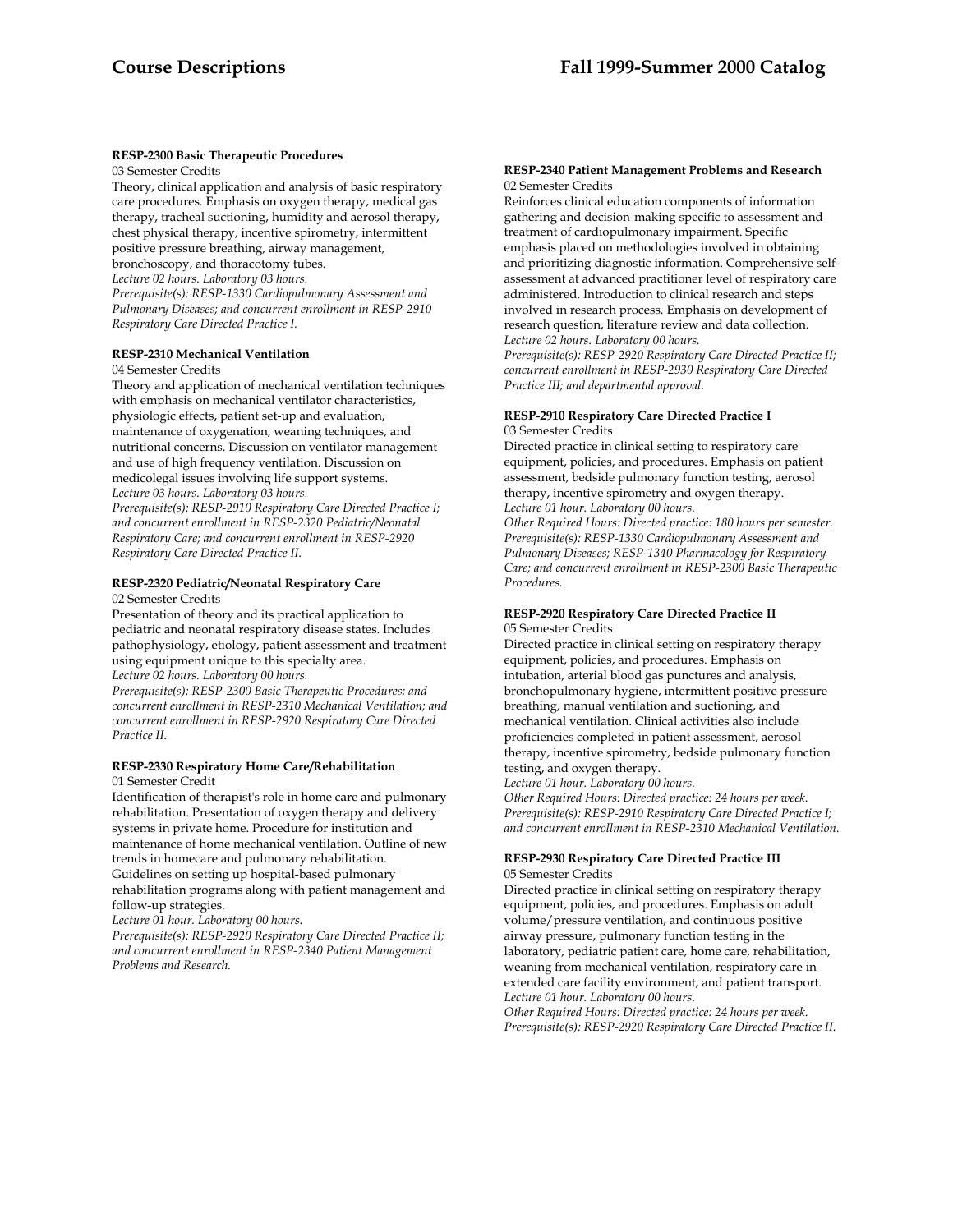**RESP-2300 Basic Therapeutic Procedures**
03 Semester Credits
Theory, clinical application and analysis of basic respiratory care procedures. Emphasis on oxygen therapy, medical gas therapy, tracheal suctioning, humidity and aerosol therapy, chest physical therapy, incentive spirometry, intermittent positive pressure breathing, airway management, bronchoscopy, and thoracotomy tubes.
*Lecture 02 hours. Laboratory 03 hours.*
*Prerequisite(s): RESP-1330 Cardiopulmonary Assessment and Pulmonary Diseases; and concurrent enrollment in RESP-2910 Respiratory Care Directed Practice I.*

**RESP-2310 Mechanical Ventilation**
04 Semester Credits
Theory and application of mechanical ventilation techniques with emphasis on mechanical ventilator characteristics, physiologic effects, patient set-up and evaluation, maintenance of oxygenation, weaning techniques, and nutritional concerns. Discussion on ventilator management and use of high frequency ventilation. Discussion on medicolegal issues involving life support systems.
*Lecture 03 hours. Laboratory 03 hours.*
*Prerequisite(s): RESP-2910 Respiratory Care Directed Practice I; and concurrent enrollment in RESP-2320 Pediatric/Neonatal Respiratory Care; and concurrent enrollment in RESP-2920 Respiratory Care Directed Practice II.*

**RESP-2320 Pediatric/Neonatal Respiratory Care**
02 Semester Credits
Presentation of theory and its practical application to pediatric and neonatal respiratory disease states. Includes pathophysiology, etiology, patient assessment and treatment using equipment unique to this specialty area.
*Lecture 02 hours. Laboratory 00 hours.*
*Prerequisite(s): RESP-2300 Basic Therapeutic Procedures; and concurrent enrollment in RESP-2310 Mechanical Ventilation; and concurrent enrollment in RESP-2920 Respiratory Care Directed Practice II.*

**RESP-2330 Respiratory Home Care/Rehabilitation**
01 Semester Credit
Identification of therapist's role in home care and pulmonary rehabilitation. Presentation of oxygen therapy and delivery systems in private home. Procedure for institution and maintenance of home mechanical ventilation. Outline of new trends in homecare and pulmonary rehabilitation. Guidelines on setting up hospital-based pulmonary rehabilitation programs along with patient management and follow-up strategies.
*Lecture 01 hour. Laboratory 00 hours.*
*Prerequisite(s): RESP-2920 Respiratory Care Directed Practice II; and concurrent enrollment in RESP-2340 Patient Management Problems and Research.*

**RESP-2340 Patient Management Problems and Research**
02 Semester Credits
Reinforces clinical education components of information gathering and decision-making specific to assessment and treatment of cardiopulmonary impairment. Specific emphasis placed on methodologies involved in obtaining and prioritizing diagnostic information. Comprehensive self-assessment at advanced practitioner level of respiratory care administered. Introduction to clinical research and steps involved in research process. Emphasis on development of research question, literature review and data collection.
*Lecture 02 hours. Laboratory 00 hours.*
*Prerequisite(s): RESP-2920 Respiratory Care Directed Practice II; concurrent enrollment in RESP-2930 Respiratory Care Directed Practice III; and departmental approval.*

**RESP-2910 Respiratory Care Directed Practice I**
03 Semester Credits
Directed practice in clinical setting to respiratory care equipment, policies, and procedures. Emphasis on patient assessment, bedside pulmonary function testing, aerosol therapy, incentive spirometry and oxygen therapy.
*Lecture 01 hour. Laboratory 00 hours.*
*Other Required Hours: Directed practice: 180 hours per semester.*
*Prerequisite(s): RESP-1330 Cardiopulmonary Assessment and Pulmonary Diseases; RESP-1340 Pharmacology for Respiratory Care; and concurrent enrollment in RESP-2300 Basic Therapeutic Procedures.*

**RESP-2920 Respiratory Care Directed Practice II**
05 Semester Credits
Directed practice in clinical setting on respiratory therapy equipment, policies, and procedures. Emphasis on intubation, arterial blood gas punctures and analysis, bronchopulmonary hygiene, intermittent positive pressure breathing, manual ventilation and suctioning, and mechanical ventilation. Clinical activities also include proficiencies completed in patient assessment, aerosol therapy, incentive spirometry, bedside pulmonary function testing, and oxygen therapy.
*Lecture 01 hour. Laboratory 00 hours.*
*Other Required Hours: Directed practice: 24 hours per week.*
*Prerequisite(s): RESP-2910 Respiratory Care Directed Practice I; and concurrent enrollment in RESP-2310 Mechanical Ventilation.*

**RESP-2930 Respiratory Care Directed Practice III**
05 Semester Credits
Directed practice in clinical setting on respiratory therapy equipment, policies, and procedures. Emphasis on adult volume/pressure ventilation, and continuous positive airway pressure, pulmonary function testing in the laboratory, pediatric patient care, home care, rehabilitation, weaning from mechanical ventilation, respiratory care in extended care facility environment, and patient transport.
*Lecture 01 hour. Laboratory 00 hours.*
*Other Required Hours: Directed practice: 24 hours per week.*
*Prerequisite(s): RESP-2920 Respiratory Care Directed Practice II.*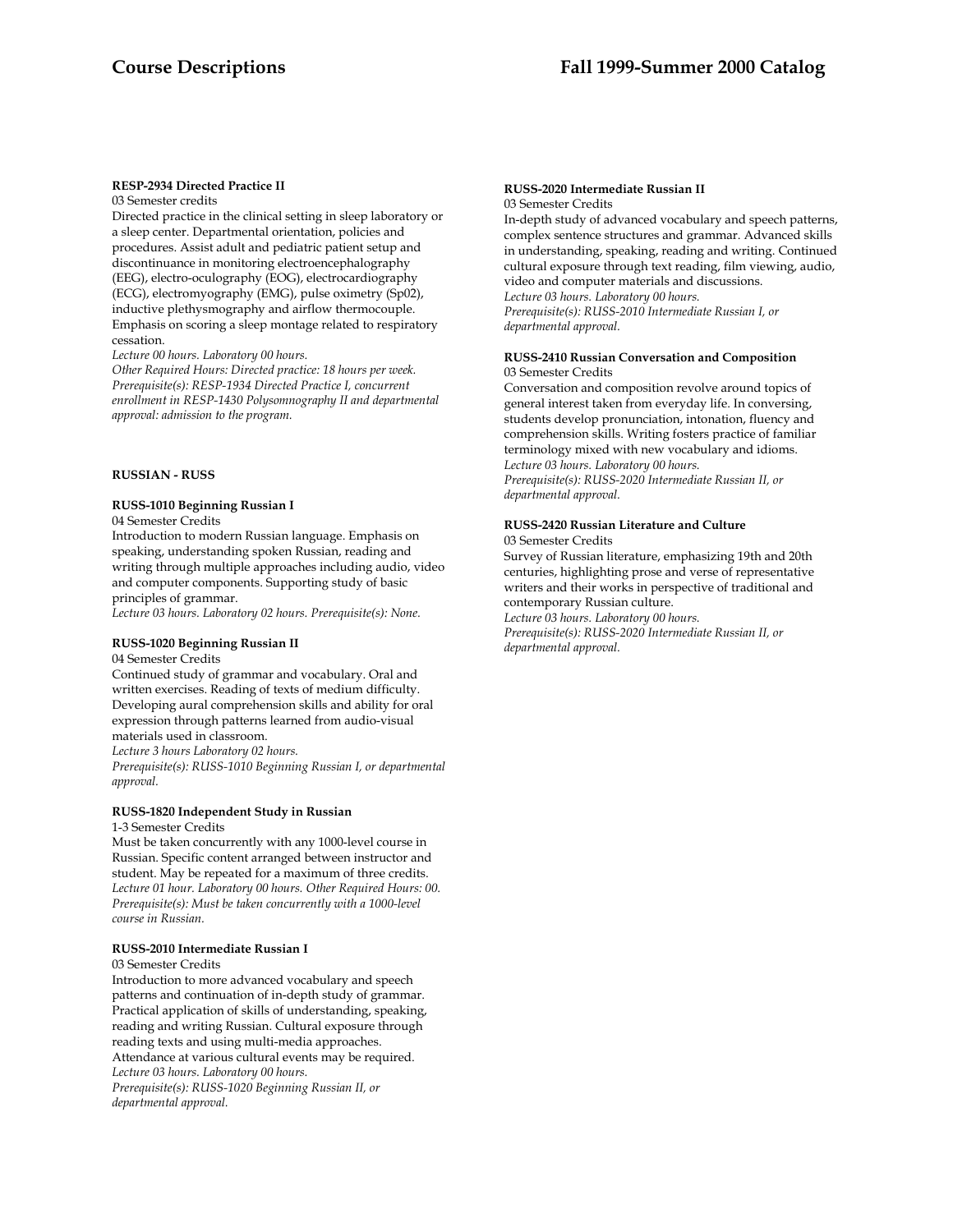**RESP-2934 Directed Practice II**

03 Semester credits

Directed practice in the clinical setting in sleep laboratory or a sleep center. Departmental orientation, policies and procedures. Assist adult and pediatric patient setup and discontinuance in monitoring electroencephalography (EEG), electro-oculography (EOG), electrocardiography (ECG), electromyography (EMG), pulse oximetry (Sp02), inductive plethysmography and airflow thermocouple. Emphasis on scoring a sleep montage related to respiratory cessation.

*Lecture 00 hours. Laboratory 00 hours.*
*Other Required Hours: Directed practice: 18 hours per week.*
*Prerequisite(s): RESP-1934 Directed Practice I, concurrent enrollment in RESP-1430 Polysomnography II and departmental approval: admission to the program.*

## RUSSIAN - RUSS

**RUSS-1010 Beginning Russian I**

04 Semester Credits

Introduction to modern Russian language. Emphasis on speaking, understanding spoken Russian, reading and writing through multiple approaches including audio, video and computer components. Supporting study of basic principles of grammar.

*Lecture 03 hours. Laboratory 02 hours. Prerequisite(s): None.*

**RUSS-1020 Beginning Russian II**

04 Semester Credits

Continued study of grammar and vocabulary. Oral and written exercises. Reading of texts of medium difficulty. Developing aural comprehension skills and ability for oral expression through patterns learned from audio-visual materials used in classroom.

*Lecture 3 hours Laboratory 02 hours.*
*Prerequisite(s): RUSS-1010 Beginning Russian I, or departmental approval.*

**RUSS-1820 Independent Study in Russian**

1-3 Semester Credits

Must be taken concurrently with any 1000-level course in Russian. Specific content arranged between instructor and student. May be repeated for a maximum of three credits.

*Lecture 01 hour. Laboratory 00 hours. Other Required Hours: 00.*
*Prerequisite(s): Must be taken concurrently with a 1000-level course in Russian.*

**RUSS-2010 Intermediate Russian I**

03 Semester Credits

Introduction to more advanced vocabulary and speech patterns and continuation of in-depth study of grammar. Practical application of skills of understanding, speaking, reading and writing Russian. Cultural exposure through reading texts and using multi-media approaches. Attendance at various cultural events may be required.

*Lecture 03 hours. Laboratory 00 hours.*
*Prerequisite(s): RUSS-1020 Beginning Russian II, or departmental approval.*

**RUSS-2020 Intermediate Russian II**

03 Semester Credits

In-depth study of advanced vocabulary and speech patterns, complex sentence structures and grammar. Advanced skills in understanding, speaking, reading and writing. Continued cultural exposure through text reading, film viewing, audio, video and computer materials and discussions.

*Lecture 03 hours. Laboratory 00 hours.*
*Prerequisite(s): RUSS-2010 Intermediate Russian I, or departmental approval.*

**RUSS-2410 Russian Conversation and Composition**

03 Semester Credits

Conversation and composition revolve around topics of general interest taken from everyday life. In conversing, students develop pronunciation, intonation, fluency and comprehension skills. Writing fosters practice of familiar terminology mixed with new vocabulary and idioms.

*Lecture 03 hours. Laboratory 00 hours.*
*Prerequisite(s): RUSS-2020 Intermediate Russian II, or departmental approval.*

**RUSS-2420 Russian Literature and Culture**

03 Semester Credits

Survey of Russian literature, emphasizing 19th and 20th centuries, highlighting prose and verse of representative writers and their works in perspective of traditional and contemporary Russian culture.

*Lecture 03 hours. Laboratory 00 hours.*
*Prerequisite(s): RUSS-2020 Intermediate Russian II, or departmental approval.*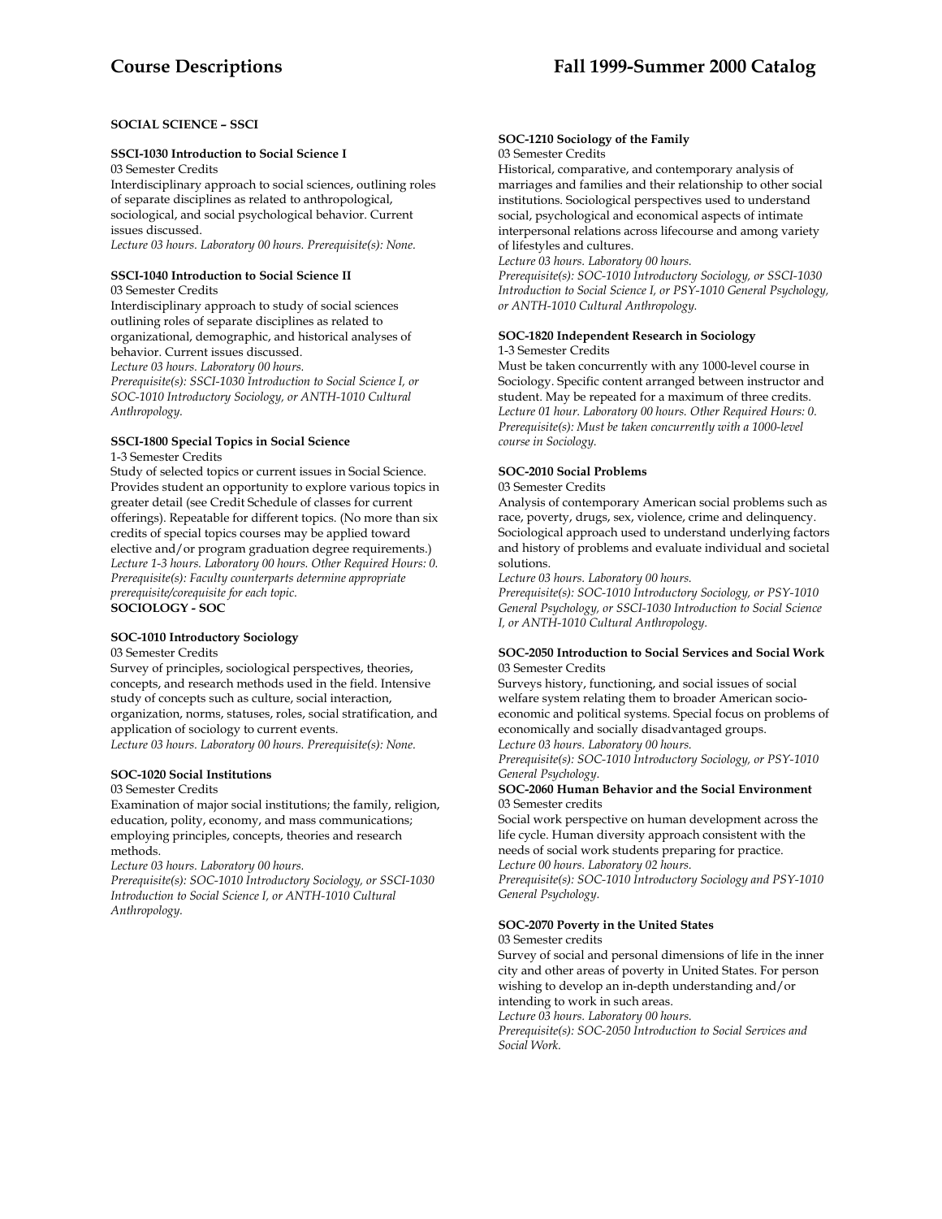## SOCIAL SCIENCE – SSCI

### SSCI-1030 Introduction to Social Science I

03 Semester Credits

Interdisciplinary approach to social sciences, outlining roles of separate disciplines as related to anthropological, sociological, and social psychological behavior. Current issues discussed.

*Lecture 03 hours. Laboratory 00 hours. Prerequisite(s): None.*

### SSCI-1040 Introduction to Social Science II

03 Semester Credits

Interdisciplinary approach to study of social sciences outlining roles of separate disciplines as related to organizational, demographic, and historical analyses of behavior. Current issues discussed.

*Lecture 03 hours. Laboratory 00 hours.*

*Prerequisite(s): SSCI-1030 Introduction to Social Science I, or SOC-1010 Introductory Sociology, or ANTH-1010 Cultural Anthropology.*

### SSCI-1800 Special Topics in Social Science

1-3 Semester Credits

Study of selected topics or current issues in Social Science. Provides student an opportunity to explore various topics in greater detail (see Credit Schedule of classes for current offerings). Repeatable for different topics. (No more than six credits of special topics courses may be applied toward elective and/or program graduation degree requirements.)

*Lecture 1-3 hours. Laboratory 00 hours. Other Required Hours: 0. Prerequisite(s): Faculty counterparts determine appropriate prerequisite/corequisite for each topic.*

## SOCIOLOGY - SOC

### SOC-1010 Introductory Sociology

03 Semester Credits

Survey of principles, sociological perspectives, theories, concepts, and research methods used in the field. Intensive study of concepts such as culture, social interaction, organization, norms, statuses, roles, social stratification, and application of sociology to current events.

*Lecture 03 hours. Laboratory 00 hours. Prerequisite(s): None.*

### SOC-1020 Social Institutions

03 Semester Credits

Examination of major social institutions; the family, religion, education, polity, economy, and mass communications; employing principles, concepts, theories and research methods.

*Lecture 03 hours. Laboratory 00 hours.*

*Prerequisite(s): SOC-1010 Introductory Sociology, or SSCI-1030 Introduction to Social Science I, or ANTH-1010 Cultural Anthropology.*

### SOC-1210 Sociology of the Family

03 Semester Credits

Historical, comparative, and contemporary analysis of marriages and families and their relationship to other social institutions. Sociological perspectives used to understand social, psychological and economical aspects of intimate interpersonal relations across lifecourse and among variety of lifestyles and cultures.

*Lecture 03 hours. Laboratory 00 hours.*

*Prerequisite(s): SOC-1010 Introductory Sociology, or SSCI-1030 Introduction to Social Science I, or PSY-1010 General Psychology, or ANTH-1010 Cultural Anthropology.*

### SOC-1820 Independent Research in Sociology

1-3 Semester Credits

Must be taken concurrently with any 1000-level course in Sociology. Specific content arranged between instructor and student. May be repeated for a maximum of three credits.

*Lecture 01 hour. Laboratory 00 hours. Other Required Hours: 0. Prerequisite(s): Must be taken concurrently with a 1000-level course in Sociology.*

### SOC-2010 Social Problems

03 Semester Credits

Analysis of contemporary American social problems such as race, poverty, drugs, sex, violence, crime and delinquency. Sociological approach used to understand underlying factors and history of problems and evaluate individual and societal solutions.

*Lecture 03 hours. Laboratory 00 hours.*

*Prerequisite(s): SOC-1010 Introductory Sociology, or PSY-1010 General Psychology, or SSCI-1030 Introduction to Social Science I, or ANTH-1010 Cultural Anthropology.*

### SOC-2050 Introduction to Social Services and Social Work

03 Semester Credits

Surveys history, functioning, and social issues of social welfare system relating them to broader American socio-economic and political systems. Special focus on problems of economically and socially disadvantaged groups.

*Lecture 03 hours. Laboratory 00 hours.*

*Prerequisite(s): SOC-1010 Introductory Sociology, or PSY-1010 General Psychology.*

### SOC-2060 Human Behavior and the Social Environment

03 Semester credits

Social work perspective on human development across the life cycle. Human diversity approach consistent with the needs of social work students preparing for practice.

*Lecture 00 hours. Laboratory 02 hours.*

*Prerequisite(s): SOC-1010 Introductory Sociology and PSY-1010 General Psychology.*

### SOC-2070 Poverty in the United States

03 Semester credits

Survey of social and personal dimensions of life in the inner city and other areas of poverty in United States. For person wishing to develop an in-depth understanding and/or intending to work in such areas.

*Lecture 03 hours. Laboratory 00 hours.*

*Prerequisite(s): SOC-2050 Introduction to Social Services and Social Work.*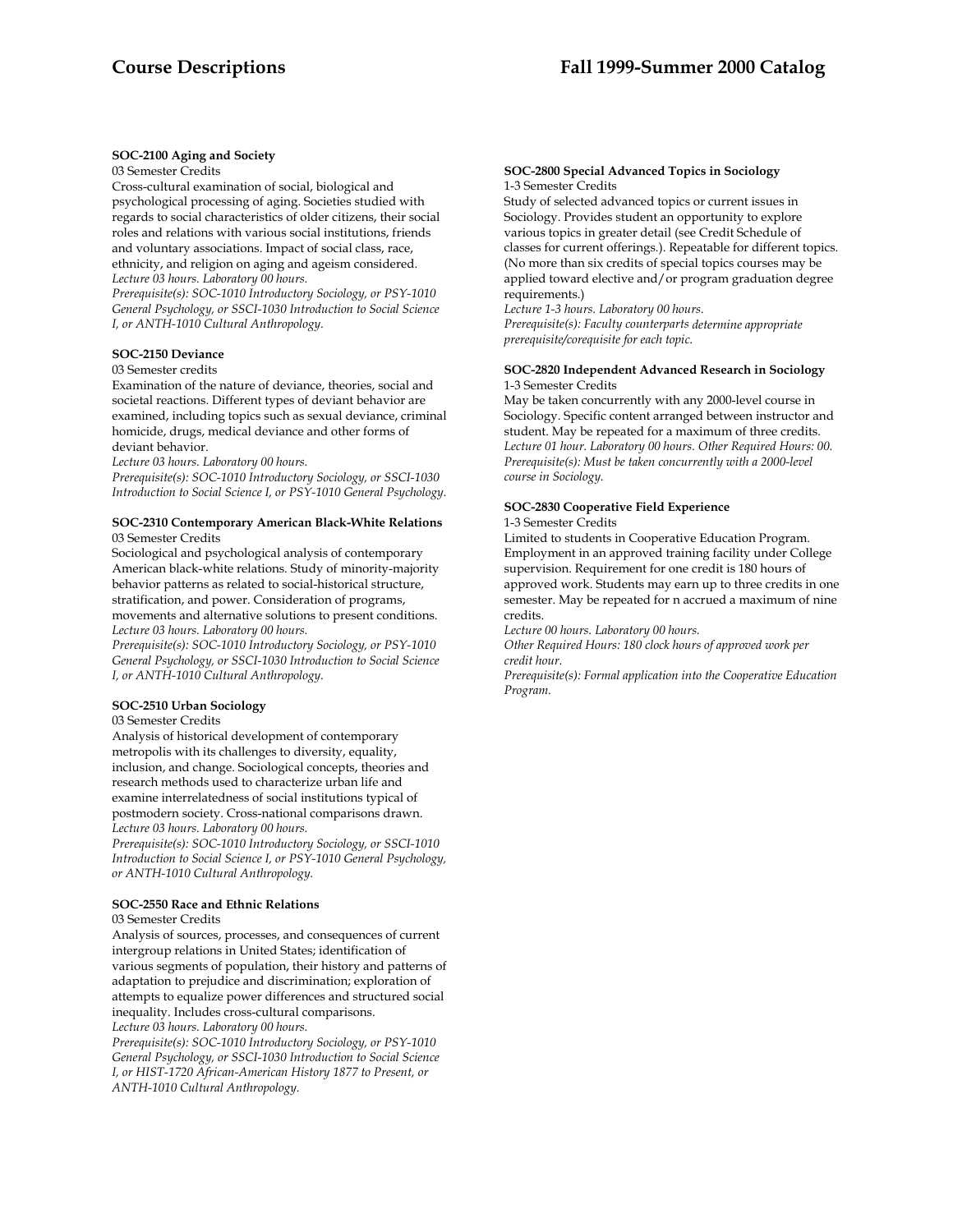**SOC-2100 Aging and Society**
03 Semester Credits
Cross-cultural examination of social, biological and psychological processing of aging. Societies studied with regards to social characteristics of older citizens, their social roles and relations with various social institutions, friends and voluntary associations. Impact of social class, race, ethnicity, and religion on aging and ageism considered.
*Lecture 03 hours. Laboratory 00 hours.*
*Prerequisite(s): SOC-1010 Introductory Sociology, or PSY-1010 General Psychology, or SSCI-1030 Introduction to Social Science I, or ANTH-1010 Cultural Anthropology.*

**SOC-2150 Deviance**
03 Semester credits
Examination of the nature of deviance, theories, social and societal reactions. Different types of deviant behavior are examined, including topics such as sexual deviance, criminal homicide, drugs, medical deviance and other forms of deviant behavior.
*Lecture 03 hours. Laboratory 00 hours.*
*Prerequisite(s): SOC-1010 Introductory Sociology, or SSCI-1030 Introduction to Social Science I, or PSY-1010 General Psychology.*

**SOC-2310 Contemporary American Black-White Relations**
03 Semester Credits
Sociological and psychological analysis of contemporary American black-white relations. Study of minority-majority behavior patterns as related to social-historical structure, stratification, and power. Consideration of programs, movements and alternative solutions to present conditions.
*Lecture 03 hours. Laboratory 00 hours.*
*Prerequisite(s): SOC-1010 Introductory Sociology, or PSY-1010 General Psychology, or SSCI-1030 Introduction to Social Science I, or ANTH-1010 Cultural Anthropology.*

**SOC-2510 Urban Sociology**
03 Semester Credits
Analysis of historical development of contemporary metropolis with its challenges to diversity, equality, inclusion, and change. Sociological concepts, theories and research methods used to characterize urban life and examine interrelatedness of social institutions typical of postmodern society. Cross-national comparisons drawn.
*Lecture 03 hours. Laboratory 00 hours.*
*Prerequisite(s): SOC-1010 Introductory Sociology, or SSCI-1010 Introduction to Social Science I, or PSY-1010 General Psychology, or ANTH-1010 Cultural Anthropology.*

**SOC-2550 Race and Ethnic Relations**
03 Semester Credits
Analysis of sources, processes, and consequences of current intergroup relations in United States; identification of various segments of population, their history and patterns of adaptation to prejudice and discrimination; exploration of attempts to equalize power differences and structured social inequality. Includes cross-cultural comparisons.
*Lecture 03 hours. Laboratory 00 hours.*
*Prerequisite(s): SOC-1010 Introductory Sociology, or PSY-1010 General Psychology, or SSCI-1030 Introduction to Social Science I, or HIST-1720 African-American History 1877 to Present, or ANTH-1010 Cultural Anthropology.*

**SOC-2800 Special Advanced Topics in Sociology**
1-3 Semester Credits
Study of selected advanced topics or current issues in Sociology. Provides student an opportunity to explore various topics in greater detail (see Credit Schedule of classes for current offerings.). Repeatable for different topics. (No more than six credits of special topics courses may be applied toward elective and/or program graduation degree requirements.)
*Lecture 1-3 hours. Laboratory 00 hours.*
*Prerequisite(s): Faculty counterparts determine appropriate prerequisite/corequisite for each topic.*

**SOC-2820 Independent Advanced Research in Sociology**
1-3 Semester Credits
May be taken concurrently with any 2000-level course in Sociology. Specific content arranged between instructor and student. May be repeated for a maximum of three credits.
*Lecture 01 hour. Laboratory 00 hours. Other Required Hours: 00.*
*Prerequisite(s): Must be taken concurrently with a 2000-level course in Sociology.*

**SOC-2830 Cooperative Field Experience**
1-3 Semester Credits
Limited to students in Cooperative Education Program. Employment in an approved training facility under College supervision. Requirement for one credit is 180 hours of approved work. Students may earn up to three credits in one semester. May be repeated for n accrued a maximum of nine credits.
*Lecture 00 hours. Laboratory 00 hours.*
*Other Required Hours: 180 clock hours of approved work per credit hour.*
*Prerequisite(s): Formal application into the Cooperative Education Program.*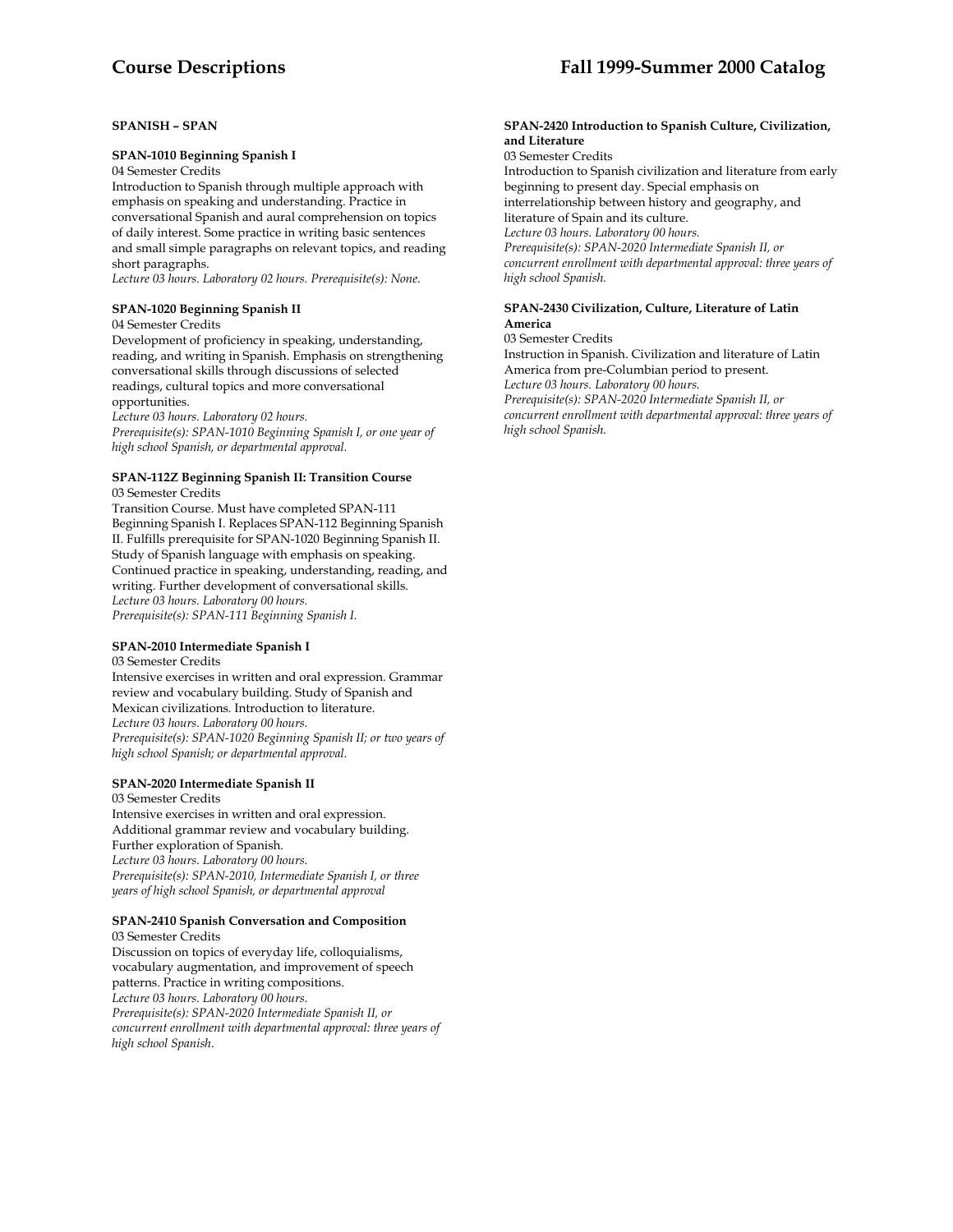### SPANISH – SPAN

**SPAN-1010 Beginning Spanish I**
04 Semester Credits
Introduction to Spanish through multiple approach with emphasis on speaking and understanding. Practice in conversational Spanish and aural comprehension on topics of daily interest. Some practice in writing basic sentences and small simple paragraphs on relevant topics, and reading short paragraphs.
*Lecture 03 hours. Laboratory 02 hours. Prerequisite(s): None.*

**SPAN-1020 Beginning Spanish II**
04 Semester Credits
Development of proficiency in speaking, understanding, reading, and writing in Spanish. Emphasis on strengthening conversational skills through discussions of selected readings, cultural topics and more conversational opportunities.
*Lecture 03 hours. Laboratory 02 hours.*
*Prerequisite(s): SPAN-1010 Beginning Spanish I, or one year of high school Spanish, or departmental approval.*

**SPAN-112Z Beginning Spanish II: Transition Course**
03 Semester Credits
Transition Course. Must have completed SPAN-111 Beginning Spanish I. Replaces SPAN-112 Beginning Spanish II. Fulfills prerequisite for SPAN-1020 Beginning Spanish II. Study of Spanish language with emphasis on speaking. Continued practice in speaking, understanding, reading, and writing. Further development of conversational skills.
*Lecture 03 hours. Laboratory 00 hours.*
*Prerequisite(s): SPAN-111 Beginning Spanish I.*

**SPAN-2010 Intermediate Spanish I**
03 Semester Credits
Intensive exercises in written and oral expression. Grammar review and vocabulary building. Study of Spanish and Mexican civilizations. Introduction to literature.
*Lecture 03 hours. Laboratory 00 hours.*
*Prerequisite(s): SPAN-1020 Beginning Spanish II; or two years of high school Spanish; or departmental approval.*

**SPAN-2020 Intermediate Spanish II**
03 Semester Credits
Intensive exercises in written and oral expression. Additional grammar review and vocabulary building. Further exploration of Spanish.
*Lecture 03 hours. Laboratory 00 hours.*
*Prerequisite(s): SPAN-2010, Intermediate Spanish I, or three years of high school Spanish, or departmental approval*

**SPAN-2410 Spanish Conversation and Composition**
03 Semester Credits
Discussion on topics of everyday life, colloquialisms, vocabulary augmentation, and improvement of speech patterns. Practice in writing compositions.
*Lecture 03 hours. Laboratory 00 hours.*
*Prerequisite(s): SPAN-2020 Intermediate Spanish II, or concurrent enrollment with departmental approval: three years of high school Spanish.*

**SPAN-2420 Introduction to Spanish Culture, Civilization, and Literature**
03 Semester Credits
Introduction to Spanish civilization and literature from early beginning to present day. Special emphasis on interrelationship between history and geography, and literature of Spain and its culture.
*Lecture 03 hours. Laboratory 00 hours.*
*Prerequisite(s): SPAN-2020 Intermediate Spanish II, or concurrent enrollment with departmental approval: three years of high school Spanish.*

**SPAN-2430 Civilization, Culture, Literature of Latin America**
03 Semester Credits
Instruction in Spanish. Civilization and literature of Latin America from pre-Columbian period to present.
*Lecture 03 hours. Laboratory 00 hours.*
*Prerequisite(s): SPAN-2020 Intermediate Spanish II, or concurrent enrollment with departmental approval: three years of high school Spanish.*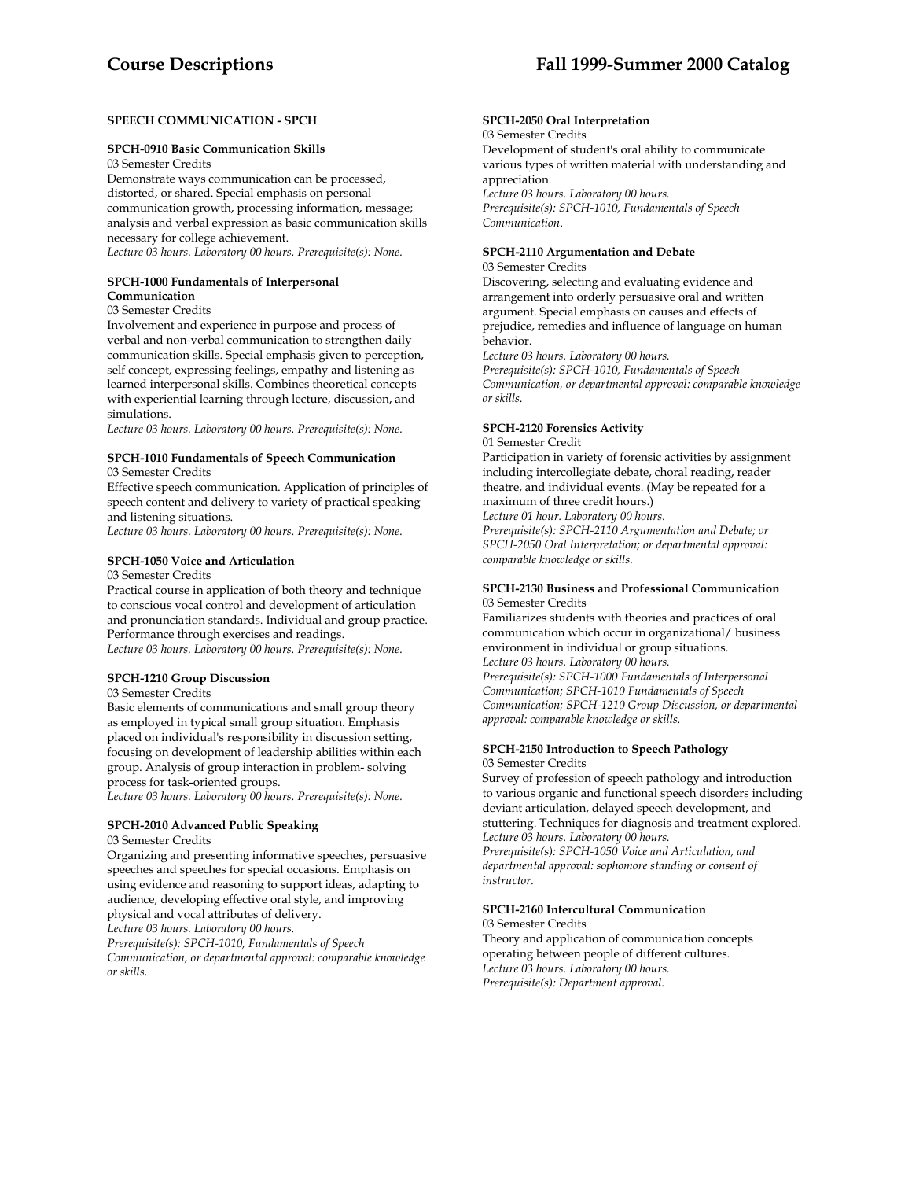## SPEECH COMMUNICATION - SPCH

### SPCH-0910 Basic Communication Skills

03 Semester Credits

Demonstrate ways communication can be processed, distorted, or shared. Special emphasis on personal communication growth, processing information, message; analysis and verbal expression as basic communication skills necessary for college achievement.

*Lecture 03 hours. Laboratory 00 hours. Prerequisite(s): None.*

### SPCH-1000 Fundamentals of Interpersonal Communication

03 Semester Credits

Involvement and experience in purpose and process of verbal and non-verbal communication to strengthen daily communication skills. Special emphasis given to perception, self concept, expressing feelings, empathy and listening as learned interpersonal skills. Combines theoretical concepts with experiential learning through lecture, discussion, and simulations.

*Lecture 03 hours. Laboratory 00 hours. Prerequisite(s): None.*

### SPCH-1010 Fundamentals of Speech Communication

03 Semester Credits

Effective speech communication. Application of principles of speech content and delivery to variety of practical speaking and listening situations.

*Lecture 03 hours. Laboratory 00 hours. Prerequisite(s): None.*

### SPCH-1050 Voice and Articulation

03 Semester Credits

Practical course in application of both theory and technique to conscious vocal control and development of articulation and pronunciation standards. Individual and group practice. Performance through exercises and readings.

*Lecture 03 hours. Laboratory 00 hours. Prerequisite(s): None.*

### SPCH-1210 Group Discussion

03 Semester Credits

Basic elements of communications and small group theory as employed in typical small group situation. Emphasis placed on individual's responsibility in discussion setting, focusing on development of leadership abilities within each group. Analysis of group interaction in problem- solving process for task-oriented groups.

*Lecture 03 hours. Laboratory 00 hours. Prerequisite(s): None.*

### SPCH-2010 Advanced Public Speaking

03 Semester Credits

Organizing and presenting informative speeches, persuasive speeches and speeches for special occasions. Emphasis on using evidence and reasoning to support ideas, adapting to audience, developing effective oral style, and improving physical and vocal attributes of delivery.

*Lecture 03 hours. Laboratory 00 hours.*
*Prerequisite(s): SPCH-1010, Fundamentals of Speech Communication, or departmental approval: comparable knowledge or skills.*

### SPCH-2050 Oral Interpretation

03 Semester Credits

Development of student's oral ability to communicate various types of written material with understanding and appreciation.

*Lecture 03 hours. Laboratory 00 hours.*
*Prerequisite(s): SPCH-1010, Fundamentals of Speech Communication.*

### SPCH-2110 Argumentation and Debate

03 Semester Credits

Discovering, selecting and evaluating evidence and arrangement into orderly persuasive oral and written argument. Special emphasis on causes and effects of prejudice, remedies and influence of language on human behavior.

*Lecture 03 hours. Laboratory 00 hours.*
*Prerequisite(s): SPCH-1010, Fundamentals of Speech Communication, or departmental approval: comparable knowledge or skills.*

### SPCH-2120 Forensics Activity

01 Semester Credit

Participation in variety of forensic activities by assignment including intercollegiate debate, choral reading, reader theatre, and individual events. (May be repeated for a maximum of three credit hours.)

*Lecture 01 hour. Laboratory 00 hours.*
*Prerequisite(s): SPCH-2110 Argumentation and Debate; or SPCH-2050 Oral Interpretation; or departmental approval: comparable knowledge or skills.*

### SPCH-2130 Business and Professional Communication

03 Semester Credits

Familiarizes students with theories and practices of oral communication which occur in organizational/ business environment in individual or group situations.

*Lecture 03 hours. Laboratory 00 hours.*
*Prerequisite(s): SPCH-1000 Fundamentals of Interpersonal Communication; SPCH-1010 Fundamentals of Speech Communication; SPCH-1210 Group Discussion, or departmental approval: comparable knowledge or skills.*

### SPCH-2150 Introduction to Speech Pathology

03 Semester Credits

Survey of profession of speech pathology and introduction to various organic and functional speech disorders including deviant articulation, delayed speech development, and stuttering. Techniques for diagnosis and treatment explored.

*Lecture 03 hours. Laboratory 00 hours.*
*Prerequisite(s): SPCH-1050 Voice and Articulation, and departmental approval: sophomore standing or consent of instructor.*

### SPCH-2160 Intercultural Communication

03 Semester Credits

Theory and application of communication concepts operating between people of different cultures.

*Lecture 03 hours. Laboratory 00 hours.*
*Prerequisite(s): Department approval.*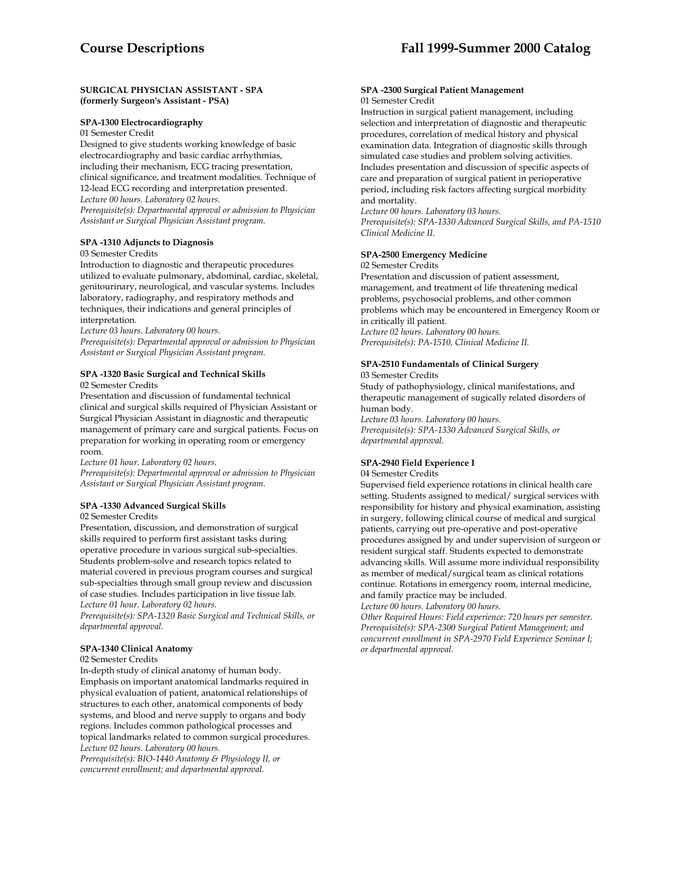**SURGICAL PHYSICIAN ASSISTANT - SPA**
**(formerly Surgeon's Assistant - PSA)**

**SPA-1300 Electrocardiography**
01 Semester Credit
Designed to give students working knowledge of basic electrocardiography and basic cardiac arrhythmias, including their mechanism, ECG tracing presentation, clinical significance, and treatment modalities. Technique of 12-lead ECG recording and interpretation presented.
*Lecture 00 hours. Laboratory 02 hours.*
*Prerequisite(s): Departmental approval or admission to Physician Assistant or Surgical Physician Assistant program.*

**SPA -1310 Adjuncts to Diagnosis**
03 Semester Credits
Introduction to diagnostic and therapeutic procedures utilized to evaluate pulmonary, abdominal, cardiac, skeletal, genitourinary, neurological, and vascular systems. Includes laboratory, radiography, and respiratory methods and techniques, their indications and general principles of interpretation.
*Lecture 03 hours. Laboratory 00 hours.*
*Prerequisite(s): Departmental approval or admission to Physician Assistant or Surgical Physician Assistant program.*

**SPA -1320 Basic Surgical and Technical Skills**
02 Semester Credits
Presentation and discussion of fundamental technical clinical and surgical skills required of Physician Assistant or Surgical Physician Assistant in diagnostic and therapeutic management of primary care and surgical patients. Focus on preparation for working in operating room or emergency room.
*Lecture 01 hour. Laboratory 02 hours.*
*Prerequisite(s): Departmental approval or admission to Physician Assistant or Surgical Physician Assistant program.*

**SPA -1330 Advanced Surgical Skills**
02 Semester Credits
Presentation, discussion, and demonstration of surgical skills required to perform first assistant tasks during operative procedure in various surgical sub-specialties. Students problem-solve and research topics related to material covered in previous program courses and surgical sub-specialties through small group review and discussion of case studies. Includes participation in live tissue lab.
*Lecture 01 hour. Laboratory 02 hours.*
*Prerequisite(s): SPA-1320 Basic Surgical and Technical Skills, or departmental approval.*

**SPA-1340 Clinical Anatomy**
02 Semester Credits
In-depth study of clinical anatomy of human body. Emphasis on important anatomical landmarks required in physical evaluation of patient, anatomical relationships of structures to each other, anatomical components of body systems, and blood and nerve supply to organs and body regions. Includes common pathological processes and topical landmarks related to common surgical procedures.
*Lecture 02 hours. Laboratory 00 hours.*
*Prerequisite(s): BIO-1440 Anatomy & Physiology II, or concurrent enrollment; and departmental approval.*

**SPA -2300 Surgical Patient Management**
01 Semester Credit
Instruction in surgical patient management, including selection and interpretation of diagnostic and therapeutic procedures, correlation of medical history and physical examination data. Integration of diagnostic skills through simulated case studies and problem solving activities. Includes presentation and discussion of specific aspects of care and preparation of surgical patient in perioperative period, including risk factors affecting surgical morbidity and mortality.
*Lecture 00 hours. Laboratory 03 hours.*
*Prerequisite(s): SPA-1330 Advanced Surgical Skills, and PA-1510 Clinical Medicine II.*

**SPA-2500 Emergency Medicine**
02 Semester Credits
Presentation and discussion of patient assessment, management, and treatment of life threatening medical problems, psychosocial problems, and other common problems which may be encountered in Emergency Room or in critically ill patient.
*Lecture 02 hours. Laboratory 00 hours.*
*Prerequisite(s): PA-1510, Clinical Medicine II.*

**SPA-2510 Fundamentals of Clinical Surgery**
03 Semester Credits
Study of pathophysiology, clinical manifestations, and therapeutic management of sugically related disorders of human body.
*Lecture 03 hours. Laboratory 00 hours.*
*Prerequisite(s): SPA-1330 Advanced Surgical Skills, or departmental approval.*

**SPA-2940 Field Experience I**
04 Semester Credits
Supervised field experience rotations in clinical health care setting. Students assigned to medical/ surgical services with responsibility for history and physical examination, assisting in surgery, following clinical course of medical and surgical patients, carrying out pre-operative and post-operative procedures assigned by and under supervision of surgeon or resident surgical staff. Students expected to demonstrate advancing skills. Will assume more individual responsibility as member of medical/surgical team as clinical rotations continue. Rotations in emergency room, internal medicine, and family practice may be included.
*Lecture 00 hours. Laboratory 00 hours.*
*Other Required Hours: Field experience: 720 hours per semester.*
*Prerequisite(s): SPA-2300 Surgical Patient Management; and concurrent enrollment in SPA-2970 Field Experience Seminar I; or departmental approval.*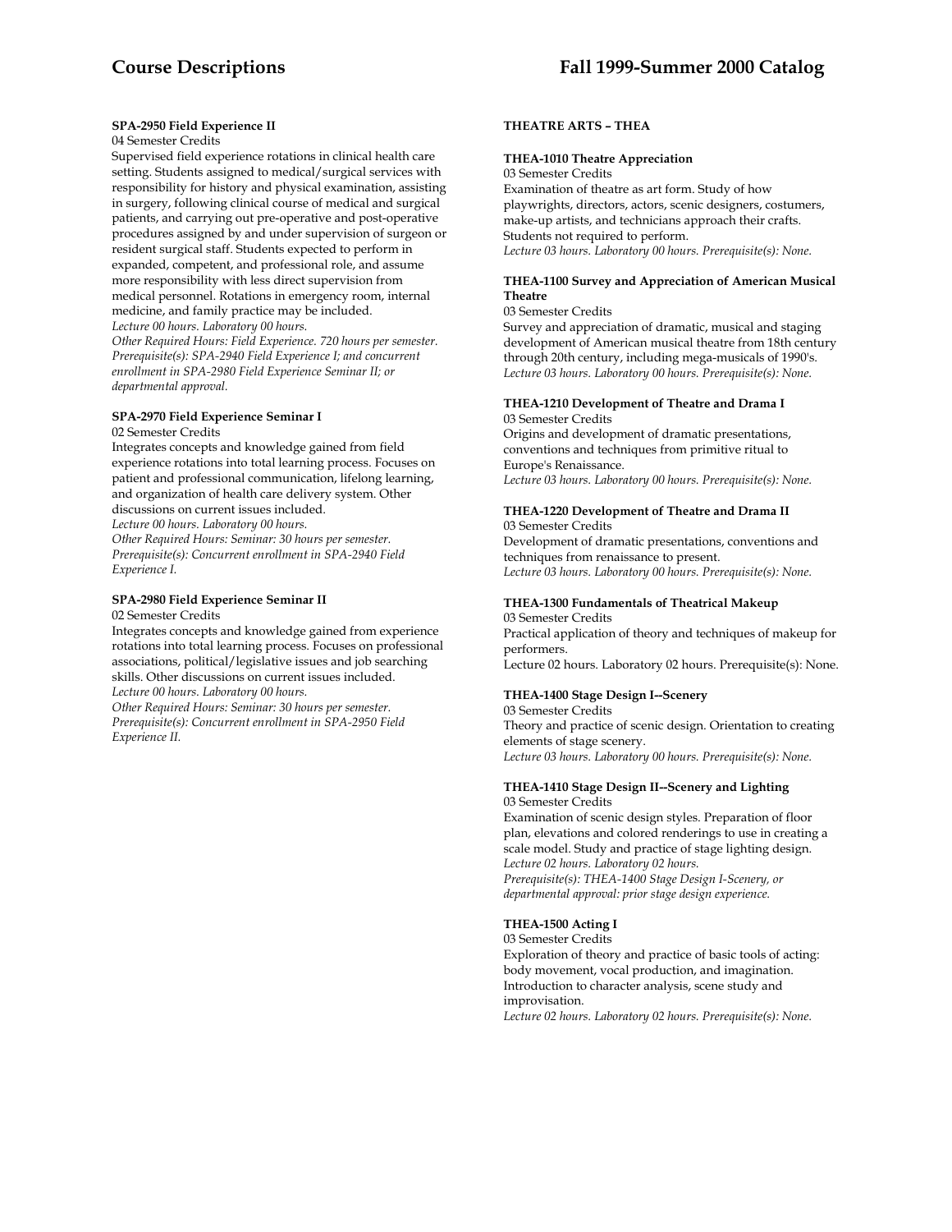**SPA-2950 Field Experience II**

04 Semester Credits

Supervised field experience rotations in clinical health care setting. Students assigned to medical/surgical services with responsibility for history and physical examination, assisting in surgery, following clinical course of medical and surgical patients, and carrying out pre-operative and post-operative procedures assigned by and under supervision of surgeon or resident surgical staff. Students expected to perform in expanded, competent, and professional role, and assume more responsibility with less direct supervision from medical personnel. Rotations in emergency room, internal medicine, and family practice may be included.

*Lecture 00 hours. Laboratory 00 hours.*
*Other Required Hours: Field Experience. 720 hours per semester.*
*Prerequisite(s): SPA-2940 Field Experience I; and concurrent enrollment in SPA-2980 Field Experience Seminar II; or departmental approval.*

**SPA-2970 Field Experience Seminar I**

02 Semester Credits

Integrates concepts and knowledge gained from field experience rotations into total learning process. Focuses on patient and professional communication, lifelong learning, and organization of health care delivery system. Other discussions on current issues included.

*Lecture 00 hours. Laboratory 00 hours.*
*Other Required Hours: Seminar: 30 hours per semester.*
*Prerequisite(s): Concurrent enrollment in SPA-2940 Field Experience I.*

**SPA-2980 Field Experience Seminar II**

02 Semester Credits

Integrates concepts and knowledge gained from experience rotations into total learning process. Focuses on professional associations, political/legislative issues and job searching skills. Other discussions on current issues included.

*Lecture 00 hours. Laboratory 00 hours.*
*Other Required Hours: Seminar: 30 hours per semester.*
*Prerequisite(s): Concurrent enrollment in SPA-2950 Field Experience II.*

## THEATRE ARTS – THEA

**THEA-1010 Theatre Appreciation**

03 Semester Credits

Examination of theatre as art form. Study of how playwrights, directors, actors, scenic designers, costumers, make-up artists, and technicians approach their crafts. Students not required to perform.

*Lecture 03 hours. Laboratory 00 hours. Prerequisite(s): None.*

**THEA-1100 Survey and Appreciation of American Musical Theatre**

03 Semester Credits

Survey and appreciation of dramatic, musical and staging development of American musical theatre from 18th century through 20th century, including mega-musicals of 1990's.

*Lecture 03 hours. Laboratory 00 hours. Prerequisite(s): None.*

**THEA-1210 Development of Theatre and Drama I**

03 Semester Credits

Origins and development of dramatic presentations, conventions and techniques from primitive ritual to Europe's Renaissance.

*Lecture 03 hours. Laboratory 00 hours. Prerequisite(s): None.*

**THEA-1220 Development of Theatre and Drama II**

03 Semester Credits

Development of dramatic presentations, conventions and techniques from renaissance to present.

*Lecture 03 hours. Laboratory 00 hours. Prerequisite(s): None.*

**THEA-1300 Fundamentals of Theatrical Makeup**

03 Semester Credits

Practical application of theory and techniques of makeup for performers.

Lecture 02 hours. Laboratory 02 hours. Prerequisite(s): None.

**THEA-1400 Stage Design I--Scenery**

03 Semester Credits

Theory and practice of scenic design. Orientation to creating elements of stage scenery.

*Lecture 03 hours. Laboratory 00 hours. Prerequisite(s): None.*

**THEA-1410 Stage Design II--Scenery and Lighting**

03 Semester Credits

Examination of scenic design styles. Preparation of floor plan, elevations and colored renderings to use in creating a scale model. Study and practice of stage lighting design.

*Lecture 02 hours. Laboratory 02 hours.*
*Prerequisite(s): THEA-1400 Stage Design I-Scenery, or departmental approval: prior stage design experience.*

**THEA-1500 Acting I**

03 Semester Credits

Exploration of theory and practice of basic tools of acting: body movement, vocal production, and imagination. Introduction to character analysis, scene study and improvisation.

*Lecture 02 hours. Laboratory 02 hours. Prerequisite(s): None.*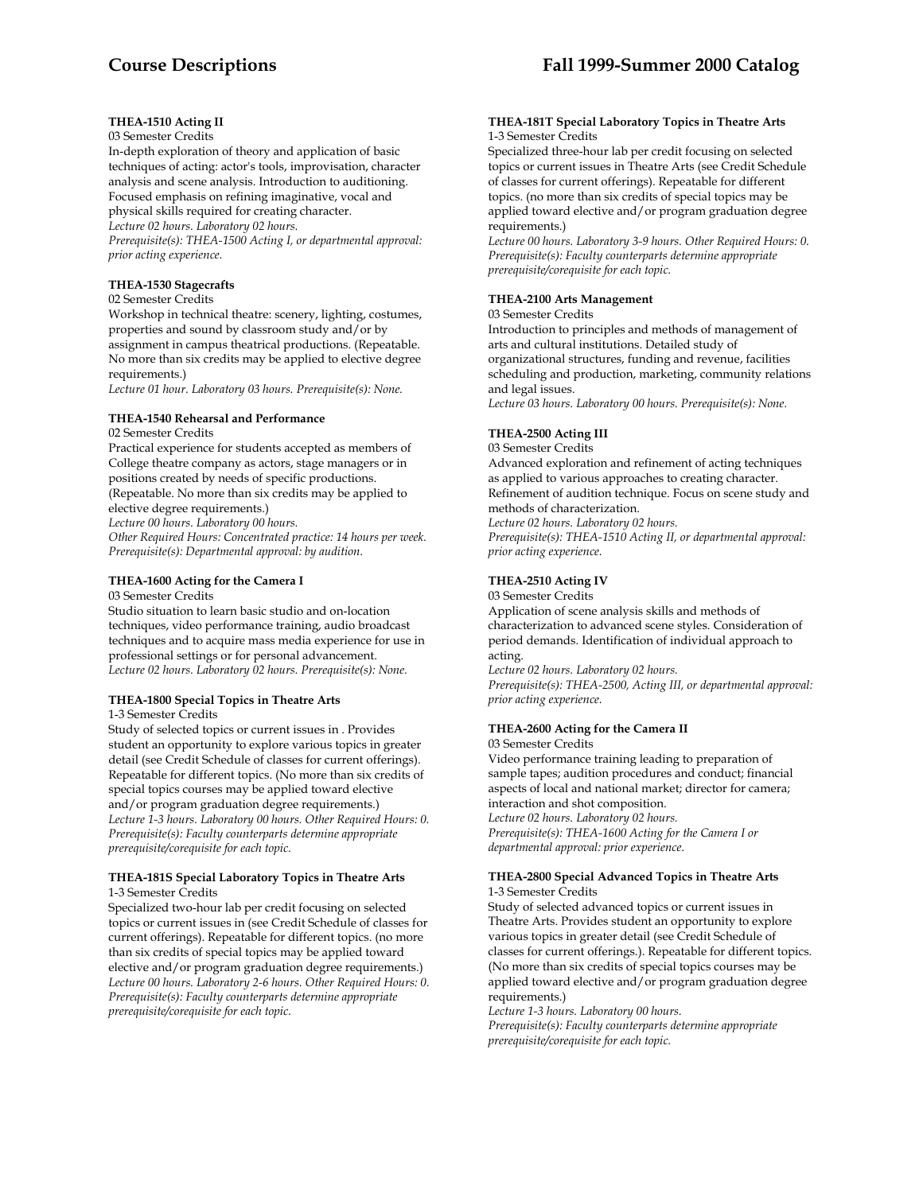**THEA-1510 Acting II**

03 Semester Credits

In-depth exploration of theory and application of basic techniques of acting: actor's tools, improvisation, character analysis and scene analysis. Introduction to auditioning. Focused emphasis on refining imaginative, vocal and physical skills required for creating character.

*Lecture 02 hours. Laboratory 02 hours.*

*Prerequisite(s): THEA-1500 Acting I, or departmental approval: prior acting experience.*

**THEA-1530 Stagecrafts**

02 Semester Credits

Workshop in technical theatre: scenery, lighting, costumes, properties and sound by classroom study and/or by assignment in campus theatrical productions. (Repeatable. No more than six credits may be applied to elective degree requirements.)

*Lecture 01 hour. Laboratory 03 hours. Prerequisite(s): None.*

**THEA-1540 Rehearsal and Performance**

02 Semester Credits

Practical experience for students accepted as members of College theatre company as actors, stage managers or in positions created by needs of specific productions. (Repeatable. No more than six credits may be applied to elective degree requirements.)

*Lecture 00 hours. Laboratory 00 hours.*

*Other Required Hours: Concentrated practice: 14 hours per week.*

*Prerequisite(s): Departmental approval: by audition.*

**THEA-1600 Acting for the Camera I**

03 Semester Credits

Studio situation to learn basic studio and on-location techniques, video performance training, audio broadcast techniques and to acquire mass media experience for use in professional settings or for personal advancement.

*Lecture 02 hours. Laboratory 02 hours. Prerequisite(s): None.*

**THEA-1800 Special Topics in Theatre Arts**

1-3 Semester Credits

Study of selected topics or current issues in . Provides student an opportunity to explore various topics in greater detail (see Credit Schedule of classes for current offerings). Repeatable for different topics. (No more than six credits of special topics courses may be applied toward elective and/or program graduation degree requirements.)

*Lecture 1-3 hours. Laboratory 00 hours. Other Required Hours: 0.*

*Prerequisite(s): Faculty counterparts determine appropriate prerequisite/corequisite for each topic.*

**THEA-181S Special Laboratory Topics in Theatre Arts**

1-3 Semester Credits

Specialized two-hour lab per credit focusing on selected topics or current issues in (see Credit Schedule of classes for current offerings). Repeatable for different topics. (no more than six credits of special topics may be applied toward elective and/or program graduation degree requirements.)

*Lecture 00 hours. Laboratory 2-6 hours. Other Required Hours: 0.*

*Prerequisite(s): Faculty counterparts determine appropriate prerequisite/corequisite for each topic.*

**THEA-181T Special Laboratory Topics in Theatre Arts**

1-3 Semester Credits

Specialized three-hour lab per credit focusing on selected topics or current issues in Theatre Arts (see Credit Schedule of classes for current offerings). Repeatable for different topics. (no more than six credits of special topics may be applied toward elective and/or program graduation degree requirements.)

*Lecture 00 hours. Laboratory 3-9 hours. Other Required Hours: 0.*

*Prerequisite(s): Faculty counterparts determine appropriate prerequisite/corequisite for each topic.*

**THEA-2100 Arts Management**

03 Semester Credits

Introduction to principles and methods of management of arts and cultural institutions. Detailed study of organizational structures, funding and revenue, facilities scheduling and production, marketing, community relations and legal issues.

*Lecture 03 hours. Laboratory 00 hours. Prerequisite(s): None.*

**THEA-2500 Acting III**

03 Semester Credits

Advanced exploration and refinement of acting techniques as applied to various approaches to creating character. Refinement of audition technique. Focus on scene study and methods of characterization.

*Lecture 02 hours. Laboratory 02 hours.*

*Prerequisite(s): THEA-1510 Acting II, or departmental approval: prior acting experience.*

**THEA-2510 Acting IV**

03 Semester Credits

Application of scene analysis skills and methods of characterization to advanced scene styles. Consideration of period demands. Identification of individual approach to acting.

*Lecture 02 hours. Laboratory 02 hours.*

*Prerequisite(s): THEA-2500, Acting III, or departmental approval: prior acting experience.*

**THEA-2600 Acting for the Camera II**

03 Semester Credits

Video performance training leading to preparation of sample tapes; audition procedures and conduct; financial aspects of local and national market; director for camera; interaction and shot composition.

*Lecture 02 hours. Laboratory 02 hours.*

*Prerequisite(s): THEA-1600 Acting for the Camera I or departmental approval: prior experience.*

**THEA-2800 Special Advanced Topics in Theatre Arts**

1-3 Semester Credits

Study of selected advanced topics or current issues in Theatre Arts. Provides student an opportunity to explore various topics in greater detail (see Credit Schedule of classes for current offerings.). Repeatable for different topics. (No more than six credits of special topics courses may be applied toward elective and/or program graduation degree requirements.)

*Lecture 1-3 hours. Laboratory 00 hours.*

*Prerequisite(s): Faculty counterparts determine appropriate prerequisite/corequisite for each topic.*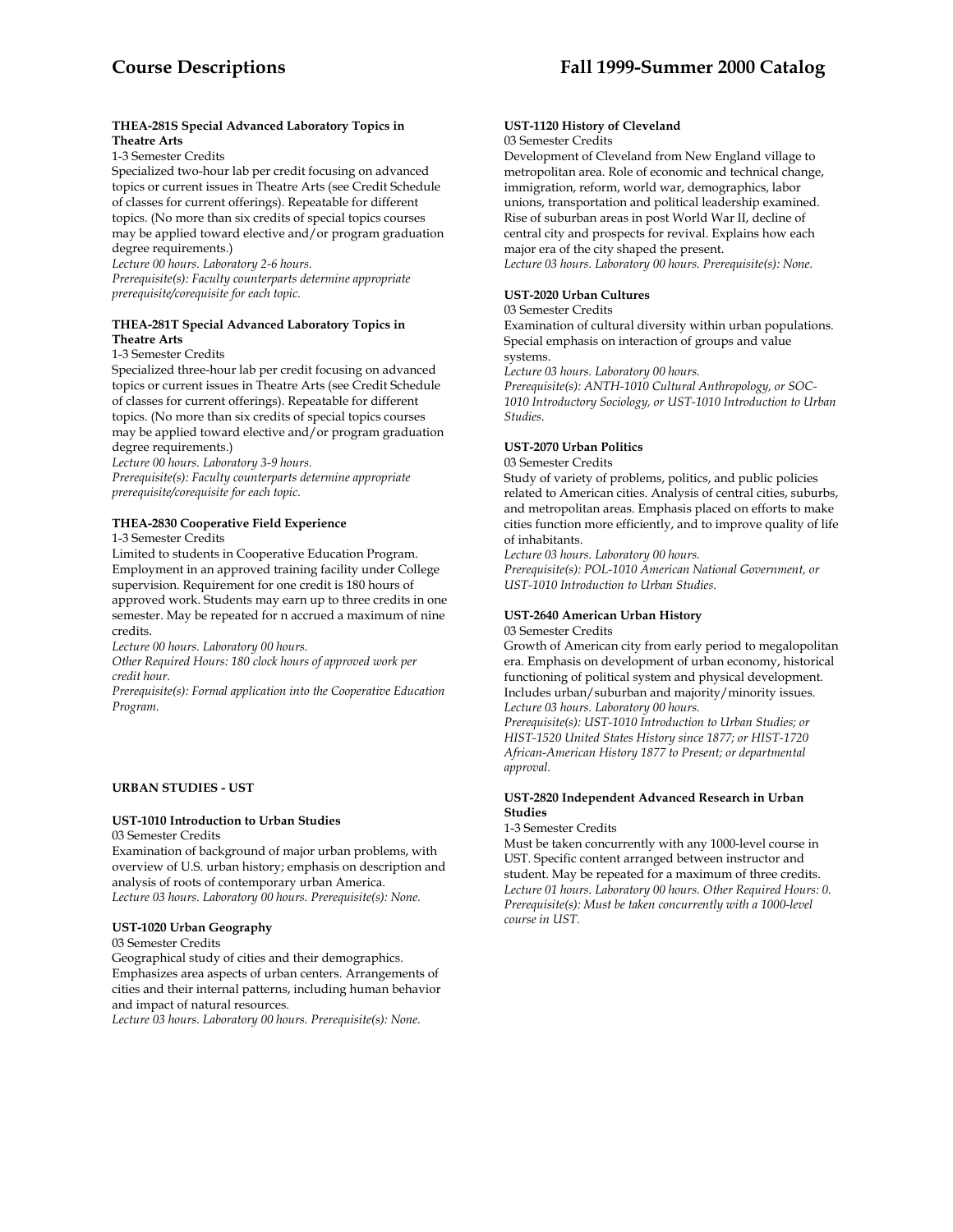#### THEA-281S Special Advanced Laboratory Topics in Theatre Arts

1-3 Semester Credits

Specialized two-hour lab per credit focusing on advanced topics or current issues in Theatre Arts (see Credit Schedule of classes for current offerings). Repeatable for different topics. (No more than six credits of special topics courses may be applied toward elective and/or program graduation degree requirements.)

*Lecture 00 hours. Laboratory 2-6 hours.*

*Prerequisite(s): Faculty counterparts determine appropriate prerequisite/corequisite for each topic.*

#### THEA-281T Special Advanced Laboratory Topics in Theatre Arts

1-3 Semester Credits

Specialized three-hour lab per credit focusing on advanced topics or current issues in Theatre Arts (see Credit Schedule of classes for current offerings). Repeatable for different topics. (No more than six credits of special topics courses may be applied toward elective and/or program graduation degree requirements.)

*Lecture 00 hours. Laboratory 3-9 hours.*

*Prerequisite(s): Faculty counterparts determine appropriate prerequisite/corequisite for each topic.*

#### THEA-2830 Cooperative Field Experience

1-3 Semester Credits

Limited to students in Cooperative Education Program. Employment in an approved training facility under College supervision. Requirement for one credit is 180 hours of approved work. Students may earn up to three credits in one semester. May be repeated for n accrued a maximum of nine credits.

*Lecture 00 hours. Laboratory 00 hours.*

*Other Required Hours: 180 clock hours of approved work per credit hour.*

*Prerequisite(s): Formal application into the Cooperative Education Program.*

### URBAN STUDIES - UST

#### UST-1010 Introduction to Urban Studies

03 Semester Credits

Examination of background of major urban problems, with overview of U.S. urban history; emphasis on description and analysis of roots of contemporary urban America.

*Lecture 03 hours. Laboratory 00 hours. Prerequisite(s): None.*

#### UST-1020 Urban Geography

03 Semester Credits

Geographical study of cities and their demographics. Emphasizes area aspects of urban centers. Arrangements of cities and their internal patterns, including human behavior and impact of natural resources.

*Lecture 03 hours. Laboratory 00 hours. Prerequisite(s): None.*

#### UST-1120 History of Cleveland

03 Semester Credits

Development of Cleveland from New England village to metropolitan area. Role of economic and technical change, immigration, reform, world war, demographics, labor unions, transportation and political leadership examined. Rise of suburban areas in post World War II, decline of central city and prospects for revival. Explains how each major era of the city shaped the present.

*Lecture 03 hours. Laboratory 00 hours. Prerequisite(s): None.*

#### UST-2020 Urban Cultures

03 Semester Credits

Examination of cultural diversity within urban populations. Special emphasis on interaction of groups and value systems.

*Lecture 03 hours. Laboratory 00 hours.*

*Prerequisite(s): ANTH-1010 Cultural Anthropology, or SOC-1010 Introductory Sociology, or UST-1010 Introduction to Urban Studies.*

#### UST-2070 Urban Politics

03 Semester Credits

Study of variety of problems, politics, and public policies related to American cities. Analysis of central cities, suburbs, and metropolitan areas. Emphasis placed on efforts to make cities function more efficiently, and to improve quality of life of inhabitants.

*Lecture 03 hours. Laboratory 00 hours.*

*Prerequisite(s): POL-1010 American National Government, or UST-1010 Introduction to Urban Studies.*

#### UST-2640 American Urban History

03 Semester Credits

Growth of American city from early period to megalopolitan era. Emphasis on development of urban economy, historical functioning of political system and physical development. Includes urban/suburban and majority/minority issues.

*Lecture 03 hours. Laboratory 00 hours.*

*Prerequisite(s): UST-1010 Introduction to Urban Studies; or HIST-1520 United States History since 1877; or HIST-1720 African-American History 1877 to Present; or departmental approval.*

#### UST-2820 Independent Advanced Research in Urban Studies

1-3 Semester Credits

Must be taken concurrently with any 1000-level course in UST. Specific content arranged between instructor and student. May be repeated for a maximum of three credits.

*Lecture 01 hours. Laboratory 00 hours. Other Required Hours: 0. Prerequisite(s): Must be taken concurrently with a 1000-level course in UST.*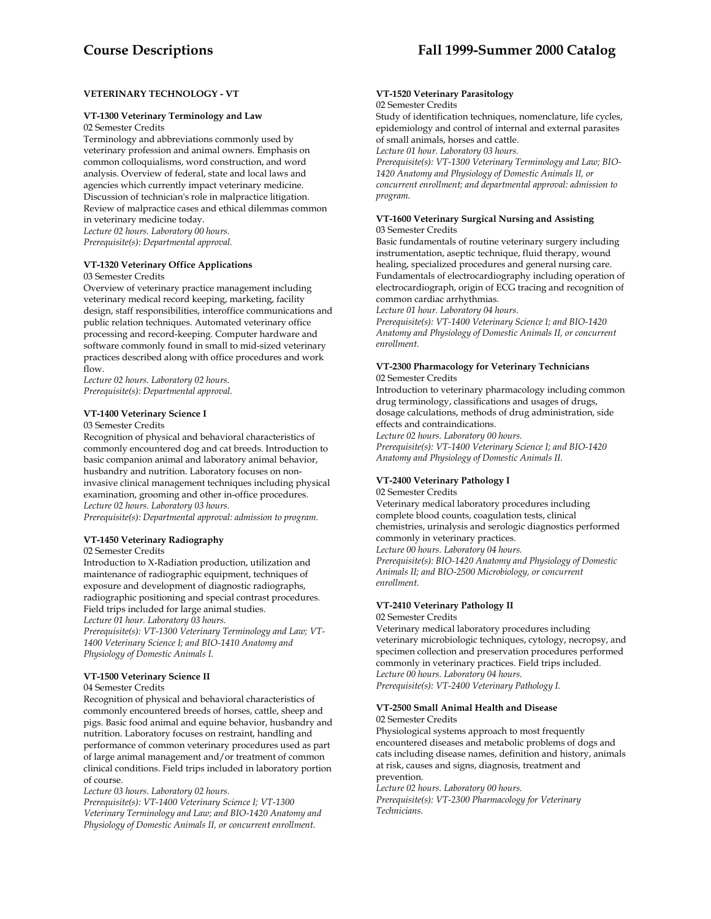## VETERINARY TECHNOLOGY - VT

### VT-1300 Veterinary Terminology and Law

02 Semester Credits

Terminology and abbreviations commonly used by veterinary profession and animal owners. Emphasis on common colloquialisms, word construction, and word analysis. Overview of federal, state and local laws and agencies which currently impact veterinary medicine. Discussion of technician's role in malpractice litigation. Review of malpractice cases and ethical dilemmas common in veterinary medicine today.

*Lecture 02 hours. Laboratory 00 hours.*
*Prerequisite(s): Departmental approval.*

### VT-1320 Veterinary Office Applications

03 Semester Credits

Overview of veterinary practice management including veterinary medical record keeping, marketing, facility design, staff responsibilities, interoffice communications and public relation techniques. Automated veterinary office processing and record-keeping. Computer hardware and software commonly found in small to mid-sized veterinary practices described along with office procedures and work flow.

*Lecture 02 hours. Laboratory 02 hours.*
*Prerequisite(s): Departmental approval.*

### VT-1400 Veterinary Science I

03 Semester Credits

Recognition of physical and behavioral characteristics of commonly encountered dog and cat breeds. Introduction to basic companion animal and laboratory animal behavior, husbandry and nutrition. Laboratory focuses on non-invasive clinical management techniques including physical examination, grooming and other in-office procedures.

*Lecture 02 hours. Laboratory 03 hours.*
*Prerequisite(s): Departmental approval: admission to program.*

### VT-1450 Veterinary Radiography

02 Semester Credits

Introduction to X-Radiation production, utilization and maintenance of radiographic equipment, techniques of exposure and development of diagnostic radiographs, radiographic positioning and special contrast procedures. Field trips included for large animal studies.

*Lecture 01 hour. Laboratory 03 hours.*
*Prerequisite(s): VT-1300 Veterinary Terminology and Law; VT-1400 Veterinary Science I; and BIO-1410 Anatomy and Physiology of Domestic Animals I.*

### VT-1500 Veterinary Science II

04 Semester Credits

Recognition of physical and behavioral characteristics of commonly encountered breeds of horses, cattle, sheep and pigs. Basic food animal and equine behavior, husbandry and nutrition. Laboratory focuses on restraint, handling and performance of common veterinary procedures used as part of large animal management and/or treatment of common clinical conditions. Field trips included in laboratory portion of course.

*Lecture 03 hours. Laboratory 02 hours.*
*Prerequisite(s): VT-1400 Veterinary Science I; VT-1300 Veterinary Terminology and Law; and BIO-1420 Anatomy and Physiology of Domestic Animals II, or concurrent enrollment.*

### VT-1520 Veterinary Parasitology

02 Semester Credits

Study of identification techniques, nomenclature, life cycles, epidemiology and control of internal and external parasites of small animals, horses and cattle.

*Lecture 01 hour. Laboratory 03 hours.*
*Prerequisite(s): VT-1300 Veterinary Terminology and Law; BIO-1420 Anatomy and Physiology of Domestic Animals II, or concurrent enrollment; and departmental approval: admission to program.*

### VT-1600 Veterinary Surgical Nursing and Assisting

03 Semester Credits

Basic fundamentals of routine veterinary surgery including instrumentation, aseptic technique, fluid therapy, wound healing, specialized procedures and general nursing care. Fundamentals of electrocardiography including operation of electrocardiograph, origin of ECG tracing and recognition of common cardiac arrhythmias.

*Lecture 01 hour. Laboratory 04 hours.*
*Prerequisite(s): VT-1400 Veterinary Science I; and BIO-1420 Anatomy and Physiology of Domestic Animals II, or concurrent enrollment.*

### VT-2300 Pharmacology for Veterinary Technicians

02 Semester Credits

Introduction to veterinary pharmacology including common drug terminology, classifications and usages of drugs, dosage calculations, methods of drug administration, side effects and contraindications.

*Lecture 02 hours. Laboratory 00 hours.*
*Prerequisite(s): VT-1400 Veterinary Science I; and BIO-1420 Anatomy and Physiology of Domestic Animals II.*

### VT-2400 Veterinary Pathology I

02 Semester Credits

Veterinary medical laboratory procedures including complete blood counts, coagulation tests, clinical chemistries, urinalysis and serologic diagnostics performed commonly in veterinary practices.

*Lecture 00 hours. Laboratory 04 hours.*
*Prerequisite(s): BIO-1420 Anatomy and Physiology of Domestic Animals II; and BIO-2500 Microbiology, or concurrent enrollment.*

### VT-2410 Veterinary Pathology II

02 Semester Credits

Veterinary medical laboratory procedures including veterinary microbiologic techniques, cytology, necropsy, and specimen collection and preservation procedures performed commonly in veterinary practices. Field trips included.

*Lecture 00 hours. Laboratory 04 hours.*
*Prerequisite(s): VT-2400 Veterinary Pathology I.*

### VT-2500 Small Animal Health and Disease

02 Semester Credits

Physiological systems approach to most frequently encountered diseases and metabolic problems of dogs and cats including disease names, definition and history, animals at risk, causes and signs, diagnosis, treatment and prevention.

*Lecture 02 hours. Laboratory 00 hours.*
*Prerequisite(s): VT-2300 Pharmacology for Veterinary Technicians.*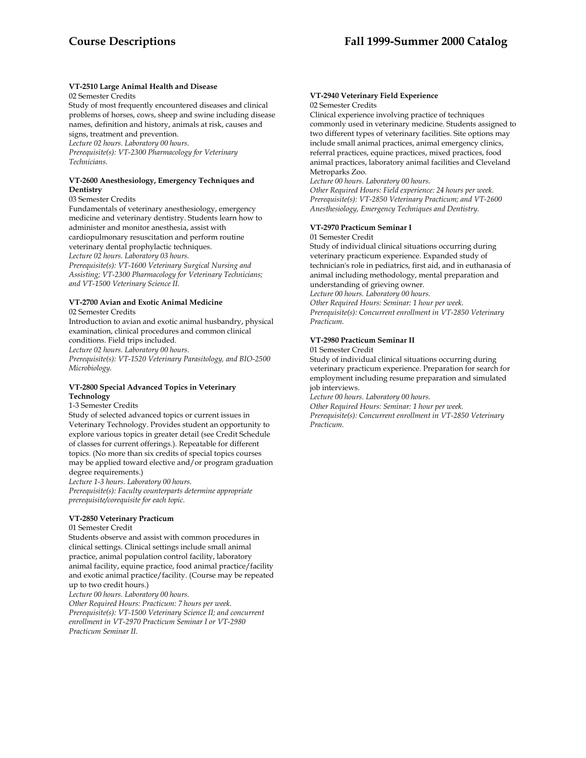**VT-2510 Large Animal Health and Disease**

02 Semester Credits

Study of most frequently encountered diseases and clinical problems of horses, cows, sheep and swine including disease names, definition and history, animals at risk, causes and signs, treatment and prevention.

*Lecture 02 hours. Laboratory 00 hours.*

*Prerequisite(s): VT-2300 Pharmacology for Veterinary Technicians.*

**VT-2600 Anesthesiology, Emergency Techniques and Dentistry**

03 Semester Credits

Fundamentals of veterinary anesthesiology, emergency medicine and veterinary dentistry. Students learn how to administer and monitor anesthesia, assist with cardiopulmonary resuscitation and perform routine veterinary dental prophylactic techniques.

*Lecture 02 hours. Laboratory 03 hours.*

*Prerequisite(s): VT-1600 Veterinary Surgical Nursing and Assisting; VT-2300 Pharmacology for Veterinary Technicians; and VT-1500 Veterinary Science II.*

**VT-2700 Avian and Exotic Animal Medicine**

02 Semester Credits

Introduction to avian and exotic animal husbandry, physical examination, clinical procedures and common clinical conditions. Field trips included.

*Lecture 02 hours. Laboratory 00 hours.*

*Prerequisite(s): VT-1520 Veterinary Parasitology, and BIO-2500 Microbiology.*

**VT-2800 Special Advanced Topics in Veterinary Technology**

1-3 Semester Credits

Study of selected advanced topics or current issues in Veterinary Technology. Provides student an opportunity to explore various topics in greater detail (see Credit Schedule of classes for current offerings.). Repeatable for different topics. (No more than six credits of special topics courses may be applied toward elective and/or program graduation degree requirements.)

*Lecture 1-3 hours. Laboratory 00 hours.*

*Prerequisite(s): Faculty counterparts determine appropriate prerequisite/corequisite for each topic.*

**VT-2850 Veterinary Practicum**

01 Semester Credit

Students observe and assist with common procedures in clinical settings. Clinical settings include small animal practice, animal population control facility, laboratory animal facility, equine practice, food animal practice/facility and exotic animal practice/facility. (Course may be repeated up to two credit hours.)

*Lecture 00 hours. Laboratory 00 hours.*

*Other Required Hours: Practicum: 7 hours per week.*

*Prerequisite(s): VT-1500 Veterinary Science II; and concurrent enrollment in VT-2970 Practicum Seminar I or VT-2980 Practicum Seminar II.*

**VT-2940 Veterinary Field Experience**

02 Semester Credits

Clinical experience involving practice of techniques commonly used in veterinary medicine. Students assigned to two different types of veterinary facilities. Site options may include small animal practices, animal emergency clinics, referral practices, equine practices, mixed practices, food animal practices, laboratory animal facilities and Cleveland Metroparks Zoo.

*Lecture 00 hours. Laboratory 00 hours.*

*Other Required Hours: Field experience: 24 hours per week.*

*Prerequisite(s): VT-2850 Veterinary Practicum; and VT-2600 Anesthesiology, Emergency Techniques and Dentistry.*

**VT-2970 Practicum Seminar I**

01 Semester Credit

Study of individual clinical situations occurring during veterinary practicum experience. Expanded study of technician's role in pediatrics, first aid, and in euthanasia of animal including methodology, mental preparation and understanding of grieving owner.

*Lecture 00 hours. Laboratory 00 hours.*

*Other Required Hours: Seminar: 1 hour per week.*

*Prerequisite(s): Concurrent enrollment in VT-2850 Veterinary Practicum.*

**VT-2980 Practicum Seminar II**

01 Semester Credit

Study of individual clinical situations occurring during veterinary practicum experience. Preparation for search for employment including resume preparation and simulated job interviews.

*Lecture 00 hours. Laboratory 00 hours.*

*Other Required Hours: Seminar: 1 hour per week.*

*Prerequisite(s): Concurrent enrollment in VT-2850 Veterinary Practicum.*